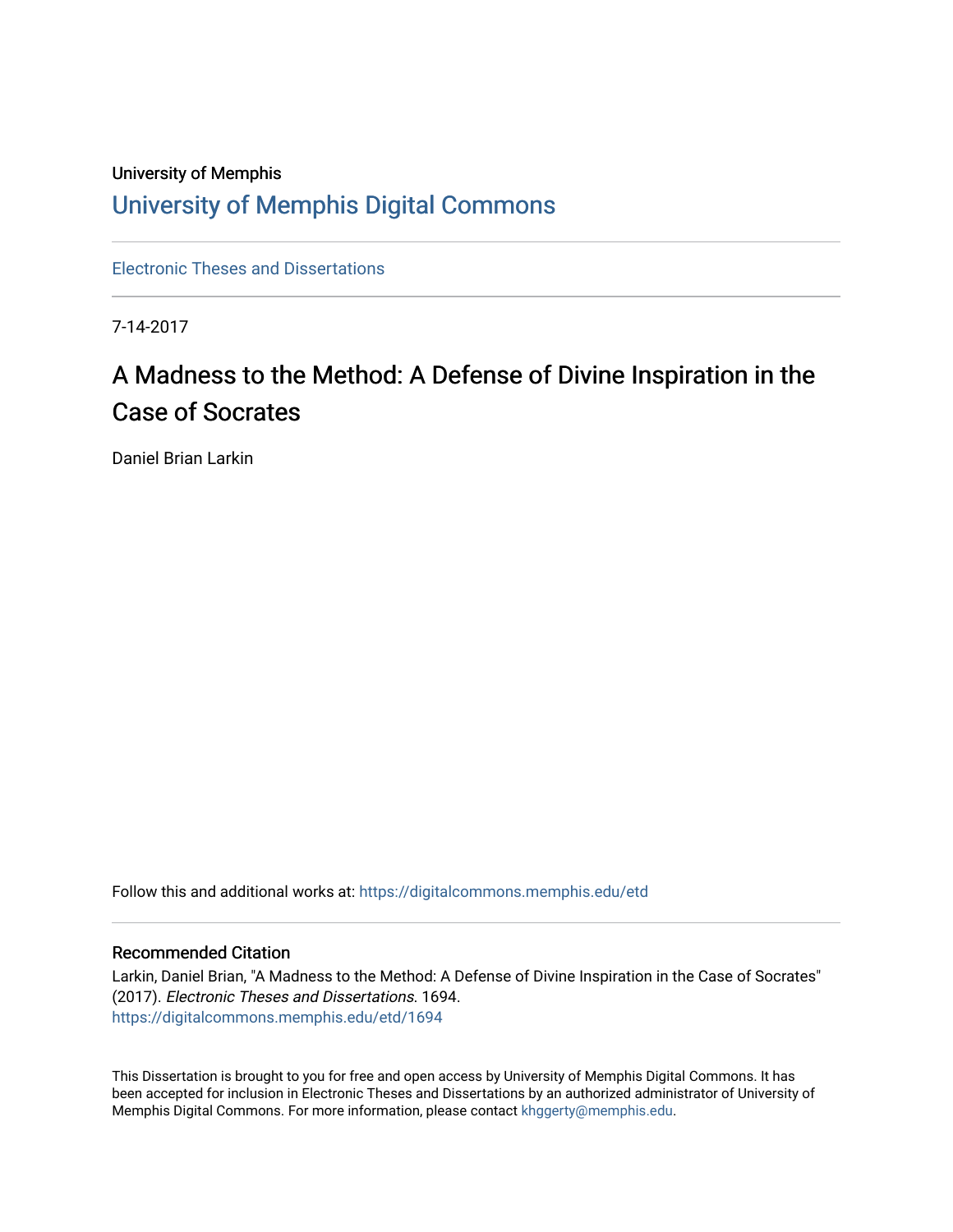University of Memphis

# University of Memphis Digital Commons

Electronic Theses and Dissertations

7-14-2017

# A Madness to the Method: A Defense of Divine Inspiration in the Case of Socrates

Daniel Brian Larkin

Follow this and additional works at: https://digitalcommons.memphis.edu/etd

## Recommended Citation

Larkin, Daniel Brian, "A Madness to the Method: A Defense of Divine Inspiration in the Case of Socrates" (2017). *Electronic Theses and Dissertations*. 1694.
https://digitalcommons.memphis.edu/etd/1694

This Dissertation is brought to you for free and open access by University of Memphis Digital Commons. It has been accepted for inclusion in Electronic Theses and Dissertations by an authorized administrator of University of Memphis Digital Commons. For more information, please contact khggerty@memphis.edu.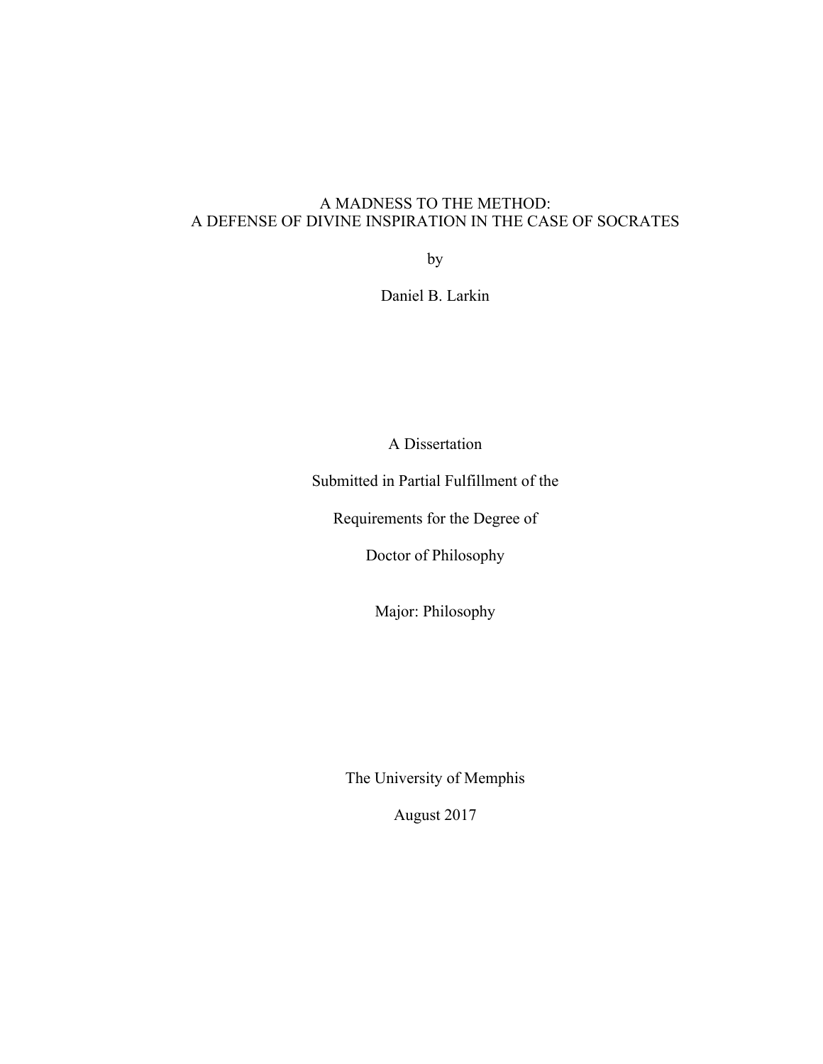# A MADNESS TO THE METHOD:
# A DEFENSE OF DIVINE INSPIRATION IN THE CASE OF SOCRATES

by

Daniel B. Larkin

A Dissertation

Submitted in Partial Fulfillment of the

Requirements for the Degree of

Doctor of Philosophy

Major: Philosophy

The University of Memphis

August 2017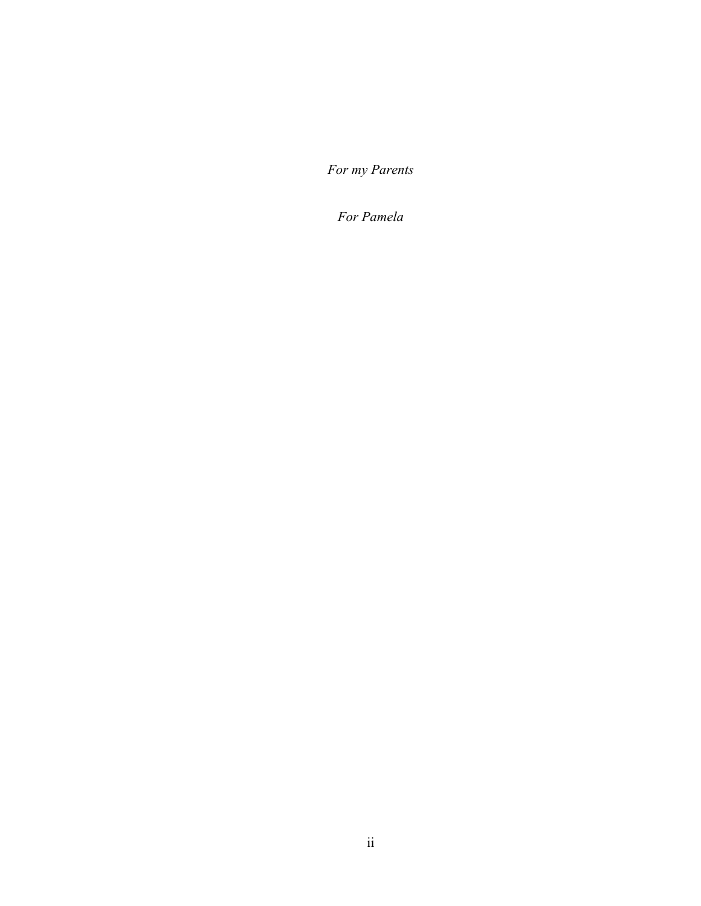*For my Parents*

*For Pamela*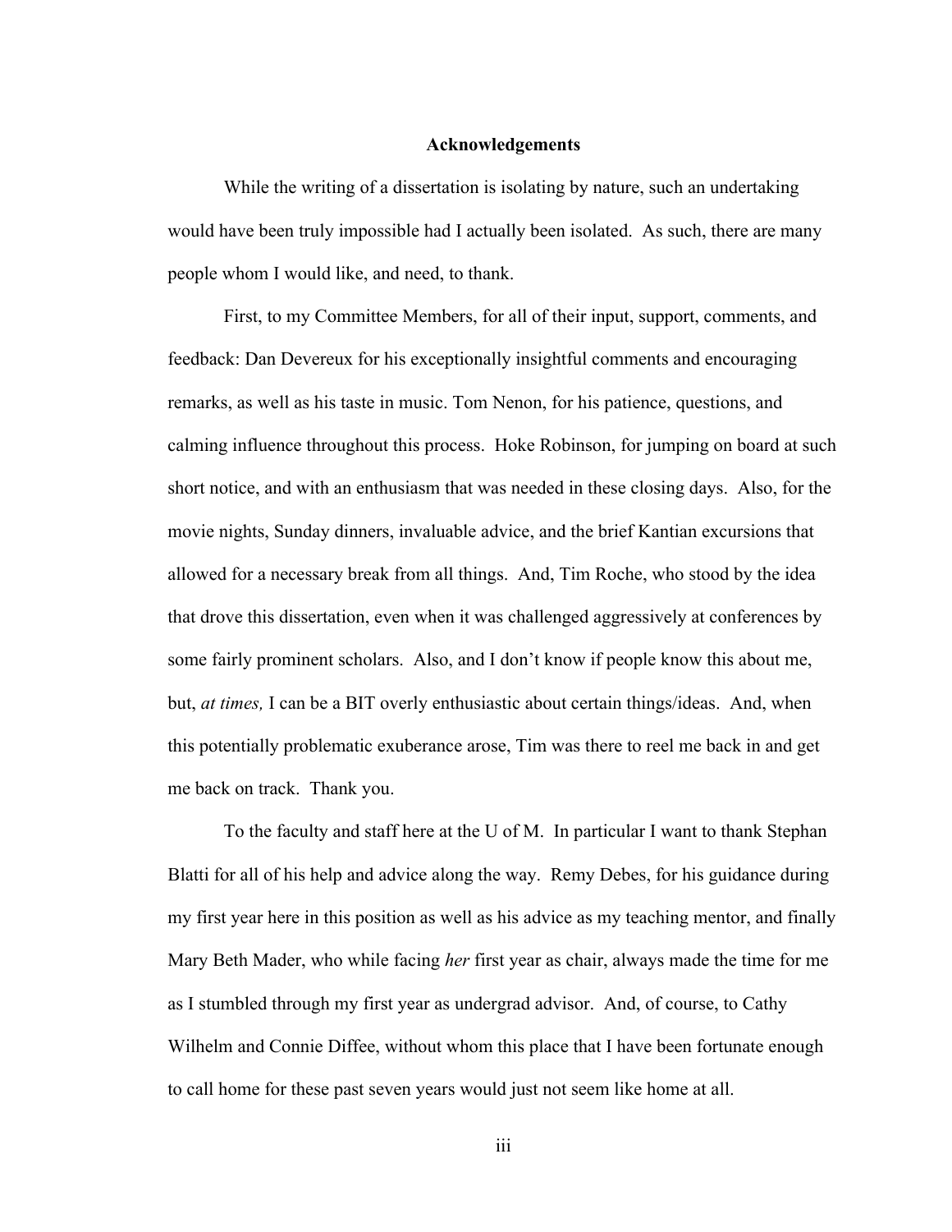# Acknowledgements

While the writing of a dissertation is isolating by nature, such an undertaking would have been truly impossible had I actually been isolated. As such, there are many people whom I would like, and need, to thank.

First, to my Committee Members, for all of their input, support, comments, and feedback: Dan Devereux for his exceptionally insightful comments and encouraging remarks, as well as his taste in music. Tom Nenon, for his patience, questions, and calming influence throughout this process. Hoke Robinson, for jumping on board at such short notice, and with an enthusiasm that was needed in these closing days. Also, for the movie nights, Sunday dinners, invaluable advice, and the brief Kantian excursions that allowed for a necessary break from all things. And, Tim Roche, who stood by the idea that drove this dissertation, even when it was challenged aggressively at conferences by some fairly prominent scholars. Also, and I don't know if people know this about me, but, *at times,* I can be a BIT overly enthusiastic about certain things/ideas. And, when this potentially problematic exuberance arose, Tim was there to reel me back in and get me back on track. Thank you.

To the faculty and staff here at the U of M. In particular I want to thank Stephan Blatti for all of his help and advice along the way. Remy Debes, for his guidance during my first year here in this position as well as his advice as my teaching mentor, and finally Mary Beth Mader, who while facing *her* first year as chair, always made the time for me as I stumbled through my first year as undergrad advisor. And, of course, to Cathy Wilhelm and Connie Diffee, without whom this place that I have been fortunate enough to call home for these past seven years would just not seem like home at all.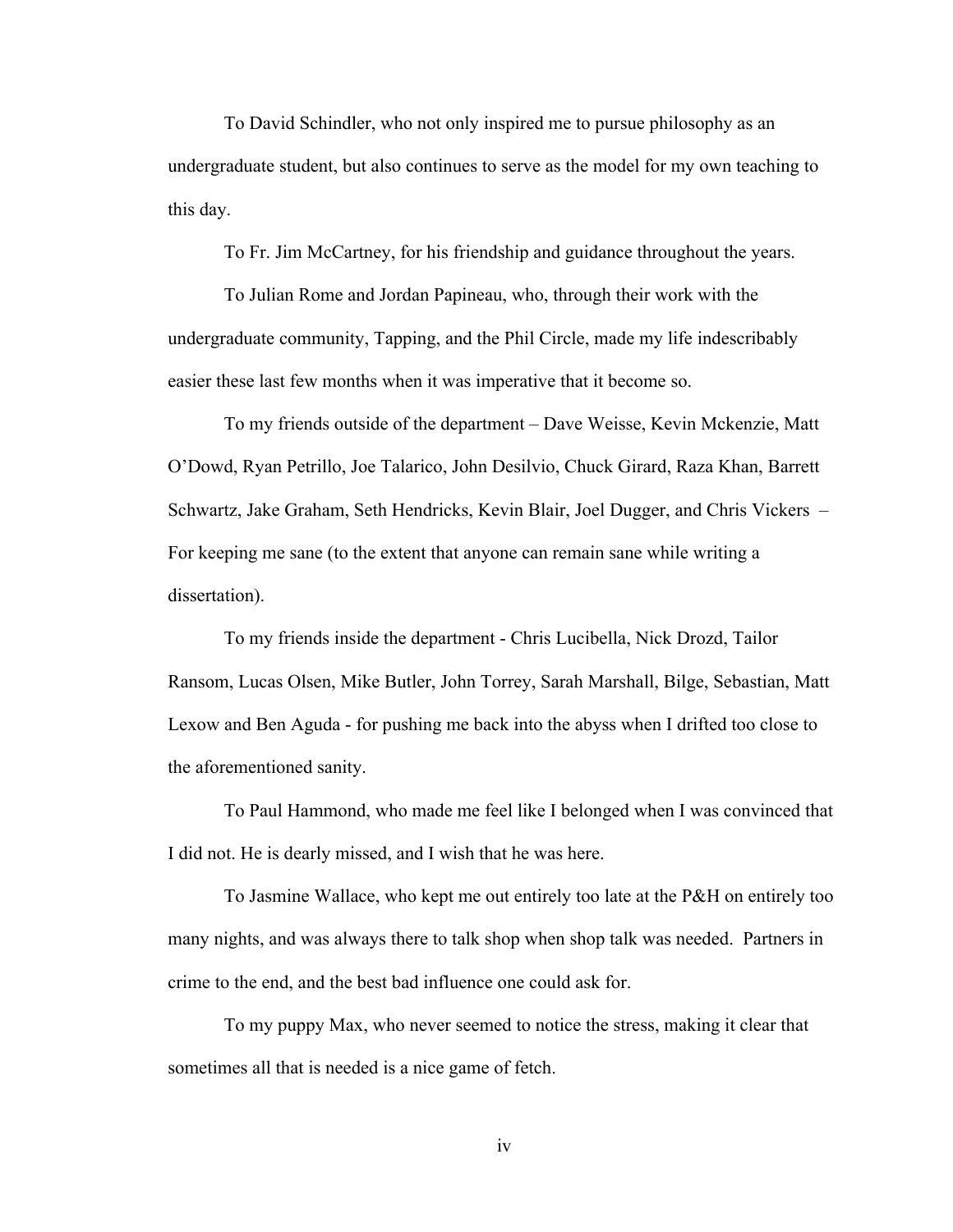To David Schindler, who not only inspired me to pursue philosophy as an undergraduate student, but also continues to serve as the model for my own teaching to this day.

To Fr. Jim McCartney, for his friendship and guidance throughout the years.

To Julian Rome and Jordan Papineau, who, through their work with the undergraduate community, Tapping, and the Phil Circle, made my life indescribably easier these last few months when it was imperative that it become so.

To my friends outside of the department – Dave Weisse, Kevin Mckenzie, Matt O'Dowd, Ryan Petrillo, Joe Talarico, John Desilvio, Chuck Girard, Raza Khan, Barrett Schwartz, Jake Graham, Seth Hendricks, Kevin Blair, Joel Dugger, and Chris Vickers – For keeping me sane (to the extent that anyone can remain sane while writing a dissertation).

To my friends inside the department - Chris Lucibella, Nick Drozd, Tailor Ransom, Lucas Olsen, Mike Butler, John Torrey, Sarah Marshall, Bilge, Sebastian, Matt Lexow and Ben Aguda - for pushing me back into the abyss when I drifted too close to the aforementioned sanity.

To Paul Hammond, who made me feel like I belonged when I was convinced that I did not. He is dearly missed, and I wish that he was here.

To Jasmine Wallace, who kept me out entirely too late at the P&H on entirely too many nights, and was always there to talk shop when shop talk was needed. Partners in crime to the end, and the best bad influence one could ask for.

To my puppy Max, who never seemed to notice the stress, making it clear that sometimes all that is needed is a nice game of fetch.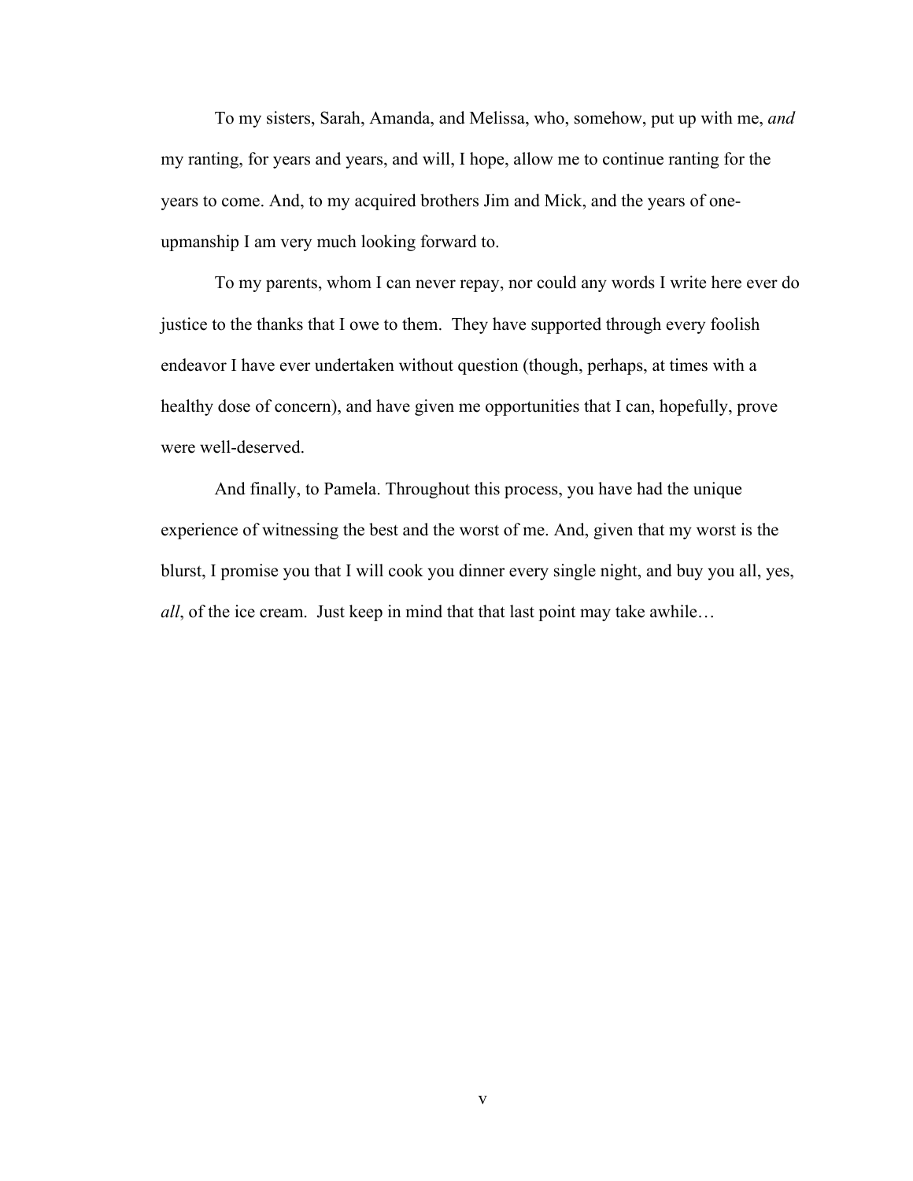To my sisters, Sarah, Amanda, and Melissa, who, somehow, put up with me, *and* my ranting, for years and years, and will, I hope, allow me to continue ranting for the years to come. And, to my acquired brothers Jim and Mick, and the years of one-upmanship I am very much looking forward to.

To my parents, whom I can never repay, nor could any words I write here ever do justice to the thanks that I owe to them. They have supported through every foolish endeavor I have ever undertaken without question (though, perhaps, at times with a healthy dose of concern), and have given me opportunities that I can, hopefully, prove were well-deserved.

And finally, to Pamela. Throughout this process, you have had the unique experience of witnessing the best and the worst of me. And, given that my worst is the blurst, I promise you that I will cook you dinner every single night, and buy you all, yes, *all*, of the ice cream. Just keep in mind that that last point may take awhile…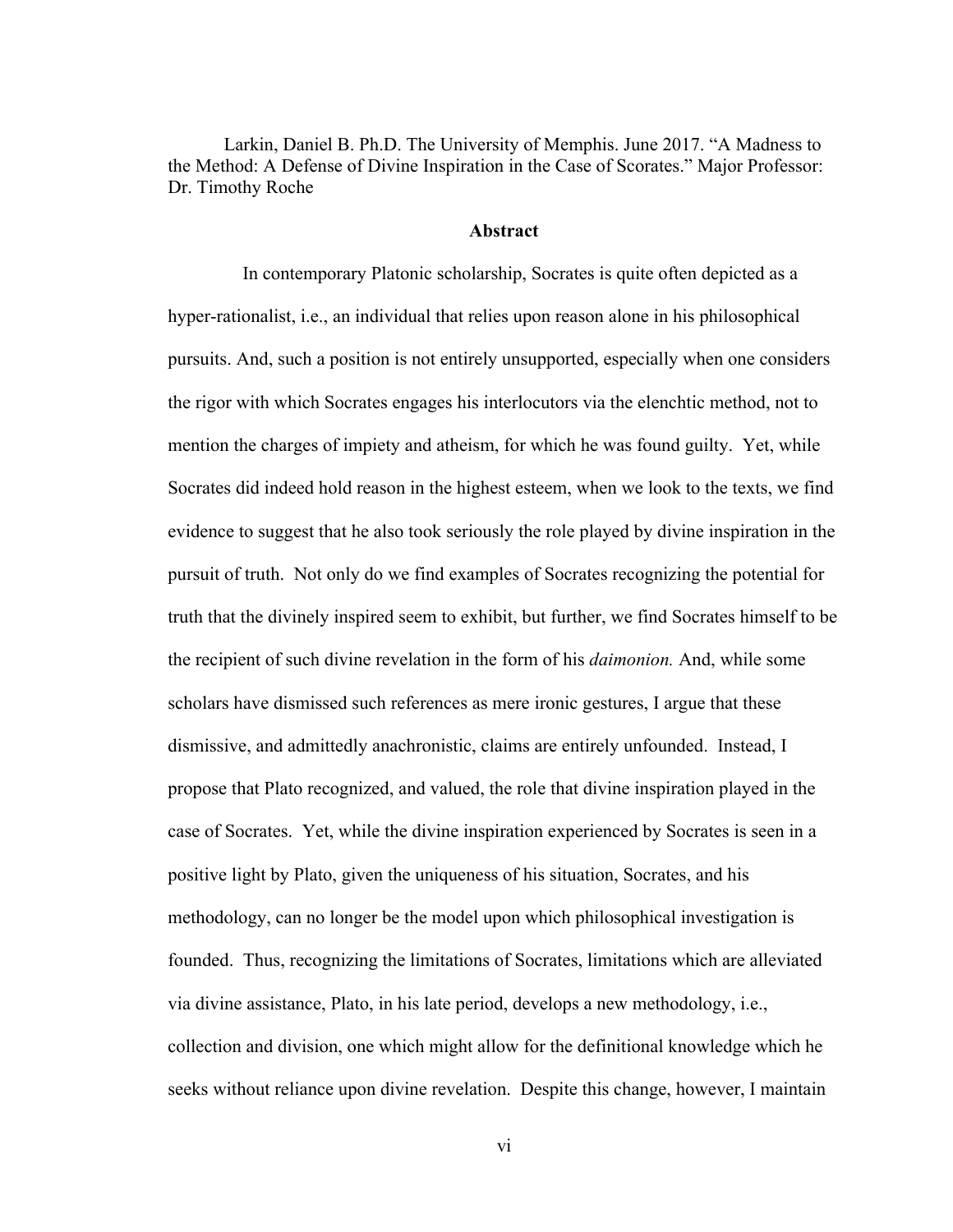Larkin, Daniel B. Ph.D. The University of Memphis. June 2017. "A Madness to the Method: A Defense of Divine Inspiration in the Case of Scorates." Major Professor: Dr. Timothy Roche

## Abstract

In contemporary Platonic scholarship, Socrates is quite often depicted as a hyper-rationalist, i.e., an individual that relies upon reason alone in his philosophical pursuits. And, such a position is not entirely unsupported, especially when one considers the rigor with which Socrates engages his interlocutors via the elenchtic method, not to mention the charges of impiety and atheism, for which he was found guilty. Yet, while Socrates did indeed hold reason in the highest esteem, when we look to the texts, we find evidence to suggest that he also took seriously the role played by divine inspiration in the pursuit of truth. Not only do we find examples of Socrates recognizing the potential for truth that the divinely inspired seem to exhibit, but further, we find Socrates himself to be the recipient of such divine revelation in the form of his *daimonion.* And, while some scholars have dismissed such references as mere ironic gestures, I argue that these dismissive, and admittedly anachronistic, claims are entirely unfounded. Instead, I propose that Plato recognized, and valued, the role that divine inspiration played in the case of Socrates. Yet, while the divine inspiration experienced by Socrates is seen in a positive light by Plato, given the uniqueness of his situation, Socrates, and his methodology, can no longer be the model upon which philosophical investigation is founded. Thus, recognizing the limitations of Socrates, limitations which are alleviated via divine assistance, Plato, in his late period, develops a new methodology, i.e., collection and division, one which might allow for the definitional knowledge which he seeks without reliance upon divine revelation. Despite this change, however, I maintain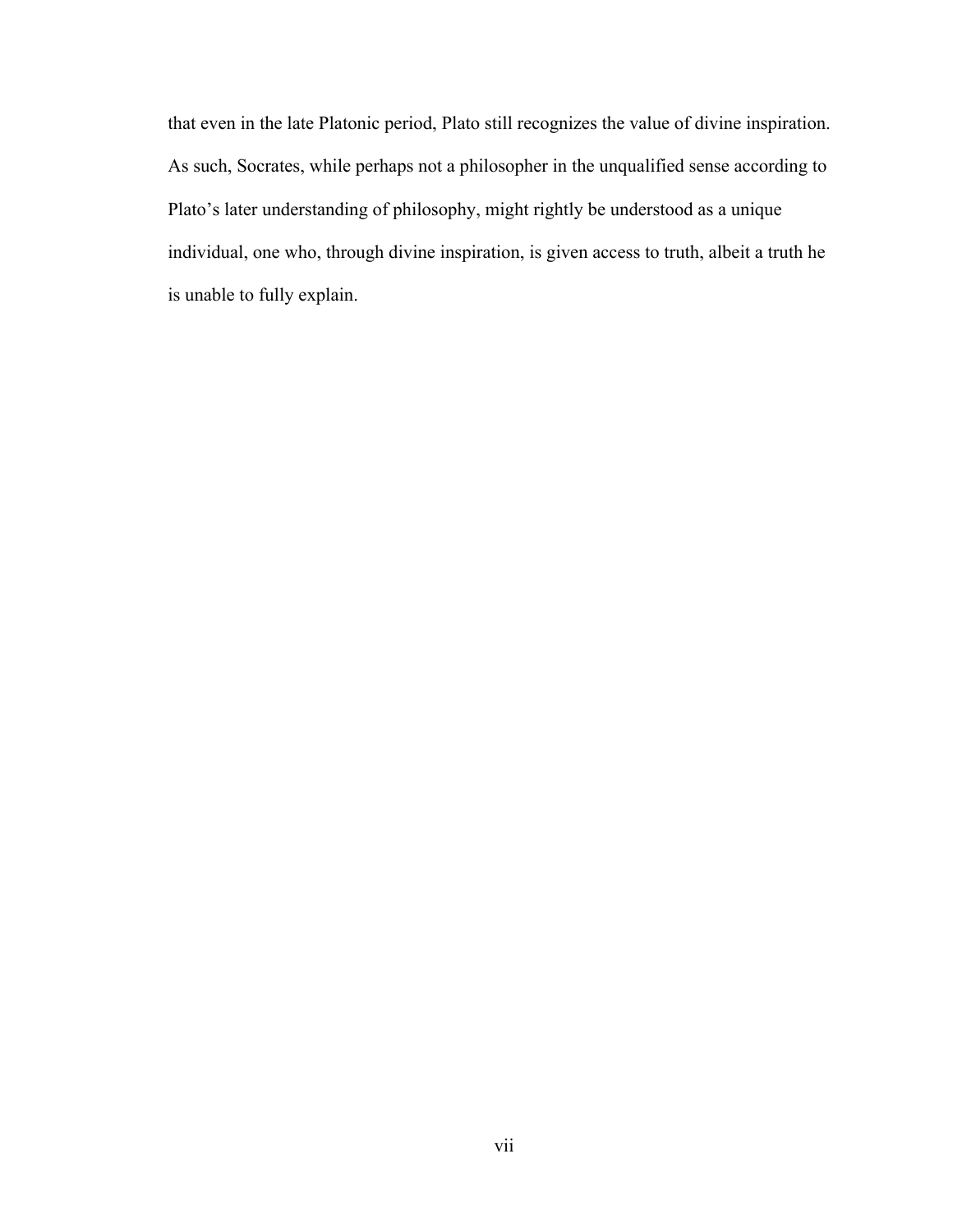that even in the late Platonic period, Plato still recognizes the value of divine inspiration. As such, Socrates, while perhaps not a philosopher in the unqualified sense according to Plato's later understanding of philosophy, might rightly be understood as a unique individual, one who, through divine inspiration, is given access to truth, albeit a truth he is unable to fully explain.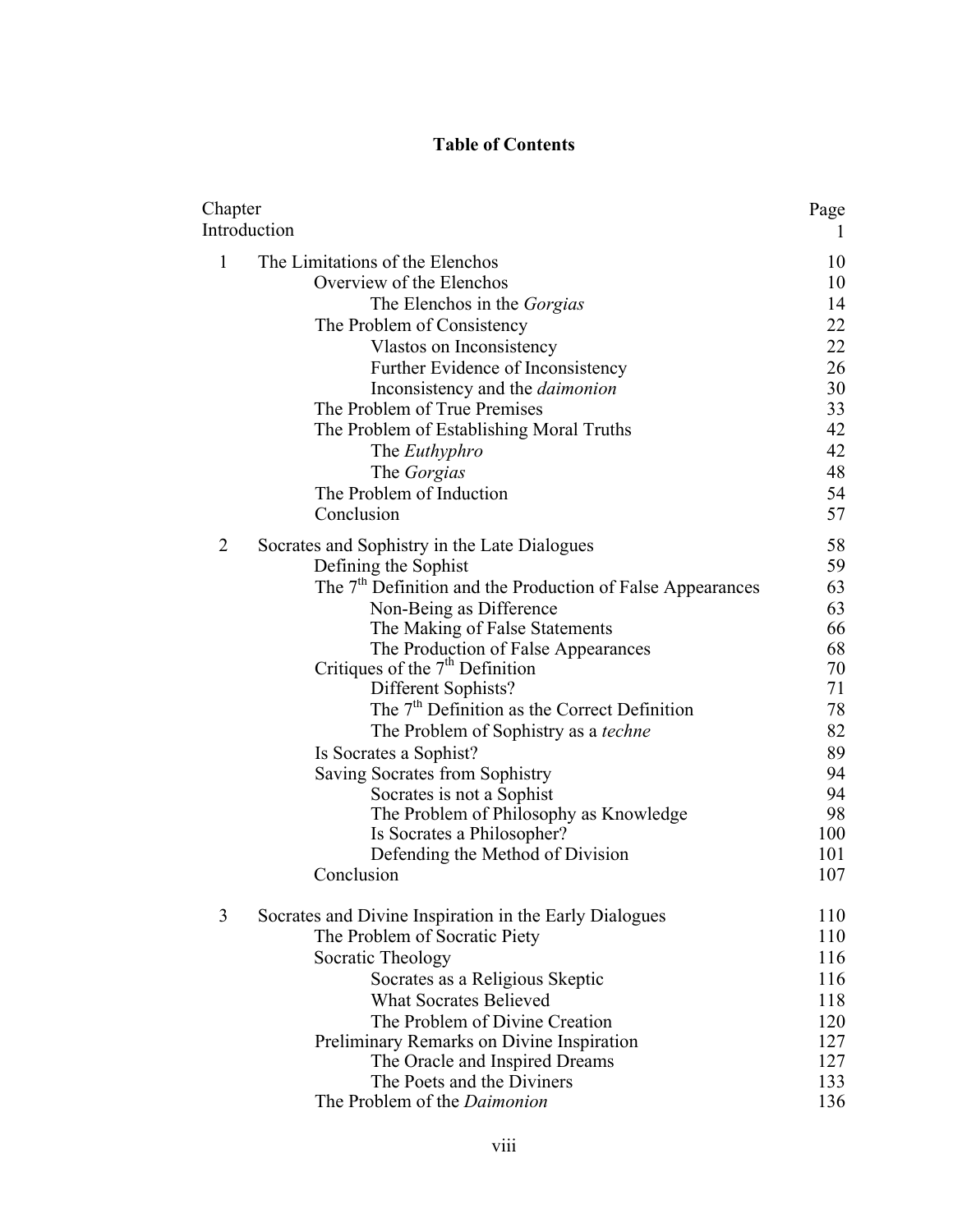# Table of Contents

| Chapter | | Page |
|---|---|---|
| Introduction | | 1 |
| 1 | The Limitations of the Elenchos | 10 |
| | Overview of the Elenchos | 10 |
| | The Elenchos in the *Gorgias* | 14 |
| | The Problem of Consistency | 22 |
| | Vlastos on Inconsistency | 22 |
| | Further Evidence of Inconsistency | 26 |
| | Inconsistency and the *daimonion* | 30 |
| | The Problem of True Premises | 33 |
| | The Problem of Establishing Moral Truths | 42 |
| | The *Euthyphro* | 42 |
| | The *Gorgias* | 48 |
| | The Problem of Induction | 54 |
| | Conclusion | 57 |
| 2 | Socrates and Sophistry in the Late Dialogues | 58 |
| | Defining the Sophist | 59 |
| | The 7th Definition and the Production of False Appearances | 63 |
| | Non-Being as Difference | 63 |
| | The Making of False Statements | 66 |
| | The Production of False Appearances | 68 |
| | Critiques of the 7th Definition | 70 |
| | Different Sophists? | 71 |
| | The 7th Definition as the Correct Definition | 78 |
| | The Problem of Sophistry as a *techne* | 82 |
| | Is Socrates a Sophist? | 89 |
| | Saving Socrates from Sophistry | 94 |
| | Socrates is not a Sophist | 94 |
| | The Problem of Philosophy as Knowledge | 98 |
| | Is Socrates a Philosopher? | 100 |
| | Defending the Method of Division | 101 |
| | Conclusion | 107 |
| 3 | Socrates and Divine Inspiration in the Early Dialogues | 110 |
| | The Problem of Socratic Piety | 110 |
| | Socratic Theology | 116 |
| | Socrates as a Religious Skeptic | 116 |
| | What Socrates Believed | 118 |
| | The Problem of Divine Creation | 120 |
| | Preliminary Remarks on Divine Inspiration | 127 |
| | The Oracle and Inspired Dreams | 127 |
| | The Poets and the Diviners | 133 |
| | The Problem of the *Daimonion* | 136 |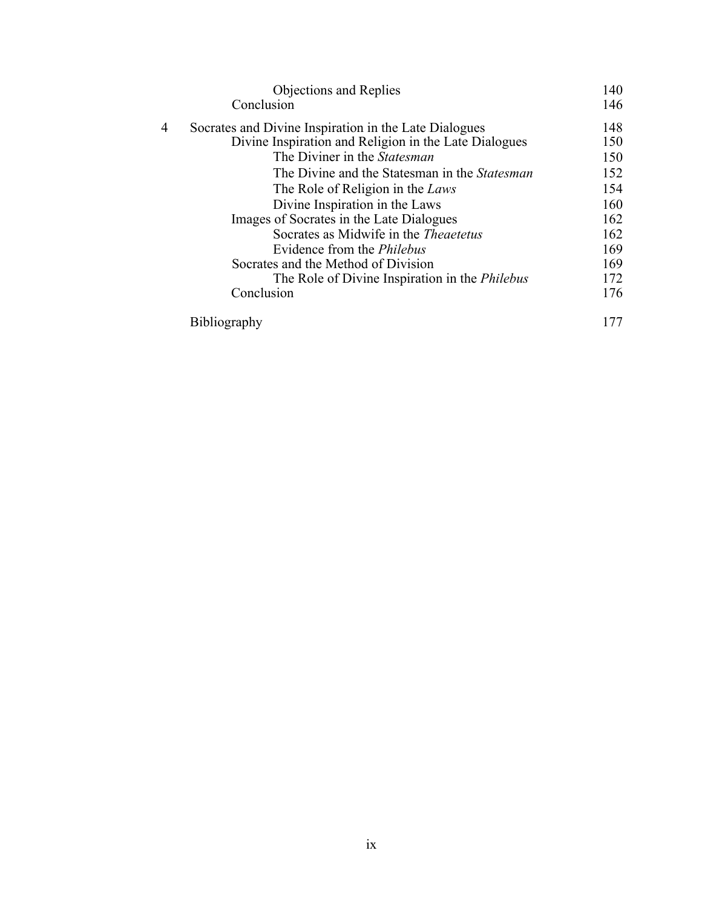| | | |
|---|---|---|
| | Objections and Replies | 140 |
| | Conclusion | 146 |
| 4 | Socrates and Divine Inspiration in the Late Dialogues | 148 |
| | Divine Inspiration and Religion in the Late Dialogues | 150 |
| | The Diviner in the *Statesman* | 150 |
| | The Divine and the Statesman in the *Statesman* | 152 |
| | The Role of Religion in the *Laws* | 154 |
| | Divine Inspiration in the Laws | 160 |
| | Images of Socrates in the Late Dialogues | 162 |
| | Socrates as Midwife in the *Theaetetus* | 162 |
| | Evidence from the *Philebus* | 169 |
| | Socrates and the Method of Division | 169 |
| | The Role of Divine Inspiration in the *Philebus* | 172 |
| | Conclusion | 176 |
| | Bibliography | 177 |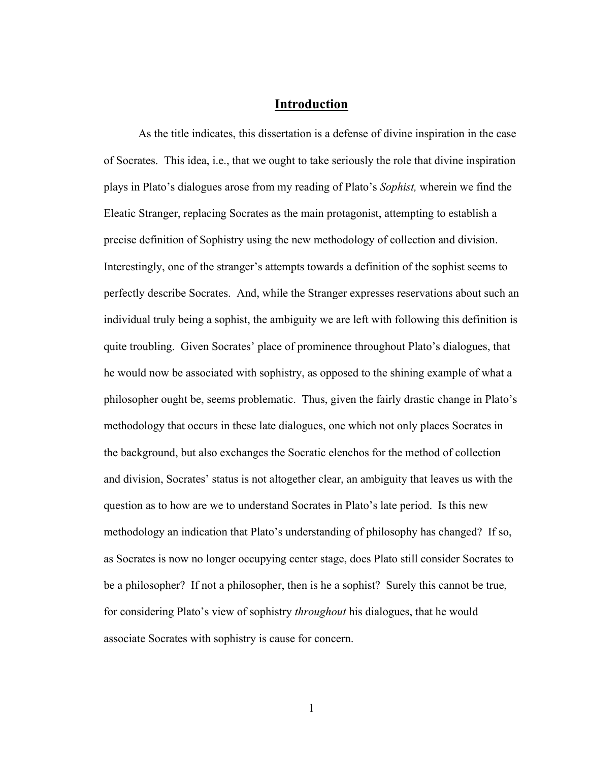# Introduction

As the title indicates, this dissertation is a defense of divine inspiration in the case of Socrates. This idea, i.e., that we ought to take seriously the role that divine inspiration plays in Plato's dialogues arose from my reading of Plato's *Sophist,* wherein we find the Eleatic Stranger, replacing Socrates as the main protagonist, attempting to establish a precise definition of Sophistry using the new methodology of collection and division. Interestingly, one of the stranger's attempts towards a definition of the sophist seems to perfectly describe Socrates. And, while the Stranger expresses reservations about such an individual truly being a sophist, the ambiguity we are left with following this definition is quite troubling. Given Socrates' place of prominence throughout Plato's dialogues, that he would now be associated with sophistry, as opposed to the shining example of what a philosopher ought be, seems problematic. Thus, given the fairly drastic change in Plato's methodology that occurs in these late dialogues, one which not only places Socrates in the background, but also exchanges the Socratic elenchos for the method of collection and division, Socrates' status is not altogether clear, an ambiguity that leaves us with the question as to how are we to understand Socrates in Plato's late period. Is this new methodology an indication that Plato's understanding of philosophy has changed? If so, as Socrates is now no longer occupying center stage, does Plato still consider Socrates to be a philosopher? If not a philosopher, then is he a sophist? Surely this cannot be true, for considering Plato's view of sophistry *throughout* his dialogues, that he would associate Socrates with sophistry is cause for concern.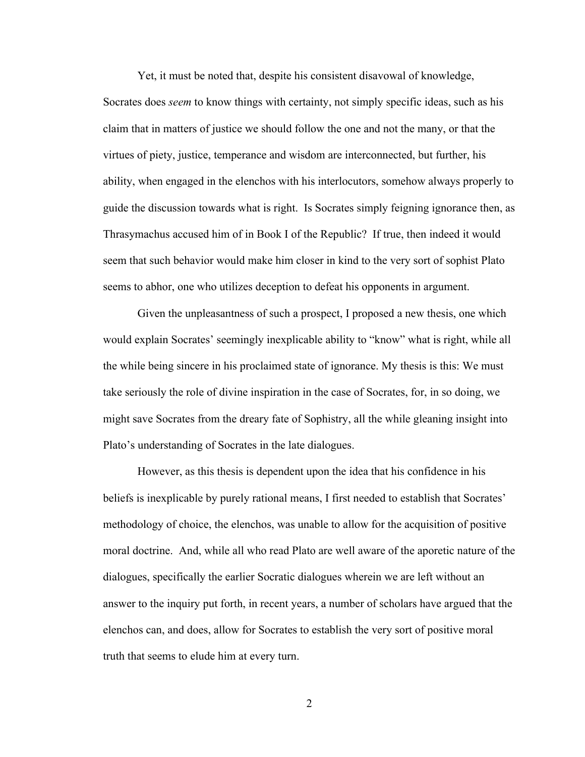Yet, it must be noted that, despite his consistent disavowal of knowledge, Socrates does *seem* to know things with certainty, not simply specific ideas, such as his claim that in matters of justice we should follow the one and not the many, or that the virtues of piety, justice, temperance and wisdom are interconnected, but further, his ability, when engaged in the elenchos with his interlocutors, somehow always properly to guide the discussion towards what is right. Is Socrates simply feigning ignorance then, as Thrasymachus accused him of in Book I of the Republic? If true, then indeed it would seem that such behavior would make him closer in kind to the very sort of sophist Plato seems to abhor, one who utilizes deception to defeat his opponents in argument.

Given the unpleasantness of such a prospect, I proposed a new thesis, one which would explain Socrates' seemingly inexplicable ability to "know" what is right, while all the while being sincere in his proclaimed state of ignorance. My thesis is this: We must take seriously the role of divine inspiration in the case of Socrates, for, in so doing, we might save Socrates from the dreary fate of Sophistry, all the while gleaning insight into Plato's understanding of Socrates in the late dialogues.

However, as this thesis is dependent upon the idea that his confidence in his beliefs is inexplicable by purely rational means, I first needed to establish that Socrates' methodology of choice, the elenchos, was unable to allow for the acquisition of positive moral doctrine. And, while all who read Plato are well aware of the aporetic nature of the dialogues, specifically the earlier Socratic dialogues wherein we are left without an answer to the inquiry put forth, in recent years, a number of scholars have argued that the elenchos can, and does, allow for Socrates to establish the very sort of positive moral truth that seems to elude him at every turn.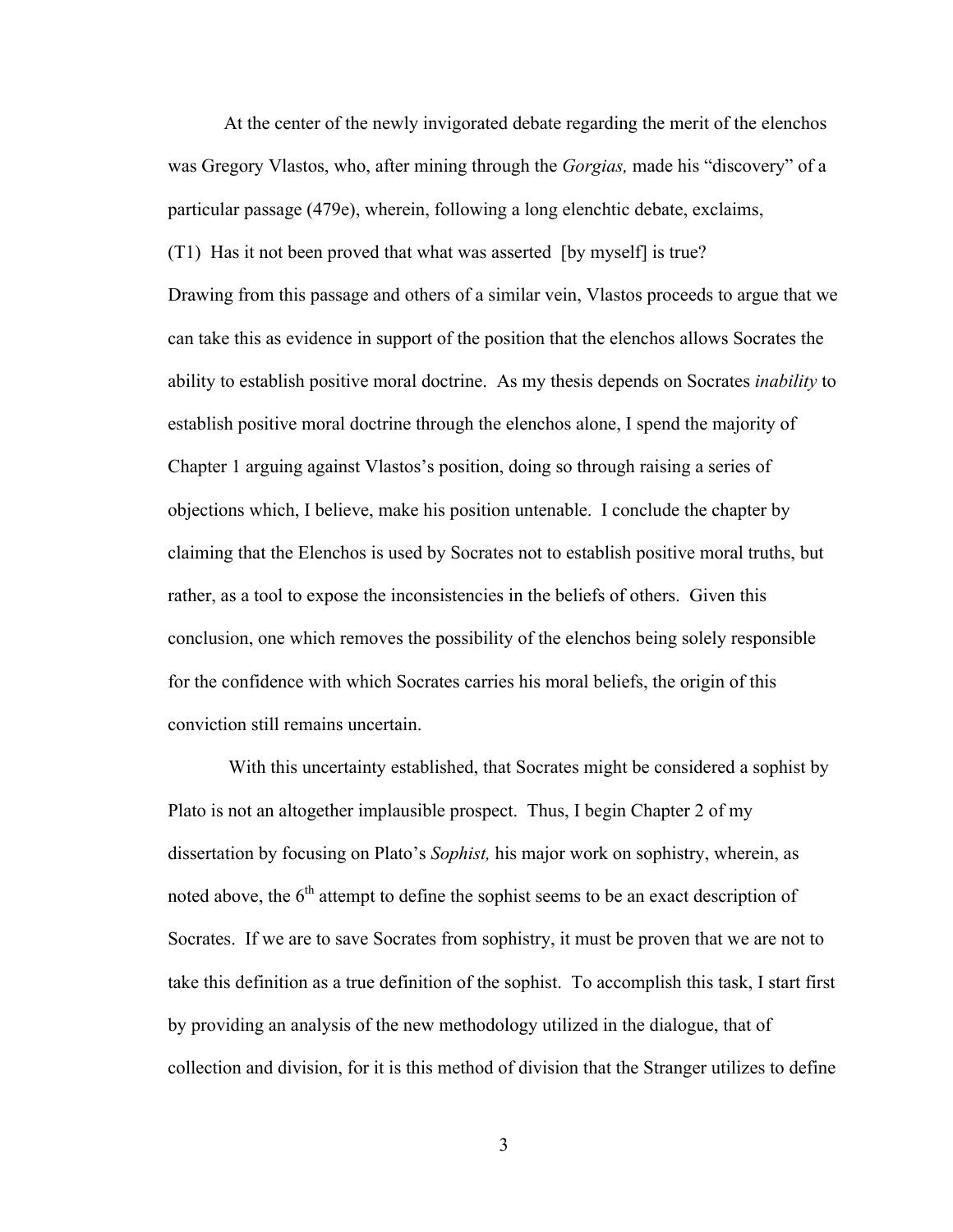At the center of the newly invigorated debate regarding the merit of the elenchos was Gregory Vlastos, who, after mining through the *Gorgias,* made his "discovery" of a particular passage (479e), wherein, following a long elenchtic debate, exclaims,

(T1) Has it not been proved that what was asserted [by myself] is true?

Drawing from this passage and others of a similar vein, Vlastos proceeds to argue that we can take this as evidence in support of the position that the elenchos allows Socrates the ability to establish positive moral doctrine. As my thesis depends on Socrates *inability* to establish positive moral doctrine through the elenchos alone, I spend the majority of Chapter 1 arguing against Vlastos's position, doing so through raising a series of objections which, I believe, make his position untenable. I conclude the chapter by claiming that the Elenchos is used by Socrates not to establish positive moral truths, but rather, as a tool to expose the inconsistencies in the beliefs of others. Given this conclusion, one which removes the possibility of the elenchos being solely responsible for the confidence with which Socrates carries his moral beliefs, the origin of this conviction still remains uncertain.

With this uncertainty established, that Socrates might be considered a sophist by Plato is not an altogether implausible prospect. Thus, I begin Chapter 2 of my dissertation by focusing on Plato's *Sophist,* his major work on sophistry, wherein, as noted above, the 6th attempt to define the sophist seems to be an exact description of Socrates. If we are to save Socrates from sophistry, it must be proven that we are not to take this definition as a true definition of the sophist. To accomplish this task, I start first by providing an analysis of the new methodology utilized in the dialogue, that of collection and division, for it is this method of division that the Stranger utilizes to define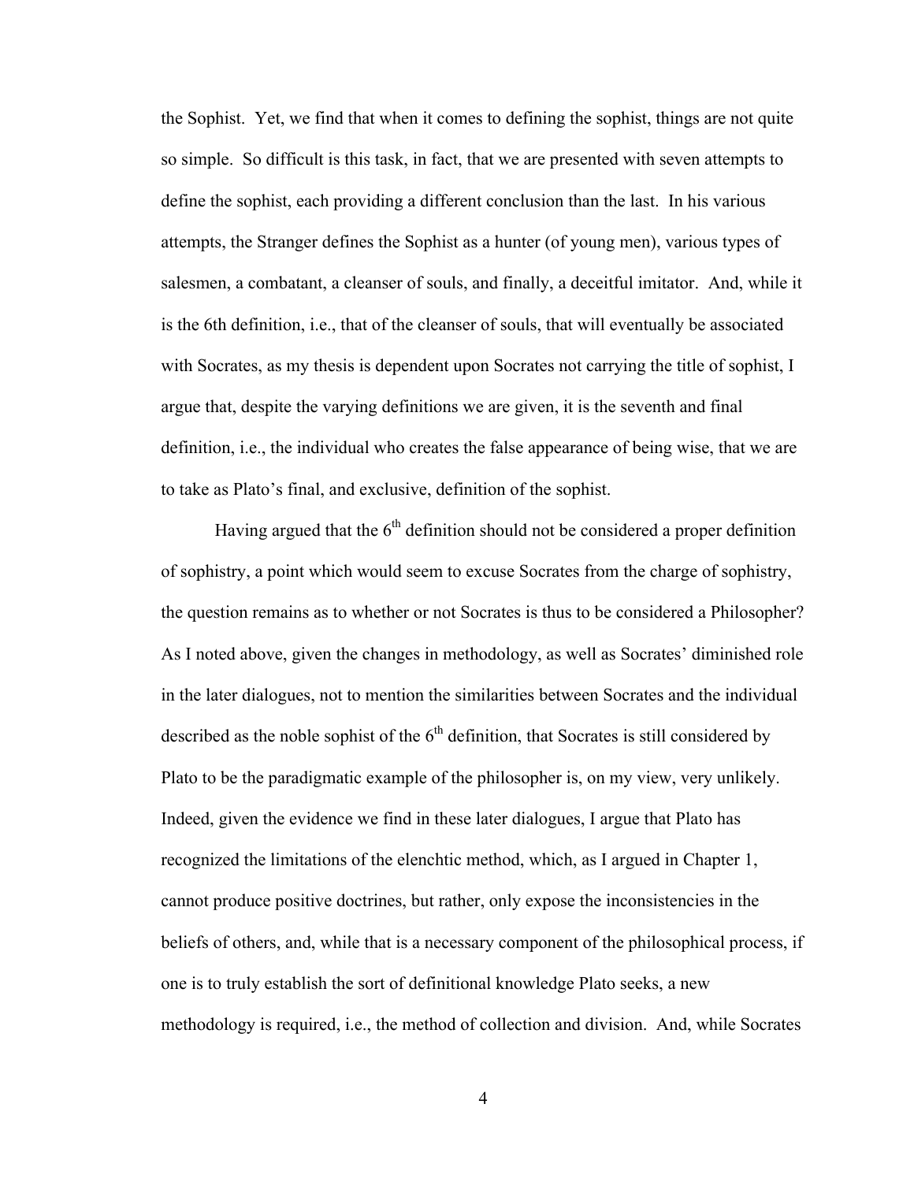the Sophist. Yet, we find that when it comes to defining the sophist, things are not quite so simple. So difficult is this task, in fact, that we are presented with seven attempts to define the sophist, each providing a different conclusion than the last. In his various attempts, the Stranger defines the Sophist as a hunter (of young men), various types of salesmen, a combatant, a cleanser of souls, and finally, a deceitful imitator. And, while it is the 6th definition, i.e., that of the cleanser of souls, that will eventually be associated with Socrates, as my thesis is dependent upon Socrates not carrying the title of sophist, I argue that, despite the varying definitions we are given, it is the seventh and final definition, i.e., the individual who creates the false appearance of being wise, that we are to take as Plato's final, and exclusive, definition of the sophist.

Having argued that the 6th definition should not be considered a proper definition of sophistry, a point which would seem to excuse Socrates from the charge of sophistry, the question remains as to whether or not Socrates is thus to be considered a Philosopher? As I noted above, given the changes in methodology, as well as Socrates' diminished role in the later dialogues, not to mention the similarities between Socrates and the individual described as the noble sophist of the 6th definition, that Socrates is still considered by Plato to be the paradigmatic example of the philosopher is, on my view, very unlikely. Indeed, given the evidence we find in these later dialogues, I argue that Plato has recognized the limitations of the elenchtic method, which, as I argued in Chapter 1, cannot produce positive doctrines, but rather, only expose the inconsistencies in the beliefs of others, and, while that is a necessary component of the philosophical process, if one is to truly establish the sort of definitional knowledge Plato seeks, a new methodology is required, i.e., the method of collection and division. And, while Socrates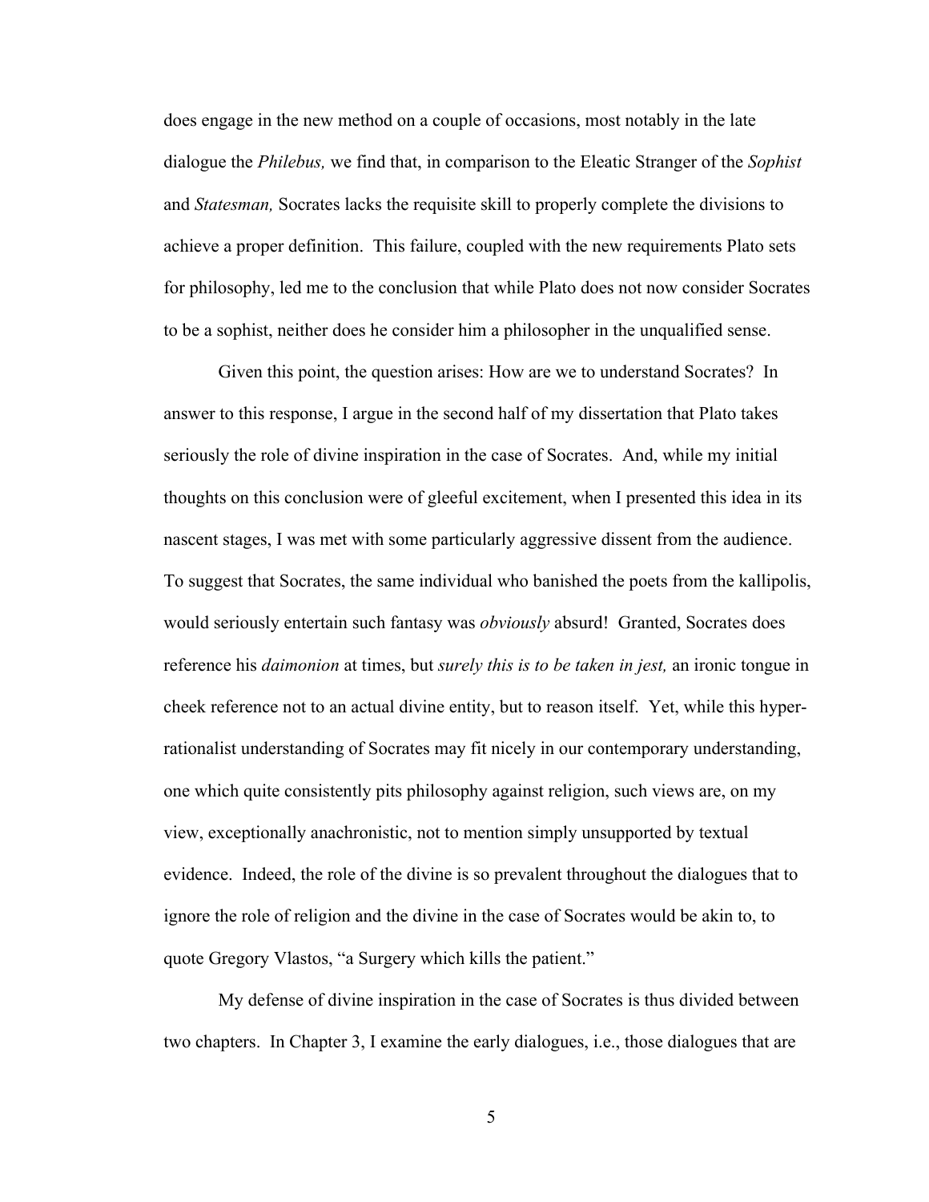does engage in the new method on a couple of occasions, most notably in the late dialogue the *Philebus,* we find that, in comparison to the Eleatic Stranger of the *Sophist* and *Statesman,* Socrates lacks the requisite skill to properly complete the divisions to achieve a proper definition. This failure, coupled with the new requirements Plato sets for philosophy, led me to the conclusion that while Plato does not now consider Socrates to be a sophist, neither does he consider him a philosopher in the unqualified sense.

Given this point, the question arises: How are we to understand Socrates? In answer to this response, I argue in the second half of my dissertation that Plato takes seriously the role of divine inspiration in the case of Socrates. And, while my initial thoughts on this conclusion were of gleeful excitement, when I presented this idea in its nascent stages, I was met with some particularly aggressive dissent from the audience. To suggest that Socrates, the same individual who banished the poets from the kallipolis, would seriously entertain such fantasy was *obviously* absurd! Granted, Socrates does reference his *daimonion* at times, but *surely this is to be taken in jest,* an ironic tongue in cheek reference not to an actual divine entity, but to reason itself. Yet, while this hyper-rationalist understanding of Socrates may fit nicely in our contemporary understanding, one which quite consistently pits philosophy against religion, such views are, on my view, exceptionally anachronistic, not to mention simply unsupported by textual evidence. Indeed, the role of the divine is so prevalent throughout the dialogues that to ignore the role of religion and the divine in the case of Socrates would be akin to, to quote Gregory Vlastos, "a Surgery which kills the patient."

My defense of divine inspiration in the case of Socrates is thus divided between two chapters. In Chapter 3, I examine the early dialogues, i.e., those dialogues that are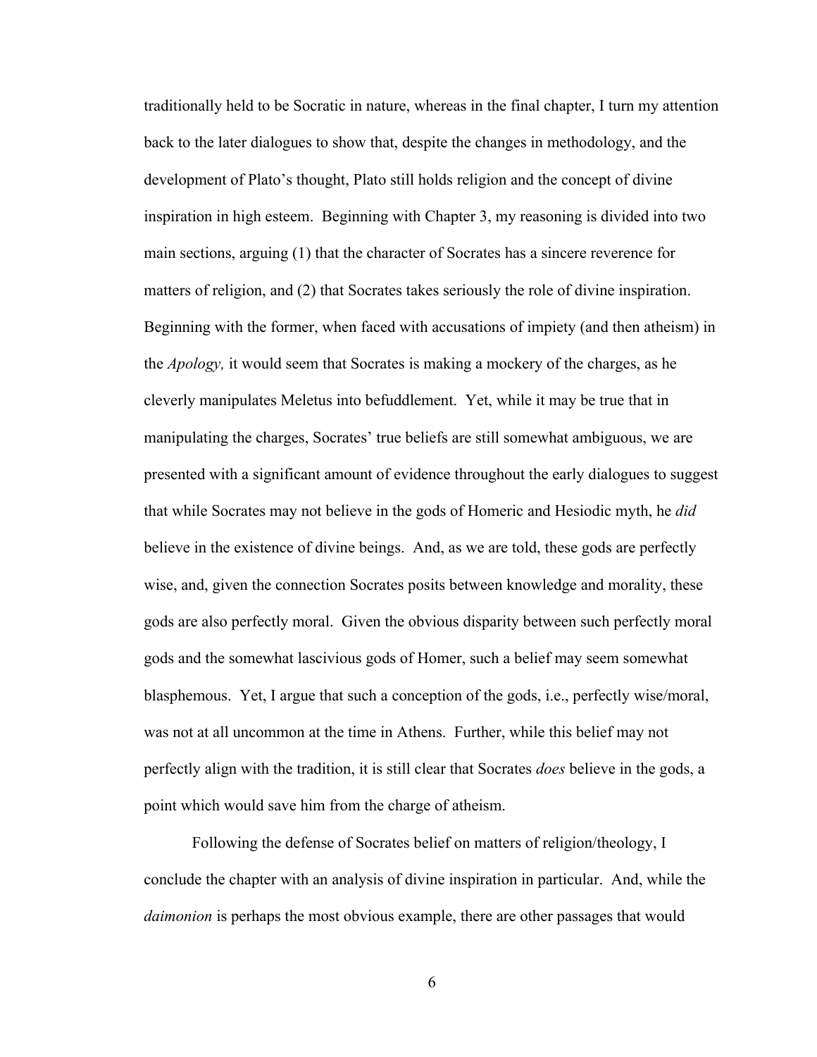traditionally held to be Socratic in nature, whereas in the final chapter, I turn my attention back to the later dialogues to show that, despite the changes in methodology, and the development of Plato's thought, Plato still holds religion and the concept of divine inspiration in high esteem. Beginning with Chapter 3, my reasoning is divided into two main sections, arguing (1) that the character of Socrates has a sincere reverence for matters of religion, and (2) that Socrates takes seriously the role of divine inspiration. Beginning with the former, when faced with accusations of impiety (and then atheism) in the *Apology,* it would seem that Socrates is making a mockery of the charges, as he cleverly manipulates Meletus into befuddlement. Yet, while it may be true that in manipulating the charges, Socrates' true beliefs are still somewhat ambiguous, we are presented with a significant amount of evidence throughout the early dialogues to suggest that while Socrates may not believe in the gods of Homeric and Hesiodic myth, he *did* believe in the existence of divine beings. And, as we are told, these gods are perfectly wise, and, given the connection Socrates posits between knowledge and morality, these gods are also perfectly moral. Given the obvious disparity between such perfectly moral gods and the somewhat lascivious gods of Homer, such a belief may seem somewhat blasphemous. Yet, I argue that such a conception of the gods, i.e., perfectly wise/moral, was not at all uncommon at the time in Athens. Further, while this belief may not perfectly align with the tradition, it is still clear that Socrates *does* believe in the gods, a point which would save him from the charge of atheism.

Following the defense of Socrates belief on matters of religion/theology, I conclude the chapter with an analysis of divine inspiration in particular. And, while the *daimonion* is perhaps the most obvious example, there are other passages that would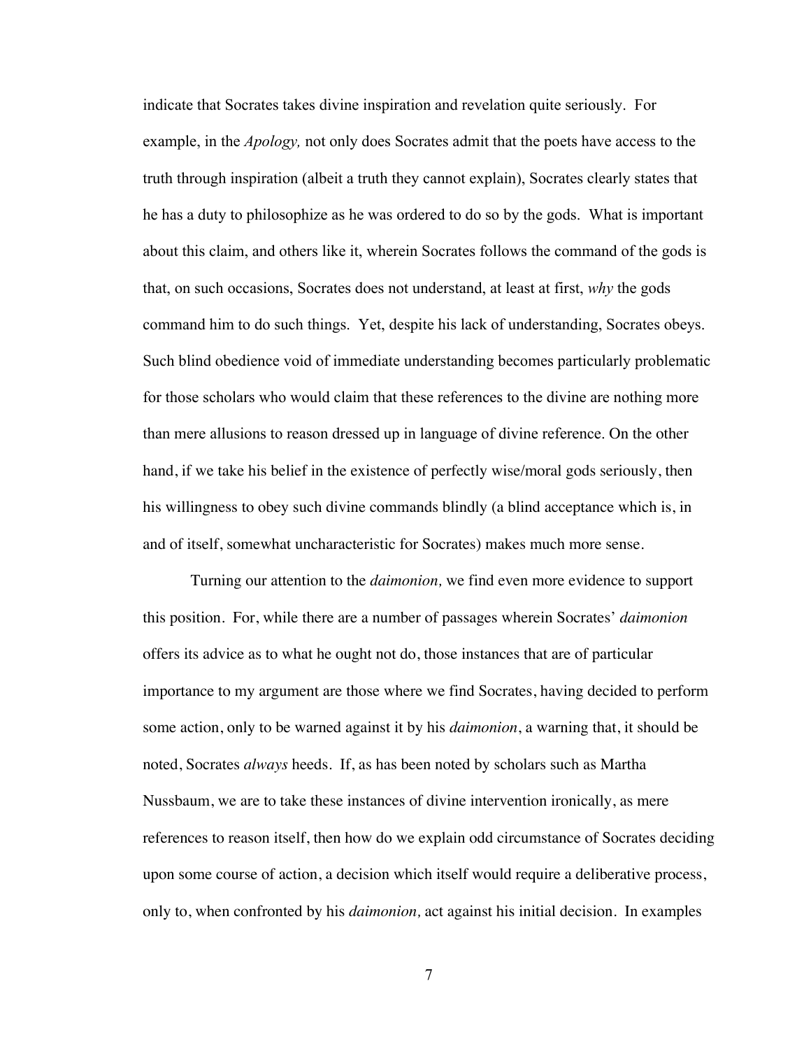indicate that Socrates takes divine inspiration and revelation quite seriously. For example, in the *Apology,* not only does Socrates admit that the poets have access to the truth through inspiration (albeit a truth they cannot explain), Socrates clearly states that he has a duty to philosophize as he was ordered to do so by the gods. What is important about this claim, and others like it, wherein Socrates follows the command of the gods is that, on such occasions, Socrates does not understand, at least at first, *why* the gods command him to do such things. Yet, despite his lack of understanding, Socrates obeys. Such blind obedience void of immediate understanding becomes particularly problematic for those scholars who would claim that these references to the divine are nothing more than mere allusions to reason dressed up in language of divine reference. On the other hand, if we take his belief in the existence of perfectly wise/moral gods seriously, then his willingness to obey such divine commands blindly (a blind acceptance which is, in and of itself, somewhat uncharacteristic for Socrates) makes much more sense.

Turning our attention to the *daimonion,* we find even more evidence to support this position. For, while there are a number of passages wherein Socrates' *daimonion* offers its advice as to what he ought not do, those instances that are of particular importance to my argument are those where we find Socrates, having decided to perform some action, only to be warned against it by his *daimonion*, a warning that, it should be noted, Socrates *always* heeds. If, as has been noted by scholars such as Martha Nussbaum, we are to take these instances of divine intervention ironically, as mere references to reason itself, then how do we explain odd circumstance of Socrates deciding upon some course of action, a decision which itself would require a deliberative process, only to, when confronted by his *daimonion,* act against his initial decision. In examples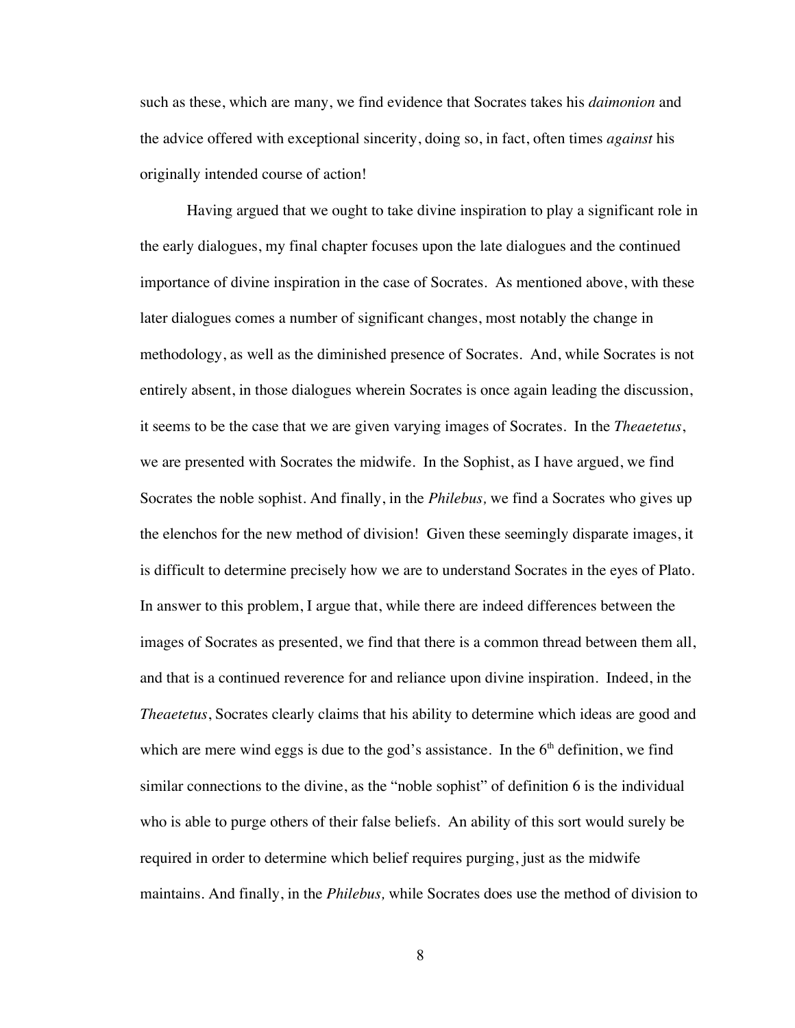such as these, which are many, we find evidence that Socrates takes his *daimonion* and the advice offered with exceptional sincerity, doing so, in fact, often times *against* his originally intended course of action!

Having argued that we ought to take divine inspiration to play a significant role in the early dialogues, my final chapter focuses upon the late dialogues and the continued importance of divine inspiration in the case of Socrates. As mentioned above, with these later dialogues comes a number of significant changes, most notably the change in methodology, as well as the diminished presence of Socrates. And, while Socrates is not entirely absent, in those dialogues wherein Socrates is once again leading the discussion, it seems to be the case that we are given varying images of Socrates. In the *Theaetetus*, we are presented with Socrates the midwife. In the Sophist, as I have argued, we find Socrates the noble sophist. And finally, in the *Philebus,* we find a Socrates who gives up the elenchos for the new method of division! Given these seemingly disparate images, it is difficult to determine precisely how we are to understand Socrates in the eyes of Plato. In answer to this problem, I argue that, while there are indeed differences between the images of Socrates as presented, we find that there is a common thread between them all, and that is a continued reverence for and reliance upon divine inspiration. Indeed, in the *Theaetetus*, Socrates clearly claims that his ability to determine which ideas are good and which are mere wind eggs is due to the god's assistance. In the 6th definition, we find similar connections to the divine, as the "noble sophist" of definition 6 is the individual who is able to purge others of their false beliefs. An ability of this sort would surely be required in order to determine which belief requires purging, just as the midwife maintains. And finally, in the *Philebus,* while Socrates does use the method of division to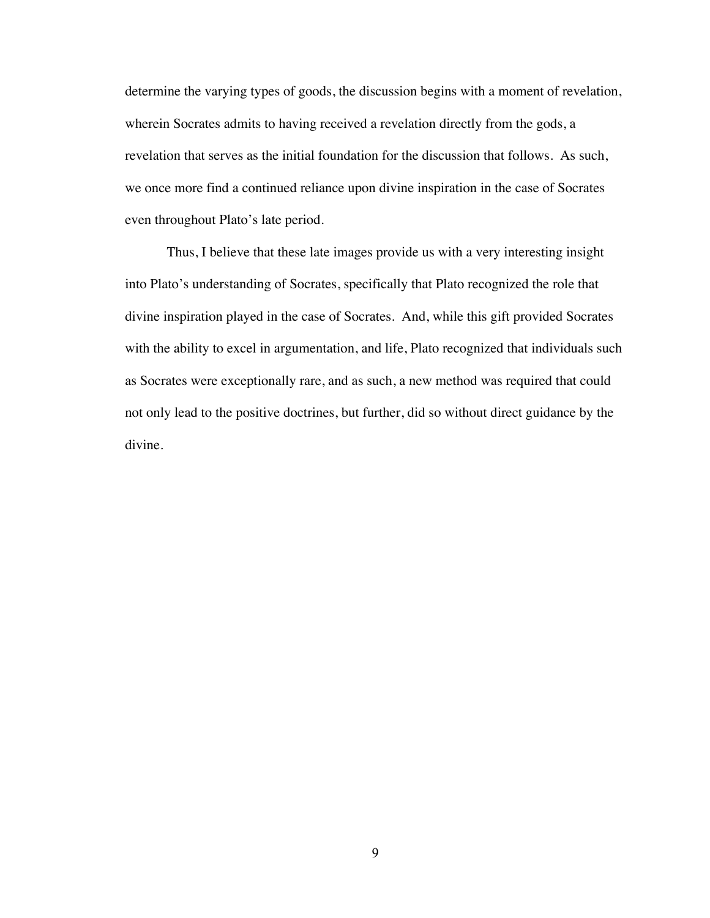determine the varying types of goods, the discussion begins with a moment of revelation, wherein Socrates admits to having received a revelation directly from the gods, a revelation that serves as the initial foundation for the discussion that follows. As such, we once more find a continued reliance upon divine inspiration in the case of Socrates even throughout Plato's late period.

Thus, I believe that these late images provide us with a very interesting insight into Plato's understanding of Socrates, specifically that Plato recognized the role that divine inspiration played in the case of Socrates. And, while this gift provided Socrates with the ability to excel in argumentation, and life, Plato recognized that individuals such as Socrates were exceptionally rare, and as such, a new method was required that could not only lead to the positive doctrines, but further, did so without direct guidance by the divine.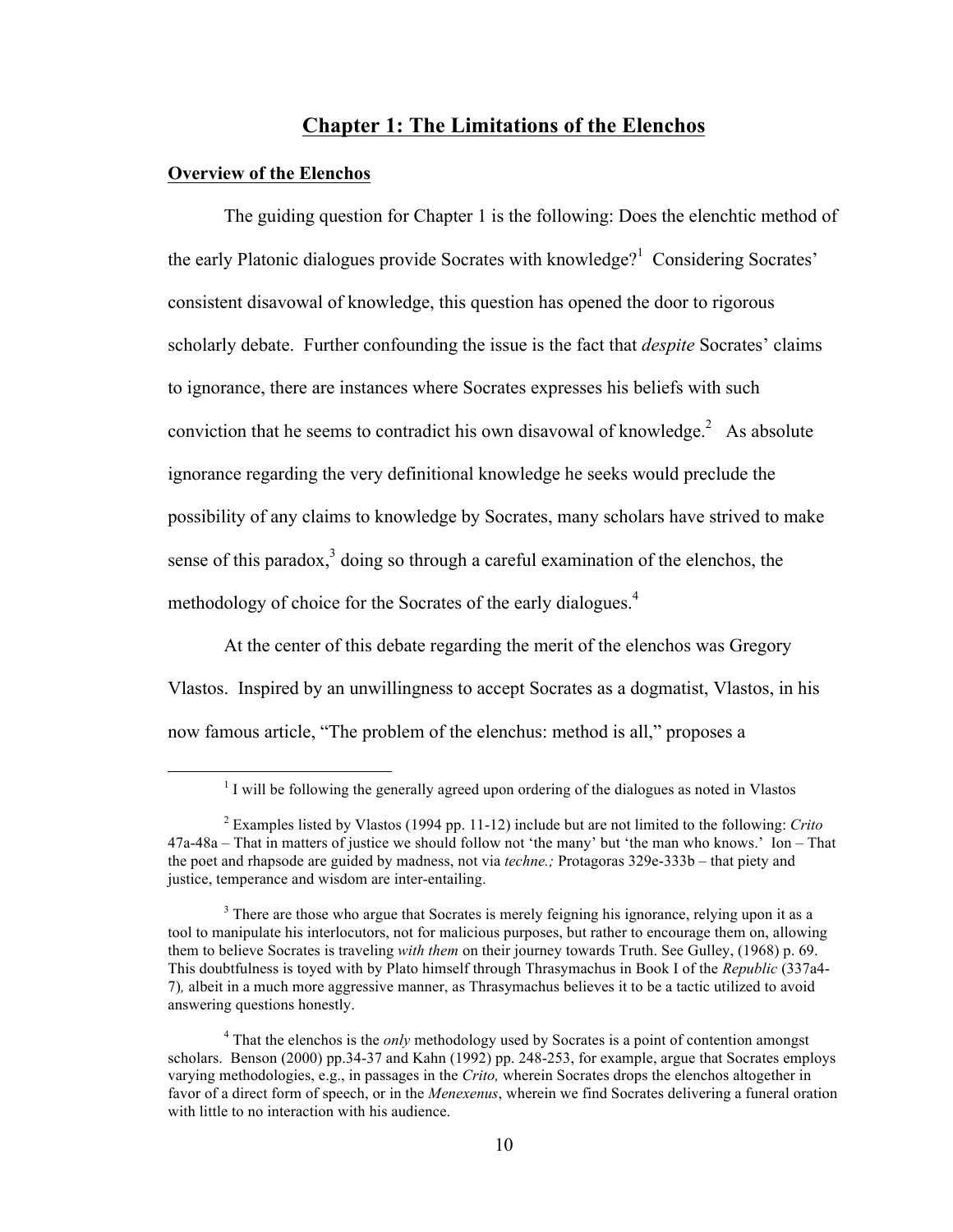# Chapter 1: The Limitations of the Elenchos

## Overview of the Elenchos

The guiding question for Chapter 1 is the following: Does the elenchtic method of the early Platonic dialogues provide Socrates with knowledge?[1] Considering Socrates' consistent disavowal of knowledge, this question has opened the door to rigorous scholarly debate. Further confounding the issue is the fact that *despite* Socrates' claims to ignorance, there are instances where Socrates expresses his beliefs with such conviction that he seems to contradict his own disavowal of knowledge.[2] As absolute ignorance regarding the very definitional knowledge he seeks would preclude the possibility of any claims to knowledge by Socrates, many scholars have strived to make sense of this paradox,[3] doing so through a careful examination of the elenchos, the methodology of choice for the Socrates of the early dialogues.[4]

At the center of this debate regarding the merit of the elenchos was Gregory Vlastos. Inspired by an unwillingness to accept Socrates as a dogmatist, Vlastos, in his now famous article, "The problem of the elenchus: method is all," proposes a

---

[1] I will be following the generally agreed upon ordering of the dialogues as noted in Vlastos

[2] Examples listed by Vlastos (1994 pp. 11-12) include but are not limited to the following: *Crito* 47a-48a – That in matters of justice we should follow not 'the many' but 'the man who knows.' Ion – That the poet and rhapsode are guided by madness, not via *techne.;* Protagoras 329e-333b – that piety and justice, temperance and wisdom are inter-entailing.

[3] There are those who argue that Socrates is merely feigning his ignorance, relying upon it as a tool to manipulate his interlocutors, not for malicious purposes, but rather to encourage them on, allowing them to believe Socrates is traveling *with them* on their journey towards Truth. See Gulley, (1968) p. 69. This doubtfulness is toyed with by Plato himself through Thrasymachus in Book I of the *Republic* (337a4-7)*,* albeit in a much more aggressive manner, as Thrasymachus believes it to be a tactic utilized to avoid answering questions honestly.

[4] That the elenchos is the *only* methodology used by Socrates is a point of contention amongst scholars. Benson (2000) pp.34-37 and Kahn (1992) pp. 248-253, for example, argue that Socrates employs varying methodologies, e.g., in passages in the *Crito,* wherein Socrates drops the elenchos altogether in favor of a direct form of speech, or in the *Menexenus*, wherein we find Socrates delivering a funeral oration with little to no interaction with his audience.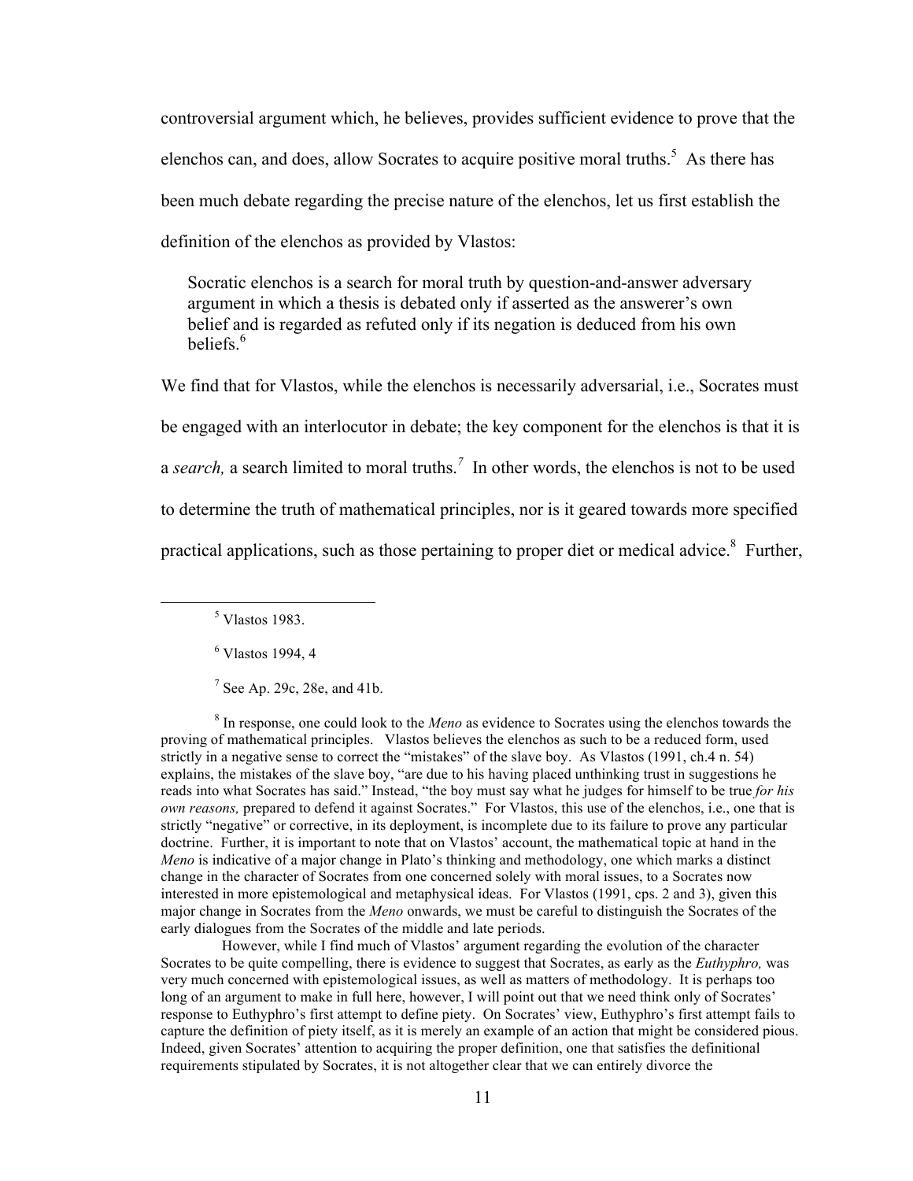controversial argument which, he believes, provides sufficient evidence to prove that the elenchos can, and does, allow Socrates to acquire positive moral truths.[5] As there has been much debate regarding the precise nature of the elenchos, let us first establish the definition of the elenchos as provided by Vlastos:

> Socratic elenchos is a search for moral truth by question-and-answer adversary argument in which a thesis is debated only if asserted as the answerer's own belief and is regarded as refuted only if its negation is deduced from his own beliefs.[6]

We find that for Vlastos, while the elenchos is necessarily adversarial, i.e., Socrates must be engaged with an interlocutor in debate; the key component for the elenchos is that it is a *search,* a search limited to moral truths.[7] In other words, the elenchos is not to be used to determine the truth of mathematical principles, nor is it geared towards more specified practical applications, such as those pertaining to proper diet or medical advice.[8] Further,

---

[5] Vlastos 1983.

[6] Vlastos 1994, 4

[7] See Ap. 29c, 28e, and 41b.

[8] In response, one could look to the *Meno* as evidence to Socrates using the elenchos towards the proving of mathematical principles. Vlastos believes the elenchos as such to be a reduced form, used strictly in a negative sense to correct the "mistakes" of the slave boy. As Vlastos (1991, ch.4 n. 54) explains, the mistakes of the slave boy, "are due to his having placed unthinking trust in suggestions he reads into what Socrates has said." Instead, "the boy must say what he judges for himself to be true *for his own reasons,* prepared to defend it against Socrates." For Vlastos, this use of the elenchos, i.e., one that is strictly "negative" or corrective, in its deployment, is incomplete due to its failure to prove any particular doctrine. Further, it is important to note that on Vlastos' account, the mathematical topic at hand in the *Meno* is indicative of a major change in Plato's thinking and methodology, one which marks a distinct change in the character of Socrates from one concerned solely with moral issues, to a Socrates now interested in more epistemological and metaphysical ideas. For Vlastos (1991, cps. 2 and 3), given this major change in Socrates from the *Meno* onwards, we must be careful to distinguish the Socrates of the early dialogues from the Socrates of the middle and late periods.

However, while I find much of Vlastos' argument regarding the evolution of the character Socrates to be quite compelling, there is evidence to suggest that Socrates, as early as the *Euthyphro,* was very much concerned with epistemological issues, as well as matters of methodology. It is perhaps too long of an argument to make in full here, however, I will point out that we need think only of Socrates' response to Euthyphro's first attempt to define piety. On Socrates' view, Euthyphro's first attempt fails to capture the definition of piety itself, as it is merely an example of an action that might be considered pious. Indeed, given Socrates' attention to acquiring the proper definition, one that satisfies the definitional requirements stipulated by Socrates, it is not altogether clear that we can entirely divorce the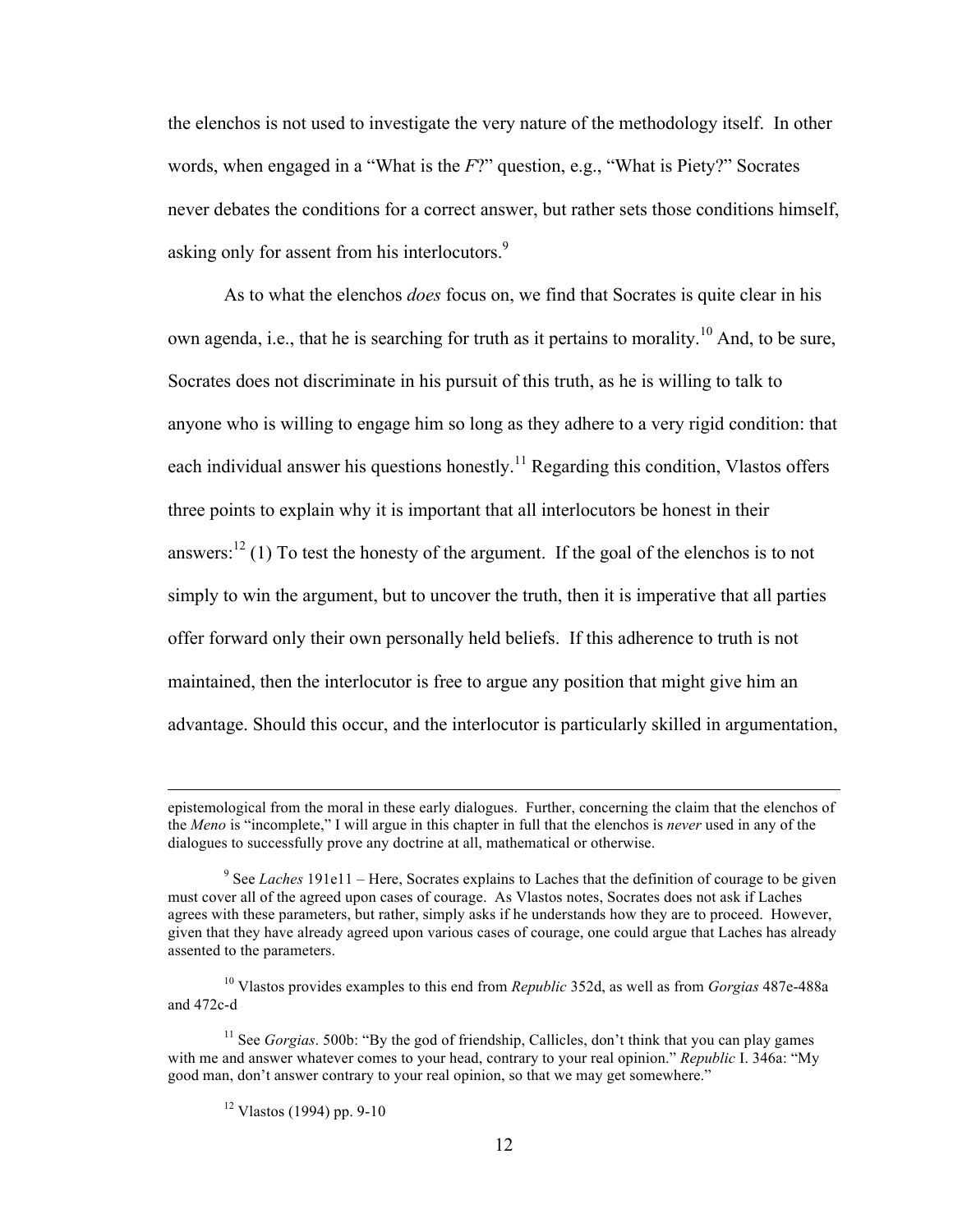the elenchos is not used to investigate the very nature of the methodology itself. In other words, when engaged in a "What is the *F*?" question, e.g., "What is Piety?" Socrates never debates the conditions for a correct answer, but rather sets those conditions himself, asking only for assent from his interlocutors.[9]

As to what the elenchos *does* focus on, we find that Socrates is quite clear in his own agenda, i.e., that he is searching for truth as it pertains to morality.[10] And, to be sure, Socrates does not discriminate in his pursuit of this truth, as he is willing to talk to anyone who is willing to engage him so long as they adhere to a very rigid condition: that each individual answer his questions honestly.[11] Regarding this condition, Vlastos offers three points to explain why it is important that all interlocutors be honest in their answers:[12] (1) To test the honesty of the argument. If the goal of the elenchos is to not simply to win the argument, but to uncover the truth, then it is imperative that all parties offer forward only their own personally held beliefs. If this adherence to truth is not maintained, then the interlocutor is free to argue any position that might give him an advantage. Should this occur, and the interlocutor is particularly skilled in argumentation,

---

epistemological from the moral in these early dialogues. Further, concerning the claim that the elenchos of the *Meno* is "incomplete," I will argue in this chapter in full that the elenchos is *never* used in any of the dialogues to successfully prove any doctrine at all, mathematical or otherwise.

[9] See *Laches* 191e11 – Here, Socrates explains to Laches that the definition of courage to be given must cover all of the agreed upon cases of courage. As Vlastos notes, Socrates does not ask if Laches agrees with these parameters, but rather, simply asks if he understands how they are to proceed. However, given that they have already agreed upon various cases of courage, one could argue that Laches has already assented to the parameters.

[10] Vlastos provides examples to this end from *Republic* 352d, as well as from *Gorgias* 487e-488a and 472c-d

[11] See *Gorgias*. 500b: "By the god of friendship, Callicles, don't think that you can play games with me and answer whatever comes to your head, contrary to your real opinion." *Republic* I. 346a: "My good man, don't answer contrary to your real opinion, so that we may get somewhere."

[12] Vlastos (1994) pp. 9-10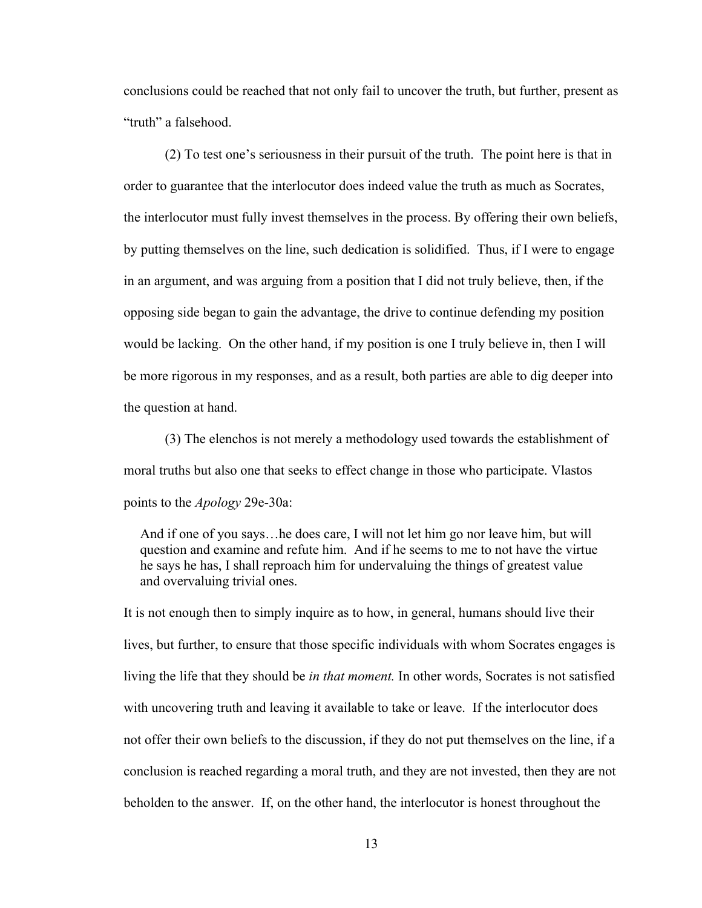conclusions could be reached that not only fail to uncover the truth, but further, present as "truth" a falsehood.

(2) To test one's seriousness in their pursuit of the truth. The point here is that in order to guarantee that the interlocutor does indeed value the truth as much as Socrates, the interlocutor must fully invest themselves in the process. By offering their own beliefs, by putting themselves on the line, such dedication is solidified. Thus, if I were to engage in an argument, and was arguing from a position that I did not truly believe, then, if the opposing side began to gain the advantage, the drive to continue defending my position would be lacking. On the other hand, if my position is one I truly believe in, then I will be more rigorous in my responses, and as a result, both parties are able to dig deeper into the question at hand.

(3) The elenchos is not merely a methodology used towards the establishment of moral truths but also one that seeks to effect change in those who participate. Vlastos points to the *Apology* 29e-30a:

> And if one of you says…he does care, I will not let him go nor leave him, but will question and examine and refute him. And if he seems to me to not have the virtue he says he has, I shall reproach him for undervaluing the things of greatest value and overvaluing trivial ones.

It is not enough then to simply inquire as to how, in general, humans should live their lives, but further, to ensure that those specific individuals with whom Socrates engages is living the life that they should be *in that moment.* In other words, Socrates is not satisfied with uncovering truth and leaving it available to take or leave. If the interlocutor does not offer their own beliefs to the discussion, if they do not put themselves on the line, if a conclusion is reached regarding a moral truth, and they are not invested, then they are not beholden to the answer. If, on the other hand, the interlocutor is honest throughout the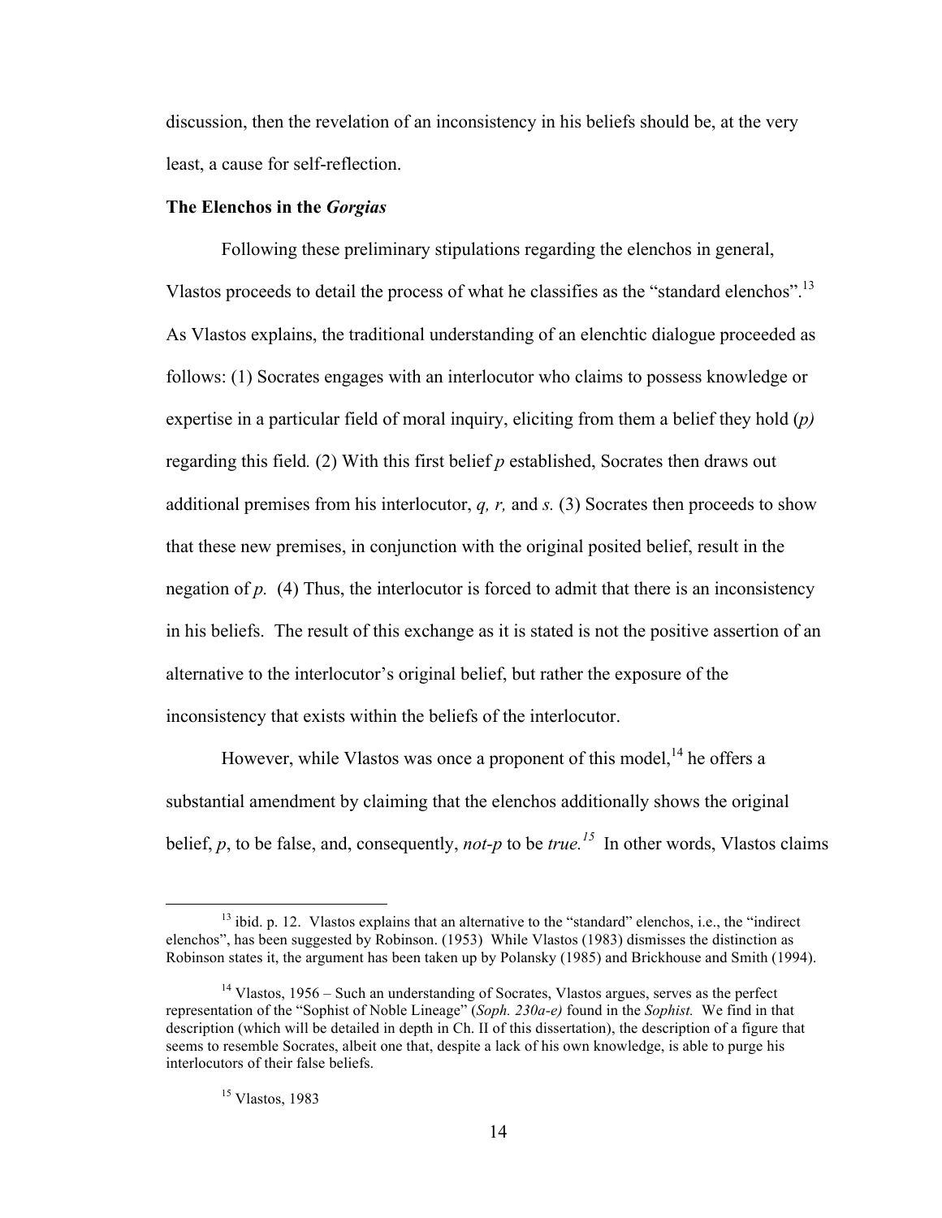discussion, then the revelation of an inconsistency in his beliefs should be, at the very least, a cause for self-reflection.

**The Elenchos in the *Gorgias***

Following these preliminary stipulations regarding the elenchos in general, Vlastos proceeds to detail the process of what he classifies as the "standard elenchos".[13] As Vlastos explains, the traditional understanding of an elenchtic dialogue proceeded as follows: (1) Socrates engages with an interlocutor who claims to possess knowledge or expertise in a particular field of moral inquiry, eliciting from them a belief they hold (*p)* regarding this field*.* (2) With this first belief *p* established, Socrates then draws out additional premises from his interlocutor, *q, r,* and *s.* (3) Socrates then proceeds to show that these new premises, in conjunction with the original posited belief, result in the negation of *p.* (4) Thus, the interlocutor is forced to admit that there is an inconsistency in his beliefs. The result of this exchange as it is stated is not the positive assertion of an alternative to the interlocutor's original belief, but rather the exposure of the inconsistency that exists within the beliefs of the interlocutor.

However, while Vlastos was once a proponent of this model,[14] he offers a substantial amendment by claiming that the elenchos additionally shows the original belief, *p*, to be false, and, consequently, *not-p* to be *true.*[15] In other words, Vlastos claims

---

[13] ibid. p. 12. Vlastos explains that an alternative to the "standard" elenchos, i.e., the "indirect elenchos", has been suggested by Robinson. (1953) While Vlastos (1983) dismisses the distinction as Robinson states it, the argument has been taken up by Polansky (1985) and Brickhouse and Smith (1994).

[14] Vlastos, 1956 – Such an understanding of Socrates, Vlastos argues, serves as the perfect representation of the "Sophist of Noble Lineage" (*Soph. 230a-e)* found in the *Sophist.* We find in that description (which will be detailed in depth in Ch. II of this dissertation), the description of a figure that seems to resemble Socrates, albeit one that, despite a lack of his own knowledge, is able to purge his interlocutors of their false beliefs.

[15] Vlastos, 1983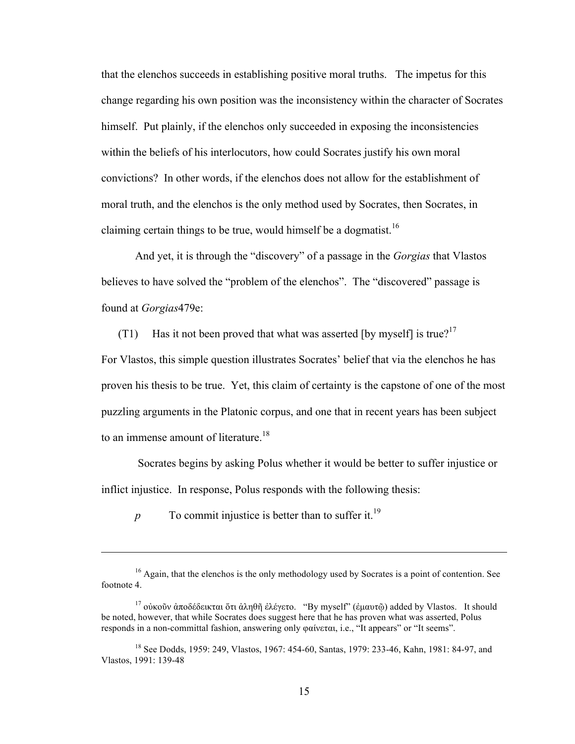that the elenchos succeeds in establishing positive moral truths. The impetus for this change regarding his own position was the inconsistency within the character of Socrates himself. Put plainly, if the elenchos only succeeded in exposing the inconsistencies within the beliefs of his interlocutors, how could Socrates justify his own moral convictions? In other words, if the elenchos does not allow for the establishment of moral truth, and the elenchos is the only method used by Socrates, then Socrates, in claiming certain things to be true, would himself be a dogmatist.[16]

And yet, it is through the "discovery" of a passage in the *Gorgias* that Vlastos believes to have solved the "problem of the elenchos". The "discovered" passage is found at *Gorgias*479e:

(T1) Has it not been proved that what was asserted [by myself] is true?[17]

For Vlastos, this simple question illustrates Socrates' belief that via the elenchos he has proven his thesis to be true. Yet, this claim of certainty is the capstone of one of the most puzzling arguments in the Platonic corpus, and one that in recent years has been subject to an immense amount of literature.[18]

Socrates begins by asking Polus whether it would be better to suffer injustice or inflict injustice. In response, Polus responds with the following thesis:

*p* To commit injustice is better than to suffer it.[19]

---

[16] Again, that the elenchos is the only methodology used by Socrates is a point of contention. See footnote 4.

[17] οὐκοῦν ἀποδέδεικται ὅτι ἀληθῆ ἐλέγετο. "By myself" (ἐμαυτῷ) added by Vlastos. It should be noted, however, that while Socrates does suggest here that he has proven what was asserted, Polus responds in a non-committal fashion, answering only φαίνεται, i.e., "It appears" or "It seems".

[18] See Dodds, 1959: 249, Vlastos, 1967: 454-60, Santas, 1979: 233-46, Kahn, 1981: 84-97, and Vlastos, 1991: 139-48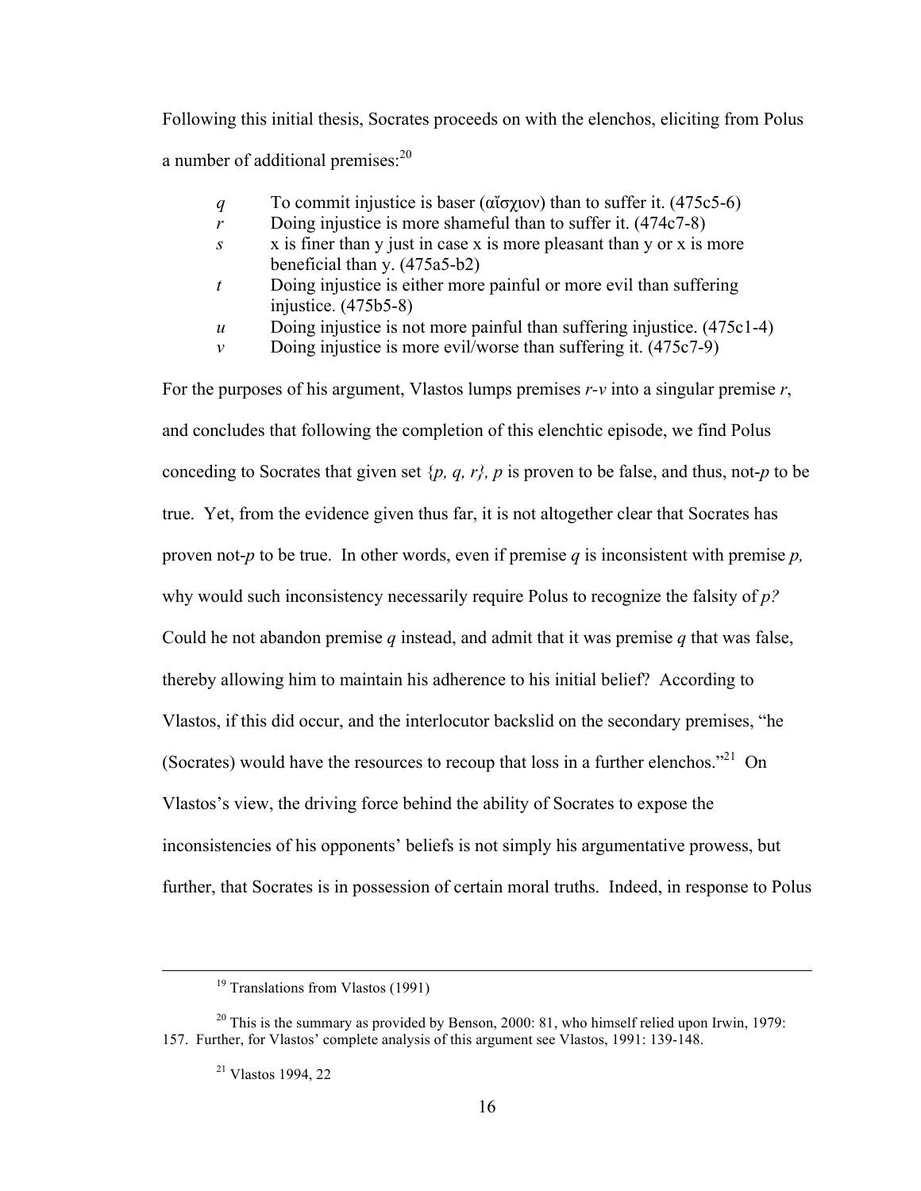Following this initial thesis, Socrates proceeds on with the elenchos, eliciting from Polus a number of additional premises:[20]

- *q* To commit injustice is baser (αἴσχιον) than to suffer it. (475c5-6)
- *r* Doing injustice is more shameful than to suffer it. (474c7-8)
- *s* x is finer than y just in case x is more pleasant than y or x is more beneficial than y. (475a5-b2)
- *t* Doing injustice is either more painful or more evil than suffering injustice. (475b5-8)
- *u* Doing injustice is not more painful than suffering injustice. (475c1-4)
- *v* Doing injustice is more evil/worse than suffering it. (475c7-9)

For the purposes of his argument, Vlastos lumps premises *r-v* into a singular premise *r*, and concludes that following the completion of this elenchtic episode, we find Polus conceding to Socrates that given set {*p, q, r*}, *p* is proven to be false, and thus, not-*p* to be true. Yet, from the evidence given thus far, it is not altogether clear that Socrates has proven not-*p* to be true. In other words, even if premise *q* is inconsistent with premise *p,* why would such inconsistency necessarily require Polus to recognize the falsity of *p?* Could he not abandon premise *q* instead, and admit that it was premise *q* that was false, thereby allowing him to maintain his adherence to his initial belief? According to Vlastos, if this did occur, and the interlocutor backslid on the secondary premises, "he (Socrates) would have the resources to recoup that loss in a further elenchos."[21] On Vlastos's view, the driving force behind the ability of Socrates to expose the inconsistencies of his opponents' beliefs is not simply his argumentative prowess, but further, that Socrates is in possession of certain moral truths. Indeed, in response to Polus

---

[19] Translations from Vlastos (1991)

[20] This is the summary as provided by Benson, 2000: 81, who himself relied upon Irwin, 1979: 157. Further, for Vlastos' complete analysis of this argument see Vlastos, 1991: 139-148.

[21] Vlastos 1994, 22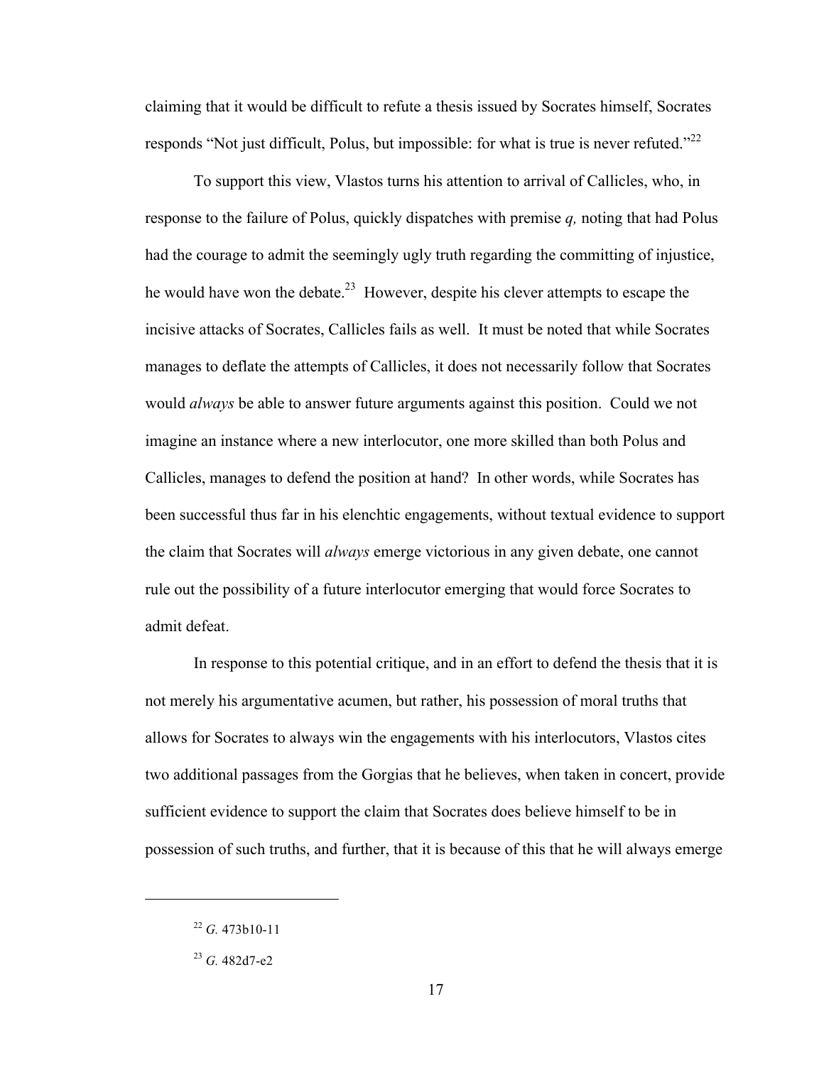claiming that it would be difficult to refute a thesis issued by Socrates himself, Socrates responds "Not just difficult, Polus, but impossible: for what is true is never refuted."[22]

To support this view, Vlastos turns his attention to arrival of Callicles, who, in response to the failure of Polus, quickly dispatches with premise *q,* noting that had Polus had the courage to admit the seemingly ugly truth regarding the committing of injustice, he would have won the debate.[23] However, despite his clever attempts to escape the incisive attacks of Socrates, Callicles fails as well. It must be noted that while Socrates manages to deflate the attempts of Callicles, it does not necessarily follow that Socrates would *always* be able to answer future arguments against this position. Could we not imagine an instance where a new interlocutor, one more skilled than both Polus and Callicles, manages to defend the position at hand? In other words, while Socrates has been successful thus far in his elenchtic engagements, without textual evidence to support the claim that Socrates will *always* emerge victorious in any given debate, one cannot rule out the possibility of a future interlocutor emerging that would force Socrates to admit defeat.

In response to this potential critique, and in an effort to defend the thesis that it is not merely his argumentative acumen, but rather, his possession of moral truths that allows for Socrates to always win the engagements with his interlocutors, Vlastos cites two additional passages from the Gorgias that he believes, when taken in concert, provide sufficient evidence to support the claim that Socrates does believe himself to be in possession of such truths, and further, that it is because of this that he will always emerge

---

[22] *G.* 473b10-11

[23] *G.* 482d7-e2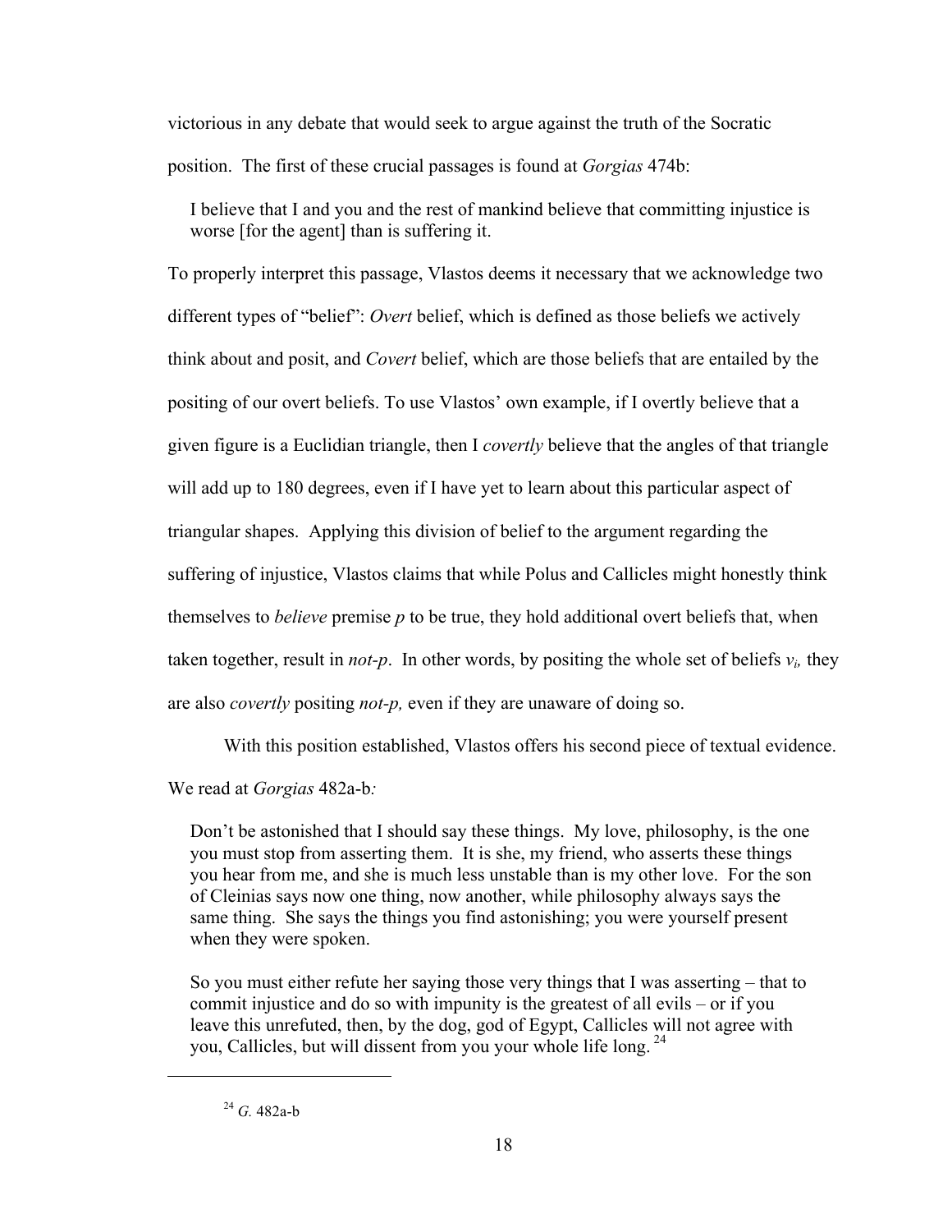victorious in any debate that would seek to argue against the truth of the Socratic position. The first of these crucial passages is found at *Gorgias* 474b:

> I believe that I and you and the rest of mankind believe that committing injustice is worse [for the agent] than is suffering it.

To properly interpret this passage, Vlastos deems it necessary that we acknowledge two different types of "belief": *Overt* belief, which is defined as those beliefs we actively think about and posit, and *Covert* belief, which are those beliefs that are entailed by the positing of our overt beliefs. To use Vlastos' own example, if I overtly believe that a given figure is a Euclidian triangle, then I *covertly* believe that the angles of that triangle will add up to 180 degrees, even if I have yet to learn about this particular aspect of triangular shapes. Applying this division of belief to the argument regarding the suffering of injustice, Vlastos claims that while Polus and Callicles might honestly think themselves to *believe* premise *p* to be true, they hold additional overt beliefs that, when taken together, result in *not-p*. In other words, by positing the whole set of beliefs $v_i$, they are also *covertly* positing *not-p,* even if they are unaware of doing so.

With this position established, Vlastos offers his second piece of textual evidence. We read at *Gorgias* 482a-b*:*

> Don't be astonished that I should say these things. My love, philosophy, is the one you must stop from asserting them. It is she, my friend, who asserts these things you hear from me, and she is much less unstable than is my other love. For the son of Cleinias says now one thing, now another, while philosophy always says the same thing. She says the things you find astonishing; you were yourself present when they were spoken.
>
> So you must either refute her saying those very things that I was asserting – that to commit injustice and do so with impunity is the greatest of all evils – or if you leave this unrefuted, then, by the dog, god of Egypt, Callicles will not agree with you, Callicles, but will dissent from you your whole life long. [24]

[24] *G.* 482a-b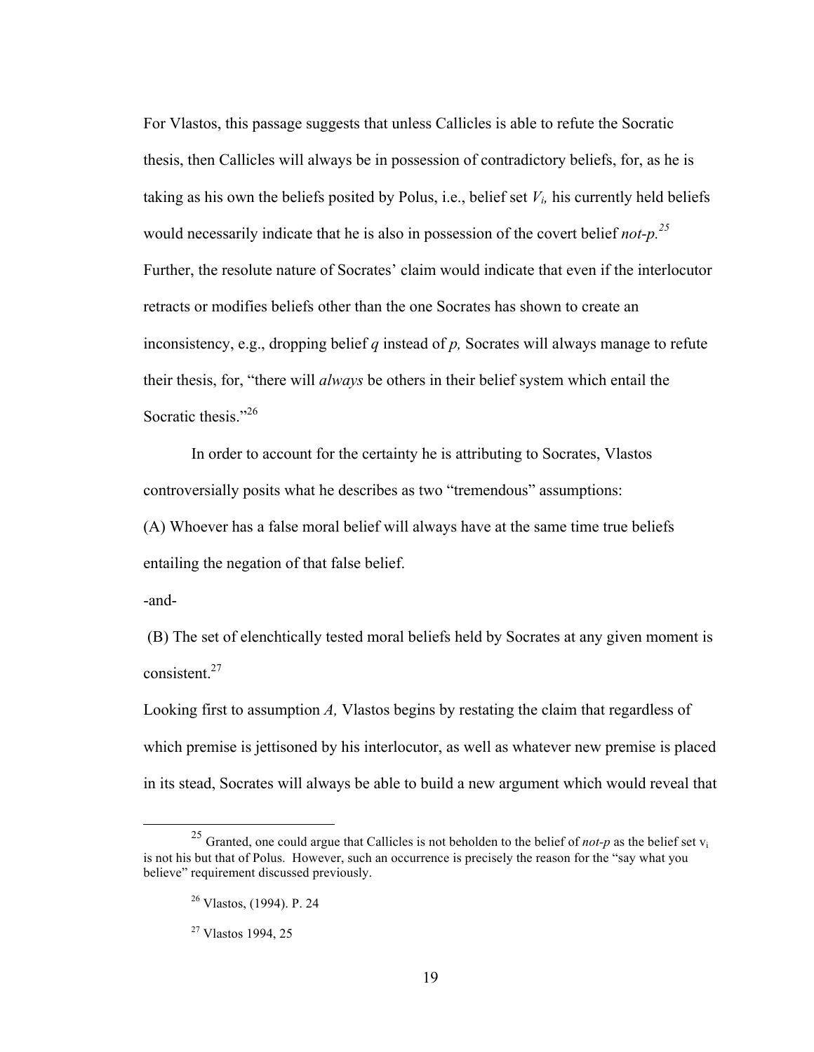For Vlastos, this passage suggests that unless Callicles is able to refute the Socratic thesis, then Callicles will always be in possession of contradictory beliefs, for, as he is taking as his own the beliefs posited by Polus, i.e., belief set $V_i$, his currently held beliefs would necessarily indicate that he is also in possession of the covert belief *not-p.*[25] Further, the resolute nature of Socrates' claim would indicate that even if the interlocutor retracts or modifies beliefs other than the one Socrates has shown to create an inconsistency, e.g., dropping belief *q* instead of *p,* Socrates will always manage to refute their thesis, for, "there will *always* be others in their belief system which entail the Socratic thesis."[26]

In order to account for the certainty he is attributing to Socrates, Vlastos controversially posits what he describes as two "tremendous" assumptions:

(A) Whoever has a false moral belief will always have at the same time true beliefs entailing the negation of that false belief.

-and-

(B) The set of elenchtically tested moral beliefs held by Socrates at any given moment is consistent.[27]

Looking first to assumption *A,* Vlastos begins by restating the claim that regardless of which premise is jettisoned by his interlocutor, as well as whatever new premise is placed in its stead, Socrates will always be able to build a new argument which would reveal that

---

[25] Granted, one could argue that Callicles is not beholden to the belief of *not-p* as the belief set $v_i$ is not his but that of Polus. However, such an occurrence is precisely the reason for the "say what you believe" requirement discussed previously.

[26] Vlastos, (1994). P. 24

[27] Vlastos 1994, 25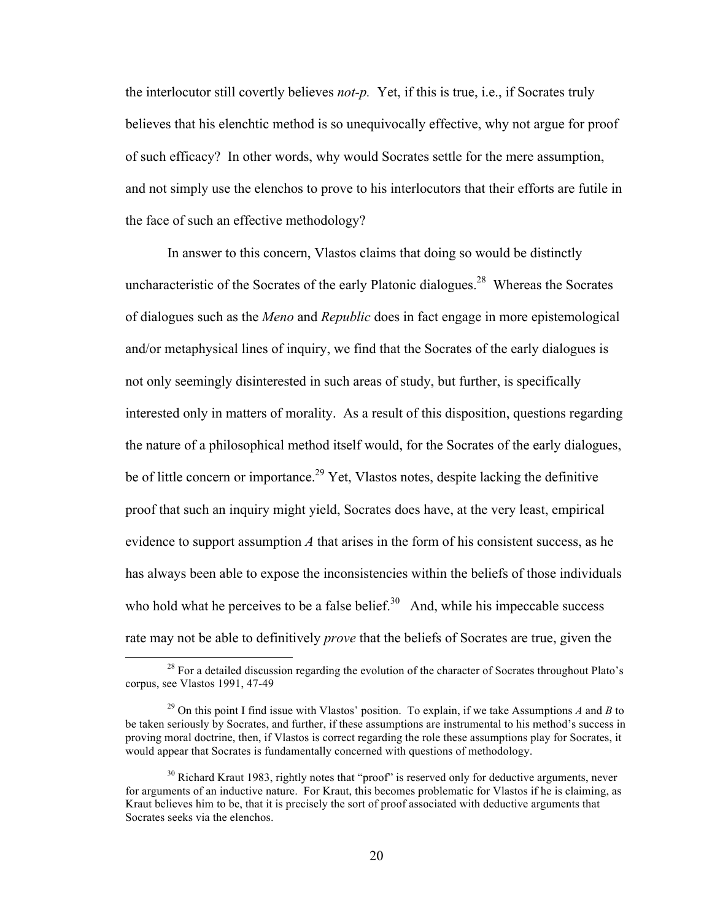the interlocutor still covertly believes *not-p.* Yet, if this is true, i.e., if Socrates truly believes that his elenchtic method is so unequivocally effective, why not argue for proof of such efficacy? In other words, why would Socrates settle for the mere assumption, and not simply use the elenchos to prove to his interlocutors that their efforts are futile in the face of such an effective methodology?

In answer to this concern, Vlastos claims that doing so would be distinctly uncharacteristic of the Socrates of the early Platonic dialogues.[28] Whereas the Socrates of dialogues such as the *Meno* and *Republic* does in fact engage in more epistemological and/or metaphysical lines of inquiry, we find that the Socrates of the early dialogues is not only seemingly disinterested in such areas of study, but further, is specifically interested only in matters of morality. As a result of this disposition, questions regarding the nature of a philosophical method itself would, for the Socrates of the early dialogues, be of little concern or importance.[29] Yet, Vlastos notes, despite lacking the definitive proof that such an inquiry might yield, Socrates does have, at the very least, empirical evidence to support assumption *A* that arises in the form of his consistent success, as he has always been able to expose the inconsistencies within the beliefs of those individuals who hold what he perceives to be a false belief.[30] And, while his impeccable success rate may not be able to definitively *prove* that the beliefs of Socrates are true, given the

---

[28] For a detailed discussion regarding the evolution of the character of Socrates throughout Plato's corpus, see Vlastos 1991, 47-49

[29] On this point I find issue with Vlastos' position. To explain, if we take Assumptions *A* and *B* to be taken seriously by Socrates, and further, if these assumptions are instrumental to his method's success in proving moral doctrine, then, if Vlastos is correct regarding the role these assumptions play for Socrates, it would appear that Socrates is fundamentally concerned with questions of methodology.

[30] Richard Kraut 1983, rightly notes that "proof" is reserved only for deductive arguments, never for arguments of an inductive nature. For Kraut, this becomes problematic for Vlastos if he is claiming, as Kraut believes him to be, that it is precisely the sort of proof associated with deductive arguments that Socrates seeks via the elenchos.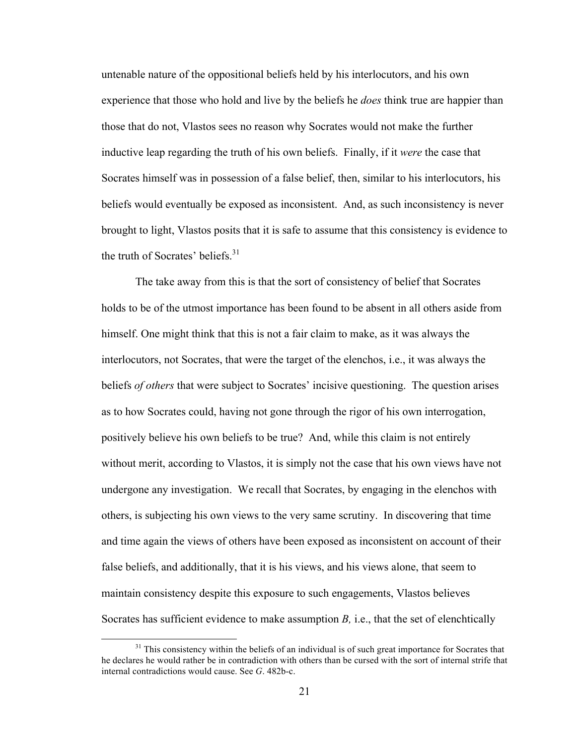untenable nature of the oppositional beliefs held by his interlocutors, and his own experience that those who hold and live by the beliefs he *does* think true are happier than those that do not, Vlastos sees no reason why Socrates would not make the further inductive leap regarding the truth of his own beliefs. Finally, if it *were* the case that Socrates himself was in possession of a false belief, then, similar to his interlocutors, his beliefs would eventually be exposed as inconsistent. And, as such inconsistency is never brought to light, Vlastos posits that it is safe to assume that this consistency is evidence to the truth of Socrates' beliefs.[31]

The take away from this is that the sort of consistency of belief that Socrates holds to be of the utmost importance has been found to be absent in all others aside from himself. One might think that this is not a fair claim to make, as it was always the interlocutors, not Socrates, that were the target of the elenchos, i.e., it was always the beliefs *of others* that were subject to Socrates' incisive questioning. The question arises as to how Socrates could, having not gone through the rigor of his own interrogation, positively believe his own beliefs to be true? And, while this claim is not entirely without merit, according to Vlastos, it is simply not the case that his own views have not undergone any investigation. We recall that Socrates, by engaging in the elenchos with others, is subjecting his own views to the very same scrutiny. In discovering that time and time again the views of others have been exposed as inconsistent on account of their false beliefs, and additionally, that it is his views, and his views alone, that seem to maintain consistency despite this exposure to such engagements, Vlastos believes Socrates has sufficient evidence to make assumption *B,* i.e., that the set of elenchtically

[31] This consistency within the beliefs of an individual is of such great importance for Socrates that he declares he would rather be in contradiction with others than be cursed with the sort of internal strife that internal contradictions would cause. See *G*. 482b-c.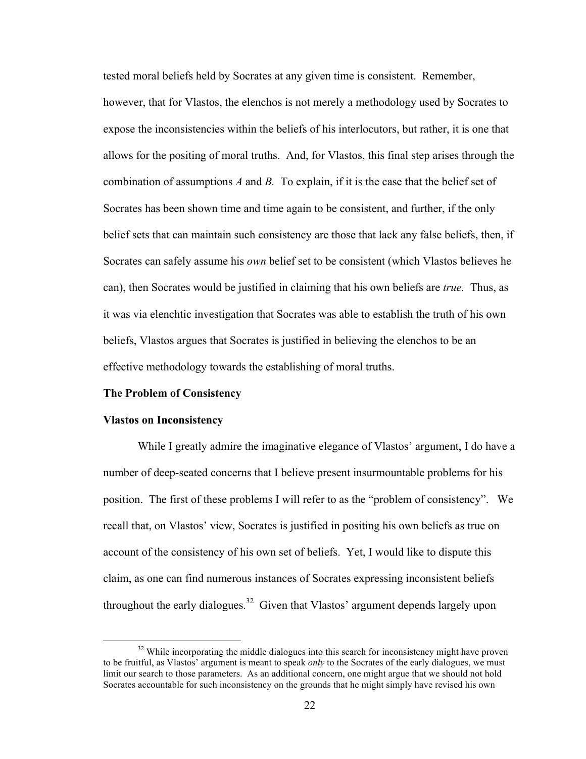tested moral beliefs held by Socrates at any given time is consistent. Remember, however, that for Vlastos, the elenchos is not merely a methodology used by Socrates to expose the inconsistencies within the beliefs of his interlocutors, but rather, it is one that allows for the positing of moral truths. And, for Vlastos, this final step arises through the combination of assumptions *A* and *B*. To explain, if it is the case that the belief set of Socrates has been shown time and time again to be consistent, and further, if the only belief sets that can maintain such consistency are those that lack any false beliefs, then, if Socrates can safely assume his *own* belief set to be consistent (which Vlastos believes he can), then Socrates would be justified in claiming that his own beliefs are *true.* Thus, as it was via elenchtic investigation that Socrates was able to establish the truth of his own beliefs, Vlastos argues that Socrates is justified in believing the elenchos to be an effective methodology towards the establishing of moral truths.

## <u>The Problem of Consistency</u>

### Vlastos on Inconsistency

While I greatly admire the imaginative elegance of Vlastos' argument, I do have a number of deep-seated concerns that I believe present insurmountable problems for his position. The first of these problems I will refer to as the "problem of consistency". We recall that, on Vlastos' view, Socrates is justified in positing his own beliefs as true on account of the consistency of his own set of beliefs. Yet, I would like to dispute this claim, as one can find numerous instances of Socrates expressing inconsistent beliefs throughout the early dialogues.[32] Given that Vlastos' argument depends largely upon

[32] While incorporating the middle dialogues into this search for inconsistency might have proven to be fruitful, as Vlastos' argument is meant to speak *only* to the Socrates of the early dialogues, we must limit our search to those parameters. As an additional concern, one might argue that we should not hold Socrates accountable for such inconsistency on the grounds that he might simply have revised his own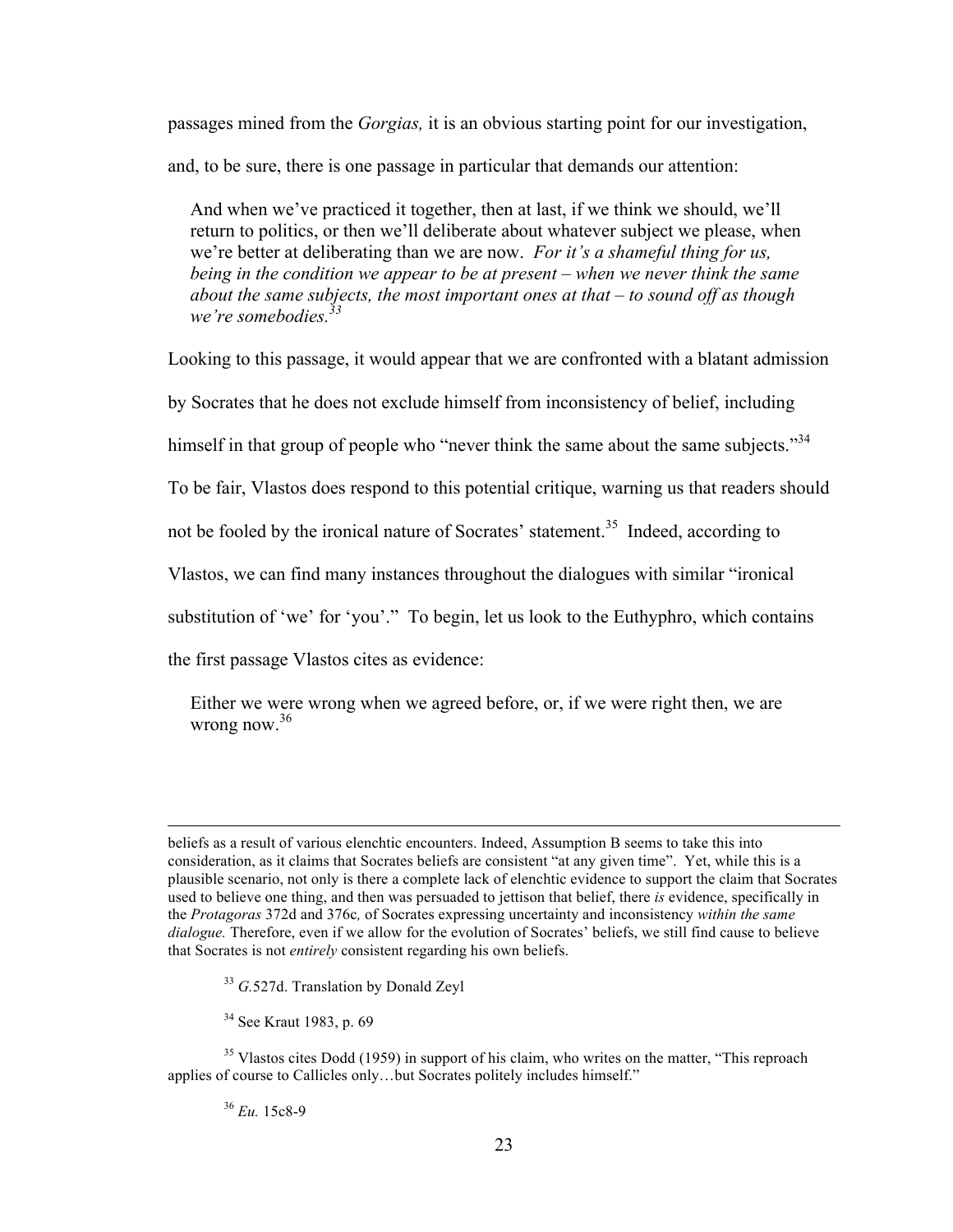passages mined from the *Gorgias,* it is an obvious starting point for our investigation, and, to be sure, there is one passage in particular that demands our attention:

> And when we've practiced it together, then at last, if we think we should, we'll return to politics, or then we'll deliberate about whatever subject we please, when we're better at deliberating than we are now. *For it's a shameful thing for us, being in the condition we appear to be at present – when we never think the same about the same subjects, the most important ones at that – to sound off as though we're somebodies.*[33]

Looking to this passage, it would appear that we are confronted with a blatant admission by Socrates that he does not exclude himself from inconsistency of belief, including himself in that group of people who "never think the same about the same subjects."[34] To be fair, Vlastos does respond to this potential critique, warning us that readers should not be fooled by the ironical nature of Socrates' statement.[35] Indeed, according to Vlastos, we can find many instances throughout the dialogues with similar "ironical substitution of 'we' for 'you'." To begin, let us look to the Euthyphro, which contains the first passage Vlastos cites as evidence:

> Either we were wrong when we agreed before, or, if we were right then, we are wrong now.[36]

---

beliefs as a result of various elenchtic encounters. Indeed, Assumption B seems to take this into consideration, as it claims that Socrates beliefs are consistent "at any given time". Yet, while this is a plausible scenario, not only is there a complete lack of elenchtic evidence to support the claim that Socrates used to believe one thing, and then was persuaded to jettison that belief, there *is* evidence, specifically in the *Protagoras* 372d and 376c*,* of Socrates expressing uncertainty and inconsistency *within the same dialogue.* Therefore, even if we allow for the evolution of Socrates' beliefs, we still find cause to believe that Socrates is not *entirely* consistent regarding his own beliefs.

[33] *G.*527d. Translation by Donald Zeyl

[34] See Kraut 1983, p. 69

[35] Vlastos cites Dodd (1959) in support of his claim, who writes on the matter, "This reproach applies of course to Callicles only…but Socrates politely includes himself."

[36] *Eu.* 15c8-9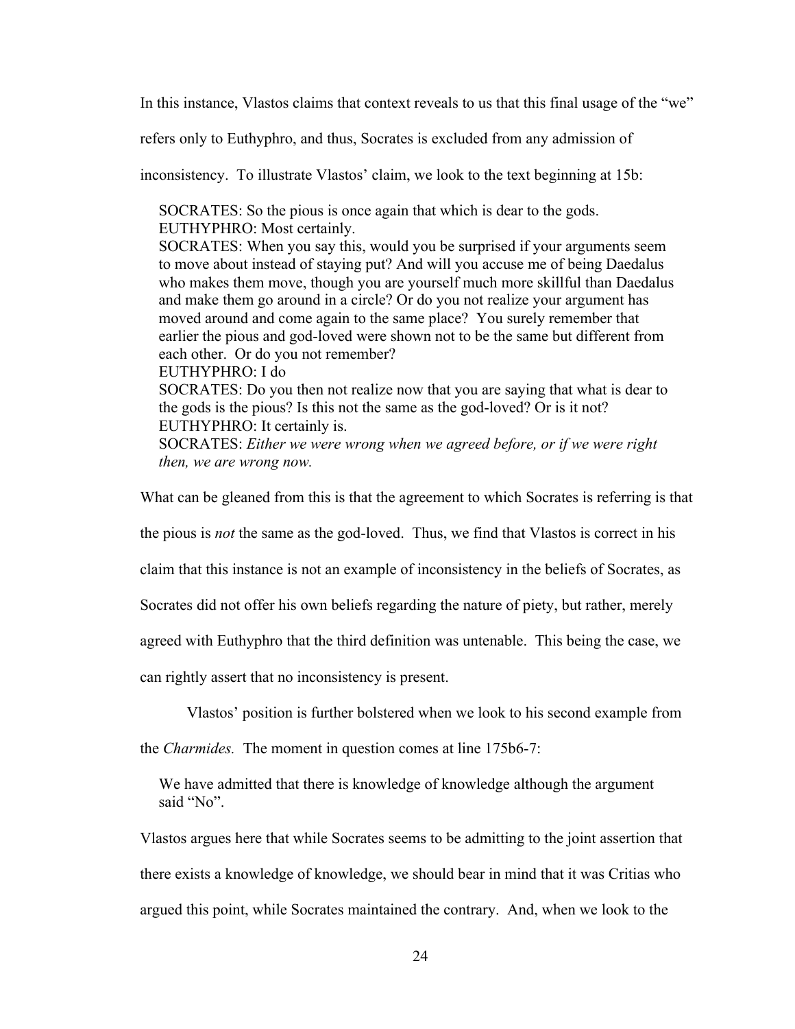In this instance, Vlastos claims that context reveals to us that this final usage of the "we" refers only to Euthyphro, and thus, Socrates is excluded from any admission of inconsistency. To illustrate Vlastos' claim, we look to the text beginning at 15b:

> SOCRATES: So the pious is once again that which is dear to the gods.
> EUTHYPHRO: Most certainly.
> SOCRATES: When you say this, would you be surprised if your arguments seem to move about instead of staying put? And will you accuse me of being Daedalus who makes them move, though you are yourself much more skillful than Daedalus and make them go around in a circle? Or do you not realize your argument has moved around and come again to the same place? You surely remember that earlier the pious and god-loved were shown not to be the same but different from each other. Or do you not remember?
> EUTHYPHRO: I do
> SOCRATES: Do you then not realize now that you are saying that what is dear to the gods is the pious? Is this not the same as the god-loved? Or is it not?
> EUTHYPHRO: It certainly is.
> SOCRATES: *Either we were wrong when we agreed before, or if we were right then, we are wrong now.*

What can be gleaned from this is that the agreement to which Socrates is referring is that the pious is *not* the same as the god-loved. Thus, we find that Vlastos is correct in his claim that this instance is not an example of inconsistency in the beliefs of Socrates, as Socrates did not offer his own beliefs regarding the nature of piety, but rather, merely agreed with Euthyphro that the third definition was untenable. This being the case, we can rightly assert that no inconsistency is present.

Vlastos' position is further bolstered when we look to his second example from the *Charmides.* The moment in question comes at line 175b6-7:

> We have admitted that there is knowledge of knowledge although the argument said "No".

Vlastos argues here that while Socrates seems to be admitting to the joint assertion that there exists a knowledge of knowledge, we should bear in mind that it was Critias who argued this point, while Socrates maintained the contrary. And, when we look to the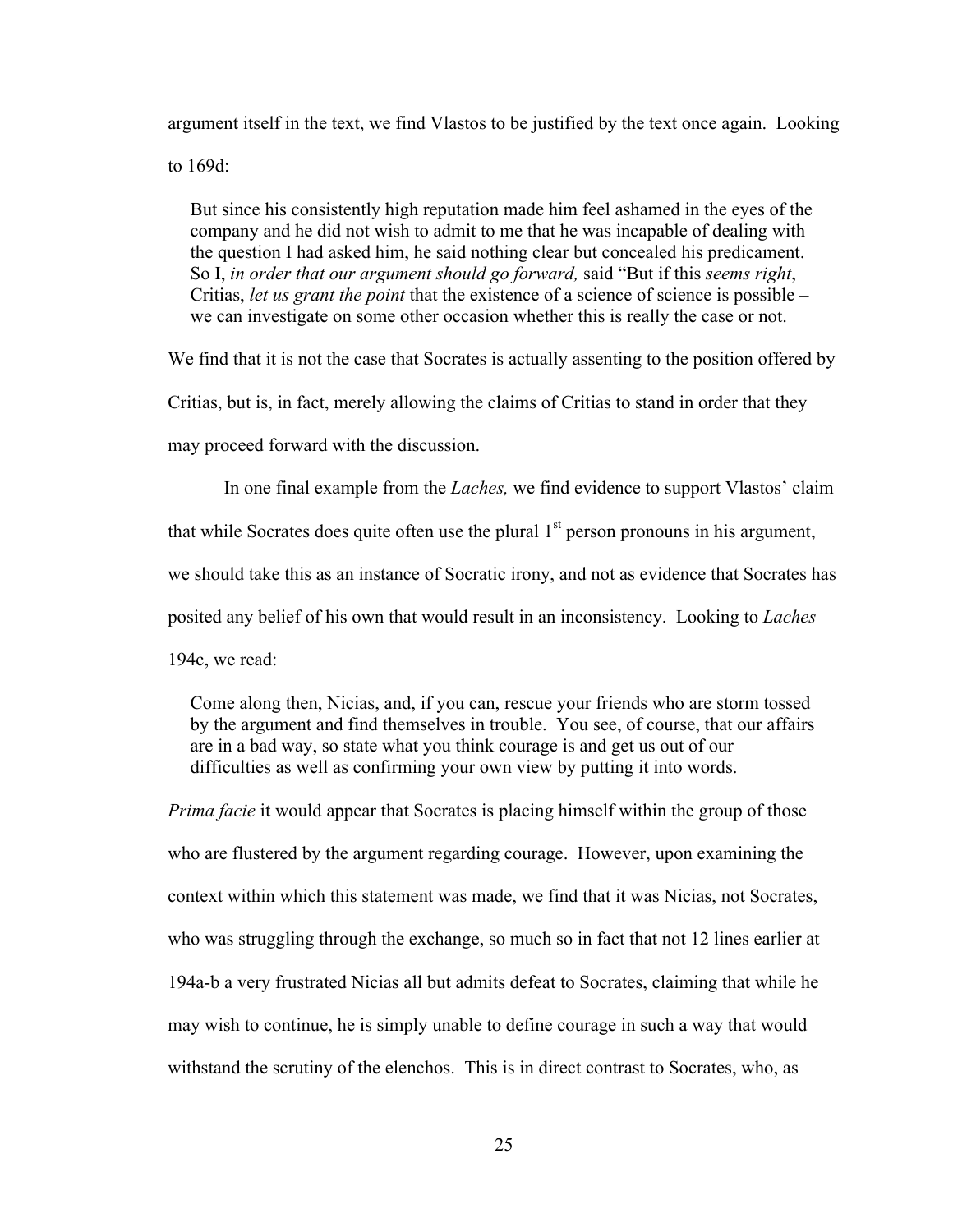argument itself in the text, we find Vlastos to be justified by the text once again. Looking to 169d:

> But since his consistently high reputation made him feel ashamed in the eyes of the company and he did not wish to admit to me that he was incapable of dealing with the question I had asked him, he said nothing clear but concealed his predicament. So I, *in order that our argument should go forward,* said "But if this *seems right*, Critias, *let us grant the point* that the existence of a science of science is possible – we can investigate on some other occasion whether this is really the case or not.

We find that it is not the case that Socrates is actually assenting to the position offered by Critias, but is, in fact, merely allowing the claims of Critias to stand in order that they may proceed forward with the discussion.

In one final example from the *Laches,* we find evidence to support Vlastos' claim that while Socrates does quite often use the plural 1st person pronouns in his argument, we should take this as an instance of Socratic irony, and not as evidence that Socrates has posited any belief of his own that would result in an inconsistency. Looking to *Laches* 194c, we read:

> Come along then, Nicias, and, if you can, rescue your friends who are storm tossed by the argument and find themselves in trouble. You see, of course, that our affairs are in a bad way, so state what you think courage is and get us out of our difficulties as well as confirming your own view by putting it into words.

*Prima facie* it would appear that Socrates is placing himself within the group of those who are flustered by the argument regarding courage. However, upon examining the context within which this statement was made, we find that it was Nicias, not Socrates, who was struggling through the exchange, so much so in fact that not 12 lines earlier at 194a-b a very frustrated Nicias all but admits defeat to Socrates, claiming that while he may wish to continue, he is simply unable to define courage in such a way that would withstand the scrutiny of the elenchos. This is in direct contrast to Socrates, who, as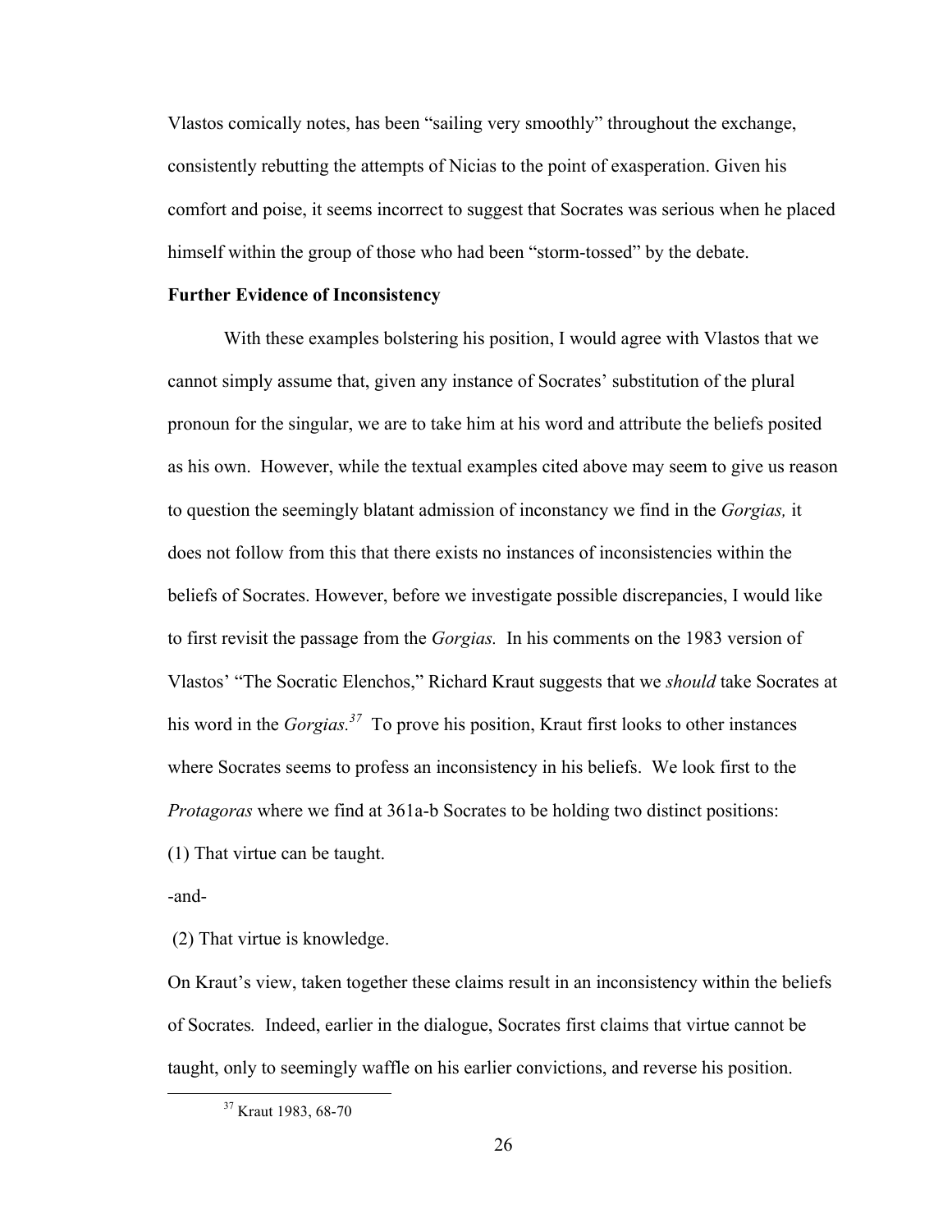Vlastos comically notes, has been "sailing very smoothly" throughout the exchange, consistently rebutting the attempts of Nicias to the point of exasperation. Given his comfort and poise, it seems incorrect to suggest that Socrates was serious when he placed himself within the group of those who had been "storm-tossed" by the debate.

**Further Evidence of Inconsistency**

With these examples bolstering his position, I would agree with Vlastos that we cannot simply assume that, given any instance of Socrates' substitution of the plural pronoun for the singular, we are to take him at his word and attribute the beliefs posited as his own. However, while the textual examples cited above may seem to give us reason to question the seemingly blatant admission of inconstancy we find in the *Gorgias,* it does not follow from this that there exists no instances of inconsistencies within the beliefs of Socrates. However, before we investigate possible discrepancies, I would like to first revisit the passage from the *Gorgias.* In his comments on the 1983 version of Vlastos' "The Socratic Elenchos," Richard Kraut suggests that we *should* take Socrates at his word in the *Gorgias.*[37] To prove his position, Kraut first looks to other instances where Socrates seems to profess an inconsistency in his beliefs. We look first to the *Protagoras* where we find at 361a-b Socrates to be holding two distinct positions:

(1) That virtue can be taught.

-and-

(2) That virtue is knowledge.

On Kraut's view, taken together these claims result in an inconsistency within the beliefs of Socrates*.* Indeed, earlier in the dialogue, Socrates first claims that virtue cannot be taught, only to seemingly waffle on his earlier convictions, and reverse his position.

[37] Kraut 1983, 68-70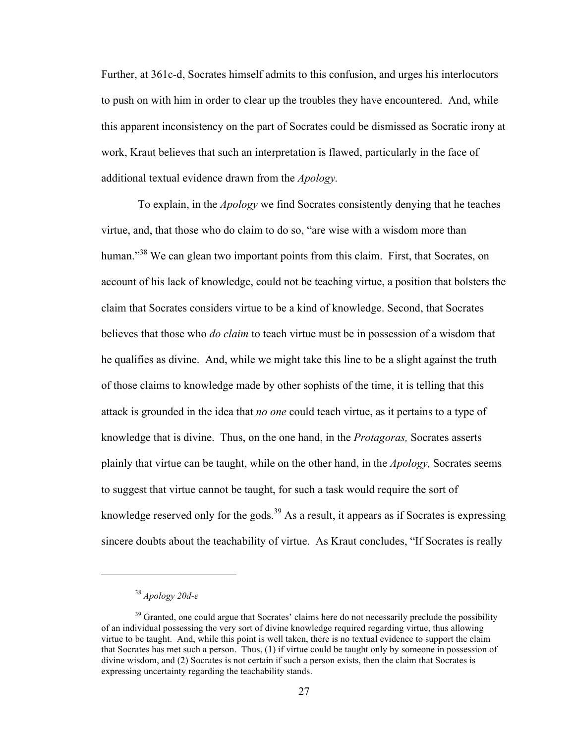Further, at 361c-d, Socrates himself admits to this confusion, and urges his interlocutors to push on with him in order to clear up the troubles they have encountered. And, while this apparent inconsistency on the part of Socrates could be dismissed as Socratic irony at work, Kraut believes that such an interpretation is flawed, particularly in the face of additional textual evidence drawn from the *Apology.*

To explain, in the *Apology* we find Socrates consistently denying that he teaches virtue, and, that those who do claim to do so, "are wise with a wisdom more than human."[38] We can glean two important points from this claim. First, that Socrates, on account of his lack of knowledge, could not be teaching virtue, a position that bolsters the claim that Socrates considers virtue to be a kind of knowledge. Second, that Socrates believes that those who *do claim* to teach virtue must be in possession of a wisdom that he qualifies as divine. And, while we might take this line to be a slight against the truth of those claims to knowledge made by other sophists of the time, it is telling that this attack is grounded in the idea that *no one* could teach virtue, as it pertains to a type of knowledge that is divine. Thus, on the one hand, in the *Protagoras,* Socrates asserts plainly that virtue can be taught, while on the other hand, in the *Apology,* Socrates seems to suggest that virtue cannot be taught, for such a task would require the sort of knowledge reserved only for the gods.[39] As a result, it appears as if Socrates is expressing sincere doubts about the teachability of virtue. As Kraut concludes, "If Socrates is really

---

[38] *Apology 20d-e*

[39] Granted, one could argue that Socrates' claims here do not necessarily preclude the possibility of an individual possessing the very sort of divine knowledge required regarding virtue, thus allowing virtue to be taught. And, while this point is well taken, there is no textual evidence to support the claim that Socrates has met such a person. Thus, (1) if virtue could be taught only by someone in possession of divine wisdom, and (2) Socrates is not certain if such a person exists, then the claim that Socrates is expressing uncertainty regarding the teachability stands.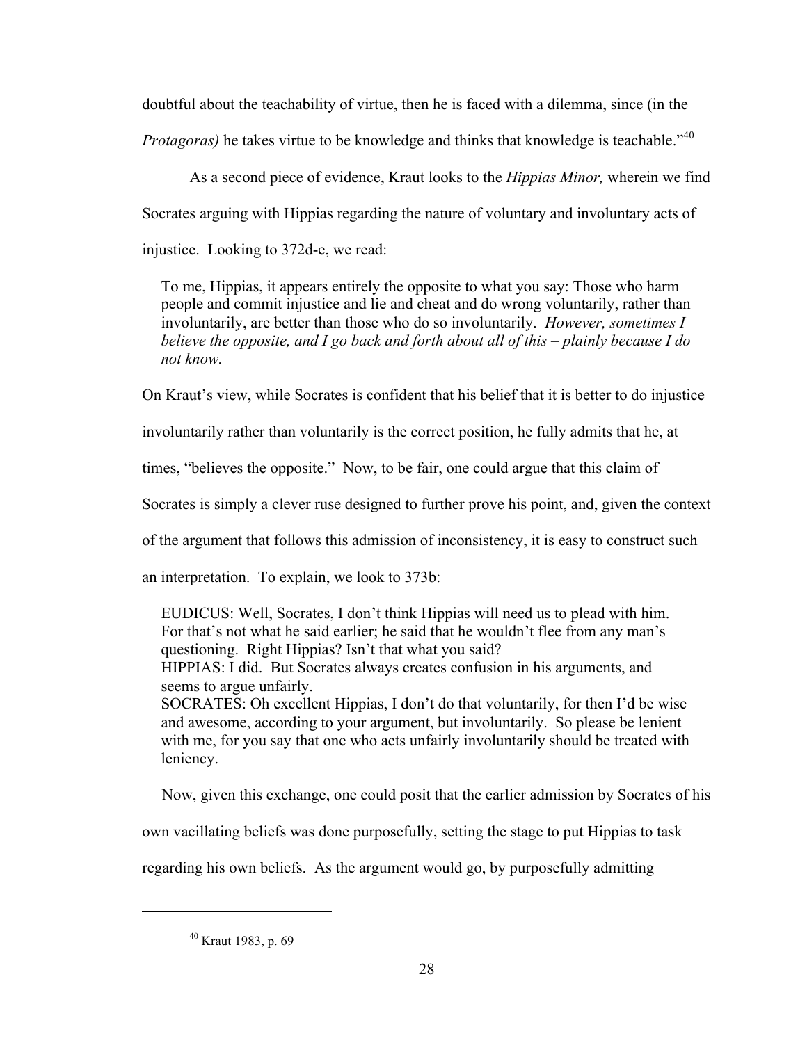doubtful about the teachability of virtue, then he is faced with a dilemma, since (in the *Protagoras)* he takes virtue to be knowledge and thinks that knowledge is teachable."[40]

As a second piece of evidence, Kraut looks to the *Hippias Minor,* wherein we find Socrates arguing with Hippias regarding the nature of voluntary and involuntary acts of injustice. Looking to 372d-e, we read:

> To me, Hippias, it appears entirely the opposite to what you say: Those who harm people and commit injustice and lie and cheat and do wrong voluntarily, rather than involuntarily, are better than those who do so involuntarily. *However, sometimes I believe the opposite, and I go back and forth about all of this – plainly because I do not know.*

On Kraut's view, while Socrates is confident that his belief that it is better to do injustice involuntarily rather than voluntarily is the correct position, he fully admits that he, at times, "believes the opposite." Now, to be fair, one could argue that this claim of Socrates is simply a clever ruse designed to further prove his point, and, given the context of the argument that follows this admission of inconsistency, it is easy to construct such an interpretation. To explain, we look to 373b:

> EUDICUS: Well, Socrates, I don't think Hippias will need us to plead with him. For that's not what he said earlier; he said that he wouldn't flee from any man's questioning. Right Hippias? Isn't that what you said?
> HIPPIAS: I did. But Socrates always creates confusion in his arguments, and seems to argue unfairly.
> SOCRATES: Oh excellent Hippias, I don't do that voluntarily, for then I'd be wise and awesome, according to your argument, but involuntarily. So please be lenient with me, for you say that one who acts unfairly involuntarily should be treated with leniency.

Now, given this exchange, one could posit that the earlier admission by Socrates of his own vacillating beliefs was done purposefully, setting the stage to put Hippias to task regarding his own beliefs. As the argument would go, by purposefully admitting

---

[40] Kraut 1983, p. 69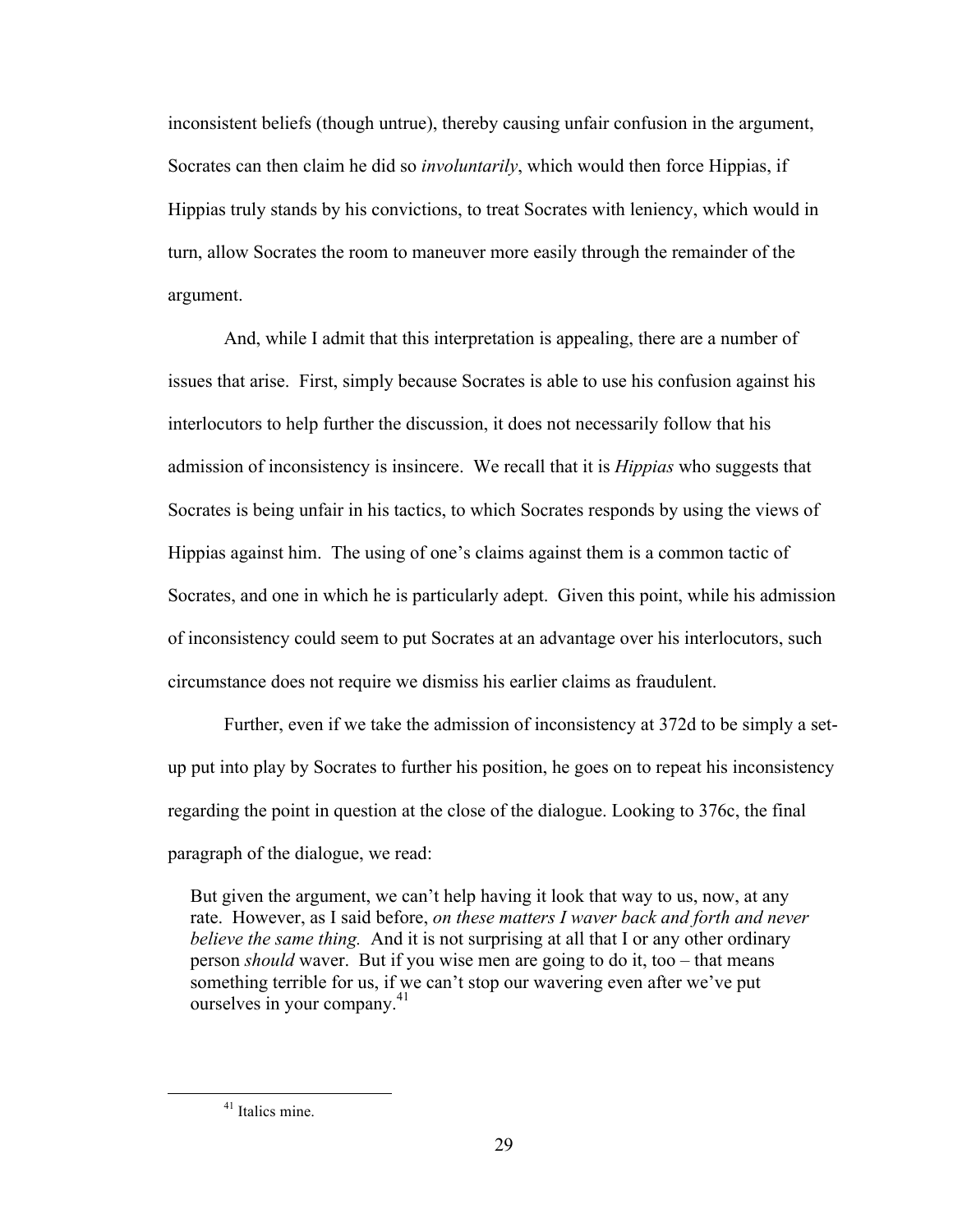inconsistent beliefs (though untrue), thereby causing unfair confusion in the argument, Socrates can then claim he did so *involuntarily*, which would then force Hippias, if Hippias truly stands by his convictions, to treat Socrates with leniency, which would in turn, allow Socrates the room to maneuver more easily through the remainder of the argument.

And, while I admit that this interpretation is appealing, there are a number of issues that arise. First, simply because Socrates is able to use his confusion against his interlocutors to help further the discussion, it does not necessarily follow that his admission of inconsistency is insincere. We recall that it is *Hippias* who suggests that Socrates is being unfair in his tactics, to which Socrates responds by using the views of Hippias against him. The using of one's claims against them is a common tactic of Socrates, and one in which he is particularly adept. Given this point, while his admission of inconsistency could seem to put Socrates at an advantage over his interlocutors, such circumstance does not require we dismiss his earlier claims as fraudulent.

Further, even if we take the admission of inconsistency at 372d to be simply a set-up put into play by Socrates to further his position, he goes on to repeat his inconsistency regarding the point in question at the close of the dialogue. Looking to 376c, the final paragraph of the dialogue, we read:

> But given the argument, we can't help having it look that way to us, now, at any rate. However, as I said before, *on these matters I waver back and forth and never believe the same thing.* And it is not surprising at all that I or any other ordinary person *should* waver. But if you wise men are going to do it, too – that means something terrible for us, if we can't stop our wavering even after we've put ourselves in your company.[41]

[41] Italics mine.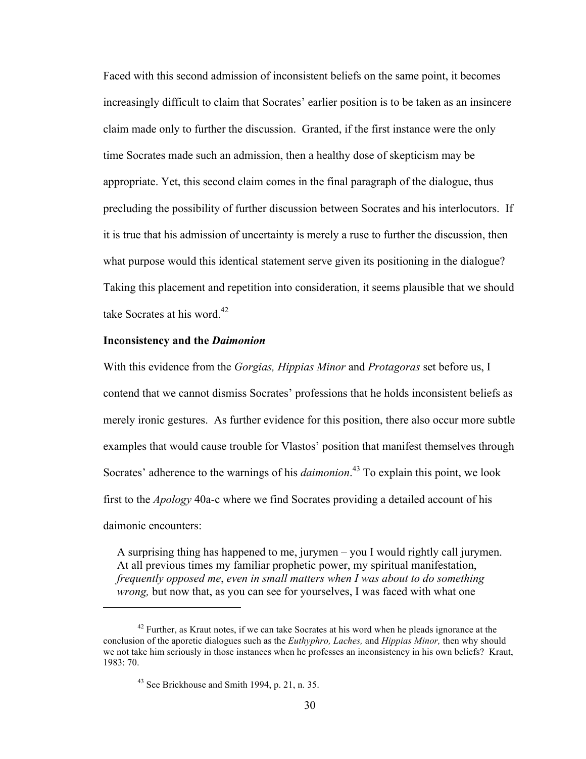Faced with this second admission of inconsistent beliefs on the same point, it becomes increasingly difficult to claim that Socrates' earlier position is to be taken as an insincere claim made only to further the discussion. Granted, if the first instance were the only time Socrates made such an admission, then a healthy dose of skepticism may be appropriate. Yet, this second claim comes in the final paragraph of the dialogue, thus precluding the possibility of further discussion between Socrates and his interlocutors. If it is true that his admission of uncertainty is merely a ruse to further the discussion, then what purpose would this identical statement serve given its positioning in the dialogue? Taking this placement and repetition into consideration, it seems plausible that we should take Socrates at his word.[42]

**Inconsistency and the *Daimonion***

With this evidence from the *Gorgias, Hippias Minor* and *Protagoras* set before us, I contend that we cannot dismiss Socrates' professions that he holds inconsistent beliefs as merely ironic gestures. As further evidence for this position, there also occur more subtle examples that would cause trouble for Vlastos' position that manifest themselves through Socrates' adherence to the warnings of his *daimonion*.[43] To explain this point, we look first to the *Apology* 40a-c where we find Socrates providing a detailed account of his daimonic encounters:

> A surprising thing has happened to me, jurymen – you I would rightly call jurymen. At all previous times my familiar prophetic power, my spiritual manifestation, *frequently opposed me*, *even in small matters when I was about to do something wrong,* but now that, as you can see for yourselves, I was faced with what one

[42] Further, as Kraut notes, if we can take Socrates at his word when he pleads ignorance at the conclusion of the aporetic dialogues such as the *Euthyphro, Laches,* and *Hippias Minor,* then why should we not take him seriously in those instances when he professes an inconsistency in his own beliefs? Kraut, 1983: 70.

[43] See Brickhouse and Smith 1994, p. 21, n. 35.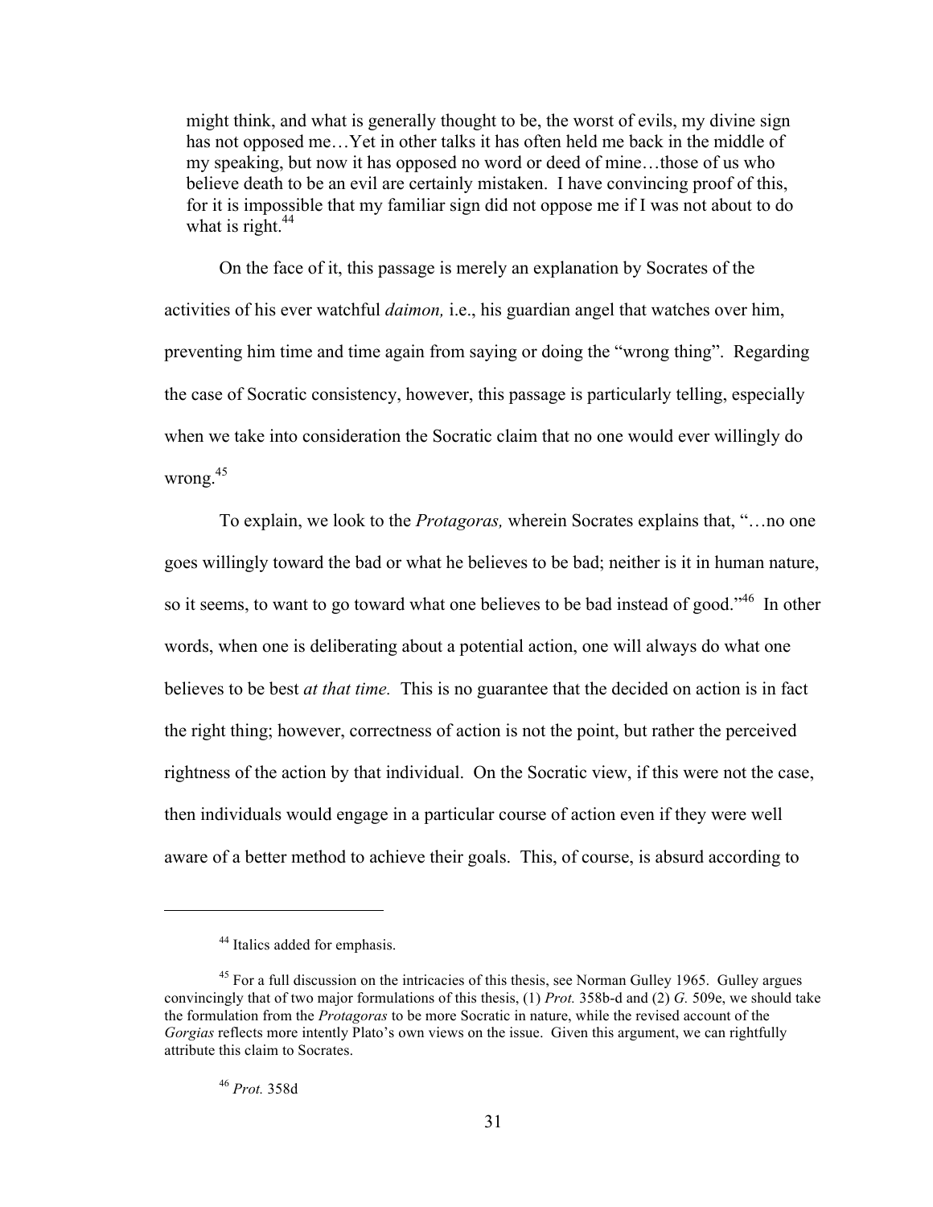> might think, and what is generally thought to be, the worst of evils, my divine sign has not opposed me…Yet in other talks it has often held me back in the middle of my speaking, but now it has opposed no word or deed of mine…those of us who believe death to be an evil are certainly mistaken. I have convincing proof of this, for it is impossible that my familiar sign did not oppose me if I was not about to do what is right.[44]

On the face of it, this passage is merely an explanation by Socrates of the activities of his ever watchful *daimon,* i.e., his guardian angel that watches over him, preventing him time and time again from saying or doing the "wrong thing". Regarding the case of Socratic consistency, however, this passage is particularly telling, especially when we take into consideration the Socratic claim that no one would ever willingly do wrong.[45]

To explain, we look to the *Protagoras,* wherein Socrates explains that, "…no one goes willingly toward the bad or what he believes to be bad; neither is it in human nature, so it seems, to want to go toward what one believes to be bad instead of good."[46] In other words, when one is deliberating about a potential action, one will always do what one believes to be best *at that time.* This is no guarantee that the decided on action is in fact the right thing; however, correctness of action is not the point, but rather the perceived rightness of the action by that individual. On the Socratic view, if this were not the case, then individuals would engage in a particular course of action even if they were well aware of a better method to achieve their goals. This, of course, is absurd according to

---

[44] Italics added for emphasis.

[45] For a full discussion on the intricacies of this thesis, see Norman Gulley 1965. Gulley argues convincingly that of two major formulations of this thesis, (1) *Prot.* 358b-d and (2) *G.* 509e, we should take the formulation from the *Protagoras* to be more Socratic in nature, while the revised account of the *Gorgias* reflects more intently Plato's own views on the issue. Given this argument, we can rightfully attribute this claim to Socrates.

[46] *Prot.* 358d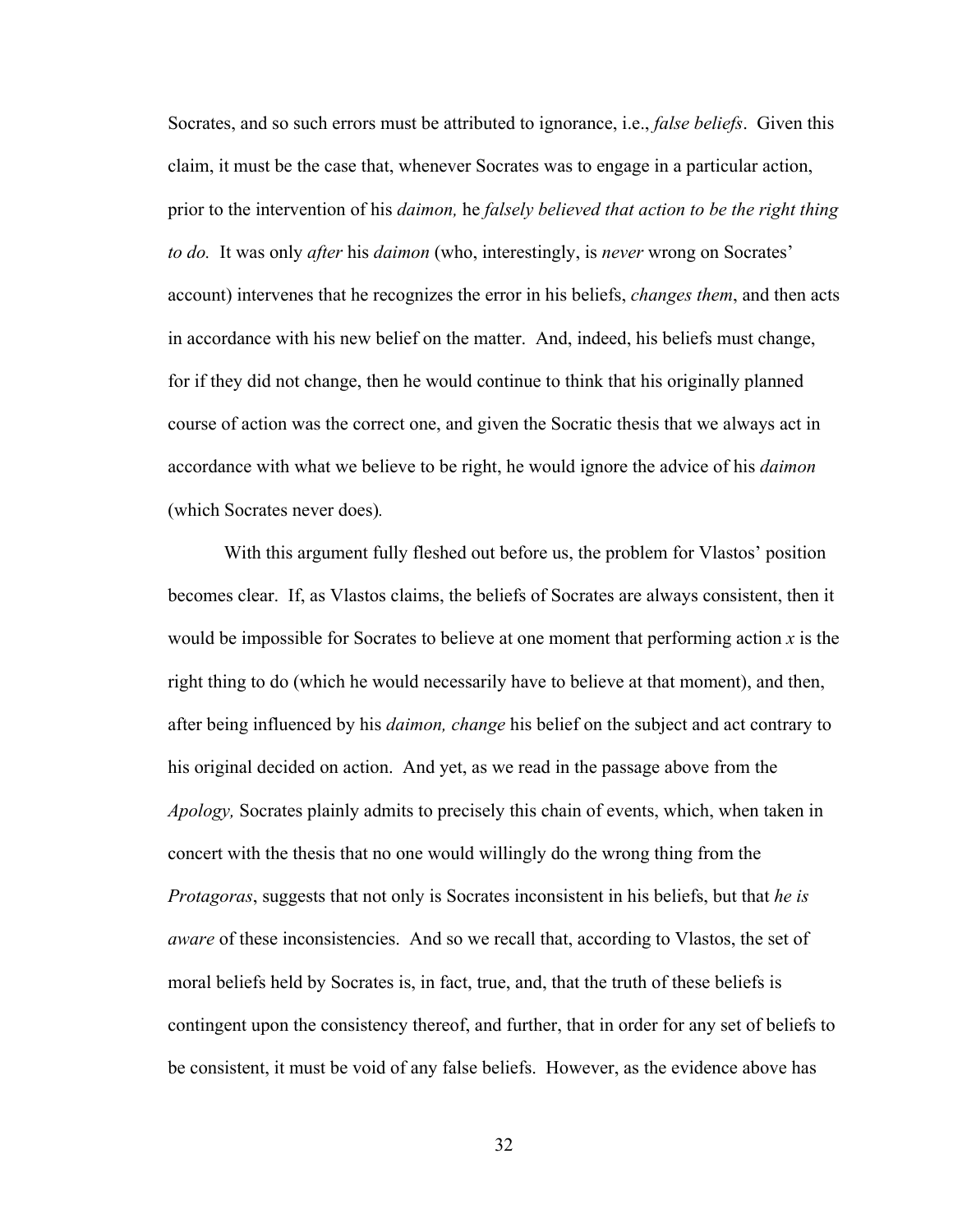Socrates, and so such errors must be attributed to ignorance, i.e., *false beliefs*. Given this claim, it must be the case that, whenever Socrates was to engage in a particular action, prior to the intervention of his *daimon,* he *falsely believed that action to be the right thing to do.* It was only *after* his *daimon* (who, interestingly, is *never* wrong on Socrates' account) intervenes that he recognizes the error in his beliefs, *changes them*, and then acts in accordance with his new belief on the matter. And, indeed, his beliefs must change, for if they did not change, then he would continue to think that his originally planned course of action was the correct one, and given the Socratic thesis that we always act in accordance with what we believe to be right, he would ignore the advice of his *daimon* (which Socrates never does).

With this argument fully fleshed out before us, the problem for Vlastos' position becomes clear. If, as Vlastos claims, the beliefs of Socrates are always consistent, then it would be impossible for Socrates to believe at one moment that performing action *x* is the right thing to do (which he would necessarily have to believe at that moment), and then, after being influenced by his *daimon, change* his belief on the subject and act contrary to his original decided on action. And yet, as we read in the passage above from the *Apology,* Socrates plainly admits to precisely this chain of events, which, when taken in concert with the thesis that no one would willingly do the wrong thing from the *Protagoras*, suggests that not only is Socrates inconsistent in his beliefs, but that *he is aware* of these inconsistencies. And so we recall that, according to Vlastos, the set of moral beliefs held by Socrates is, in fact, true, and, that the truth of these beliefs is contingent upon the consistency thereof, and further, that in order for any set of beliefs to be consistent, it must be void of any false beliefs. However, as the evidence above has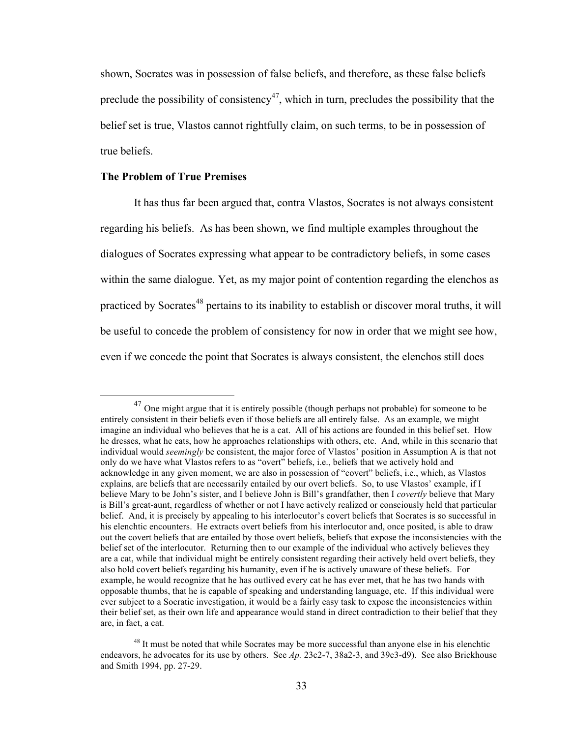shown, Socrates was in possession of false beliefs, and therefore, as these false beliefs preclude the possibility of consistency[47], which in turn, precludes the possibility that the belief set is true, Vlastos cannot rightfully claim, on such terms, to be in possession of true beliefs.

**The Problem of True Premises**

It has thus far been argued that, contra Vlastos, Socrates is not always consistent regarding his beliefs. As has been shown, we find multiple examples throughout the dialogues of Socrates expressing what appear to be contradictory beliefs, in some cases within the same dialogue. Yet, as my major point of contention regarding the elenchos as practiced by Socrates[48] pertains to its inability to establish or discover moral truths, it will be useful to concede the problem of consistency for now in order that we might see how, even if we concede the point that Socrates is always consistent, the elenchos still does

[47] One might argue that it is entirely possible (though perhaps not probable) for someone to be entirely consistent in their beliefs even if those beliefs are all entirely false. As an example, we might imagine an individual who believes that he is a cat. All of his actions are founded in this belief set. How he dresses, what he eats, how he approaches relationships with others, etc. And, while in this scenario that individual would *seemingly* be consistent, the major force of Vlastos' position in Assumption A is that not only do we have what Vlastos refers to as "overt" beliefs, i.e., beliefs that we actively hold and acknowledge in any given moment, we are also in possession of "covert" beliefs, i.e., which, as Vlastos explains, are beliefs that are necessarily entailed by our overt beliefs. So, to use Vlastos' example, if I believe Mary to be John's sister, and I believe John is Bill's grandfather, then I *covertly* believe that Mary is Bill's great-aunt, regardless of whether or not I have actively realized or consciously held that particular belief. And, it is precisely by appealing to his interlocutor's covert beliefs that Socrates is so successful in his elenchtic encounters. He extracts overt beliefs from his interlocutor and, once posited, is able to draw out the covert beliefs that are entailed by those overt beliefs, beliefs that expose the inconsistencies with the belief set of the interlocutor. Returning then to our example of the individual who actively believes they are a cat, while that individual might be entirely consistent regarding their actively held overt beliefs, they also hold covert beliefs regarding his humanity, even if he is actively unaware of these beliefs. For example, he would recognize that he has outlived every cat he has ever met, that he has two hands with opposable thumbs, that he is capable of speaking and understanding language, etc. If this individual were ever subject to a Socratic investigation, it would be a fairly easy task to expose the inconsistencies within their belief set, as their own life and appearance would stand in direct contradiction to their belief that they are, in fact, a cat.

[48] It must be noted that while Socrates may be more successful than anyone else in his elenchtic endeavors, he advocates for its use by others. See *Ap.* 23c2-7, 38a2-3, and 39c3-d9). See also Brickhouse and Smith 1994, pp. 27-29.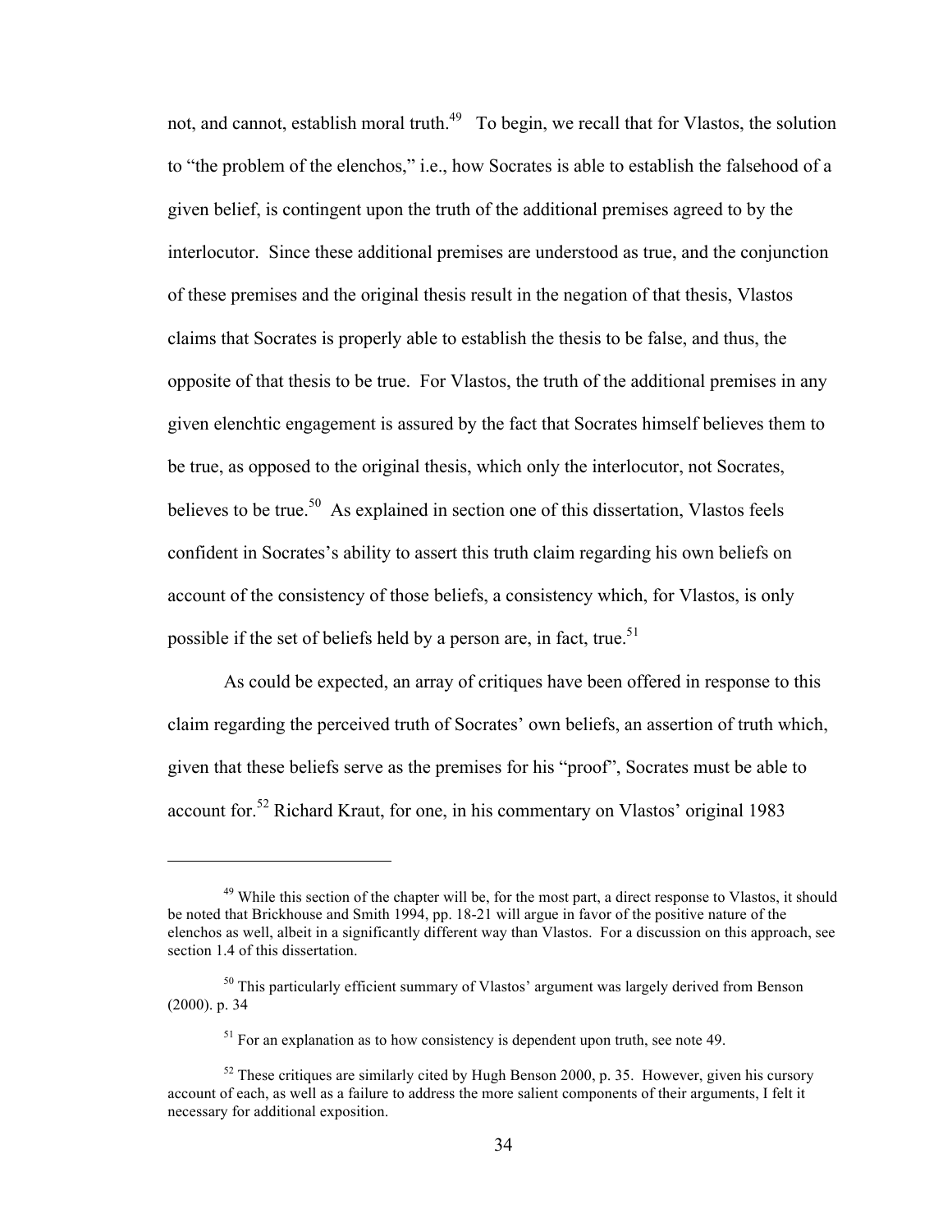not, and cannot, establish moral truth.[49] To begin, we recall that for Vlastos, the solution to "the problem of the elenchos," i.e., how Socrates is able to establish the falsehood of a given belief, is contingent upon the truth of the additional premises agreed to by the interlocutor. Since these additional premises are understood as true, and the conjunction of these premises and the original thesis result in the negation of that thesis, Vlastos claims that Socrates is properly able to establish the thesis to be false, and thus, the opposite of that thesis to be true. For Vlastos, the truth of the additional premises in any given elenchtic engagement is assured by the fact that Socrates himself believes them to be true, as opposed to the original thesis, which only the interlocutor, not Socrates, believes to be true.[50] As explained in section one of this dissertation, Vlastos feels confident in Socrates's ability to assert this truth claim regarding his own beliefs on account of the consistency of those beliefs, a consistency which, for Vlastos, is only possible if the set of beliefs held by a person are, in fact, true.[51]

As could be expected, an array of critiques have been offered in response to this claim regarding the perceived truth of Socrates' own beliefs, an assertion of truth which, given that these beliefs serve as the premises for his "proof", Socrates must be able to account for.[52] Richard Kraut, for one, in his commentary on Vlastos' original 1983

---

[49] While this section of the chapter will be, for the most part, a direct response to Vlastos, it should be noted that Brickhouse and Smith 1994, pp. 18-21 will argue in favor of the positive nature of the elenchos as well, albeit in a significantly different way than Vlastos. For a discussion on this approach, see section 1.4 of this dissertation.

[50] This particularly efficient summary of Vlastos' argument was largely derived from Benson (2000). p. 34

[51] For an explanation as to how consistency is dependent upon truth, see note 49.

[52] These critiques are similarly cited by Hugh Benson 2000, p. 35. However, given his cursory account of each, as well as a failure to address the more salient components of their arguments, I felt it necessary for additional exposition.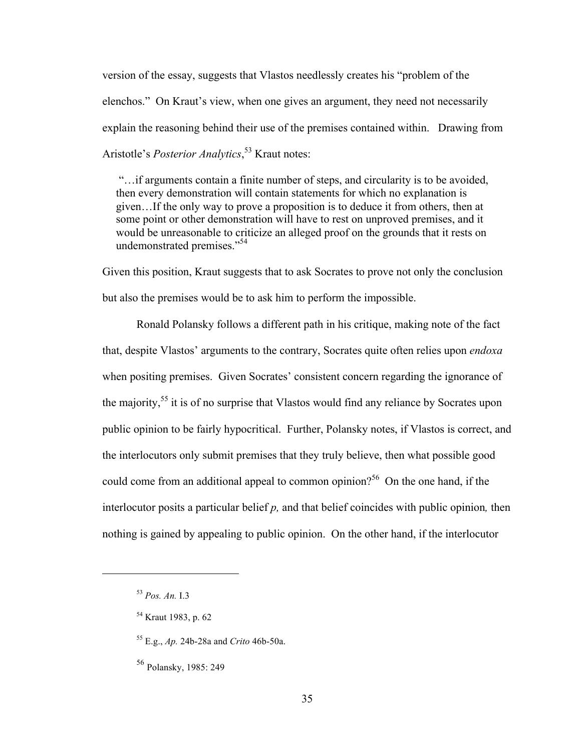version of the essay, suggests that Vlastos needlessly creates his "problem of the elenchos." On Kraut's view, when one gives an argument, they need not necessarily explain the reasoning behind their use of the premises contained within. Drawing from Aristotle's *Posterior Analytics*,[53] Kraut notes:

> "…if arguments contain a finite number of steps, and circularity is to be avoided, then every demonstration will contain statements for which no explanation is given…If the only way to prove a proposition is to deduce it from others, then at some point or other demonstration will have to rest on unproved premises, and it would be unreasonable to criticize an alleged proof on the grounds that it rests on undemonstrated premises."[54]

Given this position, Kraut suggests that to ask Socrates to prove not only the conclusion but also the premises would be to ask him to perform the impossible.

Ronald Polansky follows a different path in his critique, making note of the fact that, despite Vlastos' arguments to the contrary, Socrates quite often relies upon *endoxa* when positing premises. Given Socrates' consistent concern regarding the ignorance of the majority,[55] it is of no surprise that Vlastos would find any reliance by Socrates upon public opinion to be fairly hypocritical. Further, Polansky notes, if Vlastos is correct, and the interlocutors only submit premises that they truly believe, then what possible good could come from an additional appeal to common opinion?[56] On the one hand, if the interlocutor posits a particular belief *p,* and that belief coincides with public opinion*,* then nothing is gained by appealing to public opinion. On the other hand, if the interlocutor

---

[53] *Pos. An.* I.3

[54] Kraut 1983, p. 62

[55] E.g., *Ap.* 24b-28a and *Crito* 46b-50a.

[56] Polansky, 1985: 249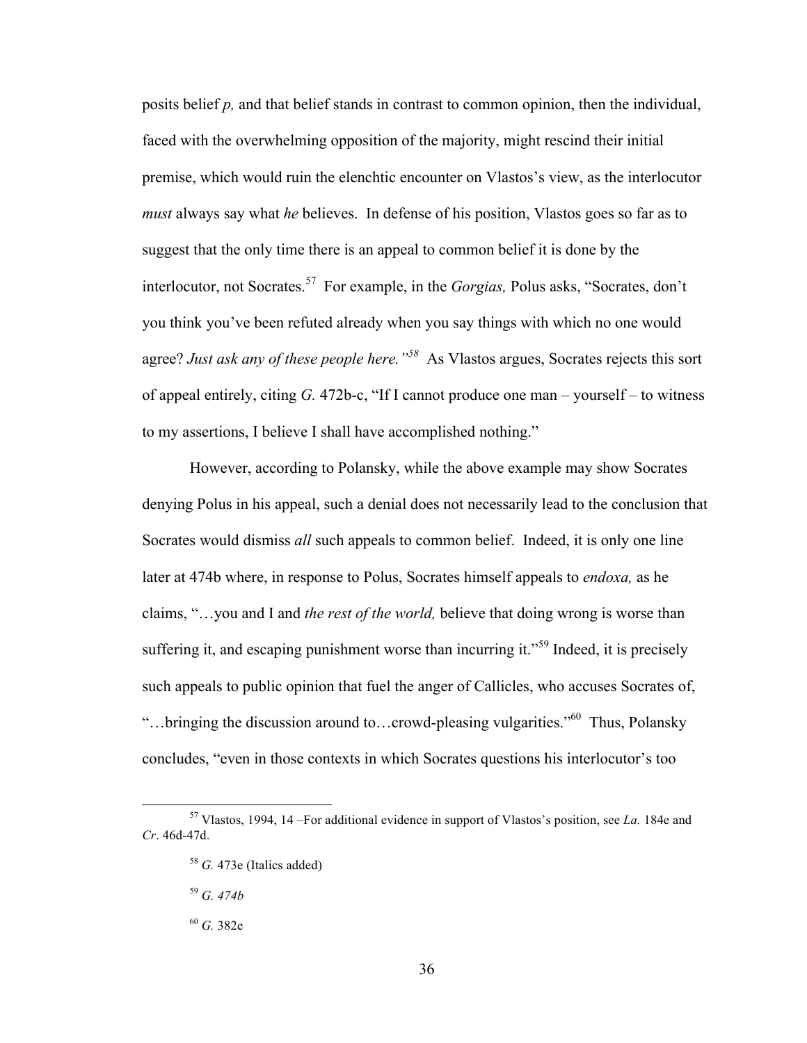posits belief *p,* and that belief stands in contrast to common opinion, then the individual, faced with the overwhelming opposition of the majority, might rescind their initial premise, which would ruin the elenchtic encounter on Vlastos's view, as the interlocutor *must* always say what *he* believes. In defense of his position, Vlastos goes so far as to suggest that the only time there is an appeal to common belief it is done by the interlocutor, not Socrates.[57] For example, in the *Gorgias,* Polus asks, "Socrates, don't you think you've been refuted already when you say things with which no one would agree? *Just ask any of these people here."[58]* As Vlastos argues, Socrates rejects this sort of appeal entirely, citing *G.* 472b-c, "If I cannot produce one man – yourself – to witness to my assertions, I believe I shall have accomplished nothing."

However, according to Polansky, while the above example may show Socrates denying Polus in his appeal, such a denial does not necessarily lead to the conclusion that Socrates would dismiss *all* such appeals to common belief. Indeed, it is only one line later at 474b where, in response to Polus, Socrates himself appeals to *endoxa,* as he claims, "…you and I and *the rest of the world,* believe that doing wrong is worse than suffering it, and escaping punishment worse than incurring it."[59] Indeed, it is precisely such appeals to public opinion that fuel the anger of Callicles, who accuses Socrates of, "…bringing the discussion around to…crowd-pleasing vulgarities."[60] Thus, Polansky concludes, "even in those contexts in which Socrates questions his interlocutor's too

---

[57] Vlastos, 1994, 14 –For additional evidence in support of Vlastos's position, see *La.* 184e and *Cr*. 46d-47d.

[58] *G.* 473e (Italics added)

[59] *G. 474b*

[60] *G.* 382e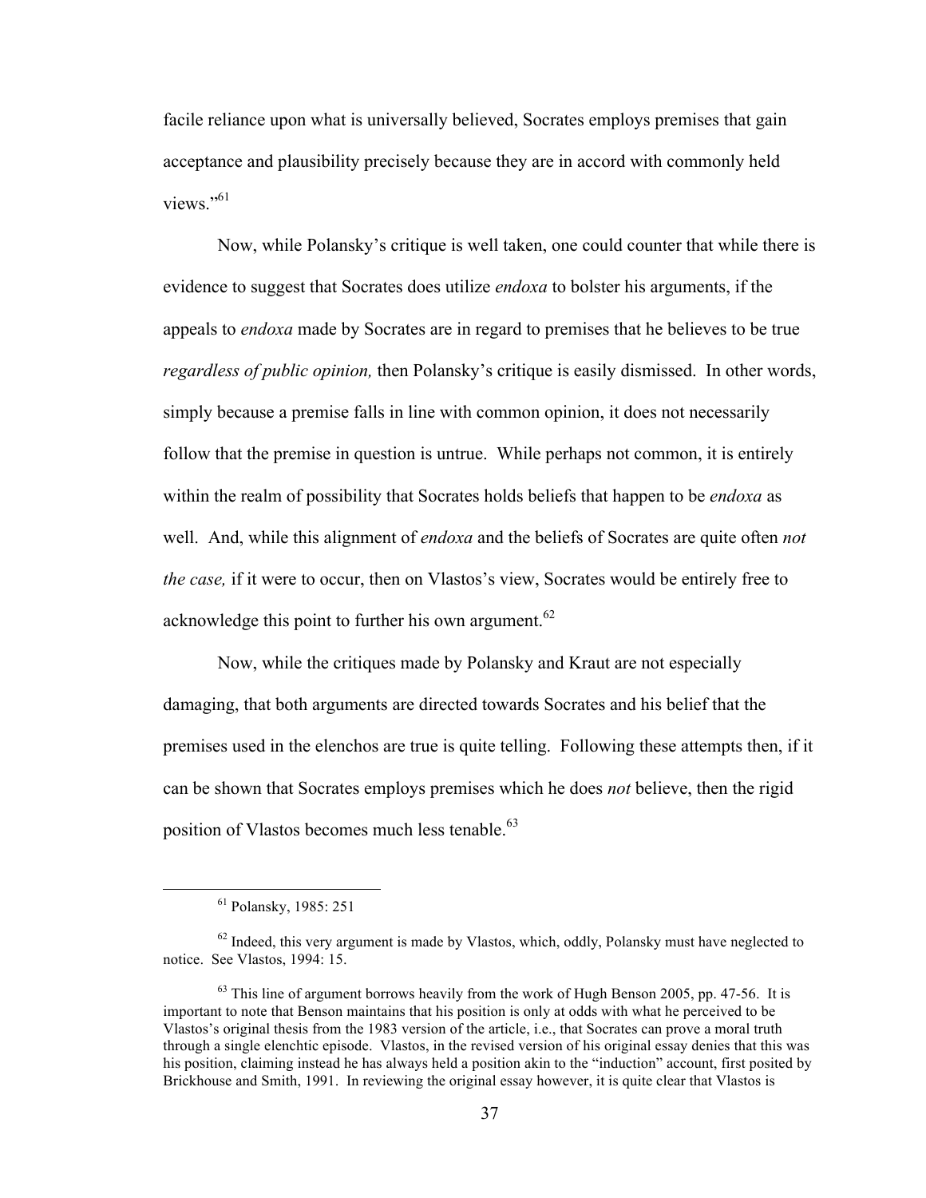facile reliance upon what is universally believed, Socrates employs premises that gain acceptance and plausibility precisely because they are in accord with commonly held views."[61]

Now, while Polansky's critique is well taken, one could counter that while there is evidence to suggest that Socrates does utilize *endoxa* to bolster his arguments, if the appeals to *endoxa* made by Socrates are in regard to premises that he believes to be true *regardless of public opinion,* then Polansky's critique is easily dismissed. In other words, simply because a premise falls in line with common opinion, it does not necessarily follow that the premise in question is untrue. While perhaps not common, it is entirely within the realm of possibility that Socrates holds beliefs that happen to be *endoxa* as well. And, while this alignment of *endoxa* and the beliefs of Socrates are quite often *not the case,* if it were to occur, then on Vlastos's view, Socrates would be entirely free to acknowledge this point to further his own argument.[62]

Now, while the critiques made by Polansky and Kraut are not especially damaging, that both arguments are directed towards Socrates and his belief that the premises used in the elenchos are true is quite telling. Following these attempts then, if it can be shown that Socrates employs premises which he does *not* believe, then the rigid position of Vlastos becomes much less tenable.[63]

---

[61] Polansky, 1985: 251

[62] Indeed, this very argument is made by Vlastos, which, oddly, Polansky must have neglected to notice. See Vlastos, 1994: 15.

[63] This line of argument borrows heavily from the work of Hugh Benson 2005, pp. 47-56. It is important to note that Benson maintains that his position is only at odds with what he perceived to be Vlastos's original thesis from the 1983 version of the article, i.e., that Socrates can prove a moral truth through a single elenchtic episode. Vlastos, in the revised version of his original essay denies that this was his position, claiming instead he has always held a position akin to the "induction" account, first posited by Brickhouse and Smith, 1991. In reviewing the original essay however, it is quite clear that Vlastos is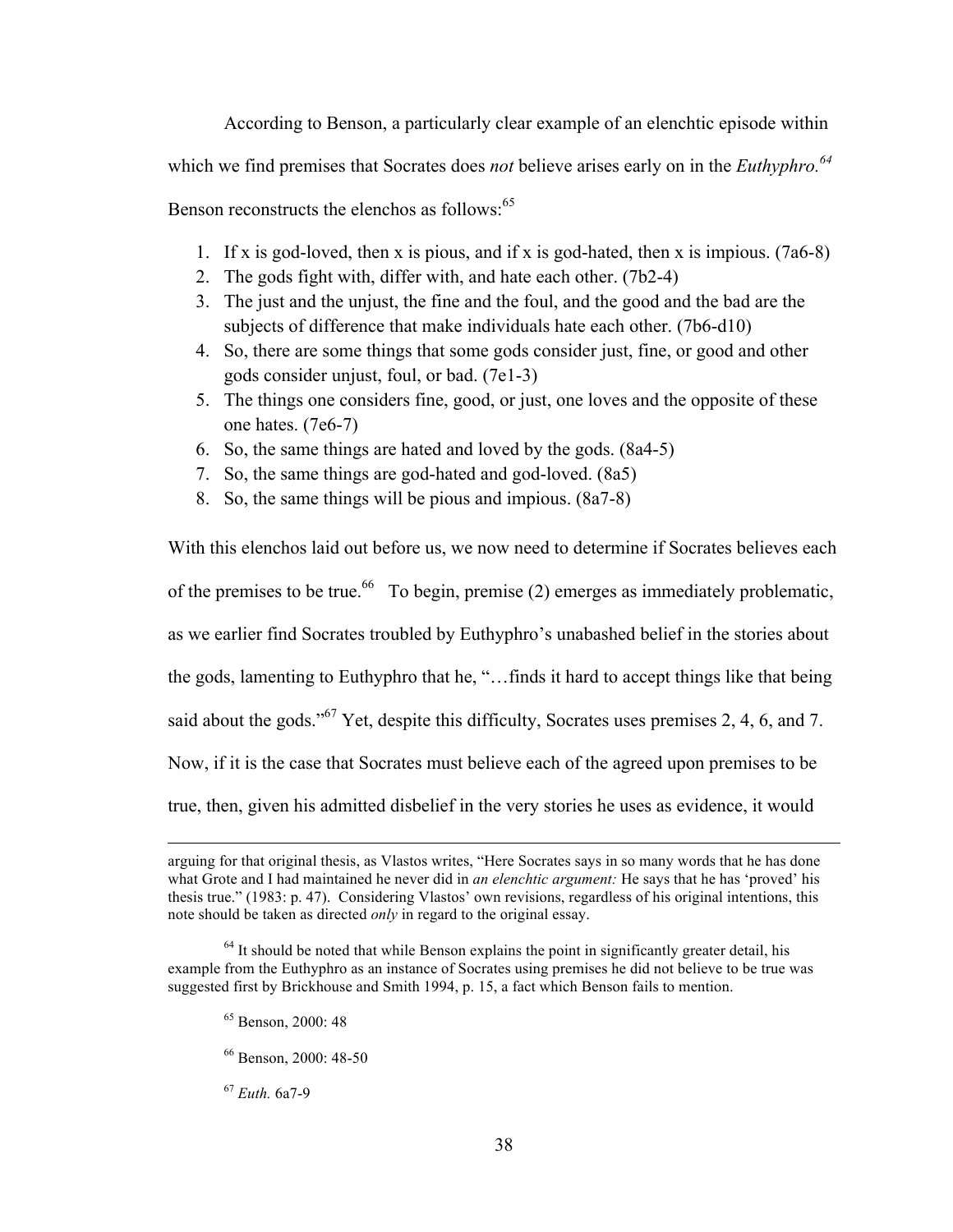According to Benson, a particularly clear example of an elenchtic episode within which we find premises that Socrates does *not* believe arises early on in the *Euthyphro.*[64] Benson reconstructs the elenchos as follows:[65]

1. If x is god-loved, then x is pious, and if x is god-hated, then x is impious. (7a6-8)
2. The gods fight with, differ with, and hate each other. (7b2-4)
3. The just and the unjust, the fine and the foul, and the good and the bad are the subjects of difference that make individuals hate each other. (7b6-d10)
4. So, there are some things that some gods consider just, fine, or good and other gods consider unjust, foul, or bad. (7e1-3)
5. The things one considers fine, good, or just, one loves and the opposite of these one hates. (7e6-7)
6. So, the same things are hated and loved by the gods. (8a4-5)
7. So, the same things are god-hated and god-loved. (8a5)
8. So, the same things will be pious and impious. (8a7-8)

With this elenchos laid out before us, we now need to determine if Socrates believes each of the premises to be true.[66] To begin, premise (2) emerges as immediately problematic, as we earlier find Socrates troubled by Euthyphro's unabashed belief in the stories about the gods, lamenting to Euthyphro that he, "…finds it hard to accept things like that being said about the gods."[67] Yet, despite this difficulty, Socrates uses premises 2, 4, 6, and 7. Now, if it is the case that Socrates must believe each of the agreed upon premises to be true, then, given his admitted disbelief in the very stories he uses as evidence, it would

---

arguing for that original thesis, as Vlastos writes, "Here Socrates says in so many words that he has done what Grote and I had maintained he never did in *an elenchtic argument:* He says that he has 'proved' his thesis true." (1983: p. 47). Considering Vlastos' own revisions, regardless of his original intentions, this note should be taken as directed *only* in regard to the original essay.

[64] It should be noted that while Benson explains the point in significantly greater detail, his example from the Euthyphro as an instance of Socrates using premises he did not believe to be true was suggested first by Brickhouse and Smith 1994, p. 15, a fact which Benson fails to mention.

[65] Benson, 2000: 48

[66] Benson, 2000: 48-50

[67] *Euth.* 6a7-9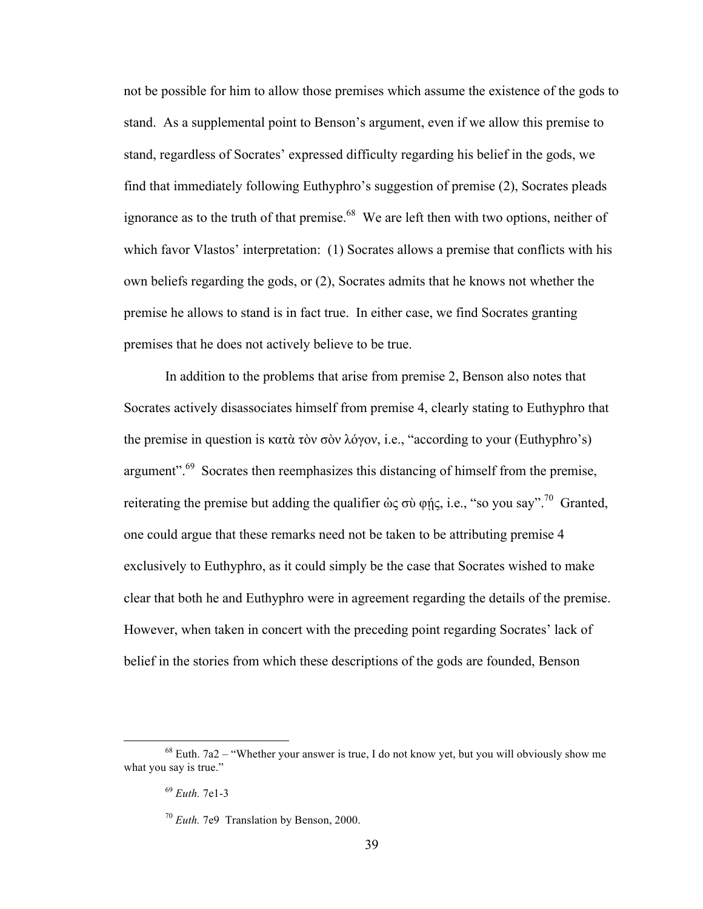not be possible for him to allow those premises which assume the existence of the gods to stand. As a supplemental point to Benson's argument, even if we allow this premise to stand, regardless of Socrates' expressed difficulty regarding his belief in the gods, we find that immediately following Euthyphro's suggestion of premise (2), Socrates pleads ignorance as to the truth of that premise.[68] We are left then with two options, neither of which favor Vlastos' interpretation: (1) Socrates allows a premise that conflicts with his own beliefs regarding the gods, or (2), Socrates admits that he knows not whether the premise he allows to stand is in fact true. In either case, we find Socrates granting premises that he does not actively believe to be true.

In addition to the problems that arise from premise 2, Benson also notes that Socrates actively disassociates himself from premise 4, clearly stating to Euthyphro that the premise in question is κατὰ τὸν σὸν λόγον, i.e., "according to your (Euthyphro's) argument".[69] Socrates then reemphasizes this distancing of himself from the premise, reiterating the premise but adding the qualifier ὡς σὺ φῄς, i.e., "so you say".[70] Granted, one could argue that these remarks need not be taken to be attributing premise 4 exclusively to Euthyphro, as it could simply be the case that Socrates wished to make clear that both he and Euthyphro were in agreement regarding the details of the premise. However, when taken in concert with the preceding point regarding Socrates' lack of belief in the stories from which these descriptions of the gods are founded, Benson

---

[68] Euth. 7a2 – "Whether your answer is true, I do not know yet, but you will obviously show me what you say is true."

[69] *Euth.* 7e1-3

[70] *Euth.* 7e9 Translation by Benson, 2000.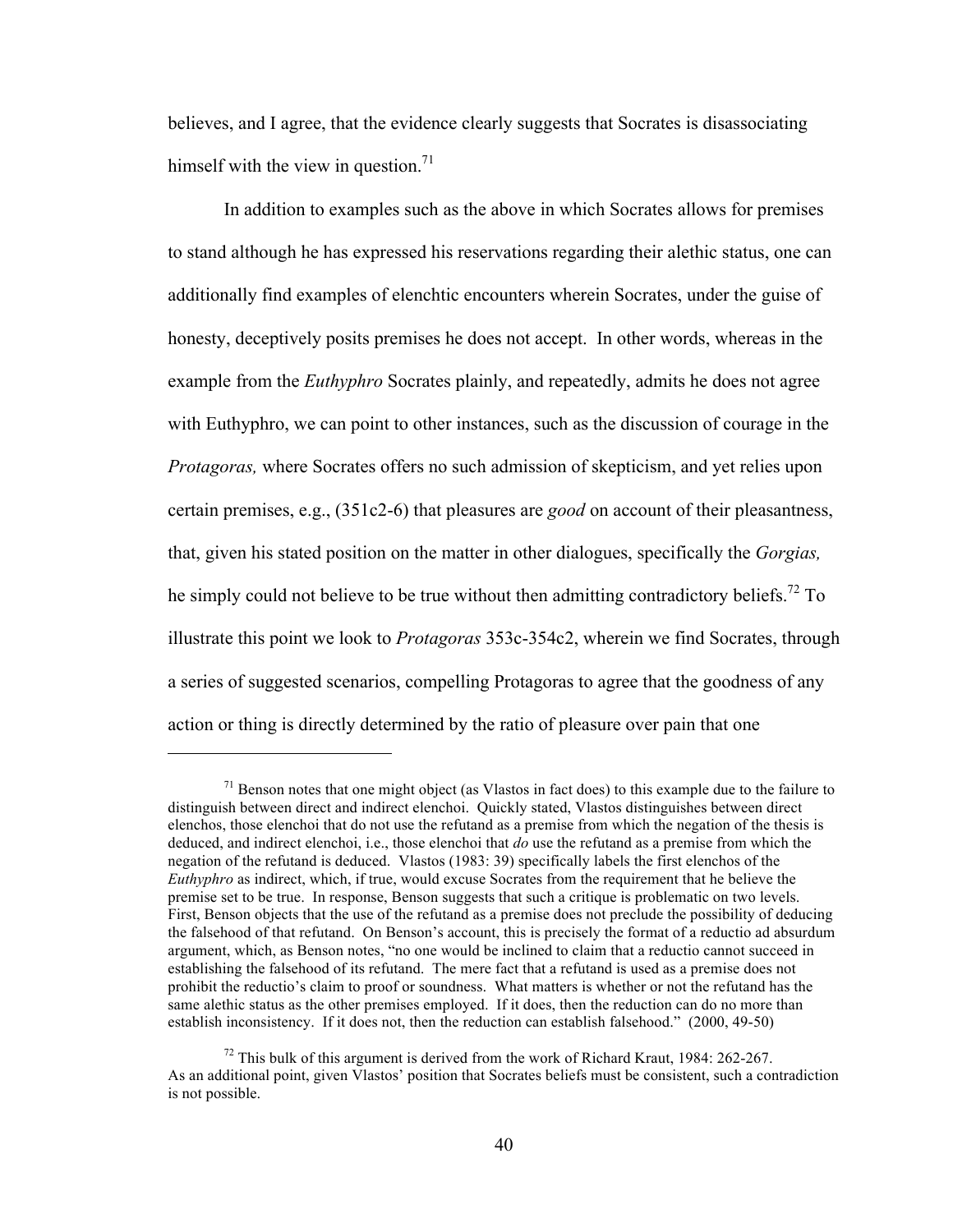believes, and I agree, that the evidence clearly suggests that Socrates is disassociating himself with the view in question.[71]

In addition to examples such as the above in which Socrates allows for premises to stand although he has expressed his reservations regarding their alethic status, one can additionally find examples of elenchtic encounters wherein Socrates, under the guise of honesty, deceptively posits premises he does not accept. In other words, whereas in the example from the *Euthyphro* Socrates plainly, and repeatedly, admits he does not agree with Euthyphro, we can point to other instances, such as the discussion of courage in the *Protagoras,* where Socrates offers no such admission of skepticism, and yet relies upon certain premises, e.g., (351c2-6) that pleasures are *good* on account of their pleasantness, that, given his stated position on the matter in other dialogues, specifically the *Gorgias,* he simply could not believe to be true without then admitting contradictory beliefs.[72] To illustrate this point we look to *Protagoras* 353c-354c2, wherein we find Socrates, through a series of suggested scenarios, compelling Protagoras to agree that the goodness of any action or thing is directly determined by the ratio of pleasure over pain that one

---

[71] Benson notes that one might object (as Vlastos in fact does) to this example due to the failure to distinguish between direct and indirect elenchoi. Quickly stated, Vlastos distinguishes between direct elenchos, those elenchoi that do not use the refutand as a premise from which the negation of the thesis is deduced, and indirect elenchoi, i.e., those elenchoi that *do* use the refutand as a premise from which the negation of the refutand is deduced. Vlastos (1983: 39) specifically labels the first elenchos of the *Euthyphro* as indirect, which, if true, would excuse Socrates from the requirement that he believe the premise set to be true. In response, Benson suggests that such a critique is problematic on two levels. First, Benson objects that the use of the refutand as a premise does not preclude the possibility of deducing the falsehood of that refutand. On Benson's account, this is precisely the format of a reductio ad absurdum argument, which, as Benson notes, "no one would be inclined to claim that a reductio cannot succeed in establishing the falsehood of its refutand. The mere fact that a refutand is used as a premise does not prohibit the reductio's claim to proof or soundness. What matters is whether or not the refutand has the same alethic status as the other premises employed. If it does, then the reduction can do no more than establish inconsistency. If it does not, then the reduction can establish falsehood." (2000, 49-50)

[72] This bulk of this argument is derived from the work of Richard Kraut, 1984: 262-267. As an additional point, given Vlastos' position that Socrates beliefs must be consistent, such a contradiction is not possible.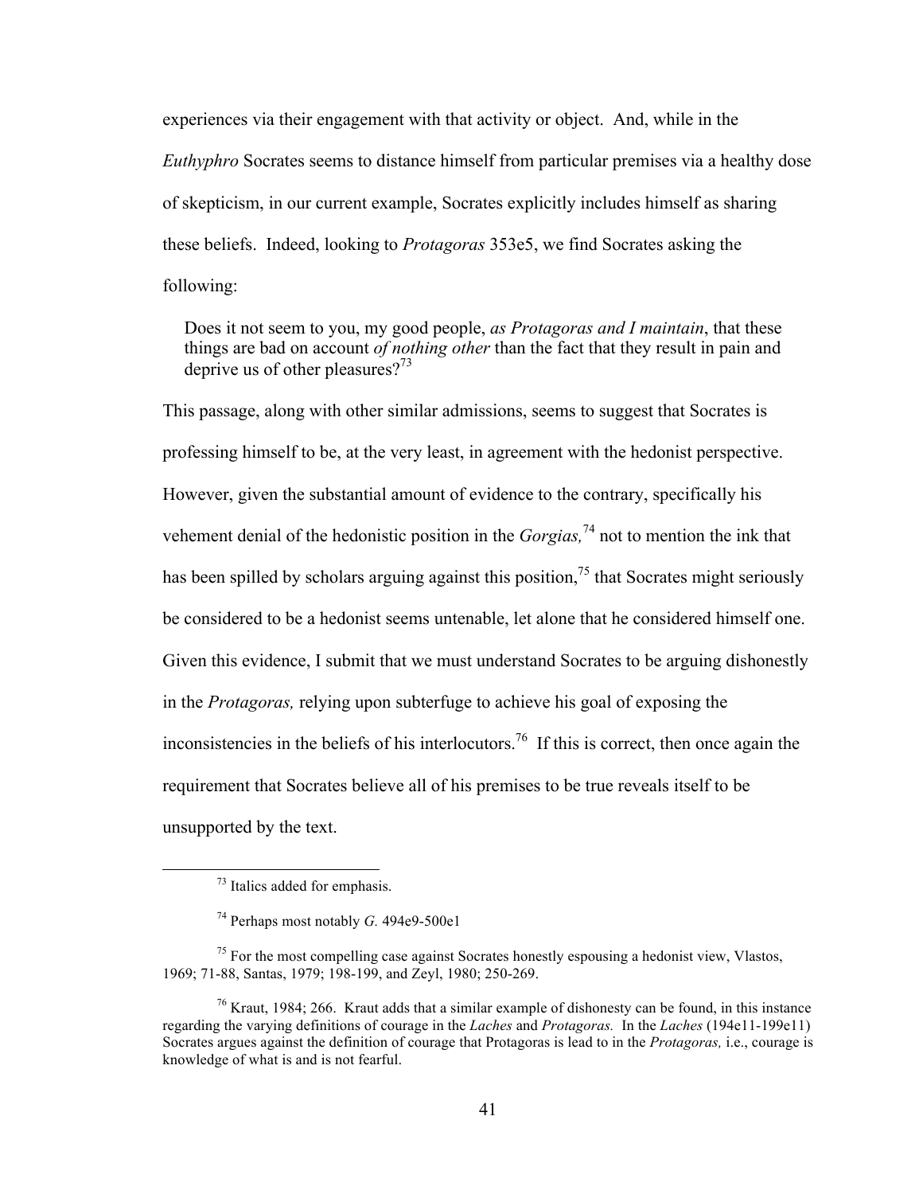experiences via their engagement with that activity or object. And, while in the *Euthyphro* Socrates seems to distance himself from particular premises via a healthy dose of skepticism, in our current example, Socrates explicitly includes himself as sharing these beliefs. Indeed, looking to *Protagoras* 353e5, we find Socrates asking the following:

> Does it not seem to you, my good people, *as Protagoras and I maintain*, that these things are bad on account *of nothing other* than the fact that they result in pain and deprive us of other pleasures?[73]

This passage, along with other similar admissions, seems to suggest that Socrates is professing himself to be, at the very least, in agreement with the hedonist perspective. However, given the substantial amount of evidence to the contrary, specifically his vehement denial of the hedonistic position in the *Gorgias,*[74] not to mention the ink that has been spilled by scholars arguing against this position,[75] that Socrates might seriously be considered to be a hedonist seems untenable, let alone that he considered himself one. Given this evidence, I submit that we must understand Socrates to be arguing dishonestly in the *Protagoras,* relying upon subterfuge to achieve his goal of exposing the inconsistencies in the beliefs of his interlocutors.[76] If this is correct, then once again the requirement that Socrates believe all of his premises to be true reveals itself to be unsupported by the text.

---

[73] Italics added for emphasis.

[74] Perhaps most notably *G.* 494e9-500e1

[75] For the most compelling case against Socrates honestly espousing a hedonist view, Vlastos, 1969; 71-88, Santas, 1979; 198-199, and Zeyl, 1980; 250-269.

[76] Kraut, 1984; 266. Kraut adds that a similar example of dishonesty can be found, in this instance regarding the varying definitions of courage in the *Laches* and *Protagoras.* In the *Laches* (194e11-199e11) Socrates argues against the definition of courage that Protagoras is lead to in the *Protagoras,* i.e., courage is knowledge of what is and is not fearful.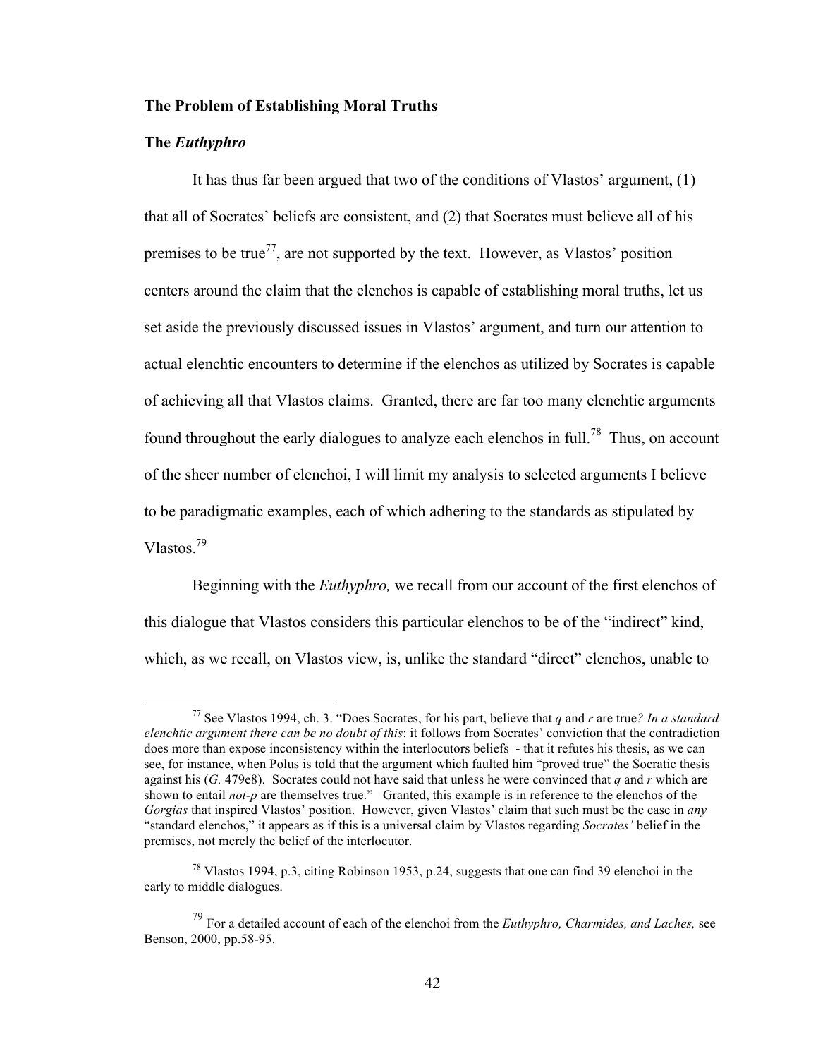**<u>The Problem of Establishing Moral Truths</u>**

**The *Euthyphro***

It has thus far been argued that two of the conditions of Vlastos' argument, (1) that all of Socrates' beliefs are consistent, and (2) that Socrates must believe all of his premises to be true[77], are not supported by the text. However, as Vlastos' position centers around the claim that the elenchos is capable of establishing moral truths, let us set aside the previously discussed issues in Vlastos' argument, and turn our attention to actual elenchtic encounters to determine if the elenchos as utilized by Socrates is capable of achieving all that Vlastos claims. Granted, there are far too many elenchtic arguments found throughout the early dialogues to analyze each elenchos in full.[78] Thus, on account of the sheer number of elenchoi, I will limit my analysis to selected arguments I believe to be paradigmatic examples, each of which adhering to the standards as stipulated by Vlastos.[79]

Beginning with the *Euthyphro,* we recall from our account of the first elenchos of this dialogue that Vlastos considers this particular elenchos to be of the "indirect" kind, which, as we recall, on Vlastos view, is, unlike the standard "direct" elenchos, unable to

---

[77] See Vlastos 1994, ch. 3. "Does Socrates, for his part, believe that *q* and *r* are true*? In a standard elenchtic argument there can be no doubt of this*: it follows from Socrates' conviction that the contradiction does more than expose inconsistency within the interlocutors beliefs - that it refutes his thesis, as we can see, for instance, when Polus is told that the argument which faulted him "proved true" the Socratic thesis against his (*G.* 479e8). Socrates could not have said that unless he were convinced that *q* and *r* which are shown to entail *not-p* are themselves true." Granted, this example is in reference to the elenchos of the *Gorgias* that inspired Vlastos' position. However, given Vlastos' claim that such must be the case in *any* "standard elenchos," it appears as if this is a universal claim by Vlastos regarding *Socrates'* belief in the premises, not merely the belief of the interlocutor.

[78] Vlastos 1994, p.3, citing Robinson 1953, p.24, suggests that one can find 39 elenchoi in the early to middle dialogues.

[79] For a detailed account of each of the elenchoi from the *Euthyphro, Charmides, and Laches,* see Benson, 2000, pp.58-95.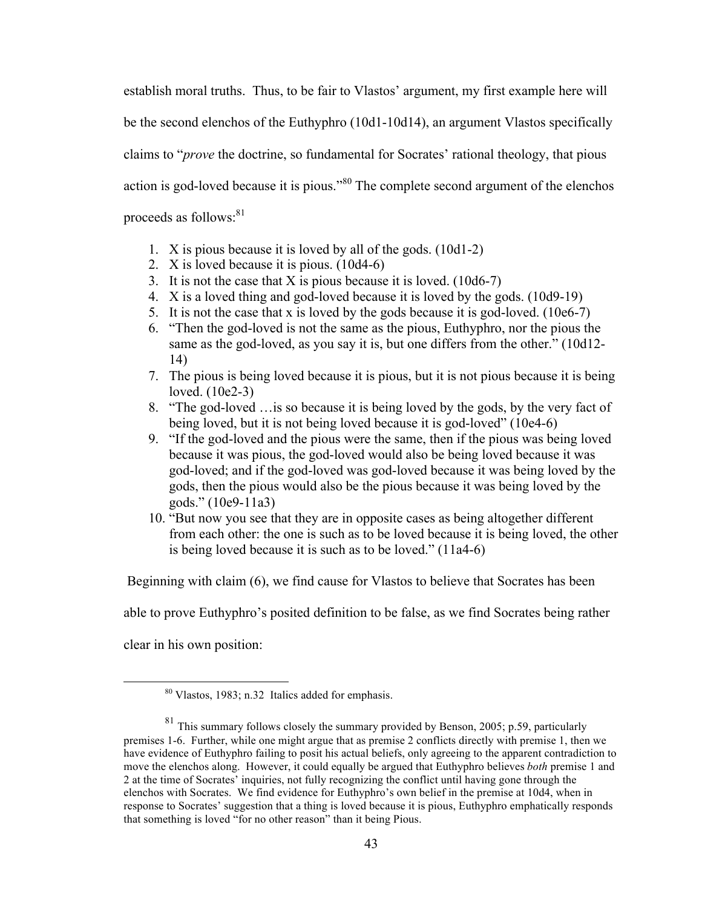establish moral truths. Thus, to be fair to Vlastos' argument, my first example here will be the second elenchos of the Euthyphro (10d1-10d14), an argument Vlastos specifically claims to "*prove* the doctrine, so fundamental for Socrates' rational theology, that pious action is god-loved because it is pious."[80] The complete second argument of the elenchos proceeds as follows:[81]

1. X is pious because it is loved by all of the gods. (10d1-2)
2. X is loved because it is pious. (10d4-6)
3. It is not the case that X is pious because it is loved. (10d6-7)
4. X is a loved thing and god-loved because it is loved by the gods. (10d9-19)
5. It is not the case that x is loved by the gods because it is god-loved. (10e6-7)
6. "Then the god-loved is not the same as the pious, Euthyphro, nor the pious the same as the god-loved, as you say it is, but one differs from the other." (10d12-14)
7. The pious is being loved because it is pious, but it is not pious because it is being loved. (10e2-3)
8. "The god-loved …is so because it is being loved by the gods, by the very fact of being loved, but it is not being loved because it is god-loved" (10e4-6)
9. "If the god-loved and the pious were the same, then if the pious was being loved because it was pious, the god-loved would also be being loved because it was god-loved; and if the god-loved was god-loved because it was being loved by the gods, then the pious would also be the pious because it was being loved by the gods." (10e9-11a3)
10. "But now you see that they are in opposite cases as being altogether different from each other: the one is such as to be loved because it is being loved, the other is being loved because it is such as to be loved." (11a4-6)

Beginning with claim (6), we find cause for Vlastos to believe that Socrates has been able to prove Euthyphro's posited definition to be false, as we find Socrates being rather clear in his own position:

---

[80] Vlastos, 1983; n.32 Italics added for emphasis.

[81] This summary follows closely the summary provided by Benson, 2005; p.59, particularly premises 1-6. Further, while one might argue that as premise 2 conflicts directly with premise 1, then we have evidence of Euthyphro failing to posit his actual beliefs, only agreeing to the apparent contradiction to move the elenchos along. However, it could equally be argued that Euthyphro believes *both* premise 1 and 2 at the time of Socrates' inquiries, not fully recognizing the conflict until having gone through the elenchos with Socrates. We find evidence for Euthyphro's own belief in the premise at 10d4, when in response to Socrates' suggestion that a thing is loved because it is pious, Euthyphro emphatically responds that something is loved "for no other reason" than it being Pious.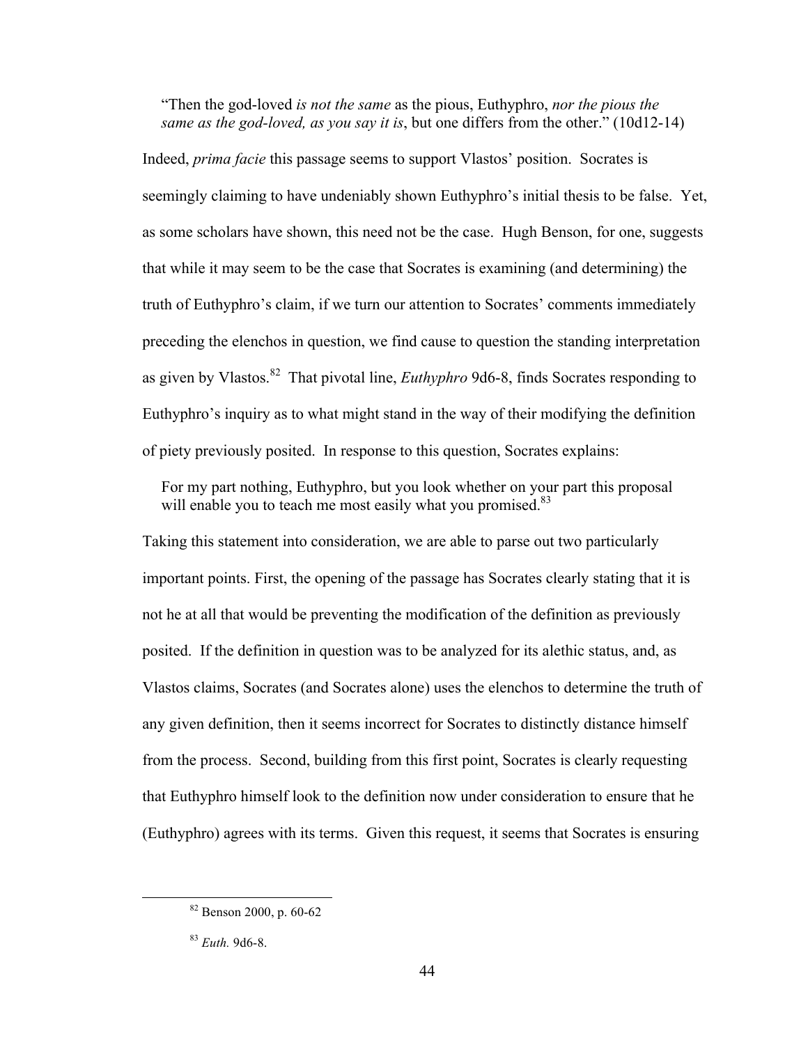> "Then the god-loved *is not the same* as the pious, Euthyphro, *nor the pious the same as the god-loved, as you say it is*, but one differs from the other." (10d12-14)

Indeed, *prima facie* this passage seems to support Vlastos' position. Socrates is seemingly claiming to have undeniably shown Euthyphro's initial thesis to be false. Yet, as some scholars have shown, this need not be the case. Hugh Benson, for one, suggests that while it may seem to be the case that Socrates is examining (and determining) the truth of Euthyphro's claim, if we turn our attention to Socrates' comments immediately preceding the elenchos in question, we find cause to question the standing interpretation as given by Vlastos.[82] That pivotal line, *Euthyphro* 9d6-8, finds Socrates responding to Euthyphro's inquiry as to what might stand in the way of their modifying the definition of piety previously posited. In response to this question, Socrates explains:

> For my part nothing, Euthyphro, but you look whether on your part this proposal will enable you to teach me most easily what you promised.[83]

Taking this statement into consideration, we are able to parse out two particularly important points. First, the opening of the passage has Socrates clearly stating that it is not he at all that would be preventing the modification of the definition as previously posited. If the definition in question was to be analyzed for its alethic status, and, as Vlastos claims, Socrates (and Socrates alone) uses the elenchos to determine the truth of any given definition, then it seems incorrect for Socrates to distinctly distance himself from the process. Second, building from this first point, Socrates is clearly requesting that Euthyphro himself look to the definition now under consideration to ensure that he (Euthyphro) agrees with its terms. Given this request, it seems that Socrates is ensuring

[82] Benson 2000, p. 60-62

[83] *Euth.* 9d6-8.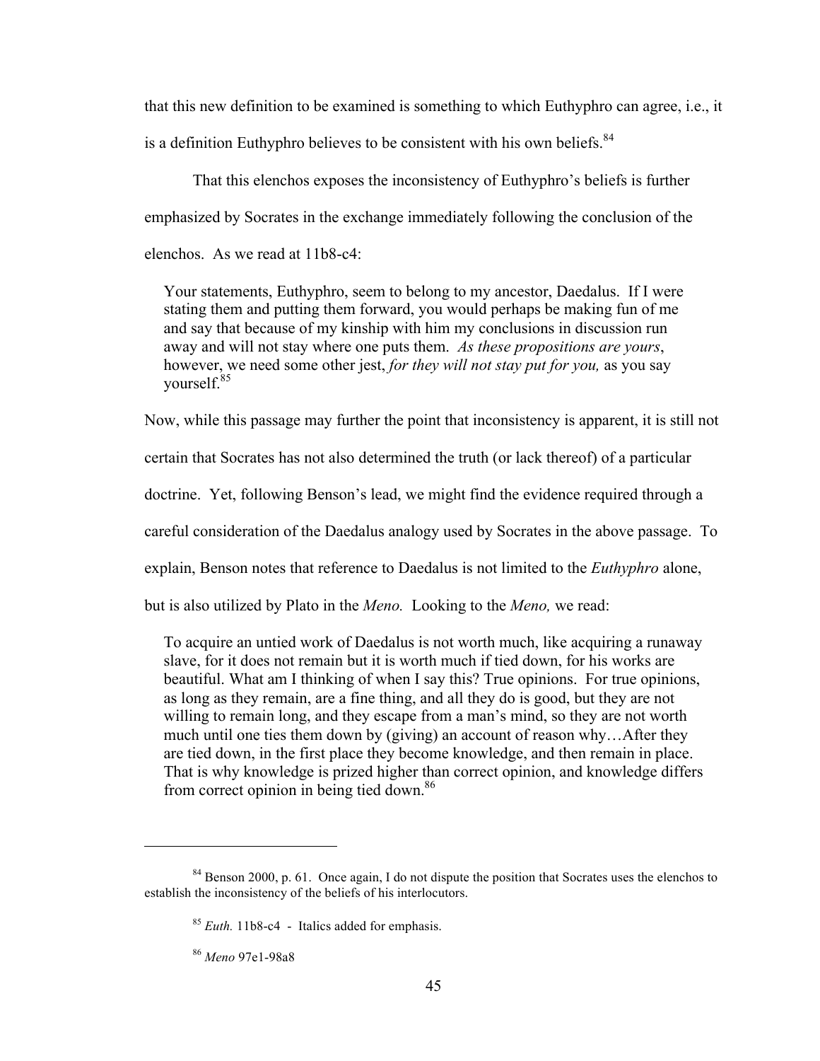that this new definition to be examined is something to which Euthyphro can agree, i.e., it is a definition Euthyphro believes to be consistent with his own beliefs.[84]

That this elenchos exposes the inconsistency of Euthyphro's beliefs is further emphasized by Socrates in the exchange immediately following the conclusion of the elenchos. As we read at 11b8-c4:

> Your statements, Euthyphro, seem to belong to my ancestor, Daedalus. If I were stating them and putting them forward, you would perhaps be making fun of me and say that because of my kinship with him my conclusions in discussion run away and will not stay where one puts them. *As these propositions are yours*, however, we need some other jest, *for they will not stay put for you,* as you say yourself.[85]

Now, while this passage may further the point that inconsistency is apparent, it is still not certain that Socrates has not also determined the truth (or lack thereof) of a particular doctrine. Yet, following Benson's lead, we might find the evidence required through a careful consideration of the Daedalus analogy used by Socrates in the above passage. To explain, Benson notes that reference to Daedalus is not limited to the *Euthyphro* alone, but is also utilized by Plato in the *Meno.* Looking to the *Meno,* we read:

> To acquire an untied work of Daedalus is not worth much, like acquiring a runaway slave, for it does not remain but it is worth much if tied down, for his works are beautiful. What am I thinking of when I say this? True opinions. For true opinions, as long as they remain, are a fine thing, and all they do is good, but they are not willing to remain long, and they escape from a man's mind, so they are not worth much until one ties them down by (giving) an account of reason why…After they are tied down, in the first place they become knowledge, and then remain in place. That is why knowledge is prized higher than correct opinion, and knowledge differs from correct opinion in being tied down.[86]

---

[84] Benson 2000, p. 61. Once again, I do not dispute the position that Socrates uses the elenchos to establish the inconsistency of the beliefs of his interlocutors.

[85] *Euth.* 11b8-c4 - Italics added for emphasis.

[86] *Meno* 97e1-98a8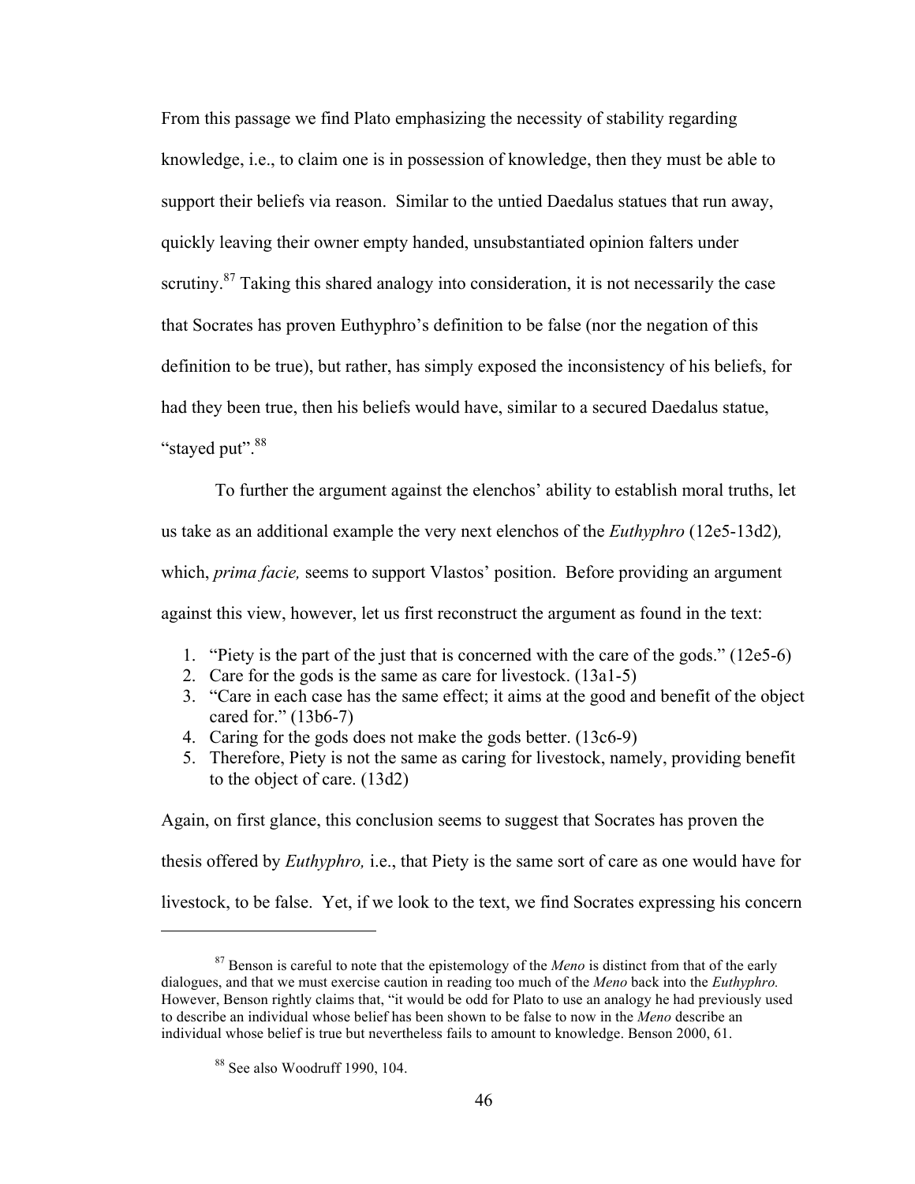From this passage we find Plato emphasizing the necessity of stability regarding knowledge, i.e., to claim one is in possession of knowledge, then they must be able to support their beliefs via reason. Similar to the untied Daedalus statues that run away, quickly leaving their owner empty handed, unsubstantiated opinion falters under scrutiny.[87] Taking this shared analogy into consideration, it is not necessarily the case that Socrates has proven Euthyphro's definition to be false (nor the negation of this definition to be true), but rather, has simply exposed the inconsistency of his beliefs, for had they been true, then his beliefs would have, similar to a secured Daedalus statue, "stayed put".[88]

To further the argument against the elenchos' ability to establish moral truths, let us take as an additional example the very next elenchos of the *Euthyphro* (12e5-13d2), which, *prima facie,* seems to support Vlastos' position. Before providing an argument against this view, however, let us first reconstruct the argument as found in the text:

1. "Piety is the part of the just that is concerned with the care of the gods." (12e5-6)
2. Care for the gods is the same as care for livestock. (13a1-5)
3. "Care in each case has the same effect; it aims at the good and benefit of the object cared for." (13b6-7)
4. Caring for the gods does not make the gods better. (13c6-9)
5. Therefore, Piety is not the same as caring for livestock, namely, providing benefit to the object of care. (13d2)

Again, on first glance, this conclusion seems to suggest that Socrates has proven the thesis offered by *Euthyphro,* i.e., that Piety is the same sort of care as one would have for livestock, to be false. Yet, if we look to the text, we find Socrates expressing his concern

[87] Benson is careful to note that the epistemology of the *Meno* is distinct from that of the early dialogues, and that we must exercise caution in reading too much of the *Meno* back into the *Euthyphro.* However, Benson rightly claims that, "it would be odd for Plato to use an analogy he had previously used to describe an individual whose belief has been shown to be false to now in the *Meno* describe an individual whose belief is true but nevertheless fails to amount to knowledge. Benson 2000, 61.

[88] See also Woodruff 1990, 104.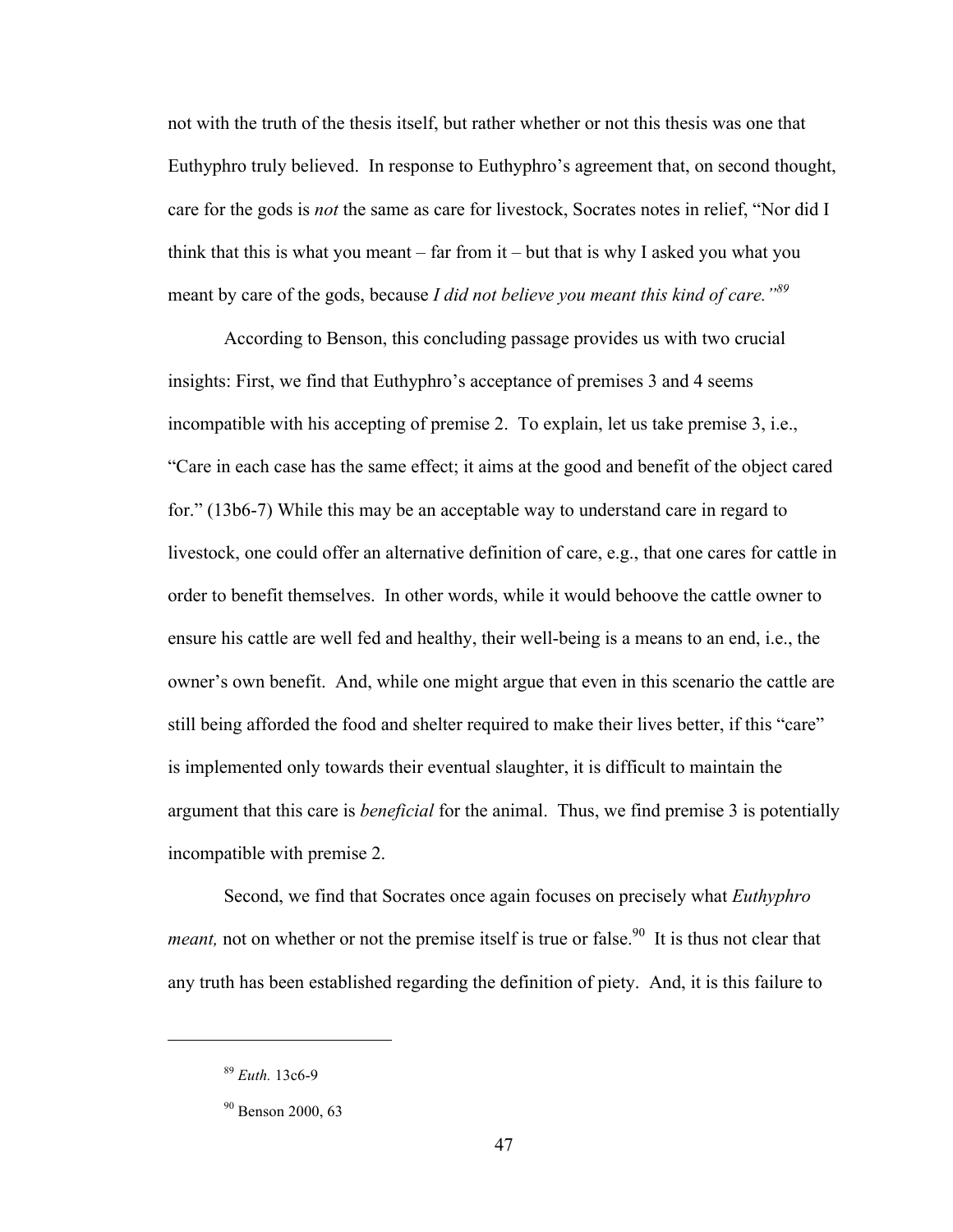not with the truth of the thesis itself, but rather whether or not this thesis was one that Euthyphro truly believed. In response to Euthyphro's agreement that, on second thought, care for the gods is *not* the same as care for livestock, Socrates notes in relief, "Nor did I think that this is what you meant – far from it – but that is why I asked you what you meant by care of the gods, because *I did not believe you meant this kind of care.*"[89]

According to Benson, this concluding passage provides us with two crucial insights: First, we find that Euthyphro's acceptance of premises 3 and 4 seems incompatible with his accepting of premise 2. To explain, let us take premise 3, i.e., "Care in each case has the same effect; it aims at the good and benefit of the object cared for." (13b6-7) While this may be an acceptable way to understand care in regard to livestock, one could offer an alternative definition of care, e.g., that one cares for cattle in order to benefit themselves. In other words, while it would behoove the cattle owner to ensure his cattle are well fed and healthy, their well-being is a means to an end, i.e., the owner's own benefit. And, while one might argue that even in this scenario the cattle are still being afforded the food and shelter required to make their lives better, if this "care" is implemented only towards their eventual slaughter, it is difficult to maintain the argument that this care is *beneficial* for the animal. Thus, we find premise 3 is potentially incompatible with premise 2.

Second, we find that Socrates once again focuses on precisely what *Euthyphro meant,* not on whether or not the premise itself is true or false.[90] It is thus not clear that any truth has been established regarding the definition of piety. And, it is this failure to

---

[89] *Euth.* 13c6-9

[90] Benson 2000, 63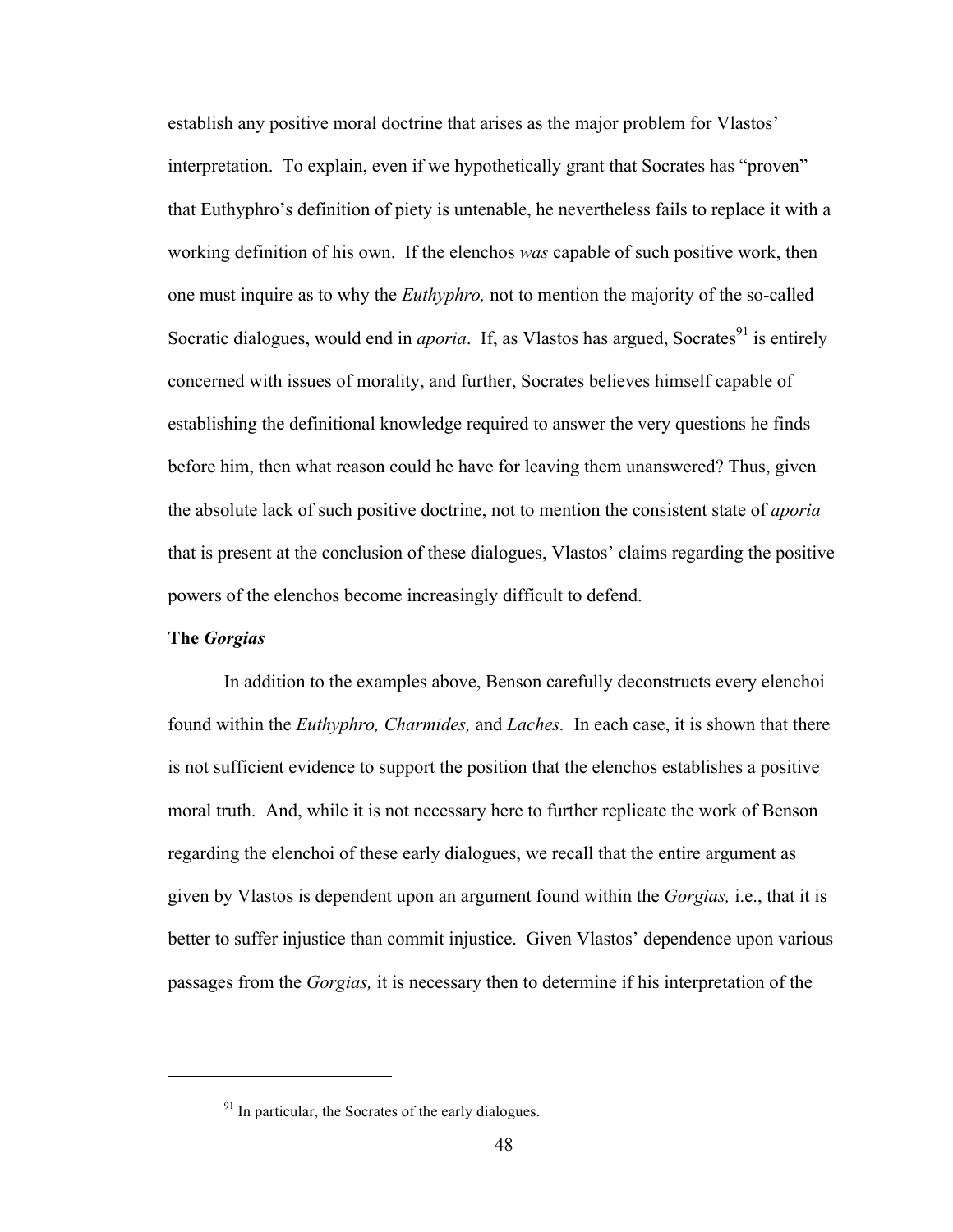establish any positive moral doctrine that arises as the major problem for Vlastos' interpretation. To explain, even if we hypothetically grant that Socrates has "proven" that Euthyphro's definition of piety is untenable, he nevertheless fails to replace it with a working definition of his own. If the elenchos *was* capable of such positive work, then one must inquire as to why the *Euthyphro,* not to mention the majority of the so-called Socratic dialogues, would end in *aporia*. If, as Vlastos has argued, Socrates[91] is entirely concerned with issues of morality, and further, Socrates believes himself capable of establishing the definitional knowledge required to answer the very questions he finds before him, then what reason could he have for leaving them unanswered? Thus, given the absolute lack of such positive doctrine, not to mention the consistent state of *aporia* that is present at the conclusion of these dialogues, Vlastos' claims regarding the positive powers of the elenchos become increasingly difficult to defend.

**The *Gorgias***

In addition to the examples above, Benson carefully deconstructs every elenchoi found within the *Euthyphro, Charmides,* and *Laches.* In each case, it is shown that there is not sufficient evidence to support the position that the elenchos establishes a positive moral truth. And, while it is not necessary here to further replicate the work of Benson regarding the elenchoi of these early dialogues, we recall that the entire argument as given by Vlastos is dependent upon an argument found within the *Gorgias,* i.e., that it is better to suffer injustice than commit injustice. Given Vlastos' dependence upon various passages from the *Gorgias,* it is necessary then to determine if his interpretation of the

---

[91] In particular, the Socrates of the early dialogues.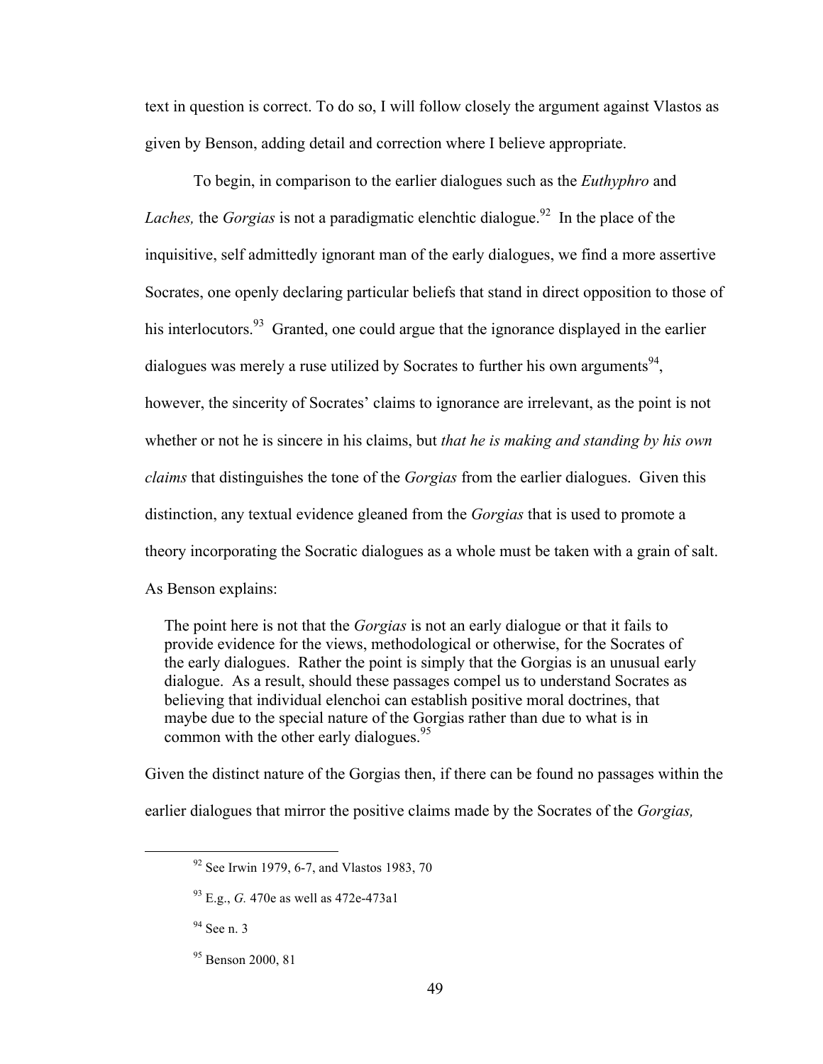text in question is correct. To do so, I will follow closely the argument against Vlastos as given by Benson, adding detail and correction where I believe appropriate.

To begin, in comparison to the earlier dialogues such as the *Euthyphro* and *Laches,* the *Gorgias* is not a paradigmatic elenchtic dialogue.[92] In the place of the inquisitive, self admittedly ignorant man of the early dialogues, we find a more assertive Socrates, one openly declaring particular beliefs that stand in direct opposition to those of his interlocutors.[93] Granted, one could argue that the ignorance displayed in the earlier dialogues was merely a ruse utilized by Socrates to further his own arguments[94], however, the sincerity of Socrates' claims to ignorance are irrelevant, as the point is not whether or not he is sincere in his claims, but *that he is making and standing by his own claims* that distinguishes the tone of the *Gorgias* from the earlier dialogues. Given this distinction, any textual evidence gleaned from the *Gorgias* that is used to promote a theory incorporating the Socratic dialogues as a whole must be taken with a grain of salt. As Benson explains:

> The point here is not that the *Gorgias* is not an early dialogue or that it fails to provide evidence for the views, methodological or otherwise, for the Socrates of the early dialogues. Rather the point is simply that the Gorgias is an unusual early dialogue. As a result, should these passages compel us to understand Socrates as believing that individual elenchoi can establish positive moral doctrines, that maybe due to the special nature of the Gorgias rather than due to what is in common with the other early dialogues.[95]

Given the distinct nature of the Gorgias then, if there can be found no passages within the earlier dialogues that mirror the positive claims made by the Socrates of the *Gorgias,*

---

[92] See Irwin 1979, 6-7, and Vlastos 1983, 70

[93] E.g., *G.* 470e as well as 472e-473a1

[94] See n. 3

[95] Benson 2000, 81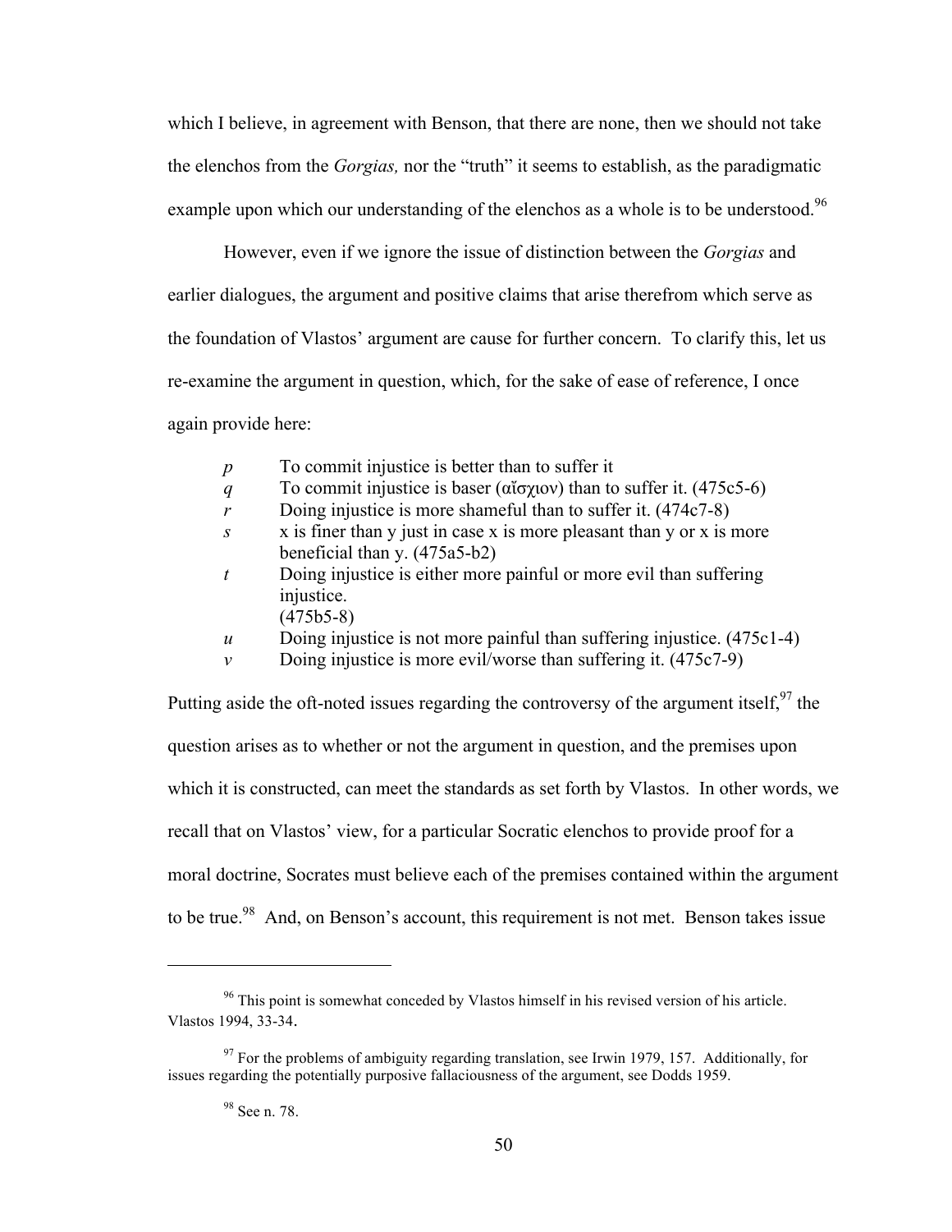which I believe, in agreement with Benson, that there are none, then we should not take the elenchos from the *Gorgias,* nor the "truth" it seems to establish, as the paradigmatic example upon which our understanding of the elenchos as a whole is to be understood.[96]

However, even if we ignore the issue of distinction between the *Gorgias* and earlier dialogues, the argument and positive claims that arise therefrom which serve as the foundation of Vlastos' argument are cause for further concern. To clarify this, let us re-examine the argument in question, which, for the sake of ease of reference, I once again provide here:

- *p* To commit injustice is better than to suffer it
- *q* To commit injustice is baser (αἴσχιον) than to suffer it. (475c5-6)
- *r* Doing injustice is more shameful than to suffer it. (474c7-8)
- *s* x is finer than y just in case x is more pleasant than y or x is more beneficial than y. (475a5-b2)
- *t* Doing injustice is either more painful or more evil than suffering injustice. (475b5-8)
- *u* Doing injustice is not more painful than suffering injustice. (475c1-4)
- *v* Doing injustice is more evil/worse than suffering it. (475c7-9)

Putting aside the oft-noted issues regarding the controversy of the argument itself,[97] the question arises as to whether or not the argument in question, and the premises upon which it is constructed, can meet the standards as set forth by Vlastos. In other words, we recall that on Vlastos' view, for a particular Socratic elenchos to provide proof for a moral doctrine, Socrates must believe each of the premises contained within the argument to be true.[98] And, on Benson's account, this requirement is not met. Benson takes issue

---

[96] This point is somewhat conceded by Vlastos himself in his revised version of his article. Vlastos 1994, 33-34.

[97] For the problems of ambiguity regarding translation, see Irwin 1979, 157. Additionally, for issues regarding the potentially purposive fallaciousness of the argument, see Dodds 1959.

[98] See n. 78.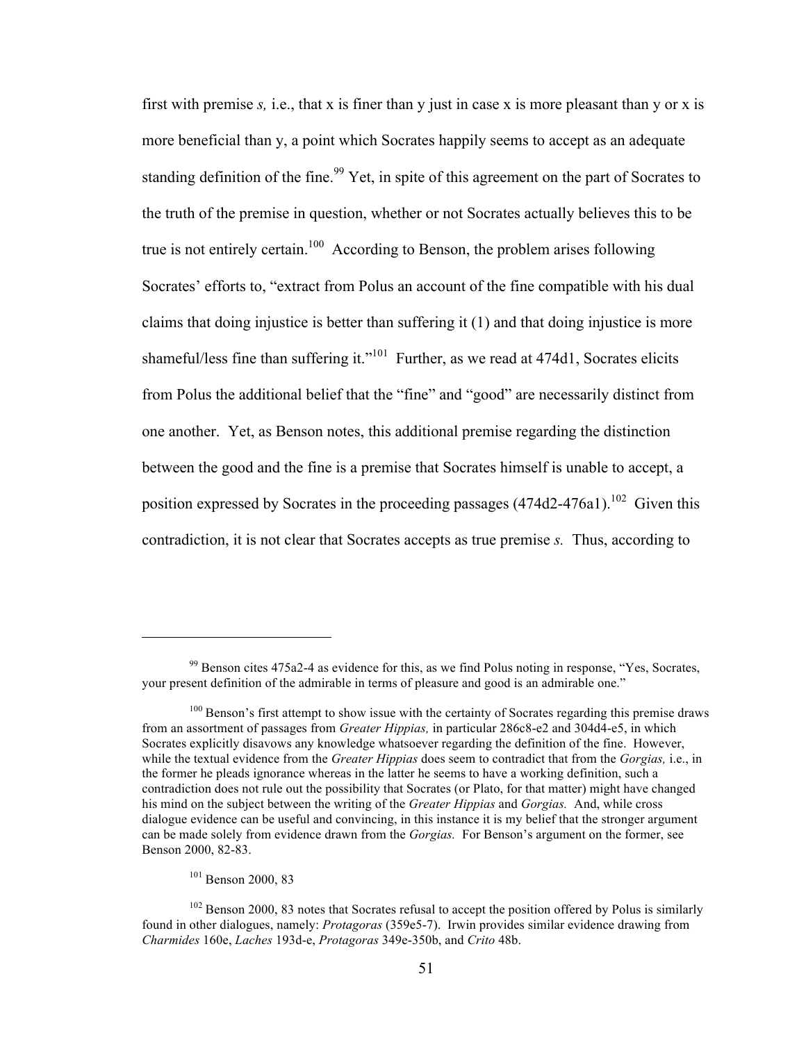first with premise *s,* i.e., that x is finer than y just in case x is more pleasant than y or x is more beneficial than y, a point which Socrates happily seems to accept as an adequate standing definition of the fine.[99] Yet, in spite of this agreement on the part of Socrates to the truth of the premise in question, whether or not Socrates actually believes this to be true is not entirely certain.[100] According to Benson, the problem arises following Socrates' efforts to, "extract from Polus an account of the fine compatible with his dual claims that doing injustice is better than suffering it (1) and that doing injustice is more shameful/less fine than suffering it."[101] Further, as we read at 474d1, Socrates elicits from Polus the additional belief that the "fine" and "good" are necessarily distinct from one another. Yet, as Benson notes, this additional premise regarding the distinction between the good and the fine is a premise that Socrates himself is unable to accept, a position expressed by Socrates in the proceeding passages (474d2-476a1).[102] Given this contradiction, it is not clear that Socrates accepts as true premise *s.* Thus, according to

---

[99] Benson cites 475a2-4 as evidence for this, as we find Polus noting in response, "Yes, Socrates, your present definition of the admirable in terms of pleasure and good is an admirable one."

[100] Benson's first attempt to show issue with the certainty of Socrates regarding this premise draws from an assortment of passages from *Greater Hippias,* in particular 286c8-e2 and 304d4-e5, in which Socrates explicitly disavows any knowledge whatsoever regarding the definition of the fine. However, while the textual evidence from the *Greater Hippias* does seem to contradict that from the *Gorgias,* i.e., in the former he pleads ignorance whereas in the latter he seems to have a working definition, such a contradiction does not rule out the possibility that Socrates (or Plato, for that matter) might have changed his mind on the subject between the writing of the *Greater Hippias* and *Gorgias.* And, while cross dialogue evidence can be useful and convincing, in this instance it is my belief that the stronger argument can be made solely from evidence drawn from the *Gorgias.* For Benson's argument on the former, see Benson 2000, 82-83.

[101] Benson 2000, 83

[102] Benson 2000, 83 notes that Socrates refusal to accept the position offered by Polus is similarly found in other dialogues, namely: *Protagoras* (359e5-7). Irwin provides similar evidence drawing from *Charmides* 160e, *Laches* 193d-e, *Protagoras* 349e-350b, and *Crito* 48b.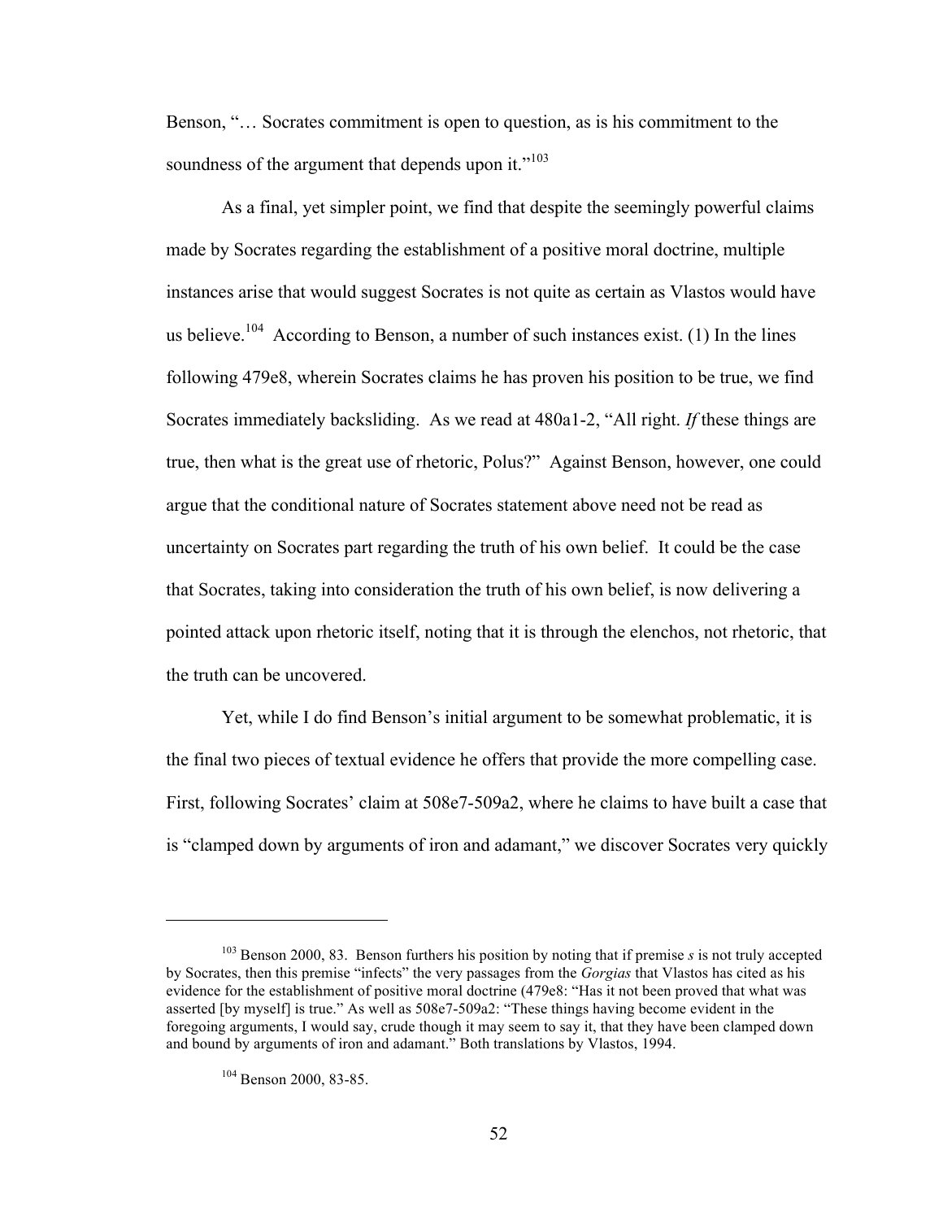Benson, "… Socrates commitment is open to question, as is his commitment to the soundness of the argument that depends upon it."[103]

As a final, yet simpler point, we find that despite the seemingly powerful claims made by Socrates regarding the establishment of a positive moral doctrine, multiple instances arise that would suggest Socrates is not quite as certain as Vlastos would have us believe.[104] According to Benson, a number of such instances exist. (1) In the lines following 479e8, wherein Socrates claims he has proven his position to be true, we find Socrates immediately backsliding. As we read at 480a1-2, "All right. *If* these things are true, then what is the great use of rhetoric, Polus?" Against Benson, however, one could argue that the conditional nature of Socrates statement above need not be read as uncertainty on Socrates part regarding the truth of his own belief. It could be the case that Socrates, taking into consideration the truth of his own belief, is now delivering a pointed attack upon rhetoric itself, noting that it is through the elenchos, not rhetoric, that the truth can be uncovered.

Yet, while I do find Benson's initial argument to be somewhat problematic, it is the final two pieces of textual evidence he offers that provide the more compelling case. First, following Socrates' claim at 508e7-509a2, where he claims to have built a case that is "clamped down by arguments of iron and adamant," we discover Socrates very quickly

---

[103] Benson 2000, 83. Benson furthers his position by noting that if premise *s* is not truly accepted by Socrates, then this premise "infects" the very passages from the *Gorgias* that Vlastos has cited as his evidence for the establishment of positive moral doctrine (479e8: "Has it not been proved that what was asserted [by myself] is true." As well as 508e7-509a2: "These things having become evident in the foregoing arguments, I would say, crude though it may seem to say it, that they have been clamped down and bound by arguments of iron and adamant." Both translations by Vlastos, 1994.

[104] Benson 2000, 83-85.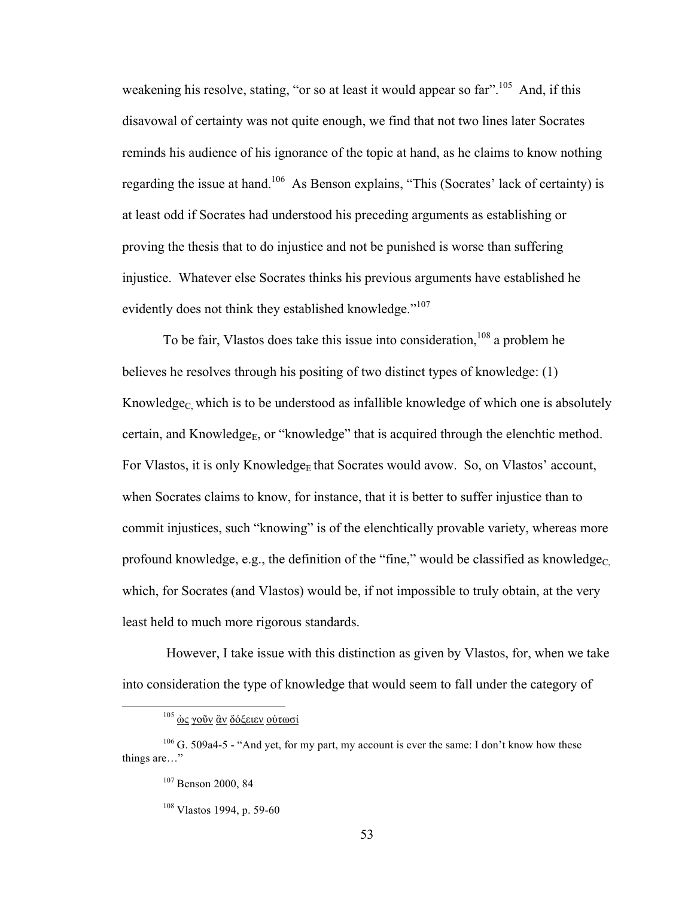weakening his resolve, stating, "or so at least it would appear so far".[105] And, if this disavowal of certainty was not quite enough, we find that not two lines later Socrates reminds his audience of his ignorance of the topic at hand, as he claims to know nothing regarding the issue at hand.[106] As Benson explains, "This (Socrates' lack of certainty) is at least odd if Socrates had understood his preceding arguments as establishing or proving the thesis that to do injustice and not be punished is worse than suffering injustice. Whatever else Socrates thinks his previous arguments have established he evidently does not think they established knowledge."[107]

To be fair, Vlastos does take this issue into consideration,[108] a problem he believes he resolves through his positing of two distinct types of knowledge: (1) Knowledge$_{C,}$ which is to be understood as infallible knowledge of which one is absolutely certain, and Knowledge$_{E}$, or "knowledge" that is acquired through the elenchtic method. For Vlastos, it is only Knowledge$_{E}$ that Socrates would avow. So, on Vlastos' account, when Socrates claims to know, for instance, that it is better to suffer injustice than to commit injustices, such "knowing" is of the elenchtically provable variety, whereas more profound knowledge, e.g., the definition of the "fine," would be classified as knowledge$_{C,}$ which, for Socrates (and Vlastos) would be, if not impossible to truly obtain, at the very least held to much more rigorous standards.

However, I take issue with this distinction as given by Vlastos, for, when we take into consideration the type of knowledge that would seem to fall under the category of

---

[105] ώς γοῦν ἂν δόξειεν οὑτωσί

[106] G. 509a4-5 - "And yet, for my part, my account is ever the same: I don't know how these things are…"

[107] Benson 2000, 84

[108] Vlastos 1994, p. 59-60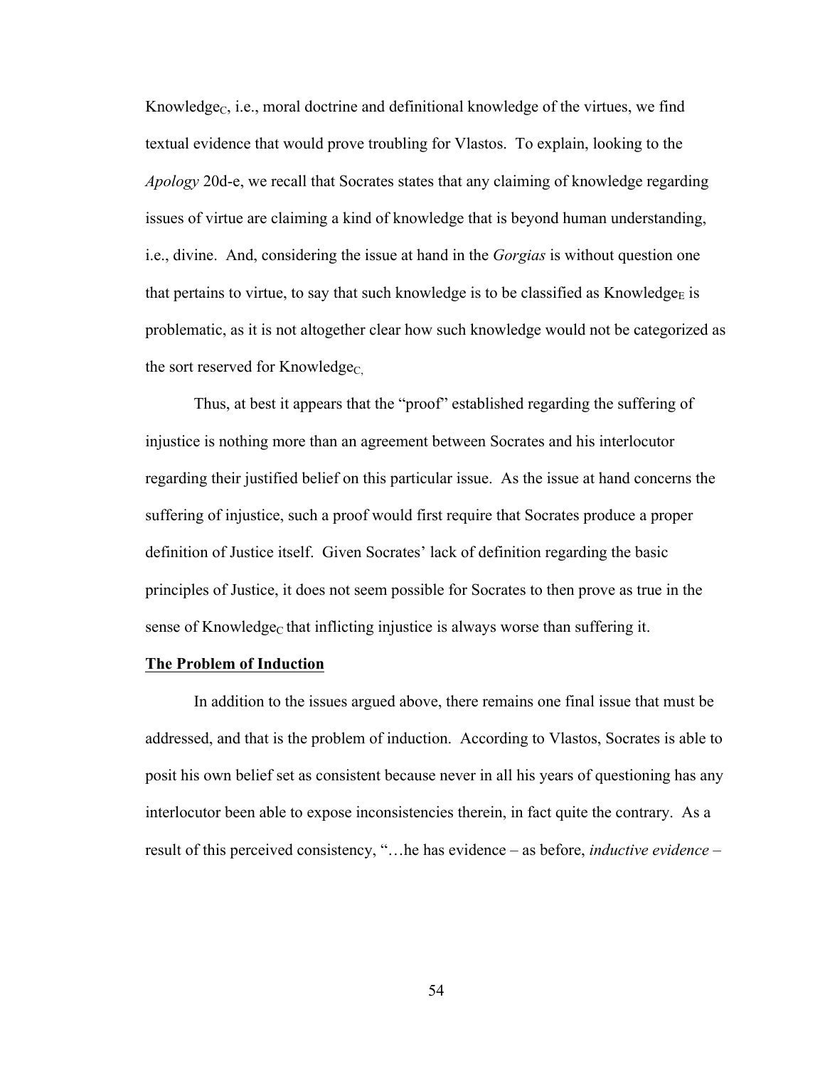Knowledge$_C$, i.e., moral doctrine and definitional knowledge of the virtues, we find textual evidence that would prove troubling for Vlastos. To explain, looking to the *Apology* 20d-e, we recall that Socrates states that any claiming of knowledge regarding issues of virtue are claiming a kind of knowledge that is beyond human understanding, i.e., divine. And, considering the issue at hand in the *Gorgias* is without question one that pertains to virtue, to say that such knowledge is to be classified as Knowledge$_E$ is problematic, as it is not altogether clear how such knowledge would not be categorized as the sort reserved for Knowledge$_C$,

Thus, at best it appears that the "proof" established regarding the suffering of injustice is nothing more than an agreement between Socrates and his interlocutor regarding their justified belief on this particular issue. As the issue at hand concerns the suffering of injustice, such a proof would first require that Socrates produce a proper definition of Justice itself. Given Socrates' lack of definition regarding the basic principles of Justice, it does not seem possible for Socrates to then prove as true in the sense of Knowledge$_C$ that inflicting injustice is always worse than suffering it.

**The Problem of Induction**

In addition to the issues argued above, there remains one final issue that must be addressed, and that is the problem of induction. According to Vlastos, Socrates is able to posit his own belief set as consistent because never in all his years of questioning has any interlocutor been able to expose inconsistencies therein, in fact quite the contrary. As a result of this perceived consistency, "…he has evidence – as before, *inductive evidence* –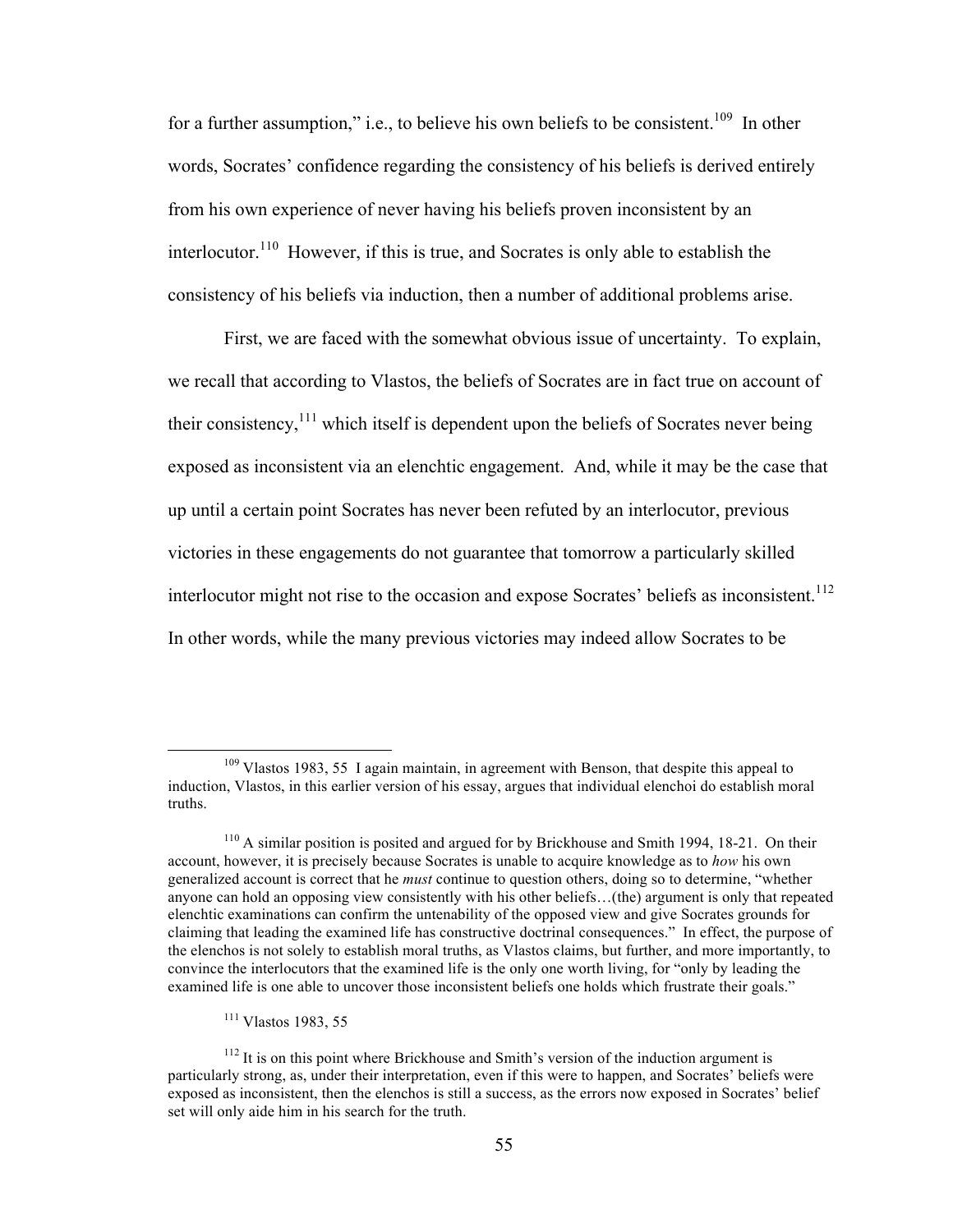for a further assumption," i.e., to believe his own beliefs to be consistent.[109] In other words, Socrates' confidence regarding the consistency of his beliefs is derived entirely from his own experience of never having his beliefs proven inconsistent by an interlocutor.[110] However, if this is true, and Socrates is only able to establish the consistency of his beliefs via induction, then a number of additional problems arise.

First, we are faced with the somewhat obvious issue of uncertainty. To explain, we recall that according to Vlastos, the beliefs of Socrates are in fact true on account of their consistency,[111] which itself is dependent upon the beliefs of Socrates never being exposed as inconsistent via an elenchtic engagement. And, while it may be the case that up until a certain point Socrates has never been refuted by an interlocutor, previous victories in these engagements do not guarantee that tomorrow a particularly skilled interlocutor might not rise to the occasion and expose Socrates' beliefs as inconsistent.[112] In other words, while the many previous victories may indeed allow Socrates to be

---

[109] Vlastos 1983, 55 I again maintain, in agreement with Benson, that despite this appeal to induction, Vlastos, in this earlier version of his essay, argues that individual elenchoi do establish moral truths.

[110] A similar position is posited and argued for by Brickhouse and Smith 1994, 18-21. On their account, however, it is precisely because Socrates is unable to acquire knowledge as to *how* his own generalized account is correct that he *must* continue to question others, doing so to determine, "whether anyone can hold an opposing view consistently with his other beliefs…(the) argument is only that repeated elenchtic examinations can confirm the untenability of the opposed view and give Socrates grounds for claiming that leading the examined life has constructive doctrinal consequences." In effect, the purpose of the elenchos is not solely to establish moral truths, as Vlastos claims, but further, and more importantly, to convince the interlocutors that the examined life is the only one worth living, for "only by leading the examined life is one able to uncover those inconsistent beliefs one holds which frustrate their goals."

[111] Vlastos 1983, 55

[112] It is on this point where Brickhouse and Smith's version of the induction argument is particularly strong, as, under their interpretation, even if this were to happen, and Socrates' beliefs were exposed as inconsistent, then the elenchos is still a success, as the errors now exposed in Socrates' belief set will only aide him in his search for the truth.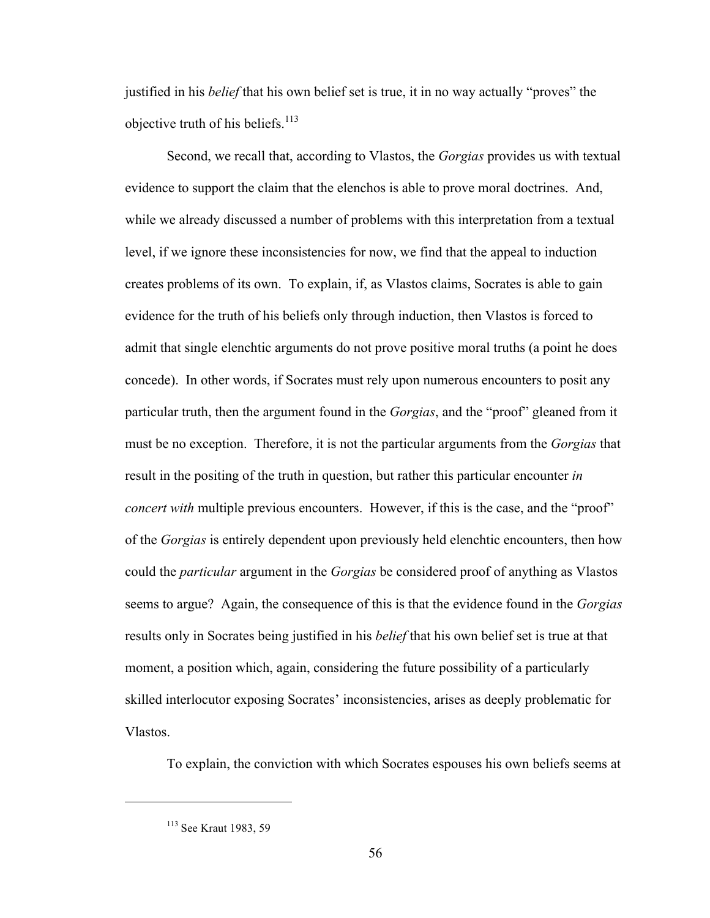justified in his *belief* that his own belief set is true, it in no way actually "proves" the objective truth of his beliefs.[113]

Second, we recall that, according to Vlastos, the *Gorgias* provides us with textual evidence to support the claim that the elenchos is able to prove moral doctrines. And, while we already discussed a number of problems with this interpretation from a textual level, if we ignore these inconsistencies for now, we find that the appeal to induction creates problems of its own. To explain, if, as Vlastos claims, Socrates is able to gain evidence for the truth of his beliefs only through induction, then Vlastos is forced to admit that single elenchtic arguments do not prove positive moral truths (a point he does concede). In other words, if Socrates must rely upon numerous encounters to posit any particular truth, then the argument found in the *Gorgias*, and the "proof" gleaned from it must be no exception. Therefore, it is not the particular arguments from the *Gorgias* that result in the positing of the truth in question, but rather this particular encounter *in concert with* multiple previous encounters. However, if this is the case, and the "proof" of the *Gorgias* is entirely dependent upon previously held elenchtic encounters, then how could the *particular* argument in the *Gorgias* be considered proof of anything as Vlastos seems to argue? Again, the consequence of this is that the evidence found in the *Gorgias* results only in Socrates being justified in his *belief* that his own belief set is true at that moment, a position which, again, considering the future possibility of a particularly skilled interlocutor exposing Socrates' inconsistencies, arises as deeply problematic for Vlastos.

To explain, the conviction with which Socrates espouses his own beliefs seems at

---

[113] See Kraut 1983, 59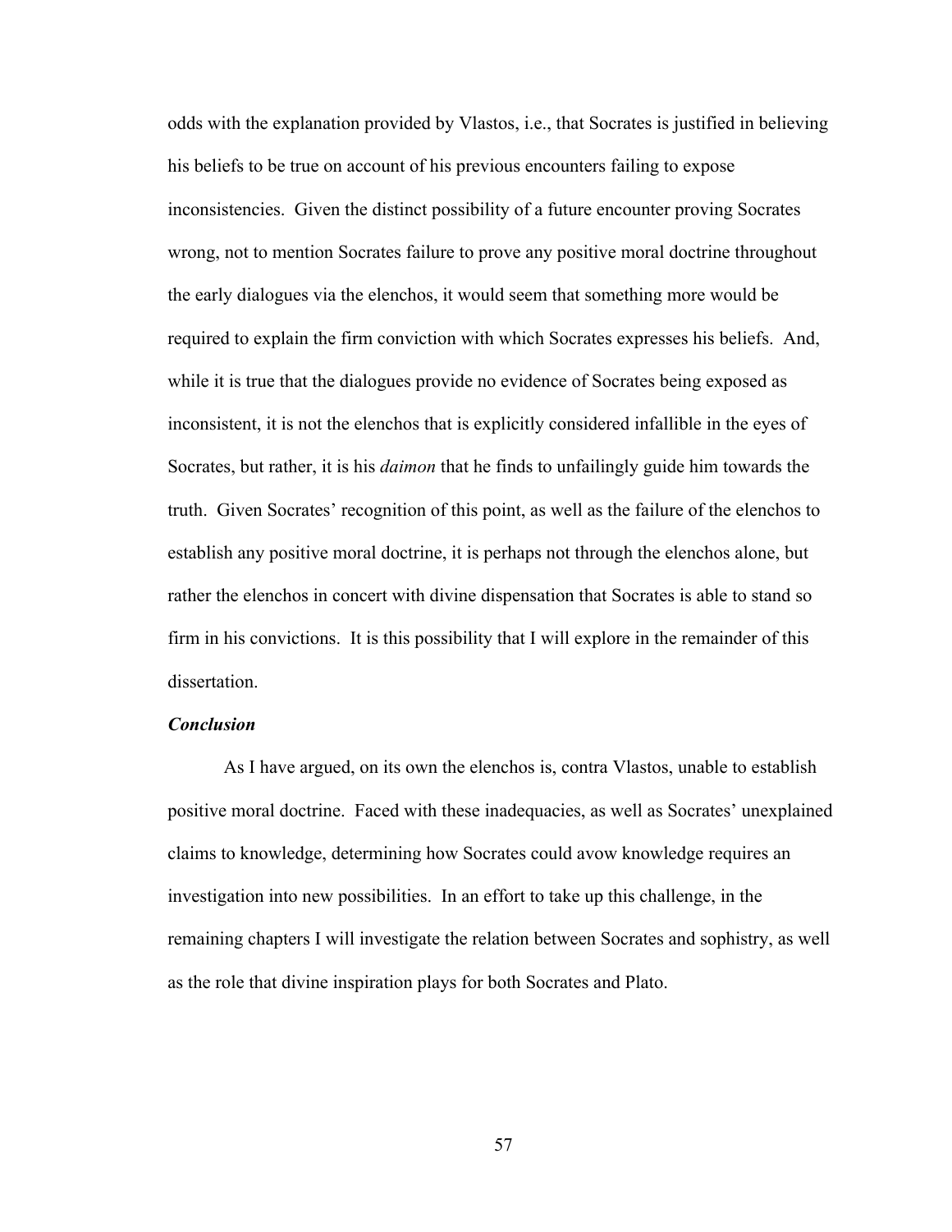odds with the explanation provided by Vlastos, i.e., that Socrates is justified in believing his beliefs to be true on account of his previous encounters failing to expose inconsistencies. Given the distinct possibility of a future encounter proving Socrates wrong, not to mention Socrates failure to prove any positive moral doctrine throughout the early dialogues via the elenchos, it would seem that something more would be required to explain the firm conviction with which Socrates expresses his beliefs. And, while it is true that the dialogues provide no evidence of Socrates being exposed as inconsistent, it is not the elenchos that is explicitly considered infallible in the eyes of Socrates, but rather, it is his *daimon* that he finds to unfailingly guide him towards the truth. Given Socrates' recognition of this point, as well as the failure of the elenchos to establish any positive moral doctrine, it is perhaps not through the elenchos alone, but rather the elenchos in concert with divine dispensation that Socrates is able to stand so firm in his convictions. It is this possibility that I will explore in the remainder of this dissertation.

***Conclusion***

As I have argued, on its own the elenchos is, contra Vlastos, unable to establish positive moral doctrine. Faced with these inadequacies, as well as Socrates' unexplained claims to knowledge, determining how Socrates could avow knowledge requires an investigation into new possibilities. In an effort to take up this challenge, in the remaining chapters I will investigate the relation between Socrates and sophistry, as well as the role that divine inspiration plays for both Socrates and Plato.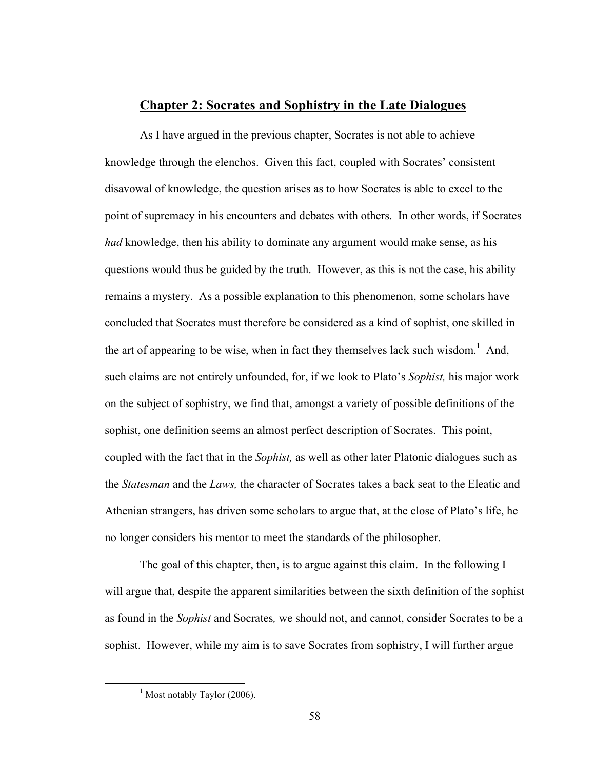## Chapter 2: Socrates and Sophistry in the Late Dialogues

As I have argued in the previous chapter, Socrates is not able to achieve knowledge through the elenchos. Given this fact, coupled with Socrates' consistent disavowal of knowledge, the question arises as to how Socrates is able to excel to the point of supremacy in his encounters and debates with others. In other words, if Socrates *had* knowledge, then his ability to dominate any argument would make sense, as his questions would thus be guided by the truth. However, as this is not the case, his ability remains a mystery. As a possible explanation to this phenomenon, some scholars have concluded that Socrates must therefore be considered as a kind of sophist, one skilled in the art of appearing to be wise, when in fact they themselves lack such wisdom.[1] And, such claims are not entirely unfounded, for, if we look to Plato's *Sophist,* his major work on the subject of sophistry, we find that, amongst a variety of possible definitions of the sophist, one definition seems an almost perfect description of Socrates. This point, coupled with the fact that in the *Sophist,* as well as other later Platonic dialogues such as the *Statesman* and the *Laws,* the character of Socrates takes a back seat to the Eleatic and Athenian strangers, has driven some scholars to argue that, at the close of Plato's life, he no longer considers his mentor to meet the standards of the philosopher.

The goal of this chapter, then, is to argue against this claim. In the following I will argue that, despite the apparent similarities between the sixth definition of the sophist as found in the *Sophist* and Socrates*,* we should not, and cannot, consider Socrates to be a sophist. However, while my aim is to save Socrates from sophistry, I will further argue

[1] Most notably Taylor (2006).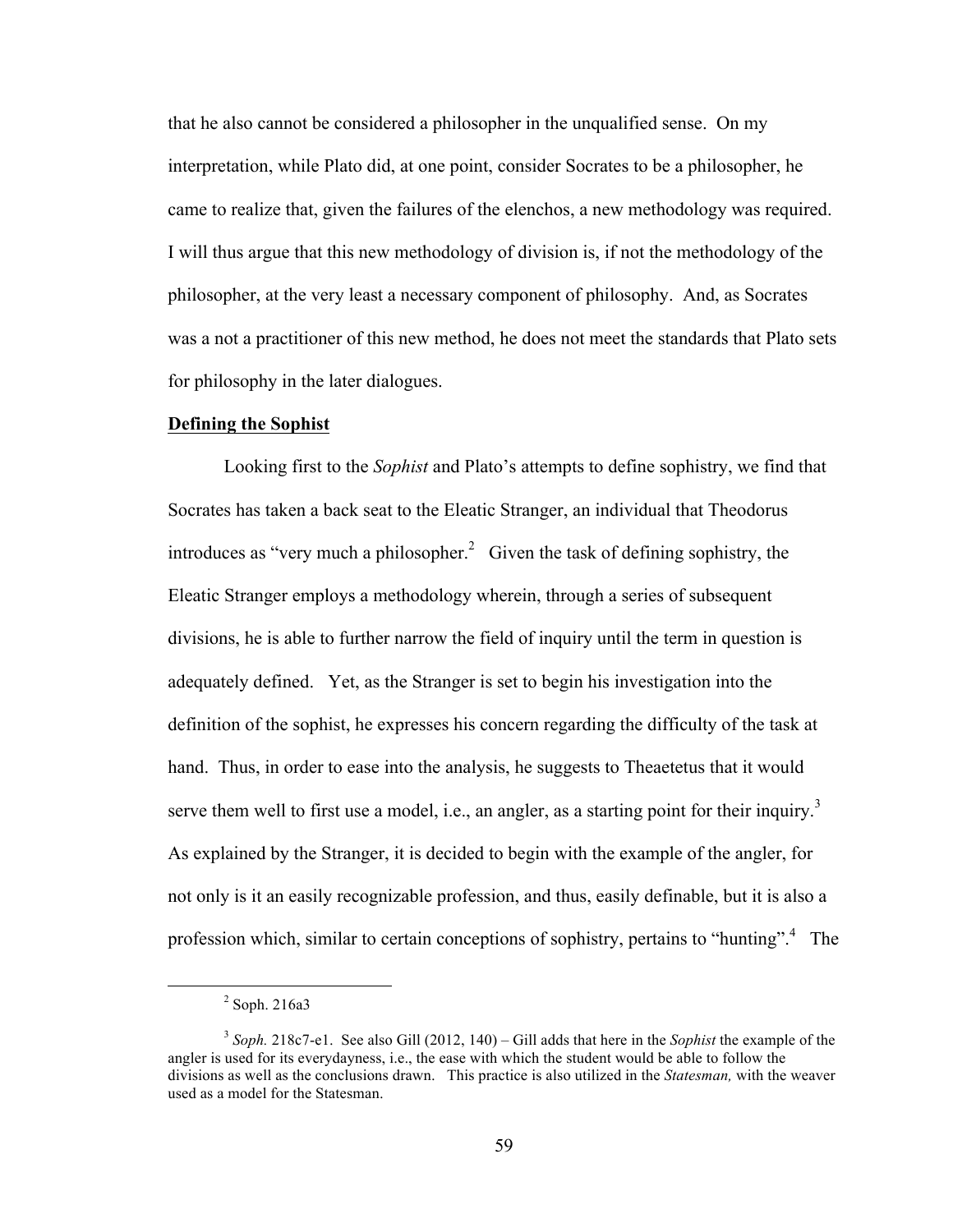that he also cannot be considered a philosopher in the unqualified sense. On my interpretation, while Plato did, at one point, consider Socrates to be a philosopher, he came to realize that, given the failures of the elenchos, a new methodology was required. I will thus argue that this new methodology of division is, if not the methodology of the philosopher, at the very least a necessary component of philosophy. And, as Socrates was a not a practitioner of this new method, he does not meet the standards that Plato sets for philosophy in the later dialogues.

**Defining the Sophist**

Looking first to the *Sophist* and Plato's attempts to define sophistry, we find that Socrates has taken a back seat to the Eleatic Stranger, an individual that Theodorus introduces as "very much a philosopher.[2] Given the task of defining sophistry, the Eleatic Stranger employs a methodology wherein, through a series of subsequent divisions, he is able to further narrow the field of inquiry until the term in question is adequately defined. Yet, as the Stranger is set to begin his investigation into the definition of the sophist, he expresses his concern regarding the difficulty of the task at hand. Thus, in order to ease into the analysis, he suggests to Theaetetus that it would serve them well to first use a model, i.e., an angler, as a starting point for their inquiry.[3] As explained by the Stranger, it is decided to begin with the example of the angler, for not only is it an easily recognizable profession, and thus, easily definable, but it is also a profession which, similar to certain conceptions of sophistry, pertains to "hunting".[4] The

[2] Soph. 216a3

[3] *Soph.* 218c7-e1. See also Gill (2012, 140) – Gill adds that here in the *Sophist* the example of the angler is used for its everydayness, i.e., the ease with which the student would be able to follow the divisions as well as the conclusions drawn. This practice is also utilized in the *Statesman,* with the weaver used as a model for the Statesman.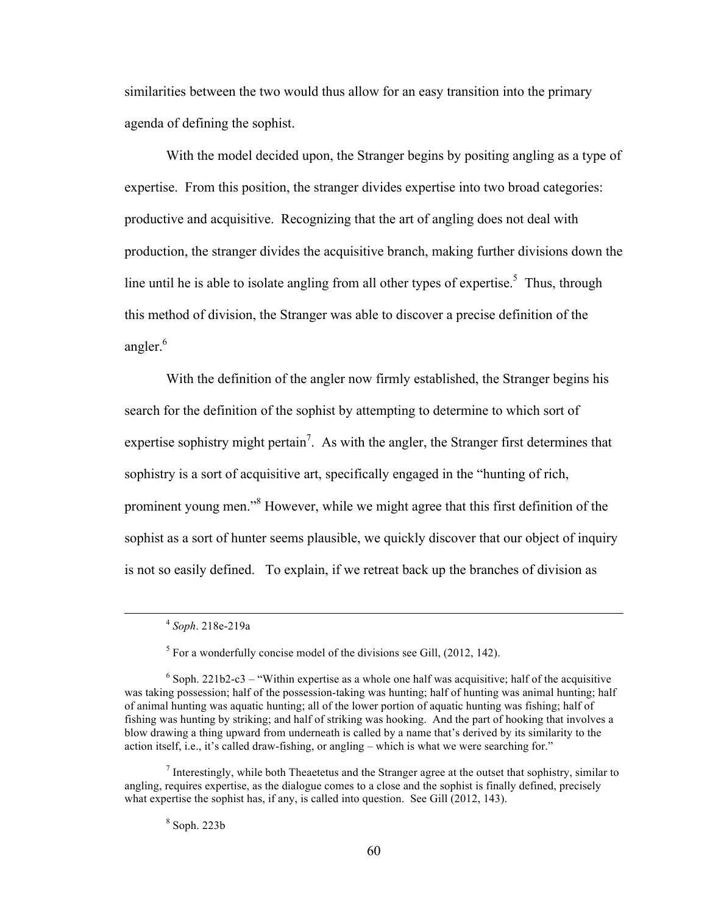similarities between the two would thus allow for an easy transition into the primary agenda of defining the sophist.

With the model decided upon, the Stranger begins by positing angling as a type of expertise. From this position, the stranger divides expertise into two broad categories: productive and acquisitive. Recognizing that the art of angling does not deal with production, the stranger divides the acquisitive branch, making further divisions down the line until he is able to isolate angling from all other types of expertise.[5] Thus, through this method of division, the Stranger was able to discover a precise definition of the angler.[6]

With the definition of the angler now firmly established, the Stranger begins his search for the definition of the sophist by attempting to determine to which sort of expertise sophistry might pertain[7]. As with the angler, the Stranger first determines that sophistry is a sort of acquisitive art, specifically engaged in the "hunting of rich, prominent young men."[8] However, while we might agree that this first definition of the sophist as a sort of hunter seems plausible, we quickly discover that our object of inquiry is not so easily defined. To explain, if we retreat back up the branches of division as

---

[4] *Soph*. 218e-219a

[5] For a wonderfully concise model of the divisions see Gill, (2012, 142).

[6] Soph. 221b2-c3 – "Within expertise as a whole one half was acquisitive; half of the acquisitive was taking possession; half of the possession-taking was hunting; half of hunting was animal hunting; half of animal hunting was aquatic hunting; all of the lower portion of aquatic hunting was fishing; half of fishing was hunting by striking; and half of striking was hooking. And the part of hooking that involves a blow drawing a thing upward from underneath is called by a name that's derived by its similarity to the action itself, i.e., it's called draw-fishing, or angling – which is what we were searching for."

[7] Interestingly, while both Theaetetus and the Stranger agree at the outset that sophistry, similar to angling, requires expertise, as the dialogue comes to a close and the sophist is finally defined, precisely what expertise the sophist has, if any, is called into question. See Gill (2012, 143).

[8] Soph. 223b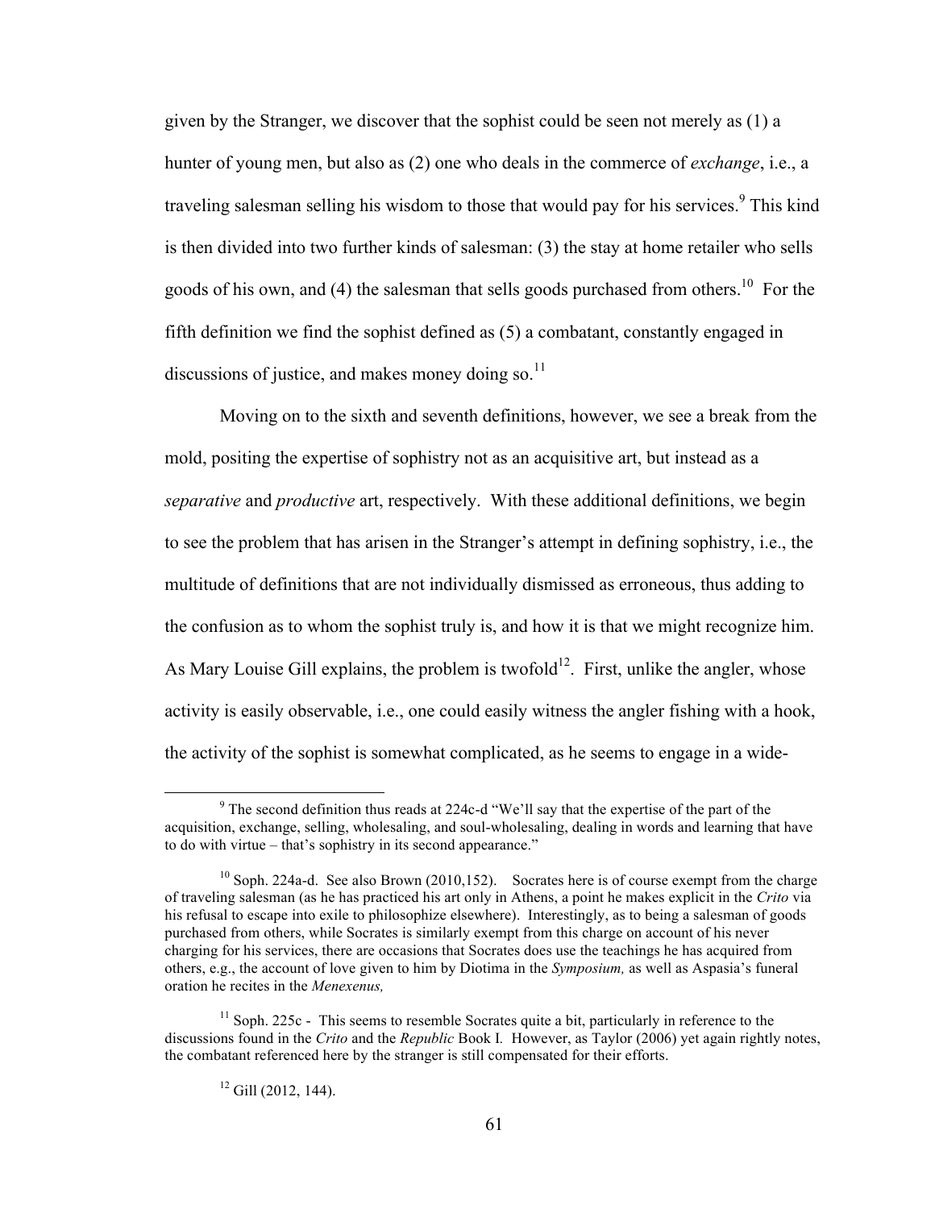given by the Stranger, we discover that the sophist could be seen not merely as (1) a hunter of young men, but also as (2) one who deals in the commerce of *exchange*, i.e., a traveling salesman selling his wisdom to those that would pay for his services.[9] This kind is then divided into two further kinds of salesman: (3) the stay at home retailer who sells goods of his own, and (4) the salesman that sells goods purchased from others.[10] For the fifth definition we find the sophist defined as (5) a combatant, constantly engaged in discussions of justice, and makes money doing so.[11]

Moving on to the sixth and seventh definitions, however, we see a break from the mold, positing the expertise of sophistry not as an acquisitive art, but instead as a *separative* and *productive* art, respectively. With these additional definitions, we begin to see the problem that has arisen in the Stranger's attempt in defining sophistry, i.e., the multitude of definitions that are not individually dismissed as erroneous, thus adding to the confusion as to whom the sophist truly is, and how it is that we might recognize him. As Mary Louise Gill explains, the problem is twofold[12]. First, unlike the angler, whose activity is easily observable, i.e., one could easily witness the angler fishing with a hook, the activity of the sophist is somewhat complicated, as he seems to engage in a wide-

---

[9] The second definition thus reads at 224c-d "We'll say that the expertise of the part of the acquisition, exchange, selling, wholesaling, and soul-wholesaling, dealing in words and learning that have to do with virtue – that's sophistry in its second appearance."

[10] Soph. 224a-d. See also Brown (2010,152). Socrates here is of course exempt from the charge of traveling salesman (as he has practiced his art only in Athens, a point he makes explicit in the *Crito* via his refusal to escape into exile to philosophize elsewhere). Interestingly, as to being a salesman of goods purchased from others, while Socrates is similarly exempt from this charge on account of his never charging for his services, there are occasions that Socrates does use the teachings he has acquired from others, e.g., the account of love given to him by Diotima in the *Symposium,* as well as Aspasia's funeral oration he recites in the *Menexenus,*

[11] Soph. 225c - This seems to resemble Socrates quite a bit, particularly in reference to the discussions found in the *Crito* and the *Republic* Book I. However, as Taylor (2006) yet again rightly notes, the combatant referenced here by the stranger is still compensated for their efforts.

[12] Gill (2012, 144).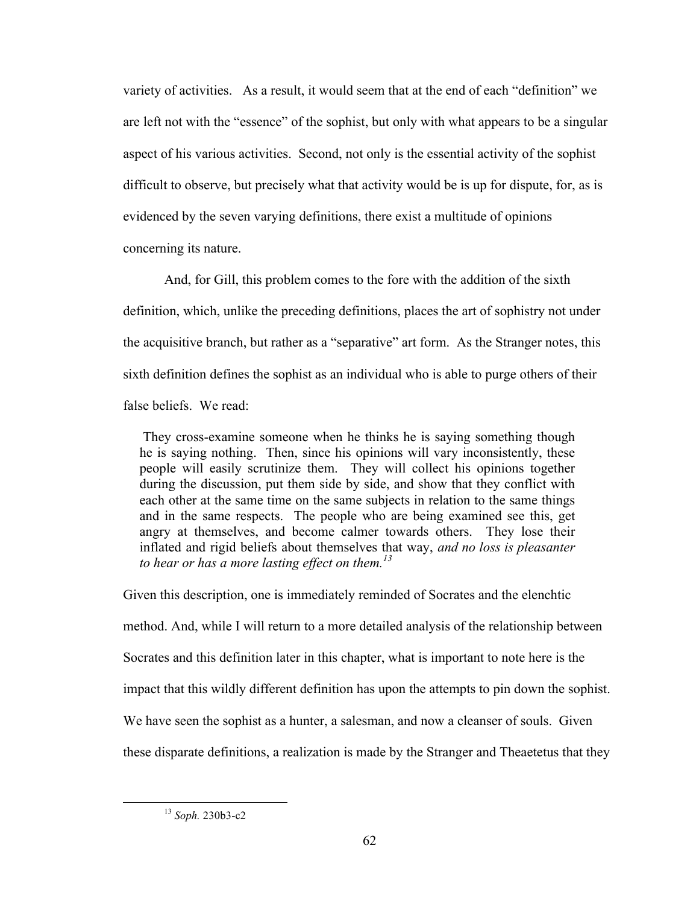variety of activities. As a result, it would seem that at the end of each "definition" we are left not with the "essence" of the sophist, but only with what appears to be a singular aspect of his various activities. Second, not only is the essential activity of the sophist difficult to observe, but precisely what that activity would be is up for dispute, for, as is evidenced by the seven varying definitions, there exist a multitude of opinions concerning its nature.

And, for Gill, this problem comes to the fore with the addition of the sixth definition, which, unlike the preceding definitions, places the art of sophistry not under the acquisitive branch, but rather as a "separative" art form. As the Stranger notes, this sixth definition defines the sophist as an individual who is able to purge others of their false beliefs. We read:

> They cross-examine someone when he thinks he is saying something though he is saying nothing. Then, since his opinions will vary inconsistently, these people will easily scrutinize them. They will collect his opinions together during the discussion, put them side by side, and show that they conflict with each other at the same time on the same subjects in relation to the same things and in the same respects. The people who are being examined see this, get angry at themselves, and become calmer towards others. They lose their inflated and rigid beliefs about themselves that way, *and no loss is pleasanter to hear or has a more lasting effect on them.*[13]

Given this description, one is immediately reminded of Socrates and the elenchtic method. And, while I will return to a more detailed analysis of the relationship between Socrates and this definition later in this chapter, what is important to note here is the impact that this wildly different definition has upon the attempts to pin down the sophist. We have seen the sophist as a hunter, a salesman, and now a cleanser of souls. Given these disparate definitions, a realization is made by the Stranger and Theaetetus that they

[13] *Soph.* 230b3-c2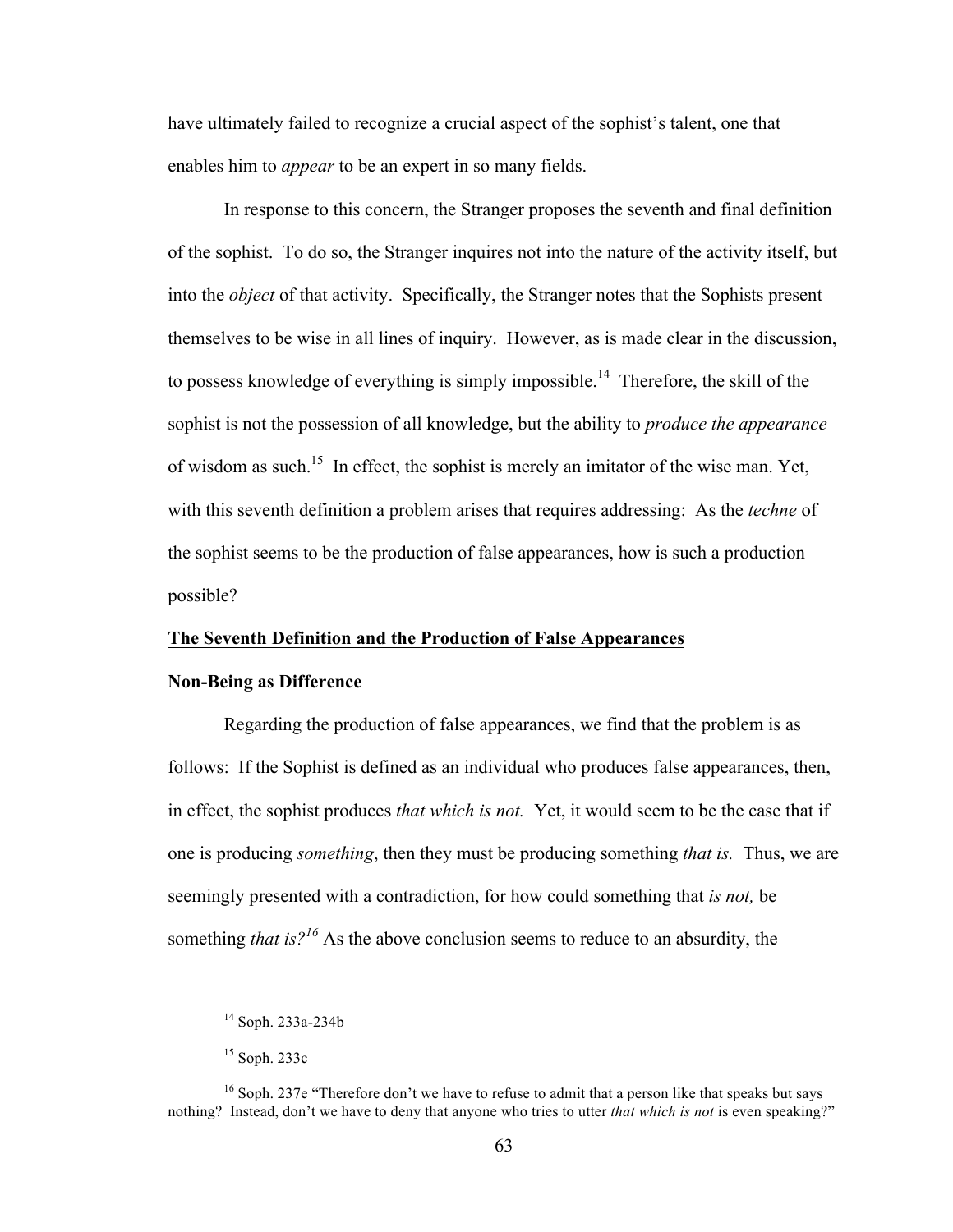have ultimately failed to recognize a crucial aspect of the sophist's talent, one that enables him to *appear* to be an expert in so many fields.

In response to this concern, the Stranger proposes the seventh and final definition of the sophist. To do so, the Stranger inquires not into the nature of the activity itself, but into the *object* of that activity. Specifically, the Stranger notes that the Sophists present themselves to be wise in all lines of inquiry. However, as is made clear in the discussion, to possess knowledge of everything is simply impossible.[14] Therefore, the skill of the sophist is not the possession of all knowledge, but the ability to *produce the appearance* of wisdom as such.[15] In effect, the sophist is merely an imitator of the wise man. Yet, with this seventh definition a problem arises that requires addressing: As the *techne* of the sophist seems to be the production of false appearances, how is such a production possible?

## The Seventh Definition and the Production of False Appearances

### Non-Being as Difference

Regarding the production of false appearances, we find that the problem is as follows: If the Sophist is defined as an individual who produces false appearances, then, in effect, the sophist produces *that which is not.* Yet, it would seem to be the case that if one is producing *something*, then they must be producing something *that is.* Thus, we are seemingly presented with a contradiction, for how could something that *is not,* be something *that is?*[16] As the above conclusion seems to reduce to an absurdity, the

[14] Soph. 233a-234b

[15] Soph. 233c

[16] Soph. 237e "Therefore don't we have to refuse to admit that a person like that speaks but says nothing? Instead, don't we have to deny that anyone who tries to utter *that which is not* is even speaking?"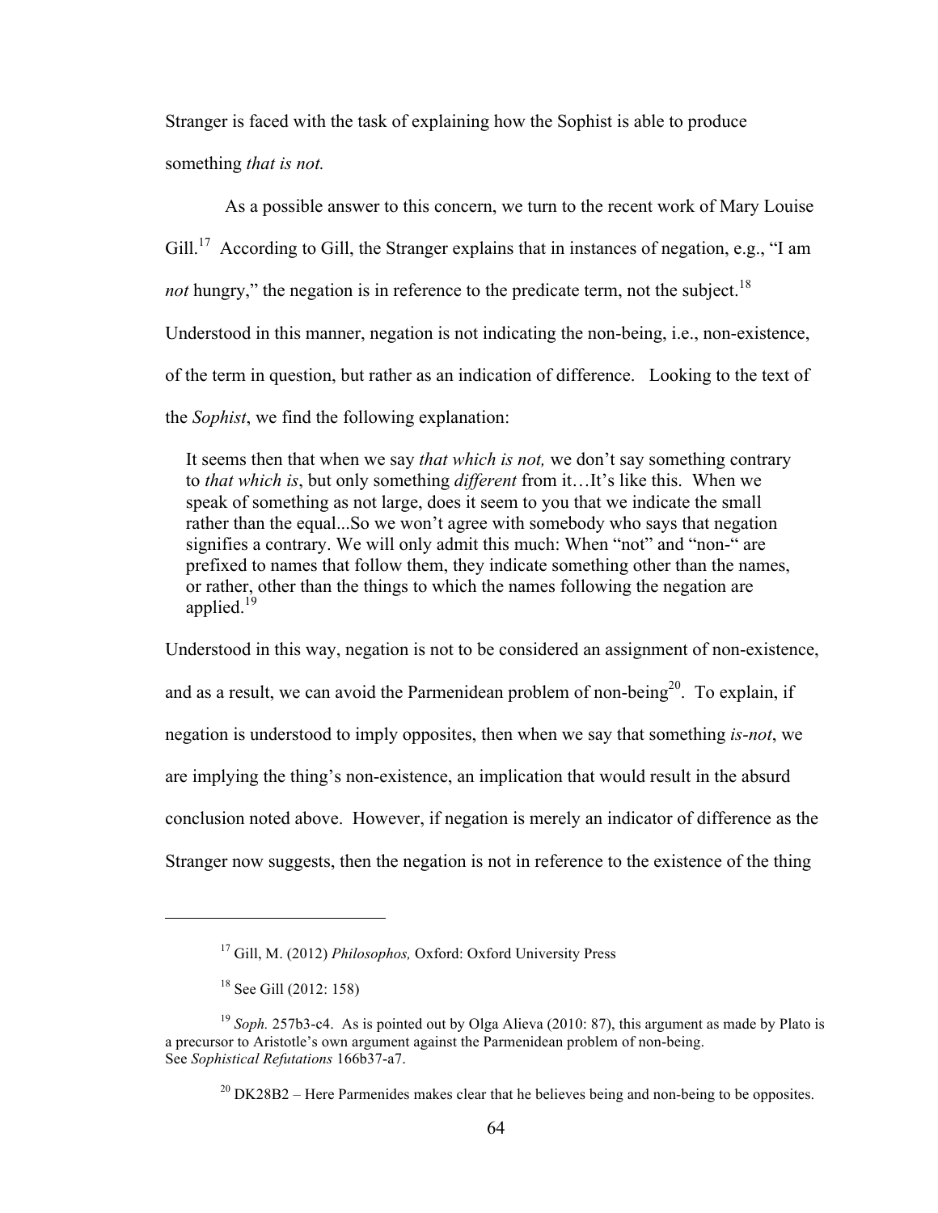Stranger is faced with the task of explaining how the Sophist is able to produce something *that is not.*

As a possible answer to this concern, we turn to the recent work of Mary Louise Gill.[17] According to Gill, the Stranger explains that in instances of negation, e.g., "I am *not* hungry," the negation is in reference to the predicate term, not the subject.[18] Understood in this manner, negation is not indicating the non-being, i.e., non-existence, of the term in question, but rather as an indication of difference. Looking to the text of the *Sophist*, we find the following explanation:

> It seems then that when we say *that which is not,* we don't say something contrary to *that which is*, but only something *different* from it…It's like this. When we speak of something as not large, does it seem to you that we indicate the small rather than the equal...So we won't agree with somebody who says that negation signifies a contrary. We will only admit this much: When "not" and "non-" are prefixed to names that follow them, they indicate something other than the names, or rather, other than the things to which the names following the negation are applied.[19]

Understood in this way, negation is not to be considered an assignment of non-existence, and as a result, we can avoid the Parmenidean problem of non-being[20]. To explain, if negation is understood to imply opposites, then when we say that something *is-not*, we are implying the thing's non-existence, an implication that would result in the absurd conclusion noted above. However, if negation is merely an indicator of difference as the Stranger now suggests, then the negation is not in reference to the existence of the thing

---

[17] Gill, M. (2012) *Philosophos,* Oxford: Oxford University Press

[18] See Gill (2012: 158)

[19] *Soph.* 257b3-c4. As is pointed out by Olga Alieva (2010: 87), this argument as made by Plato is a precursor to Aristotle's own argument against the Parmenidean problem of non-being. See *Sophistical Refutations* 166b37-a7.

[20] DK28B2 – Here Parmenides makes clear that he believes being and non-being to be opposites.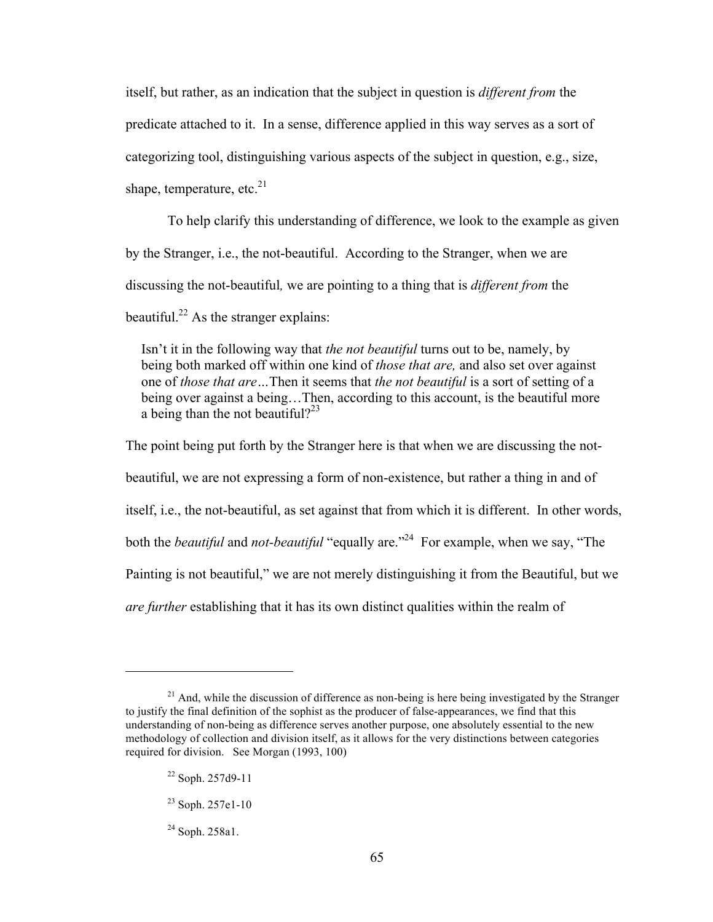itself, but rather, as an indication that the subject in question is *different from* the predicate attached to it. In a sense, difference applied in this way serves as a sort of categorizing tool, distinguishing various aspects of the subject in question, e.g., size, shape, temperature, etc.[21]

To help clarify this understanding of difference, we look to the example as given by the Stranger, i.e., the not-beautiful. According to the Stranger, when we are discussing the not-beautiful*,* we are pointing to a thing that is *different from* the beautiful.[22] As the stranger explains:

> Isn't it in the following way that *the not beautiful* turns out to be, namely, by being both marked off within one kind of *those that are,* and also set over against one of *those that are…*Then it seems that *the not beautiful* is a sort of setting of a being over against a being…Then, according to this account, is the beautiful more a being than the not beautiful?[23]

The point being put forth by the Stranger here is that when we are discussing the not-beautiful, we are not expressing a form of non-existence, but rather a thing in and of itself, i.e., the not-beautiful, as set against that from which it is different. In other words, both the *beautiful* and *not-beautiful* "equally are."[24] For example, when we say, "The Painting is not beautiful," we are not merely distinguishing it from the Beautiful, but we *are further* establishing that it has its own distinct qualities within the realm of

---

[21] And, while the discussion of difference as non-being is here being investigated by the Stranger to justify the final definition of the sophist as the producer of false-appearances, we find that this understanding of non-being as difference serves another purpose, one absolutely essential to the new methodology of collection and division itself, as it allows for the very distinctions between categories required for division. See Morgan (1993, 100)

[22] Soph. 257d9-11

[23] Soph. 257e1-10

[24] Soph. 258a1.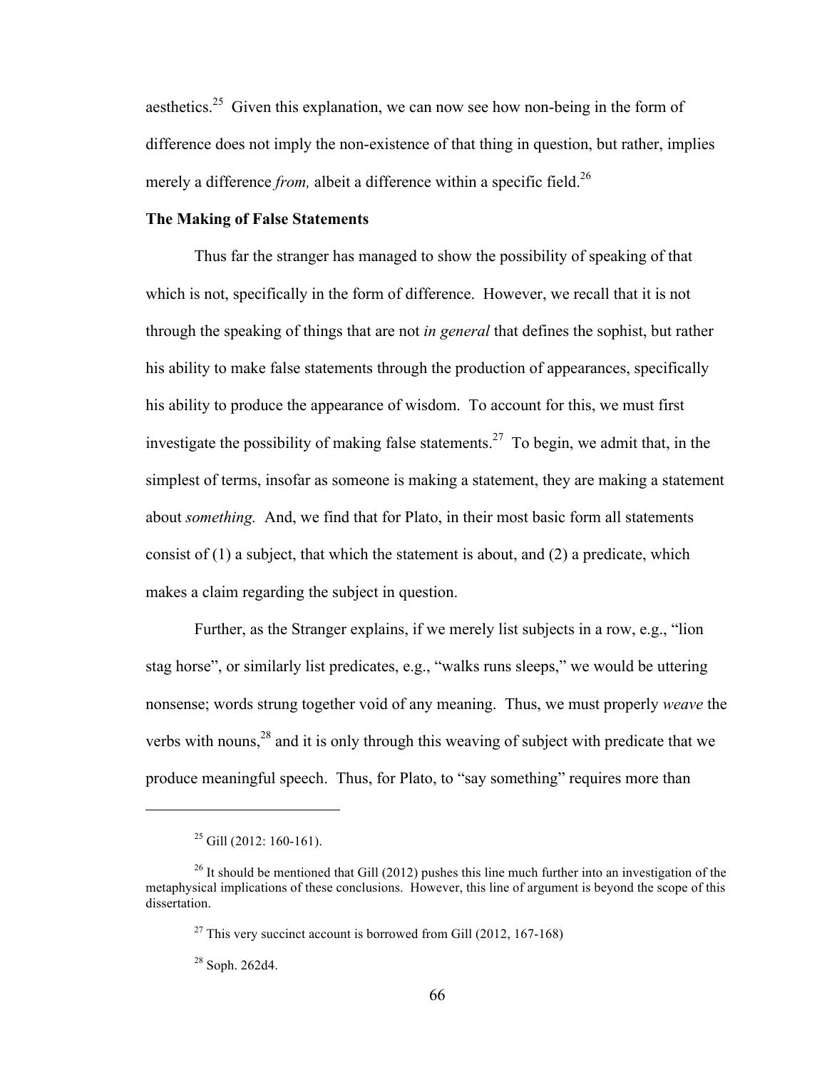aesthetics.[25] Given this explanation, we can now see how non-being in the form of difference does not imply the non-existence of that thing in question, but rather, implies merely a difference *from,* albeit a difference within a specific field.[26]

**The Making of False Statements**

Thus far the stranger has managed to show the possibility of speaking of that which is not, specifically in the form of difference. However, we recall that it is not through the speaking of things that are not *in general* that defines the sophist, but rather his ability to make false statements through the production of appearances, specifically his ability to produce the appearance of wisdom. To account for this, we must first investigate the possibility of making false statements.[27] To begin, we admit that, in the simplest of terms, insofar as someone is making a statement, they are making a statement about *something.* And, we find that for Plato, in their most basic form all statements consist of (1) a subject, that which the statement is about, and (2) a predicate, which makes a claim regarding the subject in question.

Further, as the Stranger explains, if we merely list subjects in a row, e.g., "lion stag horse", or similarly list predicates, e.g., "walks runs sleeps," we would be uttering nonsense; words strung together void of any meaning. Thus, we must properly *weave* the verbs with nouns,[28] and it is only through this weaving of subject with predicate that we produce meaningful speech. Thus, for Plato, to "say something" requires more than

---

[25] Gill (2012: 160-161).

[26] It should be mentioned that Gill (2012) pushes this line much further into an investigation of the metaphysical implications of these conclusions. However, this line of argument is beyond the scope of this dissertation.

[27] This very succinct account is borrowed from Gill (2012, 167-168)

[28] Soph. 262d4.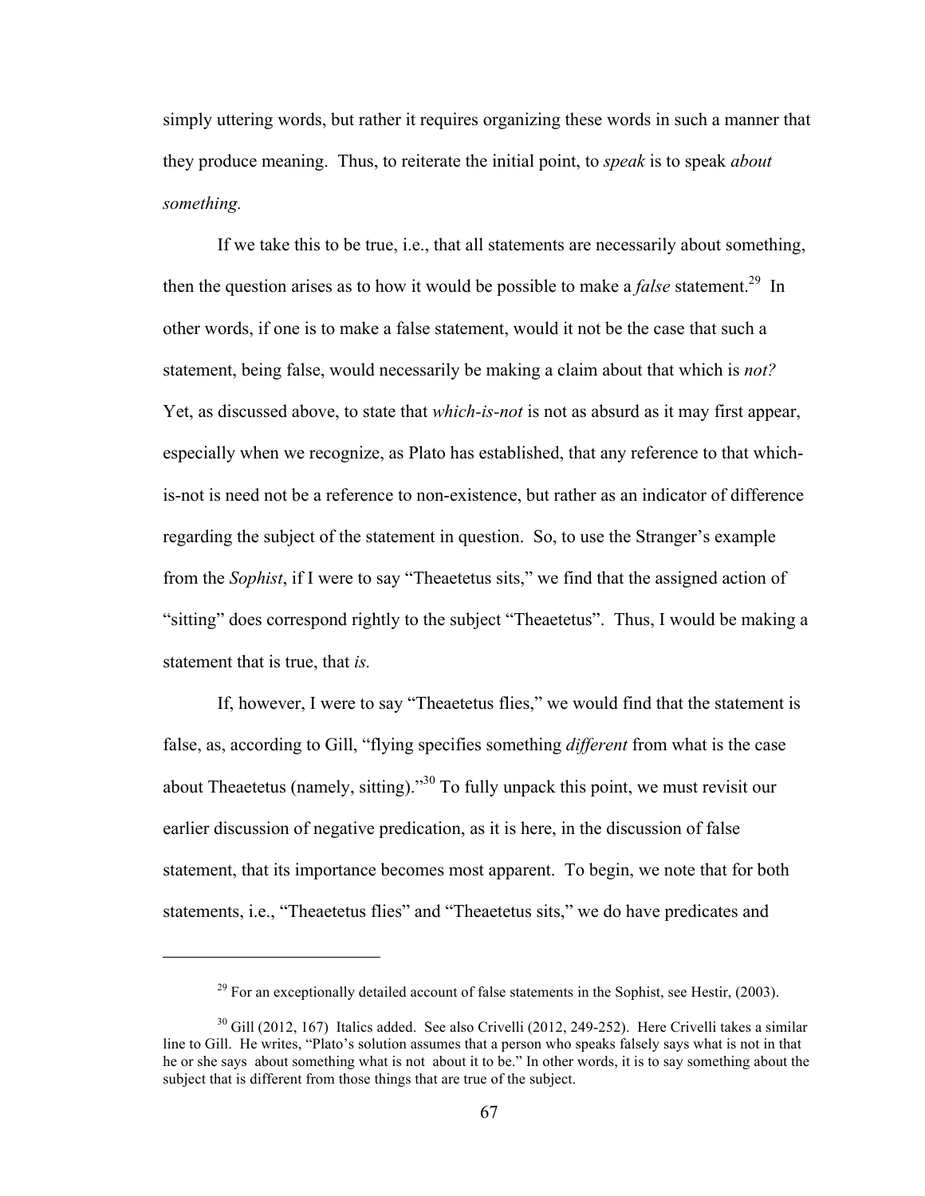simply uttering words, but rather it requires organizing these words in such a manner that they produce meaning. Thus, to reiterate the initial point, to *speak* is to speak *about something.*

If we take this to be true, i.e., that all statements are necessarily about something, then the question arises as to how it would be possible to make a *false* statement.[29] In other words, if one is to make a false statement, would it not be the case that such a statement, being false, would necessarily be making a claim about that which is *not?* Yet, as discussed above, to state that *which-is-not* is not as absurd as it may first appear, especially when we recognize, as Plato has established, that any reference to that which-is-not is need not be a reference to non-existence, but rather as an indicator of difference regarding the subject of the statement in question. So, to use the Stranger's example from the *Sophist*, if I were to say "Theaetetus sits," we find that the assigned action of "sitting" does correspond rightly to the subject "Theaetetus". Thus, I would be making a statement that is true, that *is.*

If, however, I were to say "Theaetetus flies," we would find that the statement is false, as, according to Gill, "flying specifies something *different* from what is the case about Theaetetus (namely, sitting)."[30] To fully unpack this point, we must revisit our earlier discussion of negative predication, as it is here, in the discussion of false statement, that its importance becomes most apparent. To begin, we note that for both statements, i.e., "Theaetetus flies" and "Theaetetus sits," we do have predicates and

---

[29] For an exceptionally detailed account of false statements in the Sophist, see Hestir, (2003).

[30] Gill (2012, 167) Italics added. See also Crivelli (2012, 249-252). Here Crivelli takes a similar line to Gill. He writes, "Plato's solution assumes that a person who speaks falsely says what is not in that he or she says about something what is not about it to be." In other words, it is to say something about the subject that is different from those things that are true of the subject.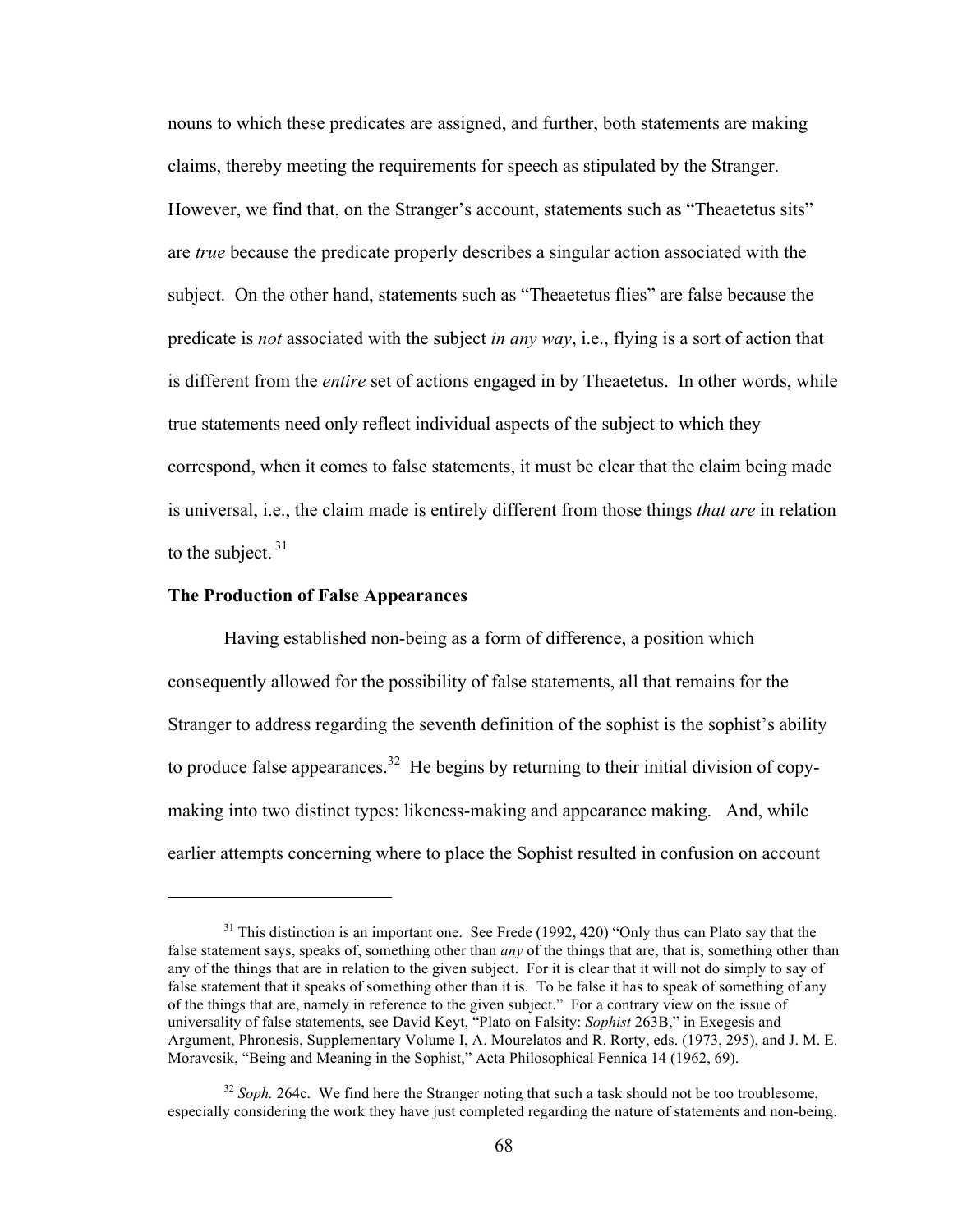nouns to which these predicates are assigned, and further, both statements are making claims, thereby meeting the requirements for speech as stipulated by the Stranger. However, we find that, on the Stranger's account, statements such as "Theaetetus sits" are *true* because the predicate properly describes a singular action associated with the subject. On the other hand, statements such as "Theaetetus flies" are false because the predicate is *not* associated with the subject *in any way*, i.e., flying is a sort of action that is different from the *entire* set of actions engaged in by Theaetetus. In other words, while true statements need only reflect individual aspects of the subject to which they correspond, when it comes to false statements, it must be clear that the claim being made is universal, i.e., the claim made is entirely different from those things *that are* in relation to the subject.[31]

**The Production of False Appearances**

Having established non-being as a form of difference, a position which consequently allowed for the possibility of false statements, all that remains for the Stranger to address regarding the seventh definition of the sophist is the sophist's ability to produce false appearances.[32] He begins by returning to their initial division of copy-making into two distinct types: likeness-making and appearance making. And, while earlier attempts concerning where to place the Sophist resulted in confusion on account

---

[31] This distinction is an important one. See Frede (1992, 420) "Only thus can Plato say that the false statement says, speaks of, something other than *any* of the things that are, that is, something other than any of the things that are in relation to the given subject. For it is clear that it will not do simply to say of false statement that it speaks of something other than it is. To be false it has to speak of something of any of the things that are, namely in reference to the given subject." For a contrary view on the issue of universality of false statements, see David Keyt, "Plato on Falsity: *Sophist* 263B," in Exegesis and Argument, Phronesis, Supplementary Volume I, A. Mourelatos and R. Rorty, eds. (1973, 295), and J. M. E. Moravcsik, "Being and Meaning in the Sophist," Acta Philosophical Fennica 14 (1962, 69).

[32] *Soph.* 264c. We find here the Stranger noting that such a task should not be too troublesome, especially considering the work they have just completed regarding the nature of statements and non-being.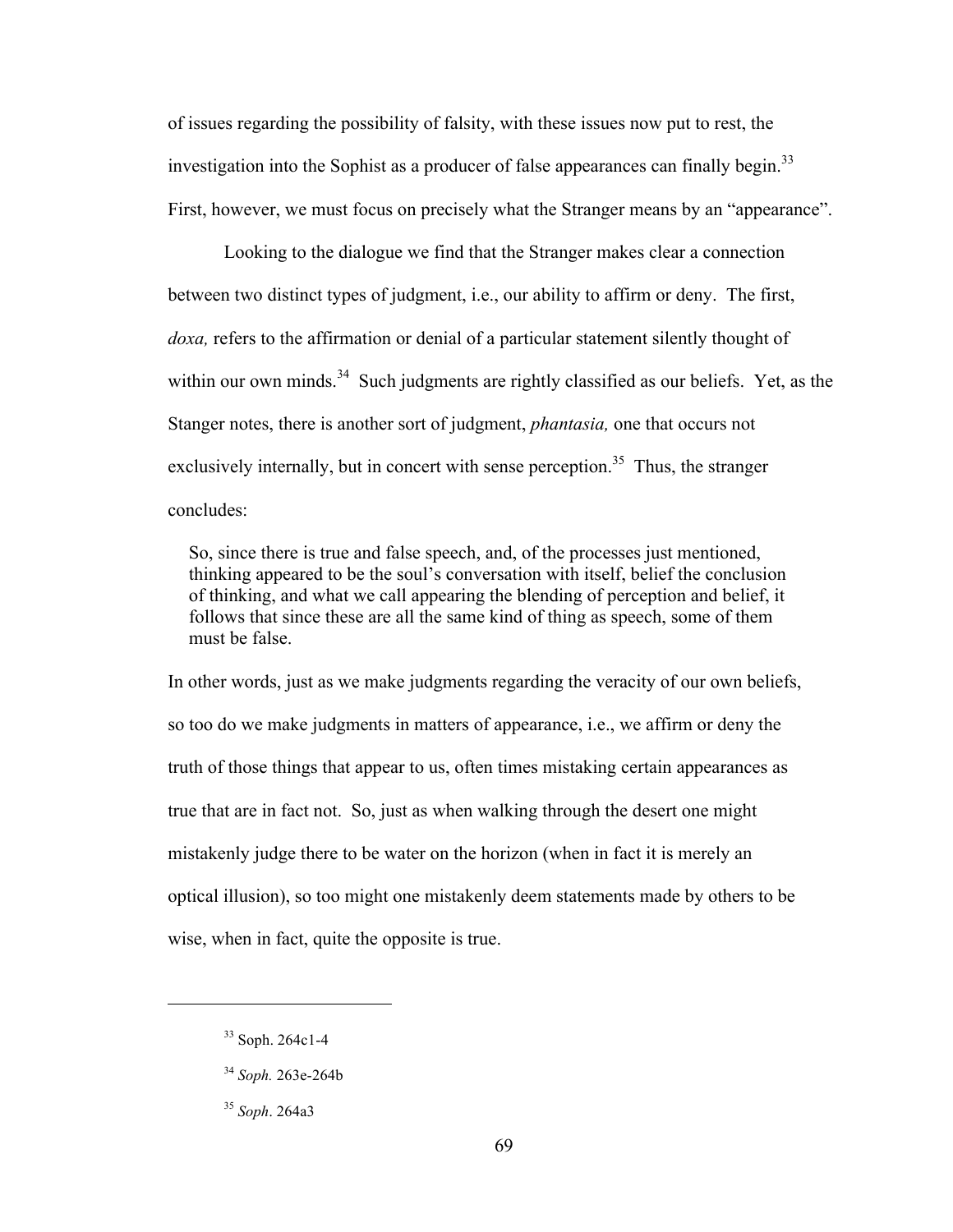of issues regarding the possibility of falsity, with these issues now put to rest, the investigation into the Sophist as a producer of false appearances can finally begin.[33] First, however, we must focus on precisely what the Stranger means by an "appearance".

Looking to the dialogue we find that the Stranger makes clear a connection between two distinct types of judgment, i.e., our ability to affirm or deny. The first, *doxa,* refers to the affirmation or denial of a particular statement silently thought of within our own minds.[34] Such judgments are rightly classified as our beliefs. Yet, as the Stanger notes, there is another sort of judgment, *phantasia,* one that occurs not exclusively internally, but in concert with sense perception.[35] Thus, the stranger concludes:

> So, since there is true and false speech, and, of the processes just mentioned, thinking appeared to be the soul's conversation with itself, belief the conclusion of thinking, and what we call appearing the blending of perception and belief, it follows that since these are all the same kind of thing as speech, some of them must be false.

In other words, just as we make judgments regarding the veracity of our own beliefs, so too do we make judgments in matters of appearance, i.e., we affirm or deny the truth of those things that appear to us, often times mistaking certain appearances as true that are in fact not. So, just as when walking through the desert one might mistakenly judge there to be water on the horizon (when in fact it is merely an optical illusion), so too might one mistakenly deem statements made by others to be wise, when in fact, quite the opposite is true.

---

[33] Soph. 264c1-4

[34] *Soph.* 263e-264b

[35] *Soph*. 264a3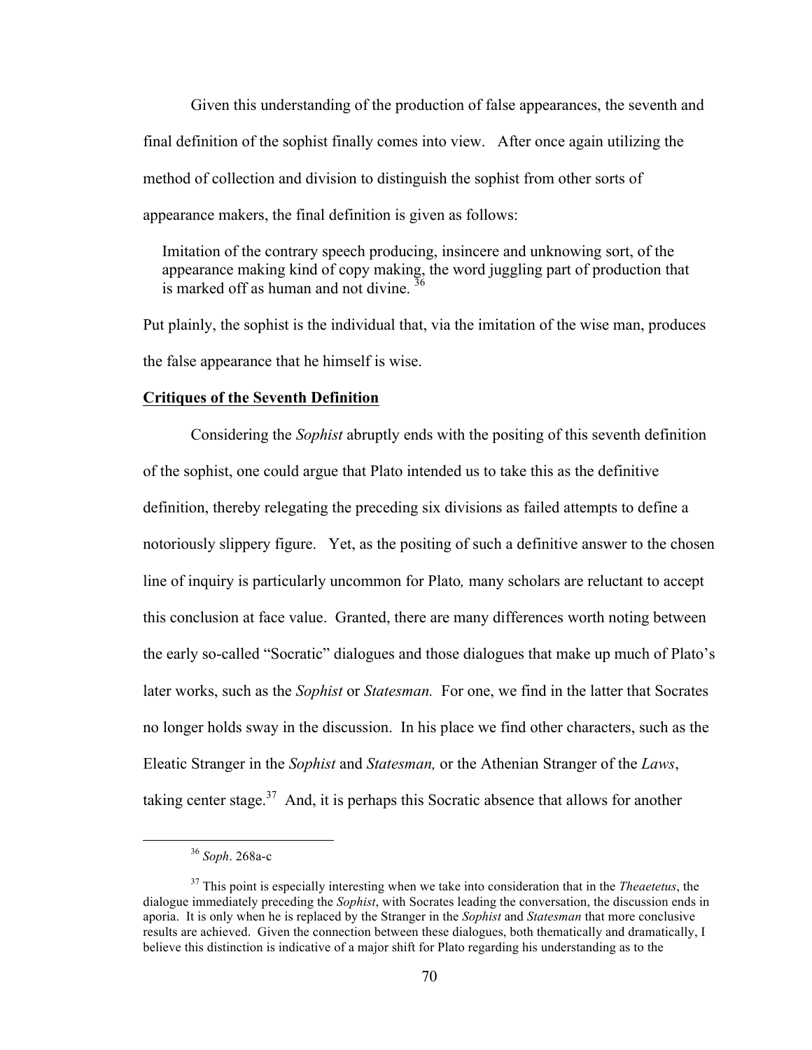Given this understanding of the production of false appearances, the seventh and final definition of the sophist finally comes into view. After once again utilizing the method of collection and division to distinguish the sophist from other sorts of appearance makers, the final definition is given as follows:

> Imitation of the contrary speech producing, insincere and unknowing sort, of the appearance making kind of copy making, the word juggling part of production that is marked off as human and not divine. [36]

Put plainly, the sophist is the individual that, via the imitation of the wise man, produces the false appearance that he himself is wise.

**Critiques of the Seventh Definition**

Considering the *Sophist* abruptly ends with the positing of this seventh definition of the sophist, one could argue that Plato intended us to take this as the definitive definition, thereby relegating the preceding six divisions as failed attempts to define a notoriously slippery figure. Yet, as the positing of such a definitive answer to the chosen line of inquiry is particularly uncommon for Plato, many scholars are reluctant to accept this conclusion at face value. Granted, there are many differences worth noting between the early so-called "Socratic" dialogues and those dialogues that make up much of Plato's later works, such as the *Sophist* or *Statesman.* For one, we find in the latter that Socrates no longer holds sway in the discussion. In his place we find other characters, such as the Eleatic Stranger in the *Sophist* and *Statesman,* or the Athenian Stranger of the *Laws*, taking center stage.[37] And, it is perhaps this Socratic absence that allows for another

---

[36] *Soph*. 268a-c

[37] This point is especially interesting when we take into consideration that in the *Theaetetus*, the dialogue immediately preceding the *Sophist*, with Socrates leading the conversation, the discussion ends in aporia. It is only when he is replaced by the Stranger in the *Sophist* and *Statesman* that more conclusive results are achieved. Given the connection between these dialogues, both thematically and dramatically, I believe this distinction is indicative of a major shift for Plato regarding his understanding as to the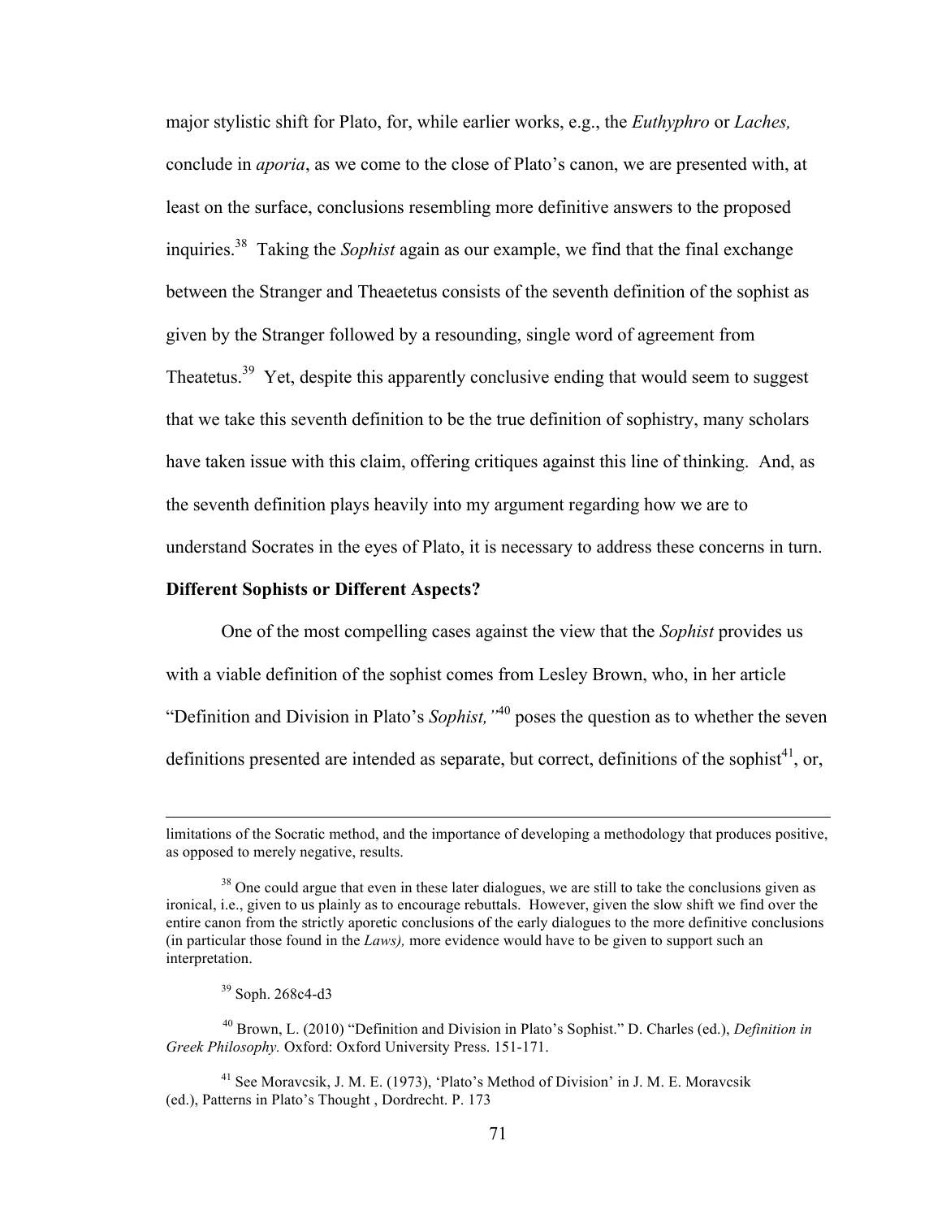major stylistic shift for Plato, for, while earlier works, e.g., the *Euthyphro* or *Laches,* conclude in *aporia*, as we come to the close of Plato's canon, we are presented with, at least on the surface, conclusions resembling more definitive answers to the proposed inquiries.[38] Taking the *Sophist* again as our example, we find that the final exchange between the Stranger and Theaetetus consists of the seventh definition of the sophist as given by the Stranger followed by a resounding, single word of agreement from Theatetus.[39] Yet, despite this apparently conclusive ending that would seem to suggest that we take this seventh definition to be the true definition of sophistry, many scholars have taken issue with this claim, offering critiques against this line of thinking. And, as the seventh definition plays heavily into my argument regarding how we are to understand Socrates in the eyes of Plato, it is necessary to address these concerns in turn.

**Different Sophists or Different Aspects?**

One of the most compelling cases against the view that the *Sophist* provides us with a viable definition of the sophist comes from Lesley Brown, who, in her article "Definition and Division in Plato's *Sophist,"*[40] poses the question as to whether the seven definitions presented are intended as separate, but correct, definitions of the sophist[41], or,

---

limitations of the Socratic method, and the importance of developing a methodology that produces positive, as opposed to merely negative, results.

[38] One could argue that even in these later dialogues, we are still to take the conclusions given as ironical, i.e., given to us plainly as to encourage rebuttals. However, given the slow shift we find over the entire canon from the strictly aporetic conclusions of the early dialogues to the more definitive conclusions (in particular those found in the *Laws),* more evidence would have to be given to support such an interpretation.

[39] Soph. 268c4-d3

[40] Brown, L. (2010) "Definition and Division in Plato's Sophist." D. Charles (ed.), *Definition in Greek Philosophy.* Oxford: Oxford University Press. 151-171.

[41] See Moravcsik, J. M. E. (1973), 'Plato's Method of Division' in J. M. E. Moravcsik (ed.), Patterns in Plato's Thought , Dordrecht. P. 173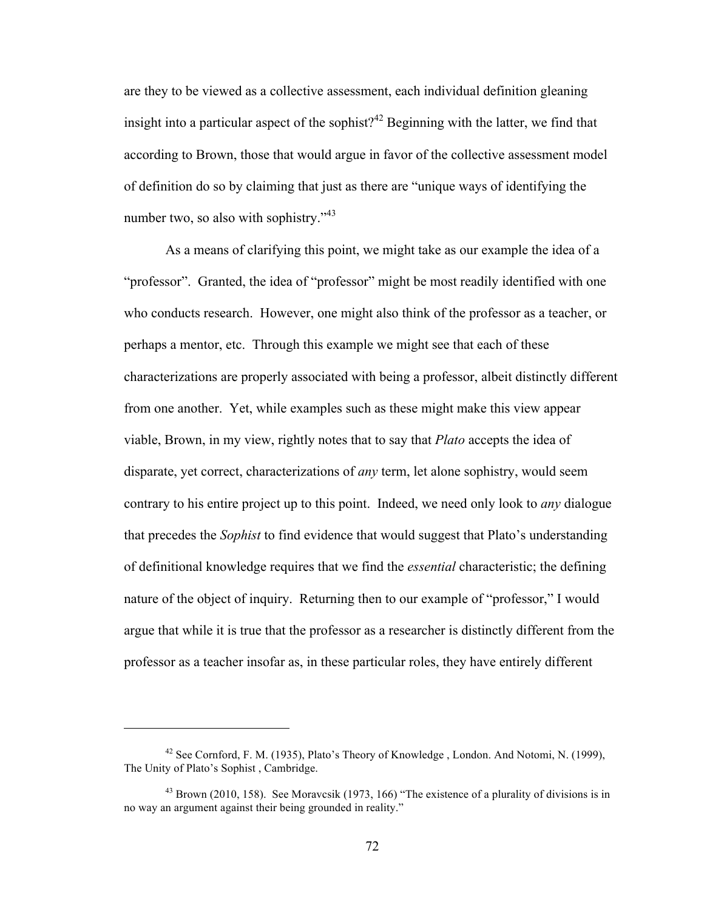are they to be viewed as a collective assessment, each individual definition gleaning insight into a particular aspect of the sophist?[42] Beginning with the latter, we find that according to Brown, those that would argue in favor of the collective assessment model of definition do so by claiming that just as there are "unique ways of identifying the number two, so also with sophistry."[43]

As a means of clarifying this point, we might take as our example the idea of a "professor". Granted, the idea of "professor" might be most readily identified with one who conducts research. However, one might also think of the professor as a teacher, or perhaps a mentor, etc. Through this example we might see that each of these characterizations are properly associated with being a professor, albeit distinctly different from one another. Yet, while examples such as these might make this view appear viable, Brown, in my view, rightly notes that to say that *Plato* accepts the idea of disparate, yet correct, characterizations of *any* term, let alone sophistry, would seem contrary to his entire project up to this point. Indeed, we need only look to *any* dialogue that precedes the *Sophist* to find evidence that would suggest that Plato's understanding of definitional knowledge requires that we find the *essential* characteristic; the defining nature of the object of inquiry. Returning then to our example of "professor," I would argue that while it is true that the professor as a researcher is distinctly different from the professor as a teacher insofar as, in these particular roles, they have entirely different

---

[42] See Cornford, F. M. (1935), Plato's Theory of Knowledge , London. And Notomi, N. (1999), The Unity of Plato's Sophist , Cambridge.

[43] Brown (2010, 158). See Moravcsik (1973, 166) "The existence of a plurality of divisions is in no way an argument against their being grounded in reality."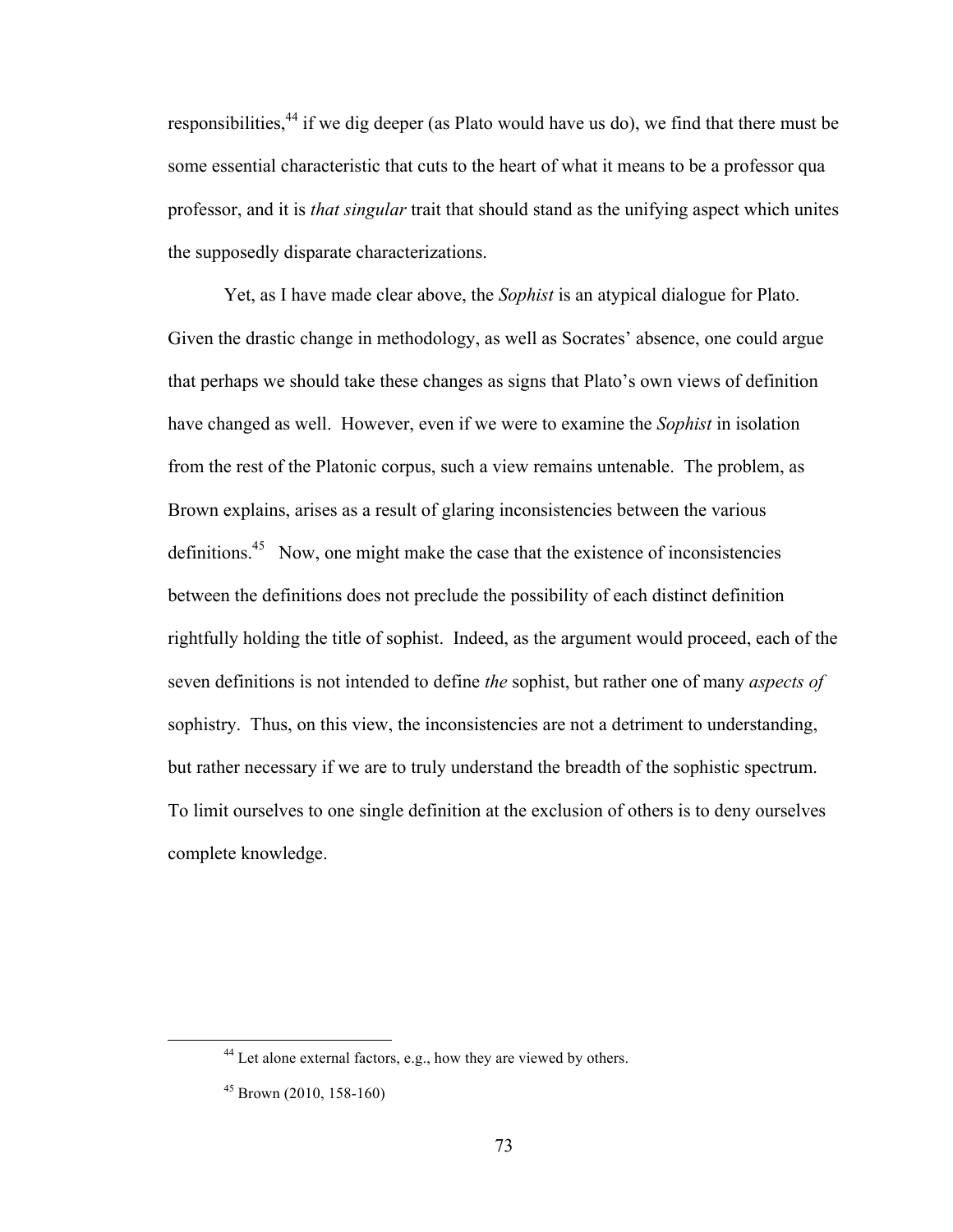responsibilities,[44] if we dig deeper (as Plato would have us do), we find that there must be some essential characteristic that cuts to the heart of what it means to be a professor qua professor, and it is *that singular* trait that should stand as the unifying aspect which unites the supposedly disparate characterizations.

Yet, as I have made clear above, the *Sophist* is an atypical dialogue for Plato. Given the drastic change in methodology, as well as Socrates' absence, one could argue that perhaps we should take these changes as signs that Plato's own views of definition have changed as well. However, even if we were to examine the *Sophist* in isolation from the rest of the Platonic corpus, such a view remains untenable. The problem, as Brown explains, arises as a result of glaring inconsistencies between the various definitions.[45] Now, one might make the case that the existence of inconsistencies between the definitions does not preclude the possibility of each distinct definition rightfully holding the title of sophist. Indeed, as the argument would proceed, each of the seven definitions is not intended to define *the* sophist, but rather one of many *aspects of* sophistry. Thus, on this view, the inconsistencies are not a detriment to understanding, but rather necessary if we are to truly understand the breadth of the sophistic spectrum. To limit ourselves to one single definition at the exclusion of others is to deny ourselves complete knowledge.

---

[44] Let alone external factors, e.g., how they are viewed by others.

[45] Brown (2010, 158-160)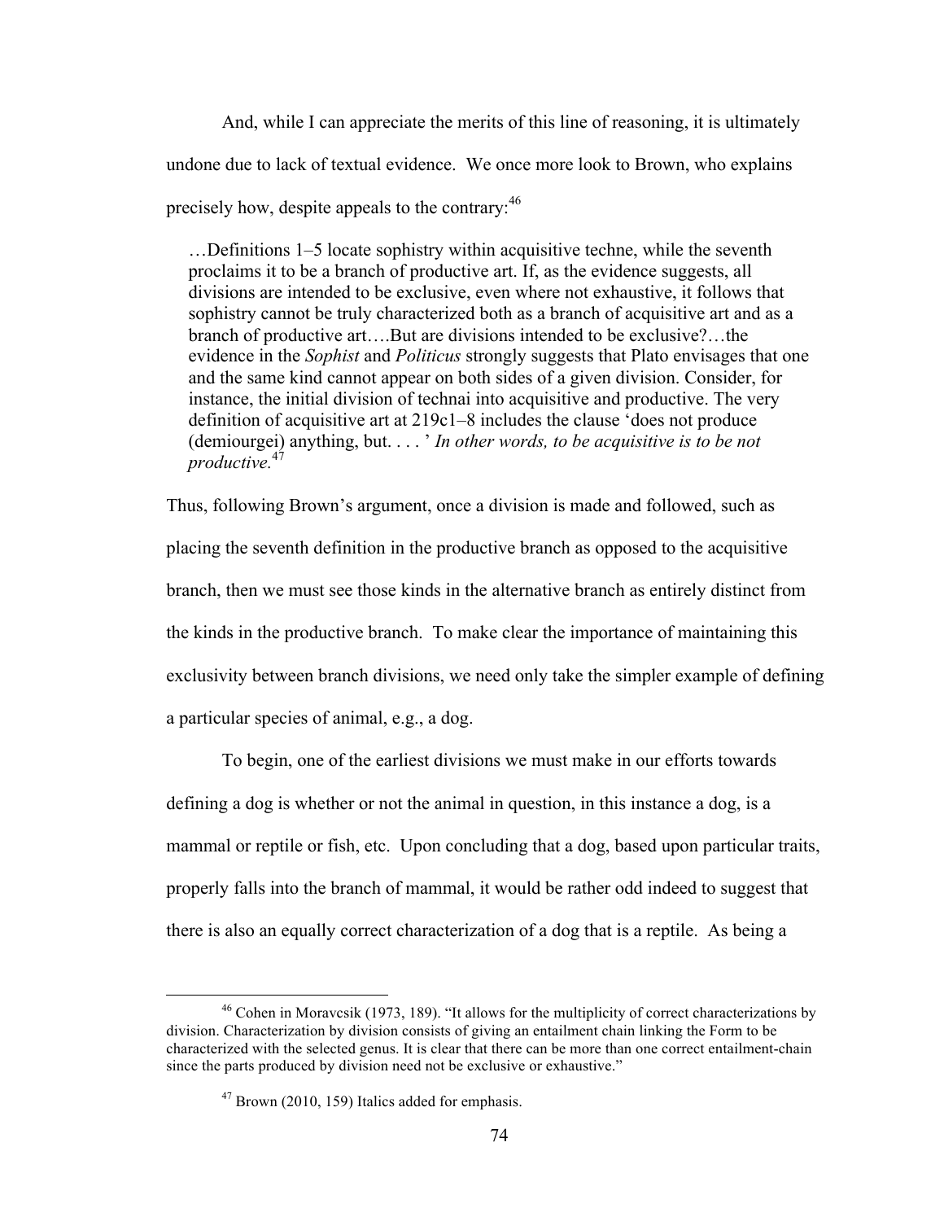And, while I can appreciate the merits of this line of reasoning, it is ultimately undone due to lack of textual evidence. We once more look to Brown, who explains precisely how, despite appeals to the contrary:[46]

> …Definitions 1–5 locate sophistry within acquisitive techne, while the seventh proclaims it to be a branch of productive art. If, as the evidence suggests, all divisions are intended to be exclusive, even where not exhaustive, it follows that sophistry cannot be truly characterized both as a branch of acquisitive art and as a branch of productive art….But are divisions intended to be exclusive?…the evidence in the *Sophist* and *Politicus* strongly suggests that Plato envisages that one and the same kind cannot appear on both sides of a given division. Consider, for instance, the initial division of technai into acquisitive and productive. The very definition of acquisitive art at 219c1–8 includes the clause 'does not produce (demiourgei) anything, but. . . . ' *In other words, to be acquisitive is to be not productive.*[47]

Thus, following Brown's argument, once a division is made and followed, such as placing the seventh definition in the productive branch as opposed to the acquisitive branch, then we must see those kinds in the alternative branch as entirely distinct from the kinds in the productive branch. To make clear the importance of maintaining this exclusivity between branch divisions, we need only take the simpler example of defining a particular species of animal, e.g., a dog.

To begin, one of the earliest divisions we must make in our efforts towards defining a dog is whether or not the animal in question, in this instance a dog, is a mammal or reptile or fish, etc. Upon concluding that a dog, based upon particular traits, properly falls into the branch of mammal, it would be rather odd indeed to suggest that there is also an equally correct characterization of a dog that is a reptile. As being a

---

[46] Cohen in Moravcsik (1973, 189). "It allows for the multiplicity of correct characterizations by division. Characterization by division consists of giving an entailment chain linking the Form to be characterized with the selected genus. It is clear that there can be more than one correct entailment-chain since the parts produced by division need not be exclusive or exhaustive."

[47] Brown (2010, 159) Italics added for emphasis.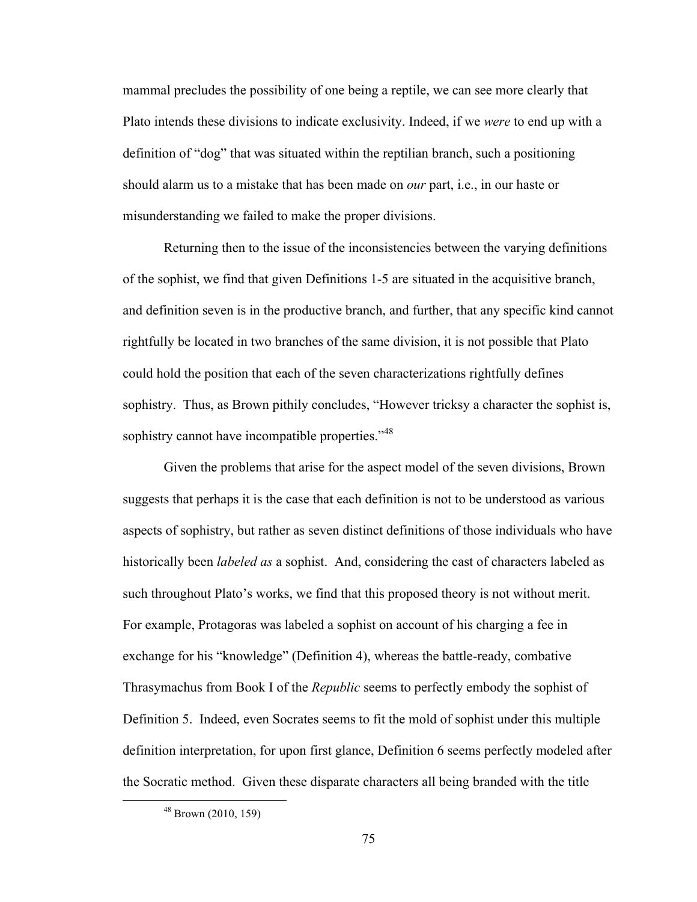mammal precludes the possibility of one being a reptile, we can see more clearly that Plato intends these divisions to indicate exclusivity. Indeed, if we *were* to end up with a definition of "dog" that was situated within the reptilian branch, such a positioning should alarm us to a mistake that has been made on *our* part, i.e., in our haste or misunderstanding we failed to make the proper divisions.

Returning then to the issue of the inconsistencies between the varying definitions of the sophist, we find that given Definitions 1-5 are situated in the acquisitive branch, and definition seven is in the productive branch, and further, that any specific kind cannot rightfully be located in two branches of the same division, it is not possible that Plato could hold the position that each of the seven characterizations rightfully defines sophistry. Thus, as Brown pithily concludes, "However tricksy a character the sophist is, sophistry cannot have incompatible properties."[48]

Given the problems that arise for the aspect model of the seven divisions, Brown suggests that perhaps it is the case that each definition is not to be understood as various aspects of sophistry, but rather as seven distinct definitions of those individuals who have historically been *labeled as* a sophist. And, considering the cast of characters labeled as such throughout Plato's works, we find that this proposed theory is not without merit. For example, Protagoras was labeled a sophist on account of his charging a fee in exchange for his "knowledge" (Definition 4), whereas the battle-ready, combative Thrasymachus from Book I of the *Republic* seems to perfectly embody the sophist of Definition 5. Indeed, even Socrates seems to fit the mold of sophist under this multiple definition interpretation, for upon first glance, Definition 6 seems perfectly modeled after the Socratic method. Given these disparate characters all being branded with the title

[48] Brown (2010, 159)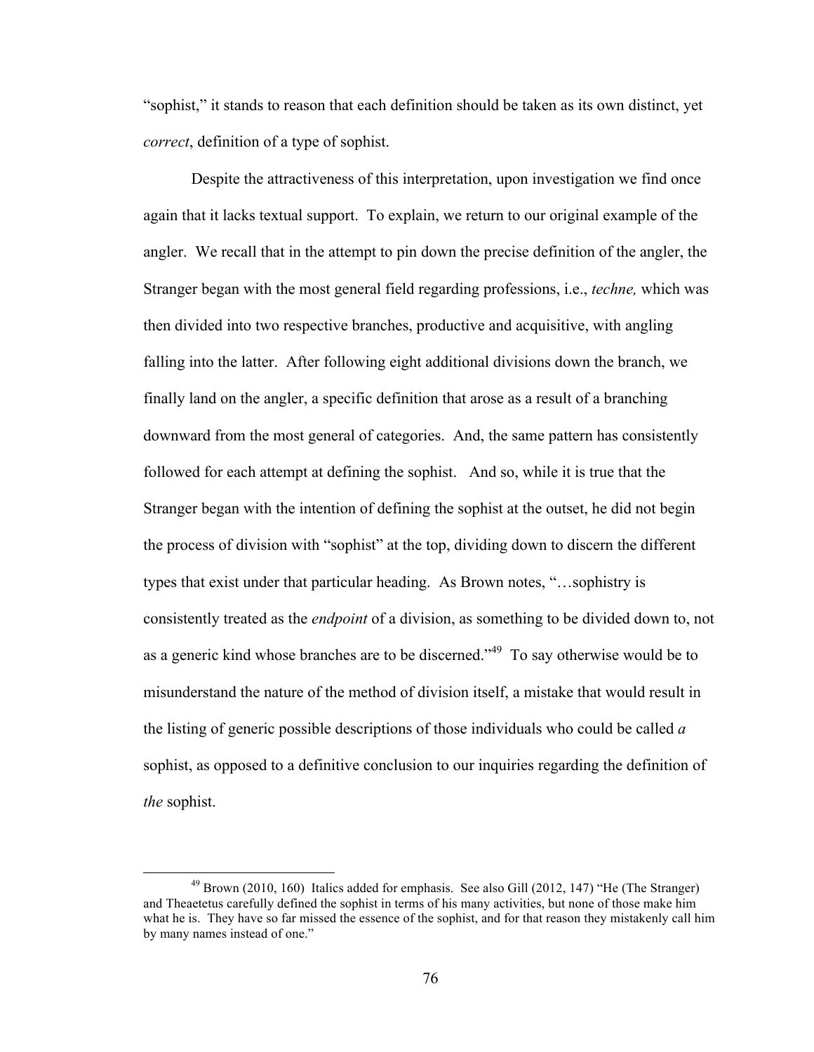"sophist," it stands to reason that each definition should be taken as its own distinct, yet *correct*, definition of a type of sophist.

Despite the attractiveness of this interpretation, upon investigation we find once again that it lacks textual support. To explain, we return to our original example of the angler. We recall that in the attempt to pin down the precise definition of the angler, the Stranger began with the most general field regarding professions, i.e., *techne,* which was then divided into two respective branches, productive and acquisitive, with angling falling into the latter. After following eight additional divisions down the branch, we finally land on the angler, a specific definition that arose as a result of a branching downward from the most general of categories. And, the same pattern has consistently followed for each attempt at defining the sophist. And so, while it is true that the Stranger began with the intention of defining the sophist at the outset, he did not begin the process of division with "sophist" at the top, dividing down to discern the different types that exist under that particular heading. As Brown notes, "…sophistry is consistently treated as the *endpoint* of a division, as something to be divided down to, not as a generic kind whose branches are to be discerned."[49] To say otherwise would be to misunderstand the nature of the method of division itself, a mistake that would result in the listing of generic possible descriptions of those individuals who could be called *a* sophist, as opposed to a definitive conclusion to our inquiries regarding the definition of *the* sophist.

---

[49] Brown (2010, 160) Italics added for emphasis. See also Gill (2012, 147) "He (The Stranger) and Theaetetus carefully defined the sophist in terms of his many activities, but none of those make him what he is. They have so far missed the essence of the sophist, and for that reason they mistakenly call him by many names instead of one."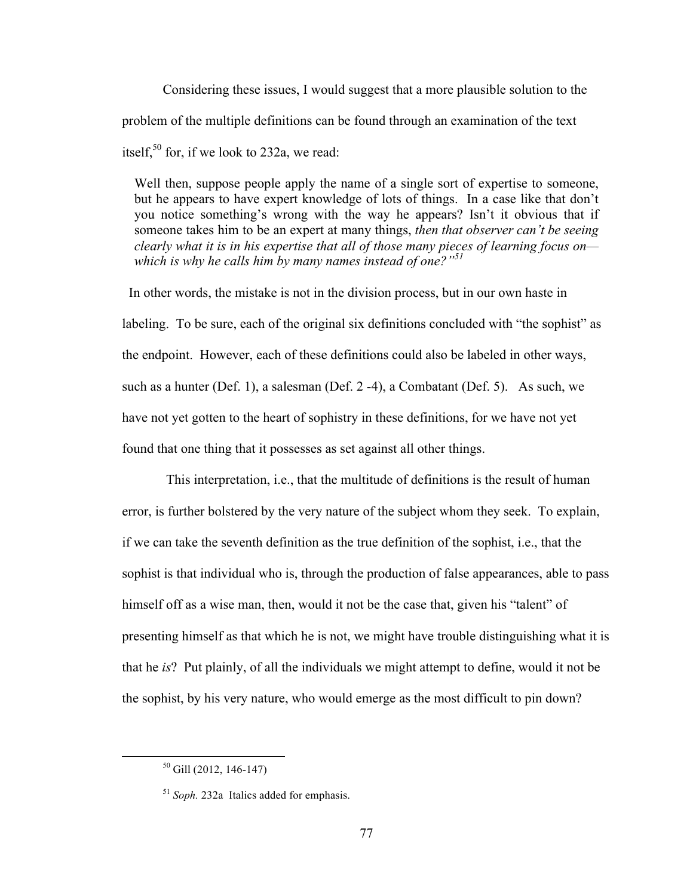Considering these issues, I would suggest that a more plausible solution to the problem of the multiple definitions can be found through an examination of the text itself,[50] for, if we look to 232a, we read:

> Well then, suppose people apply the name of a single sort of expertise to someone, but he appears to have expert knowledge of lots of things. In a case like that don't you notice something's wrong with the way he appears? Isn't it obvious that if someone takes him to be an expert at many things, *then that observer can't be seeing clearly what it is in his expertise that all of those many pieces of learning focus on—which is why he calls him by many names instead of one?"*[51]

In other words, the mistake is not in the division process, but in our own haste in labeling. To be sure, each of the original six definitions concluded with "the sophist" as the endpoint. However, each of these definitions could also be labeled in other ways, such as a hunter (Def. 1), a salesman (Def. 2 -4), a Combatant (Def. 5). As such, we have not yet gotten to the heart of sophistry in these definitions, for we have not yet found that one thing that it possesses as set against all other things.

This interpretation, i.e., that the multitude of definitions is the result of human error, is further bolstered by the very nature of the subject whom they seek. To explain, if we can take the seventh definition as the true definition of the sophist, i.e., that the sophist is that individual who is, through the production of false appearances, able to pass himself off as a wise man, then, would it not be the case that, given his "talent" of presenting himself as that which he is not, we might have trouble distinguishing what it is that he *is*? Put plainly, of all the individuals we might attempt to define, would it not be the sophist, by his very nature, who would emerge as the most difficult to pin down?

---

[50] Gill (2012, 146-147)

[51] *Soph.* 232a Italics added for emphasis.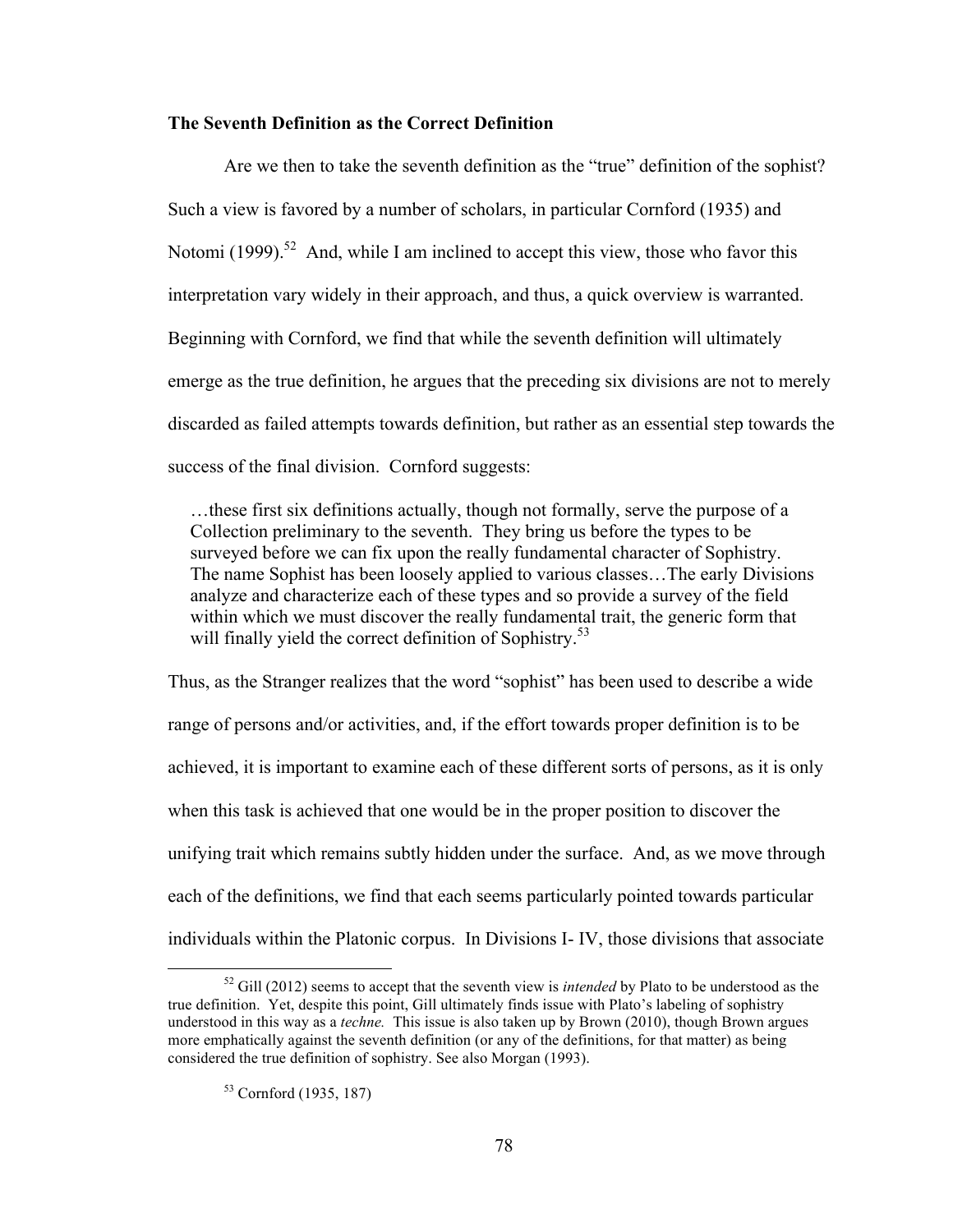**The Seventh Definition as the Correct Definition**

Are we then to take the seventh definition as the "true" definition of the sophist? Such a view is favored by a number of scholars, in particular Cornford (1935) and Notomi (1999).[52] And, while I am inclined to accept this view, those who favor this interpretation vary widely in their approach, and thus, a quick overview is warranted. Beginning with Cornford, we find that while the seventh definition will ultimately emerge as the true definition, he argues that the preceding six divisions are not to merely discarded as failed attempts towards definition, but rather as an essential step towards the success of the final division. Cornford suggests:

> …these first six definitions actually, though not formally, serve the purpose of a Collection preliminary to the seventh. They bring us before the types to be surveyed before we can fix upon the really fundamental character of Sophistry. The name Sophist has been loosely applied to various classes…The early Divisions analyze and characterize each of these types and so provide a survey of the field within which we must discover the really fundamental trait, the generic form that will finally yield the correct definition of Sophistry.[53]

Thus, as the Stranger realizes that the word "sophist" has been used to describe a wide range of persons and/or activities, and, if the effort towards proper definition is to be achieved, it is important to examine each of these different sorts of persons, as it is only when this task is achieved that one would be in the proper position to discover the unifying trait which remains subtly hidden under the surface. And, as we move through each of the definitions, we find that each seems particularly pointed towards particular individuals within the Platonic corpus. In Divisions I- IV, those divisions that associate

---

[52] Gill (2012) seems to accept that the seventh view is *intended* by Plato to be understood as the true definition. Yet, despite this point, Gill ultimately finds issue with Plato's labeling of sophistry understood in this way as a *techne.* This issue is also taken up by Brown (2010), though Brown argues more emphatically against the seventh definition (or any of the definitions, for that matter) as being considered the true definition of sophistry. See also Morgan (1993).

[53] Cornford (1935, 187)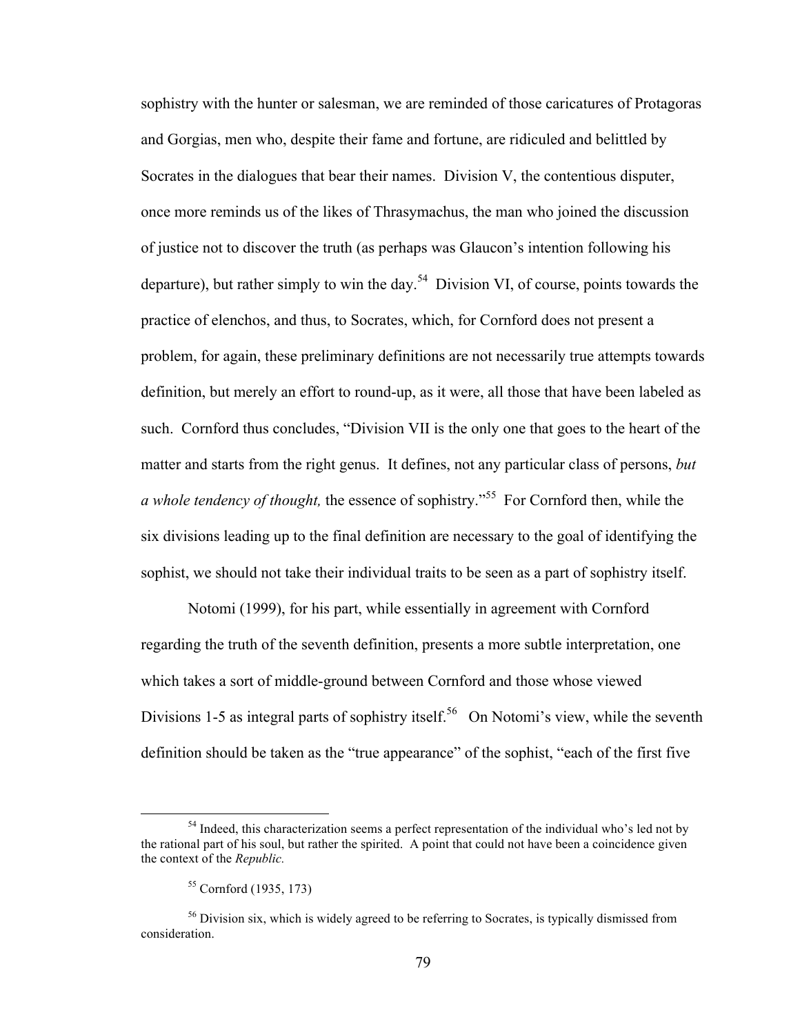sophistry with the hunter or salesman, we are reminded of those caricatures of Protagoras and Gorgias, men who, despite their fame and fortune, are ridiculed and belittled by Socrates in the dialogues that bear their names. Division V, the contentious disputer, once more reminds us of the likes of Thrasymachus, the man who joined the discussion of justice not to discover the truth (as perhaps was Glaucon's intention following his departure), but rather simply to win the day.[54] Division VI, of course, points towards the practice of elenchos, and thus, to Socrates, which, for Cornford does not present a problem, for again, these preliminary definitions are not necessarily true attempts towards definition, but merely an effort to round-up, as it were, all those that have been labeled as such. Cornford thus concludes, "Division VII is the only one that goes to the heart of the matter and starts from the right genus. It defines, not any particular class of persons, *but a whole tendency of thought,* the essence of sophistry."[55] For Cornford then, while the six divisions leading up to the final definition are necessary to the goal of identifying the sophist, we should not take their individual traits to be seen as a part of sophistry itself.

Notomi (1999), for his part, while essentially in agreement with Cornford regarding the truth of the seventh definition, presents a more subtle interpretation, one which takes a sort of middle-ground between Cornford and those whose viewed Divisions 1-5 as integral parts of sophistry itself.[56] On Notomi's view, while the seventh definition should be taken as the "true appearance" of the sophist, "each of the first five

[54] Indeed, this characterization seems a perfect representation of the individual who's led not by the rational part of his soul, but rather the spirited. A point that could not have been a coincidence given the context of the *Republic.*

[55] Cornford (1935, 173)

[56] Division six, which is widely agreed to be referring to Socrates, is typically dismissed from consideration.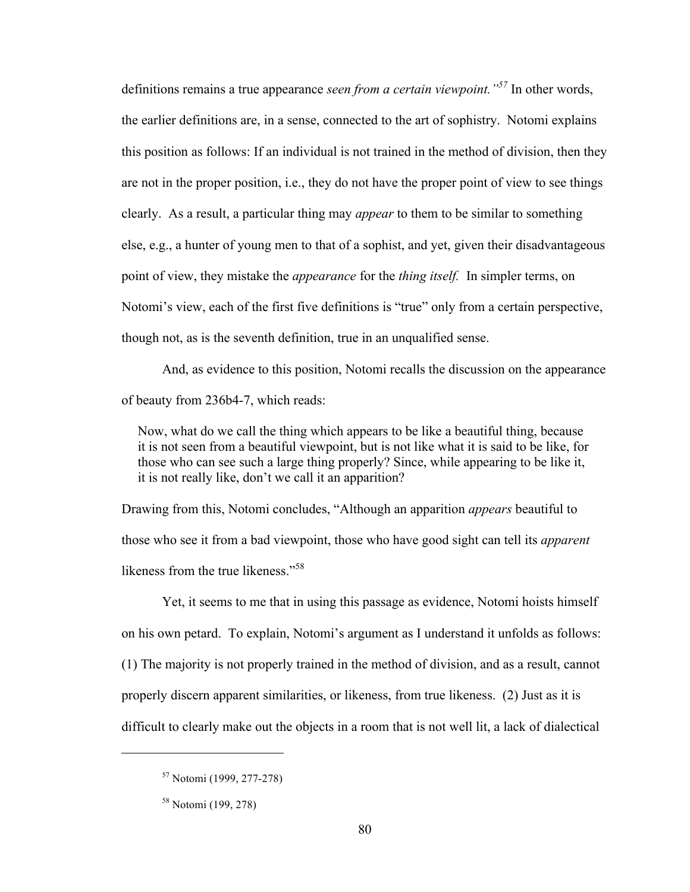definitions remains a true appearance *seen from a certain viewpoint."*[57] In other words, the earlier definitions are, in a sense, connected to the art of sophistry. Notomi explains this position as follows: If an individual is not trained in the method of division, then they are not in the proper position, i.e., they do not have the proper point of view to see things clearly. As a result, a particular thing may *appear* to them to be similar to something else, e.g., a hunter of young men to that of a sophist, and yet, given their disadvantageous point of view, they mistake the *appearance* for the *thing itself.* In simpler terms, on Notomi's view, each of the first five definitions is "true" only from a certain perspective, though not, as is the seventh definition, true in an unqualified sense.

And, as evidence to this position, Notomi recalls the discussion on the appearance of beauty from 236b4-7, which reads:

> Now, what do we call the thing which appears to be like a beautiful thing, because it is not seen from a beautiful viewpoint, but is not like what it is said to be like, for those who can see such a large thing properly? Since, while appearing to be like it, it is not really like, don't we call it an apparition?

Drawing from this, Notomi concludes, "Although an apparition *appears* beautiful to those who see it from a bad viewpoint, those who have good sight can tell its *apparent* likeness from the true likeness."[58]

Yet, it seems to me that in using this passage as evidence, Notomi hoists himself on his own petard. To explain, Notomi's argument as I understand it unfolds as follows: (1) The majority is not properly trained in the method of division, and as a result, cannot properly discern apparent similarities, or likeness, from true likeness. (2) Just as it is difficult to clearly make out the objects in a room that is not well lit, a lack of dialectical

---

[57] Notomi (1999, 277-278)

[58] Notomi (199, 278)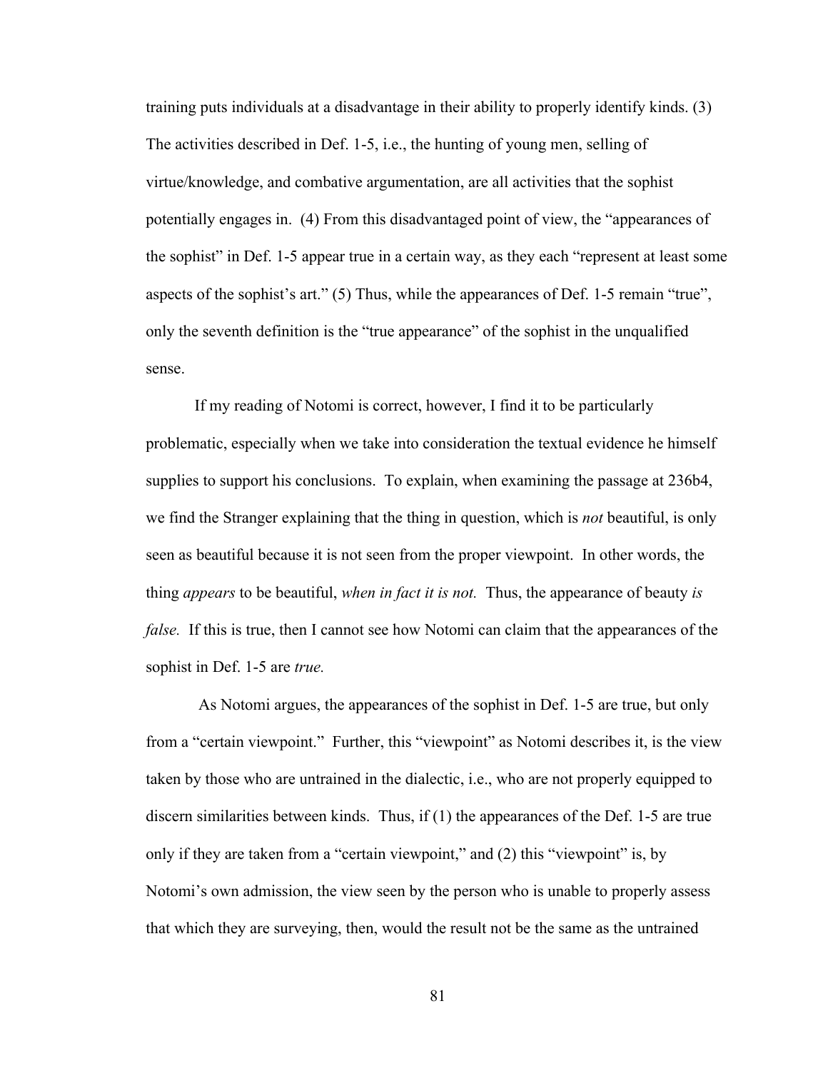training puts individuals at a disadvantage in their ability to properly identify kinds. (3) The activities described in Def. 1-5, i.e., the hunting of young men, selling of virtue/knowledge, and combative argumentation, are all activities that the sophist potentially engages in. (4) From this disadvantaged point of view, the "appearances of the sophist" in Def. 1-5 appear true in a certain way, as they each "represent at least some aspects of the sophist's art." (5) Thus, while the appearances of Def. 1-5 remain "true", only the seventh definition is the "true appearance" of the sophist in the unqualified sense.

If my reading of Notomi is correct, however, I find it to be particularly problematic, especially when we take into consideration the textual evidence he himself supplies to support his conclusions. To explain, when examining the passage at 236b4, we find the Stranger explaining that the thing in question, which is *not* beautiful, is only seen as beautiful because it is not seen from the proper viewpoint. In other words, the thing *appears* to be beautiful, *when in fact it is not.* Thus, the appearance of beauty *is false.* If this is true, then I cannot see how Notomi can claim that the appearances of the sophist in Def. 1-5 are *true.*

As Notomi argues, the appearances of the sophist in Def. 1-5 are true, but only from a "certain viewpoint." Further, this "viewpoint" as Notomi describes it, is the view taken by those who are untrained in the dialectic, i.e., who are not properly equipped to discern similarities between kinds. Thus, if (1) the appearances of the Def. 1-5 are true only if they are taken from a "certain viewpoint," and (2) this "viewpoint" is, by Notomi's own admission, the view seen by the person who is unable to properly assess that which they are surveying, then, would the result not be the same as the untrained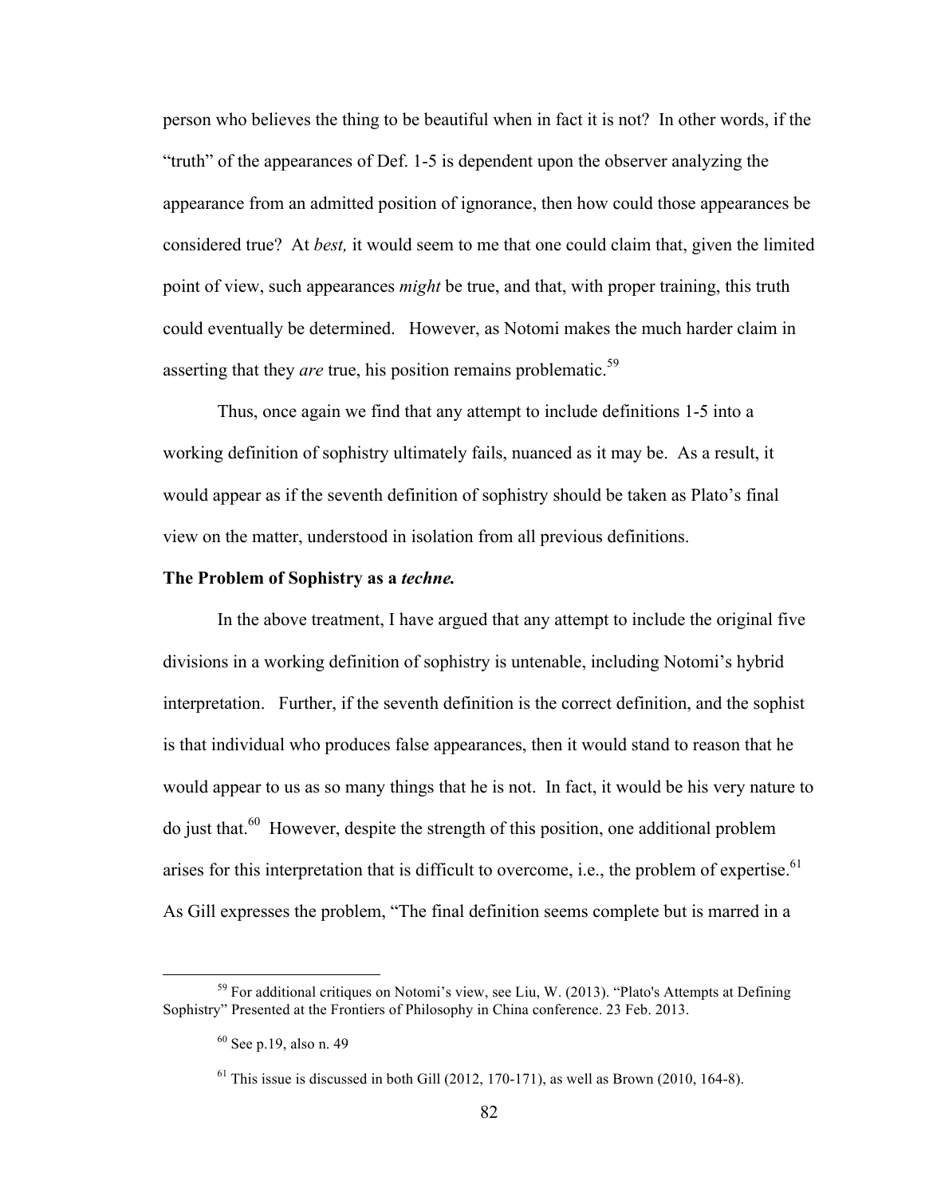person who believes the thing to be beautiful when in fact it is not? In other words, if the "truth" of the appearances of Def. 1-5 is dependent upon the observer analyzing the appearance from an admitted position of ignorance, then how could those appearances be considered true? At *best,* it would seem to me that one could claim that, given the limited point of view, such appearances *might* be true, and that, with proper training, this truth could eventually be determined. However, as Notomi makes the much harder claim in asserting that they *are* true, his position remains problematic.[59]

Thus, once again we find that any attempt to include definitions 1-5 into a working definition of sophistry ultimately fails, nuanced as it may be. As a result, it would appear as if the seventh definition of sophistry should be taken as Plato's final view on the matter, understood in isolation from all previous definitions.

**The Problem of Sophistry as a *techne.***

In the above treatment, I have argued that any attempt to include the original five divisions in a working definition of sophistry is untenable, including Notomi's hybrid interpretation. Further, if the seventh definition is the correct definition, and the sophist is that individual who produces false appearances, then it would stand to reason that he would appear to us as so many things that he is not. In fact, it would be his very nature to do just that.[60] However, despite the strength of this position, one additional problem arises for this interpretation that is difficult to overcome, i.e., the problem of expertise.[61] As Gill expresses the problem, "The final definition seems complete but is marred in a

[59] For additional critiques on Notomi's view, see Liu, W. (2013). "Plato's Attempts at Defining Sophistry" Presented at the Frontiers of Philosophy in China conference. 23 Feb. 2013.

[60] See p.19, also n. 49

[61] This issue is discussed in both Gill (2012, 170-171), as well as Brown (2010, 164-8).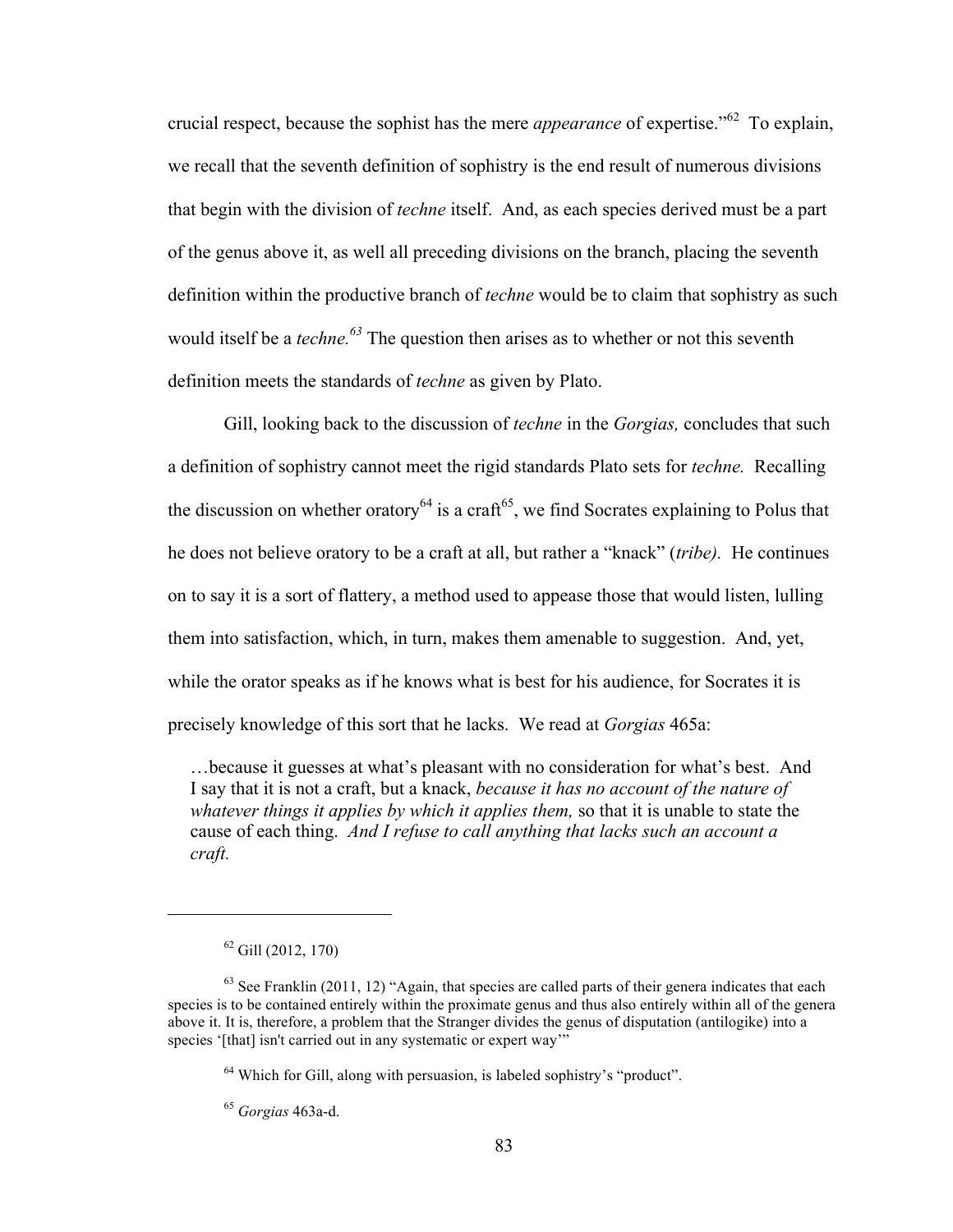crucial respect, because the sophist has the mere *appearance* of expertise."[62] To explain, we recall that the seventh definition of sophistry is the end result of numerous divisions that begin with the division of *techne* itself. And, as each species derived must be a part of the genus above it, as well all preceding divisions on the branch, placing the seventh definition within the productive branch of *techne* would be to claim that sophistry as such would itself be a *techne.*[63] The question then arises as to whether or not this seventh definition meets the standards of *techne* as given by Plato.

Gill, looking back to the discussion of *techne* in the *Gorgias,* concludes that such a definition of sophistry cannot meet the rigid standards Plato sets for *techne.* Recalling the discussion on whether oratory[64] is a craft[65], we find Socrates explaining to Polus that he does not believe oratory to be a craft at all, but rather a "knack" (*tribe).* He continues on to say it is a sort of flattery, a method used to appease those that would listen, lulling them into satisfaction, which, in turn, makes them amenable to suggestion. And, yet, while the orator speaks as if he knows what is best for his audience, for Socrates it is precisely knowledge of this sort that he lacks. We read at *Gorgias* 465a:

> …because it guesses at what's pleasant with no consideration for what's best. And I say that it is not a craft, but a knack, *because it has no account of the nature of whatever things it applies by which it applies them,* so that it is unable to state the cause of each thing. *And I refuse to call anything that lacks such an account a craft.*

---

[62] Gill (2012, 170)

[63] See Franklin (2011, 12) "Again, that species are called parts of their genera indicates that each species is to be contained entirely within the proximate genus and thus also entirely within all of the genera above it. It is, therefore, a problem that the Stranger divides the genus of disputation (antilogike) into a species '[that] isn't carried out in any systematic or expert way'"

[64] Which for Gill, along with persuasion, is labeled sophistry's "product".

[65] *Gorgias* 463a-d.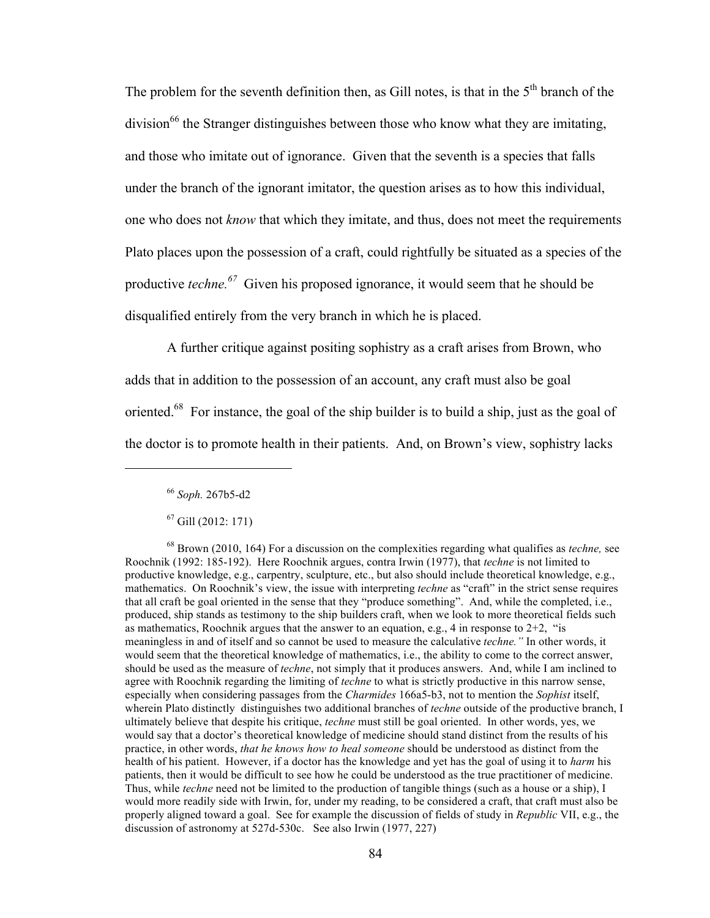The problem for the seventh definition then, as Gill notes, is that in the 5th branch of the division[66] the Stranger distinguishes between those who know what they are imitating, and those who imitate out of ignorance. Given that the seventh is a species that falls under the branch of the ignorant imitator, the question arises as to how this individual, one who does not *know* that which they imitate, and thus, does not meet the requirements Plato places upon the possession of a craft, could rightfully be situated as a species of the productive *techne.*[67] Given his proposed ignorance, it would seem that he should be disqualified entirely from the very branch in which he is placed.

A further critique against positing sophistry as a craft arises from Brown, who adds that in addition to the possession of an account, any craft must also be goal oriented.[68] For instance, the goal of the ship builder is to build a ship, just as the goal of the doctor is to promote health in their patients. And, on Brown's view, sophistry lacks

---

[66] *Soph.* 267b5-d2

[67] Gill (2012: 171)

[68] Brown (2010, 164) For a discussion on the complexities regarding what qualifies as *techne,* see Roochnik (1992: 185-192). Here Roochnik argues, contra Irwin (1977), that *techne* is not limited to productive knowledge, e.g., carpentry, sculpture, etc., but also should include theoretical knowledge, e.g., mathematics. On Roochnik's view, the issue with interpreting *techne* as "craft" in the strict sense requires that all craft be goal oriented in the sense that they "produce something". And, while the completed, i.e., produced, ship stands as testimony to the ship builders craft, when we look to more theoretical fields such as mathematics, Roochnik argues that the answer to an equation, e.g., 4 in response to 2+2, "is meaningless in and of itself and so cannot be used to measure the calculative *techne."* In other words, it would seem that the theoretical knowledge of mathematics, i.e., the ability to come to the correct answer, should be used as the measure of *techne*, not simply that it produces answers. And, while I am inclined to agree with Roochnik regarding the limiting of *techne* to what is strictly productive in this narrow sense, especially when considering passages from the *Charmides* 166a5-b3, not to mention the *Sophist* itself, wherein Plato distinctly distinguishes two additional branches of *techne* outside of the productive branch, I ultimately believe that despite his critique, *techne* must still be goal oriented. In other words, yes, we would say that a doctor's theoretical knowledge of medicine should stand distinct from the results of his practice, in other words, *that he knows how to heal someone* should be understood as distinct from the health of his patient. However, if a doctor has the knowledge and yet has the goal of using it to *harm* his patients, then it would be difficult to see how he could be understood as the true practitioner of medicine. Thus, while *techne* need not be limited to the production of tangible things (such as a house or a ship), I would more readily side with Irwin, for, under my reading, to be considered a craft, that craft must also be properly aligned toward a goal. See for example the discussion of fields of study in *Republic* VII, e.g., the discussion of astronomy at 527d-530c. See also Irwin (1977, 227)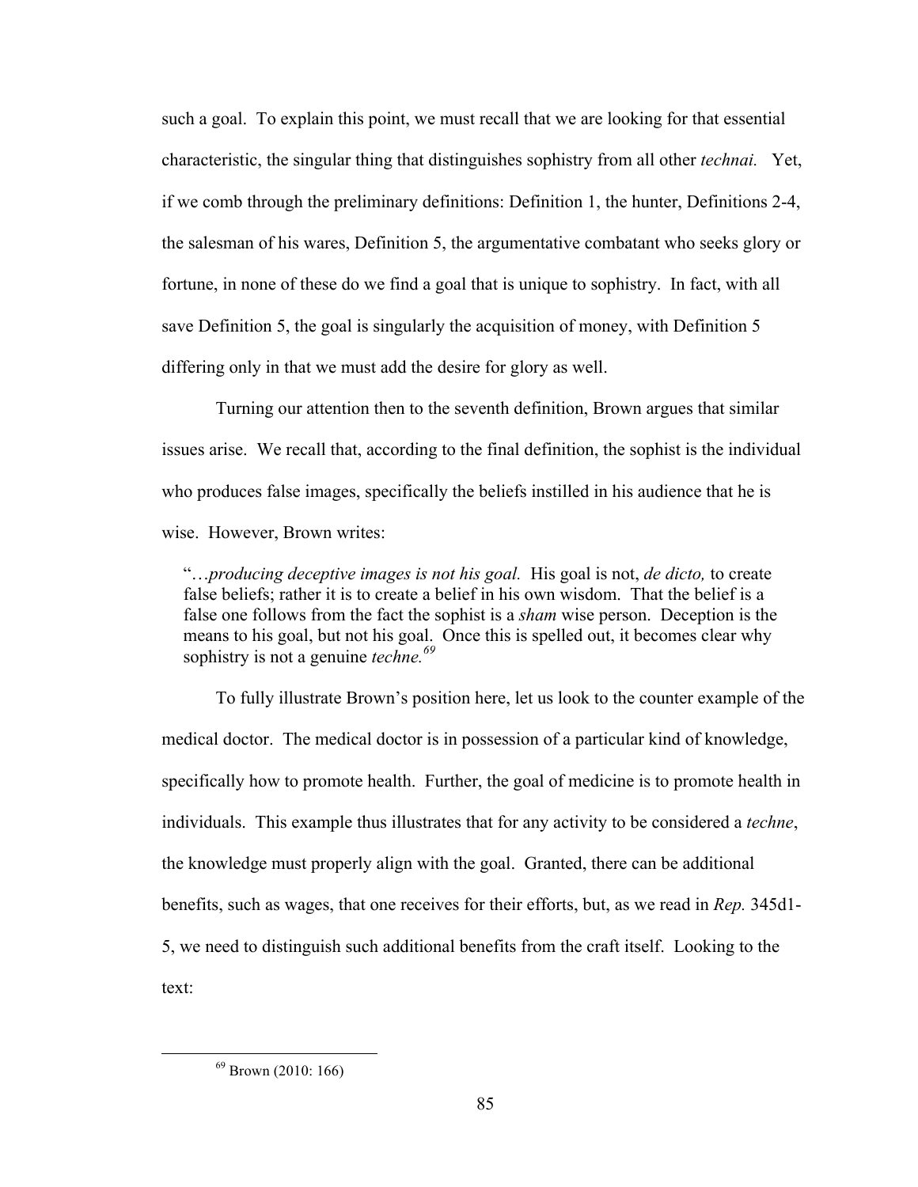such a goal. To explain this point, we must recall that we are looking for that essential characteristic, the singular thing that distinguishes sophistry from all other *technai.* Yet, if we comb through the preliminary definitions: Definition 1, the hunter, Definitions 2-4, the salesman of his wares, Definition 5, the argumentative combatant who seeks glory or fortune, in none of these do we find a goal that is unique to sophistry. In fact, with all save Definition 5, the goal is singularly the acquisition of money, with Definition 5 differing only in that we must add the desire for glory as well.

Turning our attention then to the seventh definition, Brown argues that similar issues arise. We recall that, according to the final definition, the sophist is the individual who produces false images, specifically the beliefs instilled in his audience that he is wise. However, Brown writes:

> "…*producing deceptive images is not his goal.* His goal is not, *de dicto,* to create false beliefs; rather it is to create a belief in his own wisdom. That the belief is a false one follows from the fact the sophist is a *sham* wise person. Deception is the means to his goal, but not his goal. Once this is spelled out, it becomes clear why sophistry is not a genuine *techne.*[69]

To fully illustrate Brown's position here, let us look to the counter example of the medical doctor. The medical doctor is in possession of a particular kind of knowledge, specifically how to promote health. Further, the goal of medicine is to promote health in individuals. This example thus illustrates that for any activity to be considered a *techne*, the knowledge must properly align with the goal. Granted, there can be additional benefits, such as wages, that one receives for their efforts, but, as we read in *Rep.* 345d1-5, we need to distinguish such additional benefits from the craft itself. Looking to the text:

[69] Brown (2010: 166)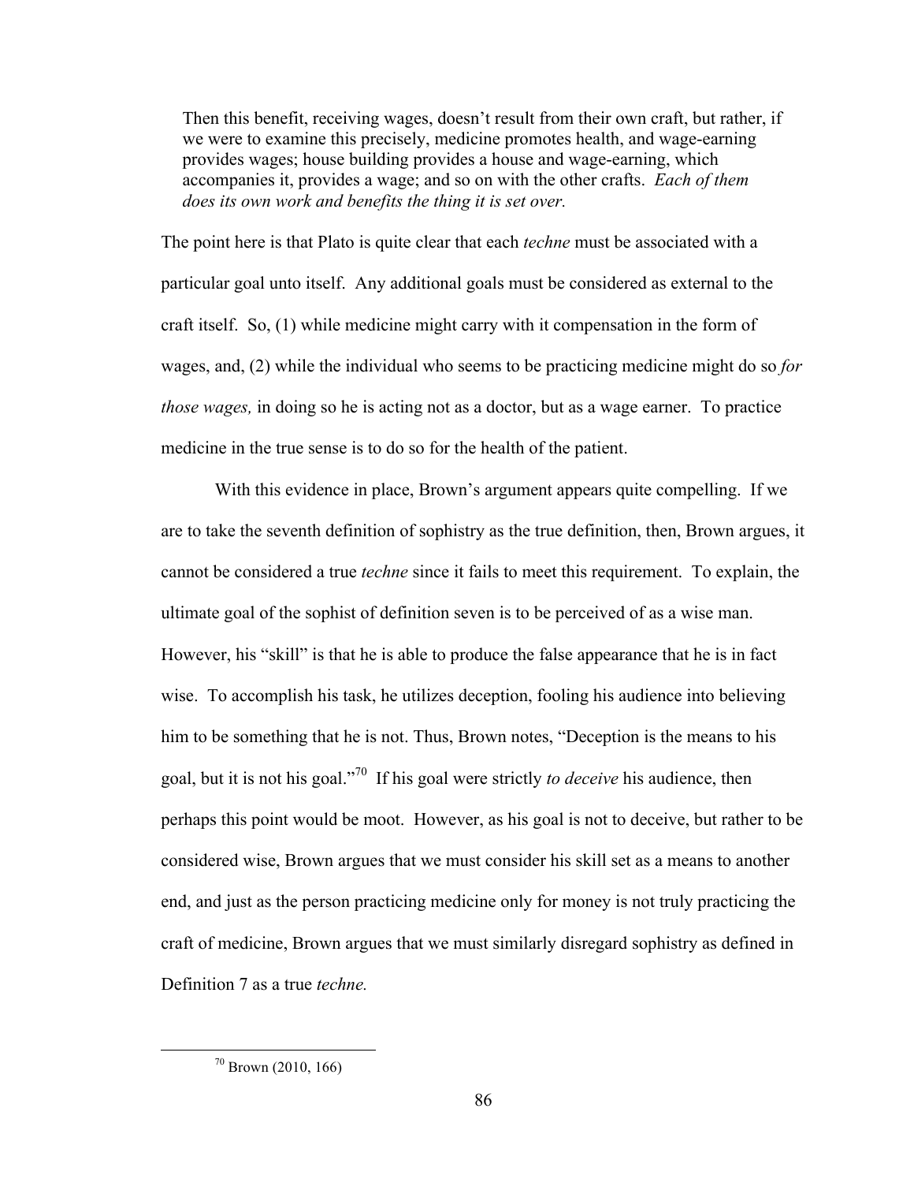> Then this benefit, receiving wages, doesn't result from their own craft, but rather, if we were to examine this precisely, medicine promotes health, and wage-earning provides wages; house building provides a house and wage-earning, which accompanies it, provides a wage; and so on with the other crafts. *Each of them does its own work and benefits the thing it is set over.*

The point here is that Plato is quite clear that each *techne* must be associated with a particular goal unto itself. Any additional goals must be considered as external to the craft itself. So, (1) while medicine might carry with it compensation in the form of wages, and, (2) while the individual who seems to be practicing medicine might do so *for those wages,* in doing so he is acting not as a doctor, but as a wage earner. To practice medicine in the true sense is to do so for the health of the patient.

With this evidence in place, Brown's argument appears quite compelling. If we are to take the seventh definition of sophistry as the true definition, then, Brown argues, it cannot be considered a true *techne* since it fails to meet this requirement. To explain, the ultimate goal of the sophist of definition seven is to be perceived of as a wise man. However, his "skill" is that he is able to produce the false appearance that he is in fact wise. To accomplish his task, he utilizes deception, fooling his audience into believing him to be something that he is not. Thus, Brown notes, "Deception is the means to his goal, but it is not his goal."[70] If his goal were strictly *to deceive* his audience, then perhaps this point would be moot. However, as his goal is not to deceive, but rather to be considered wise, Brown argues that we must consider his skill set as a means to another end, and just as the person practicing medicine only for money is not truly practicing the craft of medicine, Brown argues that we must similarly disregard sophistry as defined in Definition 7 as a true *techne.*

---

[70] Brown (2010, 166)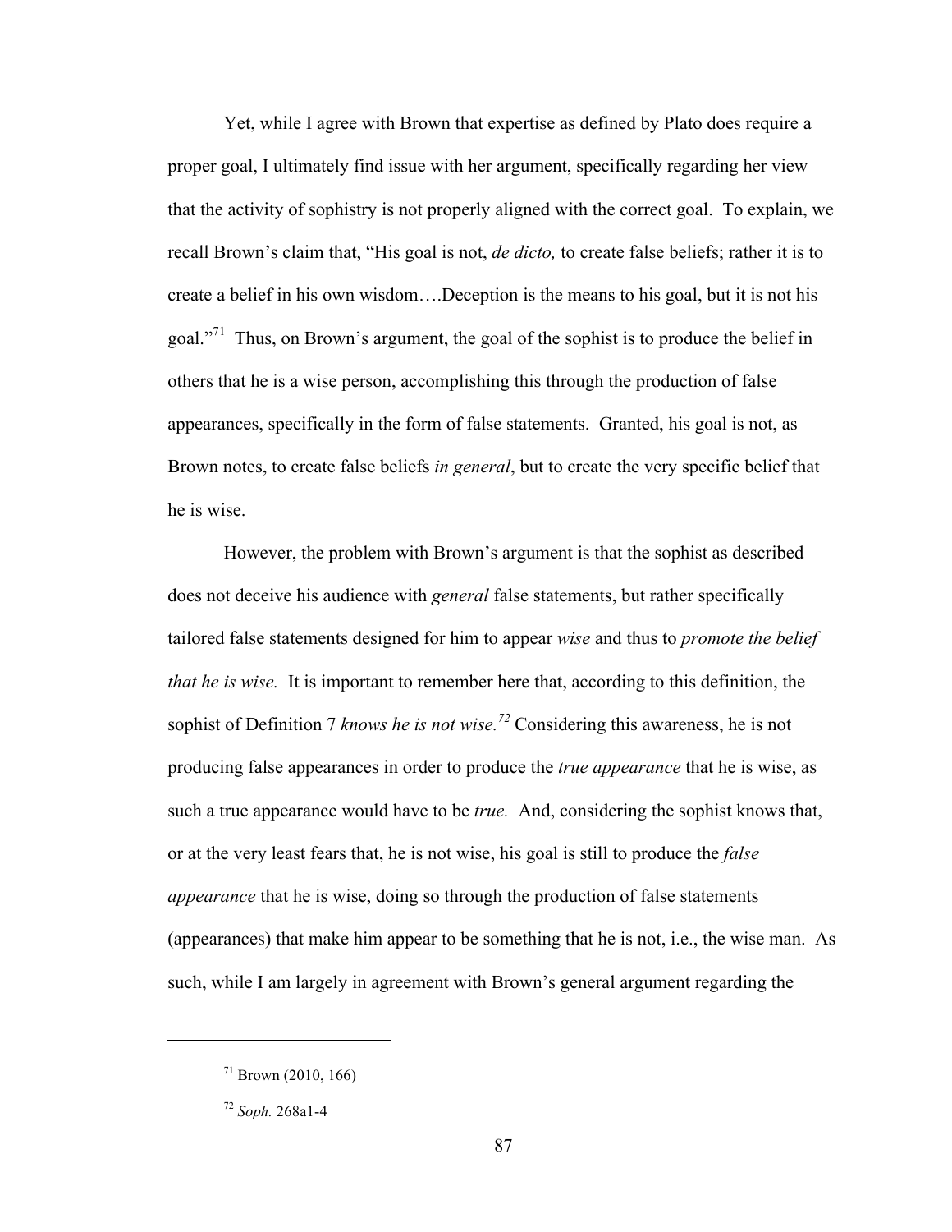Yet, while I agree with Brown that expertise as defined by Plato does require a proper goal, I ultimately find issue with her argument, specifically regarding her view that the activity of sophistry is not properly aligned with the correct goal. To explain, we recall Brown's claim that, "His goal is not, *de dicto,* to create false beliefs; rather it is to create a belief in his own wisdom….Deception is the means to his goal, but it is not his goal."[71] Thus, on Brown's argument, the goal of the sophist is to produce the belief in others that he is a wise person, accomplishing this through the production of false appearances, specifically in the form of false statements. Granted, his goal is not, as Brown notes, to create false beliefs *in general*, but to create the very specific belief that he is wise.

However, the problem with Brown's argument is that the sophist as described does not deceive his audience with *general* false statements, but rather specifically tailored false statements designed for him to appear *wise* and thus to *promote the belief that he is wise.* It is important to remember here that, according to this definition, the sophist of Definition 7 *knows he is not wise.*[72] Considering this awareness, he is not producing false appearances in order to produce the *true appearance* that he is wise, as such a true appearance would have to be *true.* And, considering the sophist knows that, or at the very least fears that, he is not wise, his goal is still to produce the *false appearance* that he is wise, doing so through the production of false statements (appearances) that make him appear to be something that he is not, i.e., the wise man. As such, while I am largely in agreement with Brown's general argument regarding the

---

[71] Brown (2010, 166)

[72] *Soph.* 268a1-4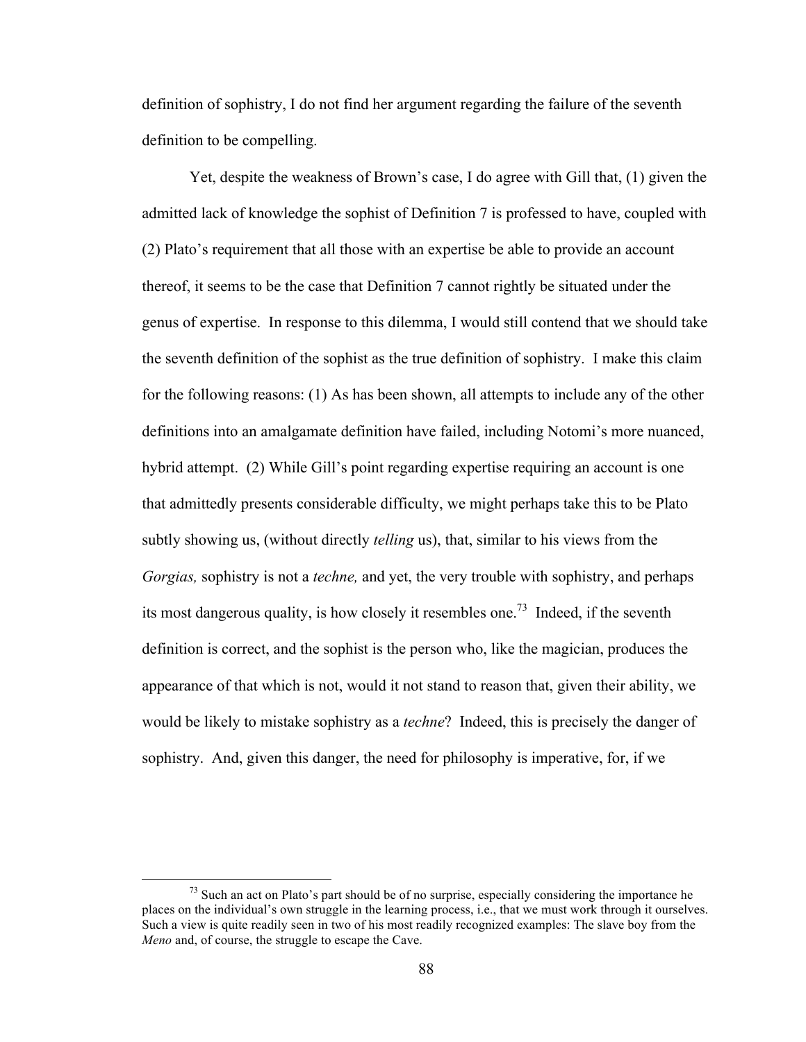definition of sophistry, I do not find her argument regarding the failure of the seventh definition to be compelling.

Yet, despite the weakness of Brown's case, I do agree with Gill that, (1) given the admitted lack of knowledge the sophist of Definition 7 is professed to have, coupled with (2) Plato's requirement that all those with an expertise be able to provide an account thereof, it seems to be the case that Definition 7 cannot rightly be situated under the genus of expertise. In response to this dilemma, I would still contend that we should take the seventh definition of the sophist as the true definition of sophistry. I make this claim for the following reasons: (1) As has been shown, all attempts to include any of the other definitions into an amalgamate definition have failed, including Notomi's more nuanced, hybrid attempt. (2) While Gill's point regarding expertise requiring an account is one that admittedly presents considerable difficulty, we might perhaps take this to be Plato subtly showing us, (without directly *telling* us), that, similar to his views from the *Gorgias,* sophistry is not a *techne,* and yet, the very trouble with sophistry, and perhaps its most dangerous quality, is how closely it resembles one.[73] Indeed, if the seventh definition is correct, and the sophist is the person who, like the magician, produces the appearance of that which is not, would it not stand to reason that, given their ability, we would be likely to mistake sophistry as a *techne*? Indeed, this is precisely the danger of sophistry. And, given this danger, the need for philosophy is imperative, for, if we

---

[73] Such an act on Plato's part should be of no surprise, especially considering the importance he places on the individual's own struggle in the learning process, i.e., that we must work through it ourselves. Such a view is quite readily seen in two of his most readily recognized examples: The slave boy from the *Meno* and, of course, the struggle to escape the Cave.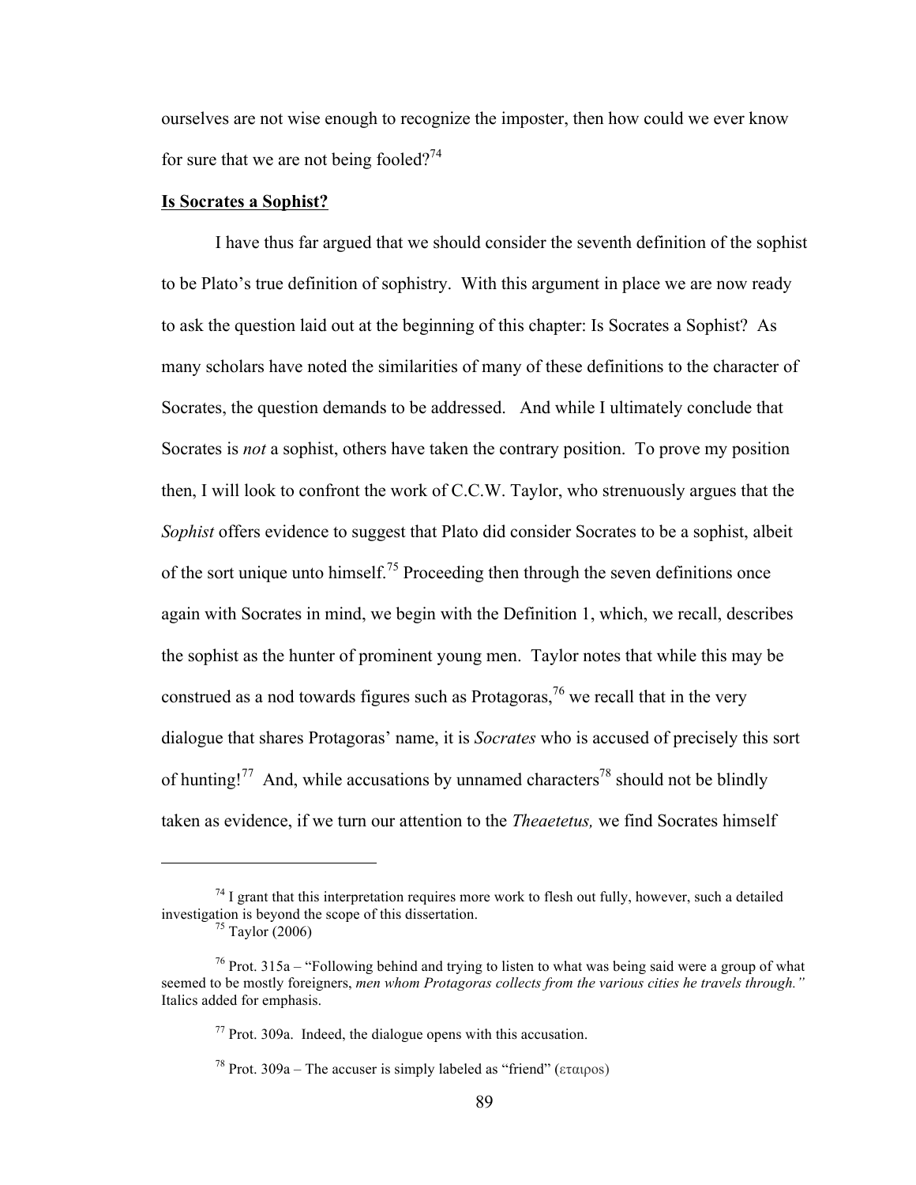ourselves are not wise enough to recognize the imposter, then how could we ever know for sure that we are not being fooled?[74]

**Is Socrates a Sophist?**

I have thus far argued that we should consider the seventh definition of the sophist to be Plato's true definition of sophistry. With this argument in place we are now ready to ask the question laid out at the beginning of this chapter: Is Socrates a Sophist? As many scholars have noted the similarities of many of these definitions to the character of Socrates, the question demands to be addressed. And while I ultimately conclude that Socrates is *not* a sophist, others have taken the contrary position. To prove my position then, I will look to confront the work of C.C.W. Taylor, who strenuously argues that the *Sophist* offers evidence to suggest that Plato did consider Socrates to be a sophist, albeit of the sort unique unto himself.[75] Proceeding then through the seven definitions once again with Socrates in mind, we begin with the Definition 1, which, we recall, describes the sophist as the hunter of prominent young men. Taylor notes that while this may be construed as a nod towards figures such as Protagoras,[76] we recall that in the very dialogue that shares Protagoras' name, it is *Socrates* who is accused of precisely this sort of hunting![77] And, while accusations by unnamed characters[78] should not be blindly taken as evidence, if we turn our attention to the *Theaetetus,* we find Socrates himself

---

[74] I grant that this interpretation requires more work to flesh out fully, however, such a detailed investigation is beyond the scope of this dissertation.

[75] Taylor (2006)

[76] Prot. 315a – "Following behind and trying to listen to what was being said were a group of what seemed to be mostly foreigners, *men whom Protagoras collects from the various cities he travels through."* Italics added for emphasis.

[77] Prot. 309a. Indeed, the dialogue opens with this accusation.

[78] Prot. 309a – The accuser is simply labeled as "friend" (εταιρος)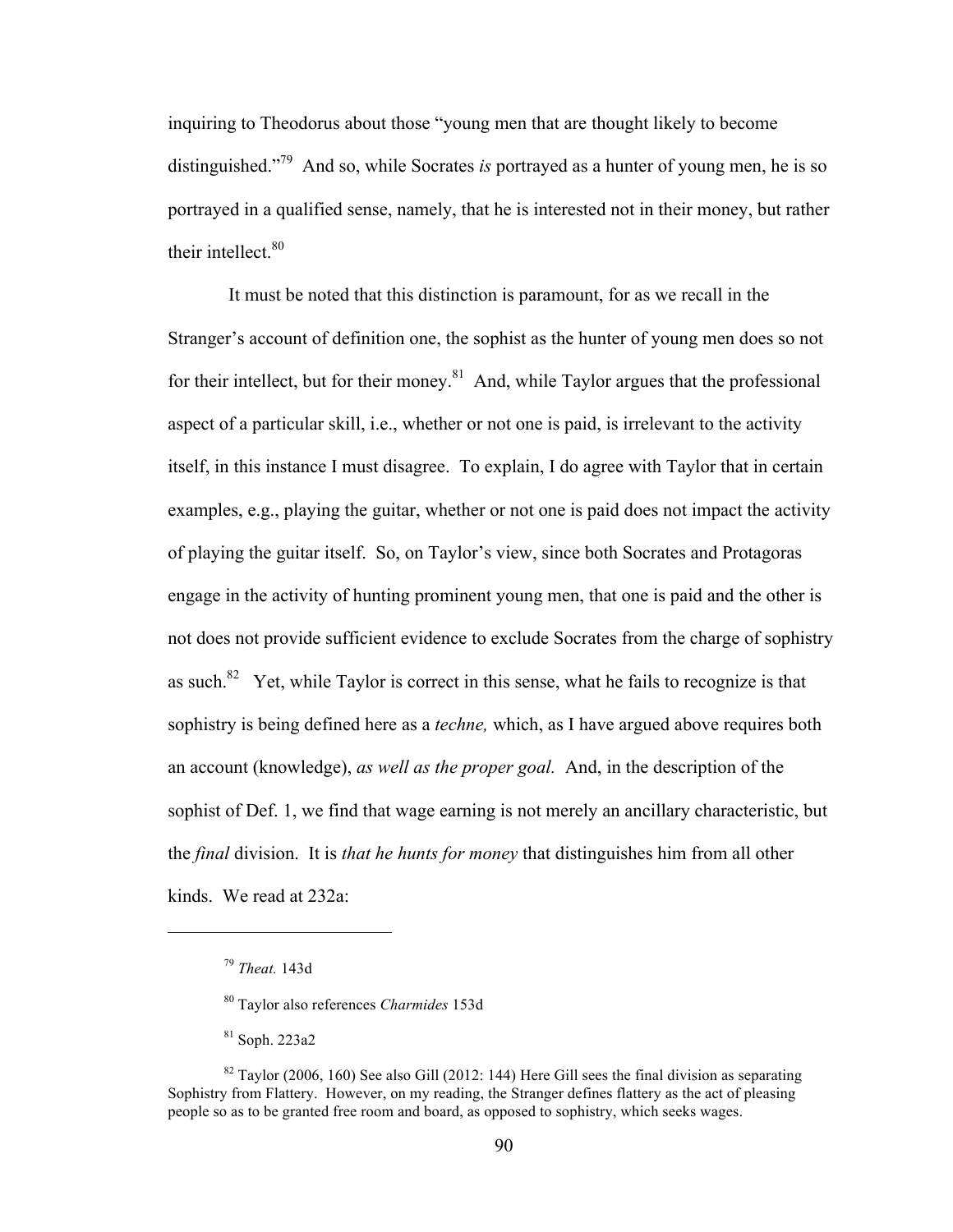inquiring to Theodorus about those "young men that are thought likely to become distinguished."[79] And so, while Socrates *is* portrayed as a hunter of young men, he is so portrayed in a qualified sense, namely, that he is interested not in their money, but rather their intellect.[80]

It must be noted that this distinction is paramount, for as we recall in the Stranger's account of definition one, the sophist as the hunter of young men does so not for their intellect, but for their money.[81] And, while Taylor argues that the professional aspect of a particular skill, i.e., whether or not one is paid, is irrelevant to the activity itself, in this instance I must disagree. To explain, I do agree with Taylor that in certain examples, e.g., playing the guitar, whether or not one is paid does not impact the activity of playing the guitar itself. So, on Taylor's view, since both Socrates and Protagoras engage in the activity of hunting prominent young men, that one is paid and the other is not does not provide sufficient evidence to exclude Socrates from the charge of sophistry as such.[82] Yet, while Taylor is correct in this sense, what he fails to recognize is that sophistry is being defined here as a *techne,* which, as I have argued above requires both an account (knowledge), *as well as the proper goal.* And, in the description of the sophist of Def. 1, we find that wage earning is not merely an ancillary characteristic, but the *final* division. It is *that he hunts for money* that distinguishes him from all other kinds. We read at 232a:

---

[79] *Theat.* 143d

[80] Taylor also references *Charmides* 153d

[81] Soph. 223a2

[82] Taylor (2006, 160) See also Gill (2012: 144) Here Gill sees the final division as separating Sophistry from Flattery. However, on my reading, the Stranger defines flattery as the act of pleasing people so as to be granted free room and board, as opposed to sophistry, which seeks wages.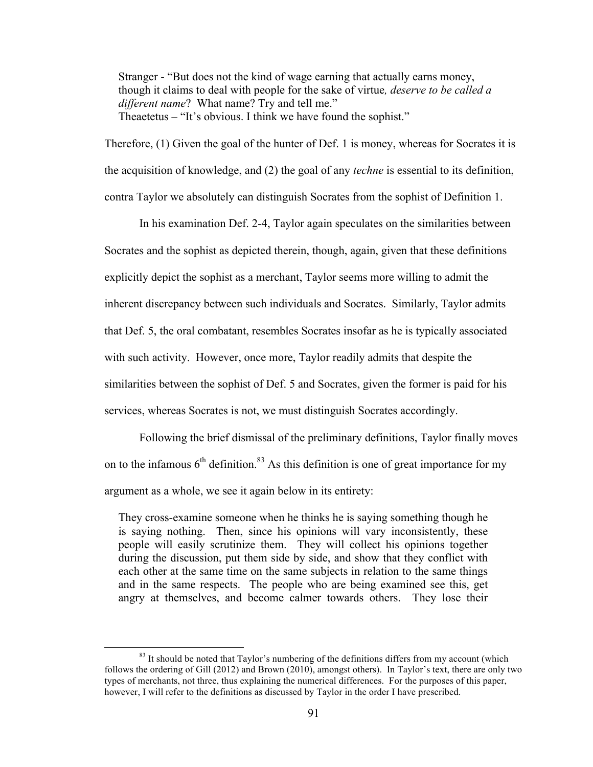> Stranger - "But does not the kind of wage earning that actually earns money, though it claims to deal with people for the sake of virtue*, deserve to be called a different name*? What name? Try and tell me."
> Theaetetus – "It's obvious. I think we have found the sophist."

Therefore, (1) Given the goal of the hunter of Def. 1 is money, whereas for Socrates it is the acquisition of knowledge, and (2) the goal of any *techne* is essential to its definition, contra Taylor we absolutely can distinguish Socrates from the sophist of Definition 1.

In his examination Def. 2-4, Taylor again speculates on the similarities between Socrates and the sophist as depicted therein, though, again, given that these definitions explicitly depict the sophist as a merchant, Taylor seems more willing to admit the inherent discrepancy between such individuals and Socrates. Similarly, Taylor admits that Def. 5, the oral combatant, resembles Socrates insofar as he is typically associated with such activity. However, once more, Taylor readily admits that despite the similarities between the sophist of Def. 5 and Socrates, given the former is paid for his services, whereas Socrates is not, we must distinguish Socrates accordingly.

Following the brief dismissal of the preliminary definitions, Taylor finally moves on to the infamous 6th definition.[83] As this definition is one of great importance for my argument as a whole, we see it again below in its entirety:

> They cross-examine someone when he thinks he is saying something though he is saying nothing. Then, since his opinions will vary inconsistently, these people will easily scrutinize them. They will collect his opinions together during the discussion, put them side by side, and show that they conflict with each other at the same time on the same subjects in relation to the same things and in the same respects. The people who are being examined see this, get angry at themselves, and become calmer towards others. They lose their

[83] It should be noted that Taylor's numbering of the definitions differs from my account (which follows the ordering of Gill (2012) and Brown (2010), amongst others). In Taylor's text, there are only two types of merchants, not three, thus explaining the numerical differences. For the purposes of this paper, however, I will refer to the definitions as discussed by Taylor in the order I have prescribed.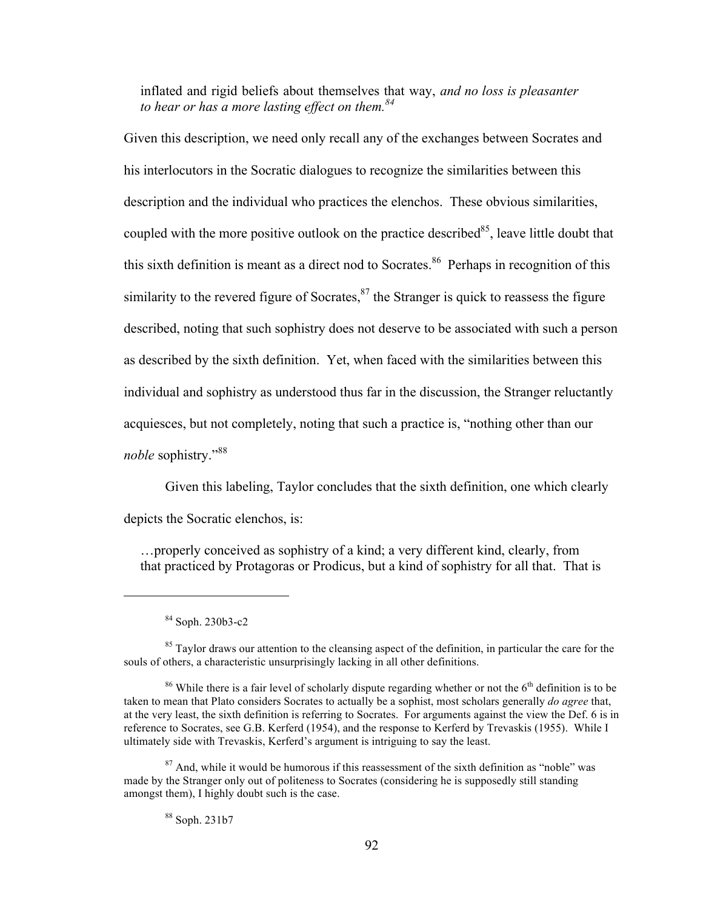> inflated and rigid beliefs about themselves that way, *and no loss is pleasanter to hear or has a more lasting effect on them.*[84]

Given this description, we need only recall any of the exchanges between Socrates and his interlocutors in the Socratic dialogues to recognize the similarities between this description and the individual who practices the elenchos. These obvious similarities, coupled with the more positive outlook on the practice described[85], leave little doubt that this sixth definition is meant as a direct nod to Socrates.[86] Perhaps in recognition of this similarity to the revered figure of Socrates,[87] the Stranger is quick to reassess the figure described, noting that such sophistry does not deserve to be associated with such a person as described by the sixth definition. Yet, when faced with the similarities between this individual and sophistry as understood thus far in the discussion, the Stranger reluctantly acquiesces, but not completely, noting that such a practice is, "nothing other than our *noble* sophistry."[88]

Given this labeling, Taylor concludes that the sixth definition, one which clearly depicts the Socratic elenchos, is:

> …properly conceived as sophistry of a kind; a very different kind, clearly, from that practiced by Protagoras or Prodicus, but a kind of sophistry for all that. That is

---

[84] Soph. 230b3-c2

[85] Taylor draws our attention to the cleansing aspect of the definition, in particular the care for the souls of others, a characteristic unsurprisingly lacking in all other definitions.

[86] While there is a fair level of scholarly dispute regarding whether or not the 6th definition is to be taken to mean that Plato considers Socrates to actually be a sophist, most scholars generally *do agree* that, at the very least, the sixth definition is referring to Socrates. For arguments against the view the Def. 6 is in reference to Socrates, see G.B. Kerferd (1954), and the response to Kerferd by Trevaskis (1955). While I ultimately side with Trevaskis, Kerferd's argument is intriguing to say the least.

[87] And, while it would be humorous if this reassessment of the sixth definition as "noble" was made by the Stranger only out of politeness to Socrates (considering he is supposedly still standing amongst them), I highly doubt such is the case.

[88] Soph. 231b7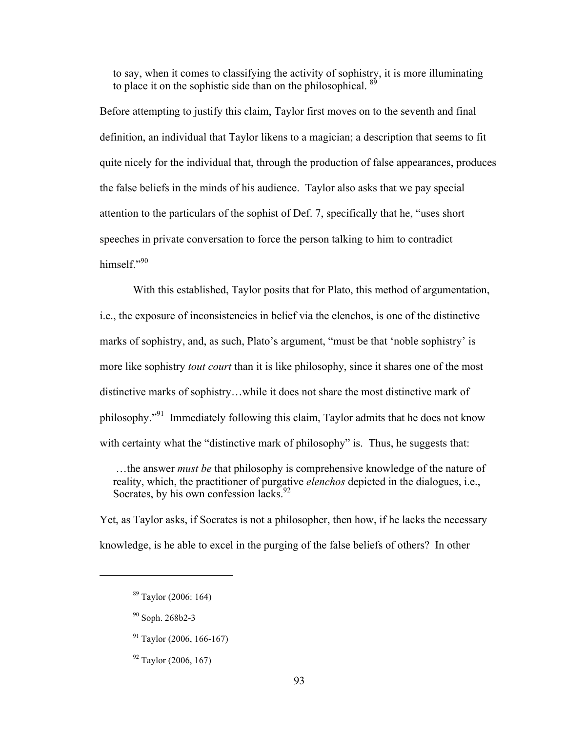> to say, when it comes to classifying the activity of sophistry, it is more illuminating to place it on the sophistic side than on the philosophical. [89]

Before attempting to justify this claim, Taylor first moves on to the seventh and final definition, an individual that Taylor likens to a magician; a description that seems to fit quite nicely for the individual that, through the production of false appearances, produces the false beliefs in the minds of his audience. Taylor also asks that we pay special attention to the particulars of the sophist of Def. 7, specifically that he, "uses short speeches in private conversation to force the person talking to him to contradict himself."[90]

With this established, Taylor posits that for Plato, this method of argumentation, i.e., the exposure of inconsistencies in belief via the elenchos, is one of the distinctive marks of sophistry, and, as such, Plato's argument, "must be that 'noble sophistry' is more like sophistry *tout court* than it is like philosophy, since it shares one of the most distinctive marks of sophistry…while it does not share the most distinctive mark of philosophy."[91] Immediately following this claim, Taylor admits that he does not know with certainty what the "distinctive mark of philosophy" is. Thus, he suggests that:

> …the answer *must be* that philosophy is comprehensive knowledge of the nature of reality, which, the practitioner of purgative *elenchos* depicted in the dialogues, i.e., Socrates, by his own confession lacks.[92]

Yet, as Taylor asks, if Socrates is not a philosopher, then how, if he lacks the necessary knowledge, is he able to excel in the purging of the false beliefs of others? In other

---

[89] Taylor (2006: 164)

[90] Soph. 268b2-3

[91] Taylor (2006, 166-167)

[92] Taylor (2006, 167)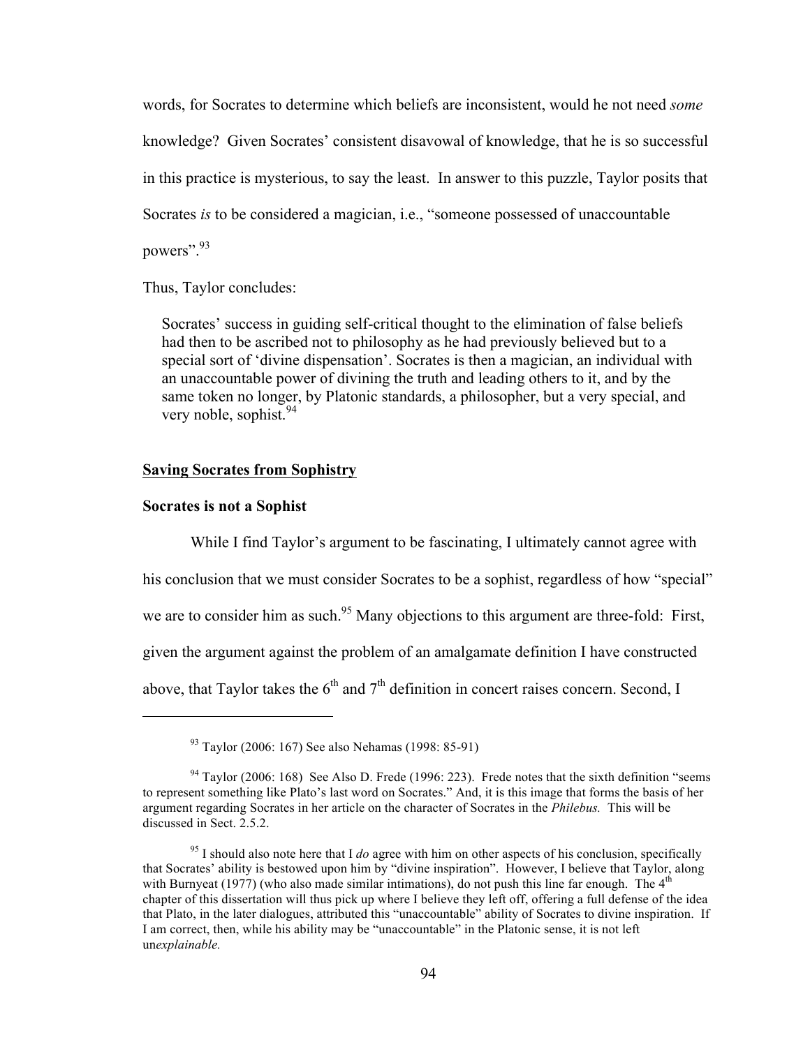words, for Socrates to determine which beliefs are inconsistent, would he not need *some* knowledge? Given Socrates' consistent disavowal of knowledge, that he is so successful in this practice is mysterious, to say the least. In answer to this puzzle, Taylor posits that Socrates *is* to be considered a magician, i.e., "someone possessed of unaccountable powers".[93]

Thus, Taylor concludes:

> Socrates' success in guiding self-critical thought to the elimination of false beliefs had then to be ascribed not to philosophy as he had previously believed but to a special sort of 'divine dispensation'. Socrates is then a magician, an individual with an unaccountable power of divining the truth and leading others to it, and by the same token no longer, by Platonic standards, a philosopher, but a very special, and very noble, sophist.[94]

## Saving Socrates from Sophistry

### Socrates is not a Sophist

While I find Taylor's argument to be fascinating, I ultimately cannot agree with his conclusion that we must consider Socrates to be a sophist, regardless of how "special" we are to consider him as such.[95] Many objections to this argument are three-fold: First, given the argument against the problem of an amalgamate definition I have constructed above, that Taylor takes the 6th and 7th definition in concert raises concern. Second, I

---

[93] Taylor (2006: 167) See also Nehamas (1998: 85-91)

[94] Taylor (2006: 168) See Also D. Frede (1996: 223). Frede notes that the sixth definition "seems to represent something like Plato's last word on Socrates." And, it is this image that forms the basis of her argument regarding Socrates in her article on the character of Socrates in the *Philebus.* This will be discussed in Sect. 2.5.2.

[95] I should also note here that I *do* agree with him on other aspects of his conclusion, specifically that Socrates' ability is bestowed upon him by "divine inspiration". However, I believe that Taylor, along with Burnyeat (1977) (who also made similar intimations), do not push this line far enough. The 4th chapter of this dissertation will thus pick up where I believe they left off, offering a full defense of the idea that Plato, in the later dialogues, attributed this "unaccountable" ability of Socrates to divine inspiration. If I am correct, then, while his ability may be "unaccountable" in the Platonic sense, it is not left un*explainable.*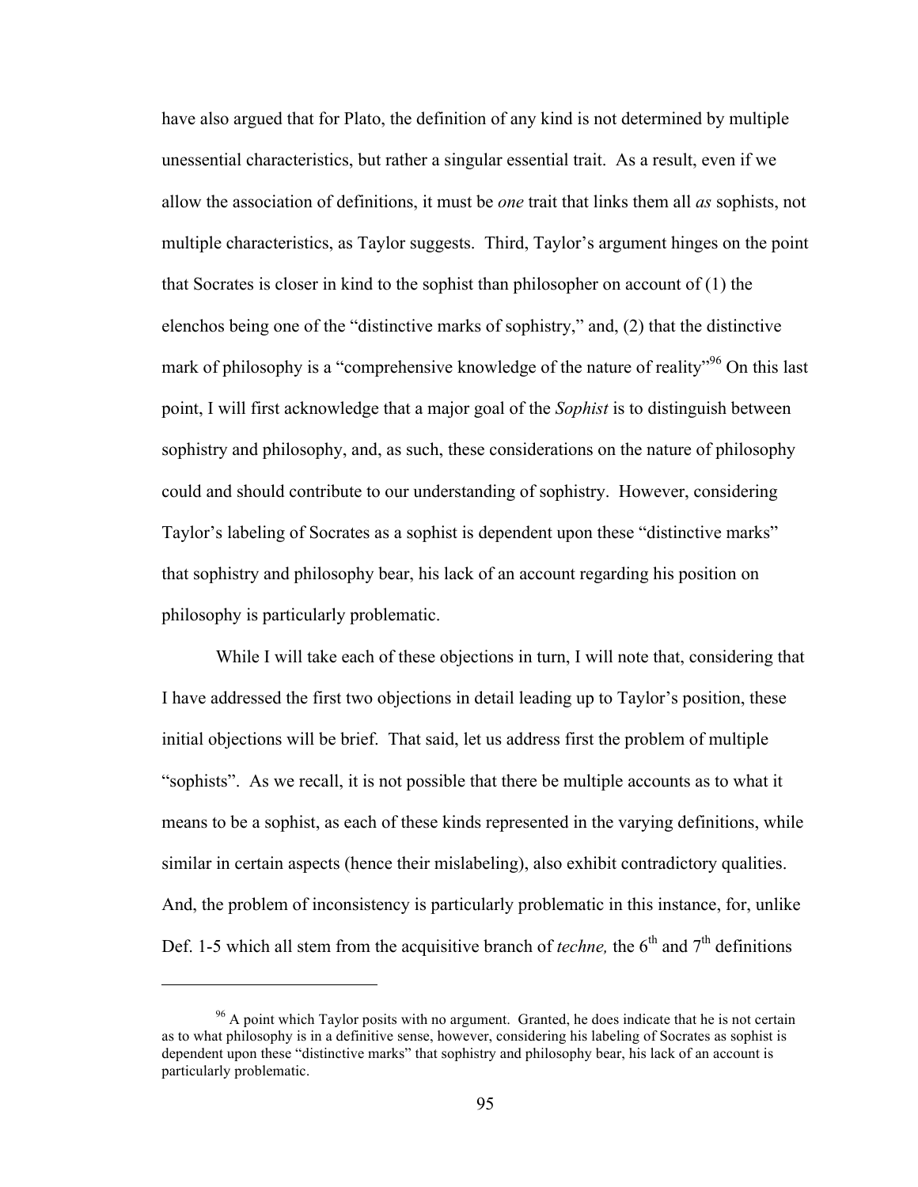have also argued that for Plato, the definition of any kind is not determined by multiple unessential characteristics, but rather a singular essential trait. As a result, even if we allow the association of definitions, it must be *one* trait that links them all *as* sophists, not multiple characteristics, as Taylor suggests. Third, Taylor's argument hinges on the point that Socrates is closer in kind to the sophist than philosopher on account of (1) the elenchos being one of the "distinctive marks of sophistry," and, (2) that the distinctive mark of philosophy is a "comprehensive knowledge of the nature of reality"[96] On this last point, I will first acknowledge that a major goal of the *Sophist* is to distinguish between sophistry and philosophy, and, as such, these considerations on the nature of philosophy could and should contribute to our understanding of sophistry. However, considering Taylor's labeling of Socrates as a sophist is dependent upon these "distinctive marks" that sophistry and philosophy bear, his lack of an account regarding his position on philosophy is particularly problematic.

While I will take each of these objections in turn, I will note that, considering that I have addressed the first two objections in detail leading up to Taylor's position, these initial objections will be brief. That said, let us address first the problem of multiple "sophists". As we recall, it is not possible that there be multiple accounts as to what it means to be a sophist, as each of these kinds represented in the varying definitions, while similar in certain aspects (hence their mislabeling), also exhibit contradictory qualities. And, the problem of inconsistency is particularly problematic in this instance, for, unlike Def. 1-5 which all stem from the acquisitive branch of *techne,* the 6th and 7th definitions

[96] A point which Taylor posits with no argument. Granted, he does indicate that he is not certain as to what philosophy is in a definitive sense, however, considering his labeling of Socrates as sophist is dependent upon these "distinctive marks" that sophistry and philosophy bear, his lack of an account is particularly problematic.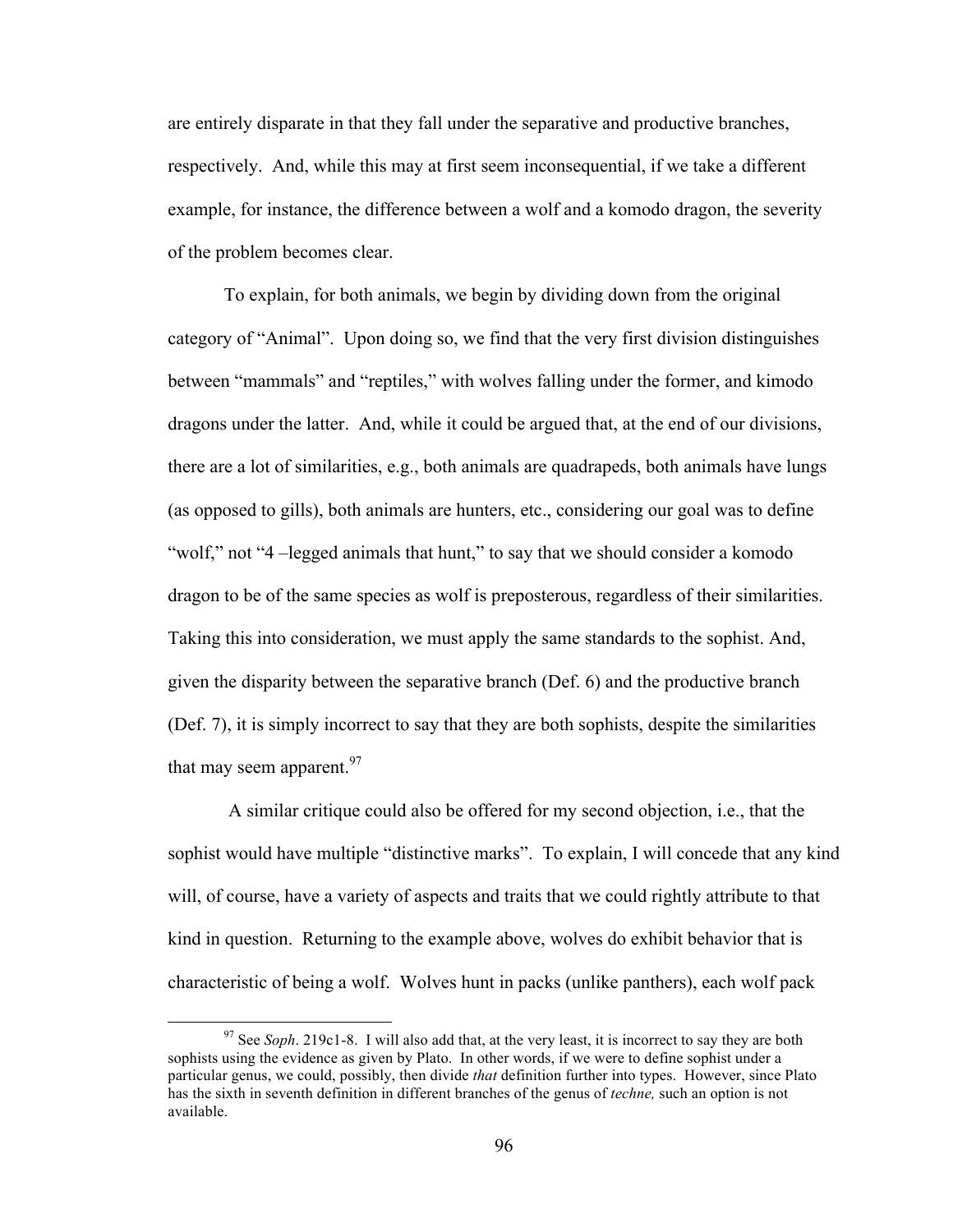are entirely disparate in that they fall under the separative and productive branches, respectively. And, while this may at first seem inconsequential, if we take a different example, for instance, the difference between a wolf and a komodo dragon, the severity of the problem becomes clear.

To explain, for both animals, we begin by dividing down from the original category of "Animal". Upon doing so, we find that the very first division distinguishes between "mammals" and "reptiles," with wolves falling under the former, and kimodo dragons under the latter. And, while it could be argued that, at the end of our divisions, there are a lot of similarities, e.g., both animals are quadrapeds, both animals have lungs (as opposed to gills), both animals are hunters, etc., considering our goal was to define "wolf," not "4 –legged animals that hunt," to say that we should consider a komodo dragon to be of the same species as wolf is preposterous, regardless of their similarities. Taking this into consideration, we must apply the same standards to the sophist. And, given the disparity between the separative branch (Def. 6) and the productive branch (Def. 7), it is simply incorrect to say that they are both sophists, despite the similarities that may seem apparent.[97]

A similar critique could also be offered for my second objection, i.e., that the sophist would have multiple "distinctive marks". To explain, I will concede that any kind will, of course, have a variety of aspects and traits that we could rightly attribute to that kind in question. Returning to the example above, wolves do exhibit behavior that is characteristic of being a wolf. Wolves hunt in packs (unlike panthers), each wolf pack

---

[97] See *Soph*. 219c1-8. I will also add that, at the very least, it is incorrect to say they are both sophists using the evidence as given by Plato. In other words, if we were to define sophist under a particular genus, we could, possibly, then divide *that* definition further into types. However, since Plato has the sixth in seventh definition in different branches of the genus of *techne,* such an option is not available.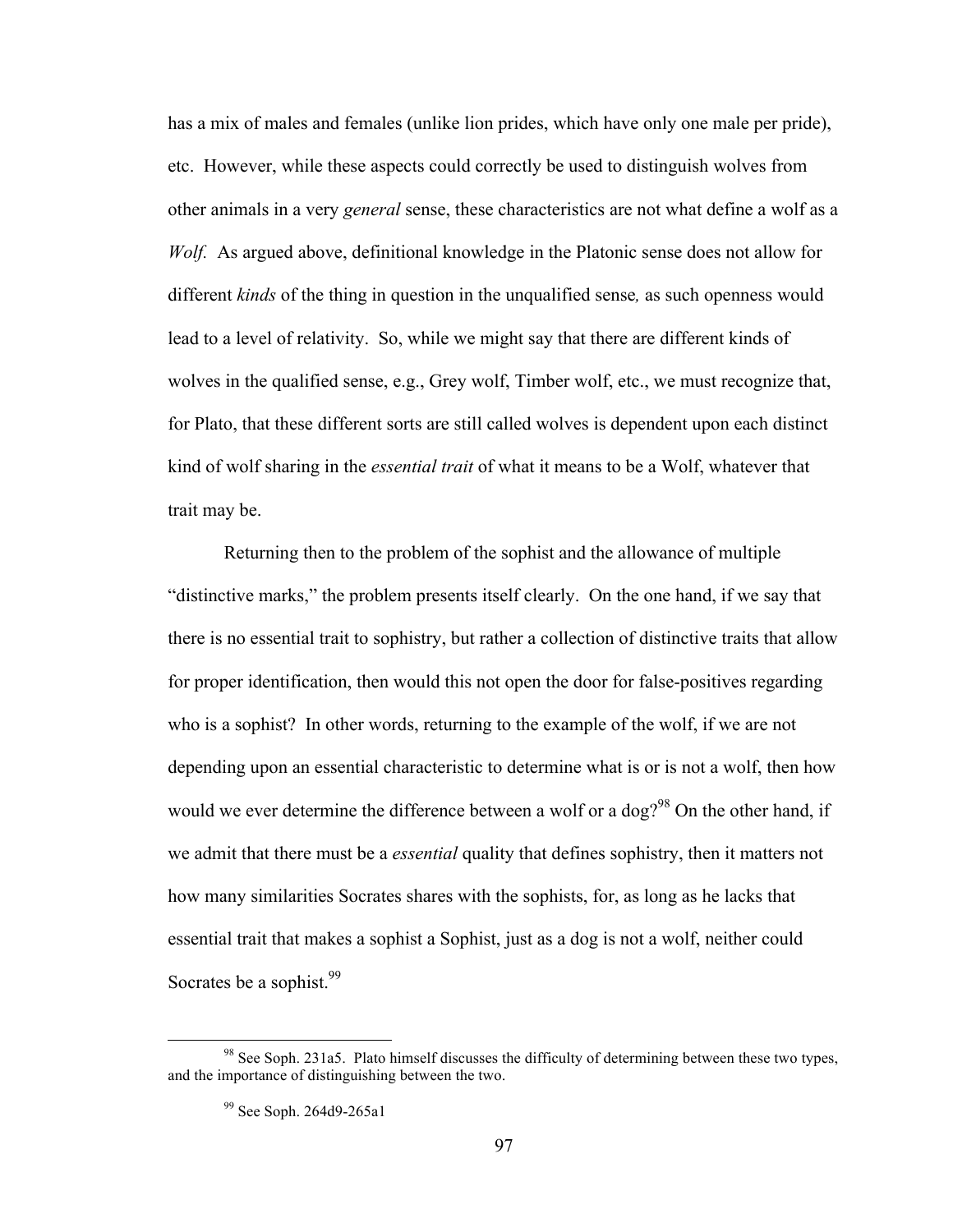has a mix of males and females (unlike lion prides, which have only one male per pride), etc. However, while these aspects could correctly be used to distinguish wolves from other animals in a very *general* sense, these characteristics are not what define a wolf as a *Wolf.* As argued above, definitional knowledge in the Platonic sense does not allow for different *kinds* of the thing in question in the unqualified sense*,* as such openness would lead to a level of relativity. So, while we might say that there are different kinds of wolves in the qualified sense, e.g., Grey wolf, Timber wolf, etc., we must recognize that, for Plato, that these different sorts are still called wolves is dependent upon each distinct kind of wolf sharing in the *essential trait* of what it means to be a Wolf, whatever that trait may be.

Returning then to the problem of the sophist and the allowance of multiple "distinctive marks," the problem presents itself clearly. On the one hand, if we say that there is no essential trait to sophistry, but rather a collection of distinctive traits that allow for proper identification, then would this not open the door for false-positives regarding who is a sophist? In other words, returning to the example of the wolf, if we are not depending upon an essential characteristic to determine what is or is not a wolf, then how would we ever determine the difference between a wolf or a dog?[98] On the other hand, if we admit that there must be a *essential* quality that defines sophistry, then it matters not how many similarities Socrates shares with the sophists, for, as long as he lacks that essential trait that makes a sophist a Sophist, just as a dog is not a wolf, neither could Socrates be a sophist.[99]

---

[98] See Soph. 231a5. Plato himself discusses the difficulty of determining between these two types, and the importance of distinguishing between the two.

[99] See Soph. 264d9-265a1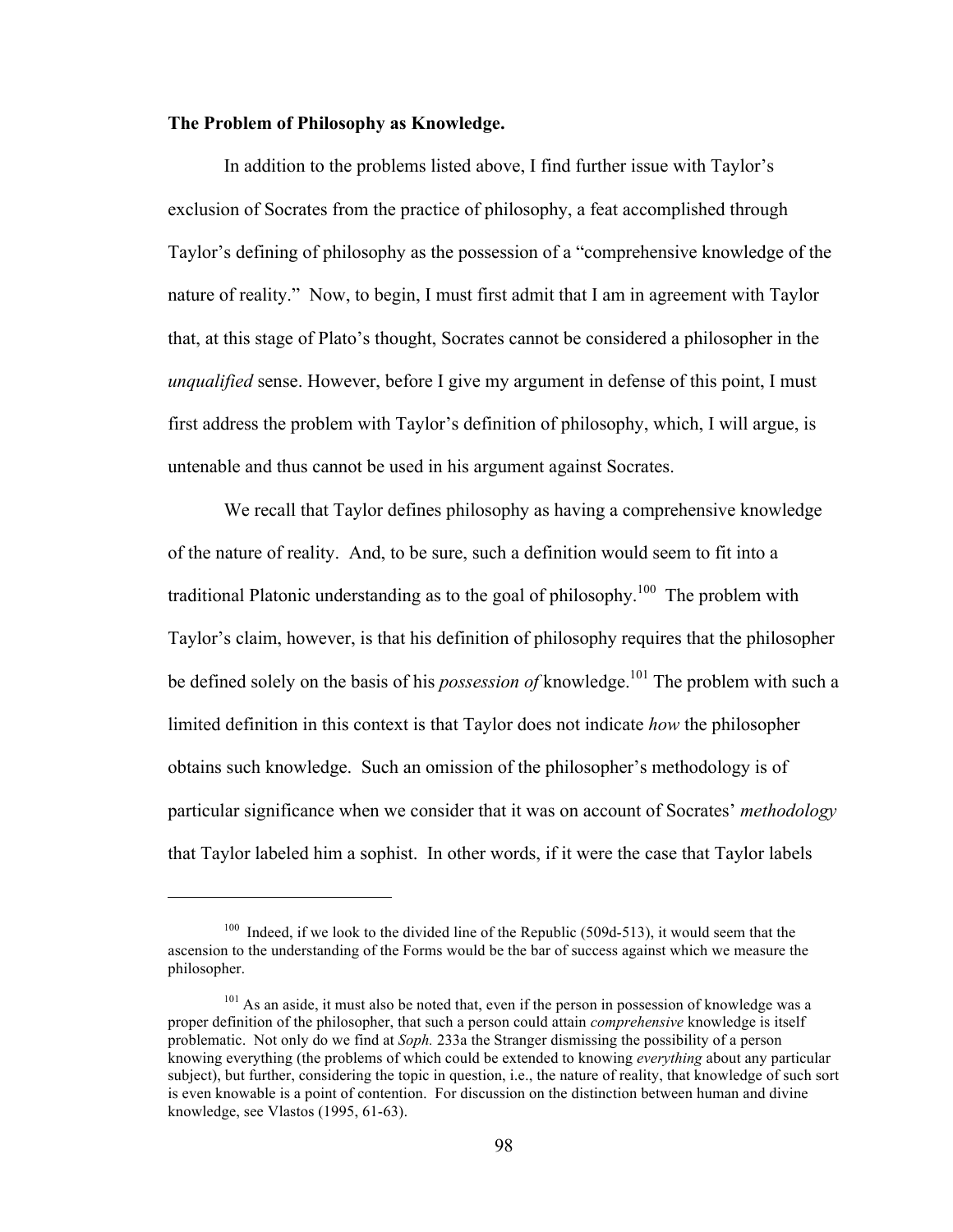**The Problem of Philosophy as Knowledge.**

In addition to the problems listed above, I find further issue with Taylor's exclusion of Socrates from the practice of philosophy, a feat accomplished through Taylor's defining of philosophy as the possession of a "comprehensive knowledge of the nature of reality." Now, to begin, I must first admit that I am in agreement with Taylor that, at this stage of Plato's thought, Socrates cannot be considered a philosopher in the *unqualified* sense. However, before I give my argument in defense of this point, I must first address the problem with Taylor's definition of philosophy, which, I will argue, is untenable and thus cannot be used in his argument against Socrates.

We recall that Taylor defines philosophy as having a comprehensive knowledge of the nature of reality. And, to be sure, such a definition would seem to fit into a traditional Platonic understanding as to the goal of philosophy.[100] The problem with Taylor's claim, however, is that his definition of philosophy requires that the philosopher be defined solely on the basis of his *possession of* knowledge.[101] The problem with such a limited definition in this context is that Taylor does not indicate *how* the philosopher obtains such knowledge. Such an omission of the philosopher's methodology is of particular significance when we consider that it was on account of Socrates' *methodology* that Taylor labeled him a sophist. In other words, if it were the case that Taylor labels

---

[100] Indeed, if we look to the divided line of the Republic (509d-513), it would seem that the ascension to the understanding of the Forms would be the bar of success against which we measure the philosopher.

[101] As an aside, it must also be noted that, even if the person in possession of knowledge was a proper definition of the philosopher, that such a person could attain *comprehensive* knowledge is itself problematic. Not only do we find at *Soph.* 233a the Stranger dismissing the possibility of a person knowing everything (the problems of which could be extended to knowing *everything* about any particular subject), but further, considering the topic in question, i.e., the nature of reality, that knowledge of such sort is even knowable is a point of contention. For discussion on the distinction between human and divine knowledge, see Vlastos (1995, 61-63).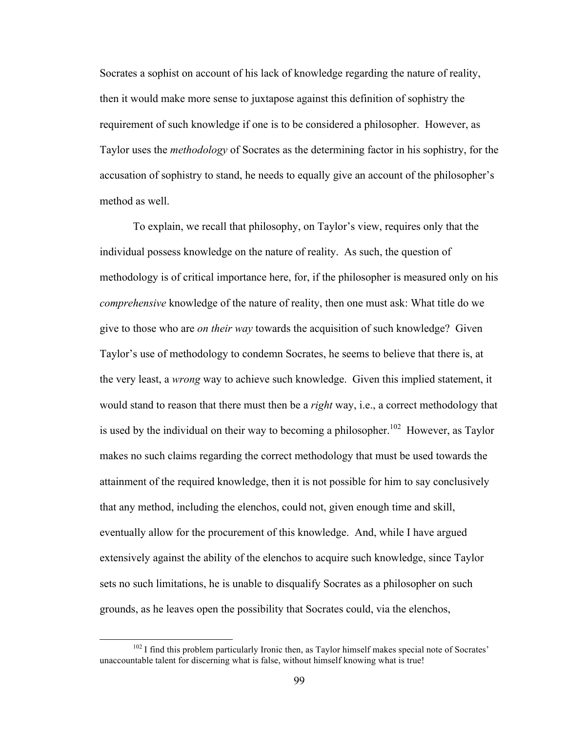Socrates a sophist on account of his lack of knowledge regarding the nature of reality, then it would make more sense to juxtapose against this definition of sophistry the requirement of such knowledge if one is to be considered a philosopher. However, as Taylor uses the *methodology* of Socrates as the determining factor in his sophistry, for the accusation of sophistry to stand, he needs to equally give an account of the philosopher's method as well.

To explain, we recall that philosophy, on Taylor's view, requires only that the individual possess knowledge on the nature of reality. As such, the question of methodology is of critical importance here, for, if the philosopher is measured only on his *comprehensive* knowledge of the nature of reality, then one must ask: What title do we give to those who are *on their way* towards the acquisition of such knowledge? Given Taylor's use of methodology to condemn Socrates, he seems to believe that there is, at the very least, a *wrong* way to achieve such knowledge. Given this implied statement, it would stand to reason that there must then be a *right* way, i.e., a correct methodology that is used by the individual on their way to becoming a philosopher.[102] However, as Taylor makes no such claims regarding the correct methodology that must be used towards the attainment of the required knowledge, then it is not possible for him to say conclusively that any method, including the elenchos, could not, given enough time and skill, eventually allow for the procurement of this knowledge. And, while I have argued extensively against the ability of the elenchos to acquire such knowledge, since Taylor sets no such limitations, he is unable to disqualify Socrates as a philosopher on such grounds, as he leaves open the possibility that Socrates could, via the elenchos,

[102] I find this problem particularly Ironic then, as Taylor himself makes special note of Socrates' unaccountable talent for discerning what is false, without himself knowing what is true!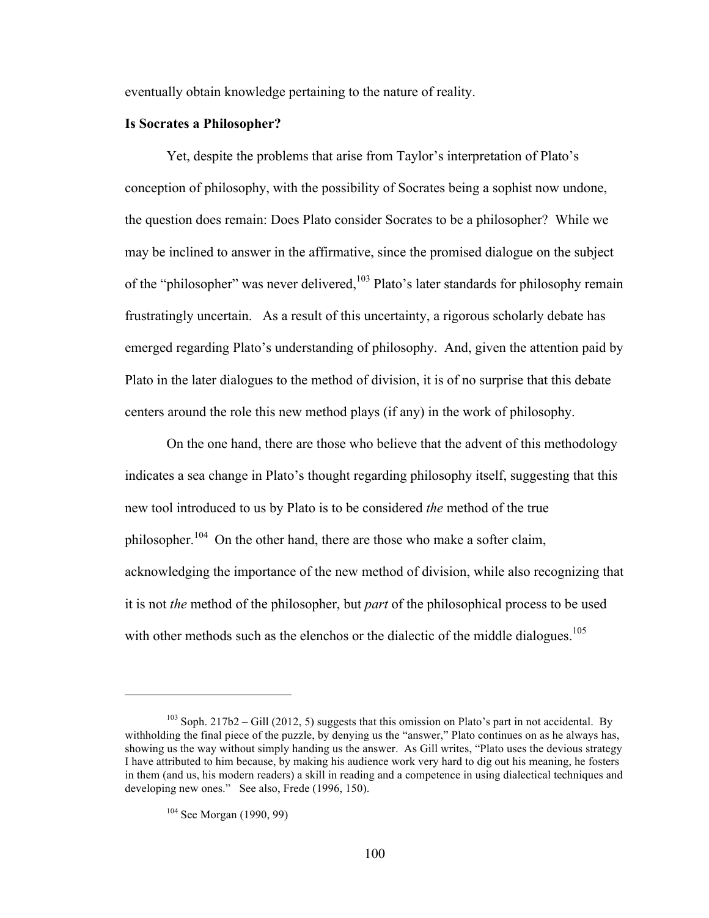eventually obtain knowledge pertaining to the nature of reality.

**Is Socrates a Philosopher?**

Yet, despite the problems that arise from Taylor's interpretation of Plato's conception of philosophy, with the possibility of Socrates being a sophist now undone, the question does remain: Does Plato consider Socrates to be a philosopher? While we may be inclined to answer in the affirmative, since the promised dialogue on the subject of the "philosopher" was never delivered,[103] Plato's later standards for philosophy remain frustratingly uncertain. As a result of this uncertainty, a rigorous scholarly debate has emerged regarding Plato's understanding of philosophy. And, given the attention paid by Plato in the later dialogues to the method of division, it is of no surprise that this debate centers around the role this new method plays (if any) in the work of philosophy.

On the one hand, there are those who believe that the advent of this methodology indicates a sea change in Plato's thought regarding philosophy itself, suggesting that this new tool introduced to us by Plato is to be considered *the* method of the true philosopher.[104] On the other hand, there are those who make a softer claim, acknowledging the importance of the new method of division, while also recognizing that it is not *the* method of the philosopher, but *part* of the philosophical process to be used with other methods such as the elenchos or the dialectic of the middle dialogues.[105]

---

[103] Soph. 217b2 – Gill (2012, 5) suggests that this omission on Plato's part in not accidental. By withholding the final piece of the puzzle, by denying us the "answer," Plato continues on as he always has, showing us the way without simply handing us the answer. As Gill writes, "Plato uses the devious strategy I have attributed to him because, by making his audience work very hard to dig out his meaning, he fosters in them (and us, his modern readers) a skill in reading and a competence in using dialectical techniques and developing new ones." See also, Frede (1996, 150).

[104] See Morgan (1990, 99)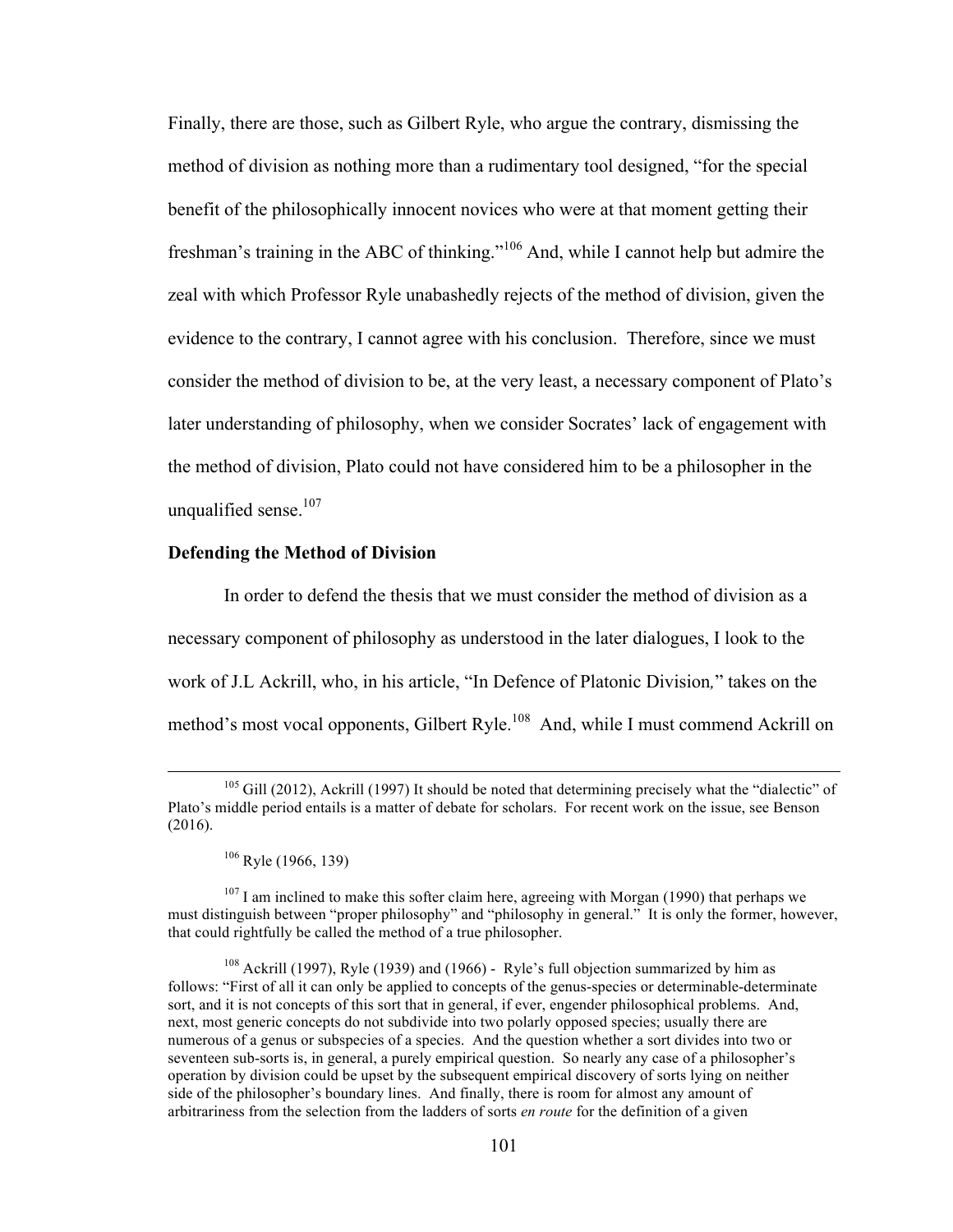Finally, there are those, such as Gilbert Ryle, who argue the contrary, dismissing the method of division as nothing more than a rudimentary tool designed, "for the special benefit of the philosophically innocent novices who were at that moment getting their freshman's training in the ABC of thinking."[106] And, while I cannot help but admire the zeal with which Professor Ryle unabashedly rejects of the method of division, given the evidence to the contrary, I cannot agree with his conclusion. Therefore, since we must consider the method of division to be, at the very least, a necessary component of Plato's later understanding of philosophy, when we consider Socrates' lack of engagement with the method of division, Plato could not have considered him to be a philosopher in the unqualified sense.[107]

**Defending the Method of Division**

In order to defend the thesis that we must consider the method of division as a necessary component of philosophy as understood in the later dialogues, I look to the work of J.L Ackrill, who, in his article, "In Defence of Platonic Division," takes on the method's most vocal opponents, Gilbert Ryle.[108] And, while I must commend Ackrill on

---

[105] Gill (2012), Ackrill (1997) It should be noted that determining precisely what the "dialectic" of Plato's middle period entails is a matter of debate for scholars. For recent work on the issue, see Benson (2016).

[106] Ryle (1966, 139)

[107] I am inclined to make this softer claim here, agreeing with Morgan (1990) that perhaps we must distinguish between "proper philosophy" and "philosophy in general." It is only the former, however, that could rightfully be called the method of a true philosopher.

[108] Ackrill (1997), Ryle (1939) and (1966) - Ryle's full objection summarized by him as follows: "First of all it can only be applied to concepts of the genus-species or determinable-determinate sort, and it is not concepts of this sort that in general, if ever, engender philosophical problems. And, next, most generic concepts do not subdivide into two polarly opposed species; usually there are numerous of a genus or subspecies of a species. And the question whether a sort divides into two or seventeen sub-sorts is, in general, a purely empirical question. So nearly any case of a philosopher's operation by division could be upset by the subsequent empirical discovery of sorts lying on neither side of the philosopher's boundary lines. And finally, there is room for almost any amount of arbitrariness from the selection from the ladders of sorts *en route* for the definition of a given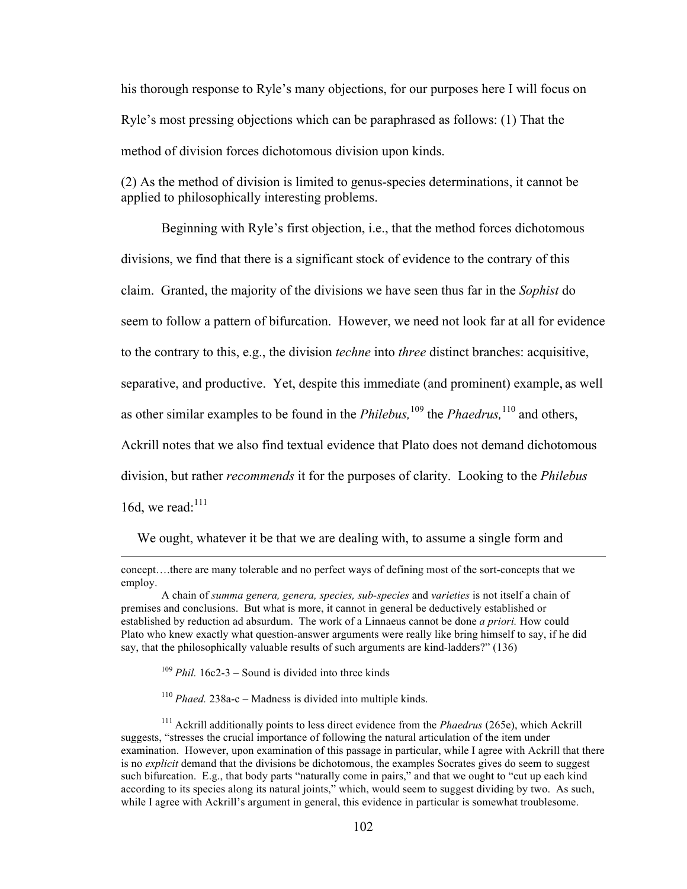his thorough response to Ryle's many objections, for our purposes here I will focus on Ryle's most pressing objections which can be paraphrased as follows: (1) That the method of division forces dichotomous division upon kinds.

(2) As the method of division is limited to genus-species determinations, it cannot be applied to philosophically interesting problems.

Beginning with Ryle's first objection, i.e., that the method forces dichotomous divisions, we find that there is a significant stock of evidence to the contrary of this claim. Granted, the majority of the divisions we have seen thus far in the *Sophist* do seem to follow a pattern of bifurcation. However, we need not look far at all for evidence to the contrary to this, e.g., the division *techne* into *three* distinct branches: acquisitive, separative, and productive. Yet, despite this immediate (and prominent) example, as well as other similar examples to be found in the *Philebus,*[109] the *Phaedrus,*[110] and others, Ackrill notes that we also find textual evidence that Plato does not demand dichotomous division, but rather *recommends* it for the purposes of clarity. Looking to the *Philebus* 16d, we read:[111]

We ought, whatever it be that we are dealing with, to assume a single form and

---

concept….there are many tolerable and no perfect ways of defining most of the sort-concepts that we employ.

A chain of *summa genera, genera, species, sub-species* and *varieties* is not itself a chain of premises and conclusions. But what is more, it cannot in general be deductively established or established by reduction ad absurdum. The work of a Linnaeus cannot be done *a priori.* How could Plato who knew exactly what question-answer arguments were really like bring himself to say, if he did say, that the philosophically valuable results of such arguments are kind-ladders?" (136)

[109] *Phil.* 16c2-3 – Sound is divided into three kinds

[110] *Phaed.* 238a-c – Madness is divided into multiple kinds.

[111] Ackrill additionally points to less direct evidence from the *Phaedrus* (265e), which Ackrill suggests, "stresses the crucial importance of following the natural articulation of the item under examination. However, upon examination of this passage in particular, while I agree with Ackrill that there is no *explicit* demand that the divisions be dichotomous, the examples Socrates gives do seem to suggest such bifurcation. E.g., that body parts "naturally come in pairs," and that we ought to "cut up each kind according to its species along its natural joints," which, would seem to suggest dividing by two. As such, while I agree with Ackrill's argument in general, this evidence in particular is somewhat troublesome.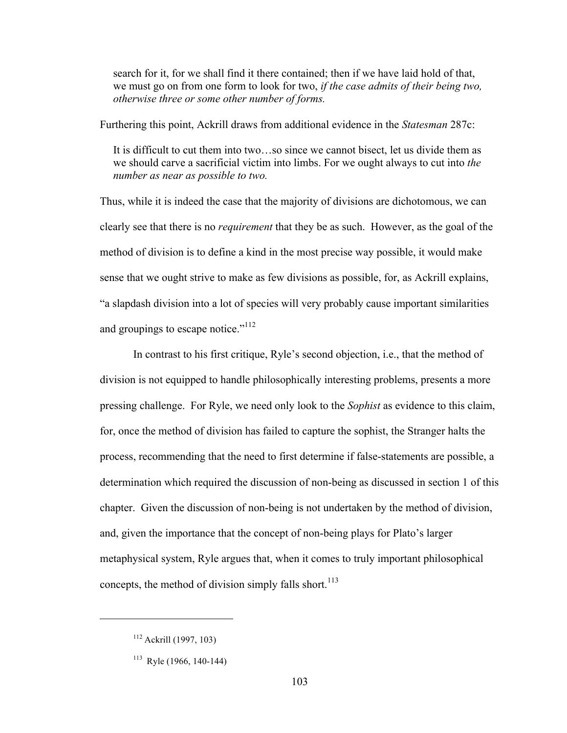> search for it, for we shall find it there contained; then if we have laid hold of that, we must go on from one form to look for two, *if the case admits of their being two, otherwise three or some other number of forms.*

Furthering this point, Ackrill draws from additional evidence in the *Statesman* 287c:

> It is difficult to cut them into two…so since we cannot bisect, let us divide them as we should carve a sacrificial victim into limbs. For we ought always to cut into *the number as near as possible to two.*

Thus, while it is indeed the case that the majority of divisions are dichotomous, we can clearly see that there is no *requirement* that they be as such. However, as the goal of the method of division is to define a kind in the most precise way possible, it would make sense that we ought strive to make as few divisions as possible, for, as Ackrill explains, "a slapdash division into a lot of species will very probably cause important similarities and groupings to escape notice."[112]

In contrast to his first critique, Ryle's second objection, i.e., that the method of division is not equipped to handle philosophically interesting problems, presents a more pressing challenge. For Ryle, we need only look to the *Sophist* as evidence to this claim, for, once the method of division has failed to capture the sophist, the Stranger halts the process, recommending that the need to first determine if false-statements are possible, a determination which required the discussion of non-being as discussed in section 1 of this chapter. Given the discussion of non-being is not undertaken by the method of division, and, given the importance that the concept of non-being plays for Plato's larger metaphysical system, Ryle argues that, when it comes to truly important philosophical concepts, the method of division simply falls short.[113]

---

[112] Ackrill (1997, 103)

[113] Ryle (1966, 140-144)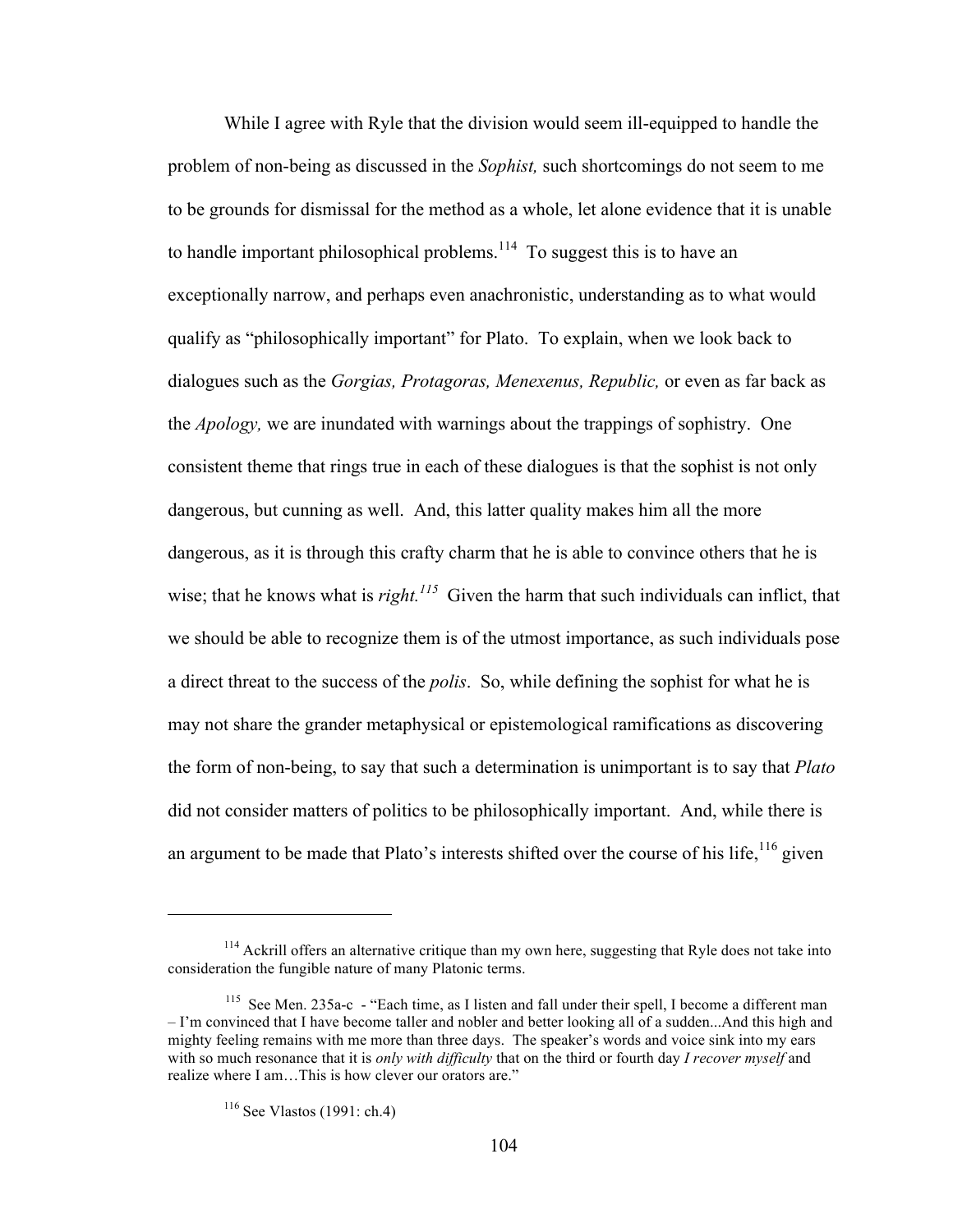While I agree with Ryle that the division would seem ill-equipped to handle the problem of non-being as discussed in the *Sophist,* such shortcomings do not seem to me to be grounds for dismissal for the method as a whole, let alone evidence that it is unable to handle important philosophical problems.[114] To suggest this is to have an exceptionally narrow, and perhaps even anachronistic, understanding as to what would qualify as "philosophically important" for Plato. To explain, when we look back to dialogues such as the *Gorgias, Protagoras, Menexenus, Republic,* or even as far back as the *Apology,* we are inundated with warnings about the trappings of sophistry. One consistent theme that rings true in each of these dialogues is that the sophist is not only dangerous, but cunning as well. And, this latter quality makes him all the more dangerous, as it is through this crafty charm that he is able to convince others that he is wise; that he knows what is *right.*[115] Given the harm that such individuals can inflict, that we should be able to recognize them is of the utmost importance, as such individuals pose a direct threat to the success of the *polis*. So, while defining the sophist for what he is may not share the grander metaphysical or epistemological ramifications as discovering the form of non-being, to say that such a determination is unimportant is to say that *Plato* did not consider matters of politics to be philosophically important. And, while there is an argument to be made that Plato's interests shifted over the course of his life,[116] given

---

[114] Ackrill offers an alternative critique than my own here, suggesting that Ryle does not take into consideration the fungible nature of many Platonic terms.

[115] See Men. 235a-c - "Each time, as I listen and fall under their spell, I become a different man – I'm convinced that I have become taller and nobler and better looking all of a sudden...And this high and mighty feeling remains with me more than three days. The speaker's words and voice sink into my ears with so much resonance that it is *only with difficulty* that on the third or fourth day *I recover myself* and realize where I am…This is how clever our orators are."

[116] See Vlastos (1991: ch.4)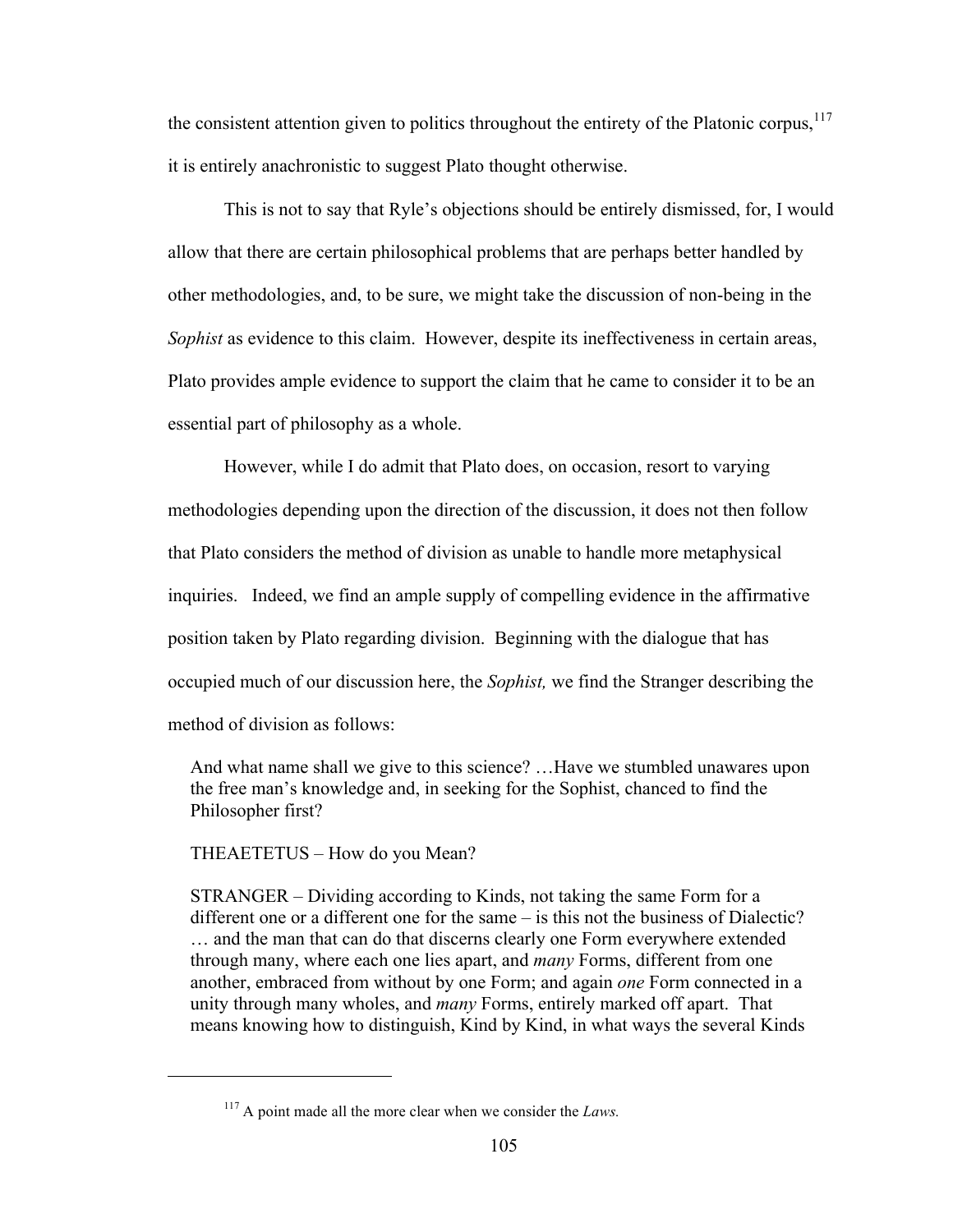the consistent attention given to politics throughout the entirety of the Platonic corpus,[117] it is entirely anachronistic to suggest Plato thought otherwise.

This is not to say that Ryle's objections should be entirely dismissed, for, I would allow that there are certain philosophical problems that are perhaps better handled by other methodologies, and, to be sure, we might take the discussion of non-being in the *Sophist* as evidence to this claim. However, despite its ineffectiveness in certain areas, Plato provides ample evidence to support the claim that he came to consider it to be an essential part of philosophy as a whole.

However, while I do admit that Plato does, on occasion, resort to varying methodologies depending upon the direction of the discussion, it does not then follow that Plato considers the method of division as unable to handle more metaphysical inquiries. Indeed, we find an ample supply of compelling evidence in the affirmative position taken by Plato regarding division. Beginning with the dialogue that has occupied much of our discussion here, the *Sophist,* we find the Stranger describing the method of division as follows:

> And what name shall we give to this science? …Have we stumbled unawares upon the free man's knowledge and, in seeking for the Sophist, chanced to find the Philosopher first?
>
> THEAETETUS – How do you Mean?
>
> STRANGER – Dividing according to Kinds, not taking the same Form for a different one or a different one for the same – is this not the business of Dialectic? … and the man that can do that discerns clearly one Form everywhere extended through many, where each one lies apart, and *many* Forms, different from one another, embraced from without by one Form; and again *one* Form connected in a unity through many wholes, and *many* Forms, entirely marked off apart. That means knowing how to distinguish, Kind by Kind, in what ways the several Kinds

---

[117] A point made all the more clear when we consider the *Laws.*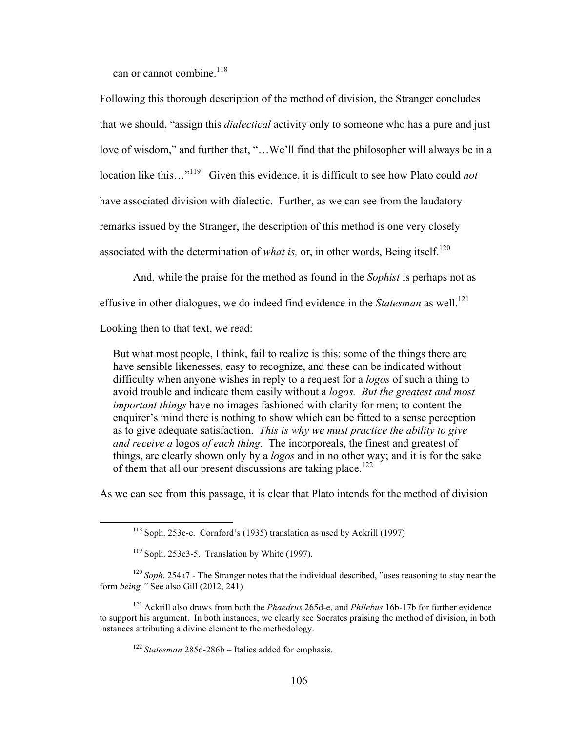can or cannot combine.[118]

Following this thorough description of the method of division, the Stranger concludes that we should, "assign this *dialectical* activity only to someone who has a pure and just love of wisdom," and further that, "…We'll find that the philosopher will always be in a location like this…"[119] Given this evidence, it is difficult to see how Plato could *not* have associated division with dialectic. Further, as we can see from the laudatory remarks issued by the Stranger, the description of this method is one very closely associated with the determination of *what is,* or, in other words, Being itself.[120]

And, while the praise for the method as found in the *Sophist* is perhaps not as effusive in other dialogues, we do indeed find evidence in the *Statesman* as well.[121] Looking then to that text, we read:

> But what most people, I think, fail to realize is this: some of the things there are have sensible likenesses, easy to recognize, and these can be indicated without difficulty when anyone wishes in reply to a request for a *logos* of such a thing to avoid trouble and indicate them easily without a *logos. But the greatest and most important things* have no images fashioned with clarity for men; to content the enquirer's mind there is nothing to show which can be fitted to a sense perception as to give adequate satisfaction. *This is why we must practice the ability to give and receive a* logos *of each thing.* The incorporeals, the finest and greatest of things, are clearly shown only by a *logos* and in no other way; and it is for the sake of them that all our present discussions are taking place.[122]

As we can see from this passage, it is clear that Plato intends for the method of division

---

[118] Soph. 253c-e. Cornford's (1935) translation as used by Ackrill (1997)

[119] Soph. 253e3-5. Translation by White (1997).

[120] *Soph*. 254a7 - The Stranger notes that the individual described, "uses reasoning to stay near the form *being."* See also Gill (2012, 241)

[121] Ackrill also draws from both the *Phaedrus* 265d-e, and *Philebus* 16b-17b for further evidence to support his argument. In both instances, we clearly see Socrates praising the method of division, in both instances attributing a divine element to the methodology.

[122] *Statesman* 285d-286b – Italics added for emphasis.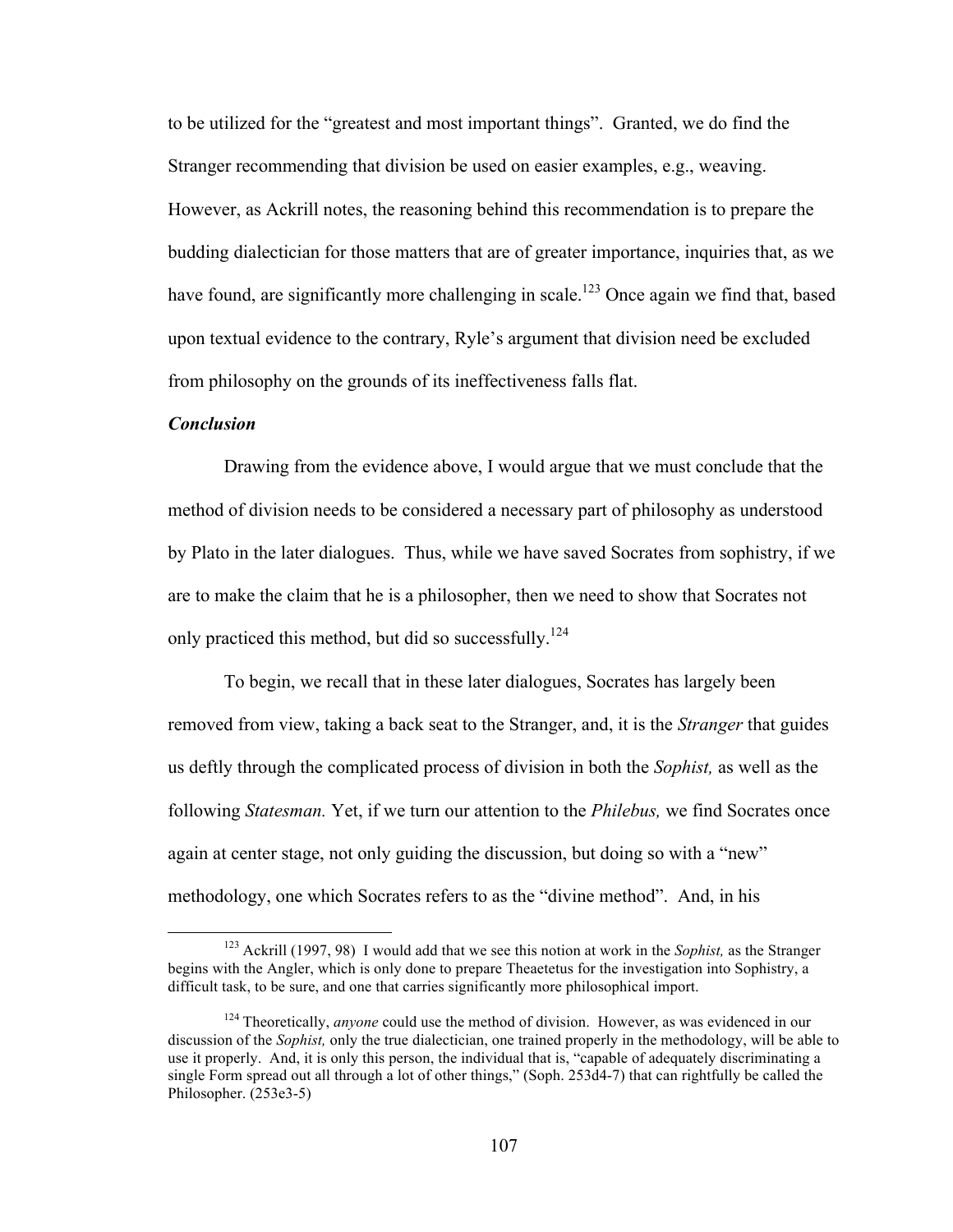to be utilized for the "greatest and most important things". Granted, we do find the Stranger recommending that division be used on easier examples, e.g., weaving. However, as Ackrill notes, the reasoning behind this recommendation is to prepare the budding dialectician for those matters that are of greater importance, inquiries that, as we have found, are significantly more challenging in scale.[123] Once again we find that, based upon textual evidence to the contrary, Ryle's argument that division need be excluded from philosophy on the grounds of its ineffectiveness falls flat.

***Conclusion***

Drawing from the evidence above, I would argue that we must conclude that the method of division needs to be considered a necessary part of philosophy as understood by Plato in the later dialogues. Thus, while we have saved Socrates from sophistry, if we are to make the claim that he is a philosopher, then we need to show that Socrates not only practiced this method, but did so successfully.[124]

To begin, we recall that in these later dialogues, Socrates has largely been removed from view, taking a back seat to the Stranger, and, it is the *Stranger* that guides us deftly through the complicated process of division in both the *Sophist,* as well as the following *Statesman.* Yet, if we turn our attention to the *Philebus,* we find Socrates once again at center stage, not only guiding the discussion, but doing so with a "new" methodology, one which Socrates refers to as the "divine method". And, in his

---

[123] Ackrill (1997, 98) I would add that we see this notion at work in the *Sophist,* as the Stranger begins with the Angler, which is only done to prepare Theaetetus for the investigation into Sophistry, a difficult task, to be sure, and one that carries significantly more philosophical import.

[124] Theoretically, *anyone* could use the method of division. However, as was evidenced in our discussion of the *Sophist,* only the true dialectician, one trained properly in the methodology, will be able to use it properly. And, it is only this person, the individual that is, "capable of adequately discriminating a single Form spread out all through a lot of other things," (Soph. 253d4-7) that can rightfully be called the Philosopher. (253e3-5)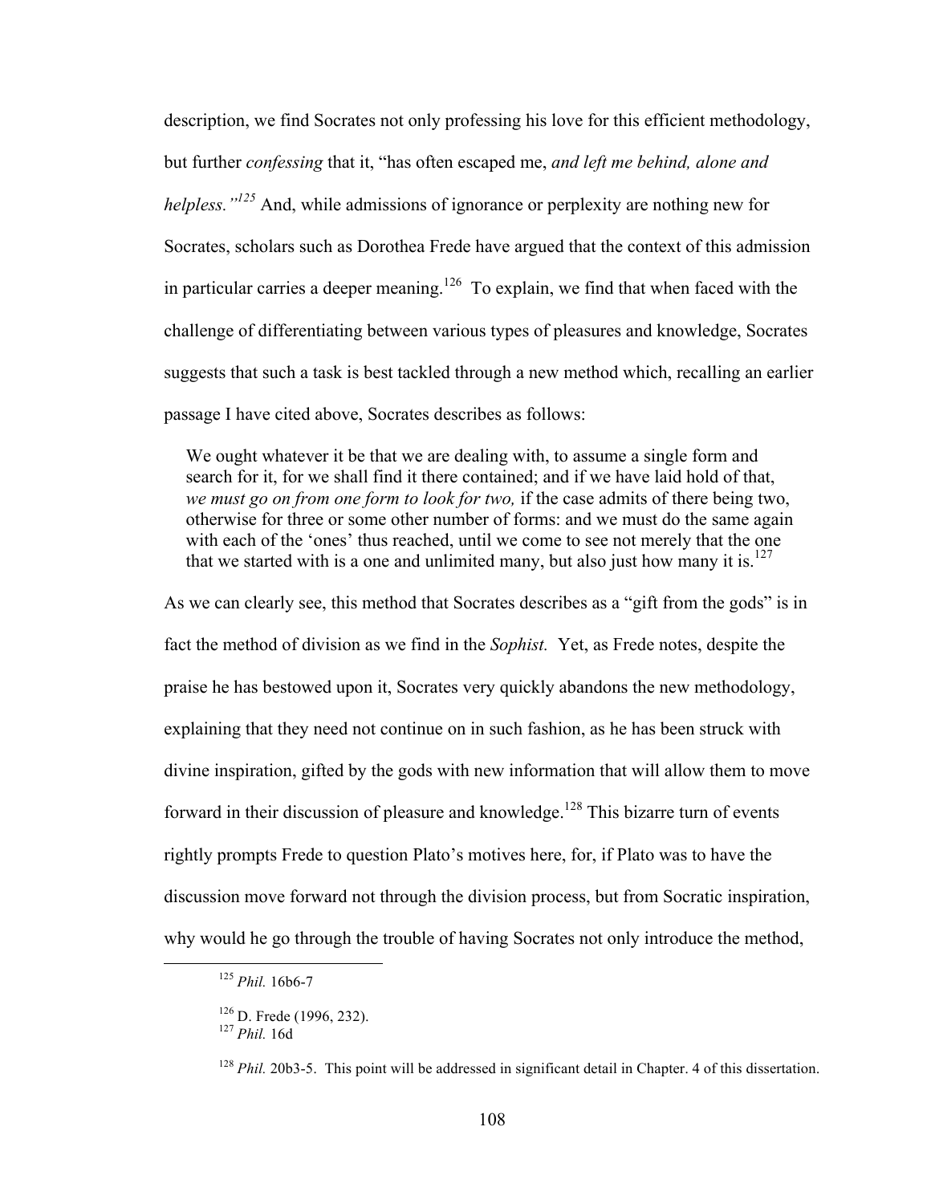description, we find Socrates not only professing his love for this efficient methodology, but further *confessing* that it, "has often escaped me, *and left me behind, alone and helpless."*[125] And, while admissions of ignorance or perplexity are nothing new for Socrates, scholars such as Dorothea Frede have argued that the context of this admission in particular carries a deeper meaning.[126] To explain, we find that when faced with the challenge of differentiating between various types of pleasures and knowledge, Socrates suggests that such a task is best tackled through a new method which, recalling an earlier passage I have cited above, Socrates describes as follows:

> We ought whatever it be that we are dealing with, to assume a single form and search for it, for we shall find it there contained; and if we have laid hold of that, *we must go on from one form to look for two,* if the case admits of there being two, otherwise for three or some other number of forms: and we must do the same again with each of the 'ones' thus reached, until we come to see not merely that the one that we started with is a one and unlimited many, but also just how many it is.[127]

As we can clearly see, this method that Socrates describes as a "gift from the gods" is in fact the method of division as we find in the *Sophist.* Yet, as Frede notes, despite the praise he has bestowed upon it, Socrates very quickly abandons the new methodology, explaining that they need not continue on in such fashion, as he has been struck with divine inspiration, gifted by the gods with new information that will allow them to move forward in their discussion of pleasure and knowledge.[128] This bizarre turn of events rightly prompts Frede to question Plato's motives here, for, if Plato was to have the discussion move forward not through the division process, but from Socratic inspiration, why would he go through the trouble of having Socrates not only introduce the method,

---

[125] *Phil.* 16b6-7

[126] D. Frede (1996, 232).

[127] *Phil.* 16d

[128] *Phil.* 20b3-5. This point will be addressed in significant detail in Chapter. 4 of this dissertation.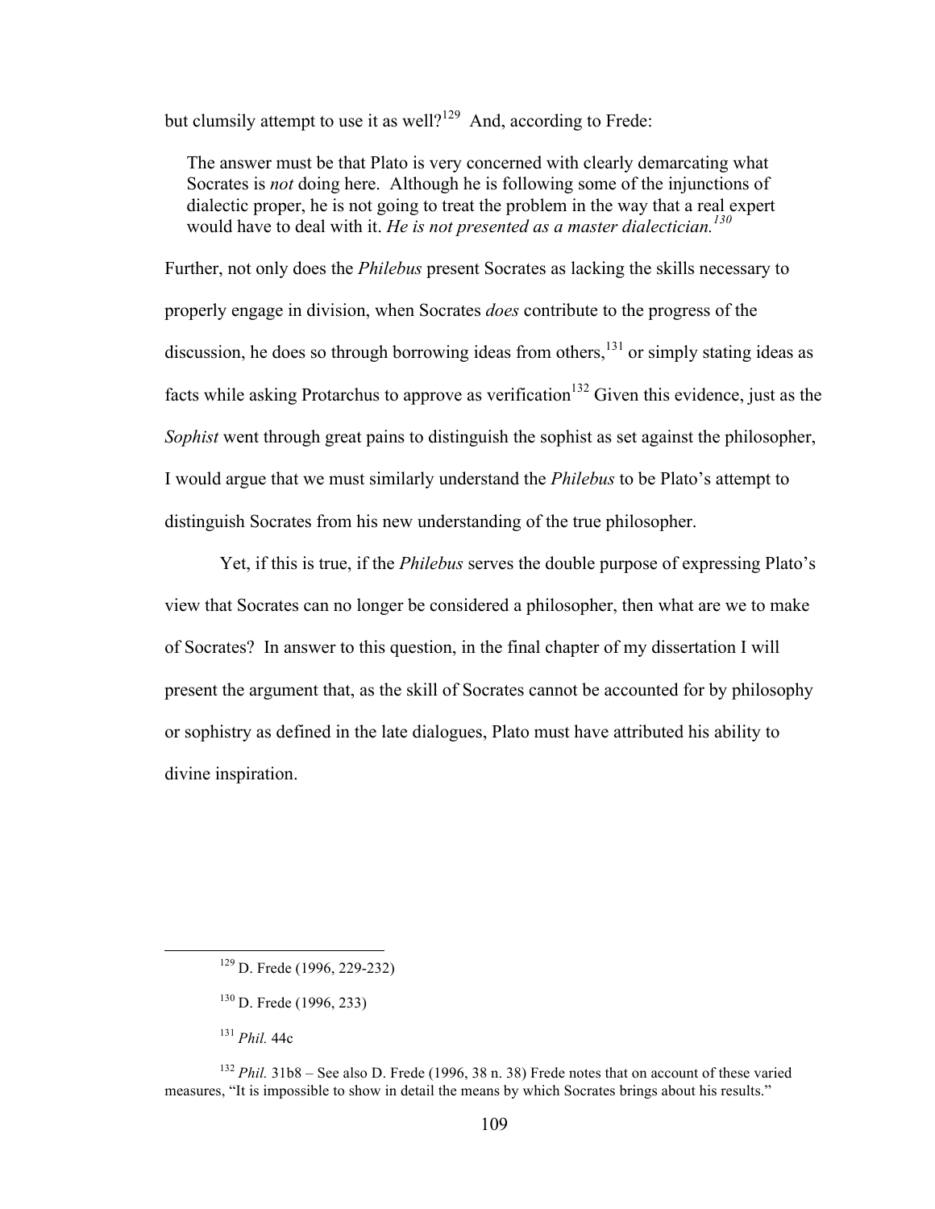but clumsily attempt to use it as well?[129] And, according to Frede:

> The answer must be that Plato is very concerned with clearly demarcating what Socrates is *not* doing here. Although he is following some of the injunctions of dialectic proper, he is not going to treat the problem in the way that a real expert would have to deal with it. *He is not presented as a master dialectician.[130]*

Further, not only does the *Philebus* present Socrates as lacking the skills necessary to properly engage in division, when Socrates *does* contribute to the progress of the discussion, he does so through borrowing ideas from others,[131] or simply stating ideas as facts while asking Protarchus to approve as verification[132] Given this evidence, just as the *Sophist* went through great pains to distinguish the sophist as set against the philosopher, I would argue that we must similarly understand the *Philebus* to be Plato's attempt to distinguish Socrates from his new understanding of the true philosopher.

Yet, if this is true, if the *Philebus* serves the double purpose of expressing Plato's view that Socrates can no longer be considered a philosopher, then what are we to make of Socrates? In answer to this question, in the final chapter of my dissertation I will present the argument that, as the skill of Socrates cannot be accounted for by philosophy or sophistry as defined in the late dialogues, Plato must have attributed his ability to divine inspiration.

---

[129] D. Frede (1996, 229-232)

[130] D. Frede (1996, 233)

[131] *Phil.* 44c

[132] *Phil.* 31b8 – See also D. Frede (1996, 38 n. 38) Frede notes that on account of these varied measures, "It is impossible to show in detail the means by which Socrates brings about his results."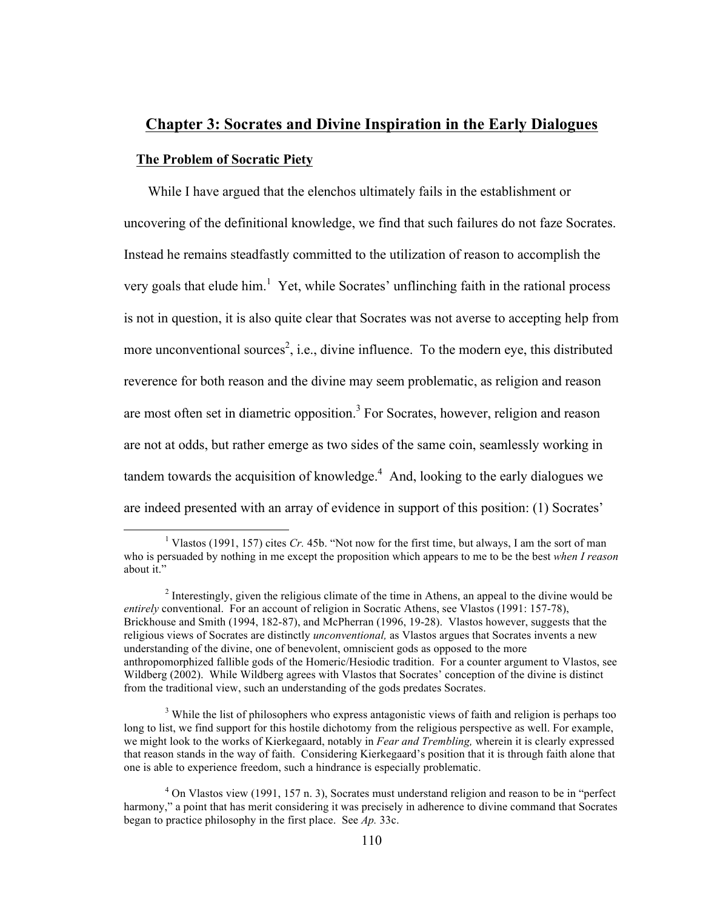## Chapter 3: Socrates and Divine Inspiration in the Early Dialogues

### The Problem of Socratic Piety

While I have argued that the elenchos ultimately fails in the establishment or uncovering of the definitional knowledge, we find that such failures do not faze Socrates. Instead he remains steadfastly committed to the utilization of reason to accomplish the very goals that elude him.[1] Yet, while Socrates' unflinching faith in the rational process is not in question, it is also quite clear that Socrates was not averse to accepting help from more unconventional sources[2], i.e., divine influence. To the modern eye, this distributed reverence for both reason and the divine may seem problematic, as religion and reason are most often set in diametric opposition.[3] For Socrates, however, religion and reason are not at odds, but rather emerge as two sides of the same coin, seamlessly working in tandem towards the acquisition of knowledge.[4] And, looking to the early dialogues we are indeed presented with an array of evidence in support of this position: (1) Socrates'

---

[1] Vlastos (1991, 157) cites *Cr.* 45b. "Not now for the first time, but always, I am the sort of man who is persuaded by nothing in me except the proposition which appears to me to be the best *when I reason* about it."

[2] Interestingly, given the religious climate of the time in Athens, an appeal to the divine would be *entirely* conventional. For an account of religion in Socratic Athens, see Vlastos (1991: 157-78), Brickhouse and Smith (1994, 182-87), and McPherran (1996, 19-28). Vlastos however, suggests that the religious views of Socrates are distinctly *unconventional,* as Vlastos argues that Socrates invents a new understanding of the divine, one of benevolent, omniscient gods as opposed to the more anthropomorphized fallible gods of the Homeric/Hesiodic tradition. For a counter argument to Vlastos, see Wildberg (2002). While Wildberg agrees with Vlastos that Socrates' conception of the divine is distinct from the traditional view, such an understanding of the gods predates Socrates.

[3] While the list of philosophers who express antagonistic views of faith and religion is perhaps too long to list, we find support for this hostile dichotomy from the religious perspective as well. For example, we might look to the works of Kierkegaard, notably in *Fear and Trembling,* wherein it is clearly expressed that reason stands in the way of faith. Considering Kierkegaard's position that it is through faith alone that one is able to experience freedom, such a hindrance is especially problematic.

[4] On Vlastos view (1991, 157 n. 3), Socrates must understand religion and reason to be in "perfect harmony," a point that has merit considering it was precisely in adherence to divine command that Socrates began to practice philosophy in the first place. See *Ap.* 33c.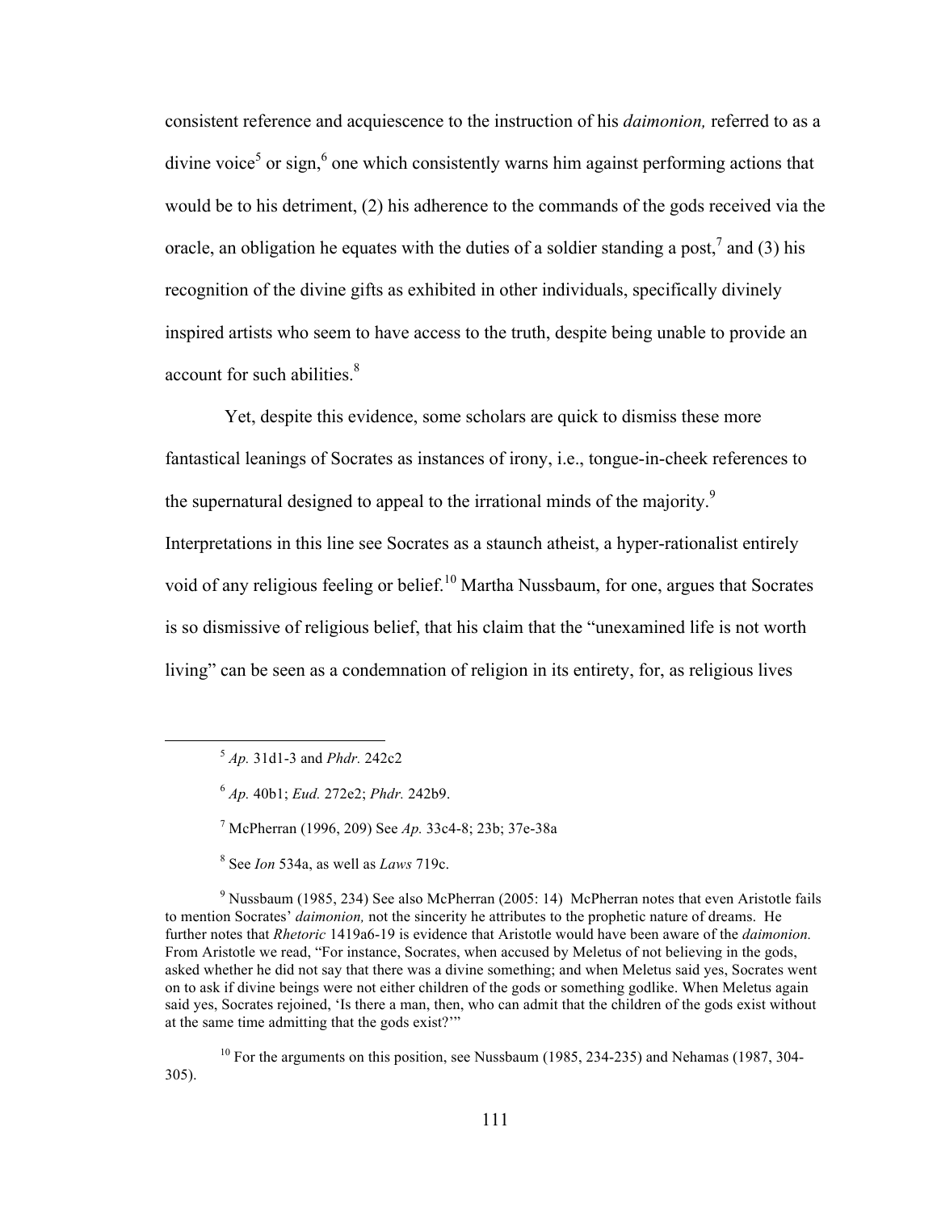consistent reference and acquiescence to the instruction of his *daimonion,* referred to as a divine voice[5] or sign,[6] one which consistently warns him against performing actions that would be to his detriment, (2) his adherence to the commands of the gods received via the oracle, an obligation he equates with the duties of a soldier standing a post,[7] and (3) his recognition of the divine gifts as exhibited in other individuals, specifically divinely inspired artists who seem to have access to the truth, despite being unable to provide an account for such abilities.[8]

Yet, despite this evidence, some scholars are quick to dismiss these more fantastical leanings of Socrates as instances of irony, i.e., tongue-in-cheek references to the supernatural designed to appeal to the irrational minds of the majority.[9] Interpretations in this line see Socrates as a staunch atheist, a hyper-rationalist entirely void of any religious feeling or belief.[10] Martha Nussbaum, for one, argues that Socrates is so dismissive of religious belief, that his claim that the "unexamined life is not worth living" can be seen as a condemnation of religion in its entirety, for, as religious lives

---

[5] *Ap.* 31d1-3 and *Phdr.* 242c2

[6] *Ap.* 40b1; *Eud.* 272e2; *Phdr.* 242b9.

[7] McPherran (1996, 209) See *Ap.* 33c4-8; 23b; 37e-38a

[8] See *Ion* 534a, as well as *Laws* 719c.

[9] Nussbaum (1985, 234) See also McPherran (2005: 14) McPherran notes that even Aristotle fails to mention Socrates' *daimonion,* not the sincerity he attributes to the prophetic nature of dreams. He further notes that *Rhetoric* 1419a6-19 is evidence that Aristotle would have been aware of the *daimonion.* From Aristotle we read, "For instance, Socrates, when accused by Meletus of not believing in the gods, asked whether he did not say that there was a divine something; and when Meletus said yes, Socrates went on to ask if divine beings were not either children of the gods or something godlike. When Meletus again said yes, Socrates rejoined, 'Is there a man, then, who can admit that the children of the gods exist without at the same time admitting that the gods exist?'"

[10] For the arguments on this position, see Nussbaum (1985, 234-235) and Nehamas (1987, 304-305).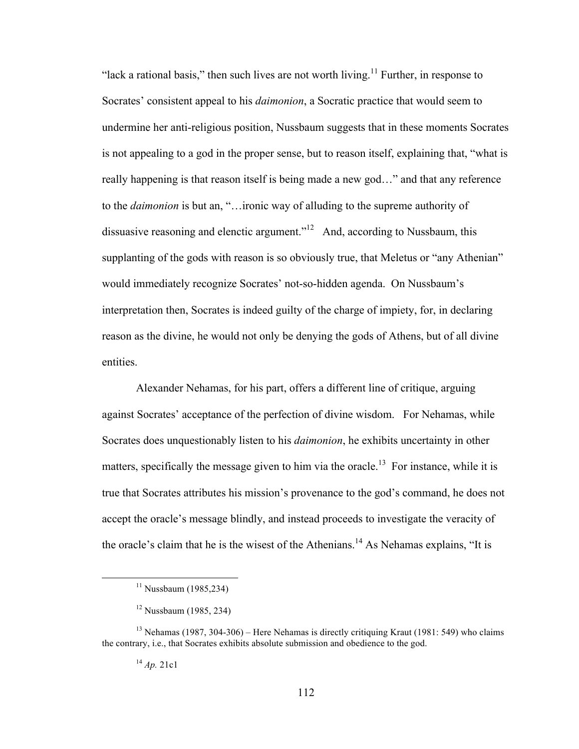"lack a rational basis," then such lives are not worth living.[11] Further, in response to Socrates' consistent appeal to his *daimonion*, a Socratic practice that would seem to undermine her anti-religious position, Nussbaum suggests that in these moments Socrates is not appealing to a god in the proper sense, but to reason itself, explaining that, "what is really happening is that reason itself is being made a new god…" and that any reference to the *daimonion* is but an, "…ironic way of alluding to the supreme authority of dissuasive reasoning and elenctic argument."[12] And, according to Nussbaum, this supplanting of the gods with reason is so obviously true, that Meletus or "any Athenian" would immediately recognize Socrates' not-so-hidden agenda. On Nussbaum's interpretation then, Socrates is indeed guilty of the charge of impiety, for, in declaring reason as the divine, he would not only be denying the gods of Athens, but of all divine entities.

Alexander Nehamas, for his part, offers a different line of critique, arguing against Socrates' acceptance of the perfection of divine wisdom. For Nehamas, while Socrates does unquestionably listen to his *daimonion*, he exhibits uncertainty in other matters, specifically the message given to him via the oracle.[13] For instance, while it is true that Socrates attributes his mission's provenance to the god's command, he does not accept the oracle's message blindly, and instead proceeds to investigate the veracity of the oracle's claim that he is the wisest of the Athenians.[14] As Nehamas explains, "It is

---

[11] Nussbaum (1985,234)

[12] Nussbaum (1985, 234)

[13] Nehamas (1987, 304-306) – Here Nehamas is directly critiquing Kraut (1981: 549) who claims the contrary, i.e., that Socrates exhibits absolute submission and obedience to the god.

[14] *Ap.* 21c1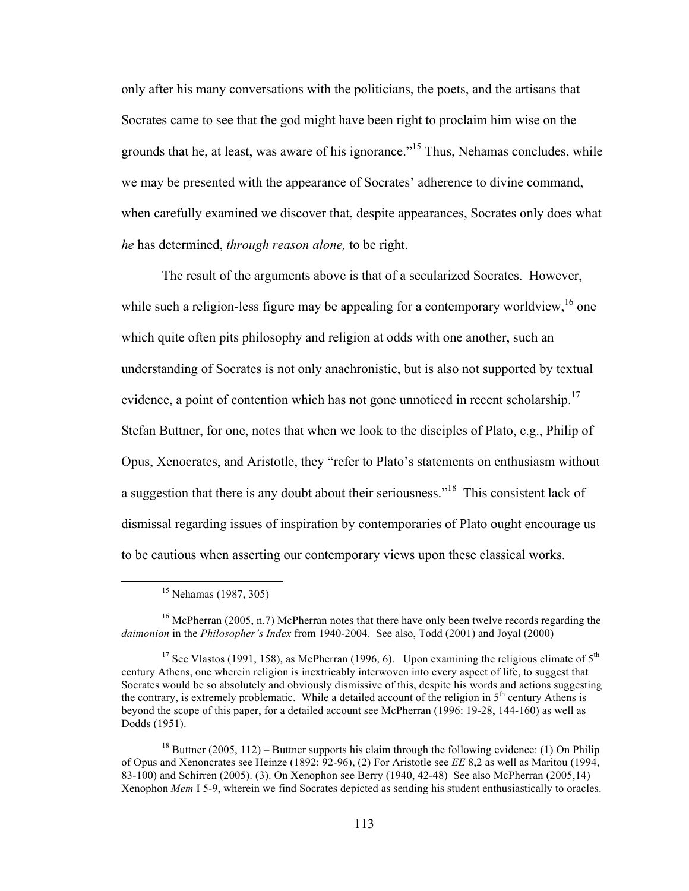only after his many conversations with the politicians, the poets, and the artisans that Socrates came to see that the god might have been right to proclaim him wise on the grounds that he, at least, was aware of his ignorance."[15] Thus, Nehamas concludes, while we may be presented with the appearance of Socrates' adherence to divine command, when carefully examined we discover that, despite appearances, Socrates only does what *he* has determined, *through reason alone,* to be right.

The result of the arguments above is that of a secularized Socrates. However, while such a religion-less figure may be appealing for a contemporary worldview,[16] one which quite often pits philosophy and religion at odds with one another, such an understanding of Socrates is not only anachronistic, but is also not supported by textual evidence, a point of contention which has not gone unnoticed in recent scholarship.[17] Stefan Buttner, for one, notes that when we look to the disciples of Plato, e.g., Philip of Opus, Xenocrates, and Aristotle, they "refer to Plato's statements on enthusiasm without a suggestion that there is any doubt about their seriousness."[18] This consistent lack of dismissal regarding issues of inspiration by contemporaries of Plato ought encourage us to be cautious when asserting our contemporary views upon these classical works.

---

[15] Nehamas (1987, 305)

[16] McPherran (2005, n.7) McPherran notes that there have only been twelve records regarding the *daimonion* in the *Philosopher's Index* from 1940-2004. See also, Todd (2001) and Joyal (2000)

[17] See Vlastos (1991, 158), as McPherran (1996, 6). Upon examining the religious climate of 5th century Athens, one wherein religion is inextricably interwoven into every aspect of life, to suggest that Socrates would be so absolutely and obviously dismissive of this, despite his words and actions suggesting the contrary, is extremely problematic. While a detailed account of the religion in 5th century Athens is beyond the scope of this paper, for a detailed account see McPherran (1996: 19-28, 144-160) as well as Dodds (1951).

[18] Buttner (2005, 112) – Buttner supports his claim through the following evidence: (1) On Philip of Opus and Xenoncrates see Heinze (1892: 92-96), (2) For Aristotle see *EE* 8,2 as well as Maritou (1994, 83-100) and Schirren (2005). (3). On Xenophon see Berry (1940, 42-48) See also McPherran (2005,14) Xenophon *Mem* I 5-9, wherein we find Socrates depicted as sending his student enthusiastically to oracles.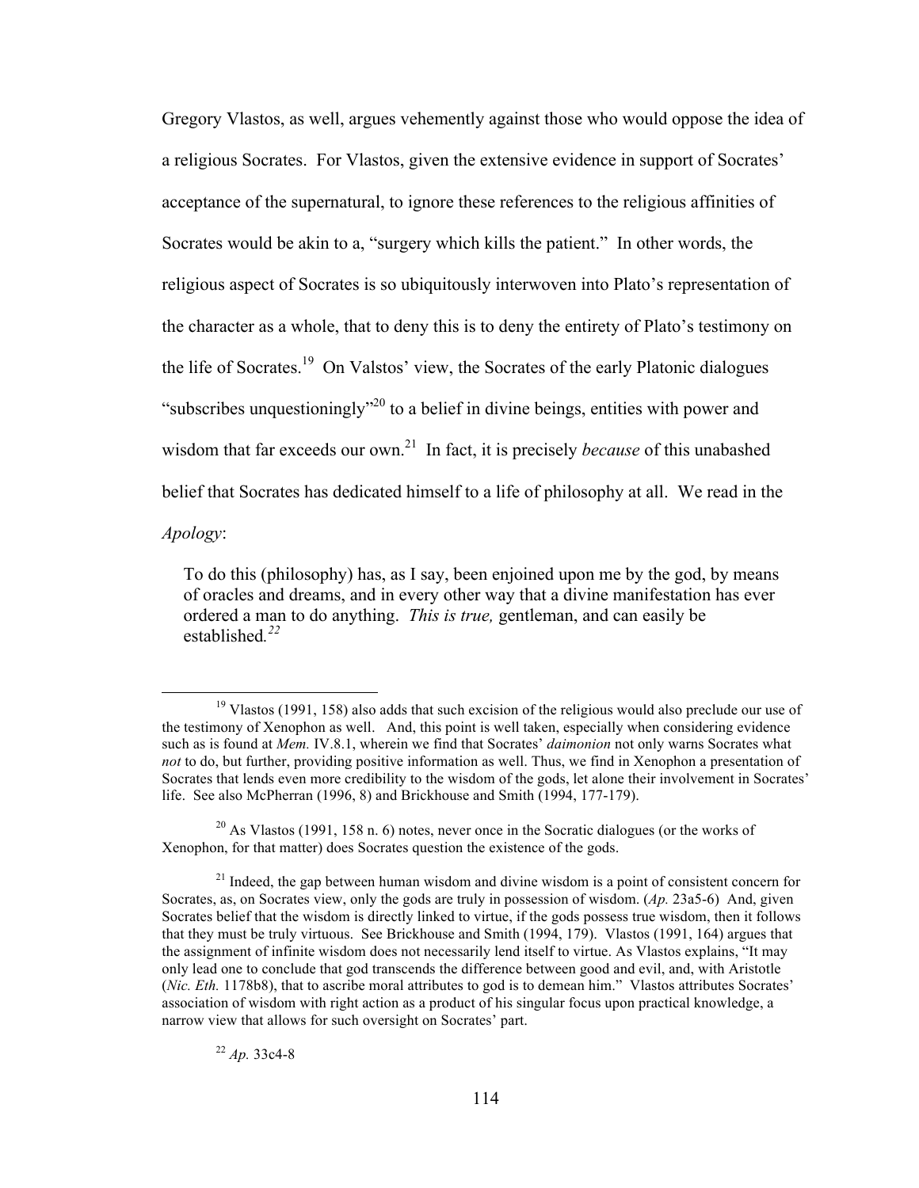Gregory Vlastos, as well, argues vehemently against those who would oppose the idea of a religious Socrates. For Vlastos, given the extensive evidence in support of Socrates' acceptance of the supernatural, to ignore these references to the religious affinities of Socrates would be akin to a, "surgery which kills the patient." In other words, the religious aspect of Socrates is so ubiquitously interwoven into Plato's representation of the character as a whole, that to deny this is to deny the entirety of Plato's testimony on the life of Socrates.[19] On Valstos' view, the Socrates of the early Platonic dialogues "subscribes unquestioningly"[20] to a belief in divine beings, entities with power and wisdom that far exceeds our own.[21] In fact, it is precisely *because* of this unabashed belief that Socrates has dedicated himself to a life of philosophy at all. We read in the *Apology*:

> To do this (philosophy) has, as I say, been enjoined upon me by the god, by means of oracles and dreams, and in every other way that a divine manifestation has ever ordered a man to do anything. *This is true,* gentleman, and can easily be established.[22]

---

[19] Vlastos (1991, 158) also adds that such excision of the religious would also preclude our use of the testimony of Xenophon as well. And, this point is well taken, especially when considering evidence such as is found at *Mem.* IV.8.1, wherein we find that Socrates' *daimonion* not only warns Socrates what *not* to do, but further, providing positive information as well. Thus, we find in Xenophon a presentation of Socrates that lends even more credibility to the wisdom of the gods, let alone their involvement in Socrates' life. See also McPherran (1996, 8) and Brickhouse and Smith (1994, 177-179).

[20] As Vlastos (1991, 158 n. 6) notes, never once in the Socratic dialogues (or the works of Xenophon, for that matter) does Socrates question the existence of the gods.

[21] Indeed, the gap between human wisdom and divine wisdom is a point of consistent concern for Socrates, as, on Socrates view, only the gods are truly in possession of wisdom. (*Ap.* 23a5-6) And, given Socrates belief that the wisdom is directly linked to virtue, if the gods possess true wisdom, then it follows that they must be truly virtuous. See Brickhouse and Smith (1994, 179). Vlastos (1991, 164) argues that the assignment of infinite wisdom does not necessarily lend itself to virtue. As Vlastos explains, "It may only lead one to conclude that god transcends the difference between good and evil, and, with Aristotle (*Nic. Eth.* 1178b8), that to ascribe moral attributes to god is to demean him." Vlastos attributes Socrates' association of wisdom with right action as a product of his singular focus upon practical knowledge, a narrow view that allows for such oversight on Socrates' part.

[22] *Ap.* 33c4-8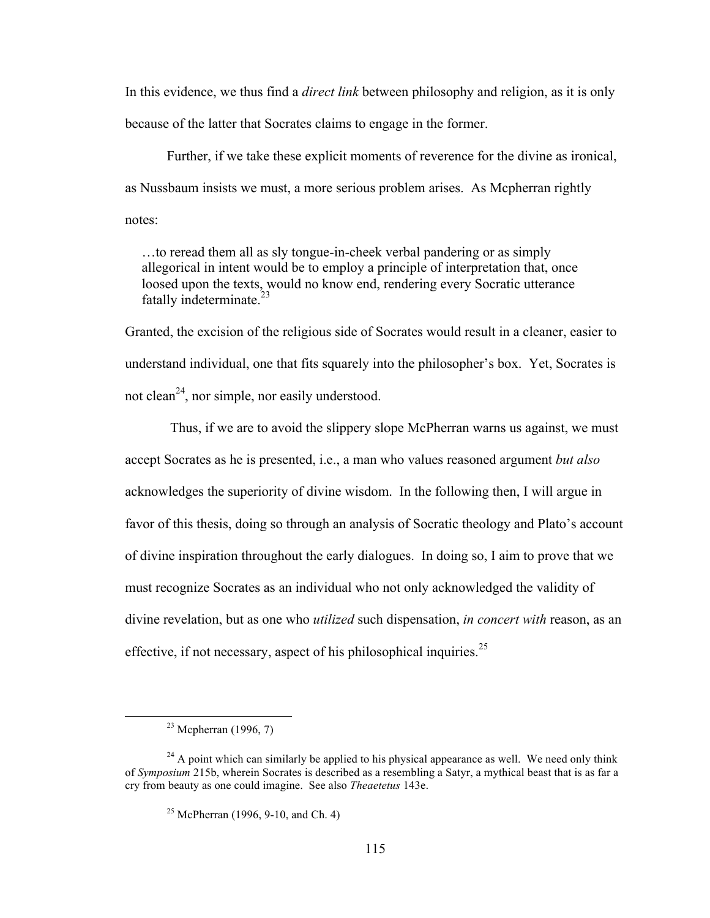In this evidence, we thus find a *direct link* between philosophy and religion, as it is only because of the latter that Socrates claims to engage in the former.

Further, if we take these explicit moments of reverence for the divine as ironical, as Nussbaum insists we must, a more serious problem arises. As Mcpherran rightly notes:

> …to reread them all as sly tongue-in-cheek verbal pandering or as simply allegorical in intent would be to employ a principle of interpretation that, once loosed upon the texts, would no know end, rendering every Socratic utterance fatally indeterminate.[23]

Granted, the excision of the religious side of Socrates would result in a cleaner, easier to understand individual, one that fits squarely into the philosopher's box. Yet, Socrates is not clean[24], nor simple, nor easily understood.

Thus, if we are to avoid the slippery slope McPherran warns us against, we must accept Socrates as he is presented, i.e., a man who values reasoned argument *but also* acknowledges the superiority of divine wisdom. In the following then, I will argue in favor of this thesis, doing so through an analysis of Socratic theology and Plato's account of divine inspiration throughout the early dialogues. In doing so, I aim to prove that we must recognize Socrates as an individual who not only acknowledged the validity of divine revelation, but as one who *utilized* such dispensation, *in concert with* reason, as an effective, if not necessary, aspect of his philosophical inquiries.[25]

---

[23] Mcpherran (1996, 7)

[24] A point which can similarly be applied to his physical appearance as well. We need only think of *Symposium* 215b, wherein Socrates is described as a resembling a Satyr, a mythical beast that is as far a cry from beauty as one could imagine. See also *Theaetetus* 143e.

[25] McPherran (1996, 9-10, and Ch. 4)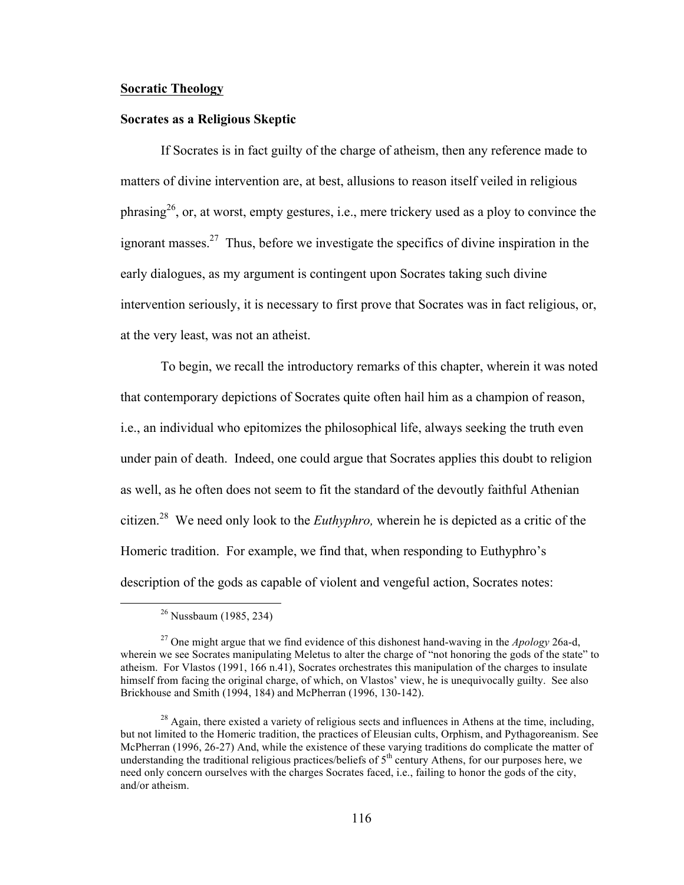**Socratic Theology**

**Socrates as a Religious Skeptic**

If Socrates is in fact guilty of the charge of atheism, then any reference made to matters of divine intervention are, at best, allusions to reason itself veiled in religious phrasing[26], or, at worst, empty gestures, i.e., mere trickery used as a ploy to convince the ignorant masses.[27] Thus, before we investigate the specifics of divine inspiration in the early dialogues, as my argument is contingent upon Socrates taking such divine intervention seriously, it is necessary to first prove that Socrates was in fact religious, or, at the very least, was not an atheist.

To begin, we recall the introductory remarks of this chapter, wherein it was noted that contemporary depictions of Socrates quite often hail him as a champion of reason, i.e., an individual who epitomizes the philosophical life, always seeking the truth even under pain of death. Indeed, one could argue that Socrates applies this doubt to religion as well, as he often does not seem to fit the standard of the devoutly faithful Athenian citizen.[28] We need only look to the *Euthyphro,* wherein he is depicted as a critic of the Homeric tradition. For example, we find that, when responding to Euthyphro's description of the gods as capable of violent and vengeful action, Socrates notes:

---

[26] Nussbaum (1985, 234)

[27] One might argue that we find evidence of this dishonest hand-waving in the *Apology* 26a-d, wherein we see Socrates manipulating Meletus to alter the charge of "not honoring the gods of the state" to atheism. For Vlastos (1991, 166 n.41), Socrates orchestrates this manipulation of the charges to insulate himself from facing the original charge, of which, on Vlastos' view, he is unequivocally guilty. See also Brickhouse and Smith (1994, 184) and McPherran (1996, 130-142).

[28] Again, there existed a variety of religious sects and influences in Athens at the time, including, but not limited to the Homeric tradition, the practices of Eleusian cults, Orphism, and Pythagoreanism. See McPherran (1996, 26-27) And, while the existence of these varying traditions do complicate the matter of understanding the traditional religious practices/beliefs of 5th century Athens, for our purposes here, we need only concern ourselves with the charges Socrates faced, i.e., failing to honor the gods of the city, and/or atheism.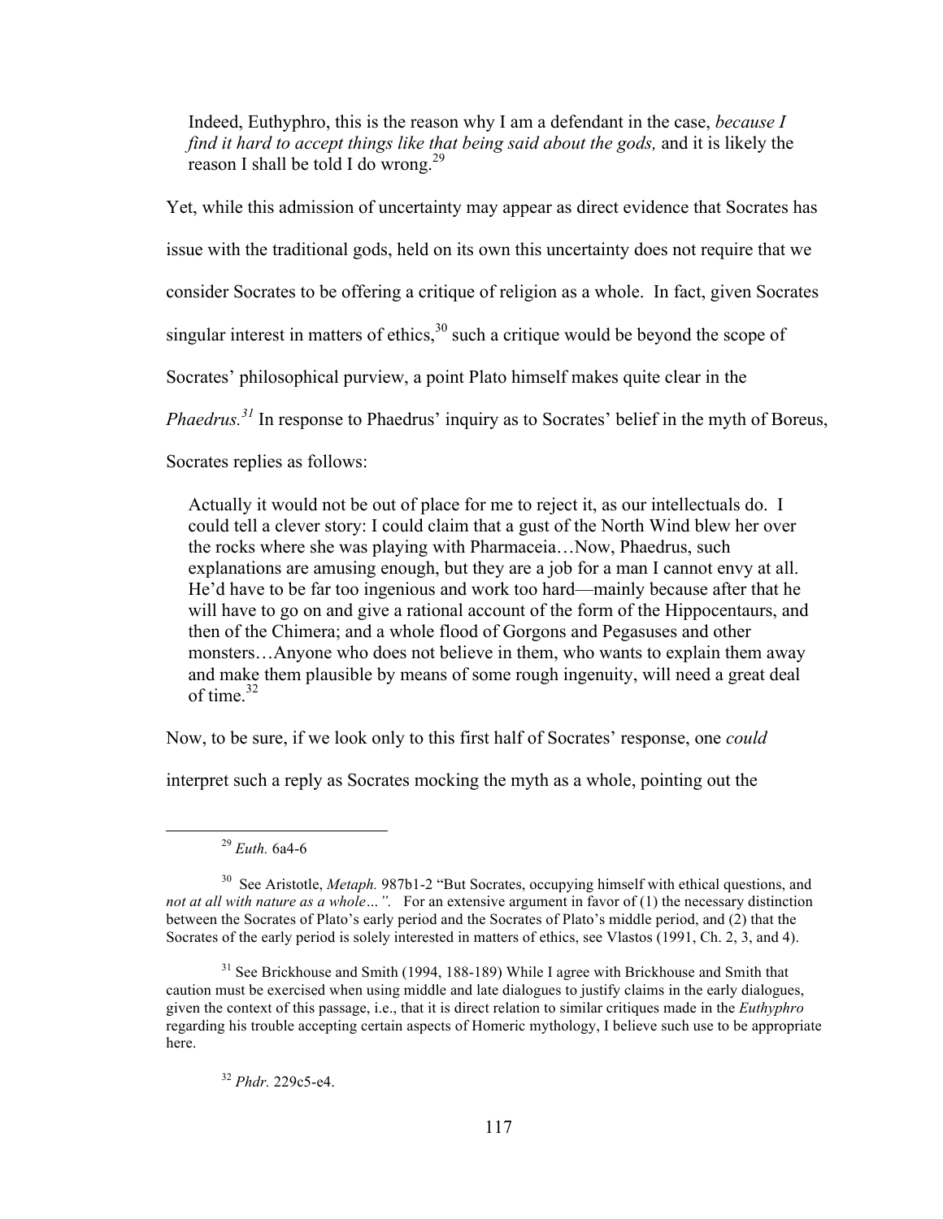> Indeed, Euthyphro, this is the reason why I am a defendant in the case, *because I find it hard to accept things like that being said about the gods,* and it is likely the reason I shall be told I do wrong.[29]

Yet, while this admission of uncertainty may appear as direct evidence that Socrates has issue with the traditional gods, held on its own this uncertainty does not require that we consider Socrates to be offering a critique of religion as a whole. In fact, given Socrates singular interest in matters of ethics,[30] such a critique would be beyond the scope of Socrates' philosophical purview, a point Plato himself makes quite clear in the *Phaedrus.*[31] In response to Phaedrus' inquiry as to Socrates' belief in the myth of Boreus, Socrates replies as follows:

> Actually it would not be out of place for me to reject it, as our intellectuals do. I could tell a clever story: I could claim that a gust of the North Wind blew her over the rocks where she was playing with Pharmaceia…Now, Phaedrus, such explanations are amusing enough, but they are a job for a man I cannot envy at all. He'd have to be far too ingenious and work too hard—mainly because after that he will have to go on and give a rational account of the form of the Hippocentaurs, and then of the Chimera; and a whole flood of Gorgons and Pegasuses and other monsters…Anyone who does not believe in them, who wants to explain them away and make them plausible by means of some rough ingenuity, will need a great deal of time.[32]

Now, to be sure, if we look only to this first half of Socrates' response, one *could* interpret such a reply as Socrates mocking the myth as a whole, pointing out the

---

[29] *Euth.* 6a4-6

[30] See Aristotle, *Metaph.* 987b1-2 "But Socrates, occupying himself with ethical questions, and *not at all with nature as a whole…".* For an extensive argument in favor of (1) the necessary distinction between the Socrates of Plato's early period and the Socrates of Plato's middle period, and (2) that the Socrates of the early period is solely interested in matters of ethics, see Vlastos (1991, Ch. 2, 3, and 4).

[31] See Brickhouse and Smith (1994, 188-189) While I agree with Brickhouse and Smith that caution must be exercised when using middle and late dialogues to justify claims in the early dialogues, given the context of this passage, i.e., that it is direct relation to similar critiques made in the *Euthyphro* regarding his trouble accepting certain aspects of Homeric mythology, I believe such use to be appropriate here.

[32] *Phdr.* 229c5-e4.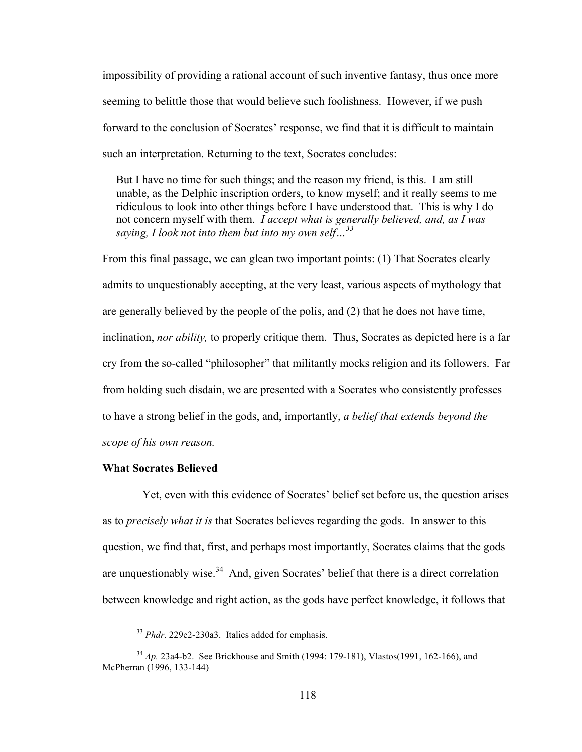impossibility of providing a rational account of such inventive fantasy, thus once more seeming to belittle those that would believe such foolishness. However, if we push forward to the conclusion of Socrates' response, we find that it is difficult to maintain such an interpretation. Returning to the text, Socrates concludes:

> But I have no time for such things; and the reason my friend, is this. I am still unable, as the Delphic inscription orders, to know myself; and it really seems to me ridiculous to look into other things before I have understood that. This is why I do not concern myself with them. *I accept what is generally believed, and, as I was saying, I look not into them but into my own self…*[33]

From this final passage, we can glean two important points: (1) That Socrates clearly admits to unquestionably accepting, at the very least, various aspects of mythology that are generally believed by the people of the polis, and (2) that he does not have time, inclination, *nor ability,* to properly critique them. Thus, Socrates as depicted here is a far cry from the so-called "philosopher" that militantly mocks religion and its followers. Far from holding such disdain, we are presented with a Socrates who consistently professes to have a strong belief in the gods, and, importantly, *a belief that extends beyond the scope of his own reason.*

**What Socrates Believed**

Yet, even with this evidence of Socrates' belief set before us, the question arises as to *precisely what it is* that Socrates believes regarding the gods. In answer to this question, we find that, first, and perhaps most importantly, Socrates claims that the gods are unquestionably wise.[34] And, given Socrates' belief that there is a direct correlation between knowledge and right action, as the gods have perfect knowledge, it follows that

---

[33] *Phdr*. 229e2-230a3. Italics added for emphasis.

[34] *Ap.* 23a4-b2. See Brickhouse and Smith (1994: 179-181), Vlastos(1991, 162-166), and McPherran (1996, 133-144)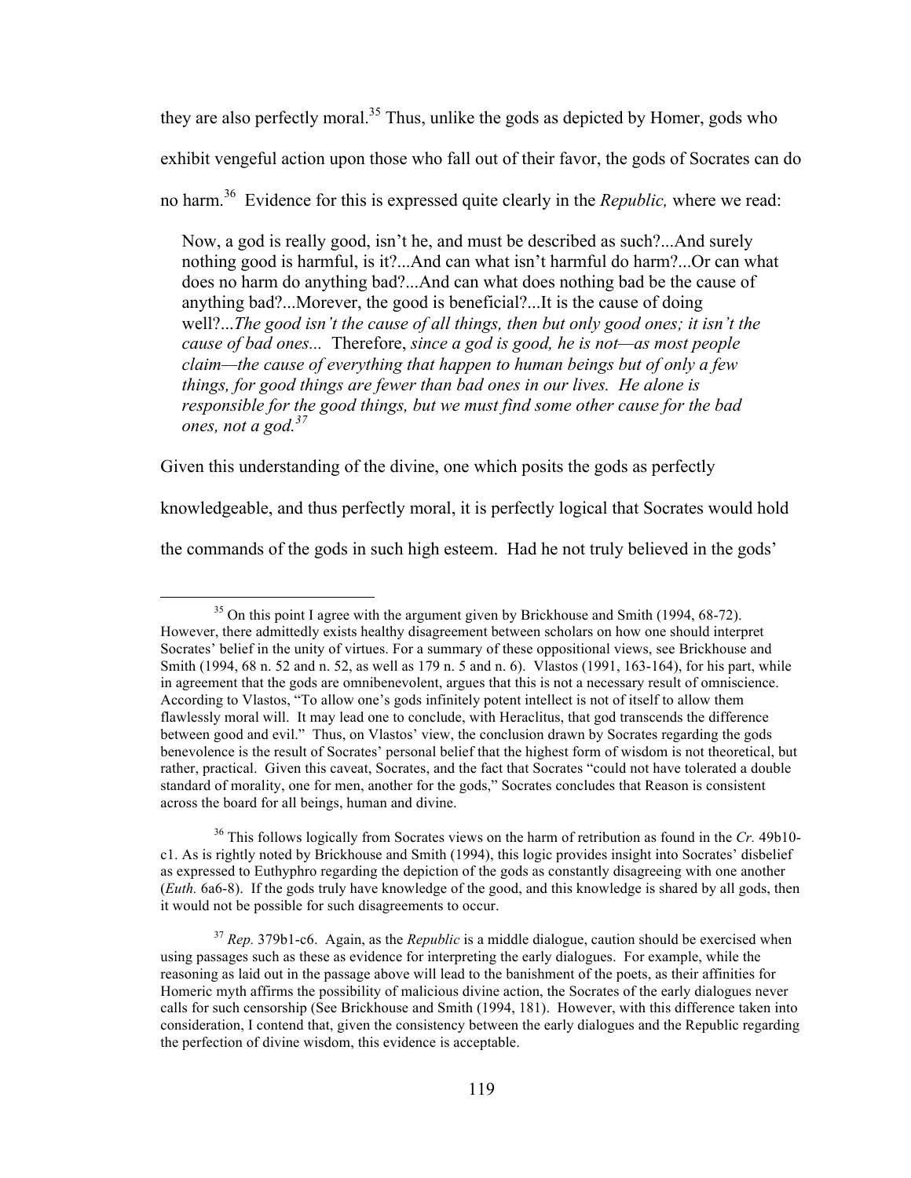they are also perfectly moral.[35] Thus, unlike the gods as depicted by Homer, gods who exhibit vengeful action upon those who fall out of their favor, the gods of Socrates can do no harm.[36] Evidence for this is expressed quite clearly in the *Republic,* where we read:

> Now, a god is really good, isn't he, and must be described as such?...And surely nothing good is harmful, is it?...And can what isn't harmful do harm?...Or can what does no harm do anything bad?...And can what does nothing bad be the cause of anything bad?...Morever, the good is beneficial?...It is the cause of doing well?...*The good isn't the cause of all things, then but only good ones; it isn't the cause of bad ones...* Therefore, *since a god is good, he is not—as most people claim—the cause of everything that happen to human beings but of only a few things, for good things are fewer than bad ones in our lives. He alone is responsible for the good things, but we must find some other cause for the bad ones, not a god.*[37]

Given this understanding of the divine, one which posits the gods as perfectly knowledgeable, and thus perfectly moral, it is perfectly logical that Socrates would hold the commands of the gods in such high esteem. Had he not truly believed in the gods'

---

[35] On this point I agree with the argument given by Brickhouse and Smith (1994, 68-72). However, there admittedly exists healthy disagreement between scholars on how one should interpret Socrates' belief in the unity of virtues. For a summary of these oppositional views, see Brickhouse and Smith (1994, 68 n. 52 and n. 52, as well as 179 n. 5 and n. 6). Vlastos (1991, 163-164), for his part, while in agreement that the gods are omnibenevolent, argues that this is not a necessary result of omniscience. According to Vlastos, "To allow one's gods infinitely potent intellect is not of itself to allow them flawlessly moral will. It may lead one to conclude, with Heraclitus, that god transcends the difference between good and evil." Thus, on Vlastos' view, the conclusion drawn by Socrates regarding the gods benevolence is the result of Socrates' personal belief that the highest form of wisdom is not theoretical, but rather, practical. Given this caveat, Socrates, and the fact that Socrates "could not have tolerated a double standard of morality, one for men, another for the gods," Socrates concludes that Reason is consistent across the board for all beings, human and divine.

[36] This follows logically from Socrates views on the harm of retribution as found in the *Cr.* 49b10-c1. As is rightly noted by Brickhouse and Smith (1994), this logic provides insight into Socrates' disbelief as expressed to Euthyphro regarding the depiction of the gods as constantly disagreeing with one another (*Euth.* 6a6-8). If the gods truly have knowledge of the good, and this knowledge is shared by all gods, then it would not be possible for such disagreements to occur.

[37] *Rep.* 379b1-c6. Again, as the *Republic* is a middle dialogue, caution should be exercised when using passages such as these as evidence for interpreting the early dialogues. For example, while the reasoning as laid out in the passage above will lead to the banishment of the poets, as their affinities for Homeric myth affirms the possibility of malicious divine action, the Socrates of the early dialogues never calls for such censorship (See Brickhouse and Smith (1994, 181). However, with this difference taken into consideration, I contend that, given the consistency between the early dialogues and the Republic regarding the perfection of divine wisdom, this evidence is acceptable.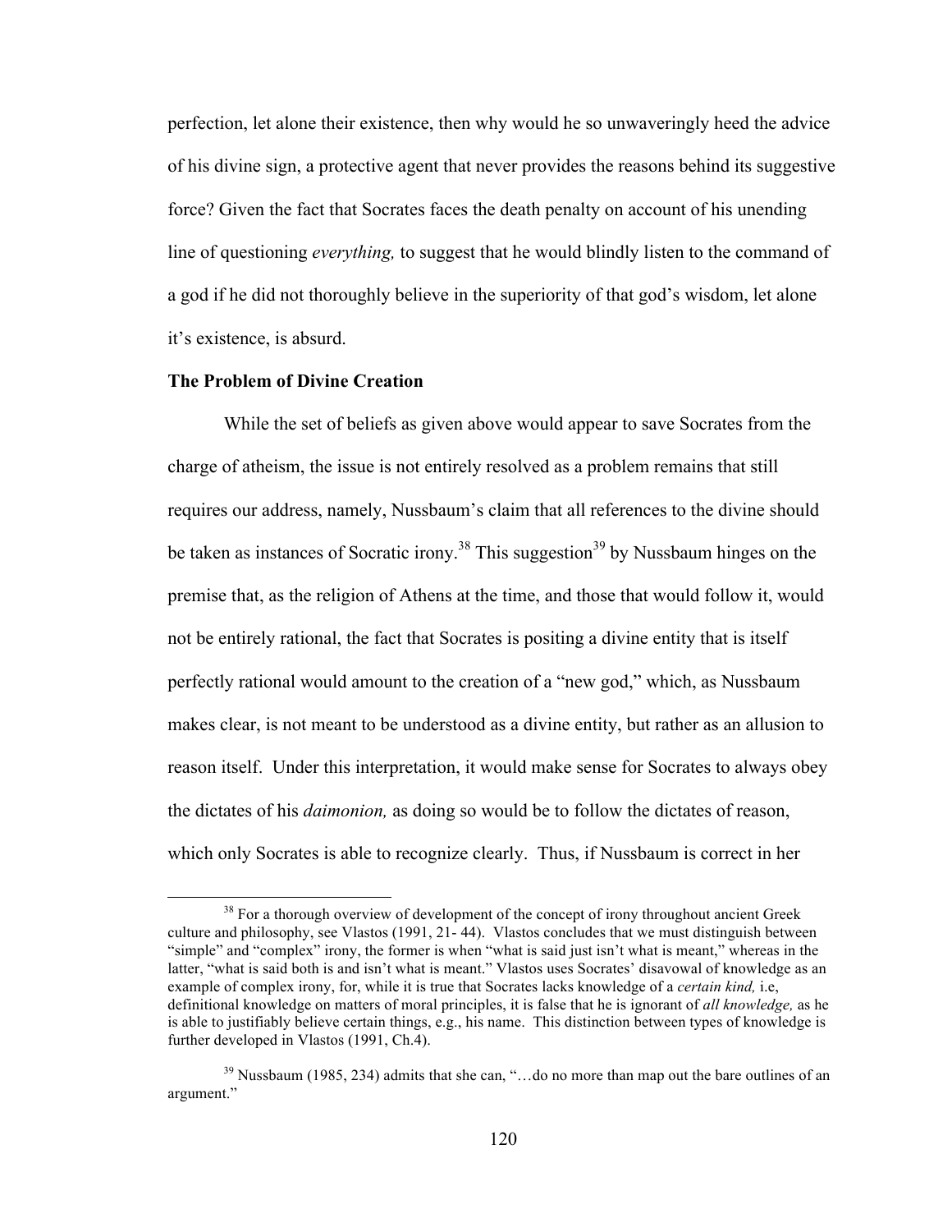perfection, let alone their existence, then why would he so unwaveringly heed the advice of his divine sign, a protective agent that never provides the reasons behind its suggestive force? Given the fact that Socrates faces the death penalty on account of his unending line of questioning *everything,* to suggest that he would blindly listen to the command of a god if he did not thoroughly believe in the superiority of that god's wisdom, let alone it's existence, is absurd.

**The Problem of Divine Creation**

While the set of beliefs as given above would appear to save Socrates from the charge of atheism, the issue is not entirely resolved as a problem remains that still requires our address, namely, Nussbaum's claim that all references to the divine should be taken as instances of Socratic irony.[38] This suggestion[39] by Nussbaum hinges on the premise that, as the religion of Athens at the time, and those that would follow it, would not be entirely rational, the fact that Socrates is positing a divine entity that is itself perfectly rational would amount to the creation of a "new god," which, as Nussbaum makes clear, is not meant to be understood as a divine entity, but rather as an allusion to reason itself. Under this interpretation, it would make sense for Socrates to always obey the dictates of his *daimonion,* as doing so would be to follow the dictates of reason, which only Socrates is able to recognize clearly. Thus, if Nussbaum is correct in her

[38] For a thorough overview of development of the concept of irony throughout ancient Greek culture and philosophy, see Vlastos (1991, 21- 44). Vlastos concludes that we must distinguish between "simple" and "complex" irony, the former is when "what is said just isn't what is meant," whereas in the latter, "what is said both is and isn't what is meant." Vlastos uses Socrates' disavowal of knowledge as an example of complex irony, for, while it is true that Socrates lacks knowledge of a *certain kind,* i.e, definitional knowledge on matters of moral principles, it is false that he is ignorant of *all knowledge,* as he is able to justifiably believe certain things, e.g., his name. This distinction between types of knowledge is further developed in Vlastos (1991, Ch.4).

[39] Nussbaum (1985, 234) admits that she can, "…do no more than map out the bare outlines of an argument."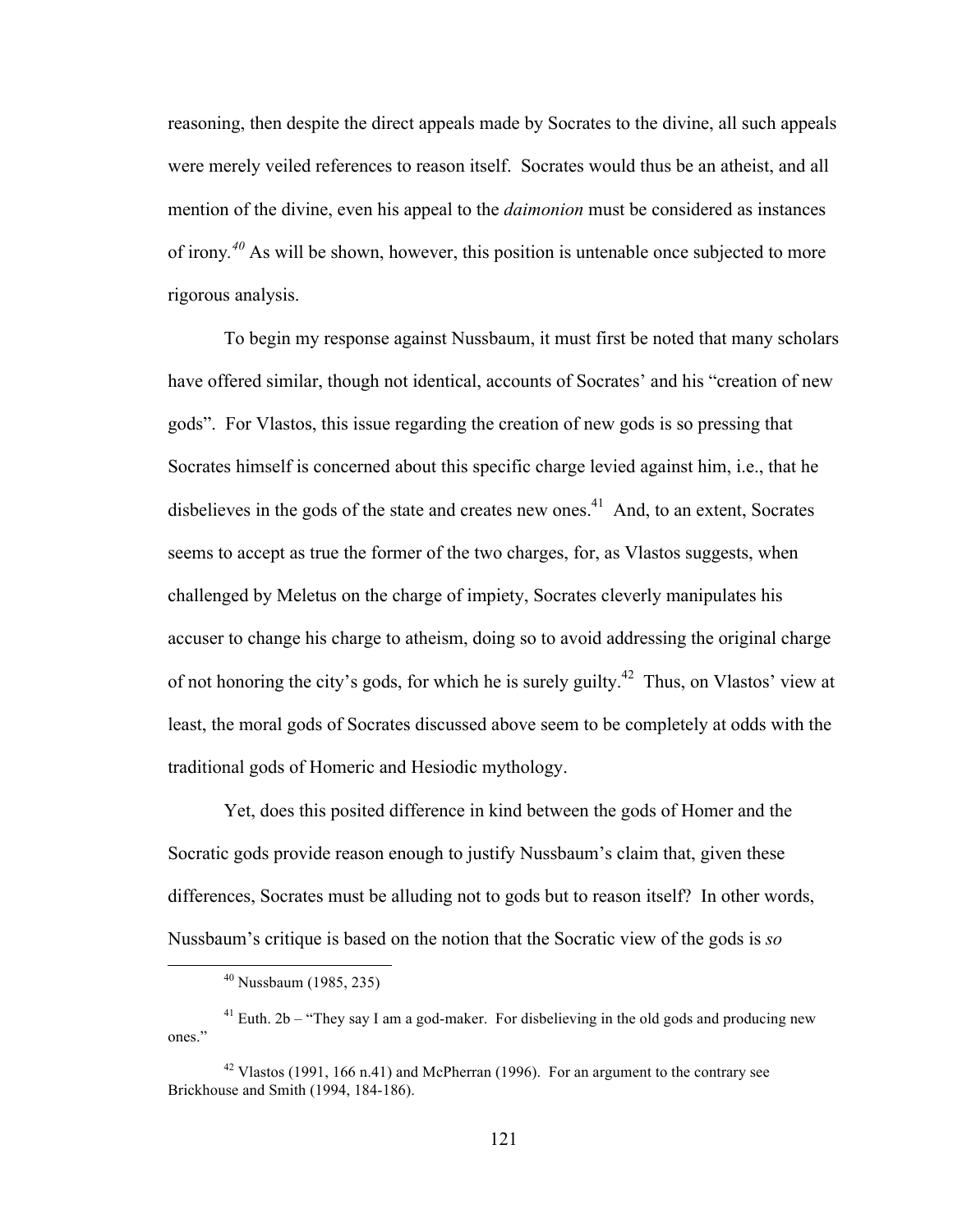reasoning, then despite the direct appeals made by Socrates to the divine, all such appeals were merely veiled references to reason itself. Socrates would thus be an atheist, and all mention of the divine, even his appeal to the *daimonion* must be considered as instances of irony.[40] As will be shown, however, this position is untenable once subjected to more rigorous analysis.

To begin my response against Nussbaum, it must first be noted that many scholars have offered similar, though not identical, accounts of Socrates' and his "creation of new gods". For Vlastos, this issue regarding the creation of new gods is so pressing that Socrates himself is concerned about this specific charge levied against him, i.e., that he disbelieves in the gods of the state and creates new ones.[41] And, to an extent, Socrates seems to accept as true the former of the two charges, for, as Vlastos suggests, when challenged by Meletus on the charge of impiety, Socrates cleverly manipulates his accuser to change his charge to atheism, doing so to avoid addressing the original charge of not honoring the city's gods, for which he is surely guilty.[42] Thus, on Vlastos' view at least, the moral gods of Socrates discussed above seem to be completely at odds with the traditional gods of Homeric and Hesiodic mythology.

Yet, does this posited difference in kind between the gods of Homer and the Socratic gods provide reason enough to justify Nussbaum's claim that, given these differences, Socrates must be alluding not to gods but to reason itself? In other words, Nussbaum's critique is based on the notion that the Socratic view of the gods is *so*

---

[40] Nussbaum (1985, 235)

[41] Euth. 2b – "They say I am a god-maker. For disbelieving in the old gods and producing new ones."

[42] Vlastos (1991, 166 n.41) and McPherran (1996). For an argument to the contrary see Brickhouse and Smith (1994, 184-186).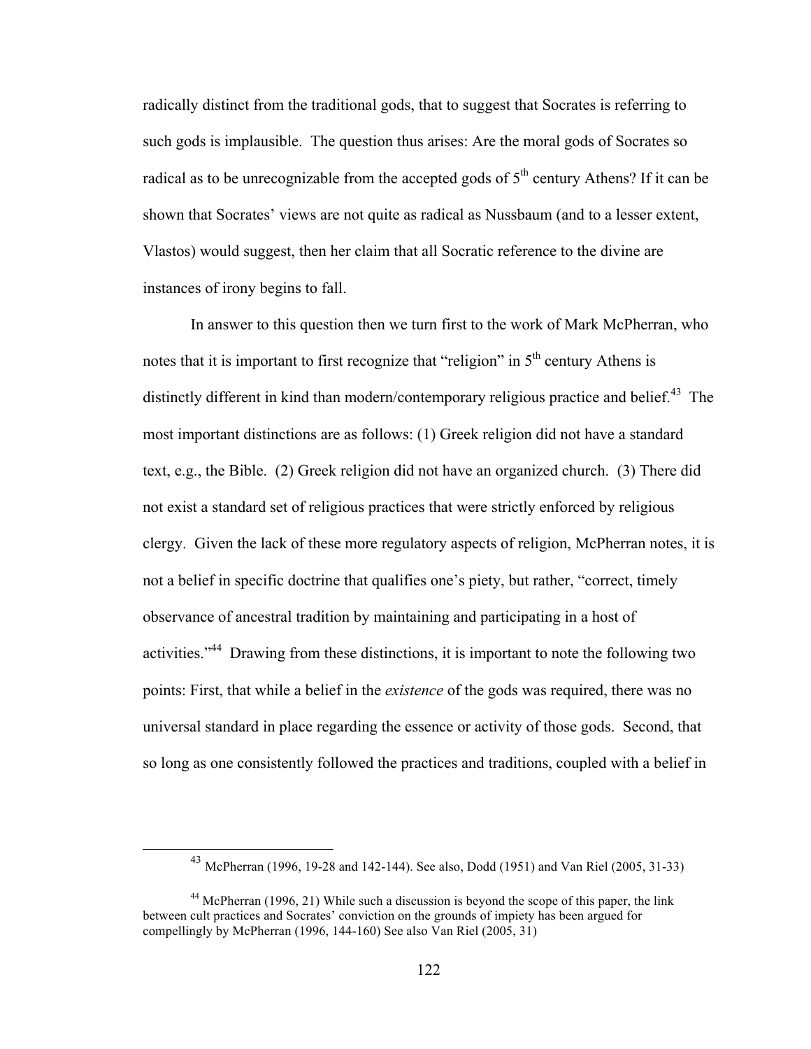radically distinct from the traditional gods, that to suggest that Socrates is referring to such gods is implausible. The question thus arises: Are the moral gods of Socrates so radical as to be unrecognizable from the accepted gods of 5th century Athens? If it can be shown that Socrates' views are not quite as radical as Nussbaum (and to a lesser extent, Vlastos) would suggest, then her claim that all Socratic reference to the divine are instances of irony begins to fall.

In answer to this question then we turn first to the work of Mark McPherran, who notes that it is important to first recognize that "religion" in 5th century Athens is distinctly different in kind than modern/contemporary religious practice and belief.[43] The most important distinctions are as follows: (1) Greek religion did not have a standard text, e.g., the Bible. (2) Greek religion did not have an organized church. (3) There did not exist a standard set of religious practices that were strictly enforced by religious clergy. Given the lack of these more regulatory aspects of religion, McPherran notes, it is not a belief in specific doctrine that qualifies one's piety, but rather, "correct, timely observance of ancestral tradition by maintaining and participating in a host of activities."[44] Drawing from these distinctions, it is important to note the following two points: First, that while a belief in the *existence* of the gods was required, there was no universal standard in place regarding the essence or activity of those gods. Second, that so long as one consistently followed the practices and traditions, coupled with a belief in

---

[43] McPherran (1996, 19-28 and 142-144). See also, Dodd (1951) and Van Riel (2005, 31-33)

[44] McPherran (1996, 21) While such a discussion is beyond the scope of this paper, the link between cult practices and Socrates' conviction on the grounds of impiety has been argued for compellingly by McPherran (1996, 144-160) See also Van Riel (2005, 31)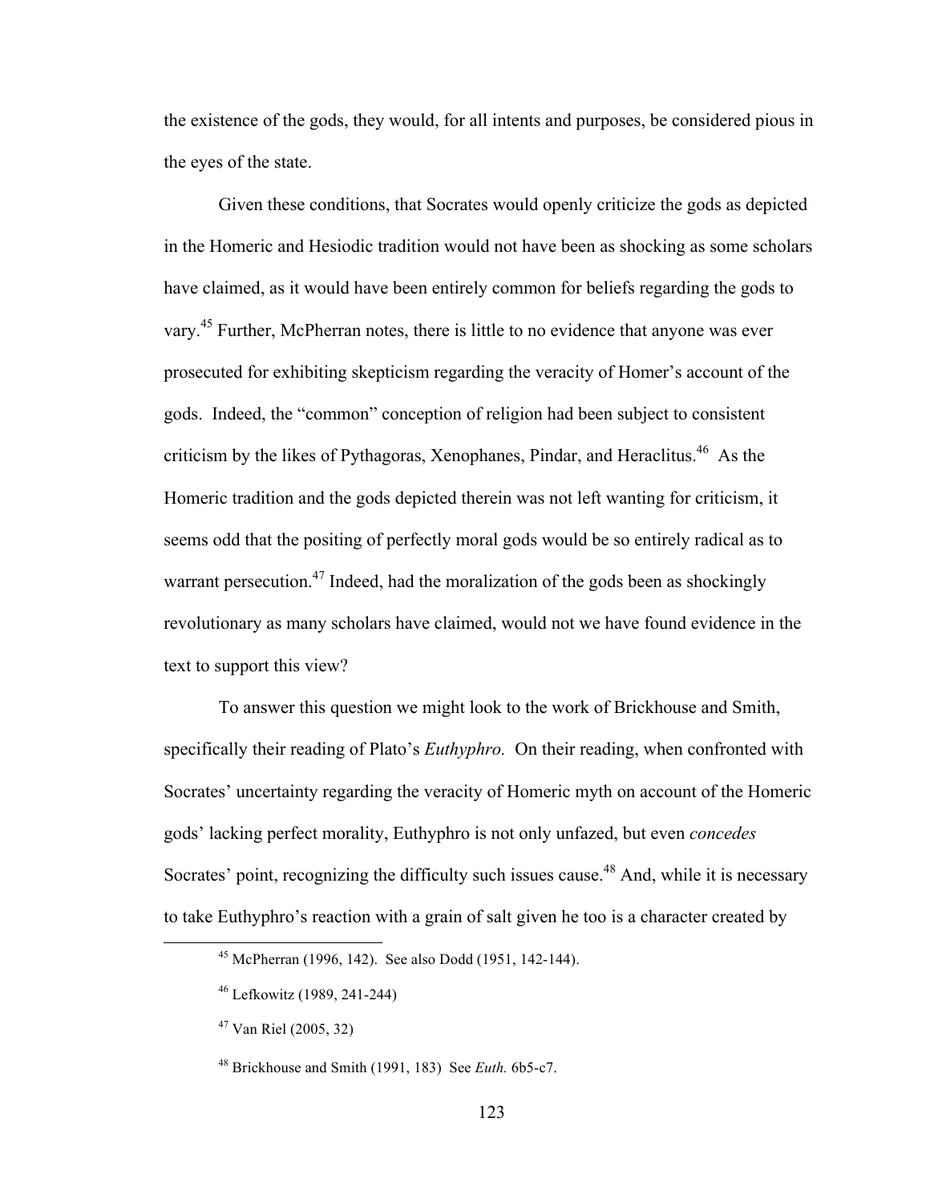the existence of the gods, they would, for all intents and purposes, be considered pious in the eyes of the state.

Given these conditions, that Socrates would openly criticize the gods as depicted in the Homeric and Hesiodic tradition would not have been as shocking as some scholars have claimed, as it would have been entirely common for beliefs regarding the gods to vary.[45] Further, McPherran notes, there is little to no evidence that anyone was ever prosecuted for exhibiting skepticism regarding the veracity of Homer's account of the gods. Indeed, the "common" conception of religion had been subject to consistent criticism by the likes of Pythagoras, Xenophanes, Pindar, and Heraclitus.[46] As the Homeric tradition and the gods depicted therein was not left wanting for criticism, it seems odd that the positing of perfectly moral gods would be so entirely radical as to warrant persecution.[47] Indeed, had the moralization of the gods been as shockingly revolutionary as many scholars have claimed, would not we have found evidence in the text to support this view?

To answer this question we might look to the work of Brickhouse and Smith, specifically their reading of Plato's *Euthyphro.* On their reading, when confronted with Socrates' uncertainty regarding the veracity of Homeric myth on account of the Homeric gods' lacking perfect morality, Euthyphro is not only unfazed, but even *concedes* Socrates' point, recognizing the difficulty such issues cause.[48] And, while it is necessary to take Euthyphro's reaction with a grain of salt given he too is a character created by

---

[45] McPherran (1996, 142). See also Dodd (1951, 142-144).

[46] Lefkowitz (1989, 241-244)

[47] Van Riel (2005, 32)

[48] Brickhouse and Smith (1991, 183) See *Euth.* 6b5-c7.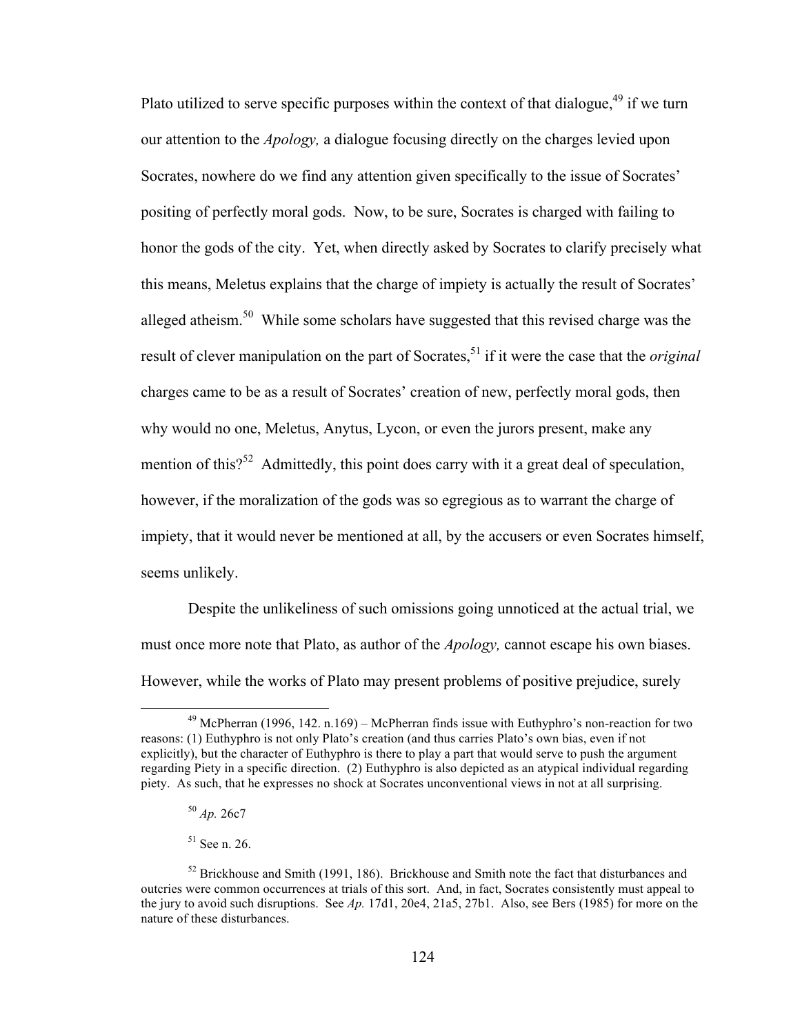Plato utilized to serve specific purposes within the context of that dialogue,[49] if we turn our attention to the *Apology,* a dialogue focusing directly on the charges levied upon Socrates, nowhere do we find any attention given specifically to the issue of Socrates' positing of perfectly moral gods. Now, to be sure, Socrates is charged with failing to honor the gods of the city. Yet, when directly asked by Socrates to clarify precisely what this means, Meletus explains that the charge of impiety is actually the result of Socrates' alleged atheism.[50] While some scholars have suggested that this revised charge was the result of clever manipulation on the part of Socrates,[51] if it were the case that the *original* charges came to be as a result of Socrates' creation of new, perfectly moral gods, then why would no one, Meletus, Anytus, Lycon, or even the jurors present, make any mention of this?[52] Admittedly, this point does carry with it a great deal of speculation, however, if the moralization of the gods was so egregious as to warrant the charge of impiety, that it would never be mentioned at all, by the accusers or even Socrates himself, seems unlikely.

Despite the unlikeliness of such omissions going unnoticed at the actual trial, we must once more note that Plato, as author of the *Apology,* cannot escape his own biases. However, while the works of Plato may present problems of positive prejudice, surely

---

[49] McPherran (1996, 142. n.169) – McPherran finds issue with Euthyphro's non-reaction for two reasons: (1) Euthyphro is not only Plato's creation (and thus carries Plato's own bias, even if not explicitly), but the character of Euthyphro is there to play a part that would serve to push the argument regarding Piety in a specific direction. (2) Euthyphro is also depicted as an atypical individual regarding piety. As such, that he expresses no shock at Socrates unconventional views in not at all surprising.

[50] *Ap.* 26c7

[51] See n. 26.

[52] Brickhouse and Smith (1991, 186). Brickhouse and Smith note the fact that disturbances and outcries were common occurrences at trials of this sort. And, in fact, Socrates consistently must appeal to the jury to avoid such disruptions. See *Ap.* 17d1, 20e4, 21a5, 27b1. Also, see Bers (1985) for more on the nature of these disturbances.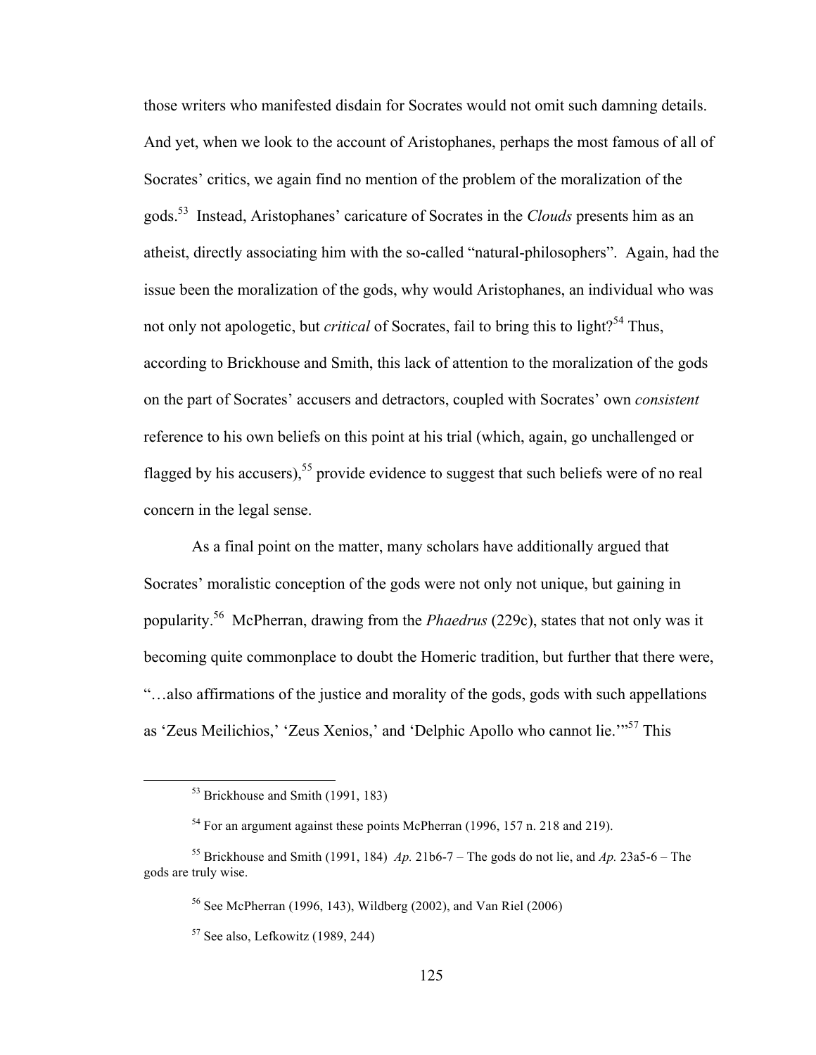those writers who manifested disdain for Socrates would not omit such damning details. And yet, when we look to the account of Aristophanes, perhaps the most famous of all of Socrates' critics, we again find no mention of the problem of the moralization of the gods.[53] Instead, Aristophanes' caricature of Socrates in the *Clouds* presents him as an atheist, directly associating him with the so-called "natural-philosophers". Again, had the issue been the moralization of the gods, why would Aristophanes, an individual who was not only not apologetic, but *critical* of Socrates, fail to bring this to light?[54] Thus, according to Brickhouse and Smith, this lack of attention to the moralization of the gods on the part of Socrates' accusers and detractors, coupled with Socrates' own *consistent* reference to his own beliefs on this point at his trial (which, again, go unchallenged or flagged by his accusers),[55] provide evidence to suggest that such beliefs were of no real concern in the legal sense.

As a final point on the matter, many scholars have additionally argued that Socrates' moralistic conception of the gods were not only not unique, but gaining in popularity.[56] McPherran, drawing from the *Phaedrus* (229c), states that not only was it becoming quite commonplace to doubt the Homeric tradition, but further that there were, "…also affirmations of the justice and morality of the gods, gods with such appellations as 'Zeus Meilichios,' 'Zeus Xenios,' and 'Delphic Apollo who cannot lie.'"[57] This

---

[53] Brickhouse and Smith (1991, 183)

[54] For an argument against these points McPherran (1996, 157 n. 218 and 219).

[55] Brickhouse and Smith (1991, 184) *Ap.* 21b6-7 – The gods do not lie, and *Ap.* 23a5-6 – The gods are truly wise.

[56] See McPherran (1996, 143), Wildberg (2002), and Van Riel (2006)

[57] See also, Lefkowitz (1989, 244)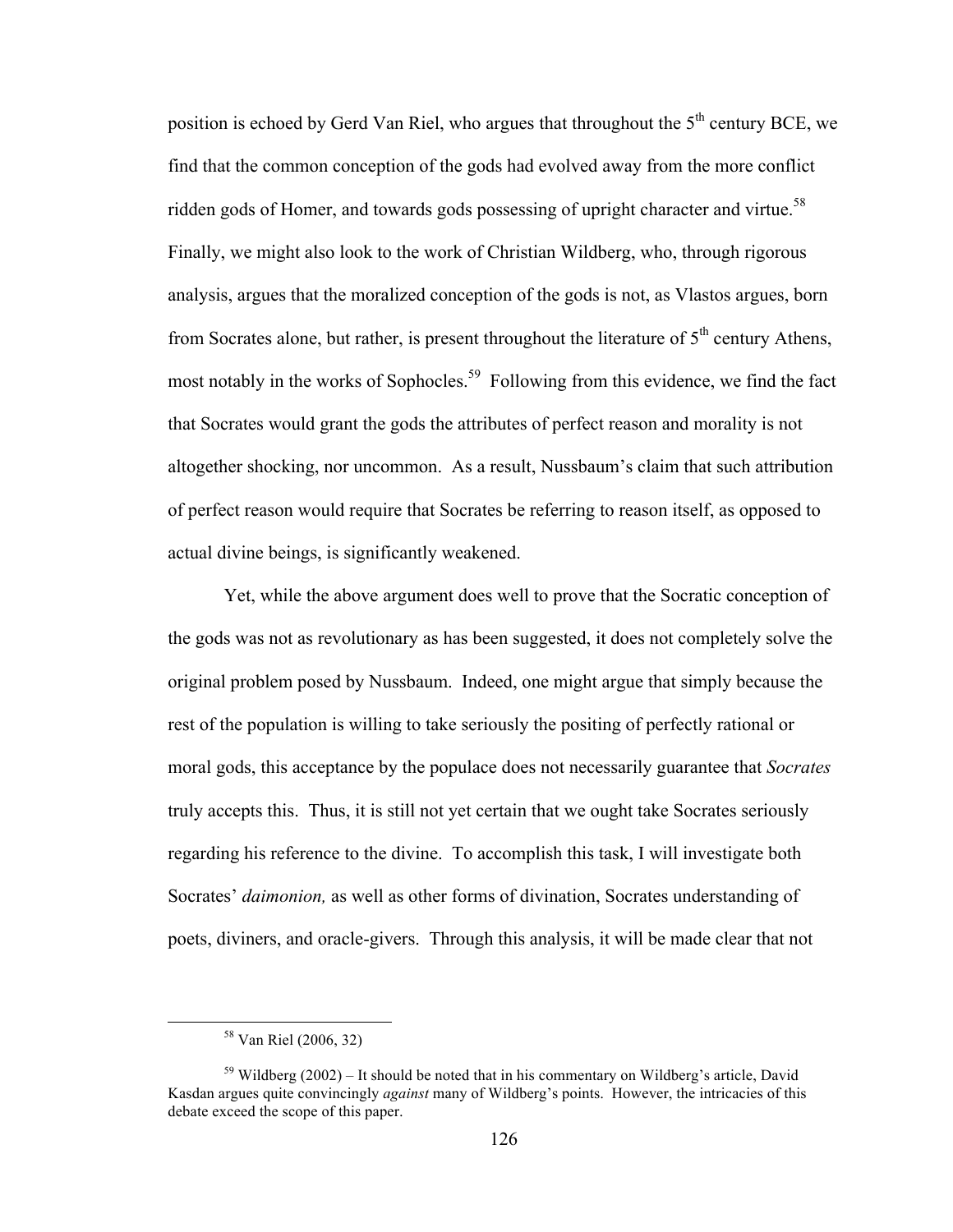position is echoed by Gerd Van Riel, who argues that throughout the 5th century BCE, we find that the common conception of the gods had evolved away from the more conflict ridden gods of Homer, and towards gods possessing of upright character and virtue.[58] Finally, we might also look to the work of Christian Wildberg, who, through rigorous analysis, argues that the moralized conception of the gods is not, as Vlastos argues, born from Socrates alone, but rather, is present throughout the literature of 5th century Athens, most notably in the works of Sophocles.[59] Following from this evidence, we find the fact that Socrates would grant the gods the attributes of perfect reason and morality is not altogether shocking, nor uncommon. As a result, Nussbaum's claim that such attribution of perfect reason would require that Socrates be referring to reason itself, as opposed to actual divine beings, is significantly weakened.

Yet, while the above argument does well to prove that the Socratic conception of the gods was not as revolutionary as has been suggested, it does not completely solve the original problem posed by Nussbaum. Indeed, one might argue that simply because the rest of the population is willing to take seriously the positing of perfectly rational or moral gods, this acceptance by the populace does not necessarily guarantee that *Socrates* truly accepts this. Thus, it is still not yet certain that we ought take Socrates seriously regarding his reference to the divine. To accomplish this task, I will investigate both Socrates' *daimonion,* as well as other forms of divination, Socrates understanding of poets, diviners, and oracle-givers. Through this analysis, it will be made clear that not

---

[58] Van Riel (2006, 32)

[59] Wildberg (2002) – It should be noted that in his commentary on Wildberg's article, David Kasdan argues quite convincingly *against* many of Wildberg's points. However, the intricacies of this debate exceed the scope of this paper.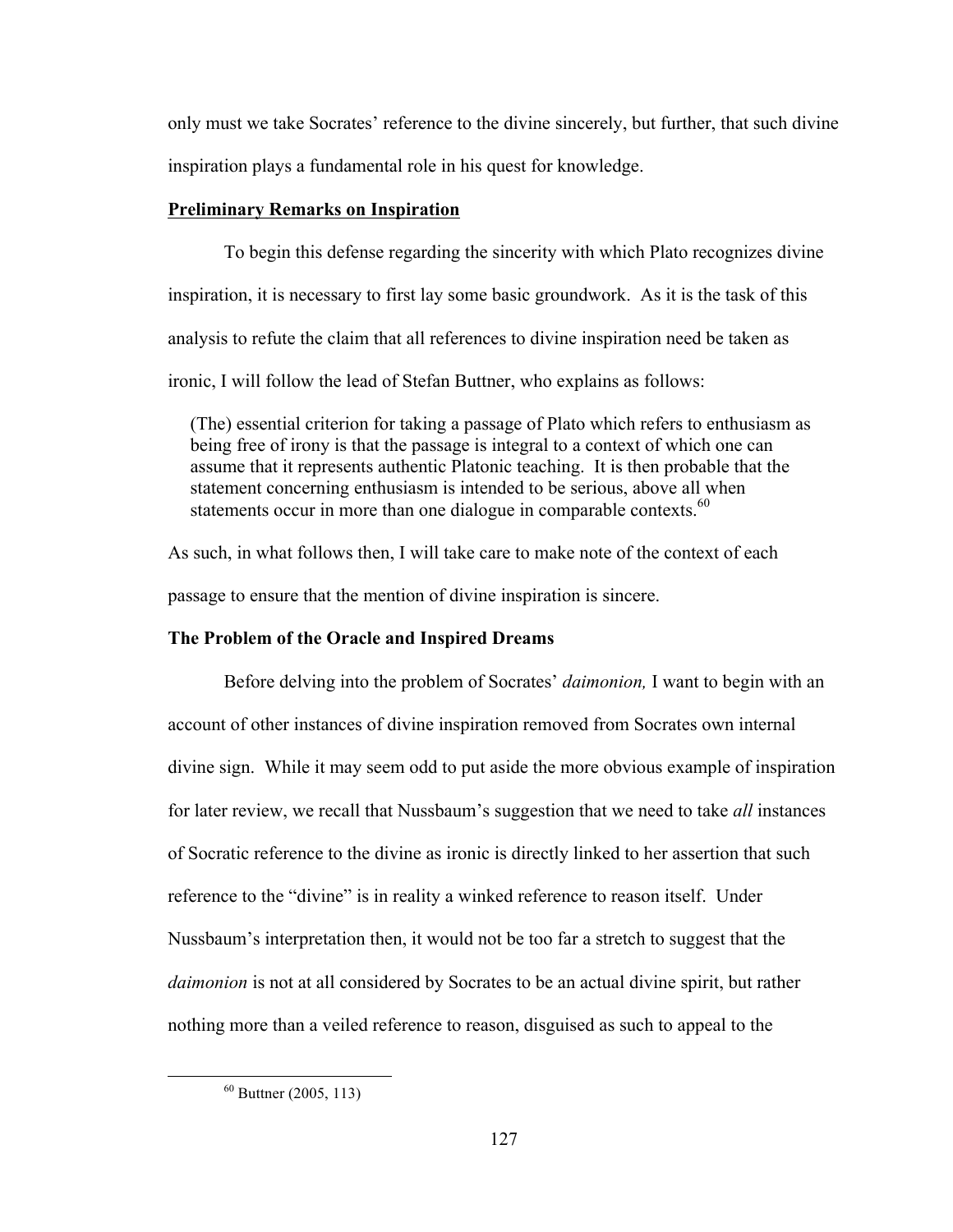only must we take Socrates' reference to the divine sincerely, but further, that such divine inspiration plays a fundamental role in his quest for knowledge.

**Preliminary Remarks on Inspiration**

To begin this defense regarding the sincerity with which Plato recognizes divine inspiration, it is necessary to first lay some basic groundwork. As it is the task of this analysis to refute the claim that all references to divine inspiration need be taken as ironic, I will follow the lead of Stefan Buttner, who explains as follows:

> (The) essential criterion for taking a passage of Plato which refers to enthusiasm as being free of irony is that the passage is integral to a context of which one can assume that it represents authentic Platonic teaching. It is then probable that the statement concerning enthusiasm is intended to be serious, above all when statements occur in more than one dialogue in comparable contexts.[60]

As such, in what follows then, I will take care to make note of the context of each passage to ensure that the mention of divine inspiration is sincere.

**The Problem of the Oracle and Inspired Dreams**

Before delving into the problem of Socrates' *daimonion,* I want to begin with an account of other instances of divine inspiration removed from Socrates own internal divine sign. While it may seem odd to put aside the more obvious example of inspiration for later review, we recall that Nussbaum's suggestion that we need to take *all* instances of Socratic reference to the divine as ironic is directly linked to her assertion that such reference to the "divine" is in reality a winked reference to reason itself. Under Nussbaum's interpretation then, it would not be too far a stretch to suggest that the *daimonion* is not at all considered by Socrates to be an actual divine spirit, but rather nothing more than a veiled reference to reason, disguised as such to appeal to the

[60] Buttner (2005, 113)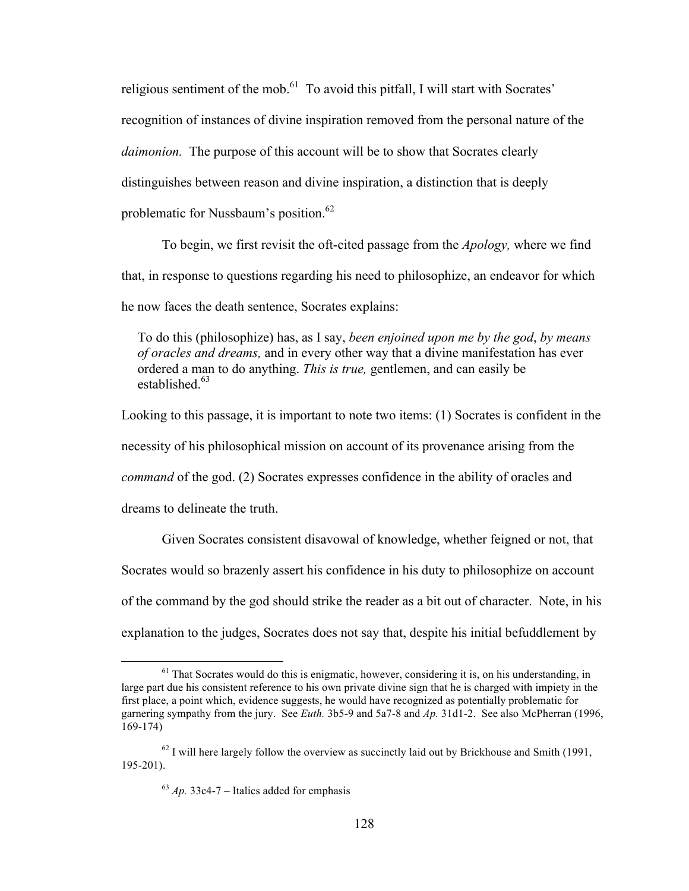religious sentiment of the mob.[61] To avoid this pitfall, I will start with Socrates' recognition of instances of divine inspiration removed from the personal nature of the *daimonion.* The purpose of this account will be to show that Socrates clearly distinguishes between reason and divine inspiration, a distinction that is deeply problematic for Nussbaum's position.[62]

To begin, we first revisit the oft-cited passage from the *Apology,* where we find that, in response to questions regarding his need to philosophize, an endeavor for which he now faces the death sentence, Socrates explains:

> To do this (philosophize) has, as I say, *been enjoined upon me by the god*, *by means of oracles and dreams,* and in every other way that a divine manifestation has ever ordered a man to do anything. *This is true,* gentlemen, and can easily be established.[63]

Looking to this passage, it is important to note two items: (1) Socrates is confident in the necessity of his philosophical mission on account of its provenance arising from the *command* of the god. (2) Socrates expresses confidence in the ability of oracles and dreams to delineate the truth.

Given Socrates consistent disavowal of knowledge, whether feigned or not, that Socrates would so brazenly assert his confidence in his duty to philosophize on account of the command by the god should strike the reader as a bit out of character. Note, in his explanation to the judges, Socrates does not say that, despite his initial befuddlement by

---

[61] That Socrates would do this is enigmatic, however, considering it is, on his understanding, in large part due his consistent reference to his own private divine sign that he is charged with impiety in the first place, a point which, evidence suggests, he would have recognized as potentially problematic for garnering sympathy from the jury. See *Euth.* 3b5-9 and 5a7-8 and *Ap.* 31d1-2. See also McPherran (1996, 169-174)

[62] I will here largely follow the overview as succinctly laid out by Brickhouse and Smith (1991, 195-201).

[63] *Ap.* 33c4-7 – Italics added for emphasis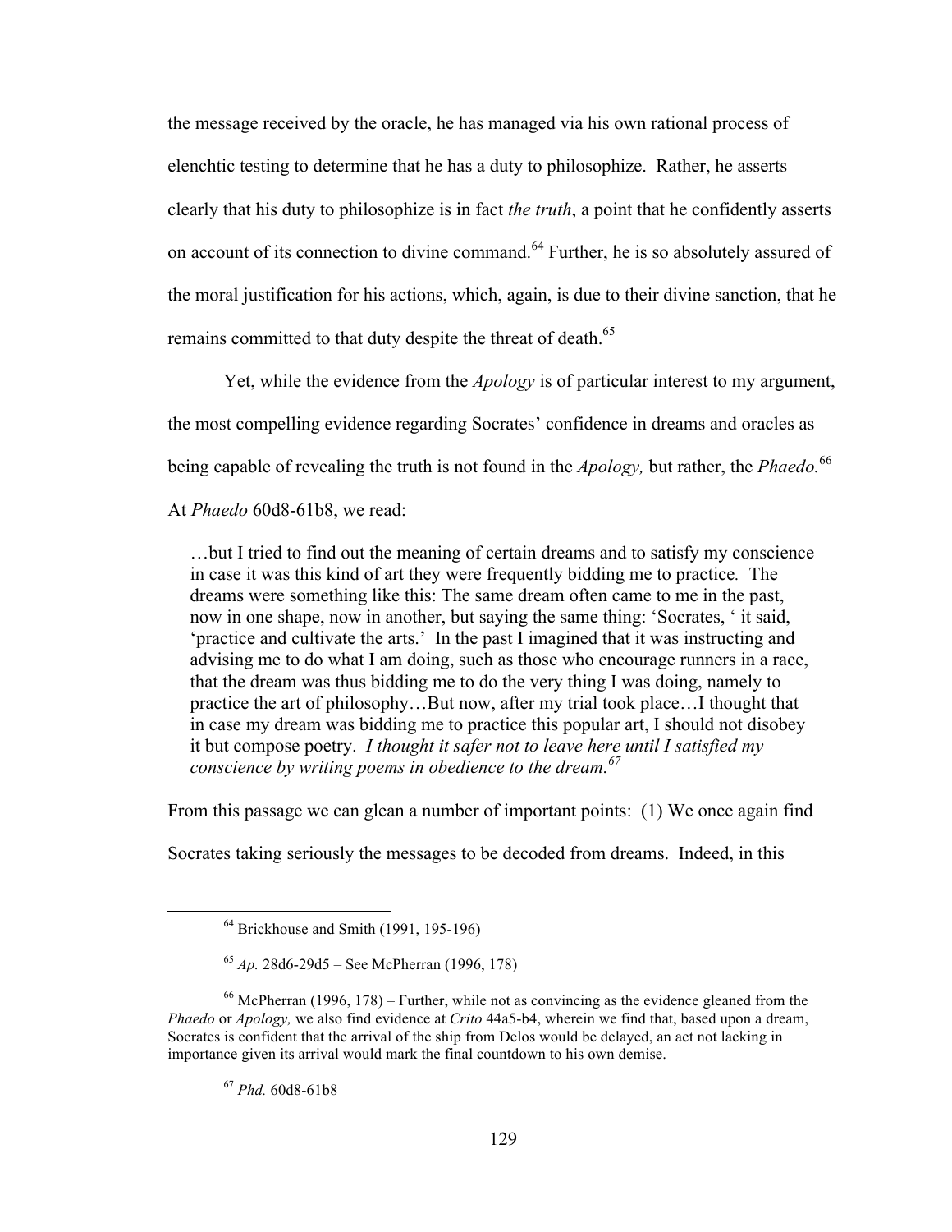the message received by the oracle, he has managed via his own rational process of elenchtic testing to determine that he has a duty to philosophize. Rather, he asserts clearly that his duty to philosophize is in fact *the truth*, a point that he confidently asserts on account of its connection to divine command.[64] Further, he is so absolutely assured of the moral justification for his actions, which, again, is due to their divine sanction, that he remains committed to that duty despite the threat of death.[65]

Yet, while the evidence from the *Apology* is of particular interest to my argument, the most compelling evidence regarding Socrates' confidence in dreams and oracles as being capable of revealing the truth is not found in the *Apology,* but rather, the *Phaedo.*[66] At *Phaedo* 60d8-61b8, we read:

> …but I tried to find out the meaning of certain dreams and to satisfy my conscience in case it was this kind of art they were frequently bidding me to practice. The dreams were something like this: The same dream often came to me in the past, now in one shape, now in another, but saying the same thing: 'Socrates, ' it said, 'practice and cultivate the arts.' In the past I imagined that it was instructing and advising me to do what I am doing, such as those who encourage runners in a race, that the dream was thus bidding me to do the very thing I was doing, namely to practice the art of philosophy…But now, after my trial took place…I thought that in case my dream was bidding me to practice this popular art, I should not disobey it but compose poetry. *I thought it safer not to leave here until I satisfied my conscience by writing poems in obedience to the dream.*[67]

From this passage we can glean a number of important points: (1) We once again find Socrates taking seriously the messages to be decoded from dreams. Indeed, in this

---

[64] Brickhouse and Smith (1991, 195-196)

[65] *Ap.* 28d6-29d5 – See McPherran (1996, 178)

[66] McPherran (1996, 178) – Further, while not as convincing as the evidence gleaned from the *Phaedo* or *Apology,* we also find evidence at *Crito* 44a5-b4, wherein we find that, based upon a dream, Socrates is confident that the arrival of the ship from Delos would be delayed, an act not lacking in importance given its arrival would mark the final countdown to his own demise.

[67] *Phd.* 60d8-61b8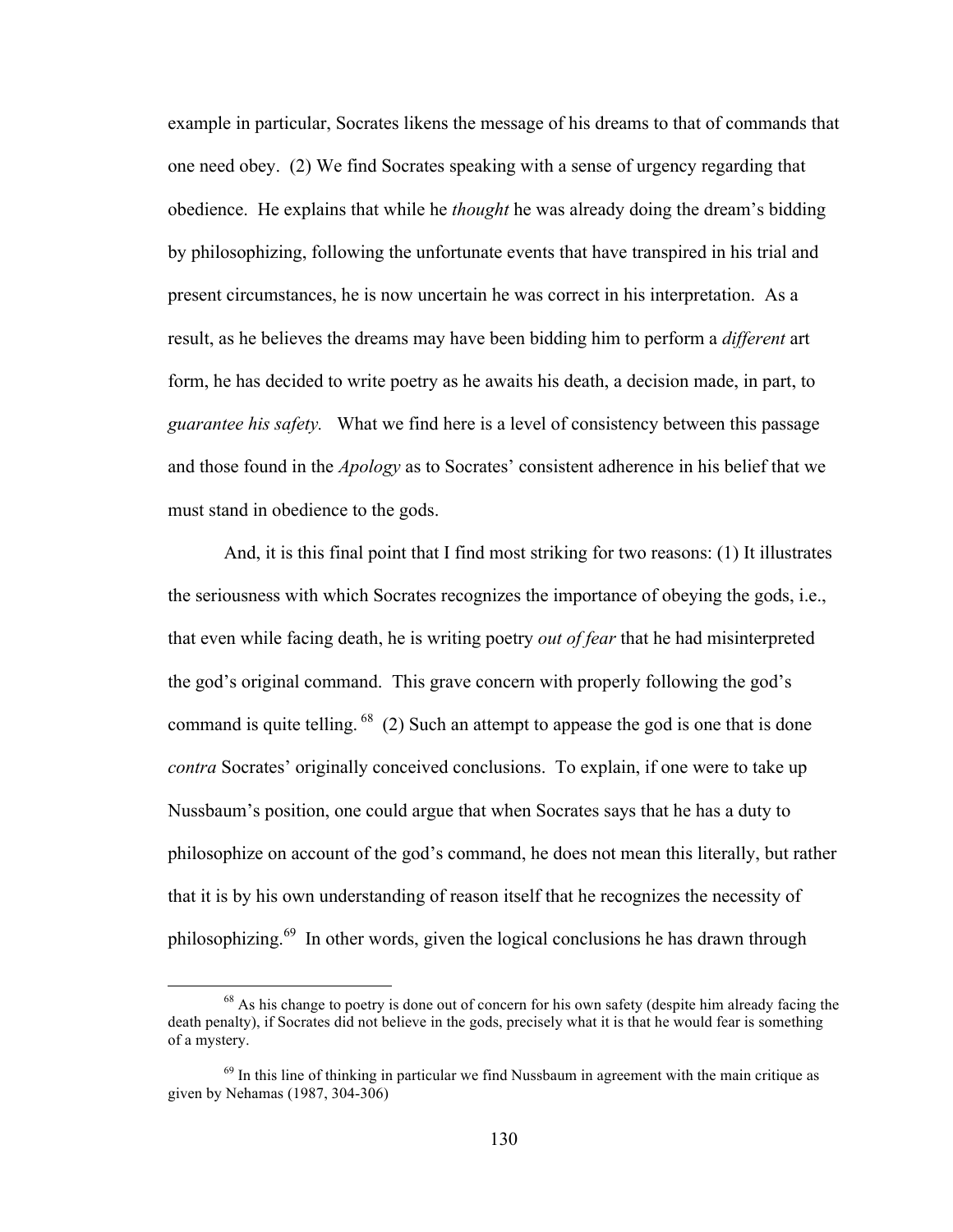example in particular, Socrates likens the message of his dreams to that of commands that one need obey. (2) We find Socrates speaking with a sense of urgency regarding that obedience. He explains that while he *thought* he was already doing the dream's bidding by philosophizing, following the unfortunate events that have transpired in his trial and present circumstances, he is now uncertain he was correct in his interpretation. As a result, as he believes the dreams may have been bidding him to perform a *different* art form, he has decided to write poetry as he awaits his death, a decision made, in part, to *guarantee his safety.* What we find here is a level of consistency between this passage and those found in the *Apology* as to Socrates' consistent adherence in his belief that we must stand in obedience to the gods.

And, it is this final point that I find most striking for two reasons: (1) It illustrates the seriousness with which Socrates recognizes the importance of obeying the gods, i.e., that even while facing death, he is writing poetry *out of fear* that he had misinterpreted the god's original command. This grave concern with properly following the god's command is quite telling.[68] (2) Such an attempt to appease the god is one that is done *contra* Socrates' originally conceived conclusions. To explain, if one were to take up Nussbaum's position, one could argue that when Socrates says that he has a duty to philosophize on account of the god's command, he does not mean this literally, but rather that it is by his own understanding of reason itself that he recognizes the necessity of philosophizing.[69] In other words, given the logical conclusions he has drawn through

[68] As his change to poetry is done out of concern for his own safety (despite him already facing the death penalty), if Socrates did not believe in the gods, precisely what it is that he would fear is something of a mystery.

[69] In this line of thinking in particular we find Nussbaum in agreement with the main critique as given by Nehamas (1987, 304-306)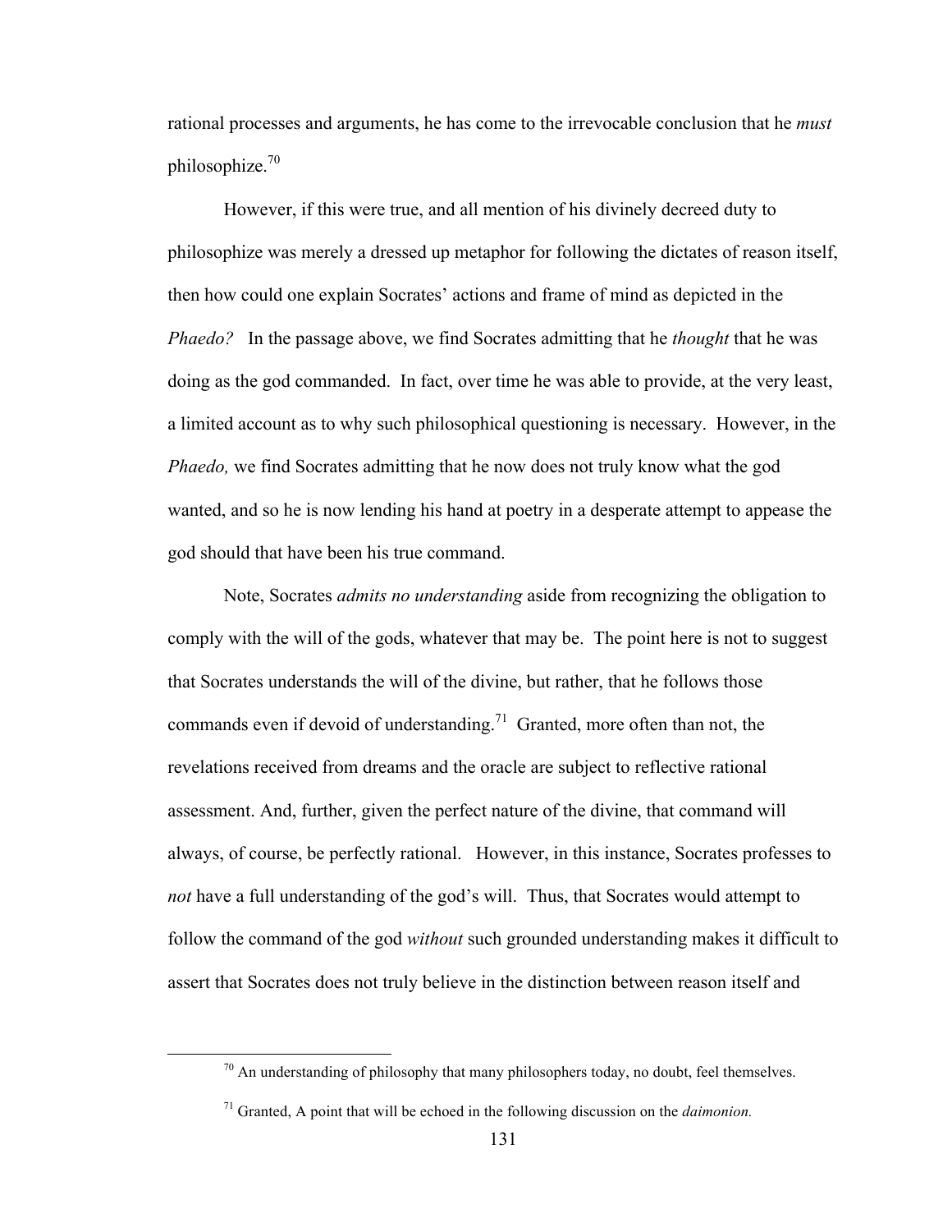rational processes and arguments, he has come to the irrevocable conclusion that he *must* philosophize.[70]

However, if this were true, and all mention of his divinely decreed duty to philosophize was merely a dressed up metaphor for following the dictates of reason itself, then how could one explain Socrates' actions and frame of mind as depicted in the *Phaedo?* In the passage above, we find Socrates admitting that he *thought* that he was doing as the god commanded. In fact, over time he was able to provide, at the very least, a limited account as to why such philosophical questioning is necessary. However, in the *Phaedo,* we find Socrates admitting that he now does not truly know what the god wanted, and so he is now lending his hand at poetry in a desperate attempt to appease the god should that have been his true command.

Note, Socrates *admits no understanding* aside from recognizing the obligation to comply with the will of the gods, whatever that may be. The point here is not to suggest that Socrates understands the will of the divine, but rather, that he follows those commands even if devoid of understanding.[71] Granted, more often than not, the revelations received from dreams and the oracle are subject to reflective rational assessment. And, further, given the perfect nature of the divine, that command will always, of course, be perfectly rational. However, in this instance, Socrates professes to *not* have a full understanding of the god's will. Thus, that Socrates would attempt to follow the command of the god *without* such grounded understanding makes it difficult to assert that Socrates does not truly believe in the distinction between reason itself and

[70] An understanding of philosophy that many philosophers today, no doubt, feel themselves.

[71] Granted, A point that will be echoed in the following discussion on the *daimonion.*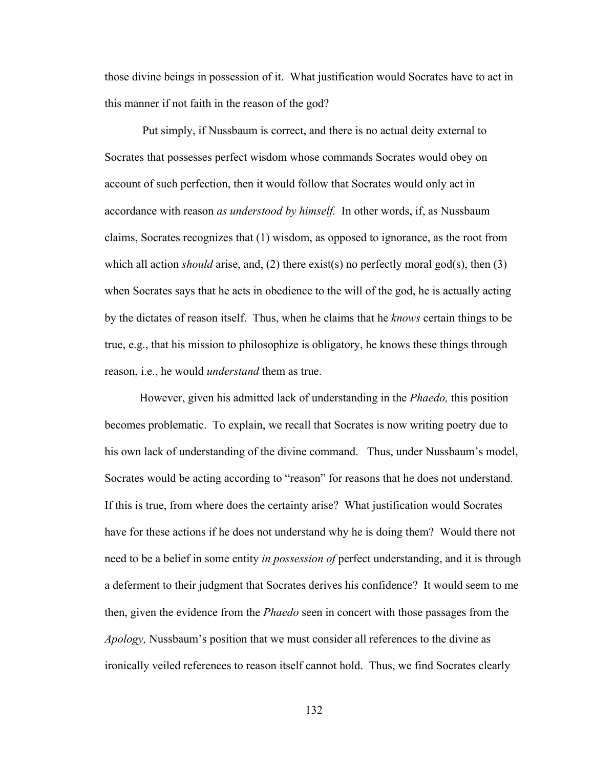those divine beings in possession of it. What justification would Socrates have to act in this manner if not faith in the reason of the god?

Put simply, if Nussbaum is correct, and there is no actual deity external to Socrates that possesses perfect wisdom whose commands Socrates would obey on account of such perfection, then it would follow that Socrates would only act in accordance with reason *as understood by himself.* In other words, if, as Nussbaum claims, Socrates recognizes that (1) wisdom, as opposed to ignorance, as the root from which all action *should* arise, and, (2) there exist(s) no perfectly moral god(s), then (3) when Socrates says that he acts in obedience to the will of the god, he is actually acting by the dictates of reason itself. Thus, when he claims that he *knows* certain things to be true, e.g., that his mission to philosophize is obligatory, he knows these things through reason, i.e., he would *understand* them as true.

However, given his admitted lack of understanding in the *Phaedo,* this position becomes problematic. To explain, we recall that Socrates is now writing poetry due to his own lack of understanding of the divine command. Thus, under Nussbaum's model, Socrates would be acting according to "reason" for reasons that he does not understand. If this is true, from where does the certainty arise? What justification would Socrates have for these actions if he does not understand why he is doing them? Would there not need to be a belief in some entity *in possession of* perfect understanding, and it is through a deferment to their judgment that Socrates derives his confidence? It would seem to me then, given the evidence from the *Phaedo* seen in concert with those passages from the *Apology,* Nussbaum's position that we must consider all references to the divine as ironically veiled references to reason itself cannot hold. Thus, we find Socrates clearly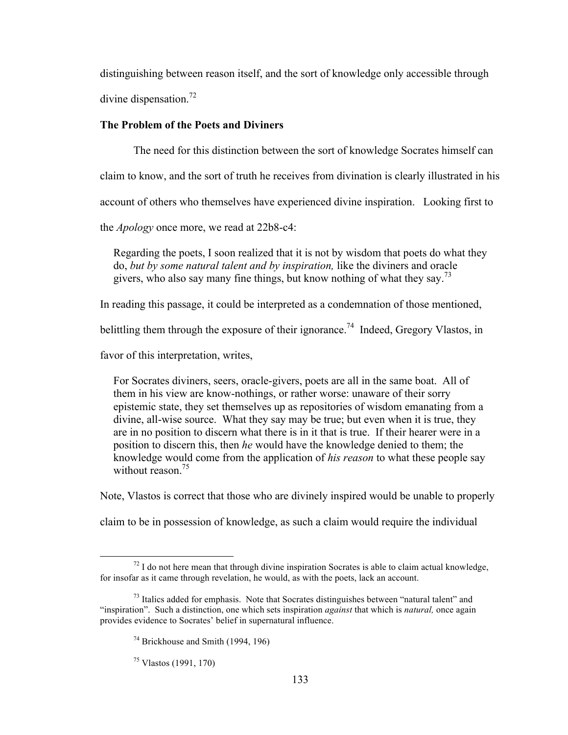distinguishing between reason itself, and the sort of knowledge only accessible through divine dispensation.[72]

**The Problem of the Poets and Diviners**

The need for this distinction between the sort of knowledge Socrates himself can claim to know, and the sort of truth he receives from divination is clearly illustrated in his account of others who themselves have experienced divine inspiration. Looking first to the *Apology* once more, we read at 22b8-c4:

> Regarding the poets, I soon realized that it is not by wisdom that poets do what they do, *but by some natural talent and by inspiration,* like the diviners and oracle givers, who also say many fine things, but know nothing of what they say.[73]

In reading this passage, it could be interpreted as a condemnation of those mentioned, belittling them through the exposure of their ignorance.[74] Indeed, Gregory Vlastos, in favor of this interpretation, writes,

> For Socrates diviners, seers, oracle-givers, poets are all in the same boat. All of them in his view are know-nothings, or rather worse: unaware of their sorry epistemic state, they set themselves up as repositories of wisdom emanating from a divine, all-wise source. What they say may be true; but even when it is true, they are in no position to discern what there is in it that is true. If their hearer were in a position to discern this, then *he* would have the knowledge denied to them; the knowledge would come from the application of *his reason* to what these people say without reason.[75]

Note, Vlastos is correct that those who are divinely inspired would be unable to properly claim to be in possession of knowledge, as such a claim would require the individual

---

[72] I do not here mean that through divine inspiration Socrates is able to claim actual knowledge, for insofar as it came through revelation, he would, as with the poets, lack an account.

[73] Italics added for emphasis. Note that Socrates distinguishes between "natural talent" and "inspiration". Such a distinction, one which sets inspiration *against* that which is *natural,* once again provides evidence to Socrates' belief in supernatural influence.

[74] Brickhouse and Smith (1994, 196)

[75] Vlastos (1991, 170)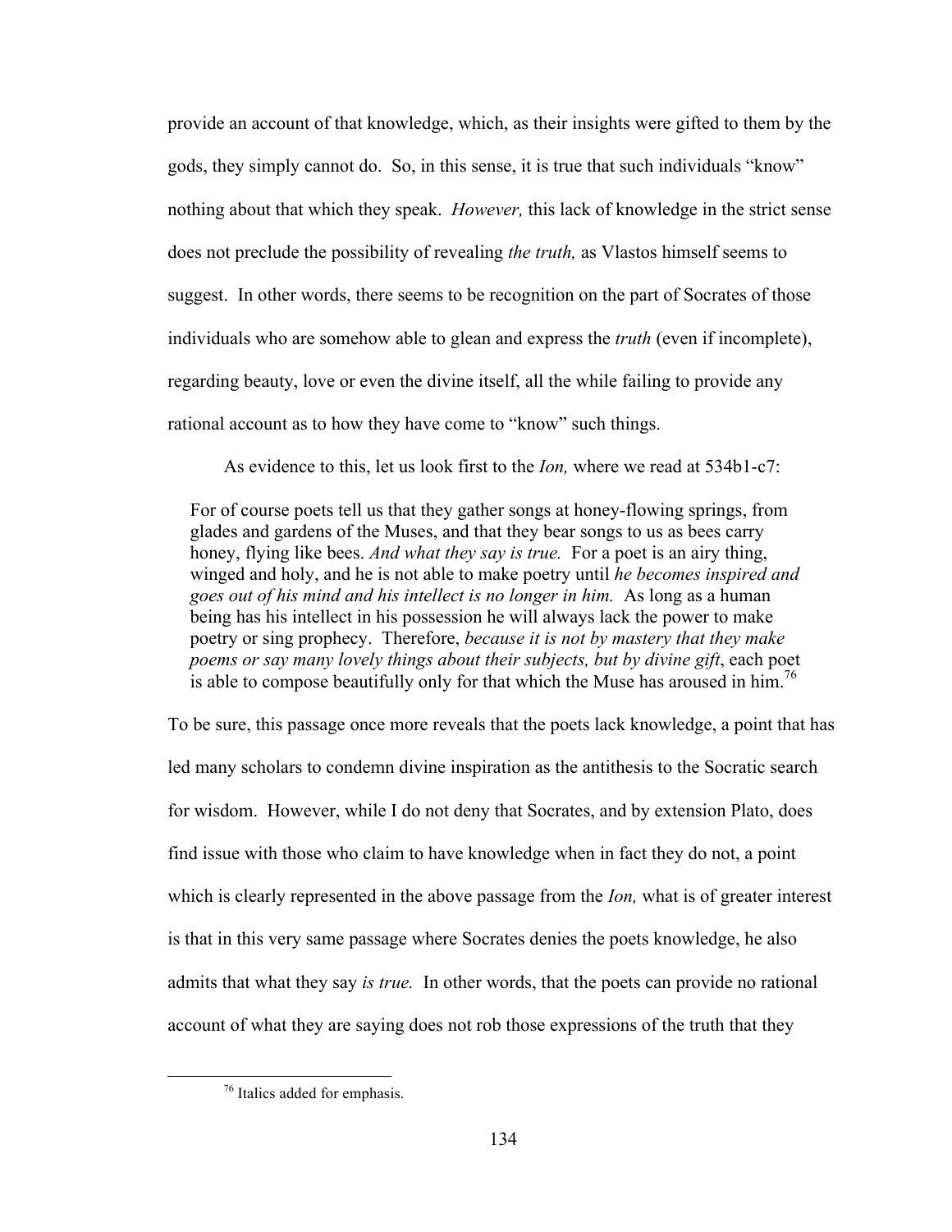provide an account of that knowledge, which, as their insights were gifted to them by the gods, they simply cannot do. So, in this sense, it is true that such individuals "know" nothing about that which they speak. *However,* this lack of knowledge in the strict sense does not preclude the possibility of revealing *the truth,* as Vlastos himself seems to suggest. In other words, there seems to be recognition on the part of Socrates of those individuals who are somehow able to glean and express the *truth* (even if incomplete), regarding beauty, love or even the divine itself, all the while failing to provide any rational account as to how they have come to "know" such things.

As evidence to this, let us look first to the *Ion,* where we read at 534b1-c7:

> For of course poets tell us that they gather songs at honey-flowing springs, from glades and gardens of the Muses, and that they bear songs to us as bees carry honey, flying like bees. *And what they say is true.* For a poet is an airy thing, winged and holy, and he is not able to make poetry until *he becomes inspired and goes out of his mind and his intellect is no longer in him.* As long as a human being has his intellect in his possession he will always lack the power to make poetry or sing prophecy. Therefore, *because it is not by mastery that they make poems or say many lovely things about their subjects, but by divine gift*, each poet is able to compose beautifully only for that which the Muse has aroused in him.[76]

To be sure, this passage once more reveals that the poets lack knowledge, a point that has led many scholars to condemn divine inspiration as the antithesis to the Socratic search for wisdom. However, while I do not deny that Socrates, and by extension Plato, does find issue with those who claim to have knowledge when in fact they do not, a point which is clearly represented in the above passage from the *Ion,* what is of greater interest is that in this very same passage where Socrates denies the poets knowledge, he also admits that what they say *is true.* In other words, that the poets can provide no rational account of what they are saying does not rob those expressions of the truth that they

[76] Italics added for emphasis.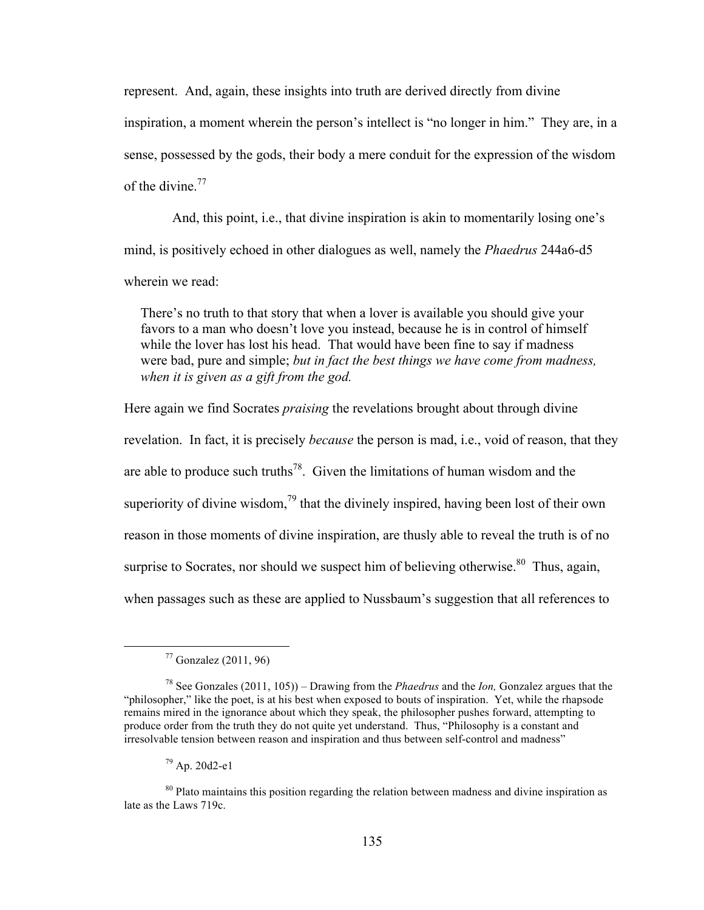represent. And, again, these insights into truth are derived directly from divine inspiration, a moment wherein the person's intellect is "no longer in him." They are, in a sense, possessed by the gods, their body a mere conduit for the expression of the wisdom of the divine.[77]

And, this point, i.e., that divine inspiration is akin to momentarily losing one's mind, is positively echoed in other dialogues as well, namely the *Phaedrus* 244a6-d5 wherein we read:

> There's no truth to that story that when a lover is available you should give your favors to a man who doesn't love you instead, because he is in control of himself while the lover has lost his head. That would have been fine to say if madness were bad, pure and simple; *but in fact the best things we have come from madness, when it is given as a gift from the god.*

Here again we find Socrates *praising* the revelations brought about through divine revelation. In fact, it is precisely *because* the person is mad, i.e., void of reason, that they are able to produce such truths[78]. Given the limitations of human wisdom and the superiority of divine wisdom,[79] that the divinely inspired, having been lost of their own reason in those moments of divine inspiration, are thusly able to reveal the truth is of no surprise to Socrates, nor should we suspect him of believing otherwise.[80] Thus, again, when passages such as these are applied to Nussbaum's suggestion that all references to

---

[77] Gonzalez (2011, 96)

[78] See Gonzales (2011, 105)) – Drawing from the *Phaedrus* and the *Ion,* Gonzalez argues that the "philosopher," like the poet, is at his best when exposed to bouts of inspiration. Yet, while the rhapsode remains mired in the ignorance about which they speak, the philosopher pushes forward, attempting to produce order from the truth they do not quite yet understand. Thus, "Philosophy is a constant and irresolvable tension between reason and inspiration and thus between self-control and madness"

[79] Ap. 20d2-e1

[80] Plato maintains this position regarding the relation between madness and divine inspiration as late as the Laws 719c.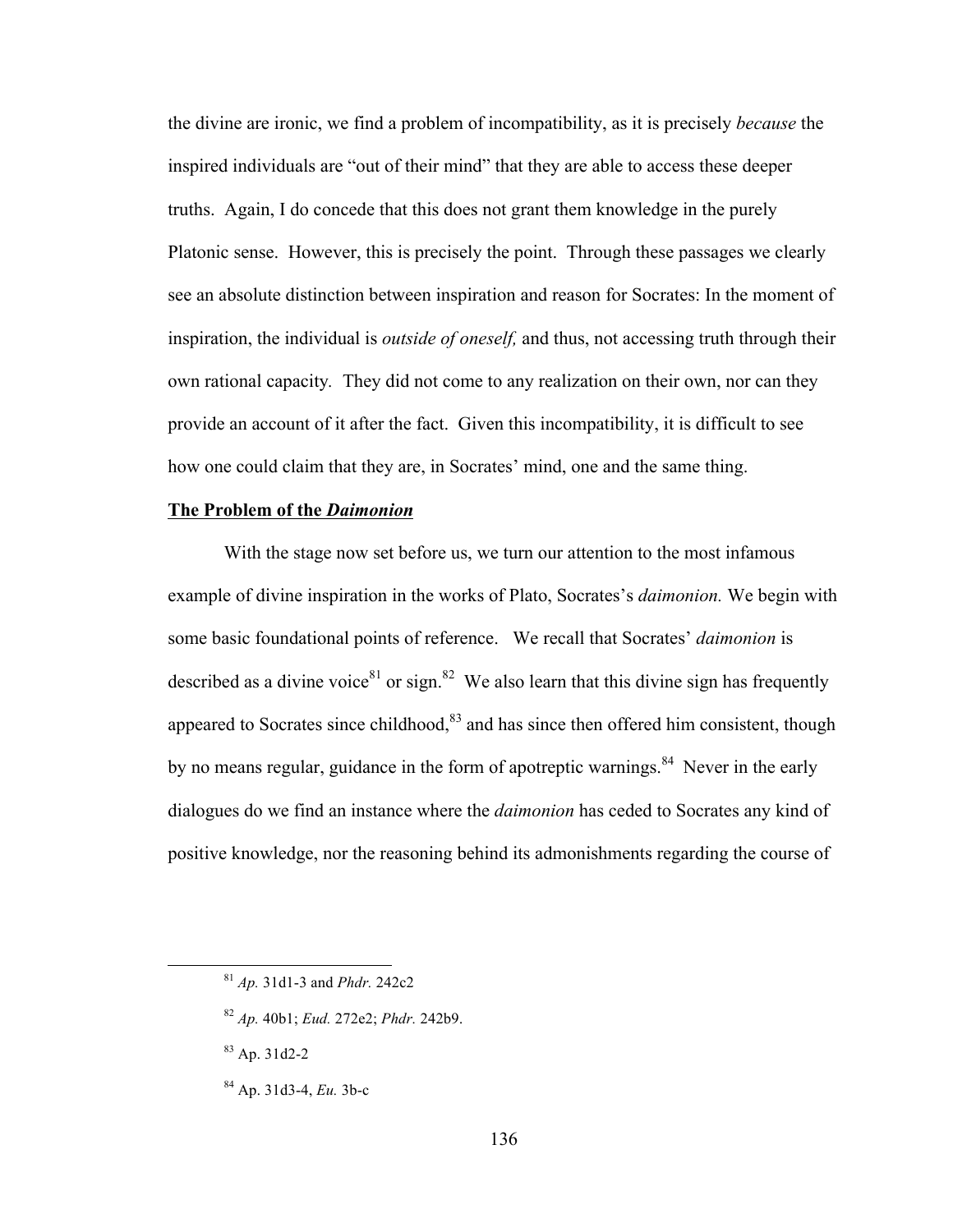the divine are ironic, we find a problem of incompatibility, as it is precisely *because* the inspired individuals are "out of their mind" that they are able to access these deeper truths. Again, I do concede that this does not grant them knowledge in the purely Platonic sense. However, this is precisely the point. Through these passages we clearly see an absolute distinction between inspiration and reason for Socrates: In the moment of inspiration, the individual is *outside of oneself,* and thus, not accessing truth through their own rational capacity. They did not come to any realization on their own, nor can they provide an account of it after the fact. Given this incompatibility, it is difficult to see how one could claim that they are, in Socrates' mind, one and the same thing.

**<u>The Problem of the *Daimonion*</u>**

With the stage now set before us, we turn our attention to the most infamous example of divine inspiration in the works of Plato, Socrates's *daimonion.* We begin with some basic foundational points of reference. We recall that Socrates' *daimonion* is described as a divine voice[81] or sign.[82] We also learn that this divine sign has frequently appeared to Socrates since childhood,[83] and has since then offered him consistent, though by no means regular, guidance in the form of apotreptic warnings.[84] Never in the early dialogues do we find an instance where the *daimonion* has ceded to Socrates any kind of positive knowledge, nor the reasoning behind its admonishments regarding the course of

[81] *Ap.* 31d1-3 and *Phdr.* 242c2

[82] *Ap.* 40b1; *Eud.* 272e2; *Phdr.* 242b9.

[83] Ap. 31d2-2

[84] Ap. 31d3-4, *Eu.* 3b-c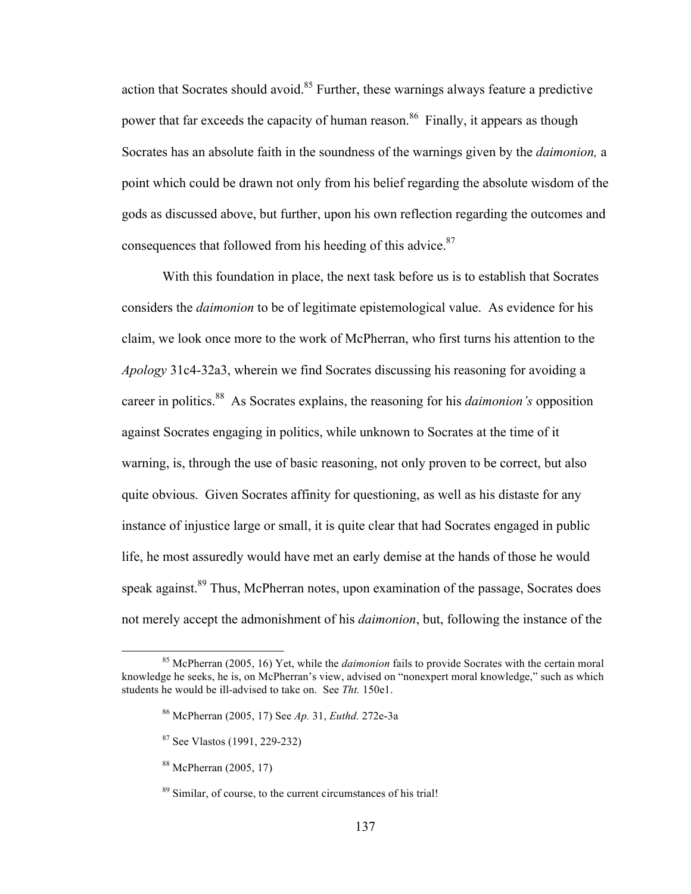action that Socrates should avoid.[85] Further, these warnings always feature a predictive power that far exceeds the capacity of human reason.[86] Finally, it appears as though Socrates has an absolute faith in the soundness of the warnings given by the *daimonion,* a point which could be drawn not only from his belief regarding the absolute wisdom of the gods as discussed above, but further, upon his own reflection regarding the outcomes and consequences that followed from his heeding of this advice.[87]

With this foundation in place, the next task before us is to establish that Socrates considers the *daimonion* to be of legitimate epistemological value. As evidence for his claim, we look once more to the work of McPherran, who first turns his attention to the *Apology* 31c4-32a3, wherein we find Socrates discussing his reasoning for avoiding a career in politics.[88] As Socrates explains, the reasoning for his *daimonion's* opposition against Socrates engaging in politics, while unknown to Socrates at the time of it warning, is, through the use of basic reasoning, not only proven to be correct, but also quite obvious. Given Socrates affinity for questioning, as well as his distaste for any instance of injustice large or small, it is quite clear that had Socrates engaged in public life, he most assuredly would have met an early demise at the hands of those he would speak against.[89] Thus, McPherran notes, upon examination of the passage, Socrates does not merely accept the admonishment of his *daimonion*, but, following the instance of the

---

[85] McPherran (2005, 16) Yet, while the *daimonion* fails to provide Socrates with the certain moral knowledge he seeks, he is, on McPherran's view, advised on "nonexpert moral knowledge," such as which students he would be ill-advised to take on. See *Tht.* 150e1.

[86] McPherran (2005, 17) See *Ap.* 31, *Euthd.* 272e-3a

[87] See Vlastos (1991, 229-232)

[88] McPherran (2005, 17)

[89] Similar, of course, to the current circumstances of his trial!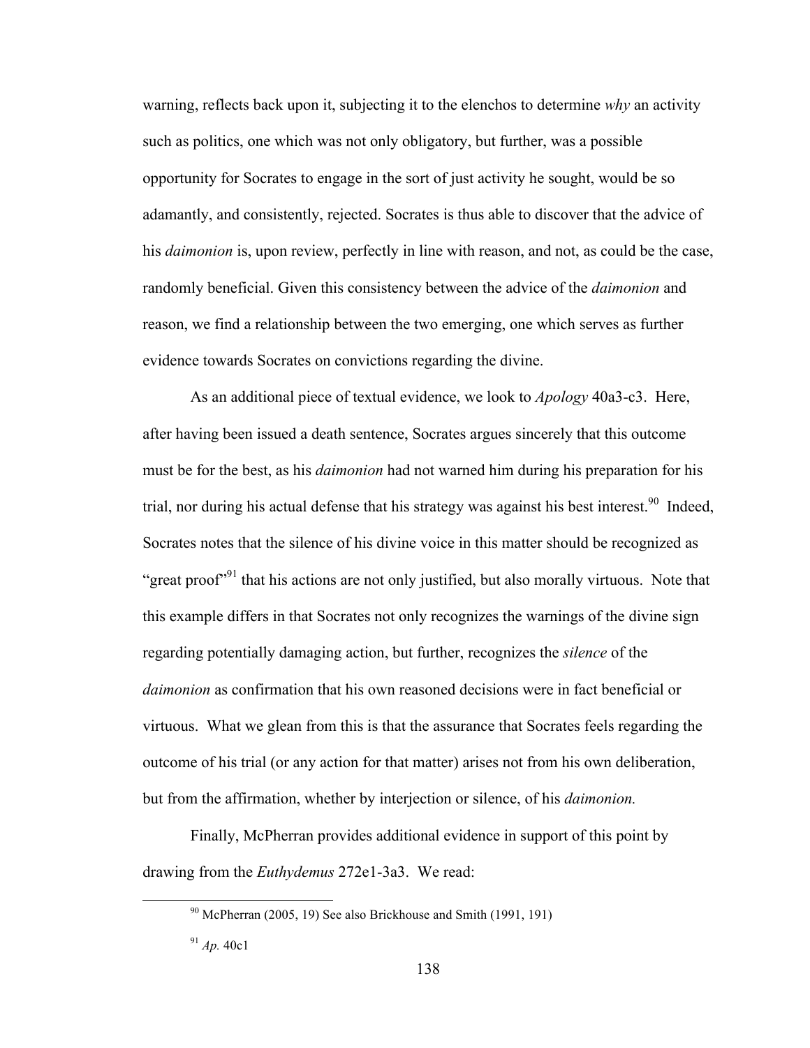warning, reflects back upon it, subjecting it to the elenchos to determine *why* an activity such as politics, one which was not only obligatory, but further, was a possible opportunity for Socrates to engage in the sort of just activity he sought, would be so adamantly, and consistently, rejected. Socrates is thus able to discover that the advice of his *daimonion* is, upon review, perfectly in line with reason, and not, as could be the case, randomly beneficial. Given this consistency between the advice of the *daimonion* and reason, we find a relationship between the two emerging, one which serves as further evidence towards Socrates on convictions regarding the divine.

As an additional piece of textual evidence, we look to *Apology* 40a3-c3. Here, after having been issued a death sentence, Socrates argues sincerely that this outcome must be for the best, as his *daimonion* had not warned him during his preparation for his trial, nor during his actual defense that his strategy was against his best interest.[90] Indeed, Socrates notes that the silence of his divine voice in this matter should be recognized as "great proof"[91] that his actions are not only justified, but also morally virtuous. Note that this example differs in that Socrates not only recognizes the warnings of the divine sign regarding potentially damaging action, but further, recognizes the *silence* of the *daimonion* as confirmation that his own reasoned decisions were in fact beneficial or virtuous. What we glean from this is that the assurance that Socrates feels regarding the outcome of his trial (or any action for that matter) arises not from his own deliberation, but from the affirmation, whether by interjection or silence, of his *daimonion.*

Finally, McPherran provides additional evidence in support of this point by drawing from the *Euthydemus* 272e1-3a3. We read:

---

[90] McPherran (2005, 19) See also Brickhouse and Smith (1991, 191)

[91] *Ap.* 40c1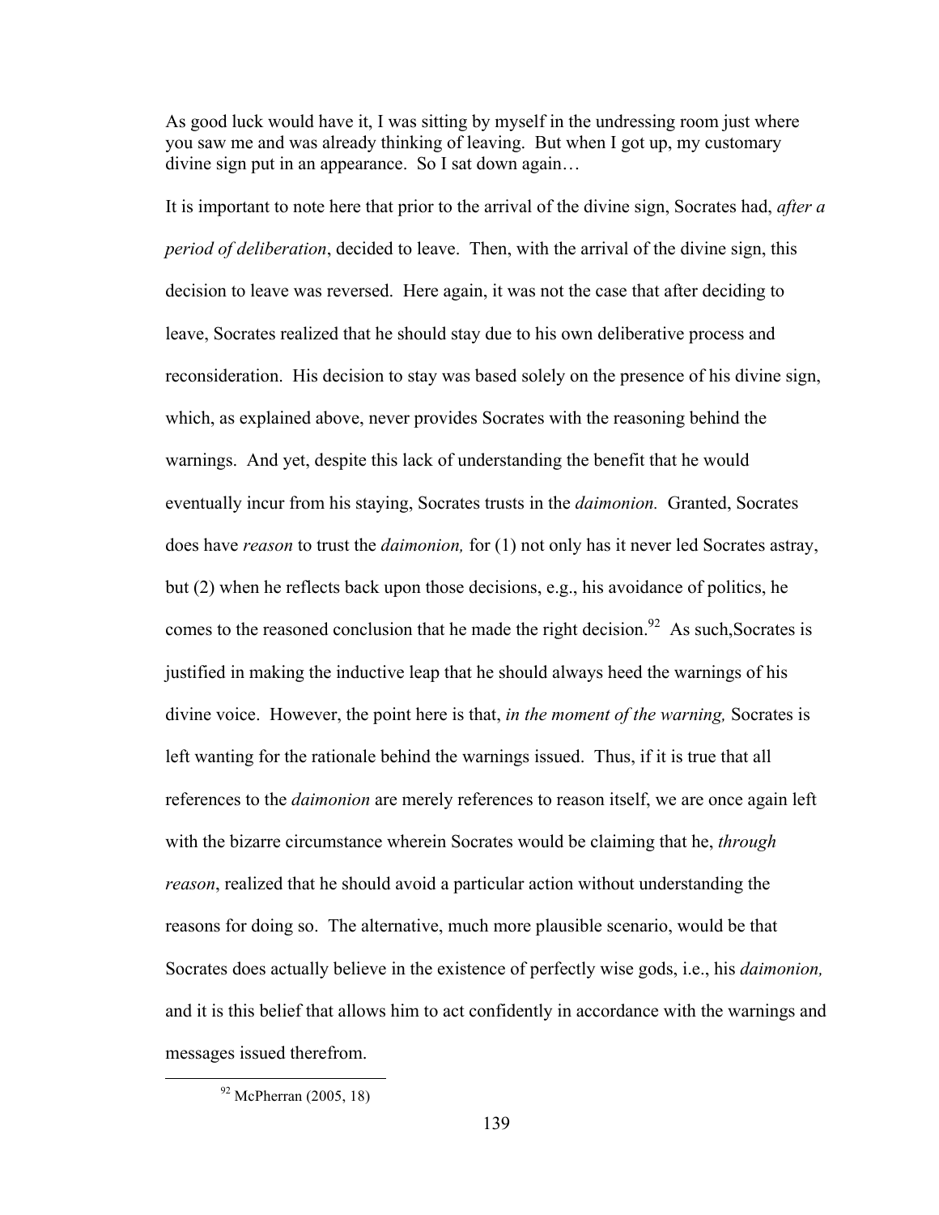As good luck would have it, I was sitting by myself in the undressing room just where you saw me and was already thinking of leaving. But when I got up, my customary divine sign put in an appearance. So I sat down again…

It is important to note here that prior to the arrival of the divine sign, Socrates had, *after a period of deliberation*, decided to leave. Then, with the arrival of the divine sign, this decision to leave was reversed. Here again, it was not the case that after deciding to leave, Socrates realized that he should stay due to his own deliberative process and reconsideration. His decision to stay was based solely on the presence of his divine sign, which, as explained above, never provides Socrates with the reasoning behind the warnings. And yet, despite this lack of understanding the benefit that he would eventually incur from his staying, Socrates trusts in the *daimonion.* Granted, Socrates does have *reason* to trust the *daimonion,* for (1) not only has it never led Socrates astray, but (2) when he reflects back upon those decisions, e.g., his avoidance of politics, he comes to the reasoned conclusion that he made the right decision.[92] As such,Socrates is justified in making the inductive leap that he should always heed the warnings of his divine voice. However, the point here is that, *in the moment of the warning,* Socrates is left wanting for the rationale behind the warnings issued. Thus, if it is true that all references to the *daimonion* are merely references to reason itself, we are once again left with the bizarre circumstance wherein Socrates would be claiming that he, *through reason*, realized that he should avoid a particular action without understanding the reasons for doing so. The alternative, much more plausible scenario, would be that Socrates does actually believe in the existence of perfectly wise gods, i.e., his *daimonion,* and it is this belief that allows him to act confidently in accordance with the warnings and messages issued therefrom.

[92] McPherran (2005, 18)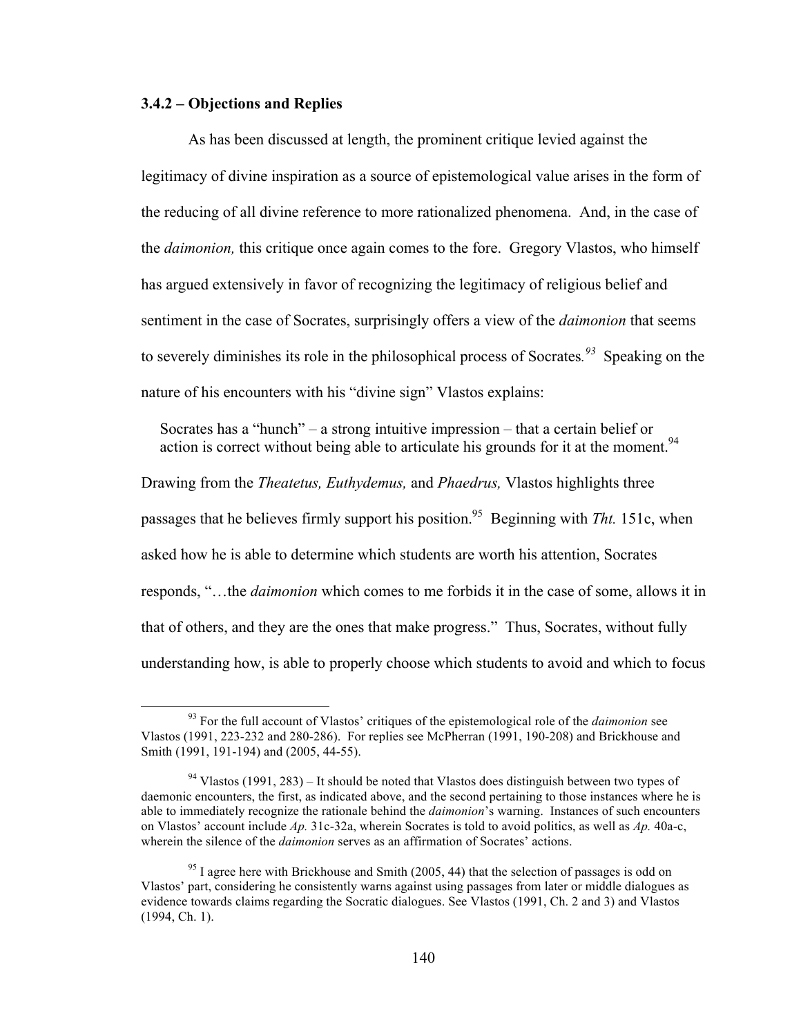### 3.4.2 – Objections and Replies

As has been discussed at length, the prominent critique levied against the legitimacy of divine inspiration as a source of epistemological value arises in the form of the reducing of all divine reference to more rationalized phenomena. And, in the case of the *daimonion,* this critique once again comes to the fore. Gregory Vlastos, who himself has argued extensively in favor of recognizing the legitimacy of religious belief and sentiment in the case of Socrates, surprisingly offers a view of the *daimonion* that seems to severely diminishes its role in the philosophical process of Socrates.[93] Speaking on the nature of his encounters with his "divine sign" Vlastos explains:

> Socrates has a "hunch" – a strong intuitive impression – that a certain belief or action is correct without being able to articulate his grounds for it at the moment.[94]

Drawing from the *Theatetus, Euthydemus,* and *Phaedrus,* Vlastos highlights three passages that he believes firmly support his position.[95] Beginning with *Tht.* 151c, when asked how he is able to determine which students are worth his attention, Socrates responds, "…the *daimonion* which comes to me forbids it in the case of some, allows it in that of others, and they are the ones that make progress." Thus, Socrates, without fully understanding how, is able to properly choose which students to avoid and which to focus

---

[93] For the full account of Vlastos' critiques of the epistemological role of the *daimonion* see Vlastos (1991, 223-232 and 280-286). For replies see McPherran (1991, 190-208) and Brickhouse and Smith (1991, 191-194) and (2005, 44-55).

[94] Vlastos (1991, 283) – It should be noted that Vlastos does distinguish between two types of daemonic encounters, the first, as indicated above, and the second pertaining to those instances where he is able to immediately recognize the rationale behind the *daimonion*'s warning. Instances of such encounters on Vlastos' account include *Ap.* 31c-32a, wherein Socrates is told to avoid politics, as well as *Ap.* 40a-c, wherein the silence of the *daimonion* serves as an affirmation of Socrates' actions.

[95] I agree here with Brickhouse and Smith (2005, 44) that the selection of passages is odd on Vlastos' part, considering he consistently warns against using passages from later or middle dialogues as evidence towards claims regarding the Socratic dialogues. See Vlastos (1991, Ch. 2 and 3) and Vlastos (1994, Ch. 1).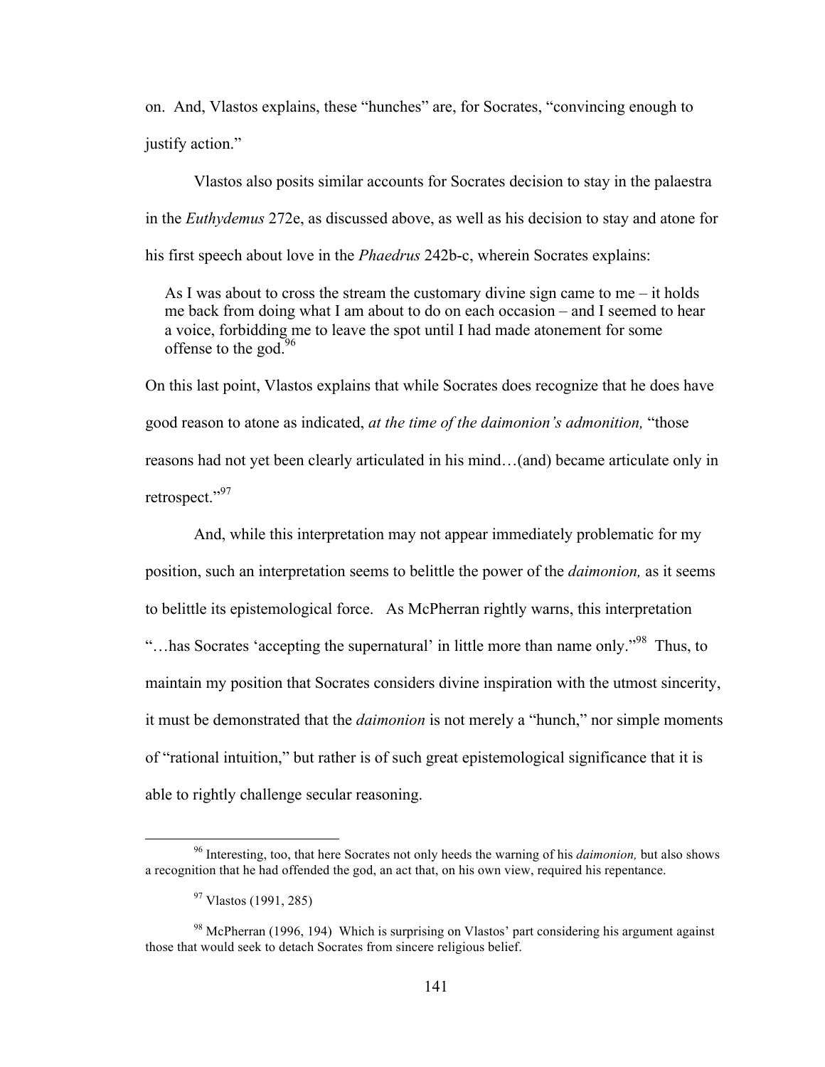on. And, Vlastos explains, these "hunches" are, for Socrates, "convincing enough to justify action."

Vlastos also posits similar accounts for Socrates decision to stay in the palaestra in the *Euthydemus* 272e, as discussed above, as well as his decision to stay and atone for his first speech about love in the *Phaedrus* 242b-c, wherein Socrates explains:

> As I was about to cross the stream the customary divine sign came to me – it holds me back from doing what I am about to do on each occasion – and I seemed to hear a voice, forbidding me to leave the spot until I had made atonement for some offense to the god.[96]

On this last point, Vlastos explains that while Socrates does recognize that he does have good reason to atone as indicated, *at the time of the daimonion's admonition,* "those reasons had not yet been clearly articulated in his mind…(and) became articulate only in retrospect."[97]

And, while this interpretation may not appear immediately problematic for my position, such an interpretation seems to belittle the power of the *daimonion,* as it seems to belittle its epistemological force. As McPherran rightly warns, this interpretation "…has Socrates 'accepting the supernatural' in little more than name only."[98] Thus, to maintain my position that Socrates considers divine inspiration with the utmost sincerity, it must be demonstrated that the *daimonion* is not merely a "hunch," nor simple moments of "rational intuition," but rather is of such great epistemological significance that it is able to rightly challenge secular reasoning.

---

[96] Interesting, too, that here Socrates not only heeds the warning of his *daimonion,* but also shows a recognition that he had offended the god, an act that, on his own view, required his repentance.

[97] Vlastos (1991, 285)

[98] McPherran (1996, 194) Which is surprising on Vlastos' part considering his argument against those that would seek to detach Socrates from sincere religious belief.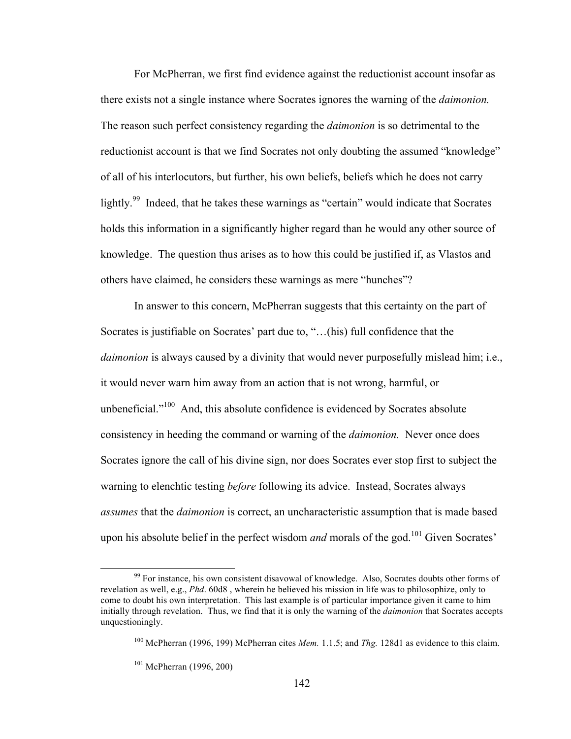For McPherran, we first find evidence against the reductionist account insofar as there exists not a single instance where Socrates ignores the warning of the *daimonion.* The reason such perfect consistency regarding the *daimonion* is so detrimental to the reductionist account is that we find Socrates not only doubting the assumed "knowledge" of all of his interlocutors, but further, his own beliefs, beliefs which he does not carry lightly.[99] Indeed, that he takes these warnings as "certain" would indicate that Socrates holds this information in a significantly higher regard than he would any other source of knowledge. The question thus arises as to how this could be justified if, as Vlastos and others have claimed, he considers these warnings as mere "hunches"?

In answer to this concern, McPherran suggests that this certainty on the part of Socrates is justifiable on Socrates' part due to, "…(his) full confidence that the *daimonion* is always caused by a divinity that would never purposefully mislead him; i.e., it would never warn him away from an action that is not wrong, harmful, or unbeneficial."[100] And, this absolute confidence is evidenced by Socrates absolute consistency in heeding the command or warning of the *daimonion.* Never once does Socrates ignore the call of his divine sign, nor does Socrates ever stop first to subject the warning to elenchtic testing *before* following its advice. Instead, Socrates always *assumes* that the *daimonion* is correct, an uncharacteristic assumption that is made based upon his absolute belief in the perfect wisdom *and* morals of the god.[101] Given Socrates'

---

[99] For instance, his own consistent disavowal of knowledge. Also, Socrates doubts other forms of revelation as well, e.g., *Phd*. 60d8 , wherein he believed his mission in life was to philosophize, only to come to doubt his own interpretation. This last example is of particular importance given it came to him initially through revelation. Thus, we find that it is only the warning of the *daimonion* that Socrates accepts unquestioningly.

[100] McPherran (1996, 199) McPherran cites *Mem.* 1.1.5; and *Thg.* 128d1 as evidence to this claim.

[101] McPherran (1996, 200)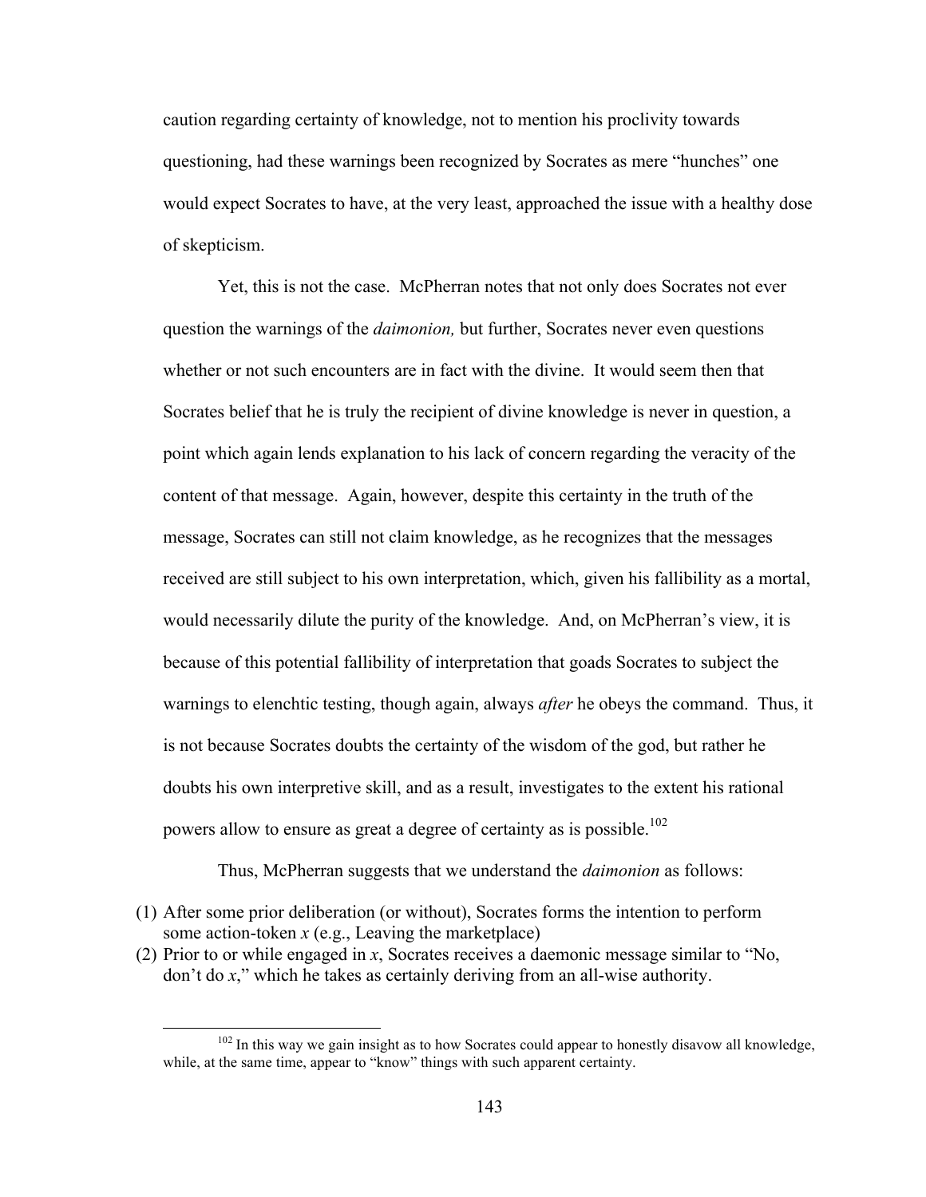caution regarding certainty of knowledge, not to mention his proclivity towards questioning, had these warnings been recognized by Socrates as mere "hunches" one would expect Socrates to have, at the very least, approached the issue with a healthy dose of skepticism.

Yet, this is not the case. McPherran notes that not only does Socrates not ever question the warnings of the *daimonion,* but further, Socrates never even questions whether or not such encounters are in fact with the divine. It would seem then that Socrates belief that he is truly the recipient of divine knowledge is never in question, a point which again lends explanation to his lack of concern regarding the veracity of the content of that message. Again, however, despite this certainty in the truth of the message, Socrates can still not claim knowledge, as he recognizes that the messages received are still subject to his own interpretation, which, given his fallibility as a mortal, would necessarily dilute the purity of the knowledge. And, on McPherran's view, it is because of this potential fallibility of interpretation that goads Socrates to subject the warnings to elenchtic testing, though again, always *after* he obeys the command. Thus, it is not because Socrates doubts the certainty of the wisdom of the god, but rather he doubts his own interpretive skill, and as a result, investigates to the extent his rational powers allow to ensure as great a degree of certainty as is possible.[102]

Thus, McPherran suggests that we understand the *daimonion* as follows:

(1) After some prior deliberation (or without), Socrates forms the intention to perform some action-token *x* (e.g., Leaving the marketplace)
(2) Prior to or while engaged in *x*, Socrates receives a daemonic message similar to "No, don't do *x*," which he takes as certainly deriving from an all-wise authority.

[102] In this way we gain insight as to how Socrates could appear to honestly disavow all knowledge, while, at the same time, appear to "know" things with such apparent certainty.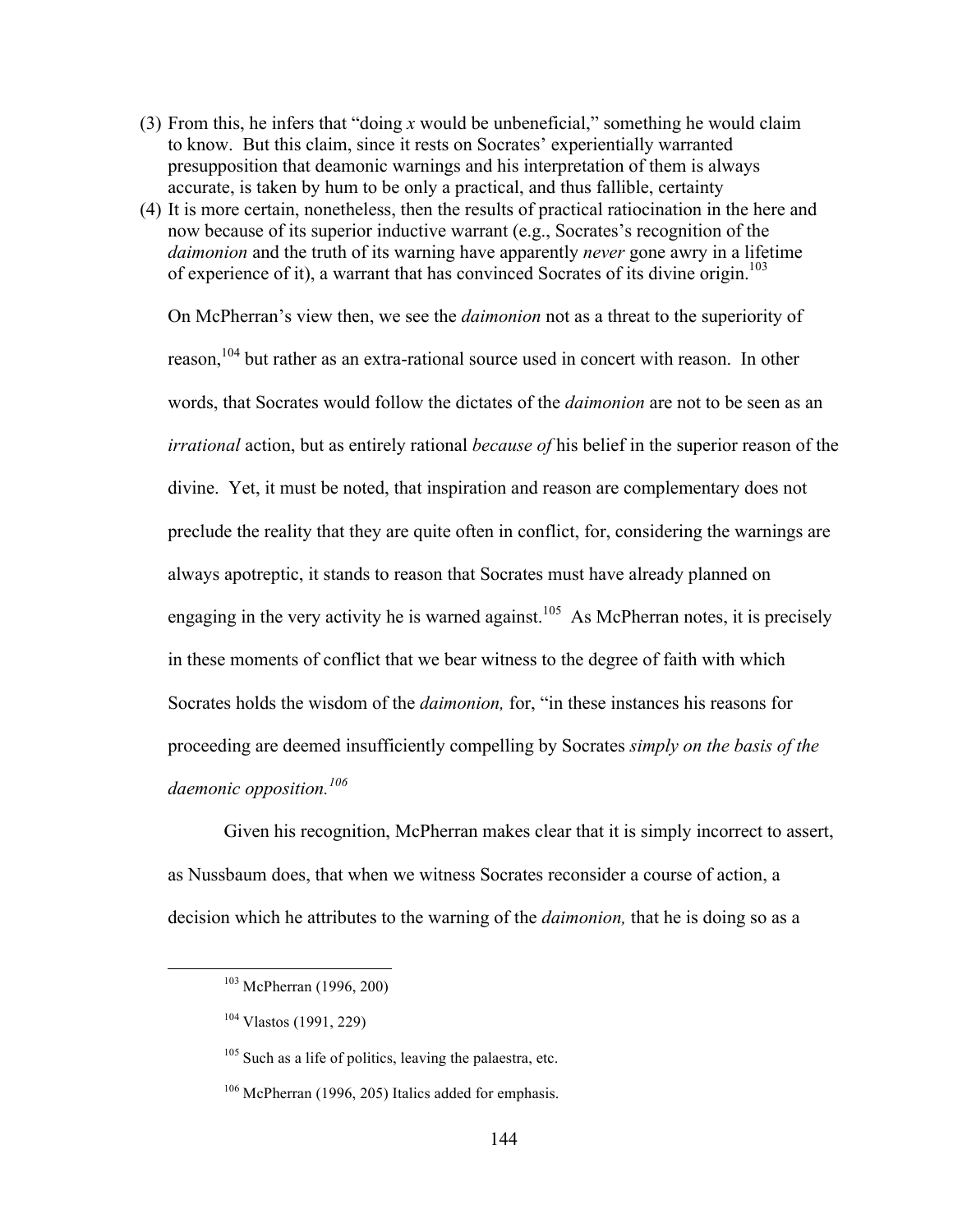(3) From this, he infers that "doing *x* would be unbeneficial," something he would claim to know. But this claim, since it rests on Socrates' experientially warranted presupposition that deamonic warnings and his interpretation of them is always accurate, is taken by hum to be only a practical, and thus fallible, certainty
(4) It is more certain, nonetheless, then the results of practical ratiocination in the here and now because of its superior inductive warrant (e.g., Socrates's recognition of the *daimonion* and the truth of its warning have apparently *never* gone awry in a lifetime of experience of it), a warrant that has convinced Socrates of its divine origin.[103]

On McPherran's view then, we see the *daimonion* not as a threat to the superiority of reason,[104] but rather as an extra-rational source used in concert with reason. In other words, that Socrates would follow the dictates of the *daimonion* are not to be seen as an *irrational* action, but as entirely rational *because of* his belief in the superior reason of the divine. Yet, it must be noted, that inspiration and reason are complementary does not preclude the reality that they are quite often in conflict, for, considering the warnings are always apotreptic, it stands to reason that Socrates must have already planned on engaging in the very activity he is warned against.[105] As McPherran notes, it is precisely in these moments of conflict that we bear witness to the degree of faith with which Socrates holds the wisdom of the *daimonion,* for, "in these instances his reasons for proceeding are deemed insufficiently compelling by Socrates *simply on the basis of the daemonic opposition.*[106]

Given his recognition, McPherran makes clear that it is simply incorrect to assert, as Nussbaum does, that when we witness Socrates reconsider a course of action, a decision which he attributes to the warning of the *daimonion,* that he is doing so as a

[103] McPherran (1996, 200)

[104] Vlastos (1991, 229)

[105] Such as a life of politics, leaving the palaestra, etc.

[106] McPherran (1996, 205) Italics added for emphasis.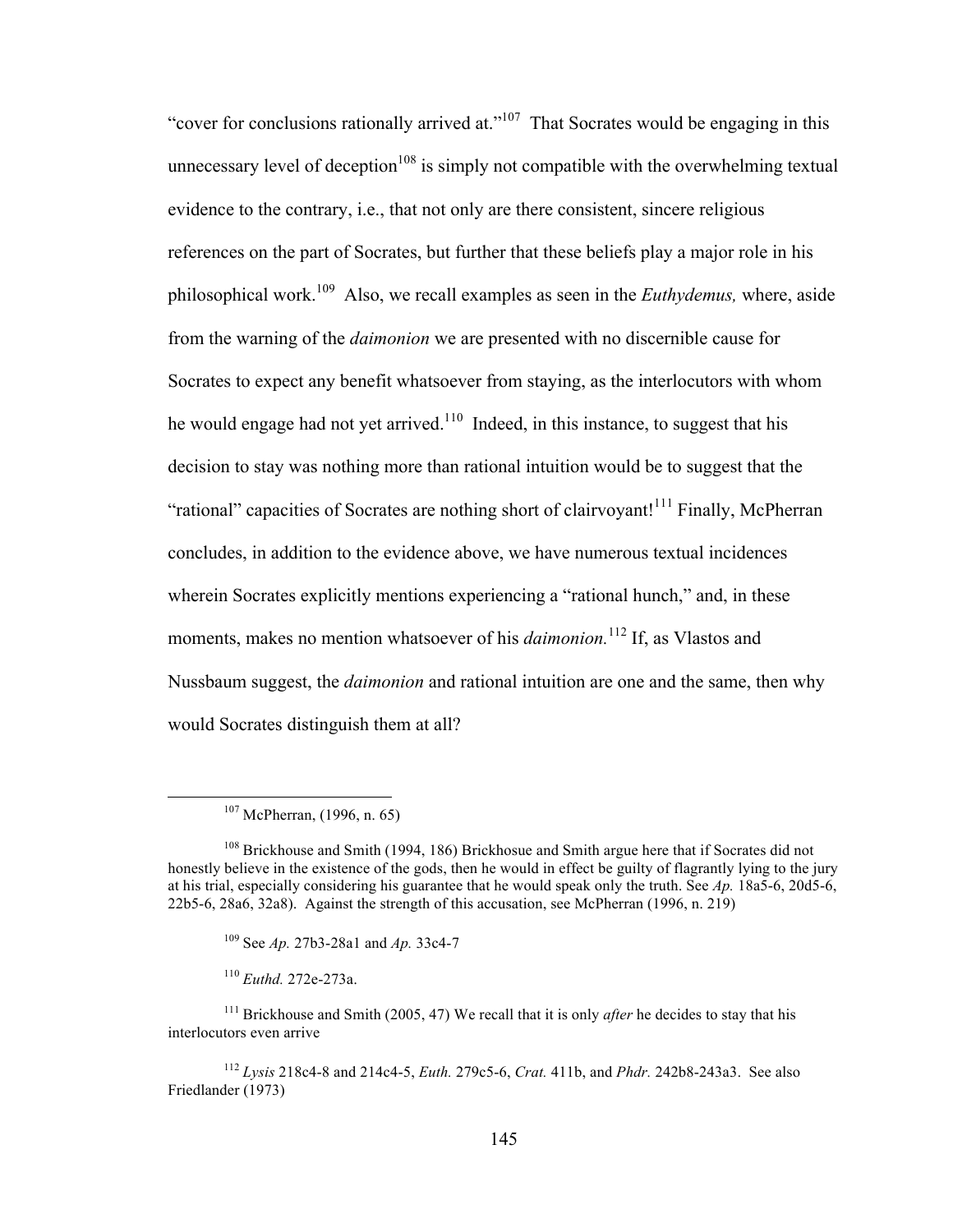"cover for conclusions rationally arrived at."[107] That Socrates would be engaging in this unnecessary level of deception[108] is simply not compatible with the overwhelming textual evidence to the contrary, i.e., that not only are there consistent, sincere religious references on the part of Socrates, but further that these beliefs play a major role in his philosophical work.[109] Also, we recall examples as seen in the *Euthydemus,* where, aside from the warning of the *daimonion* we are presented with no discernible cause for Socrates to expect any benefit whatsoever from staying, as the interlocutors with whom he would engage had not yet arrived.[110] Indeed, in this instance, to suggest that his decision to stay was nothing more than rational intuition would be to suggest that the "rational" capacities of Socrates are nothing short of clairvoyant![111] Finally, McPherran concludes, in addition to the evidence above, we have numerous textual incidences wherein Socrates explicitly mentions experiencing a "rational hunch," and, in these moments, makes no mention whatsoever of his *daimonion.*[112] If, as Vlastos and Nussbaum suggest, the *daimonion* and rational intuition are one and the same, then why would Socrates distinguish them at all?

---

[107] McPherran, (1996, n. 65)

[108] Brickhouse and Smith (1994, 186) Brickhosue and Smith argue here that if Socrates did not honestly believe in the existence of the gods, then he would in effect be guilty of flagrantly lying to the jury at his trial, especially considering his guarantee that he would speak only the truth. See *Ap.* 18a5-6, 20d5-6, 22b5-6, 28a6, 32a8). Against the strength of this accusation, see McPherran (1996, n. 219)

[109] See *Ap.* 27b3-28a1 and *Ap.* 33c4-7

[110] *Euthd.* 272e-273a.

[111] Brickhouse and Smith (2005, 47) We recall that it is only *after* he decides to stay that his interlocutors even arrive

[112] *Lysis* 218c4-8 and 214c4-5, *Euth.* 279c5-6, *Crat.* 411b, and *Phdr.* 242b8-243a3. See also Friedlander (1973)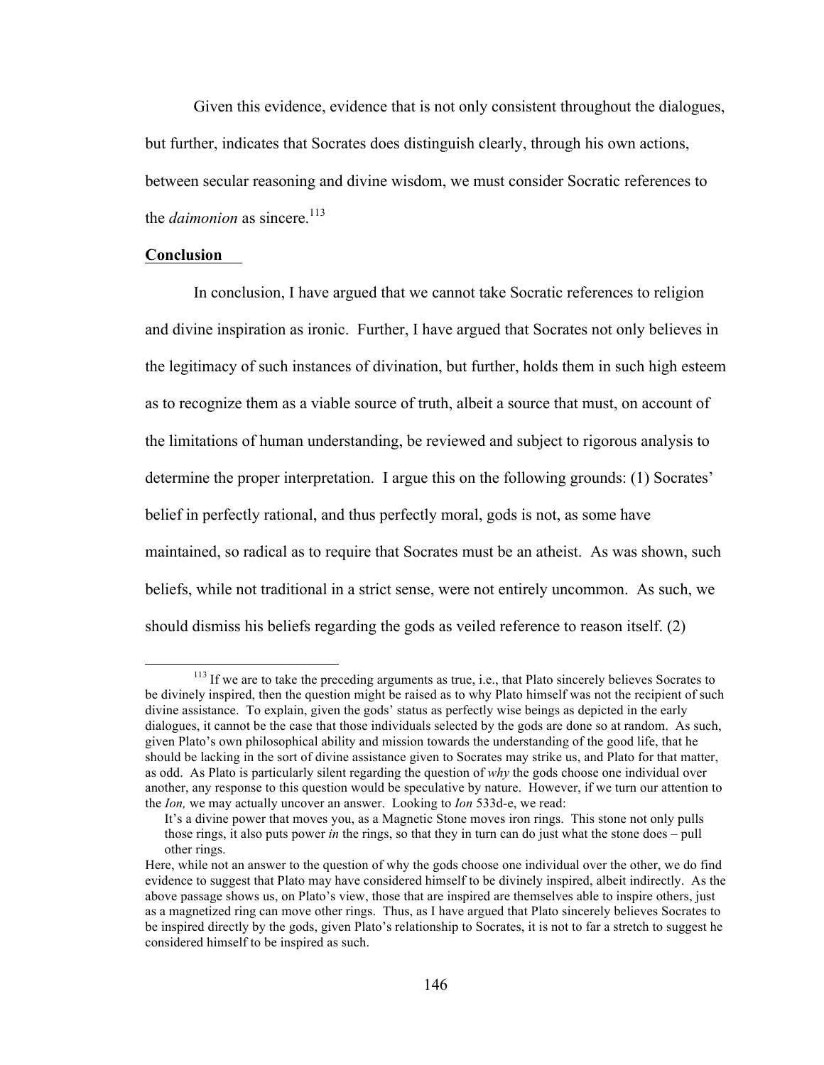Given this evidence, evidence that is not only consistent throughout the dialogues, but further, indicates that Socrates does distinguish clearly, through his own actions, between secular reasoning and divine wisdom, we must consider Socratic references to the *daimonion* as sincere.[113]

## Conclusion

In conclusion, I have argued that we cannot take Socratic references to religion and divine inspiration as ironic. Further, I have argued that Socrates not only believes in the legitimacy of such instances of divination, but further, holds them in such high esteem as to recognize them as a viable source of truth, albeit a source that must, on account of the limitations of human understanding, be reviewed and subject to rigorous analysis to determine the proper interpretation. I argue this on the following grounds: (1) Socrates' belief in perfectly rational, and thus perfectly moral, gods is not, as some have maintained, so radical as to require that Socrates must be an atheist. As was shown, such beliefs, while not traditional in a strict sense, were not entirely uncommon. As such, we should dismiss his beliefs regarding the gods as veiled reference to reason itself. (2)

---

[113] If we are to take the preceding arguments as true, i.e., that Plato sincerely believes Socrates to be divinely inspired, then the question might be raised as to why Plato himself was not the recipient of such divine assistance. To explain, given the gods' status as perfectly wise beings as depicted in the early dialogues, it cannot be the case that those individuals selected by the gods are done so at random. As such, given Plato's own philosophical ability and mission towards the understanding of the good life, that he should be lacking in the sort of divine assistance given to Socrates may strike us, and Plato for that matter, as odd. As Plato is particularly silent regarding the question of *why* the gods choose one individual over another, any response to this question would be speculative by nature. However, if we turn our attention to the *Ion,* we may actually uncover an answer. Looking to *Ion* 533d-e, we read:

> It's a divine power that moves you, as a Magnetic Stone moves iron rings. This stone not only pulls those rings, it also puts power *in* the rings, so that they in turn can do just what the stone does – pull other rings.

Here, while not an answer to the question of why the gods choose one individual over the other, we do find evidence to suggest that Plato may have considered himself to be divinely inspired, albeit indirectly. As the above passage shows us, on Plato's view, those that are inspired are themselves able to inspire others, just as a magnetized ring can move other rings. Thus, as I have argued that Plato sincerely believes Socrates to be inspired directly by the gods, given Plato's relationship to Socrates, it is not to far a stretch to suggest he considered himself to be inspired as such.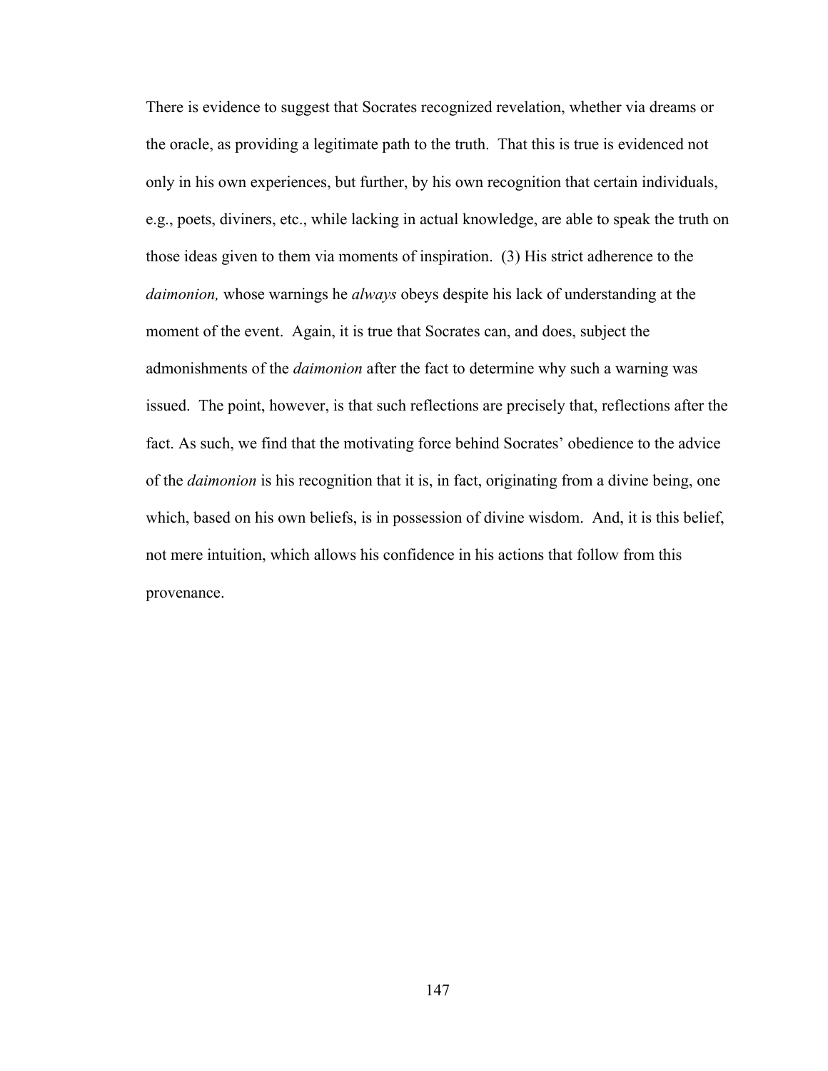There is evidence to suggest that Socrates recognized revelation, whether via dreams or the oracle, as providing a legitimate path to the truth. That this is true is evidenced not only in his own experiences, but further, by his own recognition that certain individuals, e.g., poets, diviners, etc., while lacking in actual knowledge, are able to speak the truth on those ideas given to them via moments of inspiration. (3) His strict adherence to the *daimonion,* whose warnings he *always* obeys despite his lack of understanding at the moment of the event. Again, it is true that Socrates can, and does, subject the admonishments of the *daimonion* after the fact to determine why such a warning was issued. The point, however, is that such reflections are precisely that, reflections after the fact. As such, we find that the motivating force behind Socrates' obedience to the advice of the *daimonion* is his recognition that it is, in fact, originating from a divine being, one which, based on his own beliefs, is in possession of divine wisdom. And, it is this belief, not mere intuition, which allows his confidence in his actions that follow from this provenance.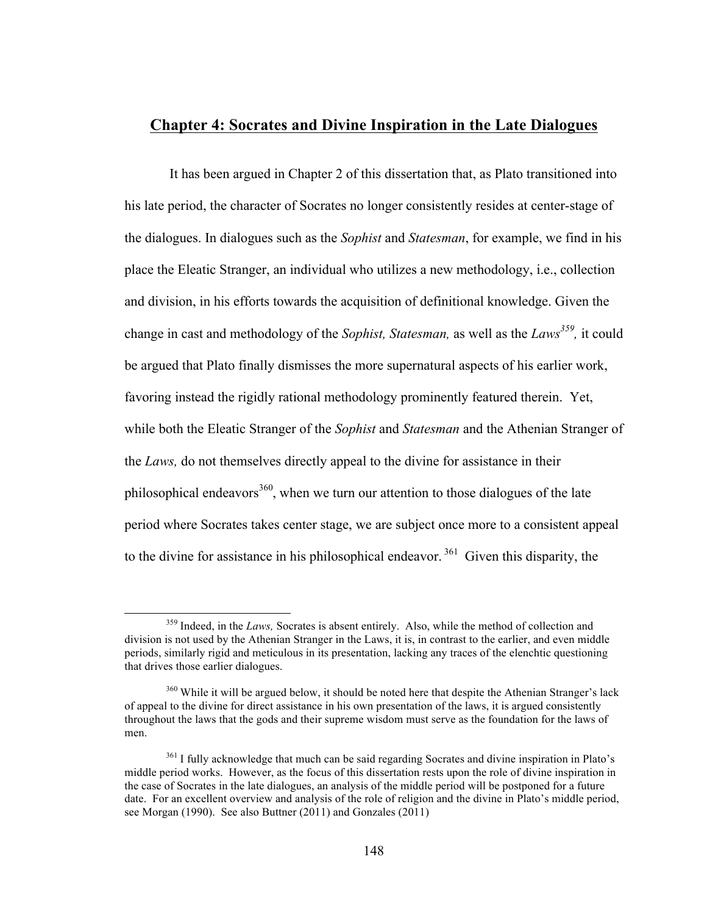## Chapter 4: Socrates and Divine Inspiration in the Late Dialogues

It has been argued in Chapter 2 of this dissertation that, as Plato transitioned into his late period, the character of Socrates no longer consistently resides at center-stage of the dialogues. In dialogues such as the *Sophist* and *Statesman*, for example, we find in his place the Eleatic Stranger, an individual who utilizes a new methodology, i.e., collection and division, in his efforts towards the acquisition of definitional knowledge. Given the change in cast and methodology of the *Sophist, Statesman,* as well as the *Laws*[359], it could be argued that Plato finally dismisses the more supernatural aspects of his earlier work, favoring instead the rigidly rational methodology prominently featured therein. Yet, while both the Eleatic Stranger of the *Sophist* and *Statesman* and the Athenian Stranger of the *Laws,* do not themselves directly appeal to the divine for assistance in their philosophical endeavors[360], when we turn our attention to those dialogues of the late period where Socrates takes center stage, we are subject once more to a consistent appeal to the divine for assistance in his philosophical endeavor.[361] Given this disparity, the

---

[359] Indeed, in the *Laws,* Socrates is absent entirely. Also, while the method of collection and division is not used by the Athenian Stranger in the Laws, it is, in contrast to the earlier, and even middle periods, similarly rigid and meticulous in its presentation, lacking any traces of the elenchtic questioning that drives those earlier dialogues.

[360] While it will be argued below, it should be noted here that despite the Athenian Stranger's lack of appeal to the divine for direct assistance in his own presentation of the laws, it is argued consistently throughout the laws that the gods and their supreme wisdom must serve as the foundation for the laws of men.

[361] I fully acknowledge that much can be said regarding Socrates and divine inspiration in Plato's middle period works. However, as the focus of this dissertation rests upon the role of divine inspiration in the case of Socrates in the late dialogues, an analysis of the middle period will be postponed for a future date. For an excellent overview and analysis of the role of religion and the divine in Plato's middle period, see Morgan (1990). See also Buttner (2011) and Gonzales (2011)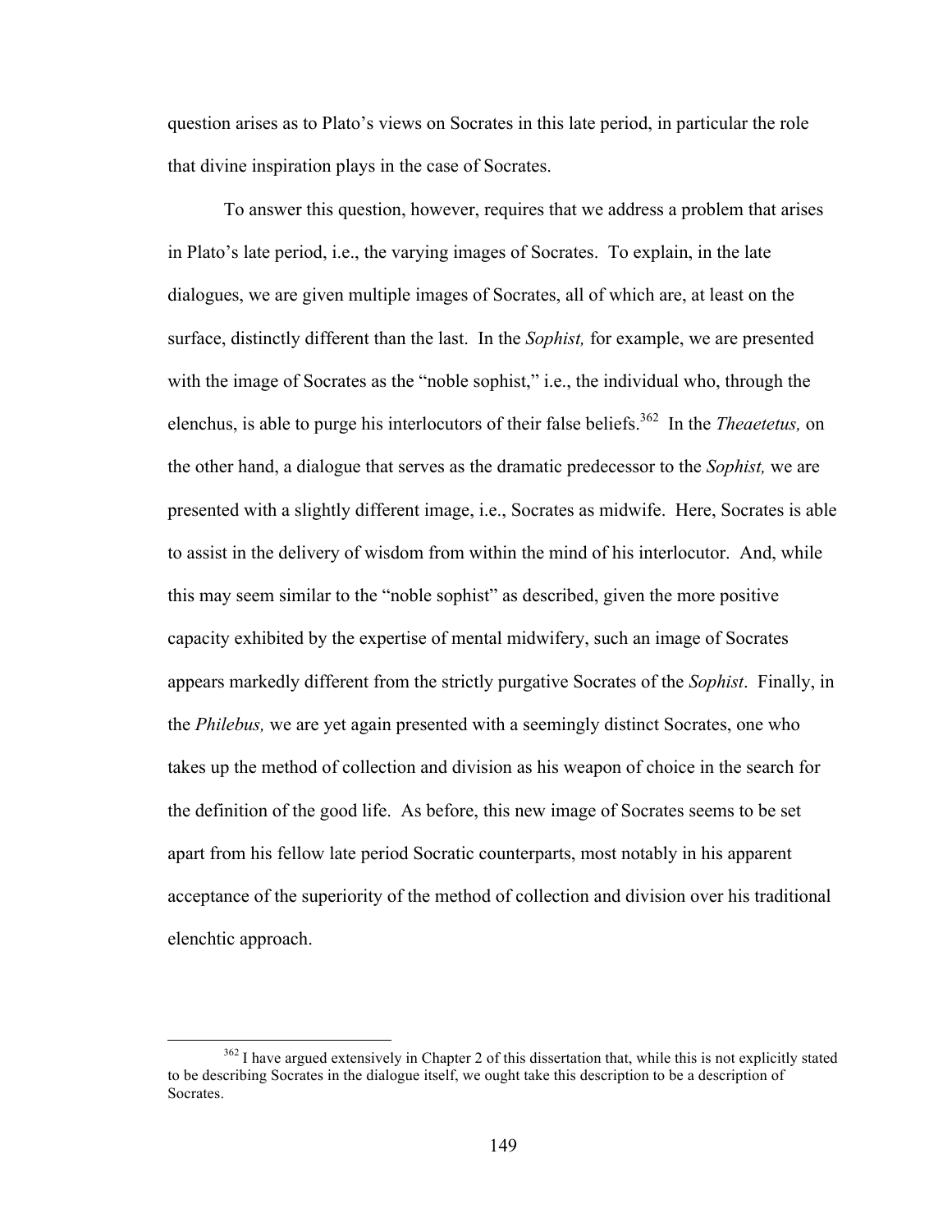question arises as to Plato's views on Socrates in this late period, in particular the role that divine inspiration plays in the case of Socrates.

To answer this question, however, requires that we address a problem that arises in Plato's late period, i.e., the varying images of Socrates. To explain, in the late dialogues, we are given multiple images of Socrates, all of which are, at least on the surface, distinctly different than the last. In the *Sophist,* for example, we are presented with the image of Socrates as the "noble sophist," i.e., the individual who, through the elenchus, is able to purge his interlocutors of their false beliefs.[362] In the *Theaetetus,* on the other hand, a dialogue that serves as the dramatic predecessor to the *Sophist,* we are presented with a slightly different image, i.e., Socrates as midwife. Here, Socrates is able to assist in the delivery of wisdom from within the mind of his interlocutor. And, while this may seem similar to the "noble sophist" as described, given the more positive capacity exhibited by the expertise of mental midwifery, such an image of Socrates appears markedly different from the strictly purgative Socrates of the *Sophist*. Finally, in the *Philebus,* we are yet again presented with a seemingly distinct Socrates, one who takes up the method of collection and division as his weapon of choice in the search for the definition of the good life. As before, this new image of Socrates seems to be set apart from his fellow late period Socratic counterparts, most notably in his apparent acceptance of the superiority of the method of collection and division over his traditional elenchtic approach.

---

[362] I have argued extensively in Chapter 2 of this dissertation that, while this is not explicitly stated to be describing Socrates in the dialogue itself, we ought take this description to be a description of Socrates.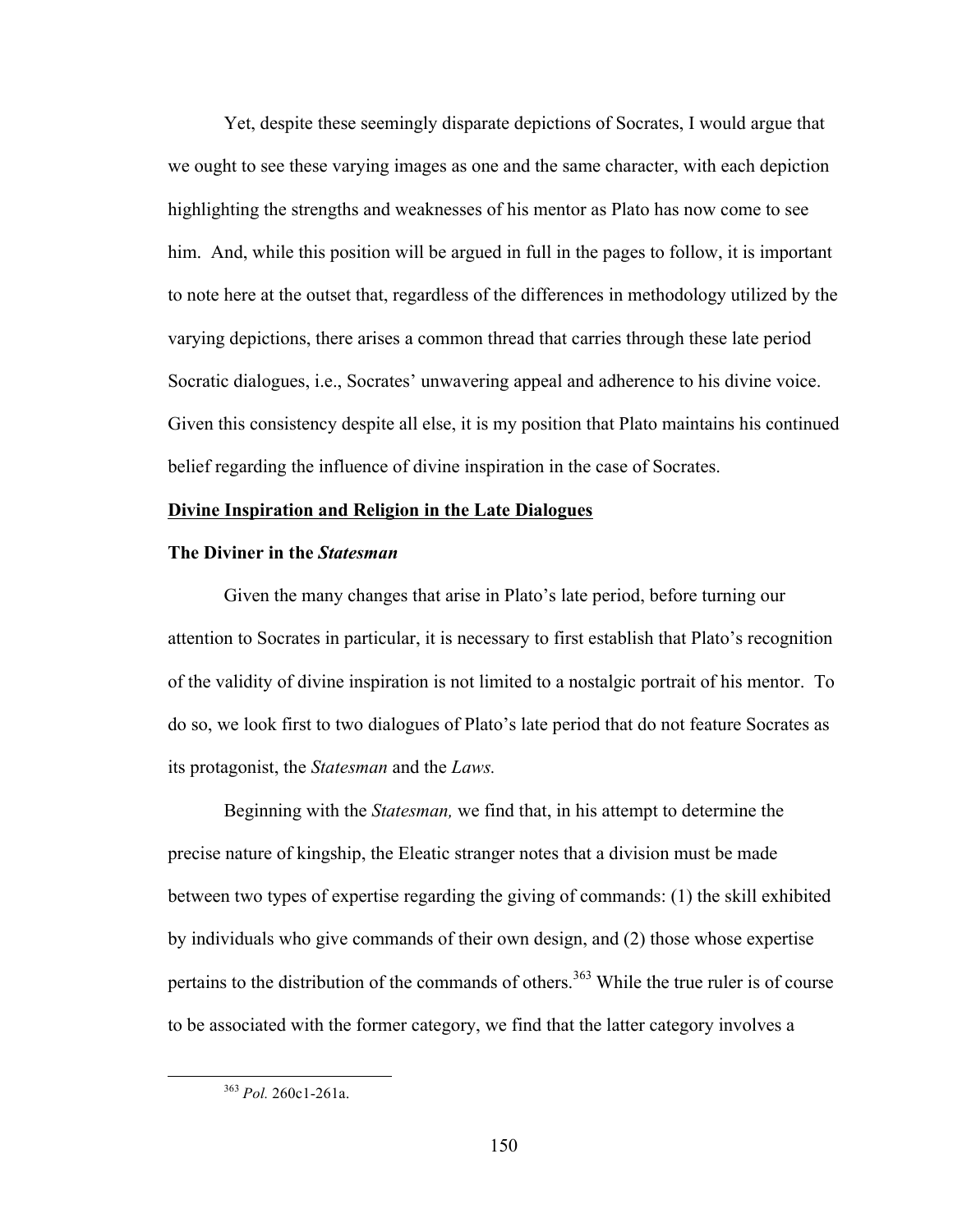Yet, despite these seemingly disparate depictions of Socrates, I would argue that we ought to see these varying images as one and the same character, with each depiction highlighting the strengths and weaknesses of his mentor as Plato has now come to see him. And, while this position will be argued in full in the pages to follow, it is important to note here at the outset that, regardless of the differences in methodology utilized by the varying depictions, there arises a common thread that carries through these late period Socratic dialogues, i.e., Socrates' unwavering appeal and adherence to his divine voice. Given this consistency despite all else, it is my position that Plato maintains his continued belief regarding the influence of divine inspiration in the case of Socrates.

## <u>Divine Inspiration and Religion in the Late Dialogues</u>

### The Diviner in the *Statesman*

Given the many changes that arise in Plato's late period, before turning our attention to Socrates in particular, it is necessary to first establish that Plato's recognition of the validity of divine inspiration is not limited to a nostalgic portrait of his mentor. To do so, we look first to two dialogues of Plato's late period that do not feature Socrates as its protagonist, the *Statesman* and the *Laws.*

Beginning with the *Statesman,* we find that, in his attempt to determine the precise nature of kingship, the Eleatic stranger notes that a division must be made between two types of expertise regarding the giving of commands: (1) the skill exhibited by individuals who give commands of their own design, and (2) those whose expertise pertains to the distribution of the commands of others.[363] While the true ruler is of course to be associated with the former category, we find that the latter category involves a

[363] *Pol.* 260c1-261a.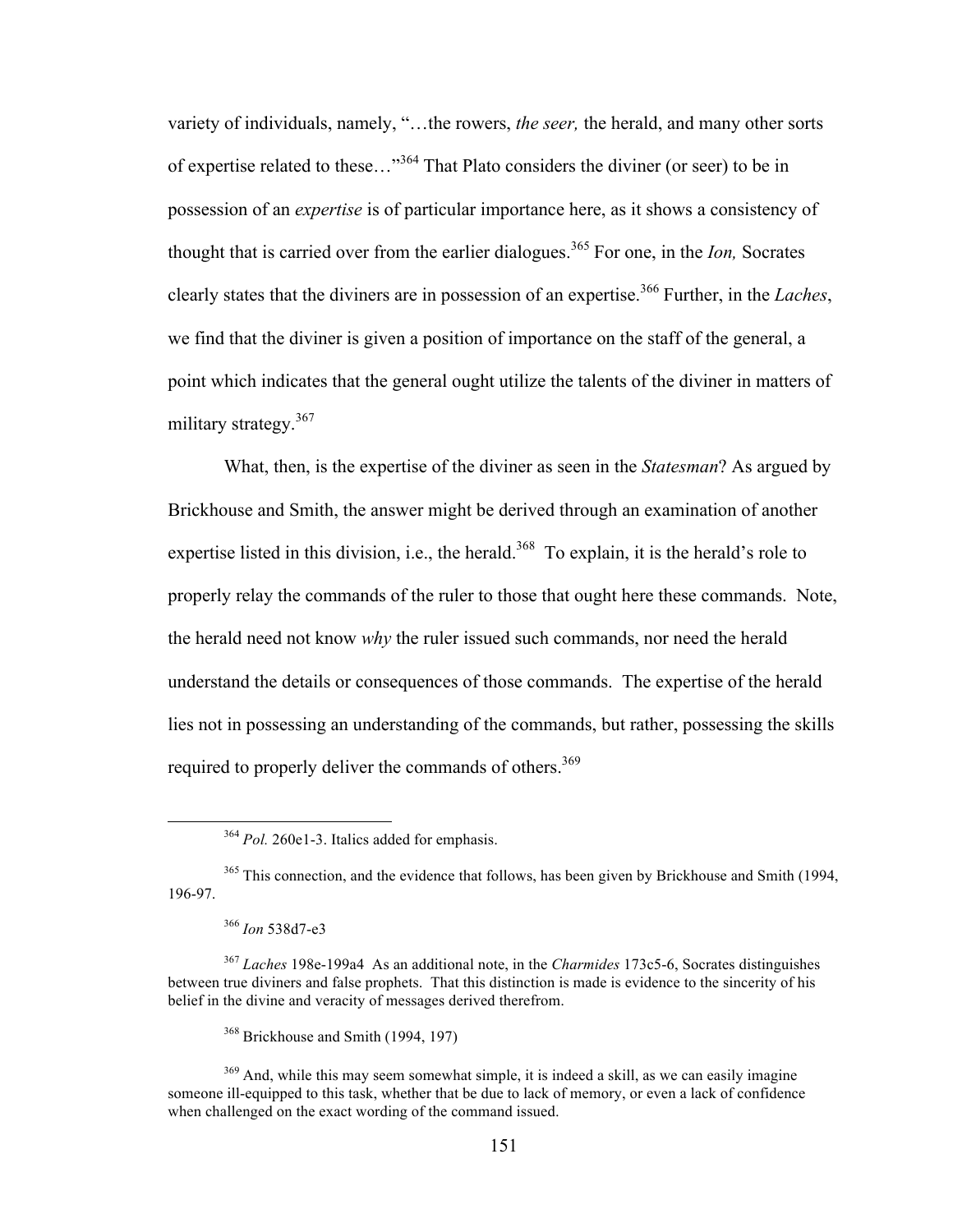variety of individuals, namely, "…the rowers, *the seer,* the herald, and many other sorts of expertise related to these…"[364] That Plato considers the diviner (or seer) to be in possession of an *expertise* is of particular importance here, as it shows a consistency of thought that is carried over from the earlier dialogues.[365] For one, in the *Ion,* Socrates clearly states that the diviners are in possession of an expertise.[366] Further, in the *Laches*, we find that the diviner is given a position of importance on the staff of the general, a point which indicates that the general ought utilize the talents of the diviner in matters of military strategy.[367]

What, then, is the expertise of the diviner as seen in the *Statesman*? As argued by Brickhouse and Smith, the answer might be derived through an examination of another expertise listed in this division, i.e., the herald.[368] To explain, it is the herald's role to properly relay the commands of the ruler to those that ought here these commands. Note, the herald need not know *why* the ruler issued such commands, nor need the herald understand the details or consequences of those commands. The expertise of the herald lies not in possessing an understanding of the commands, but rather, possessing the skills required to properly deliver the commands of others.[369]

---

[364] *Pol.* 260e1-3. Italics added for emphasis.

[365] This connection, and the evidence that follows, has been given by Brickhouse and Smith (1994, 196-97.

[366] *Ion* 538d7-e3

[367] *Laches* 198e-199a4 As an additional note, in the *Charmides* 173c5-6, Socrates distinguishes between true diviners and false prophets. That this distinction is made is evidence to the sincerity of his belief in the divine and veracity of messages derived therefrom.

[368] Brickhouse and Smith (1994, 197)

[369] And, while this may seem somewhat simple, it is indeed a skill, as we can easily imagine someone ill-equipped to this task, whether that be due to lack of memory, or even a lack of confidence when challenged on the exact wording of the command issued.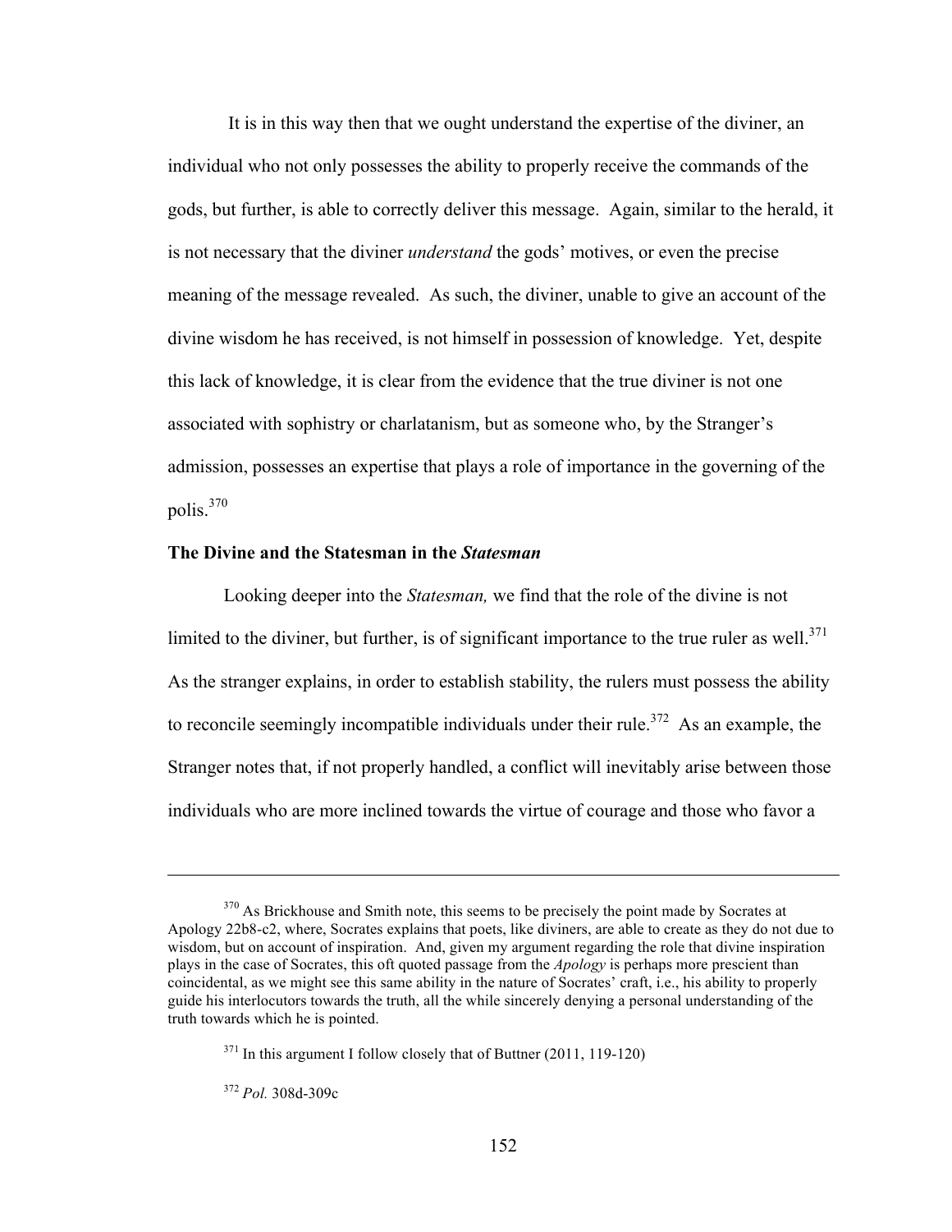It is in this way then that we ought understand the expertise of the diviner, an individual who not only possesses the ability to properly receive the commands of the gods, but further, is able to correctly deliver this message. Again, similar to the herald, it is not necessary that the diviner *understand* the gods' motives, or even the precise meaning of the message revealed. As such, the diviner, unable to give an account of the divine wisdom he has received, is not himself in possession of knowledge. Yet, despite this lack of knowledge, it is clear from the evidence that the true diviner is not one associated with sophistry or charlatanism, but as someone who, by the Stranger's admission, possesses an expertise that plays a role of importance in the governing of the polis.[370]

### The Divine and the Statesman in the *Statesman*

Looking deeper into the *Statesman,* we find that the role of the divine is not limited to the diviner, but further, is of significant importance to the true ruler as well.[371] As the stranger explains, in order to establish stability, the rulers must possess the ability to reconcile seemingly incompatible individuals under their rule.[372] As an example, the Stranger notes that, if not properly handled, a conflict will inevitably arise between those individuals who are more inclined towards the virtue of courage and those who favor a

---

[370] As Brickhouse and Smith note, this seems to be precisely the point made by Socrates at Apology 22b8-c2, where, Socrates explains that poets, like diviners, are able to create as they do not due to wisdom, but on account of inspiration. And, given my argument regarding the role that divine inspiration plays in the case of Socrates, this oft quoted passage from the *Apology* is perhaps more prescient than coincidental, as we might see this same ability in the nature of Socrates' craft, i.e., his ability to properly guide his interlocutors towards the truth, all the while sincerely denying a personal understanding of the truth towards which he is pointed.

[371] In this argument I follow closely that of Buttner (2011, 119-120)

[372] *Pol.* 308d-309c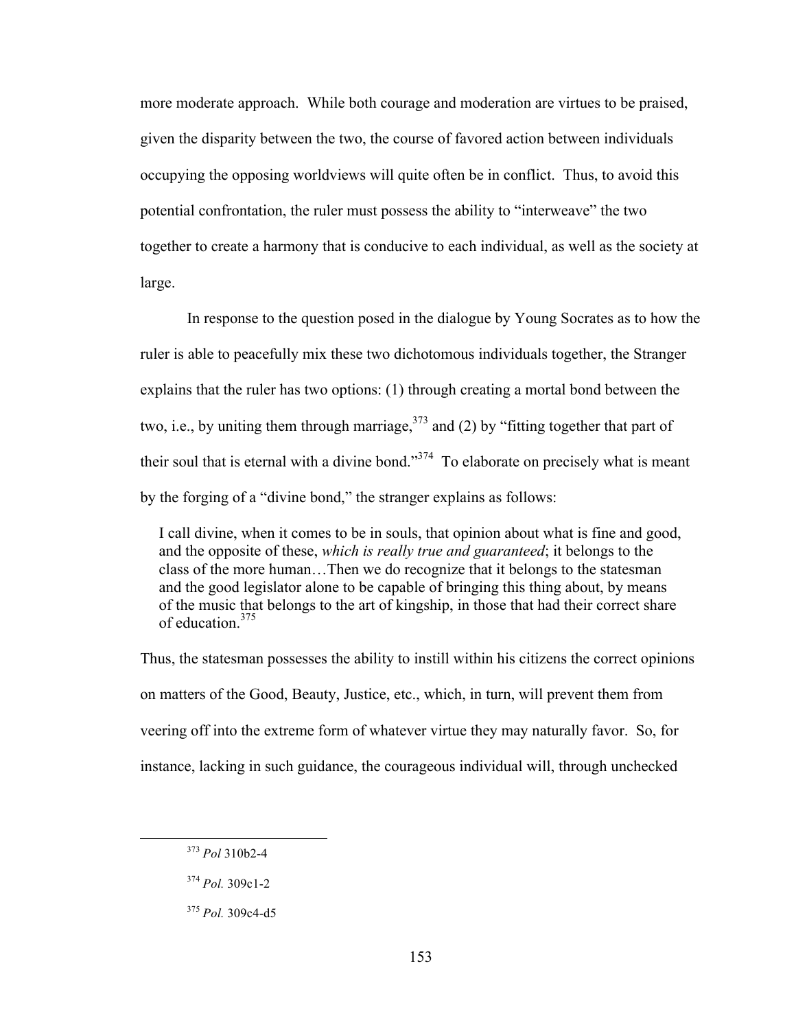more moderate approach. While both courage and moderation are virtues to be praised, given the disparity between the two, the course of favored action between individuals occupying the opposing worldviews will quite often be in conflict. Thus, to avoid this potential confrontation, the ruler must possess the ability to "interweave" the two together to create a harmony that is conducive to each individual, as well as the society at large.

In response to the question posed in the dialogue by Young Socrates as to how the ruler is able to peacefully mix these two dichotomous individuals together, the Stranger explains that the ruler has two options: (1) through creating a mortal bond between the two, i.e., by uniting them through marriage,[373] and (2) by "fitting together that part of their soul that is eternal with a divine bond."[374] To elaborate on precisely what is meant by the forging of a "divine bond," the stranger explains as follows:

> I call divine, when it comes to be in souls, that opinion about what is fine and good, and the opposite of these, *which is really true and guaranteed*; it belongs to the class of the more human…Then we do recognize that it belongs to the statesman and the good legislator alone to be capable of bringing this thing about, by means of the music that belongs to the art of kingship, in those that had their correct share of education.[375]

Thus, the statesman possesses the ability to instill within his citizens the correct opinions on matters of the Good, Beauty, Justice, etc., which, in turn, will prevent them from veering off into the extreme form of whatever virtue they may naturally favor. So, for instance, lacking in such guidance, the courageous individual will, through unchecked

---

[373] *Pol* 310b2-4

[374] *Pol.* 309c1-2

[375] *Pol.* 309c4-d5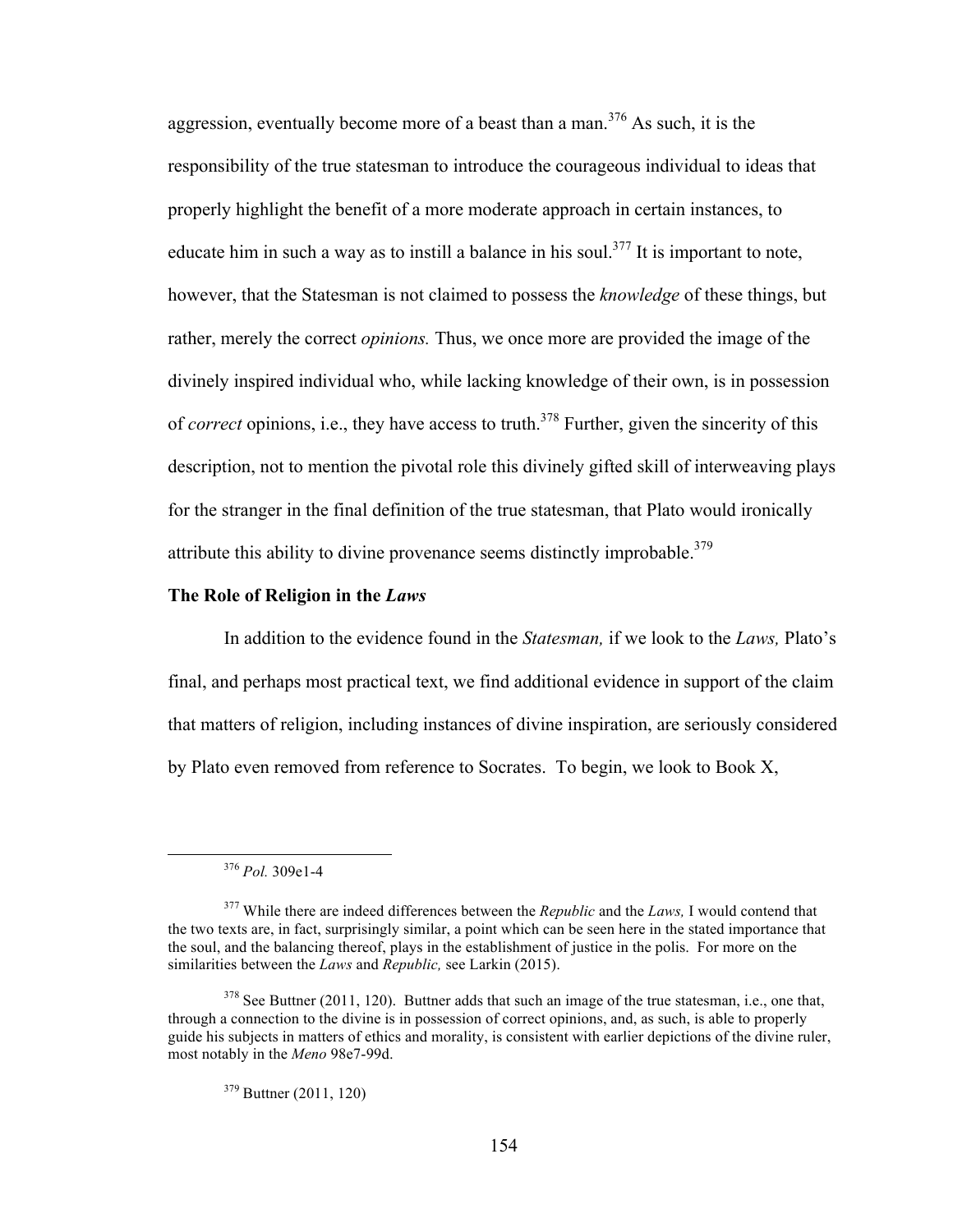aggression, eventually become more of a beast than a man.[376] As such, it is the responsibility of the true statesman to introduce the courageous individual to ideas that properly highlight the benefit of a more moderate approach in certain instances, to educate him in such a way as to instill a balance in his soul.[377] It is important to note, however, that the Statesman is not claimed to possess the *knowledge* of these things, but rather, merely the correct *opinions.* Thus, we once more are provided the image of the divinely inspired individual who, while lacking knowledge of their own, is in possession of *correct* opinions, i.e., they have access to truth.[378] Further, given the sincerity of this description, not to mention the pivotal role this divinely gifted skill of interweaving plays for the stranger in the final definition of the true statesman, that Plato would ironically attribute this ability to divine provenance seems distinctly improbable.[379]

### The Role of Religion in the *Laws*

In addition to the evidence found in the *Statesman,* if we look to the *Laws,* Plato's final, and perhaps most practical text, we find additional evidence in support of the claim that matters of religion, including instances of divine inspiration, are seriously considered by Plato even removed from reference to Socrates. To begin, we look to Book X,

---

[376] *Pol.* 309e1-4

[377] While there are indeed differences between the *Republic* and the *Laws,* I would contend that the two texts are, in fact, surprisingly similar, a point which can be seen here in the stated importance that the soul, and the balancing thereof, plays in the establishment of justice in the polis. For more on the similarities between the *Laws* and *Republic,* see Larkin (2015).

[378] See Buttner (2011, 120). Buttner adds that such an image of the true statesman, i.e., one that, through a connection to the divine is in possession of correct opinions, and, as such, is able to properly guide his subjects in matters of ethics and morality, is consistent with earlier depictions of the divine ruler, most notably in the *Meno* 98e7-99d.

[379] Buttner (2011, 120)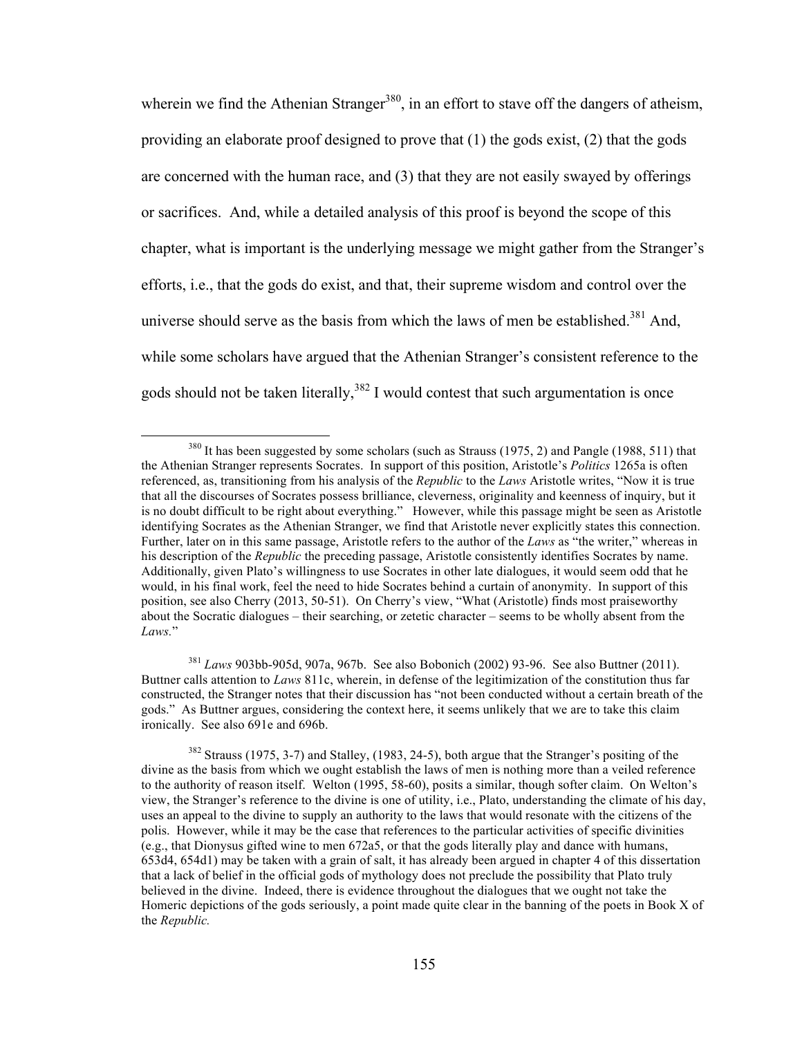wherein we find the Athenian Stranger[380], in an effort to stave off the dangers of atheism, providing an elaborate proof designed to prove that (1) the gods exist, (2) that the gods are concerned with the human race, and (3) that they are not easily swayed by offerings or sacrifices. And, while a detailed analysis of this proof is beyond the scope of this chapter, what is important is the underlying message we might gather from the Stranger's efforts, i.e., that the gods do exist, and that, their supreme wisdom and control over the universe should serve as the basis from which the laws of men be established.[381] And, while some scholars have argued that the Athenian Stranger's consistent reference to the gods should not be taken literally,[382] I would contest that such argumentation is once

---

[380] It has been suggested by some scholars (such as Strauss (1975, 2) and Pangle (1988, 511) that the Athenian Stranger represents Socrates. In support of this position, Aristotle's *Politics* 1265a is often referenced, as, transitioning from his analysis of the *Republic* to the *Laws* Aristotle writes, "Now it is true that all the discourses of Socrates possess brilliance, cleverness, originality and keenness of inquiry, but it is no doubt difficult to be right about everything." However, while this passage might be seen as Aristotle identifying Socrates as the Athenian Stranger, we find that Aristotle never explicitly states this connection. Further, later on in this same passage, Aristotle refers to the author of the *Laws* as "the writer," whereas in his description of the *Republic* the preceding passage, Aristotle consistently identifies Socrates by name. Additionally, given Plato's willingness to use Socrates in other late dialogues, it would seem odd that he would, in his final work, feel the need to hide Socrates behind a curtain of anonymity. In support of this position, see also Cherry (2013, 50-51). On Cherry's view, "What (Aristotle) finds most praiseworthy about the Socratic dialogues – their searching, or zetetic character – seems to be wholly absent from the *Laws.*"

[381] *Laws* 903bb-905d, 907a, 967b. See also Bobonich (2002) 93-96. See also Buttner (2011). Buttner calls attention to *Laws* 811c, wherein, in defense of the legitimization of the constitution thus far constructed, the Stranger notes that their discussion has "not been conducted without a certain breath of the gods." As Buttner argues, considering the context here, it seems unlikely that we are to take this claim ironically. See also 691e and 696b.

[382] Strauss (1975, 3-7) and Stalley, (1983, 24-5), both argue that the Stranger's positing of the divine as the basis from which we ought establish the laws of men is nothing more than a veiled reference to the authority of reason itself. Welton (1995, 58-60), posits a similar, though softer claim. On Welton's view, the Stranger's reference to the divine is one of utility, i.e., Plato, understanding the climate of his day, uses an appeal to the divine to supply an authority to the laws that would resonate with the citizens of the polis. However, while it may be the case that references to the particular activities of specific divinities (e.g., that Dionysus gifted wine to men 672a5, or that the gods literally play and dance with humans, 653d4, 654d1) may be taken with a grain of salt, it has already been argued in chapter 4 of this dissertation that a lack of belief in the official gods of mythology does not preclude the possibility that Plato truly believed in the divine. Indeed, there is evidence throughout the dialogues that we ought not take the Homeric depictions of the gods seriously, a point made quite clear in the banning of the poets in Book X of the *Republic.*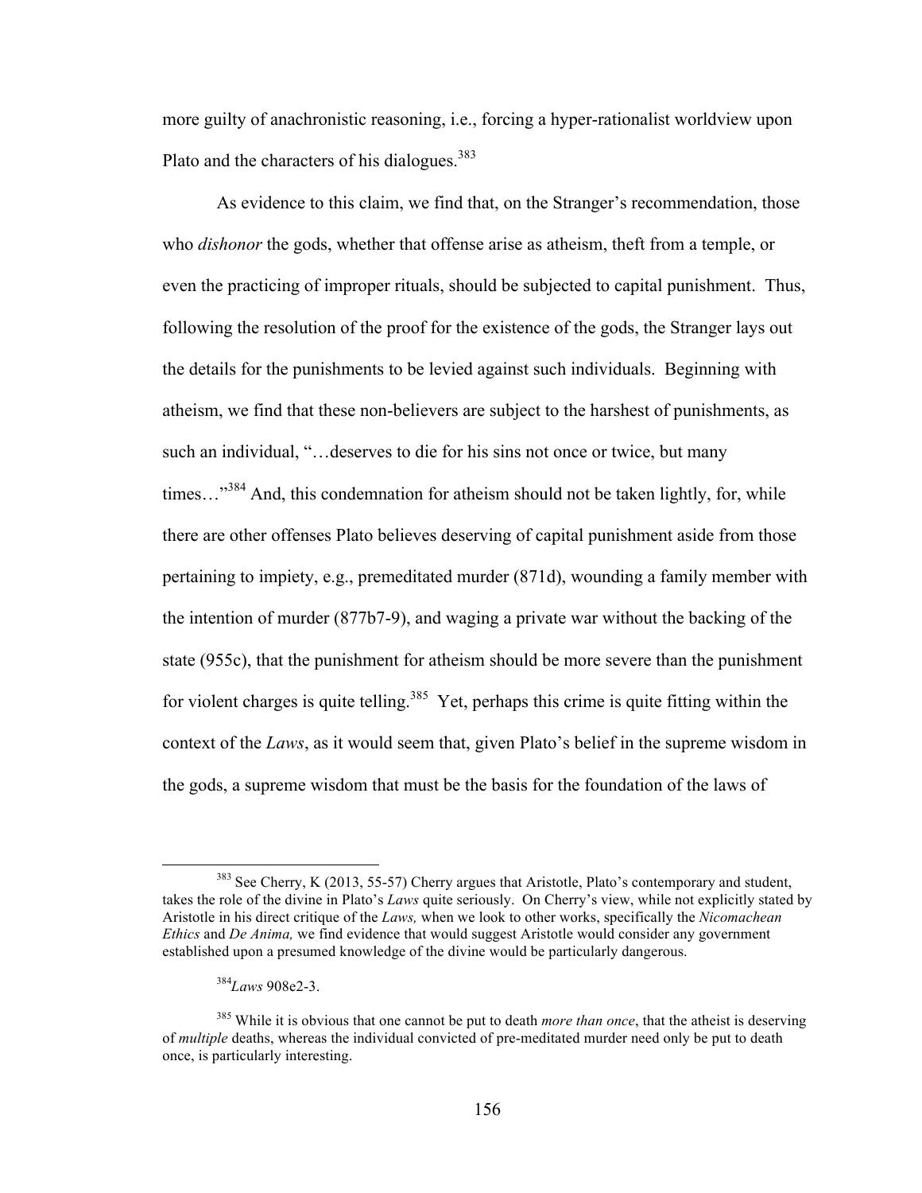more guilty of anachronistic reasoning, i.e., forcing a hyper-rationalist worldview upon Plato and the characters of his dialogues.[383]

As evidence to this claim, we find that, on the Stranger's recommendation, those who *dishonor* the gods, whether that offense arise as atheism, theft from a temple, or even the practicing of improper rituals, should be subjected to capital punishment. Thus, following the resolution of the proof for the existence of the gods, the Stranger lays out the details for the punishments to be levied against such individuals. Beginning with atheism, we find that these non-believers are subject to the harshest of punishments, as such an individual, "…deserves to die for his sins not once or twice, but many times…"[384] And, this condemnation for atheism should not be taken lightly, for, while there are other offenses Plato believes deserving of capital punishment aside from those pertaining to impiety, e.g., premeditated murder (871d), wounding a family member with the intention of murder (877b7-9), and waging a private war without the backing of the state (955c), that the punishment for atheism should be more severe than the punishment for violent charges is quite telling.[385] Yet, perhaps this crime is quite fitting within the context of the *Laws*, as it would seem that, given Plato's belief in the supreme wisdom in the gods, a supreme wisdom that must be the basis for the foundation of the laws of

---

[383] See Cherry, K (2013, 55-57) Cherry argues that Aristotle, Plato's contemporary and student, takes the role of the divine in Plato's *Laws* quite seriously. On Cherry's view, while not explicitly stated by Aristotle in his direct critique of the *Laws,* when we look to other works, specifically the *Nicomachean Ethics* and *De Anima,* we find evidence that would suggest Aristotle would consider any government established upon a presumed knowledge of the divine would be particularly dangerous.

[384] *Laws* 908e2-3.

[385] While it is obvious that one cannot be put to death *more than once*, that the atheist is deserving of *multiple* deaths, whereas the individual convicted of pre-meditated murder need only be put to death once, is particularly interesting.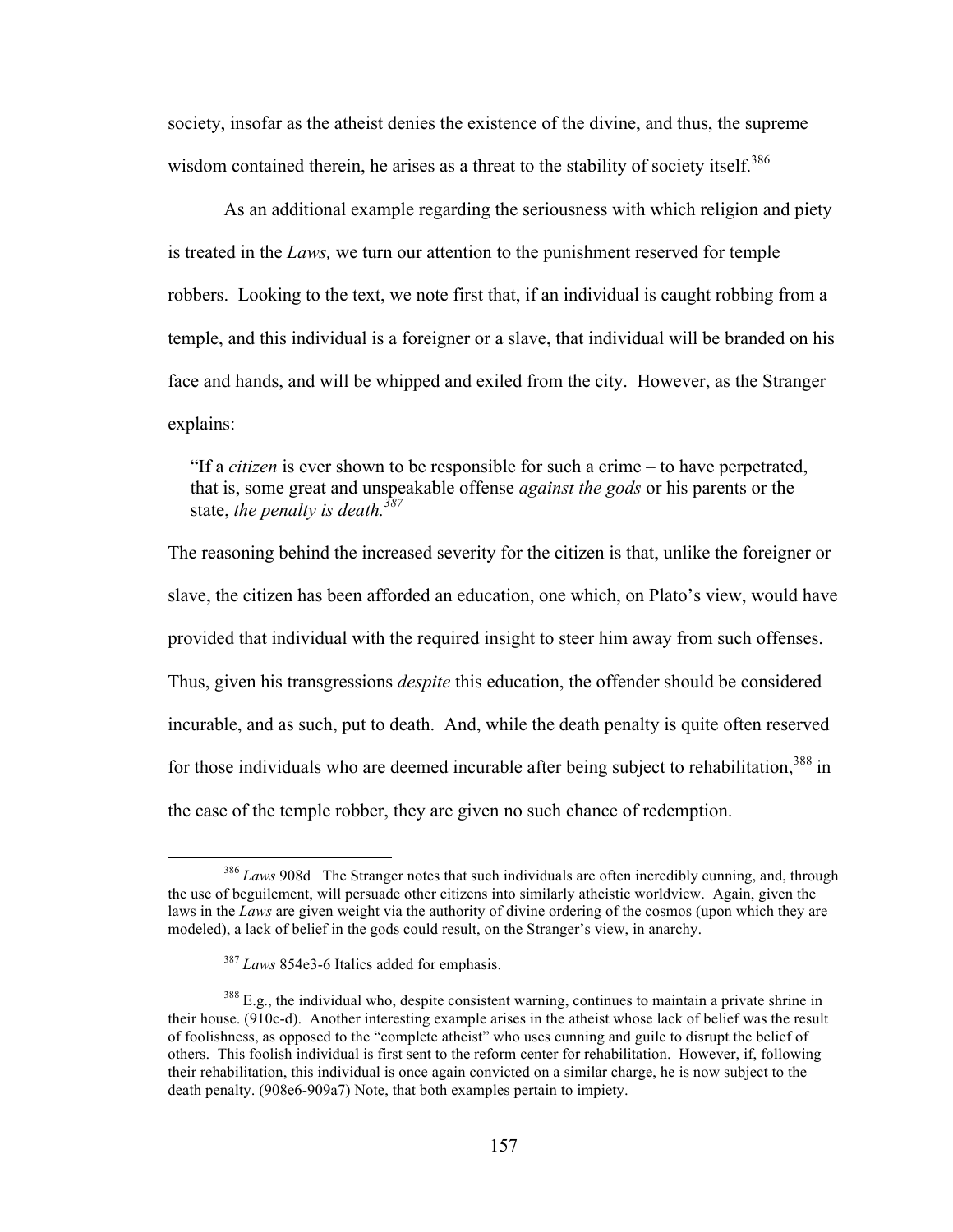society, insofar as the atheist denies the existence of the divine, and thus, the supreme wisdom contained therein, he arises as a threat to the stability of society itself.[386]

As an additional example regarding the seriousness with which religion and piety is treated in the *Laws,* we turn our attention to the punishment reserved for temple robbers. Looking to the text, we note first that, if an individual is caught robbing from a temple, and this individual is a foreigner or a slave, that individual will be branded on his face and hands, and will be whipped and exiled from the city. However, as the Stranger explains:

> "If a *citizen* is ever shown to be responsible for such a crime – to have perpetrated, that is, some great and unspeakable offense *against the gods* or his parents or the state, *the penalty is death.*[387]

The reasoning behind the increased severity for the citizen is that, unlike the foreigner or slave, the citizen has been afforded an education, one which, on Plato's view, would have provided that individual with the required insight to steer him away from such offenses. Thus, given his transgressions *despite* this education, the offender should be considered incurable, and as such, put to death. And, while the death penalty is quite often reserved for those individuals who are deemed incurable after being subject to rehabilitation,[388] in the case of the temple robber, they are given no such chance of redemption.

---

[386] *Laws* 908d The Stranger notes that such individuals are often incredibly cunning, and, through the use of beguilement, will persuade other citizens into similarly atheistic worldview. Again, given the laws in the *Laws* are given weight via the authority of divine ordering of the cosmos (upon which they are modeled), a lack of belief in the gods could result, on the Stranger's view, in anarchy.

[387] *Laws* 854e3-6 Italics added for emphasis.

[388] E.g., the individual who, despite consistent warning, continues to maintain a private shrine in their house. (910c-d). Another interesting example arises in the atheist whose lack of belief was the result of foolishness, as opposed to the "complete atheist" who uses cunning and guile to disrupt the belief of others. This foolish individual is first sent to the reform center for rehabilitation. However, if, following their rehabilitation, this individual is once again convicted on a similar charge, he is now subject to the death penalty. (908e6-909a7) Note, that both examples pertain to impiety.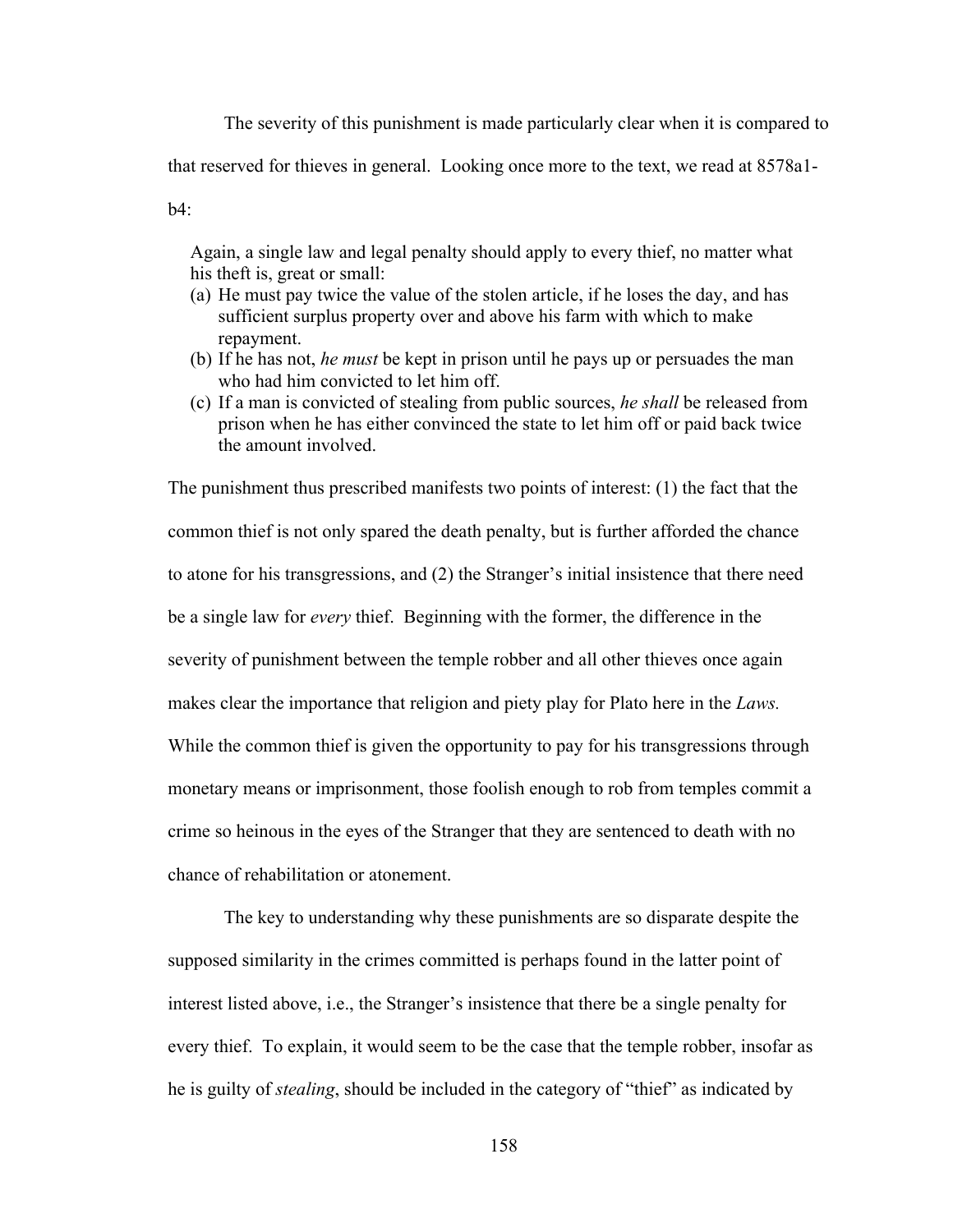The severity of this punishment is made particularly clear when it is compared to that reserved for thieves in general. Looking once more to the text, we read at 8578a1-b4:

> Again, a single law and legal penalty should apply to every thief, no matter what his theft is, great or small:
>
> (a) He must pay twice the value of the stolen article, if he loses the day, and has sufficient surplus property over and above his farm with which to make repayment.
>
> (b) If he has not, *he must* be kept in prison until he pays up or persuades the man who had him convicted to let him off.
>
> (c) If a man is convicted of stealing from public sources, *he shall* be released from prison when he has either convinced the state to let him off or paid back twice the amount involved.

The punishment thus prescribed manifests two points of interest: (1) the fact that the common thief is not only spared the death penalty, but is further afforded the chance to atone for his transgressions, and (2) the Stranger's initial insistence that there need be a single law for *every* thief. Beginning with the former, the difference in the severity of punishment between the temple robber and all other thieves once again makes clear the importance that religion and piety play for Plato here in the *Laws.* While the common thief is given the opportunity to pay for his transgressions through monetary means or imprisonment, those foolish enough to rob from temples commit a crime so heinous in the eyes of the Stranger that they are sentenced to death with no chance of rehabilitation or atonement.

The key to understanding why these punishments are so disparate despite the supposed similarity in the crimes committed is perhaps found in the latter point of interest listed above, i.e., the Stranger's insistence that there be a single penalty for every thief. To explain, it would seem to be the case that the temple robber, insofar as he is guilty of *stealing*, should be included in the category of "thief" as indicated by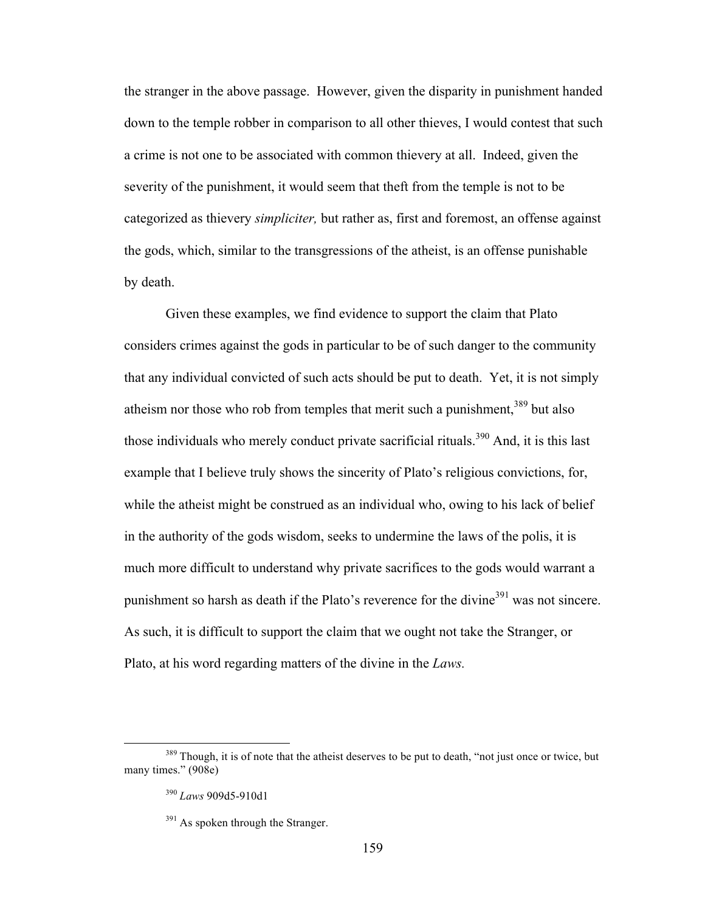the stranger in the above passage. However, given the disparity in punishment handed down to the temple robber in comparison to all other thieves, I would contest that such a crime is not one to be associated with common thievery at all. Indeed, given the severity of the punishment, it would seem that theft from the temple is not to be categorized as thievery *simpliciter,* but rather as, first and foremost, an offense against the gods, which, similar to the transgressions of the atheist, is an offense punishable by death.

Given these examples, we find evidence to support the claim that Plato considers crimes against the gods in particular to be of such danger to the community that any individual convicted of such acts should be put to death. Yet, it is not simply atheism nor those who rob from temples that merit such a punishment,[389] but also those individuals who merely conduct private sacrificial rituals.[390] And, it is this last example that I believe truly shows the sincerity of Plato's religious convictions, for, while the atheist might be construed as an individual who, owing to his lack of belief in the authority of the gods wisdom, seeks to undermine the laws of the polis, it is much more difficult to understand why private sacrifices to the gods would warrant a punishment so harsh as death if the Plato's reverence for the divine[391] was not sincere. As such, it is difficult to support the claim that we ought not take the Stranger, or Plato, at his word regarding matters of the divine in the *Laws.*

[389] Though, it is of note that the atheist deserves to be put to death, "not just once or twice, but many times." (908e)

[390] *Laws* 909d5-910d1

[391] As spoken through the Stranger.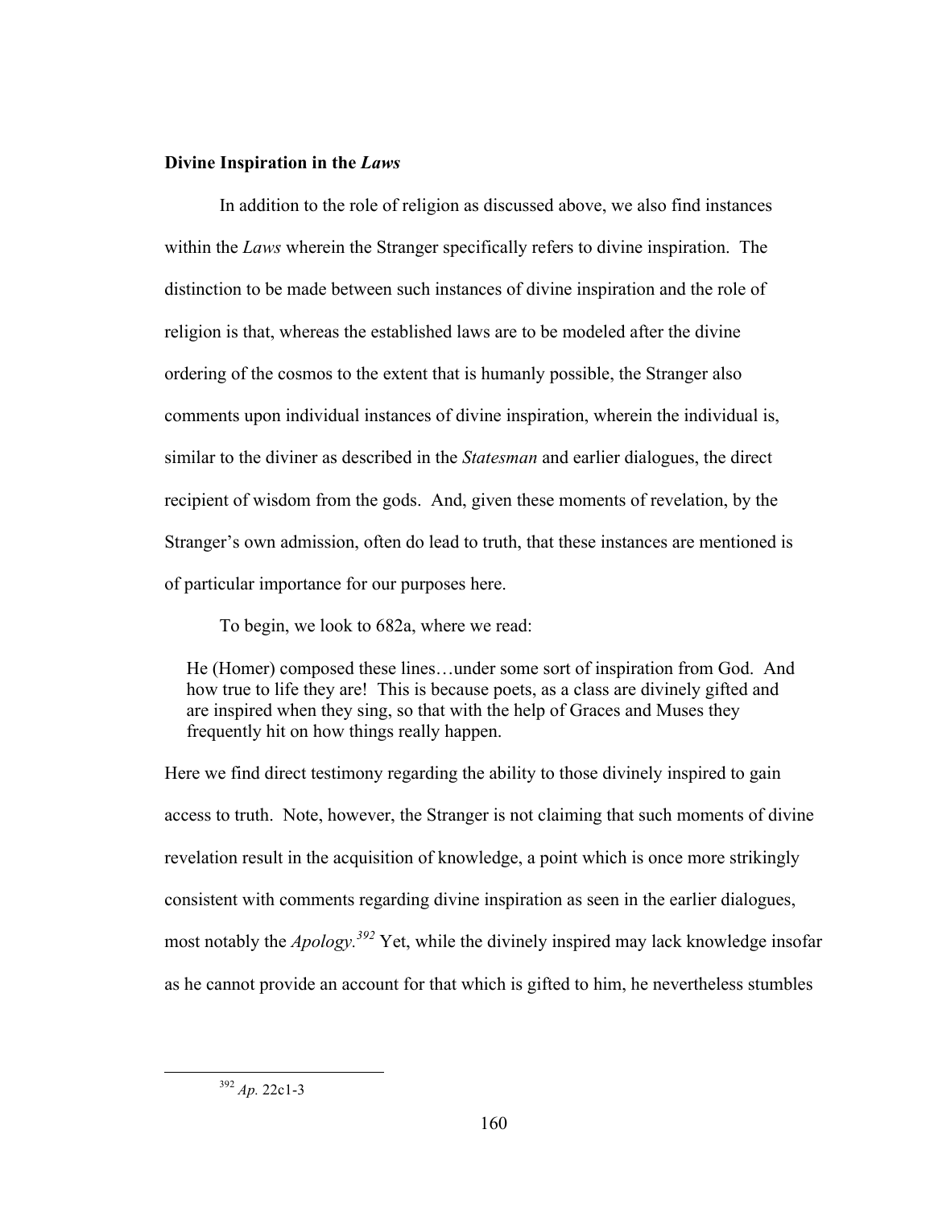**Divine Inspiration in the *Laws***

In addition to the role of religion as discussed above, we also find instances within the *Laws* wherein the Stranger specifically refers to divine inspiration. The distinction to be made between such instances of divine inspiration and the role of religion is that, whereas the established laws are to be modeled after the divine ordering of the cosmos to the extent that is humanly possible, the Stranger also comments upon individual instances of divine inspiration, wherein the individual is, similar to the diviner as described in the *Statesman* and earlier dialogues, the direct recipient of wisdom from the gods. And, given these moments of revelation, by the Stranger's own admission, often do lead to truth, that these instances are mentioned is of particular importance for our purposes here.

To begin, we look to 682a, where we read:

> He (Homer) composed these lines…under some sort of inspiration from God. And how true to life they are! This is because poets, as a class are divinely gifted and are inspired when they sing, so that with the help of Graces and Muses they frequently hit on how things really happen.

Here we find direct testimony regarding the ability to those divinely inspired to gain access to truth. Note, however, the Stranger is not claiming that such moments of divine revelation result in the acquisition of knowledge, a point which is once more strikingly consistent with comments regarding divine inspiration as seen in the earlier dialogues, most notably the *Apology.*[392] Yet, while the divinely inspired may lack knowledge insofar as he cannot provide an account for that which is gifted to him, he nevertheless stumbles

[392] *Ap.* 22c1-3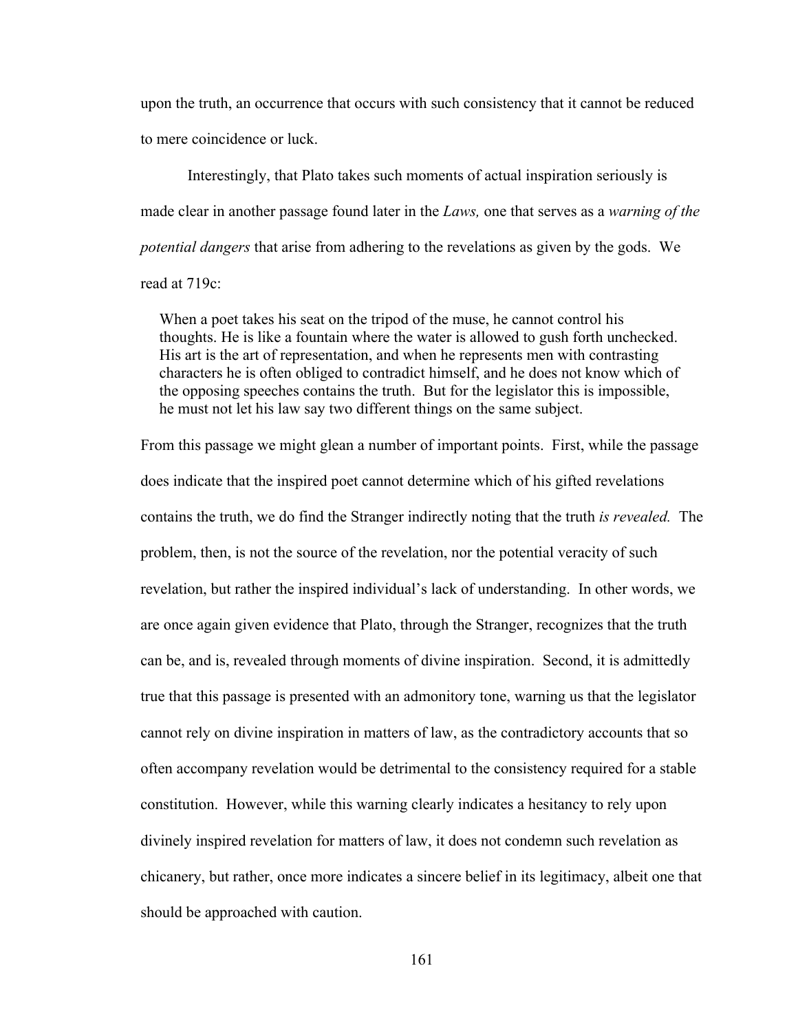upon the truth, an occurrence that occurs with such consistency that it cannot be reduced to mere coincidence or luck.

Interestingly, that Plato takes such moments of actual inspiration seriously is made clear in another passage found later in the *Laws,* one that serves as a *warning of the potential dangers* that arise from adhering to the revelations as given by the gods. We read at 719c:

> When a poet takes his seat on the tripod of the muse, he cannot control his thoughts. He is like a fountain where the water is allowed to gush forth unchecked. His art is the art of representation, and when he represents men with contrasting characters he is often obliged to contradict himself, and he does not know which of the opposing speeches contains the truth. But for the legislator this is impossible, he must not let his law say two different things on the same subject.

From this passage we might glean a number of important points. First, while the passage does indicate that the inspired poet cannot determine which of his gifted revelations contains the truth, we do find the Stranger indirectly noting that the truth *is revealed.* The problem, then, is not the source of the revelation, nor the potential veracity of such revelation, but rather the inspired individual's lack of understanding. In other words, we are once again given evidence that Plato, through the Stranger, recognizes that the truth can be, and is, revealed through moments of divine inspiration. Second, it is admittedly true that this passage is presented with an admonitory tone, warning us that the legislator cannot rely on divine inspiration in matters of law, as the contradictory accounts that so often accompany revelation would be detrimental to the consistency required for a stable constitution. However, while this warning clearly indicates a hesitancy to rely upon divinely inspired revelation for matters of law, it does not condemn such revelation as chicanery, but rather, once more indicates a sincere belief in its legitimacy, albeit one that should be approached with caution.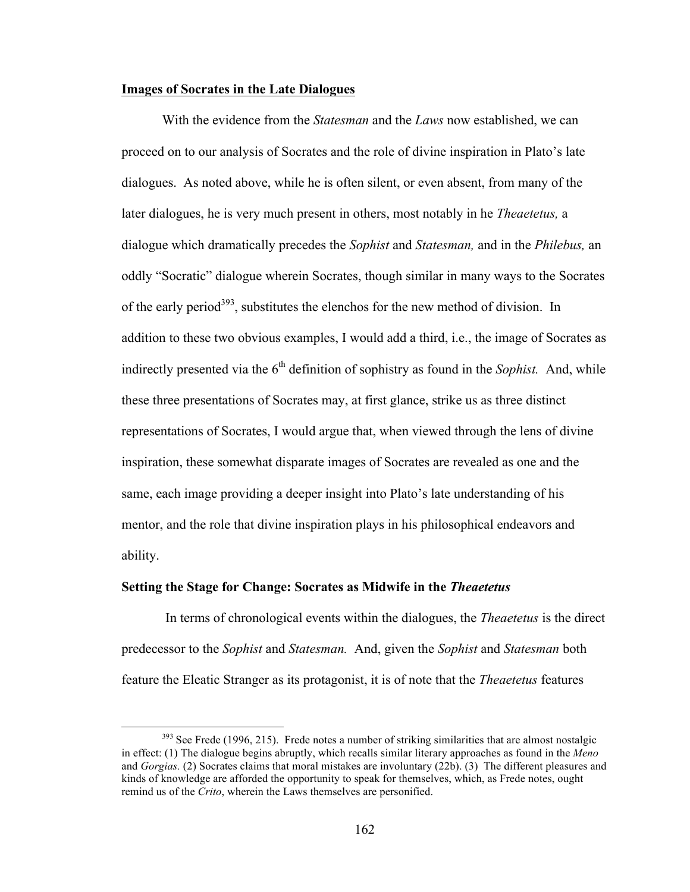**Images of Socrates in the Late Dialogues**

With the evidence from the *Statesman* and the *Laws* now established, we can proceed on to our analysis of Socrates and the role of divine inspiration in Plato's late dialogues. As noted above, while he is often silent, or even absent, from many of the later dialogues, he is very much present in others, most notably in he *Theaetetus,* a dialogue which dramatically precedes the *Sophist* and *Statesman,* and in the *Philebus,* an oddly "Socratic" dialogue wherein Socrates, though similar in many ways to the Socrates of the early period[393], substitutes the elenchos for the new method of division. In addition to these two obvious examples, I would add a third, i.e., the image of Socrates as indirectly presented via the 6th definition of sophistry as found in the *Sophist.* And, while these three presentations of Socrates may, at first glance, strike us as three distinct representations of Socrates, I would argue that, when viewed through the lens of divine inspiration, these somewhat disparate images of Socrates are revealed as one and the same, each image providing a deeper insight into Plato's late understanding of his mentor, and the role that divine inspiration plays in his philosophical endeavors and ability.

**Setting the Stage for Change: Socrates as Midwife in the *Theaetetus***

In terms of chronological events within the dialogues, the *Theaetetus* is the direct predecessor to the *Sophist* and *Statesman.* And, given the *Sophist* and *Statesman* both feature the Eleatic Stranger as its protagonist, it is of note that the *Theaetetus* features

[393] See Frede (1996, 215). Frede notes a number of striking similarities that are almost nostalgic in effect: (1) The dialogue begins abruptly, which recalls similar literary approaches as found in the *Meno* and *Gorgias.* (2) Socrates claims that moral mistakes are involuntary (22b). (3) The different pleasures and kinds of knowledge are afforded the opportunity to speak for themselves, which, as Frede notes, ought remind us of the *Crito*, wherein the Laws themselves are personified.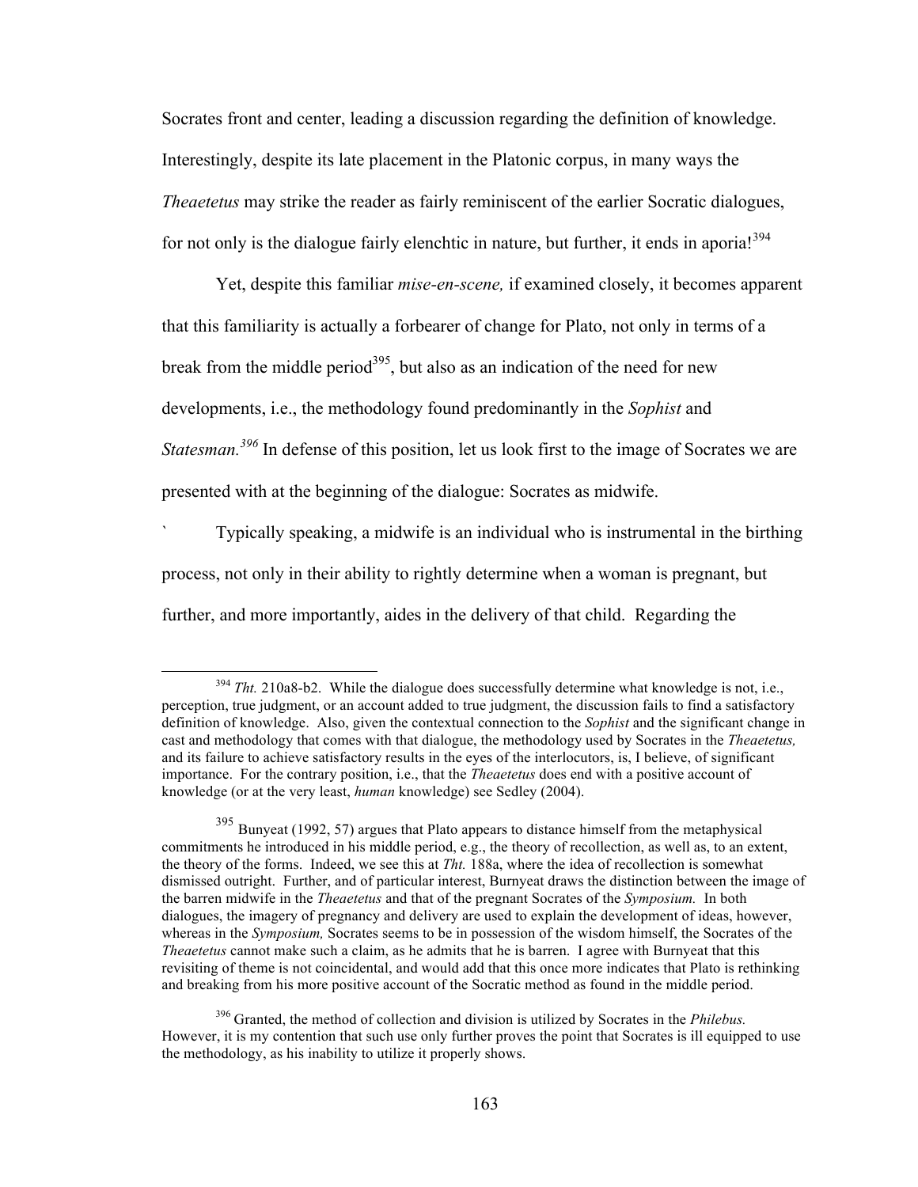Socrates front and center, leading a discussion regarding the definition of knowledge. Interestingly, despite its late placement in the Platonic corpus, in many ways the *Theaetetus* may strike the reader as fairly reminiscent of the earlier Socratic dialogues, for not only is the dialogue fairly elenchtic in nature, but further, it ends in aporia![394]

Yet, despite this familiar *mise-en-scene,* if examined closely, it becomes apparent that this familiarity is actually a forbearer of change for Plato, not only in terms of a break from the middle period[395], but also as an indication of the need for new developments, i.e., the methodology found predominantly in the *Sophist* and *Statesman.*[396] In defense of this position, let us look first to the image of Socrates we are presented with at the beginning of the dialogue: Socrates as midwife.

` Typically speaking, a midwife is an individual who is instrumental in the birthing process, not only in their ability to rightly determine when a woman is pregnant, but further, and more importantly, aides in the delivery of that child. Regarding the

---

[394] *Tht.* 210a8-b2. While the dialogue does successfully determine what knowledge is not, i.e., perception, true judgment, or an account added to true judgment, the discussion fails to find a satisfactory definition of knowledge. Also, given the contextual connection to the *Sophist* and the significant change in cast and methodology that comes with that dialogue, the methodology used by Socrates in the *Theaetetus,* and its failure to achieve satisfactory results in the eyes of the interlocutors, is, I believe, of significant importance. For the contrary position, i.e., that the *Theaetetus* does end with a positive account of knowledge (or at the very least, *human* knowledge) see Sedley (2004).

[395] Bunyeat (1992, 57) argues that Plato appears to distance himself from the metaphysical commitments he introduced in his middle period, e.g., the theory of recollection, as well as, to an extent, the theory of the forms. Indeed, we see this at *Tht.* 188a, where the idea of recollection is somewhat dismissed outright. Further, and of particular interest, Burnyeat draws the distinction between the image of the barren midwife in the *Theaetetus* and that of the pregnant Socrates of the *Symposium.* In both dialogues, the imagery of pregnancy and delivery are used to explain the development of ideas, however, whereas in the *Symposium,* Socrates seems to be in possession of the wisdom himself, the Socrates of the *Theaetetus* cannot make such a claim, as he admits that he is barren. I agree with Burnyeat that this revisiting of theme is not coincidental, and would add that this once more indicates that Plato is rethinking and breaking from his more positive account of the Socratic method as found in the middle period.

[396] Granted, the method of collection and division is utilized by Socrates in the *Philebus.* However, it is my contention that such use only further proves the point that Socrates is ill equipped to use the methodology, as his inability to utilize it properly shows.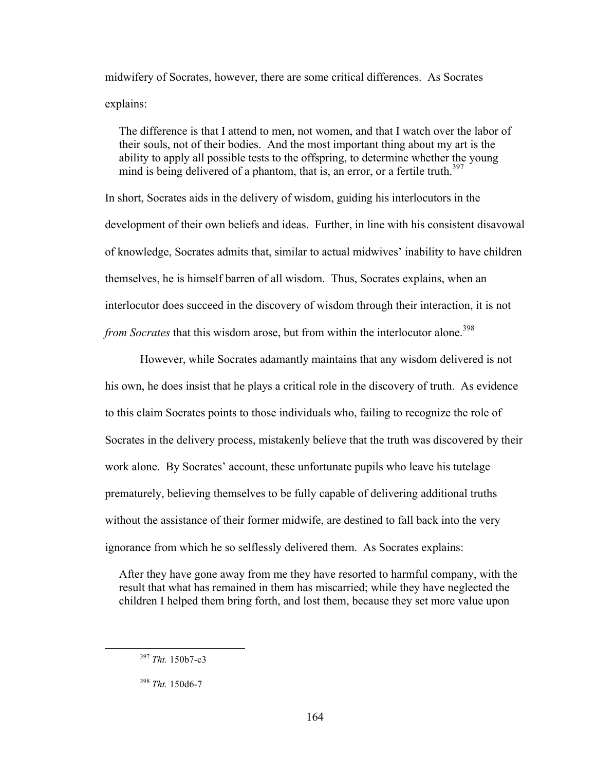midwifery of Socrates, however, there are some critical differences. As Socrates explains:

> The difference is that I attend to men, not women, and that I watch over the labor of their souls, not of their bodies. And the most important thing about my art is the ability to apply all possible tests to the offspring, to determine whether the young mind is being delivered of a phantom, that is, an error, or a fertile truth.[397]

In short, Socrates aids in the delivery of wisdom, guiding his interlocutors in the development of their own beliefs and ideas. Further, in line with his consistent disavowal of knowledge, Socrates admits that, similar to actual midwives' inability to have children themselves, he is himself barren of all wisdom. Thus, Socrates explains, when an interlocutor does succeed in the discovery of wisdom through their interaction, it is not *from Socrates* that this wisdom arose, but from within the interlocutor alone.[398]

However, while Socrates adamantly maintains that any wisdom delivered is not his own, he does insist that he plays a critical role in the discovery of truth. As evidence to this claim Socrates points to those individuals who, failing to recognize the role of Socrates in the delivery process, mistakenly believe that the truth was discovered by their work alone. By Socrates' account, these unfortunate pupils who leave his tutelage prematurely, believing themselves to be fully capable of delivering additional truths without the assistance of their former midwife, are destined to fall back into the very ignorance from which he so selflessly delivered them. As Socrates explains:

> After they have gone away from me they have resorted to harmful company, with the result that what has remained in them has miscarried; while they have neglected the children I helped them bring forth, and lost them, because they set more value upon

[397] *Tht.* 150b7-c3

[398] *Tht.* 150d6-7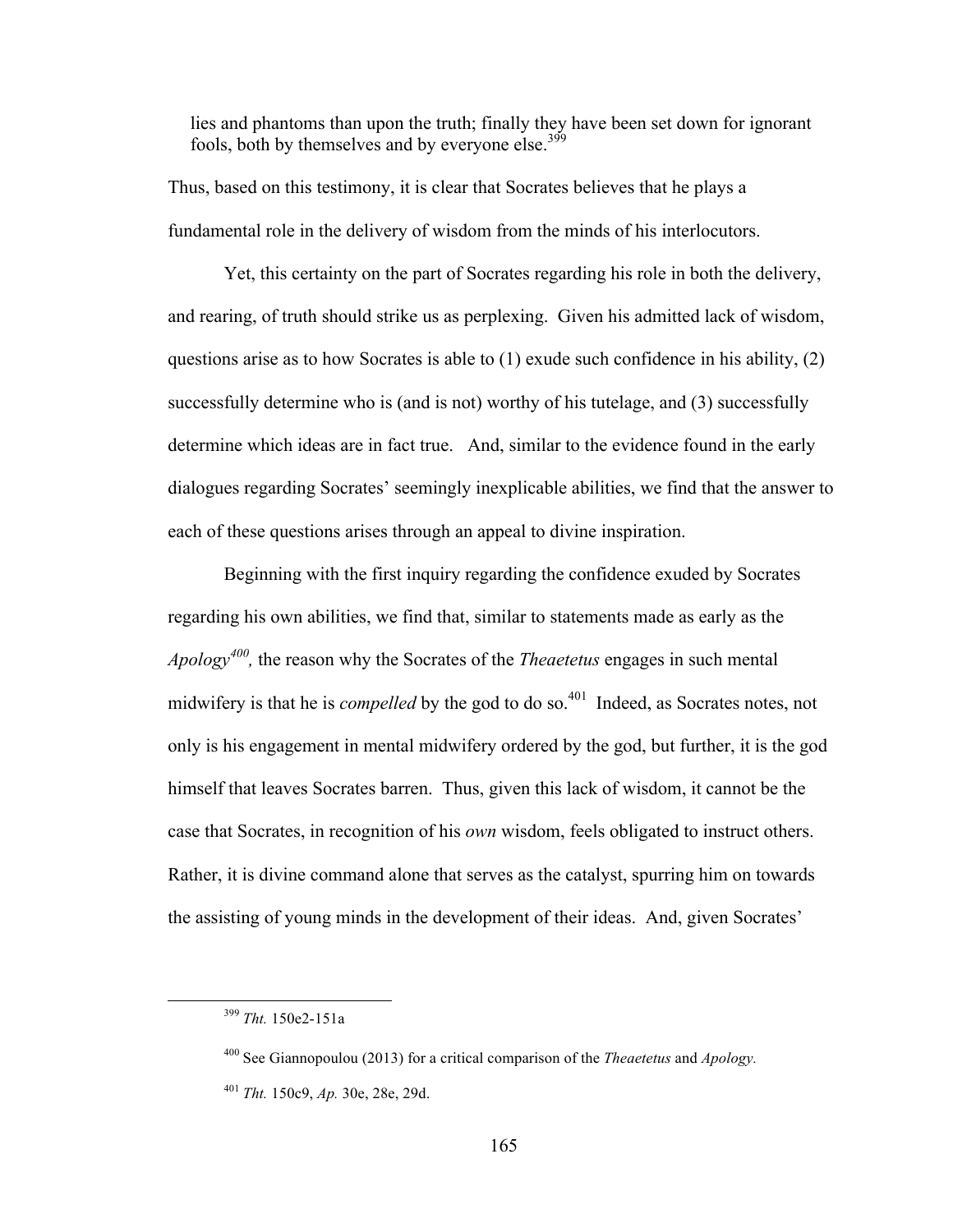> lies and phantoms than upon the truth; finally they have been set down for ignorant fools, both by themselves and by everyone else.[399]

Thus, based on this testimony, it is clear that Socrates believes that he plays a fundamental role in the delivery of wisdom from the minds of his interlocutors.

Yet, this certainty on the part of Socrates regarding his role in both the delivery, and rearing, of truth should strike us as perplexing. Given his admitted lack of wisdom, questions arise as to how Socrates is able to (1) exude such confidence in his ability, (2) successfully determine who is (and is not) worthy of his tutelage, and (3) successfully determine which ideas are in fact true. And, similar to the evidence found in the early dialogues regarding Socrates' seemingly inexplicable abilities, we find that the answer to each of these questions arises through an appeal to divine inspiration.

Beginning with the first inquiry regarding the confidence exuded by Socrates regarding his own abilities, we find that, similar to statements made as early as the *Apology*[400], the reason why the Socrates of the *Theaetetus* engages in such mental midwifery is that he is *compelled* by the god to do so.[401] Indeed, as Socrates notes, not only is his engagement in mental midwifery ordered by the god, but further, it is the god himself that leaves Socrates barren. Thus, given this lack of wisdom, it cannot be the case that Socrates, in recognition of his *own* wisdom, feels obligated to instruct others. Rather, it is divine command alone that serves as the catalyst, spurring him on towards the assisting of young minds in the development of their ideas. And, given Socrates'

---

[399] *Tht.* 150e2-151a

[400] See Giannopoulou (2013) for a critical comparison of the *Theaetetus* and *Apology.*

[401] *Tht.* 150c9, *Ap.* 30e, 28e, 29d.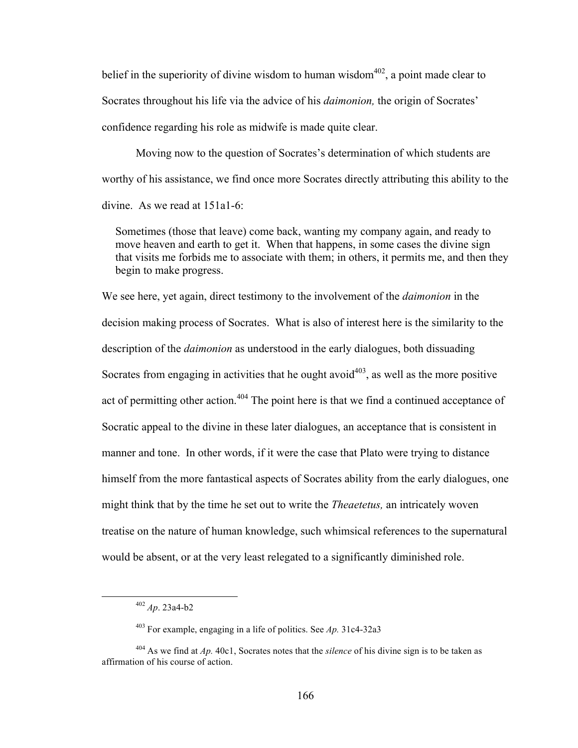belief in the superiority of divine wisdom to human wisdom[402], a point made clear to Socrates throughout his life via the advice of his *daimonion,* the origin of Socrates' confidence regarding his role as midwife is made quite clear.

Moving now to the question of Socrates's determination of which students are worthy of his assistance, we find once more Socrates directly attributing this ability to the divine. As we read at 151a1-6:

> Sometimes (those that leave) come back, wanting my company again, and ready to move heaven and earth to get it. When that happens, in some cases the divine sign that visits me forbids me to associate with them; in others, it permits me, and then they begin to make progress.

We see here, yet again, direct testimony to the involvement of the *daimonion* in the decision making process of Socrates. What is also of interest here is the similarity to the description of the *daimonion* as understood in the early dialogues, both dissuading Socrates from engaging in activities that he ought avoid[403], as well as the more positive act of permitting other action.[404] The point here is that we find a continued acceptance of Socratic appeal to the divine in these later dialogues, an acceptance that is consistent in manner and tone. In other words, if it were the case that Plato were trying to distance himself from the more fantastical aspects of Socrates ability from the early dialogues, one might think that by the time he set out to write the *Theaetetus,* an intricately woven treatise on the nature of human knowledge, such whimsical references to the supernatural would be absent, or at the very least relegated to a significantly diminished role.

---

[402] *Ap*. 23a4-b2

[403] For example, engaging in a life of politics. See *Ap.* 31c4-32a3

[404] As we find at *Ap.* 40c1, Socrates notes that the *silence* of his divine sign is to be taken as affirmation of his course of action.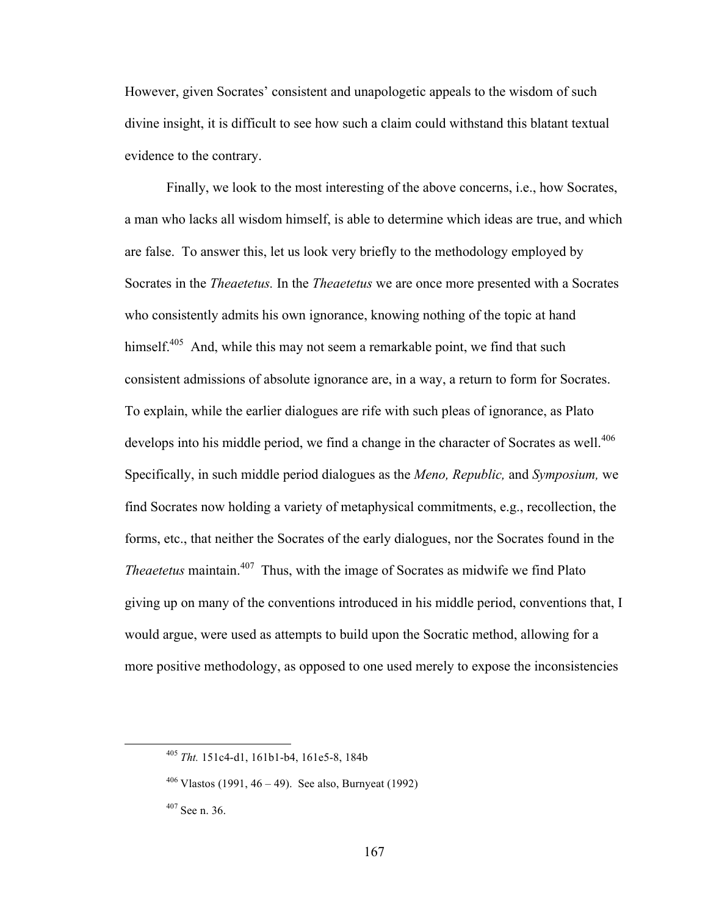However, given Socrates' consistent and unapologetic appeals to the wisdom of such divine insight, it is difficult to see how such a claim could withstand this blatant textual evidence to the contrary.

Finally, we look to the most interesting of the above concerns, i.e., how Socrates, a man who lacks all wisdom himself, is able to determine which ideas are true, and which are false. To answer this, let us look very briefly to the methodology employed by Socrates in the *Theaetetus.* In the *Theaetetus* we are once more presented with a Socrates who consistently admits his own ignorance, knowing nothing of the topic at hand himself.[405] And, while this may not seem a remarkable point, we find that such consistent admissions of absolute ignorance are, in a way, a return to form for Socrates. To explain, while the earlier dialogues are rife with such pleas of ignorance, as Plato develops into his middle period, we find a change in the character of Socrates as well.[406] Specifically, in such middle period dialogues as the *Meno, Republic,* and *Symposium,* we find Socrates now holding a variety of metaphysical commitments, e.g., recollection, the forms, etc., that neither the Socrates of the early dialogues, nor the Socrates found in the *Theaetetus* maintain.[407] Thus, with the image of Socrates as midwife we find Plato giving up on many of the conventions introduced in his middle period, conventions that, I would argue, were used as attempts to build upon the Socratic method, allowing for a more positive methodology, as opposed to one used merely to expose the inconsistencies

---

[405] *Tht.* 151c4-d1, 161b1-b4, 161e5-8, 184b

[406] Vlastos (1991, 46 – 49). See also, Burnyeat (1992)

[407] See n. 36.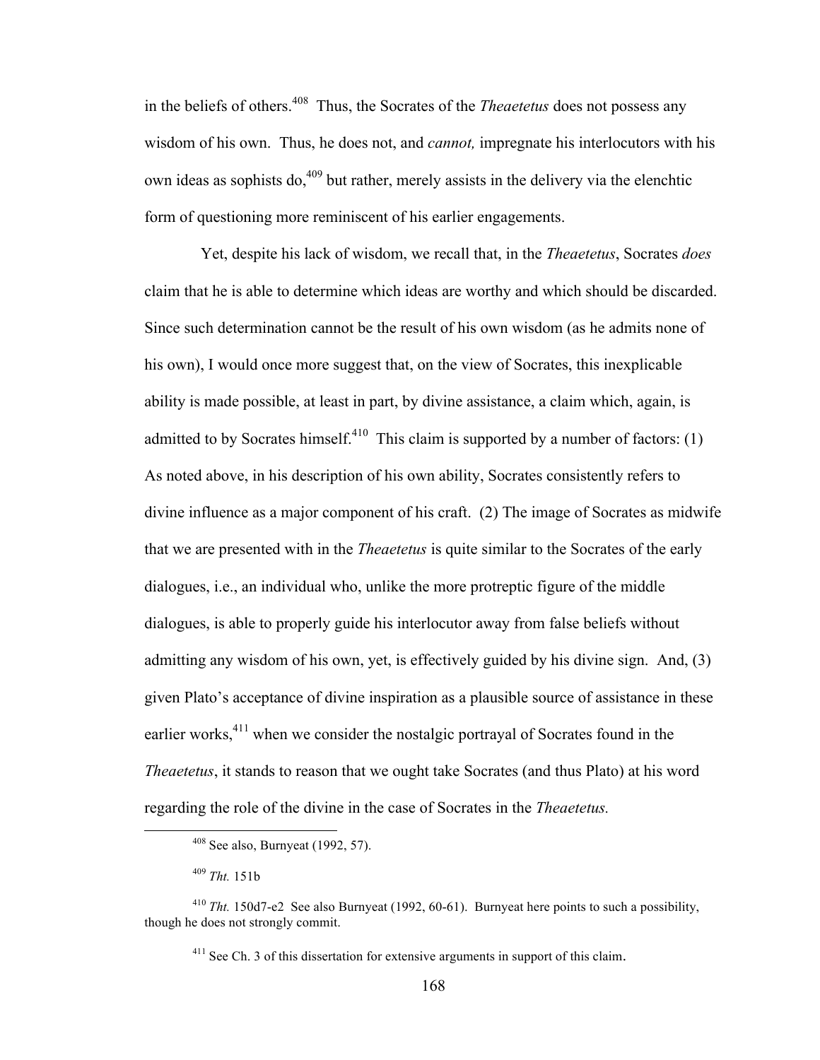in the beliefs of others.[408] Thus, the Socrates of the *Theaetetus* does not possess any wisdom of his own. Thus, he does not, and *cannot,* impregnate his interlocutors with his own ideas as sophists do,[409] but rather, merely assists in the delivery via the elenchtic form of questioning more reminiscent of his earlier engagements.

Yet, despite his lack of wisdom, we recall that, in the *Theaetetus*, Socrates *does* claim that he is able to determine which ideas are worthy and which should be discarded. Since such determination cannot be the result of his own wisdom (as he admits none of his own), I would once more suggest that, on the view of Socrates, this inexplicable ability is made possible, at least in part, by divine assistance, a claim which, again, is admitted to by Socrates himself.[410] This claim is supported by a number of factors: (1) As noted above, in his description of his own ability, Socrates consistently refers to divine influence as a major component of his craft. (2) The image of Socrates as midwife that we are presented with in the *Theaetetus* is quite similar to the Socrates of the early dialogues, i.e., an individual who, unlike the more protreptic figure of the middle dialogues, is able to properly guide his interlocutor away from false beliefs without admitting any wisdom of his own, yet, is effectively guided by his divine sign. And, (3) given Plato's acceptance of divine inspiration as a plausible source of assistance in these earlier works,[411] when we consider the nostalgic portrayal of Socrates found in the *Theaetetus*, it stands to reason that we ought take Socrates (and thus Plato) at his word regarding the role of the divine in the case of Socrates in the *Theaetetus.*

---

[408] See also, Burnyeat (1992, 57).

[409] *Tht.* 151b

[410] *Tht.* 150d7-e2 See also Burnyeat (1992, 60-61). Burnyeat here points to such a possibility, though he does not strongly commit.

[411] See Ch. 3 of this dissertation for extensive arguments in support of this claim.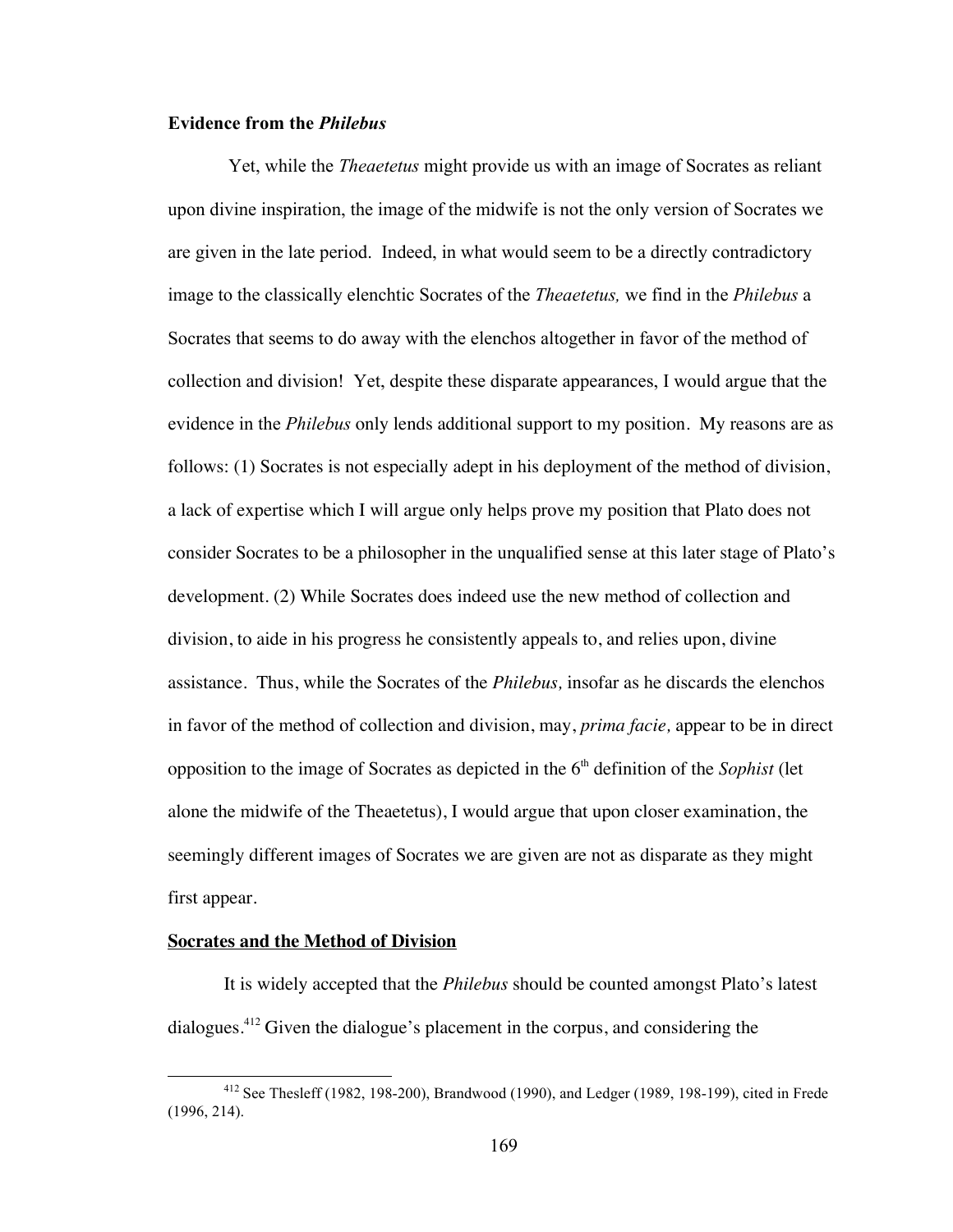**Evidence from the *Philebus***

Yet, while the *Theaetetus* might provide us with an image of Socrates as reliant upon divine inspiration, the image of the midwife is not the only version of Socrates we are given in the late period. Indeed, in what would seem to be a directly contradictory image to the classically elenchtic Socrates of the *Theaetetus,* we find in the *Philebus* a Socrates that seems to do away with the elenchos altogether in favor of the method of collection and division! Yet, despite these disparate appearances, I would argue that the evidence in the *Philebus* only lends additional support to my position. My reasons are as follows: (1) Socrates is not especially adept in his deployment of the method of division, a lack of expertise which I will argue only helps prove my position that Plato does not consider Socrates to be a philosopher in the unqualified sense at this later stage of Plato's development. (2) While Socrates does indeed use the new method of collection and division, to aide in his progress he consistently appeals to, and relies upon, divine assistance. Thus, while the Socrates of the *Philebus,* insofar as he discards the elenchos in favor of the method of collection and division, may, *prima facie,* appear to be in direct opposition to the image of Socrates as depicted in the 6th definition of the *Sophist* (let alone the midwife of the Theaetetus), I would argue that upon closer examination, the seemingly different images of Socrates we are given are not as disparate as they might first appear.

**Socrates and the Method of Division**

It is widely accepted that the *Philebus* should be counted amongst Plato's latest dialogues.[412] Given the dialogue's placement in the corpus, and considering the

---

[412] See Thesleff (1982, 198-200), Brandwood (1990), and Ledger (1989, 198-199), cited in Frede (1996, 214).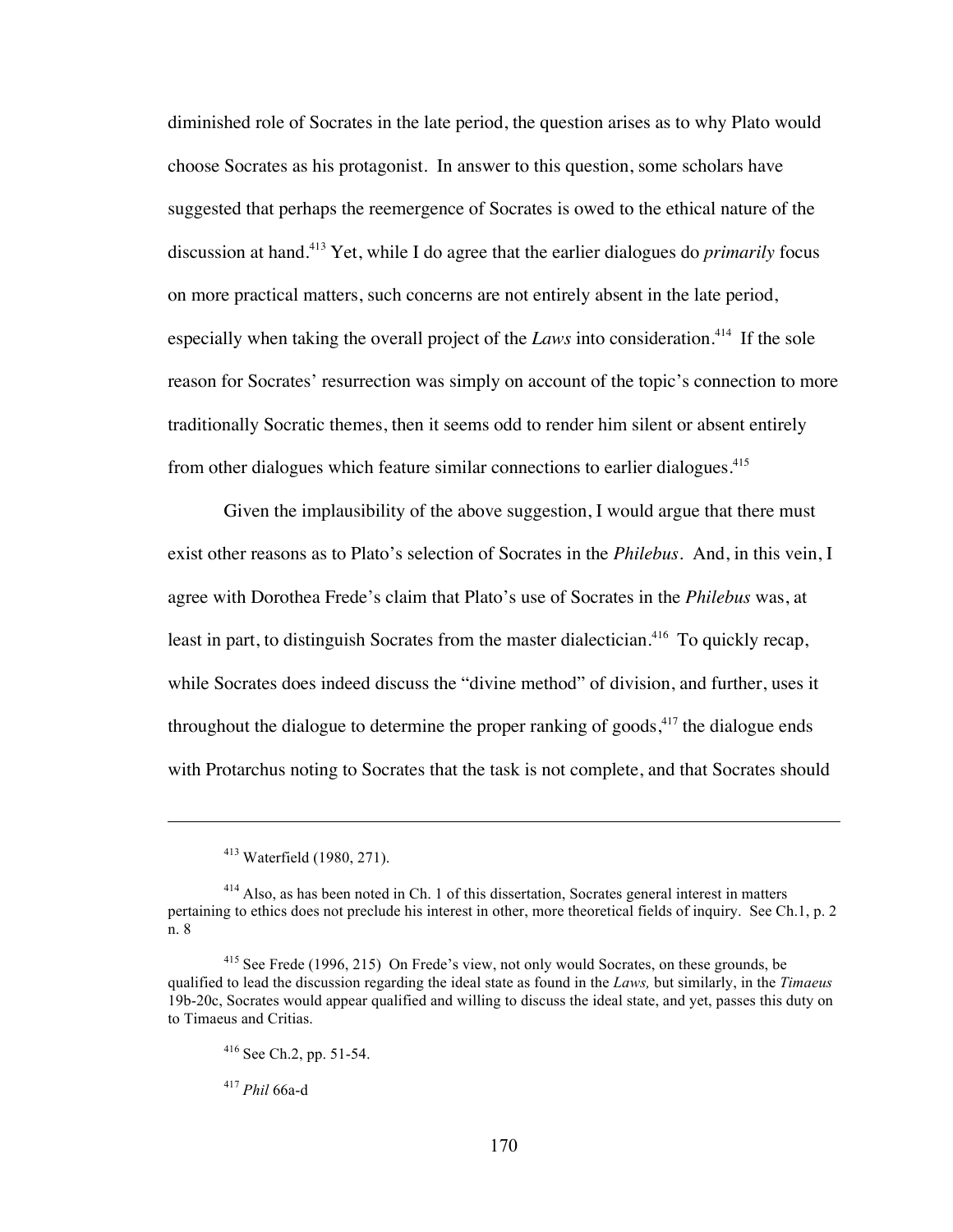diminished role of Socrates in the late period, the question arises as to why Plato would choose Socrates as his protagonist. In answer to this question, some scholars have suggested that perhaps the reemergence of Socrates is owed to the ethical nature of the discussion at hand.[413] Yet, while I do agree that the earlier dialogues do *primarily* focus on more practical matters, such concerns are not entirely absent in the late period, especially when taking the overall project of the *Laws* into consideration.[414] If the sole reason for Socrates' resurrection was simply on account of the topic's connection to more traditionally Socratic themes, then it seems odd to render him silent or absent entirely from other dialogues which feature similar connections to earlier dialogues.[415]

Given the implausibility of the above suggestion, I would argue that there must exist other reasons as to Plato's selection of Socrates in the *Philebus*. And, in this vein, I agree with Dorothea Frede's claim that Plato's use of Socrates in the *Philebus* was, at least in part, to distinguish Socrates from the master dialectician.[416] To quickly recap, while Socrates does indeed discuss the "divine method" of division, and further, uses it throughout the dialogue to determine the proper ranking of goods,[417] the dialogue ends with Protarchus noting to Socrates that the task is not complete, and that Socrates should

---

[413] Waterfield (1980, 271).

[414] Also, as has been noted in Ch. 1 of this dissertation, Socrates general interest in matters pertaining to ethics does not preclude his interest in other, more theoretical fields of inquiry. See Ch.1, p. 2 n. 8

[415] See Frede (1996, 215) On Frede's view, not only would Socrates, on these grounds, be qualified to lead the discussion regarding the ideal state as found in the *Laws,* but similarly, in the *Timaeus* 19b-20c, Socrates would appear qualified and willing to discuss the ideal state, and yet, passes this duty on to Timaeus and Critias.

[416] See Ch.2, pp. 51-54.

[417] *Phil* 66a-d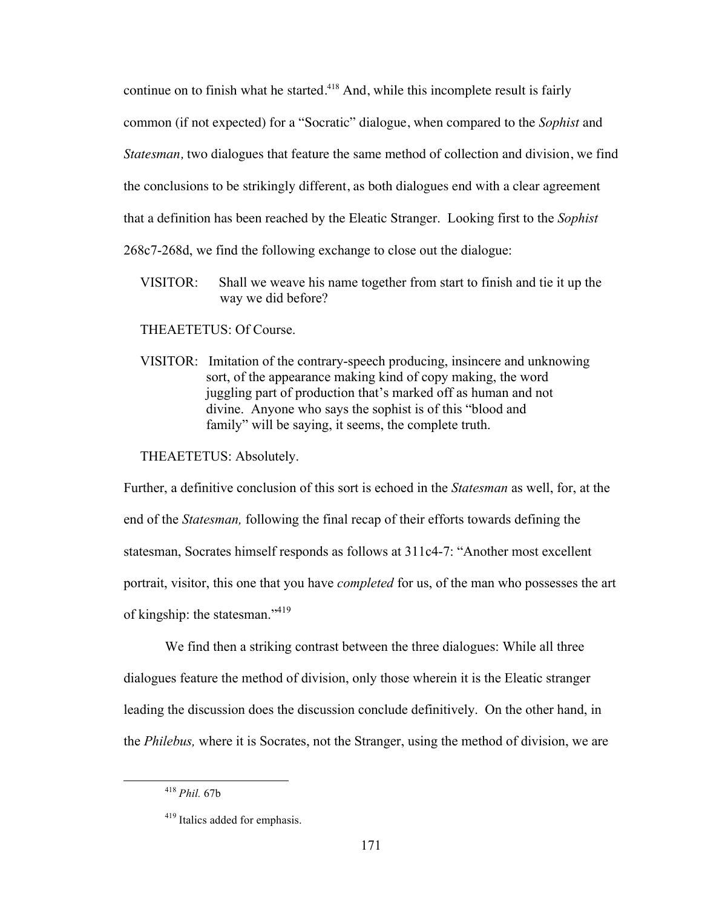continue on to finish what he started.[418] And, while this incomplete result is fairly common (if not expected) for a "Socratic" dialogue, when compared to the *Sophist* and *Statesman,* two dialogues that feature the same method of collection and division, we find the conclusions to be strikingly different, as both dialogues end with a clear agreement that a definition has been reached by the Eleatic Stranger. Looking first to the *Sophist* 268c7-268d, we find the following exchange to close out the dialogue:

> VISITOR: Shall we weave his name together from start to finish and tie it up the way we did before?
>
> THEAETETUS: Of Course.
>
> VISITOR: Imitation of the contrary-speech producing, insincere and unknowing sort, of the appearance making kind of copy making, the word juggling part of production that's marked off as human and not divine. Anyone who says the sophist is of this "blood and family" will be saying, it seems, the complete truth.
>
> THEAETETUS: Absolutely.

Further, a definitive conclusion of this sort is echoed in the *Statesman* as well, for, at the end of the *Statesman,* following the final recap of their efforts towards defining the statesman, Socrates himself responds as follows at 311c4-7: "Another most excellent portrait, visitor, this one that you have *completed* for us, of the man who possesses the art of kingship: the statesman."[419]

We find then a striking contrast between the three dialogues: While all three dialogues feature the method of division, only those wherein it is the Eleatic stranger leading the discussion does the discussion conclude definitively. On the other hand, in the *Philebus,* where it is Socrates, not the Stranger, using the method of division, we are

---

[418] *Phil.* 67b

[419] Italics added for emphasis.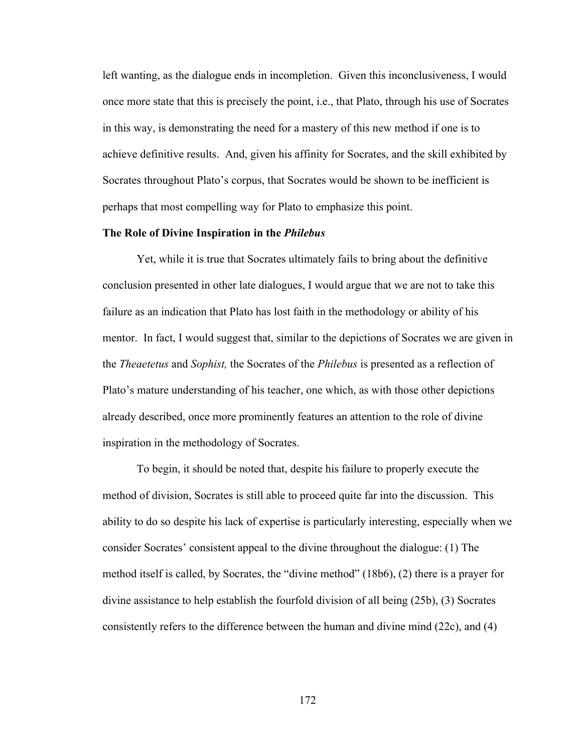left wanting, as the dialogue ends in incompletion. Given this inconclusiveness, I would once more state that this is precisely the point, i.e., that Plato, through his use of Socrates in this way, is demonstrating the need for a mastery of this new method if one is to achieve definitive results. And, given his affinity for Socrates, and the skill exhibited by Socrates throughout Plato's corpus, that Socrates would be shown to be inefficient is perhaps that most compelling way for Plato to emphasize this point.

**The Role of Divine Inspiration in the *Philebus***

Yet, while it is true that Socrates ultimately fails to bring about the definitive conclusion presented in other late dialogues, I would argue that we are not to take this failure as an indication that Plato has lost faith in the methodology or ability of his mentor. In fact, I would suggest that, similar to the depictions of Socrates we are given in the *Theaetetus* and *Sophist,* the Socrates of the *Philebus* is presented as a reflection of Plato's mature understanding of his teacher, one which, as with those other depictions already described, once more prominently features an attention to the role of divine inspiration in the methodology of Socrates.

To begin, it should be noted that, despite his failure to properly execute the method of division, Socrates is still able to proceed quite far into the discussion. This ability to do so despite his lack of expertise is particularly interesting, especially when we consider Socrates' consistent appeal to the divine throughout the dialogue: (1) The method itself is called, by Socrates, the "divine method" (18b6), (2) there is a prayer for divine assistance to help establish the fourfold division of all being (25b), (3) Socrates consistently refers to the difference between the human and divine mind (22c), and (4)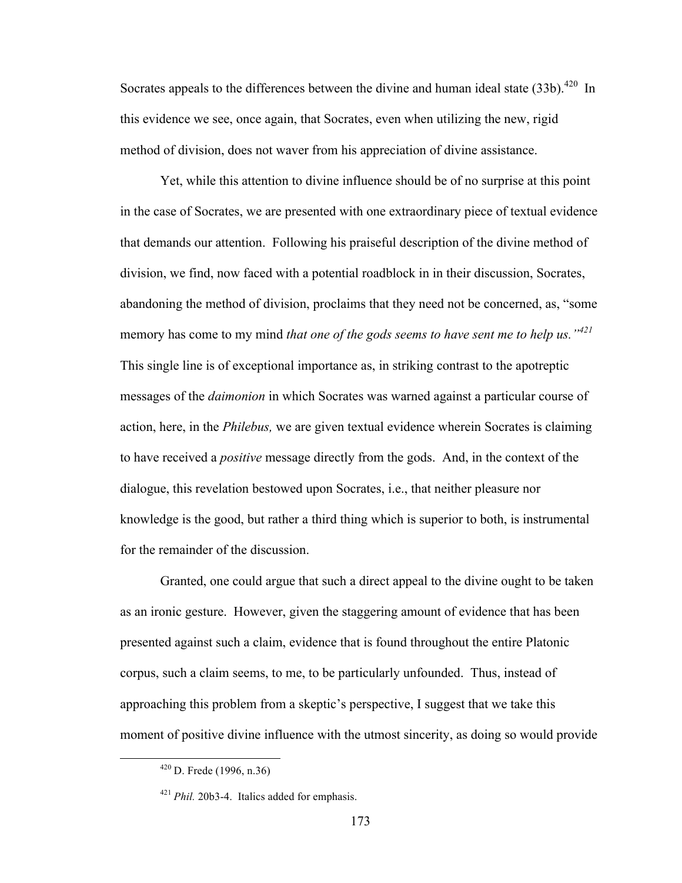Socrates appeals to the differences between the divine and human ideal state (33b).[420] In this evidence we see, once again, that Socrates, even when utilizing the new, rigid method of division, does not waver from his appreciation of divine assistance.

Yet, while this attention to divine influence should be of no surprise at this point in the case of Socrates, we are presented with one extraordinary piece of textual evidence that demands our attention. Following his praiseful description of the divine method of division, we find, now faced with a potential roadblock in in their discussion, Socrates, abandoning the method of division, proclaims that they need not be concerned, as, "some memory has come to my mind *that one of the gods seems to have sent me to help us.*"[421] This single line is of exceptional importance as, in striking contrast to the apotreptic messages of the *daimonion* in which Socrates was warned against a particular course of action, here, in the *Philebus,* we are given textual evidence wherein Socrates is claiming to have received a *positive* message directly from the gods. And, in the context of the dialogue, this revelation bestowed upon Socrates, i.e., that neither pleasure nor knowledge is the good, but rather a third thing which is superior to both, is instrumental for the remainder of the discussion.

Granted, one could argue that such a direct appeal to the divine ought to be taken as an ironic gesture. However, given the staggering amount of evidence that has been presented against such a claim, evidence that is found throughout the entire Platonic corpus, such a claim seems, to me, to be particularly unfounded. Thus, instead of approaching this problem from a skeptic's perspective, I suggest that we take this moment of positive divine influence with the utmost sincerity, as doing so would provide

[420] D. Frede (1996, n.36)

[421] *Phil.* 20b3-4. Italics added for emphasis.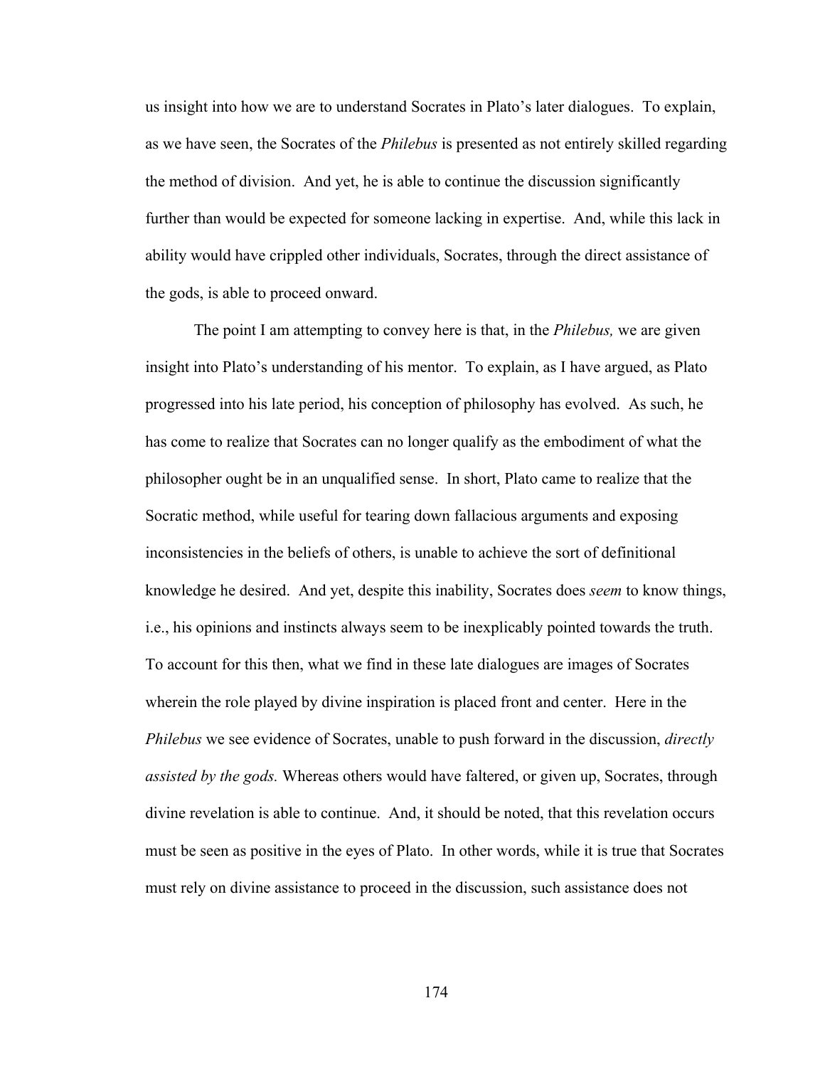us insight into how we are to understand Socrates in Plato's later dialogues. To explain, as we have seen, the Socrates of the *Philebus* is presented as not entirely skilled regarding the method of division. And yet, he is able to continue the discussion significantly further than would be expected for someone lacking in expertise. And, while this lack in ability would have crippled other individuals, Socrates, through the direct assistance of the gods, is able to proceed onward.

The point I am attempting to convey here is that, in the *Philebus,* we are given insight into Plato's understanding of his mentor. To explain, as I have argued, as Plato progressed into his late period, his conception of philosophy has evolved. As such, he has come to realize that Socrates can no longer qualify as the embodiment of what the philosopher ought be in an unqualified sense. In short, Plato came to realize that the Socratic method, while useful for tearing down fallacious arguments and exposing inconsistencies in the beliefs of others, is unable to achieve the sort of definitional knowledge he desired. And yet, despite this inability, Socrates does *seem* to know things, i.e., his opinions and instincts always seem to be inexplicably pointed towards the truth. To account for this then, what we find in these late dialogues are images of Socrates wherein the role played by divine inspiration is placed front and center. Here in the *Philebus* we see evidence of Socrates, unable to push forward in the discussion, *directly assisted by the gods.* Whereas others would have faltered, or given up, Socrates, through divine revelation is able to continue. And, it should be noted, that this revelation occurs must be seen as positive in the eyes of Plato. In other words, while it is true that Socrates must rely on divine assistance to proceed in the discussion, such assistance does not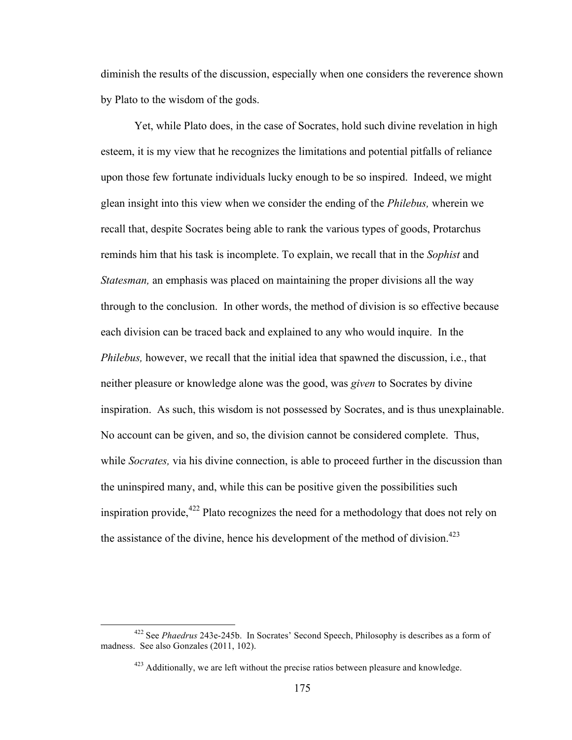diminish the results of the discussion, especially when one considers the reverence shown by Plato to the wisdom of the gods.

Yet, while Plato does, in the case of Socrates, hold such divine revelation in high esteem, it is my view that he recognizes the limitations and potential pitfalls of reliance upon those few fortunate individuals lucky enough to be so inspired. Indeed, we might glean insight into this view when we consider the ending of the *Philebus,* wherein we recall that, despite Socrates being able to rank the various types of goods, Protarchus reminds him that his task is incomplete. To explain, we recall that in the *Sophist* and *Statesman,* an emphasis was placed on maintaining the proper divisions all the way through to the conclusion. In other words, the method of division is so effective because each division can be traced back and explained to any who would inquire. In the *Philebus,* however, we recall that the initial idea that spawned the discussion, i.e., that neither pleasure or knowledge alone was the good, was *given* to Socrates by divine inspiration. As such, this wisdom is not possessed by Socrates, and is thus unexplainable. No account can be given, and so, the division cannot be considered complete. Thus, while *Socrates,* via his divine connection, is able to proceed further in the discussion than the uninspired many, and, while this can be positive given the possibilities such inspiration provide,[422] Plato recognizes the need for a methodology that does not rely on the assistance of the divine, hence his development of the method of division.[423]

---

[422] See *Phaedrus* 243e-245b. In Socrates' Second Speech, Philosophy is describes as a form of madness. See also Gonzales (2011, 102).

[423] Additionally, we are left without the precise ratios between pleasure and knowledge.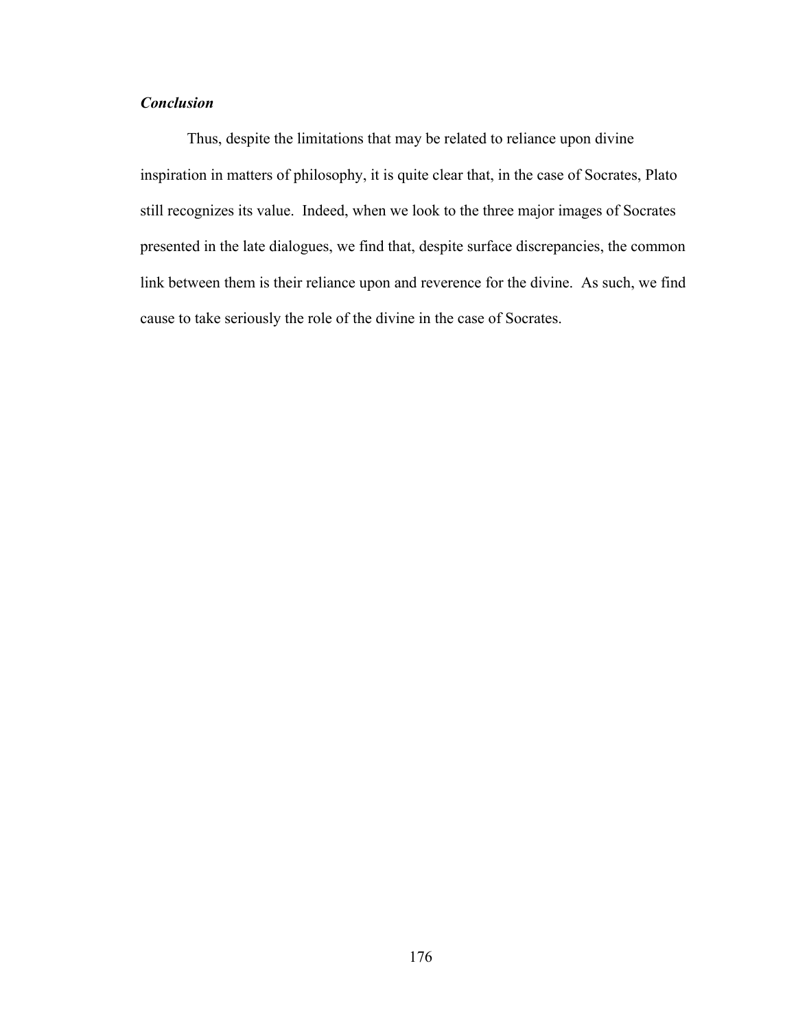### *Conclusion*

Thus, despite the limitations that may be related to reliance upon divine inspiration in matters of philosophy, it is quite clear that, in the case of Socrates, Plato still recognizes its value. Indeed, when we look to the three major images of Socrates presented in the late dialogues, we find that, despite surface discrepancies, the common link between them is their reliance upon and reverence for the divine. As such, we find cause to take seriously the role of the divine in the case of Socrates.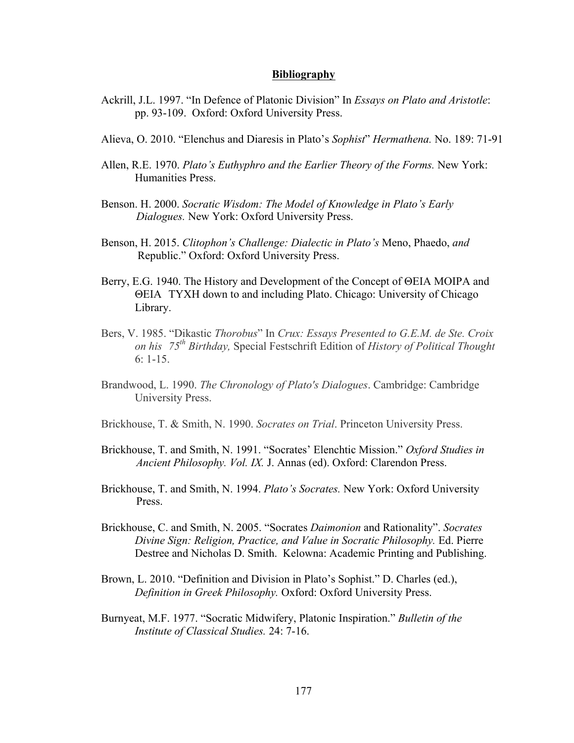## Bibliography

Ackrill, J.L. 1997. "In Defence of Platonic Division" In *Essays on Plato and Aristotle*: pp. 93-109. Oxford: Oxford University Press.

Alieva, O. 2010. "Elenchus and Diaresis in Plato's *Sophist*" *Hermathena.* No. 189: 71-91

Allen, R.E. 1970. *Plato's Euthyphro and the Earlier Theory of the Forms.* New York: Humanities Press.

Benson. H. 2000. *Socratic Wisdom: The Model of Knowledge in Plato's Early Dialogues.* New York: Oxford University Press.

Benson, H. 2015. *Clitophon's Challenge: Dialectic in Plato's* Meno, Phaedo, *and* Republic." Oxford: Oxford University Press.

Berry, E.G. 1940. The History and Development of the Concept of ΘΕΙΑ ΜΟΙΡΑ and ΘΕΙΑ ΤΥΧΗ down to and including Plato. Chicago: University of Chicago Library.

Bers, V. 1985. "Dikastic *Thorobus*" In *Crux: Essays Presented to G.E.M. de Ste. Croix on his 75th Birthday,* Special Festschrift Edition of *History of Political Thought* 6: 1-15.

Brandwood, L. 1990. *The Chronology of Plato's Dialogues*. Cambridge: Cambridge University Press.

Brickhouse, T. & Smith, N. 1990. *Socrates on Trial*. Princeton University Press.

Brickhouse, T. and Smith, N. 1991. "Socrates' Elenchtic Mission." *Oxford Studies in Ancient Philosophy. Vol. IX.* J. Annas (ed). Oxford: Clarendon Press.

Brickhouse, T. and Smith, N. 1994. *Plato's Socrates.* New York: Oxford University Press.

Brickhouse, C. and Smith, N. 2005. "Socrates *Daimonion* and Rationality". *Socrates Divine Sign: Religion, Practice, and Value in Socratic Philosophy.* Ed. Pierre Destree and Nicholas D. Smith. Kelowna: Academic Printing and Publishing.

Brown, L. 2010. "Definition and Division in Plato's Sophist." D. Charles (ed.), *Definition in Greek Philosophy.* Oxford: Oxford University Press.

Burnyeat, M.F. 1977. "Socratic Midwifery, Platonic Inspiration." *Bulletin of the Institute of Classical Studies.* 24: 7-16.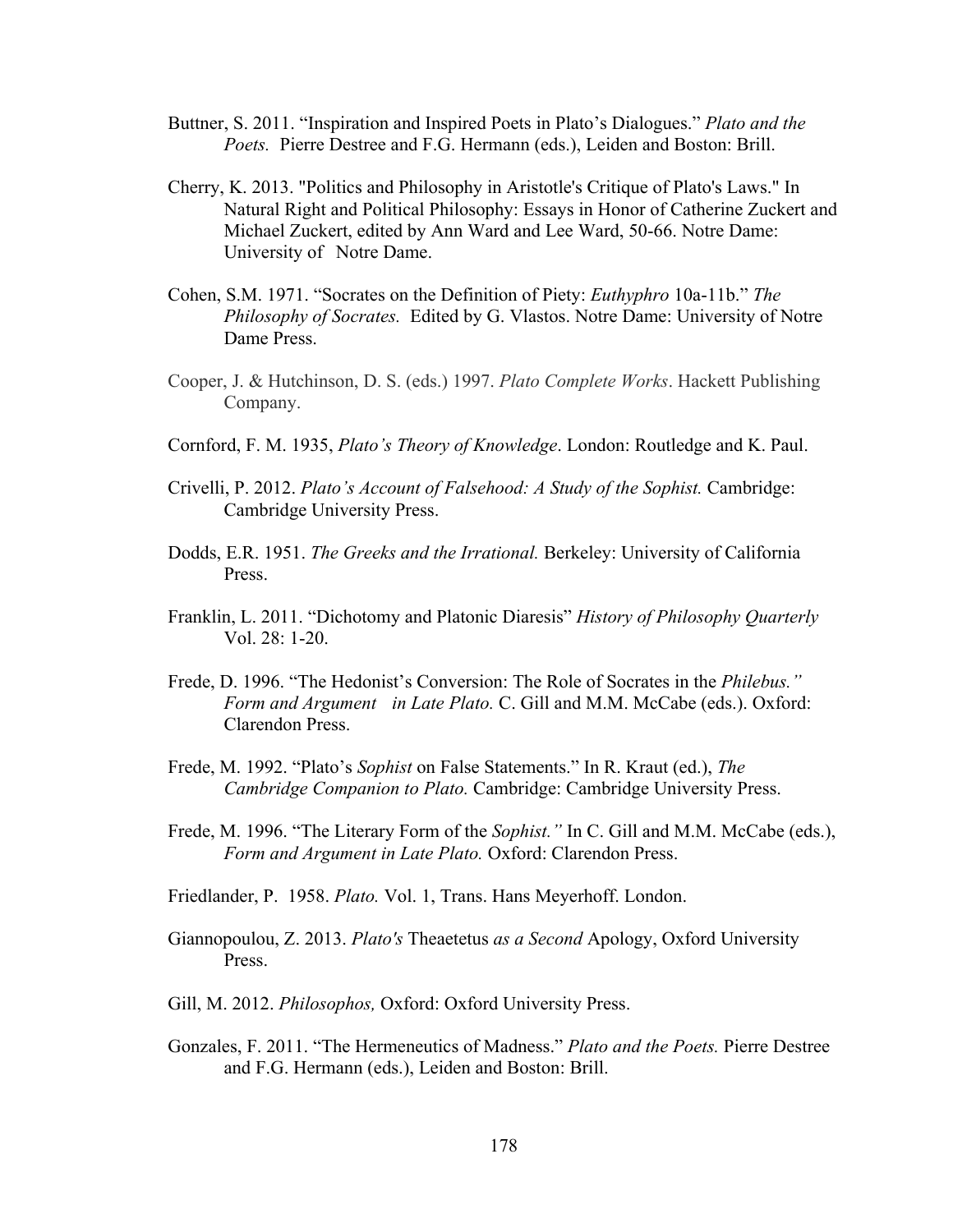Buttner, S. 2011. "Inspiration and Inspired Poets in Plato's Dialogues." *Plato and the Poets.* Pierre Destree and F.G. Hermann (eds.), Leiden and Boston: Brill.

Cherry, K. 2013. "Politics and Philosophy in Aristotle's Critique of Plato's Laws." In Natural Right and Political Philosophy: Essays in Honor of Catherine Zuckert and Michael Zuckert, edited by Ann Ward and Lee Ward, 50-66. Notre Dame: University of Notre Dame.

Cohen, S.M. 1971. "Socrates on the Definition of Piety: *Euthyphro* 10a-11b." *The Philosophy of Socrates.* Edited by G. Vlastos. Notre Dame: University of Notre Dame Press.

Cooper, J. & Hutchinson, D. S. (eds.) 1997. *Plato Complete Works*. Hackett Publishing Company.

Cornford, F. M. 1935, *Plato's Theory of Knowledge*. London: Routledge and K. Paul.

Crivelli, P. 2012. *Plato's Account of Falsehood: A Study of the Sophist.* Cambridge: Cambridge University Press.

Dodds, E.R. 1951. *The Greeks and the Irrational.* Berkeley: University of California Press.

Franklin, L. 2011. "Dichotomy and Platonic Diaresis" *History of Philosophy Quarterly* Vol. 28: 1-20.

Frede, D. 1996. "The Hedonist's Conversion: The Role of Socrates in the *Philebus." Form and Argument in Late Plato.* C. Gill and M.M. McCabe (eds.). Oxford: Clarendon Press.

Frede, M. 1992. "Plato's *Sophist* on False Statements." In R. Kraut (ed.), *The Cambridge Companion to Plato.* Cambridge: Cambridge University Press.

Frede, M. 1996. "The Literary Form of the *Sophist."* In C. Gill and M.M. McCabe (eds.), *Form and Argument in Late Plato.* Oxford: Clarendon Press.

Friedlander, P. 1958. *Plato.* Vol. 1, Trans. Hans Meyerhoff. London.

Giannopoulou, Z. 2013. *Plato's* Theaetetus *as a Second* Apology, Oxford University Press.

Gill, M. 2012. *Philosophos,* Oxford: Oxford University Press.

Gonzales, F. 2011. "The Hermeneutics of Madness." *Plato and the Poets.* Pierre Destree and F.G. Hermann (eds.), Leiden and Boston: Brill.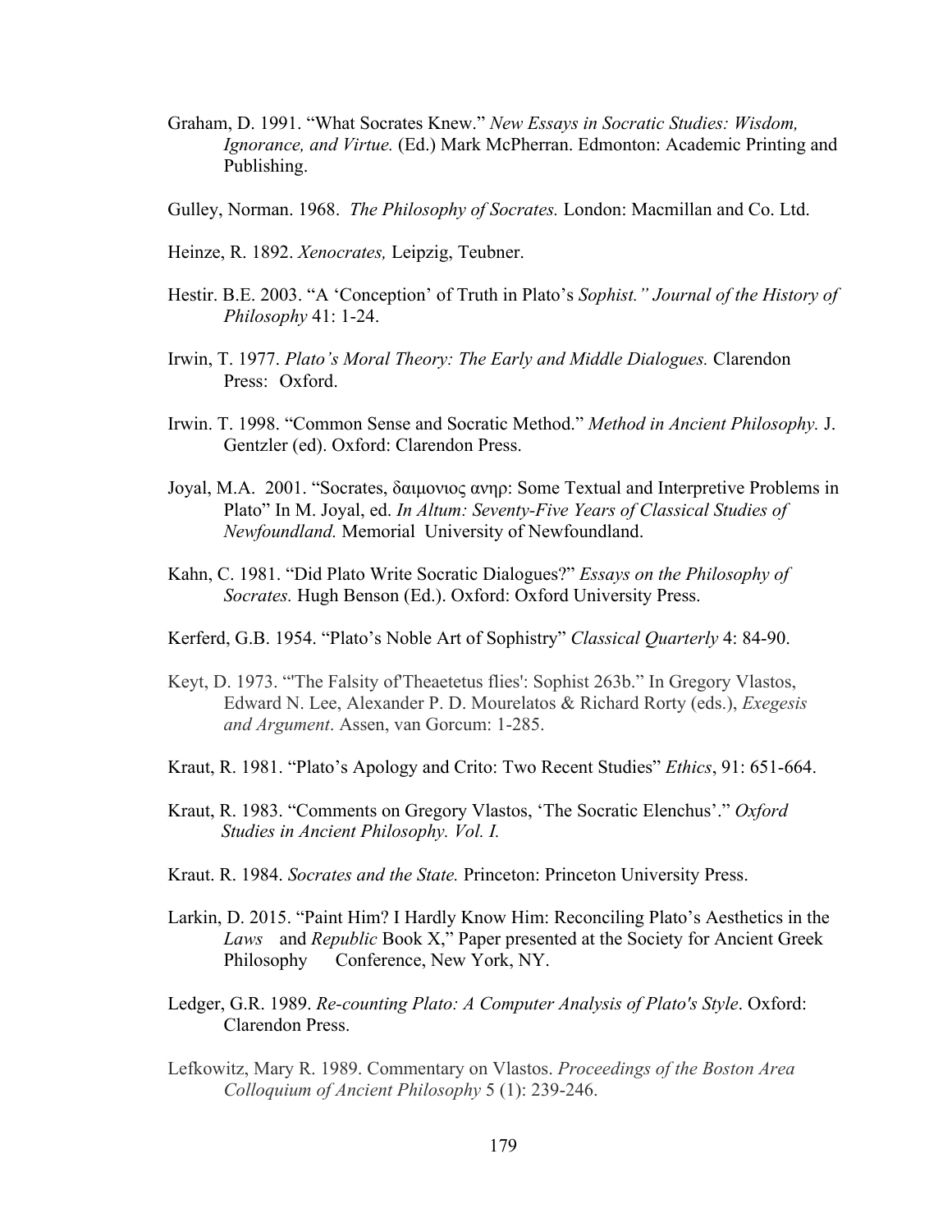Graham, D. 1991. "What Socrates Knew." *New Essays in Socratic Studies: Wisdom, Ignorance, and Virtue.* (Ed.) Mark McPherran. Edmonton: Academic Printing and Publishing.

Gulley, Norman. 1968. *The Philosophy of Socrates.* London: Macmillan and Co. Ltd.

Heinze, R. 1892. *Xenocrates,* Leipzig, Teubner.

Hestir. B.E. 2003. "A 'Conception' of Truth in Plato's *Sophist." Journal of the History of Philosophy* 41: 1-24.

Irwin, T. 1977. *Plato's Moral Theory: The Early and Middle Dialogues.* Clarendon Press: Oxford.

Irwin. T. 1998. "Common Sense and Socratic Method." *Method in Ancient Philosophy.* J. Gentzler (ed). Oxford: Clarendon Press.

Joyal, M.A. 2001. "Socrates, δαιμονιος ανηρ: Some Textual and Interpretive Problems in Plato" In M. Joyal, ed. *In Altum: Seventy-Five Years of Classical Studies of Newfoundland.* Memorial University of Newfoundland.

Kahn, C. 1981. "Did Plato Write Socratic Dialogues?" *Essays on the Philosophy of Socrates.* Hugh Benson (Ed.). Oxford: Oxford University Press.

Kerferd, G.B. 1954. "Plato's Noble Art of Sophistry" *Classical Quarterly* 4: 84-90.

Keyt, D. 1973. "'The Falsity of'Theaetetus flies': Sophist 263b." In Gregory Vlastos, Edward N. Lee, Alexander P. D. Mourelatos & Richard Rorty (eds.), *Exegesis and Argument*. Assen, van Gorcum: 1-285.

Kraut, R. 1981. "Plato's Apology and Crito: Two Recent Studies" *Ethics*, 91: 651-664.

Kraut, R. 1983. "Comments on Gregory Vlastos, 'The Socratic Elenchus'." *Oxford Studies in Ancient Philosophy. Vol. I.*

Kraut. R. 1984. *Socrates and the State.* Princeton: Princeton University Press.

Larkin, D. 2015. "Paint Him? I Hardly Know Him: Reconciling Plato's Aesthetics in the *Laws* and *Republic* Book X," Paper presented at the Society for Ancient Greek Philosophy Conference, New York, NY.

Ledger, G.R. 1989. *Re-counting Plato: A Computer Analysis of Plato's Style*. Oxford: Clarendon Press.

Lefkowitz, Mary R. 1989. Commentary on Vlastos. *Proceedings of the Boston Area Colloquium of Ancient Philosophy* 5 (1): 239-246.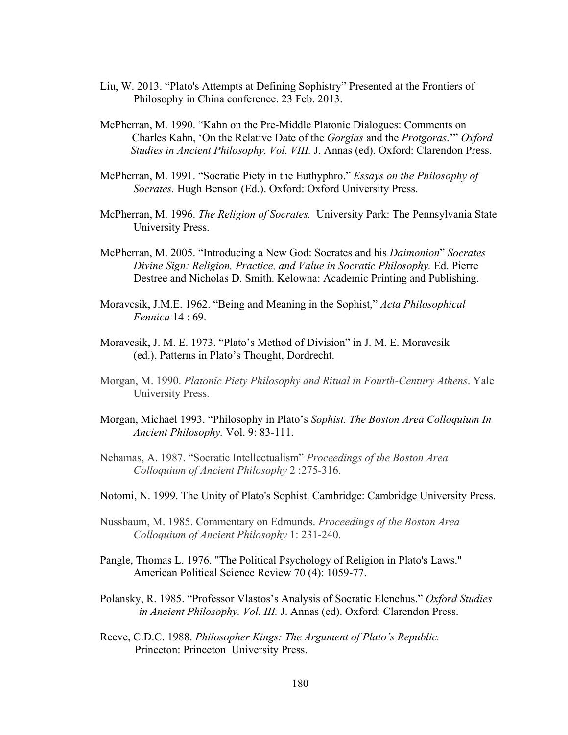Liu, W. 2013. “Plato's Attempts at Defining Sophistry” Presented at the Frontiers of Philosophy in China conference. 23 Feb. 2013.

McPherran, M. 1990. “Kahn on the Pre-Middle Platonic Dialogues: Comments on Charles Kahn, ‘On the Relative Date of the *Gorgias* and the *Protgoras*.’” *Oxford Studies in Ancient Philosophy. Vol. VIII.* J. Annas (ed). Oxford: Clarendon Press.

McPherran, M. 1991. “Socratic Piety in the Euthyphro.” *Essays on the Philosophy of Socrates.* Hugh Benson (Ed.). Oxford: Oxford University Press.

McPherran, M. 1996. *The Religion of Socrates.* University Park: The Pennsylvania State University Press.

McPherran, M. 2005. “Introducing a New God: Socrates and his *Daimonion*” *Socrates Divine Sign: Religion, Practice, and Value in Socratic Philosophy.* Ed. Pierre Destree and Nicholas D. Smith. Kelowna: Academic Printing and Publishing.

Moravcsik, J.M.E. 1962. “Being and Meaning in the Sophist,” *Acta Philosophical Fennica* 14 : 69.

Moravcsik, J. M. E. 1973. “Plato’s Method of Division” in J. M. E. Moravcsik (ed.), Patterns in Plato’s Thought, Dordrecht.

Morgan, M. 1990. *Platonic Piety Philosophy and Ritual in Fourth-Century Athens*. Yale University Press.

Morgan, Michael 1993. “Philosophy in Plato’s *Sophist. The Boston Area Colloquium In Ancient Philosophy.* Vol. 9: 83-111.

Nehamas, A. 1987. “Socratic Intellectualism” *Proceedings of the Boston Area Colloquium of Ancient Philosophy* 2 :275-316.

Notomi, N. 1999. The Unity of Plato's Sophist. Cambridge: Cambridge University Press.

Nussbaum, M. 1985. Commentary on Edmunds. *Proceedings of the Boston Area Colloquium of Ancient Philosophy* 1: 231-240.

Pangle, Thomas L. 1976. "The Political Psychology of Religion in Plato's Laws." American Political Science Review 70 (4): 1059-77.

Polansky, R. 1985. “Professor Vlastos’s Analysis of Socratic Elenchus.” *Oxford Studies in Ancient Philosophy. Vol. III.* J. Annas (ed). Oxford: Clarendon Press.

Reeve, C.D.C. 1988. *Philosopher Kings: The Argument of Plato’s Republic.* Princeton: Princeton University Press.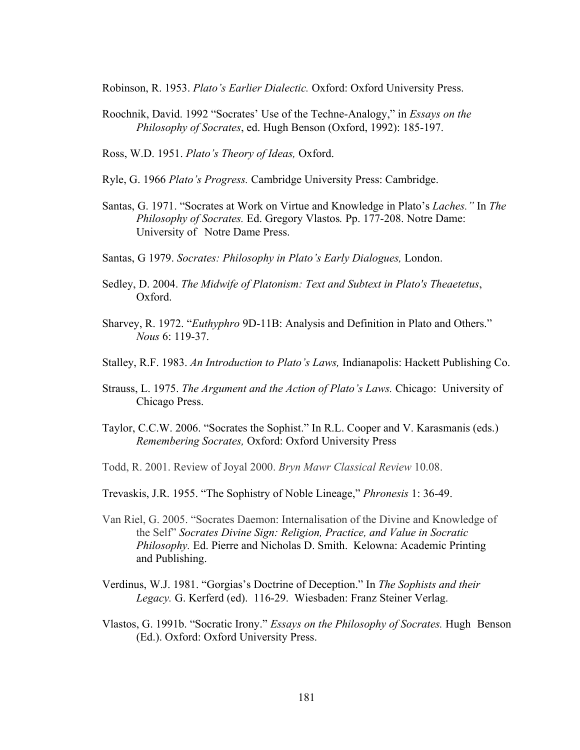Robinson, R. 1953. *Plato's Earlier Dialectic.* Oxford: Oxford University Press.

Roochnik, David. 1992 "Socrates' Use of the Techne-Analogy," in *Essays on the Philosophy of Socrates*, ed. Hugh Benson (Oxford, 1992): 185-197.

Ross, W.D. 1951. *Plato's Theory of Ideas,* Oxford.

Ryle, G. 1966 *Plato's Progress.* Cambridge University Press: Cambridge.

Santas, G. 1971. "Socrates at Work on Virtue and Knowledge in Plato's *Laches."* In *The Philosophy of Socrates.* Ed. Gregory Vlastos*.* Pp. 177-208. Notre Dame: University of Notre Dame Press.

Santas, G 1979. *Socrates: Philosophy in Plato's Early Dialogues,* London.

Sedley, D. 2004. *The Midwife of Platonism: Text and Subtext in Plato's Theaetetus*, Oxford.

Sharvey, R. 1972. "*Euthyphro* 9D-11B: Analysis and Definition in Plato and Others." *Nous* 6: 119-37.

Stalley, R.F. 1983. *An Introduction to Plato's Laws,* Indianapolis: Hackett Publishing Co.

Strauss, L. 1975. *The Argument and the Action of Plato's Laws.* Chicago: University of Chicago Press.

Taylor, C.C.W. 2006. "Socrates the Sophist." In R.L. Cooper and V. Karasmanis (eds.) *Remembering Socrates,* Oxford: Oxford University Press

Todd, R. 2001. Review of Joyal 2000. *Bryn Mawr Classical Review* 10.08.

Trevaskis, J.R. 1955. "The Sophistry of Noble Lineage," *Phronesis* 1: 36-49.

Van Riel, G. 2005. "Socrates Daemon: Internalisation of the Divine and Knowledge of the Self" *Socrates Divine Sign: Religion, Practice, and Value in Socratic Philosophy.* Ed. Pierre and Nicholas D. Smith. Kelowna: Academic Printing and Publishing.

Verdinus, W.J. 1981. "Gorgias's Doctrine of Deception." In *The Sophists and their Legacy.* G. Kerferd (ed). 116-29. Wiesbaden: Franz Steiner Verlag.

Vlastos, G. 1991b. "Socratic Irony." *Essays on the Philosophy of Socrates.* Hugh Benson (Ed.). Oxford: Oxford University Press.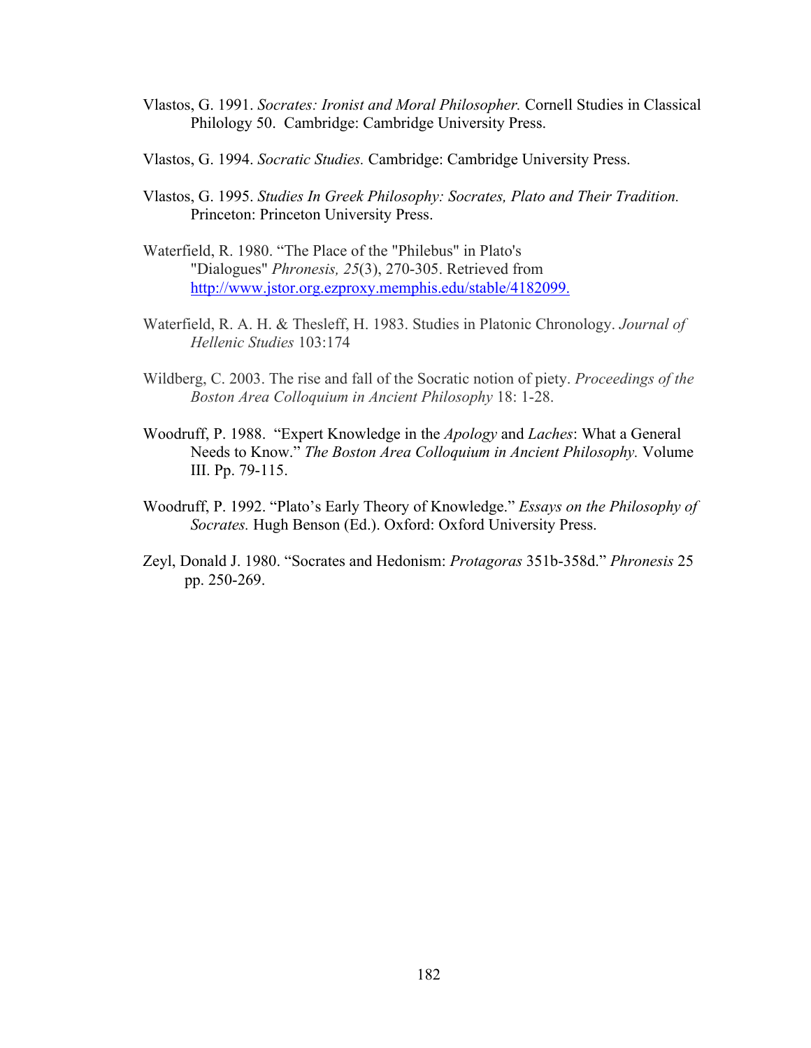Vlastos, G. 1991. *Socrates: Ironist and Moral Philosopher.* Cornell Studies in Classical Philology 50. Cambridge: Cambridge University Press.

Vlastos, G. 1994. *Socratic Studies.* Cambridge: Cambridge University Press.

Vlastos, G. 1995. *Studies In Greek Philosophy: Socrates, Plato and Their Tradition.* Princeton: Princeton University Press.

Waterfield, R. 1980. "The Place of the "Philebus" in Plato's "Dialogues" *Phronesis, 25*(3), 270-305. Retrieved from http://www.jstor.org.ezproxy.memphis.edu/stable/4182099.

Waterfield, R. A. H. & Thesleff, H. 1983. Studies in Platonic Chronology. *Journal of Hellenic Studies* 103:174

Wildberg, C. 2003. The rise and fall of the Socratic notion of piety. *Proceedings of the Boston Area Colloquium in Ancient Philosophy* 18: 1-28.

Woodruff, P. 1988. "Expert Knowledge in the *Apology* and *Laches*: What a General Needs to Know." *The Boston Area Colloquium in Ancient Philosophy.* Volume III. Pp. 79-115.

Woodruff, P. 1992. "Plato's Early Theory of Knowledge." *Essays on the Philosophy of Socrates.* Hugh Benson (Ed.). Oxford: Oxford University Press.

Zeyl, Donald J. 1980. "Socrates and Hedonism: *Protagoras* 351b-358d." *Phronesis* 25 pp. 250-269.